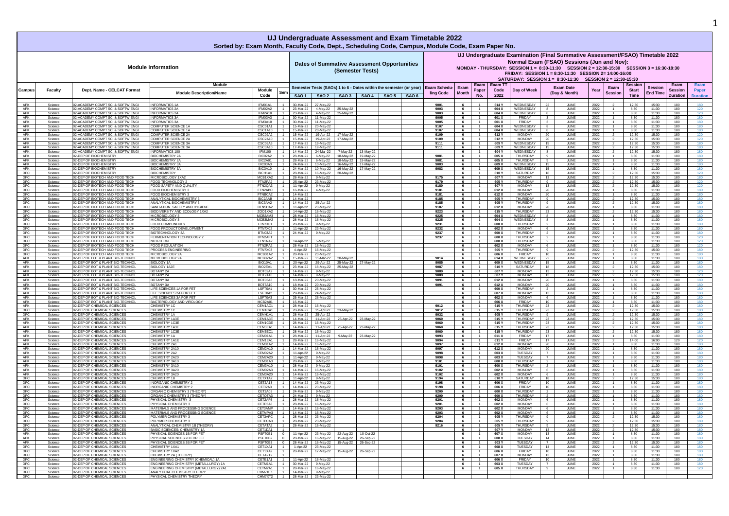# UJ Undergraduate Assessment and Exam Timetable 2022

Sorted by: Exam Month, Faculty Code, Dept., Scheduling Code, Campus, Module Code, Exam Paper No.

| Module Information | | | | | | Dates of Summative Assessment Opportunities (Semester Tests) | | | | | | UJ Undergraduate Examination (Final Summative Assessment/FSAO) Timetable 2022 — Normal Exam (FSAO) Sessions (Jun and Nov): MONDAY - THURSDAY: SESSION 1 = 8:30-11:30 SESSION 2 = 12:30-15:30 SESSION 3 = 16:30-18:30; FRIDAY: SESSION 1 = 8:30-11:30 SESSION 2= 14:00-16:00; SATURDAY: SESSION 1 = 8:30-11:30 SESSION 2 = 12:30-15:30 | | | | | | | | | | | | |
|---|---|---|---|---|---|---|---|---|---|---|---|---|---|---|---|---|---|---|---|---|---|---|---|---|
| Campus | Faculty | Dept. Name - CELCAT Format | Module Description/Name | Module Code | Sem | SAO 1 | SAO 2 | SAO 3 | SAO 4 | SAO 5 | SAO 6 | Exam Scheduling Code | Exam Month | Exam Paper No. | Exam TT Code 2022 | Day of Week | Exam Date (Day) | Exam Date (Month) | Year | Exam Session | Session Start Time | Session End Time | Exam Session Duration | Exam Paper Duration |
| APK | Science | 02-ACADEMY COMPT SCI & SOFTW ENGI | INFORMATICS 1A | IFM01A1 | 1 | 30-Mar-22 | 27-May-22 | | | | | 9001 | 6 | 1 | 614 Y | WEDNESDAY | 22 | JUNE | 2022 | 2 | 12:30 | 15:30 | 180 | 180 |
| APK | Science | 02-ACADEMY COMPT SCI & SOFTW ENGI | INFORMATICS 2A | IFM02A2 | 1 | 23-Mar-22 | 4-May-22 | 25-May-22 | | | | 9003 | 6 | 1 | 604 X | WEDNESDAY | 8 | JUNE | 2022 | 1 | 8:30 | 11:30 | 180 | 120 |
| APK | Science | 02-ACADEMY COMPT SCI & SOFTW ENGI | INFORMATICS 2A | IFM2A10 | 1 | 23-Mar-22 | 4-May-22 | 25-May-22 | | | | 9003 | 6 | 1 | 604 X | WEDNESDAY | 8 | JUNE | 2022 | 1 | 8:30 | 11:30 | 180 | 120 |
| APK | Science | 02-ACADEMY COMPT SCI & SOFTW ENGI | INFORMATICS 3A | IFM03A3 | 1 | 30-Mar-22 | 11-May-22 | | | | | 9005 | 6 | 1 | 601 X | FRIDAY | 3 | JUNE | 2022 | 1 | 8:30 | 11:30 | 180 | 180 |
| APK | Science | 02-ACADEMY COMPT SCI & SOFTW ENGI | INFORMATICS 3A | IFM3A10 | 1 | 30-Mar-22 | 11-May-22 | | | | | 9005 | 6 | 1 | 601 X | FRIDAY | 3 | JUNE | 2022 | 1 | 8:30 | 11:30 | 180 | 180 |
| APK | Science | 02-ACADEMY COMPT SCI & SOFTW ENGI | COMPUTER SCIENCE 1A | CSC01A1 | 1 | 15-Mar-22 | 20-May-22 | | | | | 9107 | 6 | 1 | 604 X | WEDNESDAY | 8 | JUNE | 2022 | 1 | 8:30 | 11:30 | 180 | 180 |
| APK | Science | 02-ACADEMY COMPT SCI & SOFTW ENGI | COMPUTER SCIENCE 1A | CSC1A10 | 1 | 15-Mar-22 | 20-May-22 | | | | | 9107 | 6 | 1 | 604 X | WEDNESDAY | 8 | JUNE | 2022 | 1 | 8:30 | 11:30 | 180 | 180 |
| APK | Science | 02-ACADEMY COMPT SCI & SOFTW ENGI | COMPUTER SCIENCE 2A | CSC02A2 | 1 | 15-Mar-22 | 19-Apr-22 | 17-May-22 | | | | 9109 | 6 | 1 | 612 Y | MONDAY | 20 | JUNE | 2022 | 2 | 12:30 | 15:30 | 180 | 120 |
| APK | Science | 02-ACADEMY COMPT SCI & SOFTW ENGI | COMPUTER SCIENCE 2A | CSC2A10 | 1 | 15-Mar-22 | 19-Apr-22 | 17-May-22 | | | | 9109 | 6 | 1 | 612 Y | MONDAY | 20 | JUNE | 2022 | 2 | 12:30 | 15:30 | 180 | 120 |
| APK | Science | 02-ACADEMY COMPT SCI & SOFTW ENGI | COMPUTER SCIENCE 3A | CSC03A3 | 1 | 17-Mar-22 | 19-May-22 | | | | | 9111 | 6 | 1 | 609 Y | WEDNESDAY | 15 | JUNE | 2022 | 2 | 12:30 | 15:30 | 180 | 180 |
| APK | Science | 02-ACADEMY COMPT SCI & SOFTW ENGI | COMPUTER SCIENCE 3A | CSC3A10 | 1 | 17-Mar-22 | 19-May-22 | | | | | 9111 | 6 | 1 | 609 Y | WEDNESDAY | 15 | JUNE | 2022 | 2 | 12:30 | 15:30 | 180 | 180 |
| APK | Science | 02-ACADEMY COMPT SCI & SOFTW ENGI | INFORMATICS 100 | IFM100 | 1 | 14-Mar-22 | 24-Mar-22 | 7-May-22 | 13-May-22 | | | | 6 | 1 | 604 Y | WEDNESDAY | 8 | JUNE | 2022 | 2 | 12:30 | 15:30 | 180 | 180 |
| APK | Science | 02-DEP OF BIOCHEMISTRY | BIOCHEMISTRY 2A | BIC02A2 | 1 | 28-Mar-22 | 6-May-22 | 18-May-22 | 19-May-22 | | | 9081 | 6 | 1 | 605 X | THURSDAY | 9 | JUNE | 2022 | 1 | 8:30 | 11:30 | 180 | 180 |
| APK | Science | 02-DEP OF BIOCHEMISTRY | BIOCHEMISTRY 2A | BIC2A01 | 1 | 28-Mar-22 | 6-May-22 | 18-May-22 | 19-May-22 | | | 9081 | 6 | 1 | 605 X | THURSDAY | 9 | JUNE | 2022 | 1 | 8:30 | 11:30 | 180 | 180 |
| APK | Science | 02-DEP OF BIOCHEMISTRY | BIOCHEMISTRY 3A | BIC03A3 | 1 | 24-Mar-22 | 10-May-22 | 16-May-22 | 17-May-22 | | | 9083 | 6 | 1 | 609 X | WEDNESDAY | 15 | JUNE | 2022 | 1 | 8:30 | 11:30 | 180 | 180 |
| APK | Science | 02-DEP OF BIOCHEMISTRY | BIOCHEMISTRY 3A | BIC3A10 | 1 | 24-Mar-22 | 10-May-22 | 16-May-22 | 17-May-22 | | | 9083 | 6 | 1 | 609 X | WEDNESDAY | 15 | JUNE | 2022 | 1 | 8:30 | 11:30 | 180 | 180 |
| DFC | Science | 02-DEP OF BIOCHEMISTRY | BIOCHEMISTRY | BICH1A1 | 1 | 28-Mar-22 | 16-May-22 | 20-May-22 | | | | | 6 | 1 | 610 Y | SATURDAY | 18 | JUNE | 2022 | 2 | 12:30 | 15:30 | 180 | 120 |
| DFC | Science | 02-DEP OF BIOTECH AND FOOD TECH | MICROBIOLOGY 1XA2 | MCB1XA2 | 1 | 28-Mar-22 | 9-May-22 | | | | | 9175 | 6 | 1 | 607 Y | MONDAY | 13 | JUNE | 2022 | 2 | 12:30 | 15:30 | 180 | 180 |
| DFC | Science | 02-DEP OF BIOTECH AND FOOD TECH | FOOD TECHNOLOGY 2 | FTN2FA2 | 1 | 25-Apr-22 | 23-May-22 | | | | | 9179 | 6 | 1 | 605 Y | THURSDAY | 9 | JUNE | 2022 | 2 | 12:30 | 15:30 | 180 | 120 |
| DFC | Science | 02-DEP OF BIOTECH AND FOOD TECH | FOOD SAFETY AND QUALITY | FTN2QA3 | 1 | 11-Apr-22 | 9-May-22 | | | | | 9180 | 6 | 1 | 607 Y | MONDAY | 13 | JUNE | 2022 | 2 | 12:30 | 15:30 | 180 | 120 |
| DFC | Science | 02-DEP OF BIOTECH AND FOOD TECH | FOOD BIOCHEMISTRY 3 | FTN2ABC | 1 | 16-Mar-22 | 4-May-22 | | | | | 9181 | 6 | 1 | 612 X | MONDAY | 20 | JUNE | 2022 | 1 | 8:30 | 11:30 | 180 | 180 |
| DFC | Science | 02-DEP OF BIOTECH AND FOOD TECH | FOOD BIOCHEMISTRY 3 | FTNBCA2 | 1 | 14-Mar-22 | | | | | | 9181 | 6 | 1 | 612 X | MONDAY | 20 | JUNE | 2022 | 1 | 8:30 | 11:30 | 180 | 180 |
| DFC | Science | 02-DEP OF BIOTECH AND FOOD TECH | ANALYTICAL BIOCHEMISTRY 3 | BIC2AAB | 1 | 14-Mar-22 | | | | | | 9185 | 6 | 1 | 605 Y | THURSDAY | 9 | JUNE | 2022 | 2 | 12:30 | 15:30 | 180 | 180 |
| DFC | Science | 02-DEP OF BIOTECH AND FOOD TECH | ANALYTICAL BIOCHEMISTRY 3 | BIC3AA2 | 1 | 14-Mar-22 | 25-Apr-22 | | | | | 9185 | 6 | 1 | 605 Y | THURSDAY | 9 | JUNE | 2022 | 2 | 12:30 | 15:30 | 180 | 180 |
| DFC | Science | 02-DEP OF BIOTECH AND FOOD TECH | SANITATION SAFETY AND HYGIENE | BTNSHA2 | 1 | 11-Apr-22 | 23-May-22 | | | | | 9187 | 6 | 1 | 612 X | MONDAY | 20 | JUNE | 2022 | 1 | 8:30 | 11:30 | 180 | 180 |
| DFC | Science | 02-DEP OF BIOTECH AND FOOD TECH | BIODIVERSITY AND ECOLOGY 1XA2 | ZOO1XA2 | 1 | 14-Apr-22 | 16-May-22 | | | | | 9223 | 6 | 1 | 615 Y | THURSDAY | 23 | JUNE | 2022 | 2 | 12:30 | 15:30 | 180 | 180 |
| DFC | Science | 02-DEP OF BIOTECH AND FOOD TECH | MICROBIOLOGY 3 | MCB2AM3 | 1 | 28-Mar-22 | 16-May-22 | | | | | 9225 | 6 | 1 | 604 X | WEDNESDAY | 8 | JUNE | 2022 | 1 | 8:30 | 11:30 | 180 | 180 |
| DFC | Science | 02-DEP OF BIOTECH AND FOOD TECH | MICROBIOLOGY 3 | MCB3MA2 | 1 | 28-Mar-22 | 16-May-22 | | | | | 9225 | 6 | 1 | 604 X | WEDNESDAY | 8 | JUNE | 2022 | 1 | 8:30 | 11:30 | 180 | 180 |
| DFC | Science | 02-DEP OF BIOTECH AND FOOD TECH | FOOD COMPONENTS | FTN7X01 | 1 | 28-Mar-22 | 9-May-22 | | | | | 9231 | 6 | 1 | 600 X | THURSDAY | 2 | JUNE | 2022 | 1 | 8:30 | 11:30 | 180 | 180 |
| DFC | Science | 02-DEP OF BIOTECH AND FOOD TECH | FOOD PRODUCT DEVELOPMENT | FTN7X02 | 1 | 11-Apr-22 | 23-May-22 | | | | | 9232 | 6 | 1 | 602 X | MONDAY | 6 | JUNE | 2022 | 1 | 8:30 | 11:30 | 180 | 180 |
| DFC | Science | 02-DEP OF BIOTECH AND FOOD TECH | BIOTECHNOLOGY 3A | BTN03A2 | 1 | 24-Mar-22 | 9-May-22 | | | | | 9237 | 6 | 1 | 600 X | THURSDAY | 2 | JUNE | 2022 | 1 | 8:30 | 11:30 | 180 | 180 |
| DFC | Science | 02-DEP OF BIOTECH AND FOOD TECH | FERMENTATION TECHNOLOGY 2 | BTN2AFT | 1 | | | | | | | 9237 | 6 | 1 | 600 X | THURSDAY | 2 | JUNE | 2022 | 1 | 8:30 | 11:30 | 180 | 120 |
| DFC | Science | 02-DEP OF BIOTECH AND FOOD TECH | NUTRITION | FTN1NA2 | 1 | 14-Apr-22 | 5-May-22 | | | | | | 6 | 1 | 600 X | THURSDAY | 2 | JUNE | 2022 | 1 | 8:30 | 11:30 | 180 | 120 |
| DFC | Science | 02-DEP OF BIOTECH AND FOOD TECH | FOOD REGULATION | FTN2RA2 | 1 | 28-Mar-22 | 16-May-22 | | | | | | 6 | 1 | 602 X | MONDAY | 6 | JUNE | 2022 | 1 | 8:30 | 11:30 | 180 | 120 |
| DFC | Science | 02-DEP OF BIOTECH AND FOOD TECH | PROCESS ENGINEERING | FTN7X03 | 1 | 4-Apr-22 | 16-May-22 | | | | | | 6 | 1 | 605 Y | THURSDAY | 9 | JUNE | 2022 | 2 | 12:30 | 15:30 | 180 | 180 |
| DFC | Science | 02-DEP OF BIOTECH AND FOOD TECH | MICROBIOLOGY 2A | MCB01A2 | 1 | 28-Mar-22 | 23-May-22 | | | | | | 6 | 1 | 606 X | FRIDAY | 10 | JUNE | 2022 | 1 | 8:30 | 11:30 | 180 | 180 |
| APK | Science | 02-DEP OF BOT & PLANT BIO-TECHNOL | MICROBIOLOGY 2A | MCB02A2 | 1 | 15-Mar-22 | 11-Mar-22 | 20-May-22 | | | | 9014 | 6 | 1 | 614 X | WEDNESDAY | 22 | JUNE | 2022 | 1 | 8:30 | 11:30 | 180 | 180 |
| APK | Science | 02-DEP OF BOT & PLANT BIO-TECHNOL | BIOLOGY 1A | BIO10A1 | 1 | 20-Apr-22 | 29-Apr-22 | 25-May-22 | 27-May-22 | | | 9085 | 6 | 1 | 609 X | WEDNESDAY | 15 | JUNE | 2022 | 1 | 8:30 | 11:30 | 180 | 180 |
| APK | Science | 02-DEP OF BOT & PLANT BIO-TECHNOL | BIOLOGY 1A2E | BIO2EA1 | 1 | 23-Mar-22 | 18-May-22 | 25-May-22 | | | | 9087 | 6 | 1 | 610 Y | SATURDAY | 18 | JUNE | 2022 | 2 | 12:30 | 15:30 | 180 | 180 |
| APK | Science | 02-DEP OF BOT & PLANT BIO-TECHNOL | BOTANY 2A | BOT02A2 | 1 | 14-Mar-22 | 9-May-22 | | | | | 9089 | 6 | 1 | 607 Y | MONDAY | 13 | JUNE | 2022 | 2 | 12:30 | 15:30 | 180 | 120 |
| APK | Science | 02-DEP OF BOT & PLANT BIO-TECHNOL | BOTANY 2A | BOT2A10 | 1 | 14-Mar-22 | 9-May-22 | | | | | 9089 | 6 | 1 | 607 Y | MONDAY | 13 | JUNE | 2022 | 2 | 12:30 | 15:30 | 180 | 120 |
| APK | Science | 02-DEP OF BOT & PLANT BIO-TECHNOL | BOTANY 3A | BOT03A3 | 1 | 18-Mar-22 | 20-May-22 | | | | | 9091 | 6 | 1 | 612 X | MONDAY | 20 | JUNE | 2022 | 1 | 8:30 | 11:30 | 180 | 180 |
| APK | Science | 02-DEP OF BOT & PLANT BIO-TECHNOL | BOTANY 3A | BOT3A10 | 1 | 18-Mar-22 | 20-May-22 | | | | | 9091 | 6 | 1 | 612 X | MONDAY | 20 | JUNE | 2022 | 1 | 8:30 | 11:30 | 180 | 180 |
| APK | Science | 02-DEP OF BOT & PLANT BIO-TECHNOL | LIFE SCIENCES 1A FOR FET | LSFT0A1 | 1 | 30-Mar-22 | 25-May-22 | | | | | | 6 | 1 | 600 X | THURSDAY | 2 | JUNE | 2022 | 1 | 8:30 | 11:30 | 180 | 180 |
| APK | Science | 02-DEP OF BOT & PLANT BIO-TECHNOL | LIFE SCIENCES 2A FOR FET | LSFT0A2 | 1 | 29-Mar-22 | 24-May-22 | | | | | | 6 | 1 | 607 X | MONDAY | 13 | JUNE | 2022 | 1 | 8:30 | 11:30 | 180 | 180 |
| APK | Science | 02-DEP OF BOT & PLANT BIO-TECHNOL | LIFE SCIENCES 3A FOR FET | LSFT0A3 | 1 | 25-Mar-22 | 26-May-22 | | | | | | 6 | 1 | 602 X | MONDAY | 6 | JUNE | 2022 | 1 | 8:30 | 11:30 | 180 | 180 |
| APK | Science | 02-DEP OF BOT & PLANT BIO-TECHNOL | BACTERIOLOGY AND VIROLOGY | MCB2A01 | 1 | 15-Mar-22 | | | | | | | 6 | 1 | 606 X | FRIDAY | 10 | JUNE | 2022 | 1 | 8:30 | 11:30 | 180 | 180 |
| APK | Science | 02-DEP OF CHEMICAL SCIENCES | CHEMISTRY 1C | CEM1AC1 | 1 | 28-Mar-22 | 16-May-22 | | | | | 9012 | 6 | 1 | 615 Y | THURSDAY | 23 | JUNE | 2022 | 2 | 12:30 | 15:30 | 180 | 180 |
| DFC | Science | 02-DEP OF CHEMICAL SCIENCES | CHEMISTRY 1C | CEM1CA1 | 1 | 28-Mar-22 | 25-Apr-22 | 23-May-22 | | | | 9012 | 6 | 1 | 615 Y | THURSDAY | 23 | JUNE | 2022 | 2 | 12:30 | 15:30 | 180 | 180 |
| DFC | Science | 02-DEP OF CHEMICAL SCIENCES | CHEMISTRY 1A | CEMH1A1 | 1 | 28-Mar-22 | 25-Apr-22 | | | | | 9032 | 6 | 1 | 605 Y | THURSDAY | 9 | JUNE | 2022 | 2 | 12:30 | 15:30 | 180 | 180 |
| APK | Science | 02-DEP OF CHEMICAL SCIENCES | CHEMISTRY 1A3E | CEM1A3E | 1 | 14-Mar-22 | 11-Apr-22 | 25-Apr-22 | 23-May-22 | | | 9060 | 6 | 1 | 615 Y | THURSDAY | 23 | JUNE | 2022 | 2 | 12:30 | 15:30 | 180 | 180 |
| APK | Science | 02-DEP OF CHEMICAL SCIENCES | CHEMISTRY 1C3E | CEM1C3E | 1 | 28-Mar-22 | 16-May-22 | | | | | 9060 | 6 | 1 | 615 Y | THURSDAY | 23 | JUNE | 2022 | 2 | 12:30 | 15:30 | 180 | 180 |
| APK | Science | 02-DEP OF CHEMICAL SCIENCES | CHEMISTRY 1A3E | CEM3EA1 | 1 | 14-Mar-22 | 11-Apr-22 | 25-Apr-22 | 23-May-22 | | | 9060 | 6 | 1 | 615 Y | THURSDAY | 23 | JUNE | 2022 | 2 | 12:30 | 15:30 | 180 | 180 |
| APK | Science | 02-DEP OF CHEMICAL SCIENCES | CHEMISTRY 1C3E | CEM3EC1 | 1 | 28-Mar-22 | 16-May-22 | | | | | 9060 | 6 | 1 | 615 Y | THURSDAY | 23 | JUNE | 2022 | 2 | 12:30 | 15:30 | 180 | 180 |
| APK | Science | 02-DEP OF CHEMICAL SCIENCES | CHEMISTRY 1A | CEM01A1 | 1 | 28-Mar-22 | 11-Apr-22 | 9-May-22 | 23-May-22 | | | 9093 | 6 | 1 | 611 X | FRIDAY | 17 | JUNE | 2022 | 1 | 8:30 | 11:30 | 180 | 180 |
| APK | Science | 02-DEP OF CHEMICAL SCIENCES | CHEMISTRY 1A1E | CEM1EA1 | 1 | 28-Mar-22 | 16-May-22 | | | | | 9094 | 6 | 1 | 611 Y | FRIDAY | 17 | JUNE | 2022 | 2 | 14:00 | 16:00 | 120 | 120 |
| APK | Science | 02-DEP OF CHEMICAL SCIENCES | CHEMISTRY 2A1 | CEM01A2 | 1 | 14-Mar-22 | 16-May-22 | | | | | 9097 | 6 | 1 | 612 X | MONDAY | 20 | JUNE | 2022 | 1 | 8:30 | 11:30 | 180 | 180 |
| APK | Science | 02-DEP OF CHEMICAL SCIENCES | CHEMISTRY 2A10 | CEM2A10 | 1 | 14-Mar-22 | 16-May-22 | | | | | 9097 | 6 | 1 | 612 X | MONDAY | 20 | JUNE | 2022 | 1 | 8:30 | 11:30 | 180 | 180 |
| APK | Science | 02-DEP OF CHEMICAL SCIENCES | CHEMISTRY 2A2 | CEM02A2 | 1 | 11-Apr-22 | 9-May-22 | | | | | 9098 | 6 | 1 | 603 X | TUESDAY | 7 | JUNE | 2022 | 1 | 8:30 | 11:30 | 180 | 180 |
| APK | Science | 02-DEP OF CHEMICAL SCIENCES | CHEMISTRY 2A20 | CEM2A20 | 1 | 11-Apr-22 | 9-May-22 | | | | | 9098 | 6 | 1 | 603 X | TUESDAY | 7 | JUNE | 2022 | 1 | 8:30 | 11:30 | 180 | 180 |
| APK | Science | 02-DEP OF CHEMICAL SCIENCES | CHEMISTRY 3A1 | CEM01A3 | 1 | 28-Mar-22 | 9-May-22 | | | | | 9101 | 6 | 1 | 600 X | THURSDAY | 2 | JUNE | 2022 | 1 | 8:30 | 11:30 | 180 | 180 |
| APK | Science | 02-DEP OF CHEMICAL SCIENCES | CHEMISTRY 3A10 | CEM3A10 | 1 | 28-Mar-22 | 9-May-22 | | | | | 9101 | 6 | 1 | 600 X | THURSDAY | 2 | JUNE | 2022 | 1 | 8:30 | 11:30 | 180 | 180 |
| APK | Science | 02-DEP OF CHEMICAL SCIENCES | CHEMISTRY 3A20 | CEM02A3 | 1 | 14-Mar-22 | 16-May-22 | | | | | 9102 | 6 | 1 | 602 X | MONDAY | 6 | JUNE | 2022 | 1 | 8:30 | 11:30 | 180 | 180 |
| APK | Science | 02-DEP OF CHEMICAL SCIENCES | CHEMISTRY 3A20 | CEM3A20 | 1 | 14-Mar-22 | 16-May-22 | | | | | 9102 | 6 | 1 | 602 X | MONDAY | 6 | JUNE | 2022 | 1 | 8:30 | 11:30 | 180 | 180 |
| DFC | Science | 02-DEP OF CHEMICAL SCIENCES | CHEMISTRY 1B | CETXTA2 | 1 | 11-Apr-22 | 9-May-22 | | | | | 9194 | 6 | 1 | 610 Y | SATURDAY | 18 | JUNE | 2022 | 2 | 12:30 | 15:30 | 180 | 180 |
| DFC | Science | 02-DEP OF CHEMICAL SCIENCES | INORGANIC CHEMISTRY 2 | CET2A13 | 1 | 14-Mar-22 | 23-May-22 | | | | | 9198 | 6 | 1 | 606 X | FRIDAY | 10 | JUNE | 2022 | 1 | 8:30 | 11:30 | 180 | 180 |
| DFC | Science | 02-DEP OF CHEMICAL SCIENCES | INORGANIC CHEMISTRY 2 | CETI2A3 | 1 | 14-Mar-22 | 23-May-22 | | | | | 9198 | 6 | 1 | 606 X | FRIDAY | 10 | JUNE | 2022 | 1 | 8:30 | 11:30 | 180 | 180 |
| DFC | Science | 02-DEP OF CHEMICAL SCIENCES | ORGANIC CHEMISTRY 3 (THEORY) | CET2A05 | 1 | 24-Mar-22 | 9-May-22 | | | | | 9200 | 6 | 1 | 600 X | THURSDAY | 2 | JUNE | 2022 | 1 | 8:30 | 11:30 | 180 | 180 |
| DFC | Science | 02-DEP OF CHEMICAL SCIENCES | ORGANIC CHEMISTRY 3 (THEORY) | CETOTA3 | 1 | 24-Mar-22 | 9-May-22 | | | | | 9200 | 6 | 1 | 600 X | THURSDAY | 2 | JUNE | 2022 | 1 | 8:30 | 11:30 | 180 | 180 |
| DFC | Science | 02-DEP OF CHEMICAL SCIENCES | PHYSICAL CHEMISTRY 3 | CET2AP5 | 1 | 28-Mar-22 | 16-May-22 | | | | | 9201 | 6 | 1 | 602 X | MONDAY | 6 | JUNE | 2022 | 1 | 8:30 | 11:30 | 180 | 180 |
| DFC | Science | 02-DEP OF CHEMICAL SCIENCES | PHYSICAL CHEMISTRY 3 | CETP3A3 | 1 | 28-Mar-22 | 16-May-22 | | | | | 9201 | 6 | 1 | 602 X | MONDAY | 6 | JUNE | 2022 | 1 | 8:30 | 11:30 | 180 | 180 |
| DFC | Science | 02-DEP OF CHEMICAL SCIENCES | MATERIALS AND PROCESSING SCIENCE | CET3AMP | 1 | 14-Mar-22 | 16-May-22 | | | | | 9203 | 6 | 1 | 602 X | MONDAY | 6 | JUNE | 2022 | 1 | 8:30 | 11:30 | 180 | 180 |
| DFC | Science | 02-DEP OF CHEMICAL SCIENCES | MATERIALS AND PROCESSING SCIENCE | CETMPA3 | 1 | 14-Mar-22 | 16-May-22 | | | | | 9203 | 6 | 1 | 602 X | MONDAY | 6 | JUNE | 2022 | 1 | 8:30 | 11:30 | 180 | 180 |
| DFC | Science | 02-DEP OF CHEMICAL SCIENCES | POLYMER CHEMISTRY 3 | CET3APC | 1 | 28-Mar-22 | 23-May-22 | | | | | 9204 | 6 | 1 | 605 Y | THURSDAY | 9 | JUNE | 2022 | 2 | 12:30 | 15:30 | 180 | 180 |
| DFC | Science | 02-DEP OF CHEMICAL SCIENCES | POLYMER CHEMISTRY 3 | CETPCA3 | 1 | 28-Mar-22 | 23-May-22 | | | | | 9204 | 6 | 1 | 605 Y | THURSDAY | 9 | JUNE | 2022 | 2 | 12:30 | 15:30 | 180 | 180 |
| DFC | Science | 02-DEP OF CHEMICAL SCIENCES | ANALYTICAL CHEMISTRY 1B (THEORY) | CETATA2 | 1 | 28-Mar-22 | 16-May-22 | | | | | 9216 | 6 | 1 | 605 Y | THURSDAY | 9 | JUNE | 2022 | 2 | 12:30 | 15:30 | 180 | 180 |
| DFC | Science | 02-DEP OF CHEMICAL SCIENCES | BASIC SCIENCES: CHEMISTRY 1A | CET1DA1 | 1 | | | | | | | | 6 | 1 | 607 Y | MONDAY | 13 | JUNE | 2022 | 2 | 12:30 | 15:30 | 180 | 180 |
| APK | Science | 02-DEP OF CHEMICAL SCIENCES | PHYSICAL SCIENCES 1B FOR FET | PSFT0B1 | 0 | 11-Apr-22 | 23-May-22 | 22-Aug-22 | 10-Oct-22 | | | | 6 | 1 | 607 X | MONDAY | 13 | JUNE | 2022 | 1 | 8:30 | 11:30 | 180 | 180 |
| APK | Science | 02-DEP OF CHEMICAL SCIENCES | PHYSICAL SCIENCES 2B FOR FET | PSFT0B2 | 0 | 28-Mar-22 | 16-May-22 | 15-Aug-22 | 26-Sep-22 | | | | 6 | 1 | 608 X | TUESDAY | 14 | JUNE | 2022 | 1 | 8:30 | 11:30 | 180 | 180 |
| APK | Science | 02-DEP OF CHEMICAL SCIENCES | PHYSICAL SCIENCES 3B FOR FET | PSFT0B3 | 0 | 28-Mar-22 | 16-May-22 | 15-Aug-22 | 26-Sep-22 | | | | 6 | 1 | 603 Y | TUESDAY | 7 | JUNE | 2022 | 2 | 12:30 | 15:30 | 180 | 180 |
| DFC | Science | 02-DEP OF CHEMICAL SCIENCES | CHEMISTRY 1XA1 | CET1XA1 | 1 | 1-Apr-22 | 23-May-22 | | | | | | 6 | 1 | 608 X | TUESDAY | 14 | JUNE | 2022 | 1 | 8:30 | 11:30 | 180 | 180 |
| DFC | Science | 02-DEP OF CHEMICAL SCIENCES | CHEMISTRY 1XA2 | CET1XA2 | 1 | 28-Mar-22 | 17-May-22 | 15-Aug-22 | 26-Sep-22 | | | | 6 | 1 | 606 X | FRIDAY | 10 | JUNE | 2022 | 1 | 8:30 | 11:30 | 180 | 180 |
| DFC | Science | 02-DEP OF CHEMICAL SCIENCES | CHEMISTRY 2A (THEORY) | CETA2T2 | 1 | | | | | | | | 6 | 1 | 607 X | MONDAY | 13 | JUNE | 2022 | 1 | 8:30 | 11:30 | 180 | 180 |
| DFC | Science | 02-DEP OF CHEMICAL SCIENCES | ENGINEERING CHEMISTRY (CHEMICAL) 1A | CETE1A1 | 1 | 11-Apr-22 | 16-May-22 | | | | | | 6 | 1 | 606 X | FRIDAY | 10 | JUNE | 2022 | 1 | 8:30 | 11:30 | 180 | 180 |
| DFC | Science | 02-DEP OF CHEMICAL SCIENCES | ENGINEERING CHEMISTRY (METALLURGY) 1A | CETM1A1 | 1 | 30-Mar-22 | 9-May-22 | | | | | | 6 | 1 | 603 X | TUESDAY | 7 | JUNE | 2022 | 1 | 8:30 | 11:30 | 180 | 180 |
| DFC | Science | 02-DEP OF CHEMICAL SCIENCES | ENGINEERING CHEMISTRY (METALLURGY) 2A1 | CETM2A1 | 1 | 28-Mar-22 | 16-May-22 | | | | | | 6 | 1 | 605 X | THURSDAY | 9 | JUNE | 2022 | 1 | 8:30 | 11:30 | 180 | 120 |
| DFC | Science | 02-DEP OF CHEMICAL SCIENCES | ANALYTICAL CHEMISTRY THEORY | CHM7XT1 | 1 | 14-Mar-22 | 9-May-22 | | | | | | | | | | | | | | | | | |
| DFC | Science | 02-DEP OF CHEMICAL SCIENCES | PHYSICAL CHEMISTRY THEORY | CHM7XT2 | 1 | 28-Mar-22 | 23-May-22 | | | | | | | | | | | | | | | | | |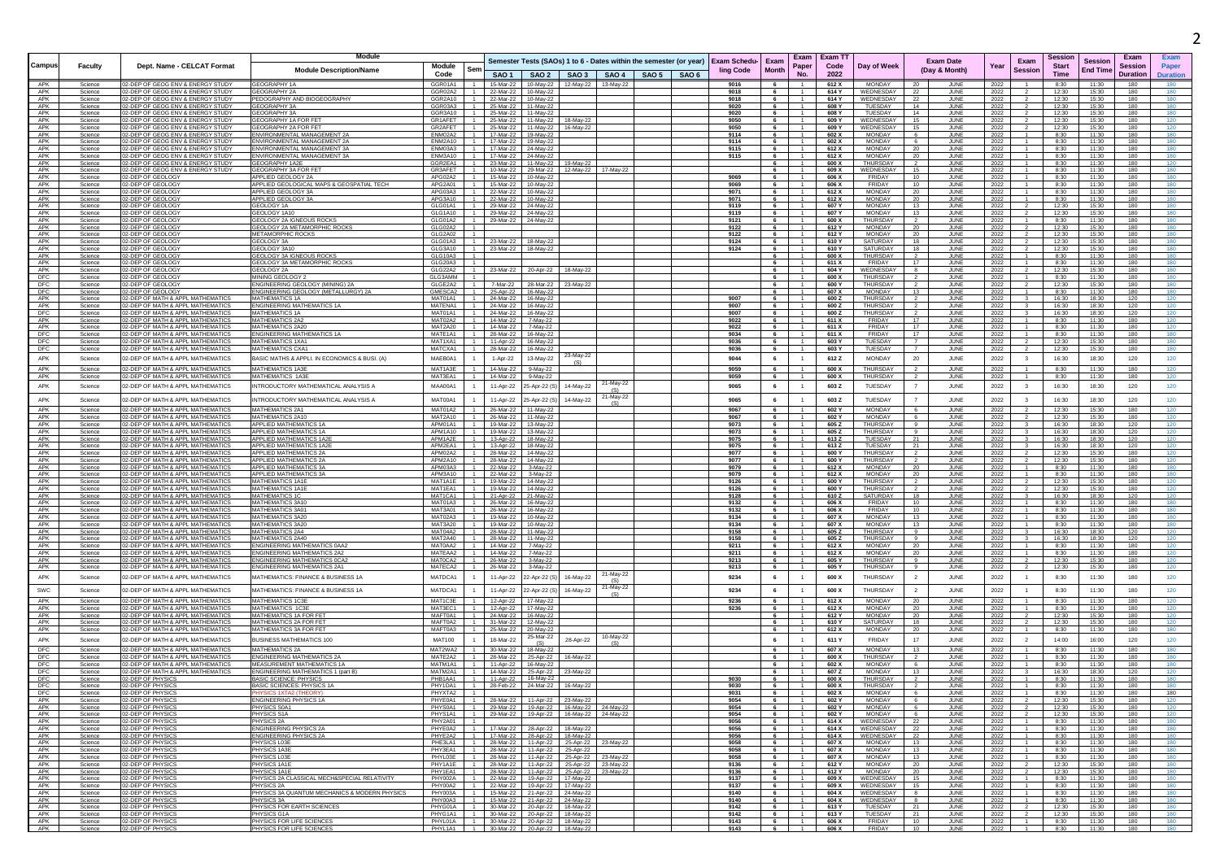| Campus | Faculty | Dept. Name - CELCAT Format | Module Description/Name | Module Code | Sem | Semester Tests (SAOs) 1 to 6 - Dates within the semester (or year) | | | | | | Exam Scheduling Code | Exam Month | Exam Paper No. | Exam TT Code 2022 | Day of Week | Exam Date (Day & Month) | | Year | Exam Session | Session Start Time | Session End Time | Exam Session Duration | Exam Paper Duration |
|---|---|---|---|---|---|---|---|---|---|---|---|---|---|---|---|---|---|---|---|---|---|---|---|---|
| | | | | | | SAO 1 | SAO 2 | SAO 3 | SAO 4 | SAO 5 | SAO 6 | | | | | | | | | | | | | |
| APK | Science | 02-DEP OF GEOG ENV & ENERGY STUDY | GEOGRAPHY 1A | GGR01A1 | 1 | 15-Mar-22 | 10-May-22 | 12-May-22 | 13-May-22 | | | 9016 | 6 | 1 | 612 X | MONDAY | 20 | JUNE | 2022 | 1 | 8:30 | 11:30 | 180 | 180 |
| APK | Science | 02-DEP OF GEOG ENV & ENERGY STUDY | GEOGRAPHY 2A | GGR02A2 | 1 | 22-Mar-22 | 10-May-22 | | | | | 9018 | 6 | 1 | 614 Y | WEDNESDAY | 22 | JUNE | 2022 | 2 | 12:30 | 15:30 | 180 | 180 |
| APK | Science | 02-DEP OF GEOG ENV & ENERGY STUDY | PEDOGRAPHY AND BIOGEOGRAPHY | GGR2A10 | 1 | 22-Mar-22 | 10-May-22 | | | | | 9018 | 6 | 1 | 614 Y | WEDNESDAY | 22 | JUNE | 2022 | 2 | 12:30 | 15:30 | 180 | 180 |
| APK | Science | 02-DEP OF GEOG ENV & ENERGY STUDY | GEOGRAPHY 3A | GGR03A3 | 1 | 25-Mar-22 | 11-May-22 | | | | | 9020 | 6 | 1 | 608 Y | TUESDAY | 14 | JUNE | 2022 | 2 | 12:30 | 15:30 | 180 | 180 |
| APK | Science | 02-DEP OF GEOG ENV & ENERGY STUDY | GEOGRAPHY 3A | GGR3A10 | 1 | 25-Mar-22 | 11-May-22 | | | | | 9020 | 6 | 1 | 608 Y | TUESDAY | 14 | JUNE | 2022 | 2 | 12:30 | 15:30 | 180 | 180 |
| APK | Science | 02-DEP OF GEOG ENV & ENERGY STUDY | GEOGRAPHY 1A FOR FET | GR1AFET | 1 | 25-Mar-22 | 11-May-22 | 18-May-22 | | | | 9050 | 6 | 1 | 609 Y | WEDNESDAY | 15 | JUNE | 2022 | 2 | 12:30 | 15:30 | 180 | 120 |
| APK | Science | 02-DEP OF GEOG ENV & ENERGY STUDY | GEOGRAPHY 2A FOR FET | GR2AFET | 1 | 25-Mar-22 | 11-May-22 | 16-May-22 | | | | 9050 | 6 | 1 | 609 Y | WEDNESDAY | 15 | JUNE | 2022 | 2 | 12:30 | 15:30 | 180 | 120 |
| APK | Science | 02-DEP OF GEOG ENV & ENERGY STUDY | ENVIRONMENTAL MANAGEMENT 2A | ENM02A2 | 1 | 17-Mar-22 | 19-May-22 | | | | | 9114 | 6 | 1 | 602 X | MONDAY | 6 | JUNE | 2022 | 1 | 8:30 | 11:30 | 180 | 180 |
| APK | Science | 02-DEP OF GEOG ENV & ENERGY STUDY | ENVIRONMENTAL MANAGEMENT 2A | ENM2A10 | 1 | 17-Mar-22 | 19-May-22 | | | | | 9114 | 6 | 1 | 602 X | MONDAY | 6 | JUNE | 2022 | 1 | 8:30 | 11:30 | 180 | 180 |
| APK | Science | 02-DEP OF GEOG ENV & ENERGY STUDY | ENVIRONMENTAL MANAGEMENT 3A | ENM03A3 | 1 | 17-Mar-22 | 24-May-22 | | | | | 9115 | 6 | 1 | 612 X | MONDAY | 20 | JUNE | 2022 | 1 | 8:30 | 11:30 | 180 | 180 |
| APK | Science | 02-DEP OF GEOG ENV & ENERGY STUDY | ENVIRONMENTAL MANAGEMENT 3A | ENM3A10 | 1 | 17-Mar-22 | 24-May-22 | | | | | 9115 | 6 | 1 | 612 X | MONDAY | 20 | JUNE | 2022 | 1 | 8:30 | 11:30 | 180 | 180 |
| APK | Science | 02-DEP OF GEOG ENV & ENERGY STUDY | GEOGRAPHY 1A2E | GGR2EA1 | 1 | 23-Mar-22 | 11-May-22 | 19-May-22 | | | | | 6 | 1 | 600 X | THURSDAY | 2 | JUNE | 2022 | 1 | 8:30 | 11:30 | 180 | 120 |
| APK | Science | 02-DEP OF GEOG ENV & ENERGY STUDY | GEOGRAPHY 3A FOR FET | GR3AFET | 1 | 10-Mar-22 | 29-Mar-22 | 12-May-22 | 17-May-22 | | | | 6 | 1 | 609 X | WEDNESDAY | 15 | JUNE | 2022 | 1 | 8:30 | 11:30 | 180 | 180 |
| APK | Science | 02-DEP OF GEOLOGY | APPLIED GEOLOGY 2A | APG02A2 | 1 | 15-Mar-22 | 10-May-22 | | | | | 9069 | 6 | 1 | 606 X | FRIDAY | 10 | JUNE | 2022 | 1 | 8:30 | 11:30 | 180 | 180 |
| APK | Science | 02-DEP OF GEOLOGY | APPLIED GEOLOGICAL MAPS & GEOSPATIAL TECH | APG2A01 | 1 | 15-Mar-22 | 10-May-22 | | | | | 9069 | 6 | 1 | 606 X | FRIDAY | 10 | JUNE | 2022 | 1 | 8:30 | 11:30 | 180 | 180 |
| APK | Science | 02-DEP OF GEOLOGY | APPLIED GEOLOGY 3A | APG03A3 | 1 | 22-Mar-22 | 10-May-22 | | | | | 9071 | 6 | 1 | 612 X | MONDAY | 20 | JUNE | 2022 | 1 | 8:30 | 11:30 | 180 | 180 |
| APK | Science | 02-DEP OF GEOLOGY | APPLIED GEOLOGY 3A | APG3A10 | 1 | 22-Mar-22 | 10-May-22 | | | | | 9071 | 6 | 1 | 612 X | MONDAY | 20 | JUNE | 2022 | 1 | 8:30 | 11:30 | 180 | 180 |
| APK | Science | 02-DEP OF GEOLOGY | GEOLOGY 1A | GLG01A1 | 1 | 29-Mar-22 | 24-May-22 | | | | | 9119 | 6 | 1 | 607 Y | MONDAY | 13 | JUNE | 2022 | 2 | 12:30 | 15:30 | 180 | 180 |
| APK | Science | 02-DEP OF GEOLOGY | GEOLOGY 1A10 | GLG1A10 | 1 | 29-Mar-22 | 24-May-22 | | | | | 9119 | 6 | 1 | 607 Y | MONDAY | 13 | JUNE | 2022 | 2 | 12:30 | 15:30 | 180 | 180 |
| APK | Science | 02-DEP OF GEOLOGY | GEOLOGY 2A IGNEOUS ROCKS | GLG01A2 | 1 | 29-Mar-22 | 24-May-22 | | | | | 9121 | 6 | 1 | 600 X | THURSDAY | 2 | JUNE | 2022 | 1 | 8:30 | 11:30 | 180 | 180 |
| APK | Science | 02-DEP OF GEOLOGY | GEOLOGY 2A METAMORPHIC ROCKS | GLG02A2 | 1 | | | | | | | 9122 | 6 | 1 | 612 Y | MONDAY | 20 | JUNE | 2022 | 2 | 12:30 | 15:30 | 180 | 180 |
| APK | Science | 02-DEP OF GEOLOGY | METAMORPHIC ROCKS | GLG2A02 | 1 | | | | | | | 9122 | 6 | 1 | 612 Y | MONDAY | 20 | JUNE | 2022 | 2 | 12:30 | 15:30 | 180 | 180 |
| APK | Science | 02-DEP OF GEOLOGY | GEOLOGY 3A | GLG01A3 | 1 | 23-Mar-22 | 18-May-22 | | | | | 9124 | 6 | 1 | 610 Y | SATURDAY | 18 | JUNE | 2022 | 2 | 12:30 | 15:30 | 180 | 180 |
| APK | Science | 02-DEP OF GEOLOGY | GEOLOGY 3A10 | GLG3A10 | 1 | 23-Mar-22 | 18-May-22 | | | | | 9124 | 6 | 1 | 610 Y | SATURDAY | 18 | JUNE | 2022 | 2 | 12:30 | 15:30 | 180 | 180 |
| APK | Science | 02-DEP OF GEOLOGY | GEOLOGY 3A IGNEOUS ROCKS | GLG10A3 | 1 | | | | | | | | 6 | 1 | 600 X | THURSDAY | 2 | JUNE | 2022 | 1 | 8:30 | 11:30 | 180 | 180 |
| APK | Science | 02-DEP OF GEOLOGY | GEOLOGY 3A METAMORPHIC ROCKS | GLG20A3 | 1 | | | | | | | | 6 | 1 | 611 X | FRIDAY | 17 | JUNE | 2022 | 1 | 8:30 | 11:30 | 180 | 180 |
| APK | Science | 02-DEP OF GEOLOGY | GEOLOGY 2A | GLG22A2 | 1 | 23-Mar-22 | 20-Apr-22 | 18-May-22 | | | | | 6 | 1 | 604 Y | WEDNESDAY | 8 | JUNE | 2022 | 2 | 12:30 | 15:30 | 180 | 180 |
| DFC | Science | 02-DEP OF GEOLOGY | MINING GEOLOGY 2 | GLG3AMM | 1 | | | | | | | | 6 | 1 | 600 X | THURSDAY | 2 | JUNE | 2022 | 1 | 8:30 | 11:30 | 180 | 180 |
| DFC | Science | 02-DEP OF GEOLOGY | ENGINEERING GEOLOGY (MINING) 2A | GLGE2A2 | 1 | 7-Mar-22 | 28-Mar-22 | 23-May-22 | | | | | 6 | 1 | 600 Y | THURSDAY | 2 | JUNE | 2022 | 2 | 12:30 | 15:30 | 180 | 180 |
| DFC | Science | 02-DEP OF GEOLOGY | ENGINEERING GEOLOGY (METALLURGY) 2A | GMESCA2 | 1 | 25-Apr-22 | 16-May-22 | | | | | | 6 | 1 | 607 X | MONDAY | 13 | JUNE | 2022 | 1 | 8:30 | 11:30 | 180 | 180 |
| APK | Science | 02-DEP OF MATH & APPL MATHEMATICS | MATHEMATICS 1A | MAT01A1 | 1 | 24-Mar-22 | 16-May-22 | | | | | 9007 | 6 | 1 | 600 Z | THURSDAY | 2 | JUNE | 2022 | 3 | 16:30 | 18:30 | 120 | 120 |
| APK | Science | 02-DEP OF MATH & APPL MATHEMATICS | ENGINEERING MATHEMATICS 1A | MATENA1 | 1 | 24-Mar-22 | 16-May-22 | | | | | 9007 | 6 | 1 | 600 Z | THURSDAY | 2 | JUNE | 2022 | 3 | 16:30 | 18:30 | 120 | 120 |
| DFC | Science | 02-DEP OF MATH & APPL MATHEMATICS | MATHEMATICS 1A | MAT01A1 | 1 | 24-Mar-22 | 16-May-22 | | | | | 9007 | 6 | 1 | 600 Z | THURSDAY | 2 | JUNE | 2022 | 3 | 16:30 | 18:30 | 120 | 120 |
| APK | Science | 02-DEP OF MATH & APPL MATHEMATICS | MATHEMATICS 2A2 | MAT02A2 | 1 | 14-Mar-22 | 7-May-22 | | | | | 9022 | 6 | 1 | 611 X | FRIDAY | 17 | JUNE | 2022 | 1 | 8:30 | 11:30 | 180 | 120 |
| APK | Science | 02-DEP OF MATH & APPL MATHEMATICS | MATHEMATICS 2A20 | MAT2A20 | 1 | 14-Mar-22 | 7-May-22 | | | | | 9022 | 6 | 1 | 611 X | FRIDAY | 17 | JUNE | 2022 | 1 | 8:30 | 11:30 | 180 | 120 |
| DFC | Science | 02-DEP OF MATH & APPL MATHEMATICS | ENGINEERING MATHEMATICS 1A | MATE1A1 | 1 | 28-Mar-22 | 16-May-22 | | | | | 9034 | 6 | 1 | 611 X | FRIDAY | 17 | JUNE | 2022 | 1 | 8:30 | 11:30 | 180 | 180 |
| DFC | Science | 02-DEP OF MATH & APPL MATHEMATICS | MATHEMATICS 1XA1 | MAT1XA1 | 1 | 11-Apr-22 | 16-May-22 | | | | | 9036 | 6 | 1 | 603 Y | TUESDAY | 7 | JUNE | 2022 | 2 | 12:30 | 15:30 | 180 | 180 |
| DFC | Science | 02-DEP OF MATH & APPL MATHEMATICS | MATHEMATICS CXA1 | MATCXA1 | 1 | 28-Mar-22 | 16-May-22 | | | | | 9036 | 6 | 1 | 603 Y | TUESDAY | 7 | JUNE | 2022 | 2 | 12:30 | 15:30 | 180 | 180 |
| APK | Science | 02-DEP OF MATH & APPL MATHEMATICS | BASIC MATHS & APPLI. IN ECONOMICS & BUSI. (A) | MAEB0A1 | 1 | 1-Apr-22 | 13-May-22 | 23-May-22 (S) | | | | 9044 | 6 | 1 | 612 Z | MONDAY | 20 | JUNE | 2022 | 3 | 16:30 | 18:30 | 120 | 120 |
| APK | Science | 02-DEP OF MATH & APPL MATHEMATICS | MATHEMATICS 1A3E | MAT1A3E | 1 | 14-Mar-22 | 9-May-22 | | | | | 9059 | 6 | 1 | 600 X | THURSDAY | 2 | JUNE | 2022 | 1 | 8:30 | 11:30 | 180 | 120 |
| APK | Science | 02-DEP OF MATH & APPL MATHEMATICS | MATHEMATICS 1A3E | MAT3EA1 | 1 | 14-Mar-22 | 9-May-22 | | | | | 9059 | 6 | 1 | 600 X | THURSDAY | 2 | JUNE | 2022 | 1 | 8:30 | 11:30 | 180 | 120 |
| APK | Science | 02-DEP OF MATH & APPL MATHEMATICS | INTRODUCTORY MATHEMATICAL ANALYSIS A | MAA00A1 | 1 | 11-Apr-22 | 25-Apr-22 (S) | 14-May-22 | 21-May-22 (S) | | | 9065 | 6 | 1 | 603 Z | TUESDAY | 7 | JUNE | 2022 | 3 | 16:30 | 18:30 | 120 | 120 |
| APK | Science | 02-DEP OF MATH & APPL MATHEMATICS | INTRODUCTORY MATHEMATICAL ANALYSIS A | MAT00A1 | 1 | 11-Apr-22 | 25-Apr-22 (S) | 14-May-22 | 21-May-22 (S) | | | 9065 | 6 | 1 | 603 Z | TUESDAY | 7 | JUNE | 2022 | 3 | 16:30 | 18:30 | 120 | 120 |
| APK | Science | 02-DEP OF MATH & APPL MATHEMATICS | MATHEMATICS 2A1 | MAT01A2 | 1 | 26-Mar-22 | 11-May-22 | | | | | 9067 | 6 | 1 | 602 Y | MONDAY | 6 | JUNE | 2022 | 2 | 12:30 | 15:30 | 180 | 120 |
| APK | Science | 02-DEP OF MATH & APPL MATHEMATICS | MATHEMATICS 2A10 | MAT2A10 | 1 | 26-Mar-22 | 11-May-22 | | | | | 9067 | 6 | 1 | 602 Y | MONDAY | 6 | JUNE | 2022 | 2 | 12:30 | 15:30 | 180 | 120 |
| APK | Science | 02-DEP OF MATH & APPL MATHEMATICS | APPLIED MATHEMATICS 1A | APM01A1 | 1 | 19-Mar-22 | 13-May-22 | | | | | 9073 | 6 | 1 | 605 Z | THURSDAY | 9 | JUNE | 2022 | 3 | 16:30 | 18:30 | 120 | 120 |
| APK | Science | 02-DEP OF MATH & APPL MATHEMATICS | APPLIED MATHEMATICS 1A | APM1A10 | 1 | 19-Mar-22 | 13-May-22 | | | | | 9073 | 6 | 1 | 605 Z | THURSDAY | 9 | JUNE | 2022 | 3 | 16:30 | 18:30 | 120 | 120 |
| APK | Science | 02-DEP OF MATH & APPL MATHEMATICS | APPLIED MATHEMATICS 1A2E | APM1A2E | 1 | 13-Apr-22 | 18-May-22 | | | | | 9075 | 6 | 1 | 613 Z | TUESDAY | 21 | JUNE | 2022 | 3 | 16:30 | 18:30 | 120 | 120 |
| APK | Science | 02-DEP OF MATH & APPL MATHEMATICS | APPLIED MATHEMATICS 1A2E | APM2EA1 | 1 | 13-Apr-22 | 18-May-22 | | | | | 9075 | 6 | 1 | 613 Z | TUESDAY | 21 | JUNE | 2022 | 3 | 16:30 | 18:30 | 120 | 120 |
| APK | Science | 02-DEP OF MATH & APPL MATHEMATICS | APPLIED MATHEMATICS 2A | APM02A2 | 1 | 28-Mar-22 | 14-May-22 | | | | | 9077 | 6 | 1 | 600 Y | THURSDAY | 2 | JUNE | 2022 | 2 | 12:30 | 15:30 | 180 | 120 |
| APK | Science | 02-DEP OF MATH & APPL MATHEMATICS | APPLIED MATHEMATICS 2A | APM2A10 | 1 | 28-Mar-22 | 14-May-22 | | | | | 9077 | 6 | 1 | 600 Y | THURSDAY | 2 | JUNE | 2022 | 2 | 12:30 | 15:30 | 180 | 120 |
| APK | Science | 02-DEP OF MATH & APPL MATHEMATICS | APPLIED MATHEMATICS 3A | APM03A3 | 1 | 22-Mar-22 | 3-May-22 | | | | | 9079 | 6 | 1 | 612 X | MONDAY | 20 | JUNE | 2022 | 1 | 8:30 | 11:30 | 180 | 180 |
| APK | Science | 02-DEP OF MATH & APPL MATHEMATICS | APPLIED MATHEMATICS 3A | APM3A10 | 1 | 22-Mar-22 | 3-May-22 | | | | | 9079 | 6 | 1 | 612 X | MONDAY | 20 | JUNE | 2022 | 1 | 8:30 | 11:30 | 180 | 180 |
| APK | Science | 02-DEP OF MATH & APPL MATHEMATICS | MATHEMATICS 1A1E | MAT1A1E | 1 | 19-Mar-22 | 14-May-22 | | | | | 9126 | 6 | 1 | 600 Y | THURSDAY | 2 | JUNE | 2022 | 2 | 12:30 | 15:30 | 180 | 120 |
| APK | Science | 02-DEP OF MATH & APPL MATHEMATICS | MATHEMATICS 1A1E | MAT1EA1 | 1 | 19-Mar-22 | 14-May-22 | | | | | 9126 | 6 | 1 | 600 Y | THURSDAY | 2 | JUNE | 2022 | 2 | 12:30 | 15:30 | 180 | 120 |
| APK | Science | 02-DEP OF MATH & APPL MATHEMATICS | MATHEMATICS 1C | MAT1CA1 | 1 | 21-Apr-22 | 21-May-22 | | | | | 9128 | 6 | 1 | 610 Z | SATURDAY | 18 | JUNE | 2022 | 3 | 16:30 | 18:30 | 120 | 120 |
| APK | Science | 02-DEP OF MATH & APPL MATHEMATICS | MATHEMATICS 3A10 | MAT01A3 | 1 | 26-Mar-22 | 16-May-22 | | | | | 9132 | 6 | 1 | 606 X | FRIDAY | 10 | JUNE | 2022 | 1 | 8:30 | 11:30 | 180 | 180 |
| APK | Science | 02-DEP OF MATH & APPL MATHEMATICS | MATHEMATICS 3A01 | MAT3A01 | 1 | 26-Mar-22 | 16-May-22 | | | | | 9132 | 6 | 1 | 606 X | FRIDAY | 10 | JUNE | 2022 | 1 | 8:30 | 11:30 | 180 | 180 |
| APK | Science | 02-DEP OF MATH & APPL MATHEMATICS | MATHEMATICS 3A20 | MAT02A3 | 1 | 19-Mar-22 | 10-May-22 | | | | | 9134 | 6 | 1 | 607 X | MONDAY | 13 | JUNE | 2022 | 1 | 8:30 | 11:30 | 180 | 180 |
| APK | Science | 02-DEP OF MATH & APPL MATHEMATICS | MATHEMATICS 3A20 | MAT3A20 | 1 | 19-Mar-22 | 10-May-22 | | | | | 9134 | 6 | 1 | 607 X | MONDAY | 13 | JUNE | 2022 | 1 | 8:30 | 11:30 | 180 | 180 |
| APK | Science | 02-DEP OF MATH & APPL MATHEMATICS | MATHEMATICS 2A4 | MAT04A2 | 1 | 28-Mar-22 | 11-May-22 | | | | | 9158 | 6 | 1 | 605 Z | THURSDAY | 9 | JUNE | 2022 | 3 | 16:30 | 18:30 | 120 | 120 |
| APK | Science | 02-DEP OF MATH & APPL MATHEMATICS | MATHEMATICS 2A40 | MAT2A40 | 1 | 28-Mar-22 | 11-May-22 | | | | | 9158 | 6 | 1 | 605 Z | THURSDAY | 9 | JUNE | 2022 | 3 | 16:30 | 18:30 | 120 | 120 |
| APK | Science | 02-DEP OF MATH & APPL MATHEMATICS | ENGINEERING MATHEMATICS 0AA2 | MAT0AA2 | 1 | 14-Mar-22 | 7-May-22 | | | | | 9211 | 6 | 1 | 612 X | MONDAY | 20 | JUNE | 2022 | 1 | 8:30 | 11:30 | 180 | 120 |
| APK | Science | 02-DEP OF MATH & APPL MATHEMATICS | ENGINEERING MATHEMATICS 2A2 | MATEAA2 | 1 | 14-Mar-22 | 7-May-22 | | | | | 9211 | 6 | 1 | 612 X | MONDAY | 20 | JUNE | 2022 | 1 | 8:30 | 11:30 | 180 | 120 |
| APK | Science | 02-DEP OF MATH & APPL MATHEMATICS | ENGINEERING MATHEMATICS 0CA2 | MAT0CA2 | 1 | 26-Mar-22 | 3-May-22 | | | | | 9213 | 6 | 1 | 605 Y | THURSDAY | 9 | JUNE | 2022 | 2 | 12:30 | 15:30 | 180 | 120 |
| APK | Science | 02-DEP OF MATH & APPL MATHEMATICS | ENGINEERING MATHEMATICS 2A1 | MATECA2 | 1 | 26-Mar-22 | 3-May-22 | | | | | 9213 | 6 | 1 | 605 Y | THURSDAY | 9 | JUNE | 2022 | 2 | 12:30 | 15:30 | 180 | 120 |
| APK | Science | 02-DEP OF MATH & APPL MATHEMATICS | MATHEMATICS: FINANCE & BUSINESS 1A | MATDCA1 | 1 | 11-Apr-22 | 22-Apr-22 (S) | 16-May-22 | 21-May-22 (S) | | | 9234 | 6 | 1 | 600 X | THURSDAY | 2 | JUNE | 2022 | 1 | 8:30 | 11:30 | 180 | 120 |
| SWC | Science | 02-DEP OF MATH & APPL MATHEMATICS | MATHEMATICS: FINANCE & BUSINESS 1A | MATDCA1 | 1 | 11-Apr-22 | 22-Apr-22 (S) | 16-May-22 | 21-May-22 (S) | | | 9234 | 6 | 1 | 600 X | THURSDAY | 2 | JUNE | 2022 | 1 | 8:30 | 11:30 | 180 | 120 |
| APK | Science | 02-DEP OF MATH & APPL MATHEMATICS | MATHEMATICS 1C3E | MAT1C3E | 1 | 12-Apr-22 | 17-May-22 | | | | | 9236 | 6 | 1 | 612 X | MONDAY | 20 | JUNE | 2022 | 1 | 8:30 | 11:30 | 180 | 120 |
| APK | Science | 02-DEP OF MATH & APPL MATHEMATICS | MATHEMATICS 1C3E | MAT3EC1 | 1 | 12-Apr-22 | 17-May-22 | | | | | 9236 | 6 | 1 | 612 X | MONDAY | 20 | JUNE | 2022 | 1 | 8:30 | 11:30 | 180 | 120 |
| APK | Science | 02-DEP OF MATH & APPL MATHEMATICS | MATHEMATICS 1A FOR FET | MAFT0A1 | 1 | 24-Mar-22 | 16-May-22 | | | | | | 6 | 1 | 612 Y | MONDAY | 20 | JUNE | 2022 | 2 | 12:30 | 15:30 | 180 | 120 |
| APK | Science | 02-DEP OF MATH & APPL MATHEMATICS | MATHEMATICS 2A FOR FET | MAFT0A2 | 1 | 31-Mar-22 | 12-May-22 | | | | | | 6 | 1 | 610 Y | SATURDAY | 18 | JUNE | 2022 | 2 | 12:30 | 15:30 | 180 | 120 |
| APK | Science | 02-DEP OF MATH & APPL MATHEMATICS | MATHEMATICS 3A FOR FET | MAFT0A3 | 1 | 25-Mar-22 | 20-May-22 | | | | | | 6 | 1 | 612 X | MONDAY | 20 | JUNE | 2022 | 1 | 8:30 | 11:30 | 180 | 180 |
| APK | Science | 02-DEP OF MATH & APPL MATHEMATICS | BUSINESS MATHEMATICS 100 | MAT100 | 1 | 18-Mar-22 | 25-Mar-22 (S) | 28-Apr-22 | 10-May-22 (S) | | | | 6 | 1 | 611 Y | FRIDAY | 17 | JUNE | 2022 | 2 | 14:00 | 16:00 | 120 | 120 |
| DFC | Science | 02-DEP OF MATH & APPL MATHEMATICS | MATHEMATICS 2A | MAT2WA2 | 1 | 30-Mar-22 | 18-May-22 | | | | | | 6 | 1 | 607 X | MONDAY | 13 | JUNE | 2022 | 1 | 8:30 | 11:30 | 180 | 180 |
| DFC | Science | 02-DEP OF MATH & APPL MATHEMATICS | ENGINEERING MATHEMATICS 2A | MATE2A2 | 1 | 28-Mar-22 | 25-Apr-22 | 16-May-22 | | | | | 6 | 1 | 600 X | THURSDAY | 2 | JUNE | 2022 | 1 | 8:30 | 11:30 | 180 | 180 |
| DFC | Science | 02-DEP OF MATH & APPL MATHEMATICS | MEASUREMENT MATHEMATICS 1A | MATM1A1 | 1 | 11-Apr-22 | 16-May-22 | | | | | | 6 | 1 | 602 X | MONDAY | 6 | JUNE | 2022 | 1 | 8:30 | 11:30 | 180 | 180 |
| DFC | Science | 02-DEP OF MATH & APPL MATHEMATICS | ENGINEERING MATHEMATICS 1 (part B) | MATM2A1 | 1 | 14-Mar-22 | 25-Apr-22 | 23-May-22 | | | | | 6 | 1 | 607 Z | MONDAY | 13 | JUNE | 2022 | 3 | 16:30 | 18:30 | 120 | 120 |
| DFC | Science | 02-DEP OF PHYSICS | BASIC SCIENCE: PHYSICS | PHB1AA1 | 1 | 11-Apr-22 | 16-May-22 | | | | | 9030 | 6 | 1 | 600 X | THURSDAY | 2 | JUNE | 2022 | 1 | 8:30 | 11:30 | 180 | 180 |
| DFC | Science | 02-DEP OF PHYSICS | BASIC SCIENCES: PHYSICS 1A | PHY1DA1 | 1 | 28-Feb-22 | 24-Mar-22 | 16-May-22 | | | | 9030 | 6 | 1 | 600 X | THURSDAY | 2 | JUNE | 2022 | 1 | 8:30 | 11:30 | 180 | 180 |
| DFC | Science | 02-DEP OF PHYSICS | PHYSICS 1XTA2 (THEORY) | PHYXTA2 | 1 | | | | | | | 9031 | 6 | 1 | 602 X | MONDAY | 6 | JUNE | 2022 | 1 | 8:30 | 11:30 | 180 | 180 |
| APK | Science | 02-DEP OF PHYSICS | ENGINEERING PHYSICS 1A | PHYE0A1 | 1 | 28-Mar-22 | 11-Apr-22 | 23-May-22 | | | | 9054 | 6 | 1 | 602 Y | MONDAY | 6 | JUNE | 2022 | 2 | 12:30 | 15:30 | 180 | 120 |
| APK | Science | 02-DEP OF PHYSICS | PHYSICS S0A1 | PHYS0A1 | 1 | 29-Mar-22 | 19-Apr-22 | 16-May-22 | 24-May-22 | | | 9054 | 6 | 1 | 602 Y | MONDAY | 6 | JUNE | 2022 | 2 | 12:30 | 15:30 | 180 | 120 |
| APK | Science | 02-DEP OF PHYSICS | PHYSICS S1A | PHYS1A1 | 1 | 29-Mar-22 | 19-Apr-22 | 16-May-22 | 24-May-22 | | | 9054 | 6 | 1 | 602 Y | MONDAY | 6 | JUNE | 2022 | 2 | 12:30 | 15:30 | 180 | 120 |
| APK | Science | 02-DEP OF PHYSICS | PHYSICS 2A | PHY2A01 | 1 | | | | | | | 9056 | 6 | 1 | 614 X | WEDNESDAY | 22 | JUNE | 2022 | 1 | 8:30 | 11:30 | 180 | 180 |
| APK | Science | 02-DEP OF PHYSICS | ENGINEERING PHYSICS 2A | PHYE0A2 | 1 | 17-Mar-22 | 28-Apr-22 | 18-May-22 | | | | 9056 | 6 | 1 | 614 X | WEDNESDAY | 22 | JUNE | 2022 | 1 | 8:30 | 11:30 | 180 | 180 |
| APK | Science | 02-DEP OF PHYSICS | ENGINEERING PHYSICS 2A | PHYE2A2 | 1 | 17-Mar-22 | 28-Apr-22 | 18-May-22 | | | | 9056 | 6 | 1 | 614 X | WEDNESDAY | 22 | JUNE | 2022 | 1 | 8:30 | 11:30 | 180 | 180 |
| APK | Science | 02-DEP OF PHYSICS | PHYSICS L03E | PHE3LA1 | 1 | 28-Mar-22 | 11-Apr-22 | 25-Apr-22 | 23-May-22 | | | 9058 | 6 | 1 | 607 X | MONDAY | 13 | JUNE | 2022 | 1 | 8:30 | 11:30 | 180 | 180 |
| APK | Science | 02-DEP OF PHYSICS | PHYSICS 1A1E | PHY3EA1 | 1 | 28-Mar-22 | 11-Apr-22 | 25-Apr-22 | | | | 9058 | 6 | 1 | 607 X | MONDAY | 13 | JUNE | 2022 | 1 | 8:30 | 11:30 | 180 | 180 |
| APK | Science | 02-DEP OF PHYSICS | PHYSICS L03E | PHYL03E | 1 | 28-Mar-22 | 11-Apr-22 | 25-Apr-22 | 23-May-22 | | | 9058 | 6 | 1 | 607 X | MONDAY | 13 | JUNE | 2022 | 1 | 8:30 | 11:30 | 180 | 180 |
| APK | Science | 02-DEP OF PHYSICS | PHYSICS 1A1E | PHY1A1E | 1 | 28-Mar-22 | 11-Apr-22 | 25-Apr-22 | 23-May-22 | | | 9136 | 6 | 1 | 612 Y | MONDAY | 20 | JUNE | 2022 | 2 | 12:30 | 15:30 | 180 | 180 |
| APK | Science | 02-DEP OF PHYSICS | PHYSICS 1A1E | PHY1EA1 | 1 | 28-Mar-22 | 11-Apr-22 | 25-Apr-22 | 23-May-22 | | | 9136 | 6 | 1 | 612 Y | MONDAY | 20 | JUNE | 2022 | 2 | 12:30 | 15:30 | 180 | 180 |
| APK | Science | 02-DEP OF PHYSICS | PHYSICS 2A CLASSICAL MECH&SPECIAL RELATIVITY | PHY002A | 1 | 22-Mar-22 | 19-Apr-22 | 17-May-22 | | | | 9137 | 6 | 1 | 609 X | WEDNESDAY | 15 | JUNE | 2022 | 1 | 8:30 | 11:30 | 180 | 180 |
| APK | Science | 02-DEP OF PHYSICS | PHYSICS 2A | PHY00A2 | 1 | 22-Mar-22 | 19-Apr-22 | 17-May-22 | | | | 9137 | 6 | 1 | 609 X | WEDNESDAY | 15 | JUNE | 2022 | 1 | 8:30 | 11:30 | 180 | 180 |
| APK | Science | 02-DEP OF PHYSICS | PHYSICS 3A QUANTUM MECHANICS & MODERN PHYSICS | PHY003A | 1 | 15-Mar-22 | 21-Apr-22 | 24-May-22 | | | | 9140 | 6 | 1 | 604 X | WEDNESDAY | 8 | JUNE | 2022 | 1 | 8:30 | 11:30 | 180 | 180 |
| APK | Science | 02-DEP OF PHYSICS | PHYSICS 3A | PHY00A3 | 1 | 15-Mar-22 | 21-Apr-22 | 24-May-22 | | | | 9140 | 6 | 1 | 604 X | WEDNESDAY | 8 | JUNE | 2022 | 1 | 8:30 | 11:30 | 180 | 180 |
| APK | Science | 02-DEP OF PHYSICS | PHYSICS FOR EARTH SCIENCES | PHYG01A | 1 | 30-Mar-22 | 20-Apr-22 | 18-May-22 | | | | 9142 | 6 | 1 | 613 Y | TUESDAY | 21 | JUNE | 2022 | 2 | 12:30 | 15:30 | 180 | 180 |
| APK | Science | 02-DEP OF PHYSICS | PHYSICS G1A | PHYG1A1 | 1 | 30-Mar-22 | 20-Apr-22 | 18-May-22 | | | | 9142 | 6 | 1 | 613 Y | TUESDAY | 21 | JUNE | 2022 | 2 | 12:30 | 15:30 | 180 | 180 |
| APK | Science | 02-DEP OF PHYSICS | PHYSICS FOR LIFE SCIENCES | PHYL01A | 1 | 30-Mar-22 | 20-Apr-22 | 18-May-22 | | | | 9143 | 6 | 1 | 606 X | FRIDAY | 10 | JUNE | 2022 | 1 | 8:30 | 11:30 | 180 | 180 |
| APK | Science | 02-DEP OF PHYSICS | PHYSICS FOR LIFE SCIENCES | PHYL1A1 | 1 | 30-Mar-22 | 20-Apr-22 | 18-May-22 | | | | 9143 | 6 | 1 | 606 X | FRIDAY | 10 | JUNE | 2022 | 1 | 8:30 | 11:30 | 180 | 180 |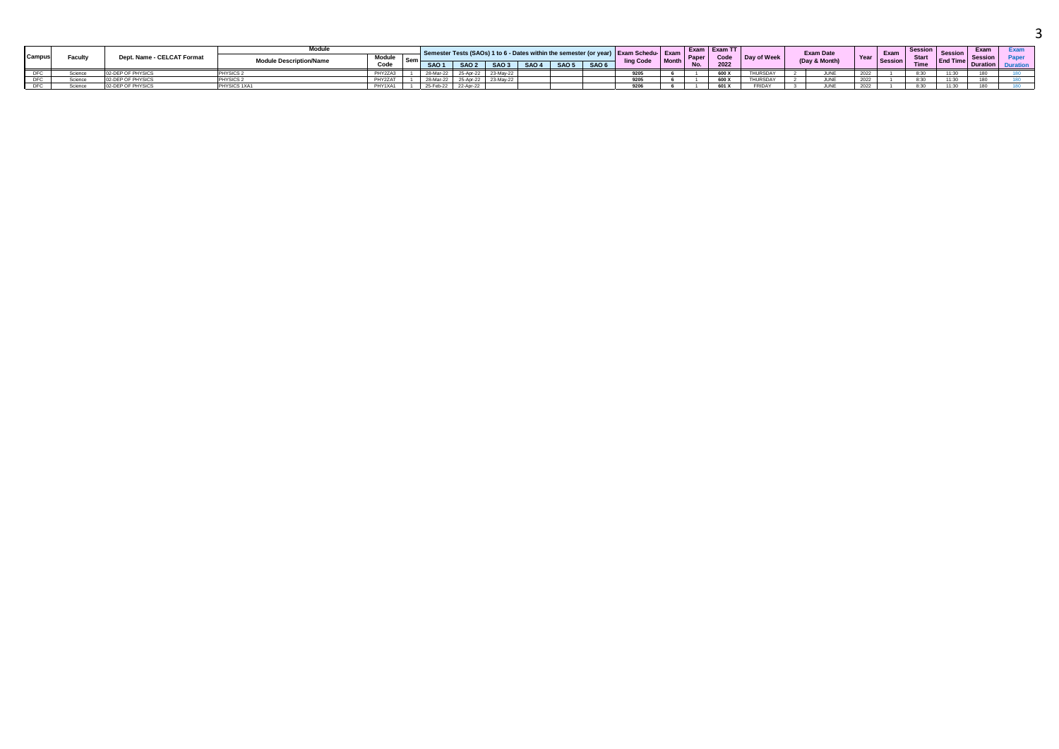| Campus | Faculty | Dept. Name - CELCAT Format | Module | | | Semester Tests (SAOs) 1 to 6 - Dates within the semester (or year) | | | | | | Exam Scheduling Code | Exam Month | Exam Paper No. | Exam TT Code 2022 | Day of Week | Exam Date (Day & Month) | | Year | Exam Session | Session Start Time | Session End Time | Exam Session Duration | Exam Paper Duration |
|---|---|---|---|---|---|---|---|---|---|---|---|---|---|---|---|---|---|---|---|---|---|---|---|---|
| | | | Module Description/Name | Module Code | Sem | SAO 1 | SAO 2 | SAO 3 | SAO 4 | SAO 5 | SAO 6 | | | | | | | | | | | | | |
| DFC | Science | 02-DEP OF PHYSICS | PHYSICS 2 | PHY2ZA3 | 1 | 28-Mar-22 | 25-Apr-22 | 23-May-22 | | | | 9205 | 6 | 1 | 600 X | THURSDAY | 2 | JUNE | 2022 | 1 | 8:30 | 11:30 | 180 | 180 |
| DFC | Science | 02-DEP OF PHYSICS | PHYSICS 2 | PHY2ZAT | 1 | 28-Mar-22 | 25-Apr-22 | 23-May-22 | | | | 9205 | 6 | 1 | 600 X | THURSDAY | 2 | JUNE | 2022 | 1 | 8:30 | 11:30 | 180 | 180 |
| DFC | Science | 02-DEP OF PHYSICS | PHYSICS 1XA1 | PHY1XA1 | 1 | 25-Feb-22 | 22-Apr-22 | | | | | 9206 | 6 | 1 | 601 X | FRIDAY | 3 | JUNE | 2022 | 1 | 8:30 | 11:30 | 180 | 180 |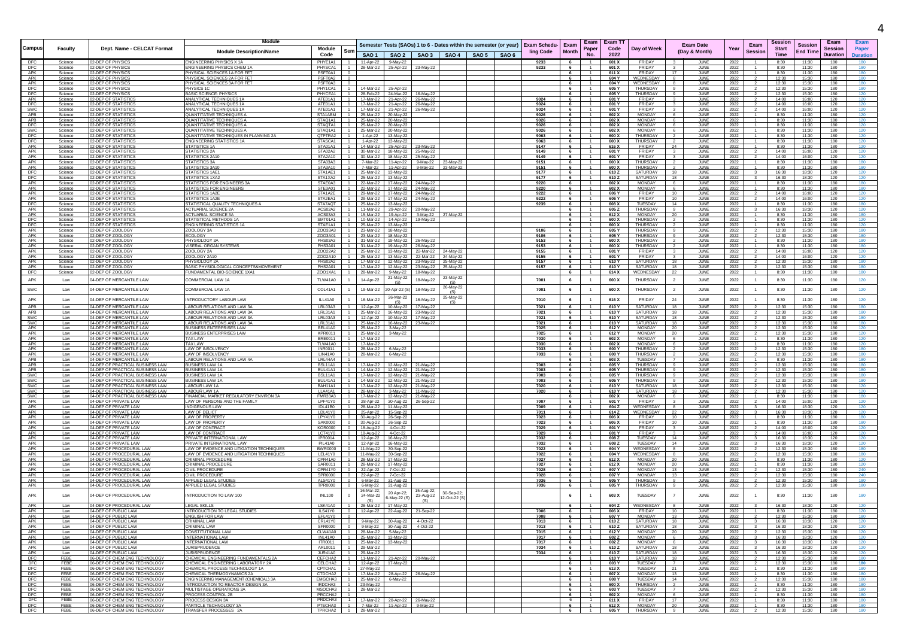| Campus | Faculty | Dept. Name - CELCAT Format | Module Description/Name | Module Code | Sem | SAO 1 | SAO 2 | SAO 3 | SAO 4 | SAO 5 | SAO 6 | Exam Scheduling Code | Exam Month | Exam Paper No. | Exam TT Code 2022 | Day of Week | Exam Date (Day & Month) | Year | Exam Session | Session Start Time | Session End Time | Exam Session Duration | Exam Paper Duration |
|---|---|---|---|---|---|---|---|---|---|---|---|---|---|---|---|---|---|---|---|---|---|---|---|
| | | | | | | Semester Tests (SAOs) 1 to 6 - Dates within the semester (or year) | | | | | | | | | | | | | | | | | |
| DFC | Science | 02-DEP OF PHYSICS | ENGINEERING PHYSICS X 1A | PHYE1A1 | 1 | 11-Apr-22 | 9-May-22 | | | | | 9233 | 6 | 1 | 601 X | FRIDAY | 3 JUNE | 2022 | 1 | 8:30 | 11:30 | 180 | 180 |
| DFC | Science | 02-DEP OF PHYSICS | ENGINEERING PHYSICS CHEM 1A | PHYSCA1 | 1 | 28-Mar-22 | 25-Apr-22 | 23-May-22 | | | | 9233 | 6 | 1 | 601 X | FRIDAY | 3 JUNE | 2022 | 1 | 8:30 | 11:30 | 180 | 180 |
| APK | Science | 02-DEP OF PHYSICS | PHYSICAL SCIENCES 1A FOR FET | PSFT0A1 | 0 | | | | | | | | 6 | 1 | 611 X | FRIDAY | 17 JUNE | 2022 | 1 | 8:30 | 11:30 | 180 | 180 |
| APK | Science | 02-DEP OF PHYSICS | PHYSICAL SCIENCES 2A FOR FET | PSFT0A2 | 0 | | | | | | | | 6 | 1 | 604 Y | WEDNESDAY | 8 JUNE | 2022 | 2 | 12:30 | 15:30 | 180 | 180 |
| APK | Science | 02-DEP OF PHYSICS | PHYSICAL SCIENCES 3A FOR FET | PSFT0A3 | 0 | | | | | | | | 6 | 1 | 604 Y | WEDNESDAY | 8 JUNE | 2022 | 2 | 12:30 | 15:30 | 180 | 180 |
| DFC | Science | 02-DEP OF PHYSICS | PHYSICS 1C | PHY1CA1 | 1 | 14-Mar-22 | 25-Apr-22 | | | | | | 6 | 1 | 605 Y | THURSDAY | 9 JUNE | 2022 | 2 | 12:30 | 15:30 | 180 | 180 |
| DFC | Science | 02-DEP OF PHYSICS | BASIC SCIENCE: PHYSICS | PHYCEA1 | 1 | 28-Feb-22 | 24-Mar-22 | 16-May-22 | | | | | 6 | 1 | 605 Y | THURSDAY | 9 JUNE | 2022 | 2 | 12:30 | 15:30 | 180 | 120 |
| APK | Science | 02-DEP OF STATISTICS | ANALYTICAL TECHNIQUES 1A | ATE01A1 | 1 | 17-Mar-22 | 21-Apr-22 | 26-May-22 | | | | 9024 | 6 | 1 | 601 Y | FRIDAY | 3 JUNE | 2022 | 2 | 14:00 | 16:00 | 120 | 120 |
| DFC | Science | 02-DEP OF STATISTICS | ANALYTICAL TECHNIQUES 1A | ATE01A1 | 1 | 17-Mar-22 | 21-Apr-22 | 26-May-22 | | | | 9024 | 6 | 1 | 601 Y | FRIDAY | 3 JUNE | 2022 | 2 | 14:00 | 16:00 | 120 | 120 |
| SWC | Science | 02-DEP OF STATISTICS | ANALYTICAL TECHNIQUES 1A | ATE01A1 | 1 | 17-Mar-22 | 21-Apr-22 | 26-May-22 | | | | 9024 | 6 | 1 | 601 Y | FRIDAY | 3 JUNE | 2022 | 2 | 14:00 | 16:00 | 120 | 120 |
| APB | Science | 02-DEP OF STATISTICS | QUANTITATIVE TECHNIQUES A | STA1ABM | 1 | 25-Mar-22 | 20-May-22 | | | | | 9026 | 6 | 1 | 602 X | MONDAY | 6 JUNE | 2022 | 1 | 8:30 | 11:30 | 180 | 120 |
| APB | Science | 02-DEP OF STATISTICS | QUANTITATIVE TECHNIQUES A | STAQ1A1 | 1 | 25-Mar-22 | 20-May-22 | | | | | 9026 | 6 | 1 | 602 X | MONDAY | 6 JUNE | 2022 | 1 | 8:30 | 11:30 | 180 | 120 |
| DFC | Science | 02-DEP OF STATISTICS | QUANTITATIVE TECHNIQUES A | STAQ1A1 | 1 | 25-Mar-22 | 20-May-22 | | | | | 9026 | 6 | 1 | 602 X | MONDAY | 6 JUNE | 2022 | 1 | 8:30 | 11:30 | 180 | 120 |
| SWC | Science | 02-DEP OF STATISTICS | QUANTITATIVE TECHNIQUES A | STAQ1A1 | 1 | 25-Mar-22 | 20-May-22 | | | | | 9026 | 6 | 1 | 602 X | MONDAY | 6 JUNE | 2022 | 1 | 8:30 | 11:30 | 180 | 120 |
| DFC | Science | 02-DEP OF STATISTICS | QUANTITATIVE TECHNIQUES IN PLANNING 2A | QTPTRA2 | 1 | 1-Apr-22 | 13-May-22 | | | | | 9063 | 6 | 1 | 600 X | THURSDAY | 2 JUNE | 2022 | 1 | 8:30 | 11:30 | 180 | 120 |
| DFC | Science | 02-DEP OF STATISTICS | ENGINEERING STATISTICS 1A | STASCA1 | 1 | 1-Apr-22 | 13-May-22 | | | | | | 6 | 1 | 600 X | THURSDAY | 2 JUNE | 2022 | 1 | 8:30 | 11:30 | 180 | 120 |
| APK | Science | 02-DEP OF STATISTICS | STATISTICS 1A | STA01A1 | 1 | 14-Mar-22 | 25-Apr-22 | 23-May-22 | | | | 9147 | 6 | 1 | 616 X | FRIDAY | 24 JUNE | 2022 | 1 | 8:30 | 11:30 | 180 | 120 |
| APK | Science | 02-DEP OF STATISTICS | STATISTICS 2A | STA02A2 | 1 | 30-Mar-22 | 18-May-22 | 25-May-22 | | | | 9149 | 6 | 1 | 601 Y | FRIDAY | 3 JUNE | 2022 | 2 | 14:00 | 16:00 | 120 | 120 |
| APK | Science | 02-DEP OF STATISTICS | STATISTICS 2A10 | STA2A10 | 1 | 30-Mar-22 | 18-May-22 | 25-May-22 | | | | 9149 | 6 | 1 | 601 Y | FRIDAY | 3 JUNE | 2022 | 2 | 14:00 | 16:00 | 120 | 120 |
| APK | Science | 02-DEP OF STATISTICS | STATISTICS 3A | STA03A3 | 1 | 7-Mar-22 | 11-Apr-22 | 9-May-22 | 23-May-22 | | | 9151 | 6 | 1 | 600 X | THURSDAY | 2 JUNE | 2022 | 1 | 8:30 | 11:30 | 180 | 180 |
| APK | Science | 02-DEP OF STATISTICS | STATISTICS 3A10 | STA3A10 | 1 | 7-Mar-22 | 11-Apr-22 | 9-May-22 | 23-May-22 | | | 9151 | 6 | 1 | 600 X | THURSDAY | 2 JUNE | 2022 | 1 | 8:30 | 11:30 | 180 | 180 |
| DFC | Science | 02-DEP OF STATISTICS | STATISTICS 1AE1 | STA1AE1 | 1 | 25-Mar-22 | 13-May-22 | | | | | 9177 | 6 | 1 | 610 Z | SATURDAY | 18 JUNE | 2022 | 3 | 16:30 | 18:30 | 120 | 120 |
| DFC | Science | 02-DEP OF STATISTICS | STATISTICS 1XA2 | STA1XA2 | 1 | 25-Mar-22 | 13-May-22 | | | | | 9177 | 6 | 1 | 610 Z | SATURDAY | 18 JUNE | 2022 | 3 | 16:30 | 18:30 | 120 | 120 |
| APK | Science | 02-DEP OF STATISTICS | STATISTICS FOR ENGINEERS 3A | STAE0A3 | 1 | 22-Mar-22 | 17-May-22 | 24-May-22 | | | | 9220 | 6 | 1 | 602 X | MONDAY | 6 JUNE | 2022 | 1 | 8:30 | 11:30 | 180 | 180 |
| APK | Science | 02-DEP OF STATISTICS | STATISTICS FOR ENGINEERS | STE3A01 | 1 | 22-Mar-22 | 17-May-22 | 24-May-22 | | | | 9220 | 6 | 1 | 602 X | MONDAY | 6 JUNE | 2022 | 1 | 8:30 | 11:30 | 180 | 180 |
| APK | Science | 02-DEP OF STATISTICS | STATISTICS 1A2E | STA1A2E | 1 | 29-Mar-22 | 17-May-22 | 24-May-22 | | | | 9222 | 6 | 1 | 606 Y | FRIDAY | 10 JUNE | 2022 | 2 | 14:00 | 16:00 | 120 | 120 |
| APK | Science | 02-DEP OF STATISTICS | STATISTICS 1A2E | STA2EA1 | 1 | 29-Mar-22 | 17-May-22 | 24-May-22 | | | | 9222 | 6 | 1 | 606 Y | FRIDAY | 10 JUNE | 2022 | 2 | 14:00 | 16:00 | 120 | 120 |
| DFC | Science | 02-DEP OF STATISTICS | STATISTICAL QUALITY TECHNIQUES A | STA7AQT | 1 | 25-Mar-22 | 13-May-22 | | | | | 9239 | 6 | 1 | 608 X | TUESDAY | 14 JUNE | 2022 | 1 | 8:30 | 11:30 | 180 | 180 |
| APK | Science | 02-DEP OF STATISTICS | ACTUARIAL SCIENCE 2A | ACS02A2 | 1 | 11-Mar-22 | 29-Apr-22 | 20-May-22 | | | | | 6 | 1 | 605 Z | THURSDAY | 9 JUNE | 2022 | 3 | 16:30 | 18:30 | 120 | 120 |
| APK | Science | 02-DEP OF STATISTICS | ACTUARIAL SCIENCE 3A | ACS03A3 | 1 | 15-Mar-22 | 19-Apr-22 | 3-May-22 | 27-May-22 | | | | 6 | 1 | 612 X | MONDAY | 20 JUNE | 2022 | 1 | 8:30 | 11:30 | 180 | 180 |
| DFC | Science | 02-DEP OF STATISTICS | STATISTICAL METHODS 1A | SMT01A1 | 1 | 10-Mar-22 | 14-Apr-22 | 19-May-22 | | | | | 6 | 1 | 600 X | THURSDAY | 2 JUNE | 2022 | 1 | 8:30 | 11:30 | 180 | 120 |
| DFC | Science | 02-DEP OF STATISTICS | ENGINEERING STATISTICS 1A | STAE1A1 | 1 | 25-Mar-22 | 13-May-22 | | | | | | 6 | 1 | 600 X | THURSDAY | 2 JUNE | 2022 | 1 | 8:30 | 11:30 | 180 | 120 |
| APK | Science | 02-DEP OF ZOOLOGY | ZOOLOGY 3A | ZOO33A3 | 1 | 23-Mar-22 | 18-May-22 | | | | | 9106 | 6 | 1 | 605 Y | THURSDAY | 9 JUNE | 2022 | 2 | 12:30 | 15:30 | 180 | 180 |
| APK | Science | 02-DEP OF ZOOLOGY | ECOLOGY | ZOO3A01 | 1 | 23-Mar-22 | 18-May-22 | | | | | 9106 | 6 | 1 | 605 Y | THURSDAY | 9 JUNE | 2022 | 2 | 12:30 | 15:30 | 180 | 180 |
| APK | Science | 02-DEP OF ZOOLOGY | PHYSIOLOGY 3A | PHS03A3 | 1 | 31-Mar-22 | 19-May-22 | 26-May-22 | | | | 9153 | 6 | 1 | 600 X | THURSDAY | 2 JUNE | 2022 | 1 | 8:30 | 11:30 | 180 | 180 |
| APK | Science | 02-DEP OF ZOOLOGY | VISERAL ORGAN SYSTEMS | PHS3A01 | 1 | 31-Mar-22 | 19-May-22 | 26-May-22 | | | | 9153 | 6 | 1 | 600 X | THURSDAY | 2 JUNE | 2022 | 1 | 8:30 | 11:30 | 180 | 180 |
| APK | Science | 02-DEP OF ZOOLOGY | ZOOLOGY 2A | ZOO22A2 | 1 | 25-Mar-22 | 13-May-22 | 22-May-22 | 24-May-22 | | | 9155 | 6 | 1 | 601 Y | FRIDAY | 3 JUNE | 2022 | 2 | 14:00 | 16:00 | 120 | 120 |
| APK | Science | 02-DEP OF ZOOLOGY | ZOOLOGY 2A10 | ZOO2A10 | 1 | 25-Mar-22 | 13-May-22 | 22-May-22 | 24-May-22 | | | 9155 | 6 | 1 | 601 Y | FRIDAY | 3 JUNE | 2022 | 2 | 14:00 | 16:00 | 120 | 120 |
| APK | Science | 02-DEP OF ZOOLOGY | PHYSIOLOGY 2A | PHS02A2 | 1 | 17-Mar-22 | 12-May-22 | 23-May-22 | 25-May-22 | | | 9157 | 6 | 1 | 610 Y | SATURDAY | 18 JUNE | 2022 | 2 | 12:30 | 15:30 | 180 | 180 |
| APK | Science | 02-DEP OF ZOOLOGY | BASIC PHYSIOLOGICAL CONCEPTS&MOVEMENT | PHS2A01 | 1 | 17-Mar-22 | 12-May-22 | 23-May-22 | 25-May-22 | | | 9157 | 6 | 1 | 610 Y | SATURDAY | 18 JUNE | 2022 | 2 | 12:30 | 15:30 | 180 | 180 |
| DFC | Science | 02-DEP OF ZOOLOGY | FUNDAMENTAL BIO-SCIENCE 1XA1 | ZOO1XA1 | 1 | 28-Mar-22 | 9-May-22 | 18-May-22 | | | | | 6 | 1 | 614 X | WEDNESDAY | 22 JUNE | 2022 | 1 | 8:30 | 11:30 | 180 | 180 |
| APK | Law | 04-DEP OF MERCANTILE LAW | COMMERCIAL LAW 1A | TLW41A0 | 1 | 14-Apr-22 | 21-May-22 (S) | 18-May-22 | 23-May-22 (S) | | | 7001 | 6 | 1 | 600 X | THURSDAY | 2 JUNE | 2022 | 1 | 8:30 | 11:30 | 180 | 120 |
| SWC | Law | 04-DEP OF MERCANTILE LAW | COMMERCIAL LAW 1A | COL41A1 | 1 | 19-Mar-22 | 20-Apr-22 (S) | 18-May-22 | 26-May-22 (S) | | | 7001 | 6 | 1 | 600 X | THURSDAY | 2 JUNE | 2022 | 1 | 8:30 | 11:30 | 180 | 120 |
| APK | Law | 04-DEP OF MERCANTILE LAW | INTRODUCTORY LABOUR LAW | ILL41A0 | 1 | 16-Mar-22 | 26-Mar-22 (S) | 16-May-22 | 25-May-22 (S) | | | 7010 | 6 | 1 | 616 X | FRIDAY | 24 JUNE | 2022 | 1 | 8:30 | 11:30 | 180 | 120 |
| APB | Law | 04-DEP OF MERCANTILE LAW | LABOUR RELATIONS AND LAW 3A | LRL03A3 | 1 | 12-Apr-22 | 10-May-22 | 17-May-22 | | | | 7021 | 6 | 1 | 610 Y | SATURDAY | 18 JUNE | 2022 | 2 | 12:30 | 15:30 | 180 | 180 |
| APB | Law | 04-DEP OF MERCANTILE LAW | LABOUR RELATIONS AND LAW 3A | LRL31A1 | 1 | 25-Mar-22 | 16-May-22 | 23-May-22 | | | | 7021 | 6 | 1 | 610 Y | SATURDAY | 18 JUNE | 2022 | 2 | 12:30 | 15:30 | 180 | 180 |
| SWC | Law | 04-DEP OF MERCANTILE LAW | LABOUR RELATIONS AND LAW 3A | LRL03A3 | 1 | 12-Apr-22 | 10-May-22 | 17-May-22 | | | | 7021 | 6 | 1 | 610 Y | SATURDAY | 18 JUNE | 2022 | 2 | 12:30 | 15:30 | 180 | 180 |
| SWC | Law | 04-DEP OF MERCANTILE LAW | LABOUR RELATIONS AND LAW 3A | LRL31A1 | 1 | 25-Mar-22 | 16-May-22 | 23-May-22 | | | | 7021 | 6 | 1 | 610 Y | SATURDAY | 18 JUNE | 2022 | 2 | 12:30 | 15:30 | 180 | 180 |
| APK | Law | 04-DEP OF MERCANTILE LAW | BUSINESS ENTERPRISES LAW | BEL41A0 | 1 | 25-Mar-22 | 3-May-22 | | | | | 7025 | 6 | 1 | 612 Y | MONDAY | 20 JUNE | 2022 | 2 | 12:30 | 15:30 | 180 | 120 |
| APK | Law | 04-DEP OF MERCANTILE LAW | BUSINESS ENTERPRISES LAW | KPR0011 | 1 | 25-Mar-22 | 3-May-22 | | | | | 7025 | 6 | 1 | 612 Y | MONDAY | 20 JUNE | 2022 | 2 | 12:30 | 15:30 | 180 | 120 |
| APK | Law | 04-DEP OF MERCANTILE LAW | TAX LAW | BRE0011 | 1 | 17-Mar-22 | | | | | | 7030 | 6 | 1 | 602 X | MONDAY | 6 JUNE | 2022 | 1 | 8:30 | 11:30 | 180 | 120 |
| APK | Law | 04-DEP OF MERCANTILE LAW | TAX LAW | TLW41A0 | 1 | 17-Mar-22 | | | | | | 7030 | 6 | 1 | 602 X | MONDAY | 6 JUNE | 2022 | 1 | 8:30 | 11:30 | 180 | 120 |
| APK | Law | 04-DEP OF MERCANTILE LAW | LAW OF INSOLVENCY | INR0011 | 1 | 28-Mar-22 | 6-May-22 | | | | | 7033 | 6 | 1 | 600 Y | THURSDAY | 2 JUNE | 2022 | 2 | 12:30 | 15:30 | 180 | 180 |
| APK | Law | 04-DEP OF MERCANTILE LAW | LAW OF INSOLVENCY | LIN41A0 | 1 | 28-Mar-22 | 6-May-22 | | | | | 7033 | 6 | 1 | 600 Y | THURSDAY | 2 JUNE | 2022 | 2 | 12:30 | 15:30 | 180 | 180 |
| APB | Law | 04-DEP OF MERCANTILE LAW | LABOUR RELATIONS AND LAW 4A | LRL44A4 | 1 | | | | | | | | 6 | 1 | 603 X | TUESDAY | 7 JUNE | 2022 | 1 | 8:30 | 11:30 | 180 | 180 |
| APB | Law | 04-DEP OF PRACTICAL BUSINESS LAW | BUSINESS LAW 1A | BSL11A1 | 1 | 17-Mar-22 | 12-May-22 | 21-May-22 | | | | 7003 | 6 | 1 | 605 Y | THURSDAY | 9 JUNE | 2022 | 2 | 12:30 | 15:30 | 180 | 180 |
| APB | Law | 04-DEP OF PRACTICAL BUSINESS LAW | BUSINESS LAW 1A | BUL41A1 | 1 | 14-Mar-22 | 12-May-22 | 21-May-22 | | | | 7003 | 6 | 1 | 605 Y | THURSDAY | 9 JUNE | 2022 | 2 | 12:30 | 15:30 | 180 | 180 |
| SWC | Law | 04-DEP OF PRACTICAL BUSINESS LAW | BUSINESS LAW 1A | BSL11A1 | 1 | 17-Mar-22 | 12-May-22 | 21-May-22 | | | | 7003 | 6 | 1 | 605 Y | THURSDAY | 9 JUNE | 2022 | 2 | 12:30 | 15:30 | 180 | 180 |
| SWC | Law | 04-DEP OF PRACTICAL BUSINESS LAW | BUSINESS LAW 1A | BUL41A1 | 1 | 14-Mar-22 | 12-May-22 | 21-May-22 | | | | 7003 | 6 | 1 | 605 Y | THURSDAY | 9 JUNE | 2022 | 2 | 12:30 | 15:30 | 180 | 180 |
| SWC | Law | 04-DEP OF PRACTICAL BUSINESS LAW | LABOUR LAW 1A | BAH11A1 | 1 | 17-Mar-22 | 12-May-22 | 21-May-22 | | | | 7020 | 6 | 1 | 610 Y | SATURDAY | 18 JUNE | 2022 | 2 | 12:30 | 15:30 | 180 | 120 |
| SWC | Law | 04-DEP OF PRACTICAL BUSINESS LAW | LABOUR LAW 1A | LLA41A1 | 1 | 28-Mar-22 | 3-May-22 | 11-May-22 | | | | 7020 | 6 | 1 | 610 Y | SATURDAY | 18 JUNE | 2022 | 2 | 12:30 | 15:30 | 180 | 120 |
| SWC | Law | 04-DEP OF PRACTICAL BUSINESS LAW | FINANCIAL MARKET REGULATORY ENVIRON 3A | FMR33A3 | 1 | 17-Mar-22 | 12-May-22 | 21-May-22 | | | | | 6 | 1 | 602 X | MONDAY | 6 JUNE | 2022 | 1 | 8:30 | 11:30 | 180 | 180 |
| APK | Law | 04-DEP OF PRIVATE LAW | LAW OF PERSONS AND THE FAMILY | LPF41Y0 | 0 | 28-Apr-22 | 30-Aug-22 | 26-Sep-22 | | | | 7007 | 6 | 1 | 601 Y | FRIDAY | 3 JUNE | 2022 | 2 | 14:00 | 16:00 | 120 | 120 |
| APK | Law | 04-DEP OF PRIVATE LAW | INDIGENOUS LAW | IDL41B0 | 1 | 28-Mar-22 | 11-May-22 | | | | | 7009 | 6 | 1 | 604 Z | WEDNESDAY | 8 JUNE | 2022 | 3 | 16:30 | 18:30 | 120 | 120 |
| APK | Law | 04-DEP OF PRIVATE LAW | LAW OF DELICT | LDL41Y0 | 0 | 25-Apr-22 | 15-Sep-22 | | | | | 7011 | 6 | 1 | 614 Z | WEDNESDAY | 22 JUNE | 2022 | 3 | 16:30 | 18:30 | 120 | 120 |
| APK | Law | 04-DEP OF PRIVATE LAW | LAW OF PROPERTY | LPY41Y0 | 0 | 30-Aug-22 | 26-Sep-22 | | | | | 7023 | 6 | 1 | 606 X | FRIDAY | 10 JUNE | 2022 | 1 | 8:30 | 11:30 | 180 | 180 |
| APK | Law | 04-DEP OF PRIVATE LAW | LAW OF PROPERTY | SAK0000 | 0 | 30-Aug-22 | 26-Sep-22 | | | | | 7023 | 6 | 1 | 606 X | FRIDAY | 10 JUNE | 2022 | 1 | 8:30 | 11:30 | 180 | 180 |
| APK | Law | 04-DEP OF PRIVATE LAW | LAW OF CONTRACT | KOR0000 | 0 | 18-Aug-22 | 4-Oct-22 | | | | | 7029 | 6 | 1 | 601 Y | FRIDAY | 3 JUNE | 2022 | 2 | 14:00 | 16:00 | 120 | 120 |
| APK | Law | 04-DEP OF PRIVATE LAW | LAW OF CONTRACT | LCT41Y0 | 0 | 18-Aug-22 | 4-Oct-22 | | | | | 7029 | 6 | 1 | 601 Y | FRIDAY | 3 JUNE | 2022 | 2 | 14:00 | 16:00 | 120 | 120 |
| APK | Law | 04-DEP OF PRIVATE LAW | PRIVATE INTERNATIONAL LAW | IPR0014 | 1 | 12-Apr-22 | 16-May-22 | | | | | 7032 | 6 | 1 | 608 Z | TUESDAY | 14 JUNE | 2022 | 3 | 16:30 | 18:30 | 120 | 120 |
| APK | Law | 04-DEP OF PRIVATE LAW | PRIVATE INTERNATIONAL LAW | PIL41A0 | 1 | 12-Apr-22 | 16-May-22 | | | | | 7032 | 6 | 1 | 608 Z | TUESDAY | 14 JUNE | 2022 | 3 | 16:30 | 18:30 | 120 | 120 |
| APK | Law | 04-DEP OF PROCEDURAL LAW | LAW OF EVIDENCE AND LITIGATION TECHNIQUES | BWR0000 | 0 | 11-May-22 | 30-Sep-22 | | | | | 7022 | 6 | 1 | 604 Y | WEDNESDAY | 8 JUNE | 2022 | 2 | 12:30 | 15:30 | 180 | 180 |
| APK | Law | 04-DEP OF PROCEDURAL LAW | LAW OF EVIDENCE AND LITIGATION TECHNIQUES | LEL41Y0 | 0 | 11-May-22 | 30-Sep-22 | | | | | 7022 | 6 | 1 | 604 Y | WEDNESDAY | 8 JUNE | 2022 | 2 | 12:30 | 15:30 | 180 | 180 |
| APK | Law | 04-DEP OF PROCEDURAL LAW | CRIMINAL PROCEDURE | CPR41A0 | 1 | 28-Mar-22 | 17-May-22 | | | | | 7027 | 6 | 1 | 612 X | MONDAY | 20 JUNE | 2022 | 1 | 8:30 | 11:30 | 180 | 120 |
| APK | Law | 04-DEP OF PROCEDURAL LAW | CRIMINAL PROCEDURE | SAR0011 | 1 | 28-Mar-22 | 17-May-22 | | | | | 7027 | 6 | 1 | 612 X | MONDAY | 20 JUNE | 2022 | 1 | 8:30 | 11:30 | 180 | 120 |
| APK | Law | 04-DEP OF PROCEDURAL LAW | CIVIL PROCEDURE | CPR41Y0 | 0 | 22-Apr-22 | 7-Oct-22 | | | | | 7028 | 6 | 1 | 607 Y | MONDAY | 13 JUNE | 2022 | 2 | 12:30 | 15:30 | 180 | 240 |
| APK | Law | 04-DEP OF PROCEDURAL LAW | CIVIL PROCEDURE | SPR0000 | 0 | 22-Apr-22 | 7-Oct-22 | | | | | 7028 | 6 | 1 | 607 Y | MONDAY | 13 JUNE | 2022 | 2 | 12:30 | 15:30 | 180 | 240 |
| APK | Law | 04-DEP OF PROCEDURAL LAW | APPLIED LEGAL STUDIES | ALS41Y0 | 0 | 6-May-22 | 31-Aug-22 | | | | | 7036 | 6 | 1 | 605 Y | THURSDAY | 9 JUNE | 2022 | 2 | 12:30 | 15:30 | 180 | 180 |
| APK | Law | 04-DEP OF PROCEDURAL LAW | APPLIED LEGAL STUDIES | TPR0000 | 0 | 6-May-22 | 31-Aug-22 | | | | | 7036 | 6 | 1 | 605 Y | THURSDAY | 9 JUNE | 2022 | 2 | 12:30 | 15:30 | 180 | 180 |
| APK | Law | 04-DEP OF PROCEDURAL LAW | INTRODUCTION TO LAW 100 | INL100 | 0 | 16-Mar-22; 24-Mar-22 (S) | 20-Apr-22; 6-May-22 (S) | 15-Aug-22; 23-Aug-22 (S) | 30-Sep-22; 12-Oct-22 (S) | | | | 6 | 1 | 603 X | TUESDAY | 7 JUNE | 2022 | 1 | 8:30 | 11:30 | 180 | 180 |
| APK | Law | 04-DEP OF PROCEDURAL LAW | LEGAL SKILLS | LSK41A0 | 1 | 28-Mar-22 | 17-May-22 | | | | | | 6 | 1 | 604 Z | WEDNESDAY | 8 JUNE | 2022 | 3 | 16:30 | 18:30 | 120 | 120 |
| APK | Law | 04-DEP OF PUBLIC LAW | INTRODUCTION TO LEGAL STUDIES | ILS41Y0 | 0 | 12-Apr-22 | 22-Aug-22 | 21-Sep-22 | | | | 7006 | 6 | 1 | 606 X | FRIDAY | 10 JUNE | 2022 | 1 | 8:30 | 11:30 | 180 | 120 |
| APK | Law | 04-DEP OF PUBLIC LAW | ENGLISH FOR LAW | EFL41Y0 | 0 | | | | | | | 7008 | 6 | 1 | 607 Y | MONDAY | 13 JUNE | 2022 | 2 | 12:30 | 15:30 | 180 | 180 |
| APK | Law | 04-DEP OF PUBLIC LAW | CRIMINAL LAW | CRL41Y0 | 0 | 9-May-22 | 30-Aug-22 | 4-Oct-22 | | | | 7013 | 6 | 1 | 610 Z | SATURDAY | 18 JUNE | 2022 | 3 | 16:30 | 18:30 | 120 | 120 |
| APK | Law | 04-DEP OF PUBLIC LAW | CRIMINAL LAW | SFR0000 | 0 | 9-May-22 | 30-Aug-22 | 4-Oct-22 | | | | 7013 | 6 | 1 | 610 Z | SATURDAY | 18 JUNE | 2022 | 3 | 16:30 | 18:30 | 120 | 120 |
| APK | Law | 04-DEP OF PUBLIC LAW | CONSTITUTIONAL LAW | CLW41A0 | 1 | 28-Mar-22 | 5-May-22 | | | | | 7015 | 6 | 1 | 612 Y | MONDAY | 20 JUNE | 2022 | 2 | 12:30 | 15:30 | 180 | 120 |
| APK | Law | 04-DEP OF PUBLIC LAW | INTERNATIONAL LAW | INL41A0 | 1 | 25-Mar-22 | 13-May-22 | | | | | 7017 | 6 | 1 | 602 Z | MONDAY | 6 JUNE | 2022 | 3 | 16:30 | 18:30 | 120 | 120 |
| APK | Law | 04-DEP OF PUBLIC LAW | INTERNATIONAL LAW | ITR0011 | 1 | 25-Mar-22 | 13-May-22 | | | | | 7017 | 6 | 1 | 602 Z | MONDAY | 6 JUNE | 2022 | 3 | 16:30 | 18:30 | 120 | 120 |
| APK | Law | 04-DEP OF PUBLIC LAW | JURISPRUDENCE | ARL0011 | 1 | 29-Mar-22 | | | | | | 7034 | 6 | 1 | 610 Z | SATURDAY | 18 JUNE | 2022 | 3 | 16:30 | 18:30 | 120 | 120 |
| APK | Law | 04-DEP OF PUBLIC LAW | JURISPRUDENCE | JUR41A0 | 1 | 29-Mar-22 | | | | | | 7034 | 6 | 1 | 610 Z | SATURDAY | 18 JUNE | 2022 | 3 | 16:30 | 18:30 | 120 | 120 |
| DFC | FEBE | 06-DEP OF CHEM ENG TECHNOLOGY | CHEMICAL ENGINEERING FUNDAMENTALS 2A | CEFCHA2 | 1 | 11-Mar-22 | 21-Apr-22 | 20-May-22 | | | | | 6 | 1 | 610 Y | SATURDAY | 18 JUNE | 2022 | 2 | 12:30 | 15:30 | 180 | 180 |
| DFC | FEBE | 06-DEP OF CHEM ENG TECHNOLOGY | CHEMICAL ENGINEERING LABORATORY 2A | CELCHA2 | 1 | 12-Apr-22 | 17-May-22 | | | | | | 6 | 1 | 603 Y | TUESDAY | 7 JUNE | 2022 | 2 | 12:30 | 15:30 | 180 | 180 |
| DFC | FEBE | 06-DEP OF CHEM ENG TECHNOLOGY | CHEMICAL PROCESS TECHNOLOGY 1A | CPTCHA1 | 1 | 27-May-22 | | | | | | | 6 | 1 | 613 X | TUESDAY | 21 JUNE | 2022 | 1 | 8:30 | 11:30 | 180 | 180 |
| DFC | FEBE | 06-DEP OF CHEM ENG TECHNOLOGY | CHEMICAL THERMODYNAMICS 2A | CTDCHA2 | 1 | 17-Mar-22 | 28-Apr-22 | 26-May-22 | | | | | 6 | 1 | 607 X | MONDAY | 13 JUNE | 2022 | 1 | 8:30 | 11:30 | 180 | 180 |
| DFC | FEBE | 06-DEP OF CHEM ENG TECHNOLOGY | ENGINEERING MANAGEMENT (CHEMICAL) 3A | EMGCHA3 | 1 | 25-Mar-22 | 6-May-22 | | | | | | 6 | 1 | 608 Y | TUESDAY | 14 JUNE | 2022 | 2 | 12:30 | 15:30 | 180 | 180 |
| DFC | FEBE | 06-DEP OF CHEM ENG TECHNOLOGY | INTRODUCTION TO REACTOR DESIGN 3A | IRDCHA3 | 1 | 23-May-22 | | | | | | | 6 | 1 | 600 X | THURSDAY | 2 JUNE | 2022 | 1 | 8:30 | 11:30 | 180 | 180 |
| DFC | FEBE | 06-DEP OF CHEM ENG TECHNOLOGY | MULTISTAGE OPERATIONS 3A | MSOCHA3 | 1 | 28-Mar-22 | | | | | | | 6 | 1 | 603 Y | TUESDAY | 7 JUNE | 2022 | 2 | 12:30 | 15:30 | 180 | 180 |
| DFC | FEBE | 06-DEP OF CHEM ENG TECHNOLOGY | PROCESS CONTROL 2B | PRCCHA2 | 1 | | | | | | | | 6 | 1 | 602 X | MONDAY | 6 JUNE | 2022 | 1 | 8:30 | 11:30 | 180 | 180 |
| DFC | FEBE | 06-DEP OF CHEM ENG TECHNOLOGY | PROCESS DESIGN 3A | PRDCHA3 | 1 | 17-Mar-22 | 28-Apr-22 | 26-May-22 | | | | | 6 | 1 | 611 X | FRIDAY | 17 JUNE | 2022 | 1 | 8:30 | 11:30 | 180 | 180 |
| DFC | FEBE | 06-DEP OF CHEM ENG TECHNOLOGY | PARTICLE TECHNOLOGY 3A | PTECHA3 | 1 | 7-Mar-22 | 11-Apr-22 | 9-May-22 | | | | | 6 | 1 | 612 X | MONDAY | 20 JUNE | 2022 | 1 | 8:30 | 11:30 | 180 | 180 |
| DFC | FEBE | 06-DEP OF CHEM ENG TECHNOLOGY | TRANSFER PROCESSES 2A | TPRCHA2 | 1 | 28-Mar-22 | | | | | | | 6 | 1 | 605 Y | THURSDAY | 9 JUNE | 2022 | 2 | 12:30 | 15:30 | 180 | 180 |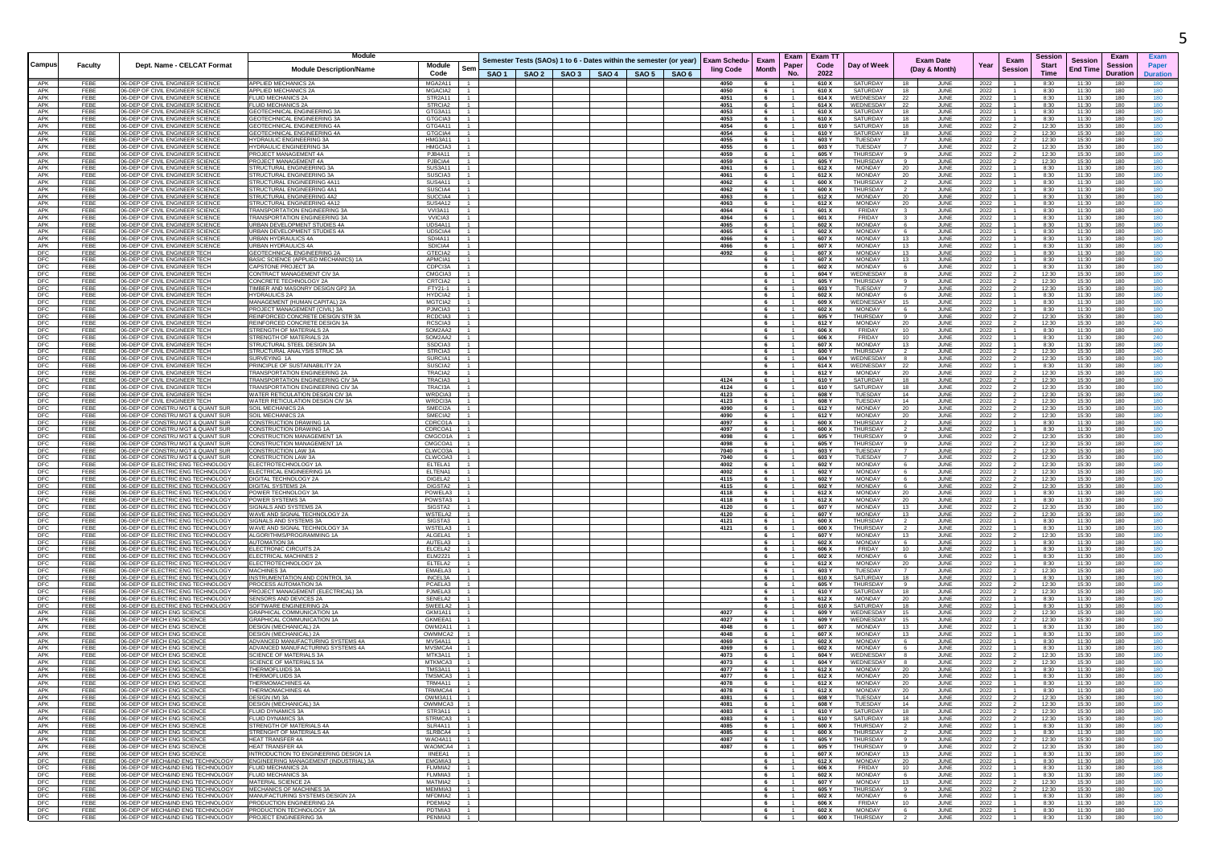| Campus | Faculty | Dept. Name - CELCAT Format | Module Description/Name | Module Code | Sem | SAO 1 | SAO 2 | SAO 3 | SAO 4 | SAO 5 | SAO 6 | Exam Scheduling Code | Exam Month | Exam Paper No. | Exam TT Code 2022 | Day of Week | Exam Date (Day & Month) | | Year | Exam Session | Session Start Time | Session End Time | Exam Session Duration | Exam Paper Duration |
|---|---|---|---|---|---|---|---|---|---|---|---|---|---|---|---|---|---|---|---|---|---|---|---|---|
| | | | Module | | | Semester Tests (SAOs) 1 to 6 - Dates within the semester (or year) | | | | | | | | | | | | | | | | | | |
| APK | FEBE | 06-DEP OF CIVIL ENGINEER SCIENCE | APPLIED MECHANICS 2A | MGA2A11 | 1 | | | | | | | 4050 | 6 | 1 | 610 X | SATURDAY | 18 | JUNE | 2022 | 1 | 8:30 | 11:30 | 180 | 180 |
| APK | FEBE | 06-DEP OF CIVIL ENGINEER SCIENCE | APPLIED MECHANICS 2A | MGACIA2 | 1 | | | | | | | 4050 | 6 | 1 | 610 X | SATURDAY | 18 | JUNE | 2022 | 1 | 8:30 | 11:30 | 180 | 180 |
| APK | FEBE | 06-DEP OF CIVIL ENGINEER SCIENCE | FLUID MECHANICS 2A | STR2A11 | 1 | | | | | | | 4051 | 6 | 1 | 614 X | WEDNESDAY | 22 | JUNE | 2022 | 1 | 8:30 | 11:30 | 180 | 180 |
| APK | FEBE | 06-DEP OF CIVIL ENGINEER SCIENCE | FLUID MECHANICS 2A | STRCIA2 | 1 | | | | | | | 4051 | 6 | 1 | 614 X | WEDNESDAY | 22 | JUNE | 2022 | 1 | 8:30 | 11:30 | 180 | 180 |
| APK | FEBE | 06-DEP OF CIVIL ENGINEER SCIENCE | GEOTECHNICAL ENGINEERING 3A | GTG3A11 | 1 | | | | | | | 4053 | 6 | 1 | 610 X | SATURDAY | 18 | JUNE | 2022 | 1 | 8:30 | 11:30 | 180 | 180 |
| APK | FEBE | 06-DEP OF CIVIL ENGINEER SCIENCE | GEOTECHNICAL ENGINEERING 3A | GTGCIA3 | 1 | | | | | | | 4053 | 6 | 1 | 610 X | SATURDAY | 18 | JUNE | 2022 | 1 | 8:30 | 11:30 | 180 | 180 |
| APK | FEBE | 06-DEP OF CIVIL ENGINEER SCIENCE | GEOTECHNICAL ENGINEERING 4A | GTG4A11 | 1 | | | | | | | 4054 | 6 | 1 | 610 Y | SATURDAY | 18 | JUNE | 2022 | 2 | 12:30 | 15:30 | 180 | 180 |
| APK | FEBE | 06-DEP OF CIVIL ENGINEER SCIENCE | GEOTECHNICAL ENGINEERING 4A | GTGCIA4 | 1 | | | | | | | 4054 | 6 | 1 | 610 Y | SATURDAY | 18 | JUNE | 2022 | 2 | 12:30 | 15:30 | 180 | 180 |
| APK | FEBE | 06-DEP OF CIVIL ENGINEER SCIENCE | HYDRAULIC ENGINEERING 3A | HMG3A11 | 1 | | | | | | | 4055 | 6 | 1 | 603 Y | TUESDAY | 7 | JUNE | 2022 | 2 | 12:30 | 15:30 | 180 | 180 |
| APK | FEBE | 06-DEP OF CIVIL ENGINEER SCIENCE | HYDRAULIC ENGINEERING 3A | HMGCIA3 | 1 | | | | | | | 4055 | 6 | 1 | 603 Y | TUESDAY | 7 | JUNE | 2022 | 2 | 12:30 | 15:30 | 180 | 180 |
| APK | FEBE | 06-DEP OF CIVIL ENGINEER SCIENCE | PROJECT MANAGEMENT 4A | PJB4A11 | 1 | | | | | | | 4059 | 6 | 1 | 605 Y | THURSDAY | 9 | JUNE | 2022 | 2 | 12:30 | 15:30 | 180 | 180 |
| APK | FEBE | 06-DEP OF CIVIL ENGINEER SCIENCE | PROJECT MANAGEMENT 4A | PJBCIA4 | 1 | | | | | | | 4059 | 6 | 1 | 605 Y | THURSDAY | 9 | JUNE | 2022 | 2 | 12:30 | 15:30 | 180 | 180 |
| APK | FEBE | 06-DEP OF CIVIL ENGINEER SCIENCE | STRUCTURAL ENGINEERING 3A | SUS3A11 | 1 | | | | | | | 4061 | 6 | 1 | 612 X | MONDAY | 20 | JUNE | 2022 | 1 | 8:30 | 11:30 | 180 | 180 |
| APK | FEBE | 06-DEP OF CIVIL ENGINEER SCIENCE | STRUCTURAL ENGINEERING 3A | SUSCIA3 | 1 | | | | | | | 4061 | 6 | 1 | 612 X | MONDAY | 20 | JUNE | 2022 | 1 | 8:30 | 11:30 | 180 | 180 |
| APK | FEBE | 06-DEP OF CIVIL ENGINEER SCIENCE | STRUCTURAL ENGINEERING 4A11 | SUS4A11 | 1 | | | | | | | 4062 | 6 | 1 | 600 X | THURSDAY | 2 | JUNE | 2022 | 1 | 8:30 | 11:30 | 180 | 180 |
| APK | FEBE | 06-DEP OF CIVIL ENGINEER SCIENCE | STRUCTURAL ENGINEERING 4A1 | SUSCIA4 | 1 | | | | | | | 4062 | 6 | 1 | 600 X | THURSDAY | 2 | JUNE | 2022 | 1 | 8:30 | 11:30 | 180 | 180 |
| APK | FEBE | 06-DEP OF CIVIL ENGINEER SCIENCE | STRUCTURAL ENGINEERING 4A2 | SUCCIA4 | 1 | | | | | | | 4063 | 6 | 1 | 612 X | MONDAY | 20 | JUNE | 2022 | 1 | 8:30 | 11:30 | 180 | 180 |
| APK | FEBE | 06-DEP OF CIVIL ENGINEER SCIENCE | STRUCTURAL ENGINEERING 4A12 | SUS4A12 | 1 | | | | | | | 4063 | 6 | 1 | 612 X | MONDAY | 20 | JUNE | 2022 | 1 | 8:30 | 11:30 | 180 | 180 |
| APK | FEBE | 06-DEP OF CIVIL ENGINEER SCIENCE | TRANSPORTATION ENGINEERING 3A | VVI3A11 | 1 | | | | | | | 4064 | 6 | 1 | 601 X | FRIDAY | 3 | JUNE | 2022 | 1 | 8:30 | 11:30 | 180 | 180 |
| APK | FEBE | 06-DEP OF CIVIL ENGINEER SCIENCE | TRANSPORTATION ENGINEERING 3A | VVICIA3 | 1 | | | | | | | 4064 | 6 | 1 | 601 X | FRIDAY | 3 | JUNE | 2022 | 1 | 8:30 | 11:30 | 180 | 180 |
| APK | FEBE | 06-DEP OF CIVIL ENGINEER SCIENCE | URBAN DEVELOPMENT STUDIES 4A | UDS4A11 | 1 | | | | | | | 4065 | 6 | 1 | 602 X | MONDAY | 6 | JUNE | 2022 | 1 | 8:30 | 11:30 | 180 | 180 |
| APK | FEBE | 06-DEP OF CIVIL ENGINEER SCIENCE | URBAN DEVELOPMENT STUDIES 4A | UDSCIA4 | 1 | | | | | | | 4065 | 6 | 1 | 602 X | MONDAY | 6 | JUNE | 2022 | 1 | 8:30 | 11:30 | 180 | 180 |
| APK | FEBE | 06-DEP OF CIVIL ENGINEER SCIENCE | URBAN HYDRAULICS 4A | SDI4A11 | 1 | | | | | | | 4066 | 6 | 1 | 607 X | MONDAY | 13 | JUNE | 2022 | 1 | 8:30 | 11:30 | 180 | 180 |
| APK | FEBE | 06-DEP OF CIVIL ENGINEER SCIENCE | URBAN HYDRAULICS 4A | SDICIA4 | 1 | | | | | | | 4066 | 6 | 1 | 607 X | MONDAY | 13 | JUNE | 2022 | 1 | 8:30 | 11:30 | 180 | 180 |
| DFC | FEBE | 06-DEP OF CIVIL ENGINEER TECH | GEOTECHNICAL ENGINEERING 2A | GTECIA2 | 1 | | | | | | | 4092 | 6 | 1 | 607 X | MONDAY | 13 | JUNE | 2022 | 1 | 8:30 | 11:30 | 180 | 180 |
| DFC | FEBE | 06-DEP OF CIVIL ENGINEER TECH | BASIC SCIENCE (APPLIED MECHANICS) 1A | APMCIA1 | 1 | | | | | | | | 6 | 1 | 607 X | MONDAY | 13 | JUNE | 2022 | 1 | 8:30 | 11:30 | 180 | 180 |
| DFC | FEBE | 06-DEP OF CIVIL ENGINEER TECH | CAPSTONE PROJECT 3A | CDPCI3A | 1 | | | | | | | | 6 | 1 | 602 X | MONDAY | 6 | JUNE | 2022 | 1 | 8:30 | 11:30 | 180 | 180 |
| DFC | FEBE | 06-DEP OF CIVIL ENGINEER TECH | CONTRACT MANAGEMENT CIV 3A | CMGCIA3 | 1 | | | | | | | | 6 | 1 | 604 Y | WEDNESDAY | 8 | JUNE | 2022 | 2 | 12:30 | 15:30 | 180 | 180 |
| DFC | FEBE | 06-DEP OF CIVIL ENGINEER TECH | CONCRETE TECHNOLOGY 2A | CRTCIA2 | 1 | | | | | | | | 6 | 1 | 605 Y | THURSDAY | 9 | JUNE | 2022 | 2 | 12:30 | 15:30 | 180 | 180 |
| DFC | FEBE | 06-DEP OF CIVIL ENGINEER TECH | TIMBER AND MASONRY DESIGN GP2 3A | FTY21-1 | 1 | | | | | | | | 6 | 1 | 603 Y | TUESDAY | 7 | JUNE | 2022 | 2 | 12:30 | 15:30 | 180 | 180 |
| DFC | FEBE | 06-DEP OF CIVIL ENGINEER TECH | HYDRAULICS 2A | HYDCIA2 | 1 | | | | | | | | 6 | 1 | 602 X | MONDAY | 6 | JUNE | 2022 | 1 | 8:30 | 11:30 | 180 | 180 |
| DFC | FEBE | 06-DEP OF CIVIL ENGINEER TECH | MANAGEMENT (HUMAN CAPITAL) 2A | MGTCIA2 | 1 | | | | | | | | 6 | 1 | 609 X | WEDNESDAY | 15 | JUNE | 2022 | 1 | 8:30 | 11:30 | 180 | 180 |
| DFC | FEBE | 06-DEP OF CIVIL ENGINEER TECH | PROJECT MANAGEMENT (CIVIL) 3A | PJMCIA3 | 1 | | | | | | | | 6 | 1 | 602 X | MONDAY | 6 | JUNE | 2022 | 1 | 8:30 | 11:30 | 180 | 180 |
| DFC | FEBE | 06-DEP OF CIVIL ENGINEER TECH | REINFORCED CONCRETE DESIGN STR 3A | RCDCIA3 | 1 | | | | | | | | 6 | 1 | 605 Y | THURSDAY | 9 | JUNE | 2022 | 2 | 12:30 | 15:30 | 180 | 180 |
| DFC | FEBE | 06-DEP OF CIVIL ENGINEER TECH | REINFORCED CONCRETE DESIGN 3A | RCSCIA3 | 1 | | | | | | | | 6 | 1 | 612 Y | MONDAY | 20 | JUNE | 2022 | 2 | 12:30 | 15:30 | 180 | 240 |
| DFC | FEBE | 06-DEP OF CIVIL ENGINEER TECH | STRENGTH OF MATERIALS 2A | SOM2AA2 | 1 | | | | | | | | 6 | 1 | 606 X | FRIDAY | 10 | JUNE | 2022 | 1 | 8:30 | 11:30 | 180 | 180 |
| DFC | FEBE | 06-DEP OF CIVIL ENGINEER TECH | STRENGTH OF MATERIALS 2A | SOM2AA2 | 1 | | | | | | | | 6 | 1 | 606 X | FRIDAY | 10 | JUNE | 2022 | 1 | 8:30 | 11:30 | 180 | 240 |
| DFC | FEBE | 06-DEP OF CIVIL ENGINEER TECH | STRUCTURAL STEEL DESIGN 3A | SSDCIA3 | 1 | | | | | | | | 6 | 1 | 607 X | MONDAY | 13 | JUNE | 2022 | 1 | 8:30 | 11:30 | 180 | 180 |
| DFC | FEBE | 06-DEP OF CIVIL ENGINEER TECH | STRUCTURAL ANALYSIS STRUC 3A | STRCIA3 | 1 | | | | | | | | 6 | 1 | 600 Y | THURSDAY | 2 | JUNE | 2022 | 2 | 12:30 | 15:30 | 180 | 240 |
| DFC | FEBE | 06-DEP OF CIVIL ENGINEER TECH | SURVEYING 1A | SURCIA1 | 1 | | | | | | | | 6 | 1 | 604 Y | WEDNESDAY | 8 | JUNE | 2022 | 2 | 12:30 | 15:30 | 180 | 180 |
| DFC | FEBE | 06-DEP OF CIVIL ENGINEER TECH | PRINCIPLE OF SUSTAINABILITY 2A | SUSCIA2 | 1 | | | | | | | | 6 | 1 | 614 X | WEDNESDAY | 22 | JUNE | 2022 | 1 | 8:30 | 11:30 | 180 | 180 |
| DFC | FEBE | 06-DEP OF CIVIL ENGINEER TECH | TRANSPORTATION ENGINEERING 2A | TRACIA2 | 1 | | | | | | | | 6 | 1 | 612 Y | MONDAY | 20 | JUNE | 2022 | 2 | 12:30 | 15:30 | 180 | 180 |
| DFC | FEBE | 06-DEP OF CIVIL ENGINEER TECH | TRANSPORTATION ENGINEERING CIV 3A | TRACIA3 | 1 | | | | | | | 4124 | 6 | 1 | 610 Y | SATURDAY | 18 | JUNE | 2022 | 2 | 12:30 | 15:30 | 180 | 180 |
| DFC | FEBE | 06-DEP OF CIVIL ENGINEER TECH | TRANSPORTATION ENGINEERING CIV 3A | TRACI3A | 1 | | | | | | | 4124 | 6 | 1 | 610 Y | SATURDAY | 18 | JUNE | 2022 | 2 | 12:30 | 15:30 | 180 | 180 |
| DFC | FEBE | 06-DEP OF CIVIL ENGINEER TECH | WATER RETICULATION DESIGN CIV 3A | WRDCIA3 | 1 | | | | | | | 4123 | 6 | 1 | 608 Y | TUESDAY | 14 | JUNE | 2022 | 2 | 12:30 | 15:30 | 180 | 180 |
| DFC | FEBE | 06-DEP OF CIVIL ENGINEER TECH | WATER RETICULATION DESIGN CIV 3A | WRDCI3A | 1 | | | | | | | 4123 | 6 | 1 | 608 Y | TUESDAY | 14 | JUNE | 2022 | 2 | 12:30 | 15:30 | 180 | 180 |
| DFC | FEBE | 06-DEP OF CONSTRU MGT & QUANT SUR | SOIL MECHANICS 2A | SMECI2A | 1 | | | | | | | 4090 | 6 | 1 | 612 Y | MONDAY | 20 | JUNE | 2022 | 2 | 12:30 | 15:30 | 180 | 180 |
| DFC | FEBE | 06-DEP OF CONSTRU MGT & QUANT SUR | SOIL MECHANICS 2A | SMECIA2 | 1 | | | | | | | 4090 | 6 | 1 | 612 Y | MONDAY | 20 | JUNE | 2022 | 2 | 12:30 | 15:30 | 180 | 180 |
| DFC | FEBE | 06-DEP OF CONSTRU MGT & QUANT SUR | CONSTRUCTION DRAWING 1A | CDRCO1A | 1 | | | | | | | 4097 | 6 | 1 | 600 X | THURSDAY | 2 | JUNE | 2022 | 1 | 8:30 | 11:30 | 180 | 180 |
| DFC | FEBE | 06-DEP OF CONSTRU MGT & QUANT SUR | CONSTRUCTION DRAWING 1A | CDRCOA1 | 1 | | | | | | | 4097 | 6 | 1 | 600 X | THURSDAY | 2 | JUNE | 2022 | 1 | 8:30 | 11:30 | 180 | 180 |
| DFC | FEBE | 06-DEP OF CONSTRU MGT & QUANT SUR | CONSTRUCTION MANAGEMENT 1A | CMGCO1A | 1 | | | | | | | 4098 | 6 | 1 | 605 Y | THURSDAY | 9 | JUNE | 2022 | 2 | 12:30 | 15:30 | 180 | 180 |
| DFC | FEBE | 06-DEP OF CONSTRU MGT & QUANT SUR | CONSTRUCTION MANAGEMENT 1A | CMGCOA1 | 1 | | | | | | | 4098 | 6 | 1 | 605 Y | THURSDAY | 9 | JUNE | 2022 | 2 | 12:30 | 15:30 | 180 | 180 |
| DFC | FEBE | 06-DEP OF CONSTRU MGT & QUANT SUR | CONSTRUCTION LAW 3A | CLWCO3A | 1 | | | | | | | 7040 | 6 | 1 | 603 Y | TUESDAY | 7 | JUNE | 2022 | 2 | 12:30 | 15:30 | 180 | 180 |
| DFC | FEBE | 06-DEP OF CONSTRU MGT & QUANT SUR | CONSTRUCTION LAW 3A | CLWCOA3 | 1 | | | | | | | 7040 | 6 | 1 | 603 Y | TUESDAY | 7 | JUNE | 2022 | 2 | 12:30 | 15:30 | 180 | 180 |
| DFC | FEBE | 06-DEP OF ELECTRIC ENG TECHNOLOGY | ELECTROTECHNOLOGY 1A | ELTELA1 | 1 | | | | | | | 4002 | 6 | 1 | 602 Y | MONDAY | 6 | JUNE | 2022 | 2 | 12:30 | 15:30 | 180 | 180 |
| DFC | FEBE | 06-DEP OF ELECTRIC ENG TECHNOLOGY | ELECTRICAL ENGINEERING 1A | ELTENA1 | 1 | | | | | | | 4002 | 6 | 1 | 602 Y | MONDAY | 6 | JUNE | 2022 | 2 | 12:30 | 15:30 | 180 | 180 |
| DFC | FEBE | 06-DEP OF ELECTRIC ENG TECHNOLOGY | DIGITAL TECHNOLOGY 2A | DIGELA2 | 1 | | | | | | | 4115 | 6 | 1 | 602 Y | MONDAY | 6 | JUNE | 2022 | 2 | 12:30 | 15:30 | 180 | 180 |
| DFC | FEBE | 06-DEP OF ELECTRIC ENG TECHNOLOGY | DIGITAL SYSTEMS 2A | DIGSTA2 | 1 | | | | | | | 4115 | 6 | 1 | 602 Y | MONDAY | 6 | JUNE | 2022 | 2 | 12:30 | 15:30 | 180 | 180 |
| DFC | FEBE | 06-DEP OF ELECTRIC ENG TECHNOLOGY | POWER TECHNOLOGY 3A | POWELA3 | 1 | | | | | | | 4118 | 6 | 1 | 612 X | MONDAY | 20 | JUNE | 2022 | 1 | 8:30 | 11:30 | 180 | 180 |
| DFC | FEBE | 06-DEP OF ELECTRIC ENG TECHNOLOGY | POWER SYSTEMS 3A | POWSTA3 | 1 | | | | | | | 4118 | 6 | 1 | 612 X | MONDAY | 20 | JUNE | 2022 | 1 | 8:30 | 11:30 | 180 | 180 |
| DFC | FEBE | 06-DEP OF ELECTRIC ENG TECHNOLOGY | SIGNALS AND SYSTEMS 2A | SIGSTA2 | 1 | | | | | | | 4120 | 6 | 1 | 607 Y | MONDAY | 13 | JUNE | 2022 | 2 | 12:30 | 15:30 | 180 | 180 |
| DFC | FEBE | 06-DEP OF ELECTRIC ENG TECHNOLOGY | WAVE AND SIGNAL TECHNOLOGY 2A | WSTELA2 | 1 | | | | | | | 4120 | 6 | 1 | 607 Y | MONDAY | 13 | JUNE | 2022 | 2 | 12:30 | 15:30 | 180 | 180 |
| DFC | FEBE | 06-DEP OF ELECTRIC ENG TECHNOLOGY | SIGNALS AND SYSTEMS 3A | SIGSTA3 | 1 | | | | | | | 4121 | 6 | 1 | 600 X | THURSDAY | 2 | JUNE | 2022 | 1 | 8:30 | 11:30 | 180 | 180 |
| DFC | FEBE | 06-DEP OF ELECTRIC ENG TECHNOLOGY | WAVE AND SIGNAL TECHNOLOGY 3A | WSTELA3 | 1 | | | | | | | 4121 | 6 | 1 | 600 X | THURSDAY | 2 | JUNE | 2022 | 1 | 8:30 | 11:30 | 180 | 180 |
| DFC | FEBE | 06-DEP OF ELECTRIC ENG TECHNOLOGY | ALGORITHMS/PROGRAMMING 1A | ALGELA1 | 1 | | | | | | | | 6 | 1 | 607 Y | MONDAY | 13 | JUNE | 2022 | 2 | 12:30 | 15:30 | 180 | 180 |
| DFC | FEBE | 06-DEP OF ELECTRIC ENG TECHNOLOGY | AUTOMATION 3A | AUTELA3 | 1 | | | | | | | | 6 | 1 | 602 X | MONDAY | 6 | JUNE | 2022 | 1 | 8:30 | 11:30 | 180 | 180 |
| DFC | FEBE | 06-DEP OF ELECTRIC ENG TECHNOLOGY | ELECTRONIC CIRCUITS 2A | ELCELA2 | 1 | | | | | | | | 6 | 1 | 606 X | FRIDAY | 10 | JUNE | 2022 | 1 | 8:30 | 11:30 | 180 | 180 |
| DFC | FEBE | 06-DEP OF ELECTRIC ENG TECHNOLOGY | ELECTRICAL MACHINES 2 | ELM2221 | 1 | | | | | | | | 6 | 1 | 602 X | MONDAY | 6 | JUNE | 2022 | 1 | 8:30 | 11:30 | 180 | 180 |
| DFC | FEBE | 06-DEP OF ELECTRIC ENG TECHNOLOGY | ELECTROTECHNOLOGY 2A | ELTELA2 | 1 | | | | | | | | 6 | 1 | 612 X | MONDAY | 20 | JUNE | 2022 | 1 | 8:30 | 11:30 | 180 | 180 |
| DFC | FEBE | 06-DEP OF ELECTRIC ENG TECHNOLOGY | MACHINES 3A | EMAELA3 | 1 | | | | | | | | 6 | 1 | 603 Y | TUESDAY | 7 | JUNE | 2022 | 2 | 12:30 | 15:30 | 180 | 180 |
| DFC | FEBE | 06-DEP OF ELECTRIC ENG TECHNOLOGY | INSTRUMENTATION AND CONTROL 3A | INCEL3A | 1 | | | | | | | | 6 | 1 | 610 X | SATURDAY | 18 | JUNE | 2022 | 1 | 8:30 | 11:30 | 180 | 180 |
| DFC | FEBE | 06-DEP OF ELECTRIC ENG TECHNOLOGY | PROCESS AUTOMATION 3A | PCAELA3 | 1 | | | | | | | | 6 | 1 | 605 Y | THURSDAY | 9 | JUNE | 2022 | 2 | 12:30 | 15:30 | 180 | 180 |
| DFC | FEBE | 06-DEP OF ELECTRIC ENG TECHNOLOGY | PROJECT MANAGEMENT (ELECTRICAL) 3A | PJMELA3 | 1 | | | | | | | | 6 | 1 | 610 Y | SATURDAY | 18 | JUNE | 2022 | 2 | 12:30 | 15:30 | 180 | 180 |
| DFC | FEBE | 06-DEP OF ELECTRIC ENG TECHNOLOGY | SENSORS AND DEVICES 2A | SENELA2 | 1 | | | | | | | | 6 | 1 | 612 X | MONDAY | 20 | JUNE | 2022 | 1 | 8:30 | 11:30 | 180 | 180 |
| DFC | FEBE | 06-DEP OF ELECTRIC ENG TECHNOLOGY | SOFTWARE ENGINEERING 2A | SWEELA2 | 1 | | | | | | | | 6 | 1 | 610 X | SATURDAY | 18 | JUNE | 2022 | 1 | 8:30 | 11:30 | 180 | 180 |
| APK | FEBE | 06-DEP OF MECH ENG SCIENCE | GRAPHICAL COMMUNICATION 1A | GKM1A11 | 1 | | | | | | | 4027 | 6 | 1 | 609 Y | WEDNESDAY | 15 | JUNE | 2022 | 2 | 12:30 | 15:30 | 180 | 180 |
| APK | FEBE | 06-DEP OF MECH ENG SCIENCE | GRAPHICAL COMMUNICATION 1A | GKMEEA1 | 1 | | | | | | | 4027 | 6 | 1 | 609 Y | WEDNESDAY | 15 | JUNE | 2022 | 2 | 12:30 | 15:30 | 180 | 180 |
| APK | FEBE | 06-DEP OF MECH ENG SCIENCE | DESIGN (MECHANICAL) 2A | OWM2A11 | 1 | | | | | | | 4048 | 6 | 1 | 607 X | MONDAY | 13 | JUNE | 2022 | 1 | 8:30 | 11:30 | 180 | 180 |
| APK | FEBE | 06-DEP OF MECH ENG SCIENCE | DESIGN (MECHANICAL) 2A | OWMMCA2 | 1 | | | | | | | 4048 | 6 | 1 | 607 X | MONDAY | 13 | JUNE | 2022 | 1 | 8:30 | 11:30 | 180 | 180 |
| APK | FEBE | 06-DEP OF MECH ENG SCIENCE | ADVANCED MANUFACTURING SYSTEMS 4A | MVS4A11 | 1 | | | | | | | 4069 | 6 | 1 | 602 X | MONDAY | 6 | JUNE | 2022 | 1 | 8:30 | 11:30 | 180 | 180 |
| APK | FEBE | 06-DEP OF MECH ENG SCIENCE | ADVANCED MANUFACTURING SYSTEMS 4A | MVSMCA4 | 1 | | | | | | | 4069 | 6 | 1 | 602 X | MONDAY | 6 | JUNE | 2022 | 1 | 8:30 | 11:30 | 180 | 180 |
| APK | FEBE | 06-DEP OF MECH ENG SCIENCE | SCIENCE OF MATERIALS 3A | MTK3A11 | 1 | | | | | | | 4073 | 6 | 1 | 604 Y | WEDNESDAY | 8 | JUNE | 2022 | 2 | 12:30 | 15:30 | 180 | 180 |
| APK | FEBE | 06-DEP OF MECH ENG SCIENCE | SCIENCE OF MATERIALS 3A | MTKMCA3 | 1 | | | | | | | 4073 | 6 | 1 | 604 Y | WEDNESDAY | 8 | JUNE | 2022 | 2 | 12:30 | 15:30 | 180 | 180 |
| APK | FEBE | 06-DEP OF MECH ENG SCIENCE | THERMOFLUIDS 3A | TMS3A11 | 1 | | | | | | | 4077 | 6 | 1 | 612 X | MONDAY | 20 | JUNE | 2022 | 1 | 8:30 | 11:30 | 180 | 180 |
| APK | FEBE | 06-DEP OF MECH ENG SCIENCE | THERMOFLUIDS 3A | TMSMCA3 | 1 | | | | | | | 4077 | 6 | 1 | 612 X | MONDAY | 20 | JUNE | 2022 | 1 | 8:30 | 11:30 | 180 | 180 |
| APK | FEBE | 06-DEP OF MECH ENG SCIENCE | THERMOMACHINES 4A | TRM4A11 | 1 | | | | | | | 4078 | 6 | 1 | 612 X | MONDAY | 20 | JUNE | 2022 | 1 | 8:30 | 11:30 | 180 | 180 |
| APK | FEBE | 06-DEP OF MECH ENG SCIENCE | THERMOMACHINES 4A | TRMMCA4 | 1 | | | | | | | 4078 | 6 | 1 | 612 X | MONDAY | 20 | JUNE | 2022 | 1 | 8:30 | 11:30 | 180 | 180 |
| APK | FEBE | 06-DEP OF MECH ENG SCIENCE | DESIGN (M) 3A | OWM3A11 | 1 | | | | | | | 4081 | 6 | 1 | 608 Y | TUESDAY | 14 | JUNE | 2022 | 2 | 12:30 | 15:30 | 180 | 180 |
| APK | FEBE | 06-DEP OF MECH ENG SCIENCE | DESIGN (MECHANICAL) 3A | OWMMCA3 | 1 | | | | | | | 4081 | 6 | 1 | 608 Y | TUESDAY | 14 | JUNE | 2022 | 2 | 12:30 | 15:30 | 180 | 180 |
| APK | FEBE | 06-DEP OF MECH ENG SCIENCE | FLUID DYNAMICS 3A | STR3A11 | 1 | | | | | | | 4083 | 6 | 1 | 610 Y | SATURDAY | 18 | JUNE | 2022 | 2 | 12:30 | 15:30 | 180 | 180 |
| APK | FEBE | 06-DEP OF MECH ENG SCIENCE | FLUID DYNAMICS 3A | STRMCA3 | 1 | | | | | | | 4083 | 6 | 1 | 610 Y | SATURDAY | 18 | JUNE | 2022 | 2 | 12:30 | 15:30 | 180 | 180 |
| APK | FEBE | 06-DEP OF MECH ENG SCIENCE | STRENGTH OF MATERIALS 4A | SLR4A11 | 1 | | | | | | | 4085 | 6 | 1 | 600 X | THURSDAY | 2 | JUNE | 2022 | 1 | 8:30 | 11:30 | 180 | 180 |
| APK | FEBE | 06-DEP OF MECH ENG SCIENCE | STRENGHT OF MATERIALS 4A | SLRBCA4 | 1 | | | | | | | 4085 | 6 | 1 | 600 X | THURSDAY | 2 | JUNE | 2022 | 1 | 8:30 | 11:30 | 180 | 180 |
| APK | FEBE | 06-DEP OF MECH ENG SCIENCE | HEAT TRANSFER 4A | WAO4A11 | 1 | | | | | | | 4087 | 6 | 1 | 605 Y | THURSDAY | 9 | JUNE | 2022 | 2 | 12:30 | 15:30 | 180 | 180 |
| APK | FEBE | 06-DEP OF MECH ENG SCIENCE | HEAT TRANSFER 4A | WAOMCA4 | 1 | | | | | | | 4087 | 6 | 1 | 605 Y | THURSDAY | 9 | JUNE | 2022 | 2 | 12:30 | 15:30 | 180 | 180 |
| APK | FEBE | 06-DEP OF MECH ENG SCIENCE | INTRODUCTION TO ENGINEERING DESIGN 1A | IINEEA1 | 1 | | | | | | | | 6 | 1 | 607 X | MONDAY | 13 | JUNE | 2022 | 1 | 8:30 | 11:30 | 180 | 180 |
| DFC | FEBE | 06-DEP OF MECH&IND ENG TECHNOLOGY | ENGINEERING MANAGEMENT (INDUSTRIAL) 3A | EMGMIA3 | 1 | | | | | | | | 6 | 1 | 612 X | MONDAY | 20 | JUNE | 2022 | 1 | 8:30 | 11:30 | 180 | 180 |
| DFC | FEBE | 06-DEP OF MECH&IND ENG TECHNOLOGY | FLUID MECHANICS 2A | FLMMIA2 | 1 | | | | | | | | 6 | 1 | 606 X | FRIDAY | 10 | JUNE | 2022 | 1 | 8:30 | 11:30 | 180 | 180 |
| DFC | FEBE | 06-DEP OF MECH&IND ENG TECHNOLOGY | FLUID MECHANICS 3A | FLMMIA3 | 1 | | | | | | | | 6 | 1 | 602 X | MONDAY | 6 | JUNE | 2022 | 1 | 8:30 | 11:30 | 180 | 180 |
| DFC | FEBE | 06-DEP OF MECH&IND ENG TECHNOLOGY | MATERIAL SCIENCE 2A | MATMIA2 | 1 | | | | | | | | 6 | 1 | 607 Y | MONDAY | 13 | JUNE | 2022 | 2 | 12:30 | 15:30 | 180 | 180 |
| DFC | FEBE | 06-DEP OF MECH&IND ENG TECHNOLOGY | MECHANICS OF MACHINES 3A | MEMMIA3 | 1 | | | | | | | | 6 | 1 | 605 Y | THURSDAY | 9 | JUNE | 2022 | 2 | 12:30 | 15:30 | 180 | 180 |
| DFC | FEBE | 06-DEP OF MECH&IND ENG TECHNOLOGY | MANUFACTURING SYSTEMS DESIGN 2A | MFDMIA2 | 1 | | | | | | | | 6 | 1 | 602 X | MONDAY | 6 | JUNE | 2022 | 1 | 8:30 | 11:30 | 180 | 180 |
| DFC | FEBE | 06-DEP OF MECH&IND ENG TECHNOLOGY | PRODUCTION ENGINEERING 2A | PDEMIA2 | 1 | | | | | | | | 6 | 1 | 606 X | FRIDAY | 10 | JUNE | 2022 | 1 | 8:30 | 11:30 | 180 | 120 |
| DFC | FEBE | 06-DEP OF MECH&IND ENG TECHNOLOGY | PRODUCTION TECHNOLOGY 3A | PDTMIA3 | 1 | | | | | | | | 6 | 1 | 602 X | MONDAY | 6 | JUNE | 2022 | 1 | 8:30 | 11:30 | 180 | 180 |
| DFC | FEBE | 06-DEP OF MECH&IND ENG TECHNOLOGY | PROJECT ENGINEERING 3A | PENMIA3 | 1 | | | | | | | | 6 | 1 | 600 X | THURSDAY | 2 | JUNE | 2022 | 1 | 8:30 | 11:30 | 180 | 180 |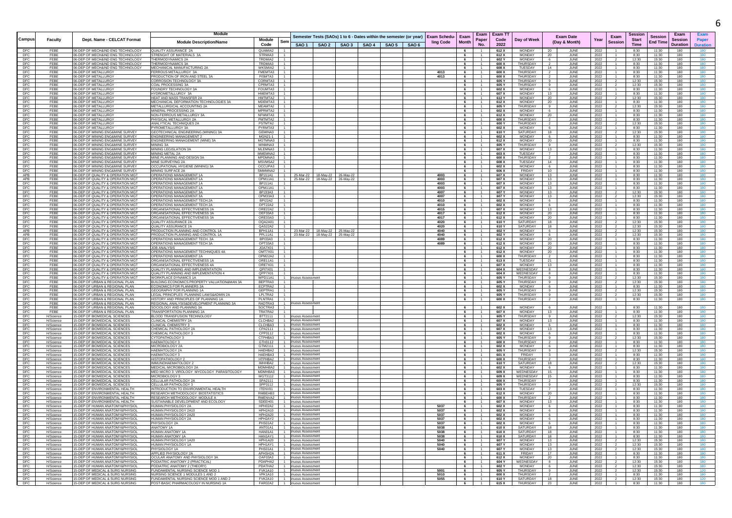| Campus | Faculty | Dept. Name - CELCAT Format | Module Description/Name | Module Code | Sem | SAO 1 | SAO 2 | SAO 3 | SAO 4 | SAO 5 | SAO 6 | Exam Scheduling Code | Exam Month | Exam Paper No. | Exam TT Code 2022 | Day of Week | Exam Date (Day & Month) | | Year | Exam Session | Session Start Time | Session End Time | Exam Session Duration | Exam Paper Duration |
|---|---|---|---|---|---|---|---|---|---|---|---|---|---|---|---|---|---|---|---|---|---|---|---|---|
| | | | | | | Semester Tests (SAOs) 1 to 6 - Dates within the semester (or year) | | | | | | | | | | | | | | | | | | |
| DFC | FEBE | 06-DEP OF MECH&IND ENG TECHNOLOGY | QUALITY ASSURANCE 2A | QUAMIA2 | 1 | | | | | | | | 6 | 1 | 612 X | MONDAY | 20 | JUNE | 2022 | 1 | 8:30 | 11:30 | 180 | 180 |
| DFC | FEBE | 06-DEP OF MECH&IND ENG TECHNOLOGY | STRENGHT OF MATERIALS 3A | STRMIA3 | 1 | | | | | | | | 6 | 1 | 612 X | MONDAY | 20 | JUNE | 2022 | 1 | 8:30 | 11:30 | 180 | 180 |
| DFC | FEBE | 06-DEP OF MECH&IND ENG TECHNOLOGY | THERMODYNAMICS 2A | TRDMIA2 | 1 | | | | | | | | 6 | 1 | 602 Y | MONDAY | 6 | JUNE | 2022 | 2 | 12:30 | 15:30 | 180 | 180 |
| DFC | FEBE | 06-DEP OF MECH&IND ENG TECHNOLOGY | THERMODYNAMICS 3A | TRDMIA3 | 1 | | | | | | | | 6 | 1 | 600 X | THURSDAY | 2 | JUNE | 2022 | 1 | 8:30 | 11:30 | 180 | 180 |
| DFC | FEBE | 06-DEP OF MECH&IND ENG TECHNOLOGY | MECHANICAL MANUFACTURING 2A | WKSMIA2 | 1 | | | | | | | | 6 | 1 | 608 X | TUESDAY | 14 | JUNE | 2022 | 1 | 8:30 | 11:30 | 180 | 180 |
| DFC | FEBE | 06-DEP OF METALLURGY | FERROUS METALLURGY 3A | FMEMTA3 | 1 | | | | | | | 4013 | 6 | 1 | 600 X | THURSDAY | 2 | JUNE | 2022 | 1 | 8:30 | 11:30 | 180 | 180 |
| DFC | FEBE | 06-DEP OF METALLURGY | PRODUCTION OF IRON AND STEEL 3A | PISMTA3 | 1 | | | | | | | 4013 | 6 | 1 | 600 X | THURSDAY | 2 | JUNE | 2022 | 1 | 8:30 | 11:30 | 180 | 180 |
| DFC | FEBE | 06-DEP OF METALLURGY | CORROSION TECHNOLOGY 3A | CORMTA3 | 1 | | | | | | | | 6 | 1 | 605 Y | THURSDAY | 9 | JUNE | 2022 | 2 | 12:30 | 15:30 | 180 | 180 |
| DFC | FEBE | 06-DEP OF METALLURGY | COAL PROCESSING 3A | CPRMTA3 | 1 | | | | | | | | 6 | 1 | 605 Y | THURSDAY | 9 | JUNE | 2022 | 2 | 12:30 | 15:30 | 180 | 180 |
| DFC | FEBE | 06-DEP OF METALLURGY | FOUNDRY TECHNOLOGY 3A | FOUMTA3 | 1 | | | | | | | | 6 | 1 | 602 X | MONDAY | 6 | JUNE | 2022 | 1 | 8:30 | 11:30 | 180 | 180 |
| DFC | FEBE | 06-DEP OF METALLURGY | HYDROMETALLURGY 3A | HMEMTA3 | 1 | | | | | | | | 6 | 1 | 607 X | MONDAY | 13 | JUNE | 2022 | 1 | 8:30 | 11:30 | 180 | 180 |
| DFC | FEBE | 06-DEP OF METALLURGY | HEAT AND MASS TRANSFER 2A | HMTMTA2 | 1 | | | | | | | | 6 | 1 | 612 Y | MONDAY | 20 | JUNE | 2022 | 2 | 12:30 | 15:30 | 180 | 180 |
| DFC | FEBE | 06-DEP OF METALLURGY | MECHANICAL DEFORMATION TECHNOLOGIES 3A | MDEMTA3 | 1 | | | | | | | | 6 | 1 | 612 X | MONDAY | 20 | JUNE | 2022 | 1 | 8:30 | 11:30 | 180 | 180 |
| DFC | FEBE | 06-DEP OF METALLURGY | METALLURGICAL ACCOUNTING 2A | MEAMTA2 | 1 | | | | | | | | 6 | 1 | 605 Y | THURSDAY | 9 | JUNE | 2022 | 2 | 12:30 | 15:30 | 180 | 180 |
| DFC | FEBE | 06-DEP OF METALLURGY | MINERAL PROCESSING 2A | MPRMTA2 | 1 | | | | | | | | 6 | 1 | 602 X | MONDAY | 6 | JUNE | 2022 | 1 | 8:30 | 11:30 | 180 | 180 |
| DFC | FEBE | 06-DEP OF METALLURGY | NON-FERROUS METALLURGY 3A | NFMMTA3 | 1 | | | | | | | | 6 | 1 | 612 X | MONDAY | 20 | JUNE | 2022 | 1 | 8:30 | 11:30 | 180 | 180 |
| DFC | FEBE | 06-DEP OF METALLURGY | PHYSICAL METALLURGY 2A | PMTMTA2 | 1 | | | | | | | | 6 | 1 | 600 X | THURSDAY | 2 | JUNE | 2022 | 1 | 8:30 | 11:30 | 180 | 180 |
| DFC | FEBE | 06-DEP OF METALLURGY | ANALYTICAL TECHNIQUES 2A | PSTMTA2 | 1 | | | | | | | | 6 | 1 | 600 Y | THURSDAY | 2 | JUNE | 2022 | 2 | 12:30 | 15:30 | 180 | 180 |
| DFC | FEBE | 06-DEP OF METALLURGY | PYROMETALLURGY 3A | PYRMTA3 | 1 | | | | | | | | 6 | 1 | 602 X | MONDAY | 6 | JUNE | 2022 | 1 | 8:30 | 11:30 | 180 | 180 |
| DFC | FEBE | 06-DEP OF MINING ENG&MINE SURVEY | GEOTECHNICAL ENGINEERING (MINING) 3A | GEMINA3 | 1 | | | | | | | | 6 | 1 | 610 Y | SATURDAY | 18 | JUNE | 2022 | 2 | 12:30 | 15:30 | 180 | 180 |
| DFC | FEBE | 06-DEP OF MINING ENG&MINE SURVEY | ENGINEERING MANAGEMENT 2 | MGN21-1 | 1 | | | | | | | | 6 | 1 | 602 X | MONDAY | 6 | JUNE | 2022 | 1 | 8:30 | 11:30 | 180 | 180 |
| DFC | FEBE | 06-DEP OF MINING ENG&MINE SURVEY | ENGINEERING MANAGEMENT (MINE) 3A | MGTMNA3 | 1 | | | | | | | | 6 | 1 | 612 X | MONDAY | 20 | JUNE | 2022 | 1 | 8:30 | 11:30 | 180 | 180 |
| DFC | FEBE | 06-DEP OF MINING ENG&MINE SURVEY | MINING 3A | MINMNA3 | 1 | | | | | | | | 6 | 1 | 605 Y | THURSDAY | 9 | JUNE | 2022 | 2 | 12:30 | 15:30 | 180 | 180 |
| DFC | FEBE | 06-DEP OF MINING ENG&MINE SURVEY | MINING LEGISLATION 3A | MLEMNA3 | 1 | | | | | | | | 6 | 1 | 607 X | MONDAY | 13 | JUNE | 2022 | 1 | 8:30 | 11:30 | 180 | 180 |
| DFC | FEBE | 06-DEP OF MINING ENG&MINE SURVEY | MINING METAL 2A | MMEMNA2 | 1 | | | | | | | | 6 | 1 | 603 X | TUESDAY | 7 | JUNE | 2022 | 1 | 8:30 | 11:30 | 180 | 180 |
| DFC | FEBE | 06-DEP OF MINING ENG&MINE SURVEY | MINE PLANNING AND DESIGN 3A | MPDMNA3 | 1 | | | | | | | | 6 | 1 | 600 X | THURSDAY | 2 | JUNE | 2022 | 1 | 8:30 | 11:30 | 180 | 180 |
| DFC | FEBE | 06-DEP OF MINING ENG&MINE SURVEY | MINE SURVEYING 2A | MSVMSA2 | 1 | | | | | | | | 6 | 1 | 608 X | TUESDAY | 14 | JUNE | 2022 | 1 | 8:30 | 11:30 | 180 | 180 |
| DFC | FEBE | 06-DEP OF MINING ENG&MINE SURVEY | OCCUPATIONAL HYGIENE (MINING) 3A | OCCUPA3 | 1 | | | | | | | | 6 | 1 | 602 X | MONDAY | 6 | JUNE | 2022 | 1 | 8:30 | 11:30 | 180 | 180 |
| DFC | FEBE | 06-DEP OF MINING ENG&MINE SURVEY | MINING SURFACE 2A | SMMMNA2 | 1 | | | | | | | | 6 | 1 | 606 X | FRIDAY | 10 | JUNE | 2022 | 1 | 8:30 | 11:30 | 180 | 180 |
| APB | FEBE | 06-DEP OF QUALITY & OPERATION MGT | OPERATIONS MANAGEMENT 1A | BPJ11A1 | 1 | 25-Mar-22 | 18-May-22 | 26-May-22 | | | | 4003 | 6 | 1 | 607 X | MONDAY | 13 | JUNE | 2022 | 1 | 8:30 | 11:30 | 180 | 180 |
| APB | FEBE | 06-DEP OF QUALITY & OPERATION MGT | OPERATIONS MANAGEMENT 1A | OPM11A1 | 1 | 25-Mar-22 | 18-May-22 | 26-May-22 | | | | 4003 | 6 | 1 | 607 X | MONDAY | 13 | JUNE | 2022 | 1 | 8:30 | 11:30 | 180 | 180 |
| DFC | FEBE | 06-DEP OF QUALITY & OPERATION MGT | OPERATIONS MANAGEMENT 1A | BPJ11A1 | 1 | | | | | | | 4003 | 6 | 1 | 607 X | MONDAY | 13 | JUNE | 2022 | 1 | 8:30 | 11:30 | 180 | 180 |
| DFC | FEBE | 06-DEP OF QUALITY & OPERATION MGT | OPERATIONS MANAGEMENT 1A | OPM11A1 | 1 | | | | | | | 4003 | 6 | 1 | 607 X | MONDAY | 13 | JUNE | 2022 | 1 | 8:30 | 11:30 | 180 | 180 |
| DFC | FEBE | 06-DEP OF QUALITY & OPERATION MGT | OPERATIONS MANAGEMENT 3A | BPJ33A3 | 1 | | | | | | | 4007 | 6 | 1 | 607 Y | MONDAY | 13 | JUNE | 2022 | 2 | 12:30 | 15:30 | 180 | 180 |
| DFC | FEBE | 06-DEP OF QUALITY & OPERATION MGT | OPERATIONS MANAGEMENT 3A | OPM33A3 | 1 | | | | | | | 4007 | 6 | 1 | 607 Y | MONDAY | 13 | JUNE | 2022 | 2 | 12:30 | 15:30 | 180 | 180 |
| DFC | FEBE | 06-DEP OF QUALITY & OPERATION MGT | OPERATIONS MANAGEMENT TECH 2A | BPI22A2 | 1 | | | | | | | 4010 | 6 | 1 | 602 X | MONDAY | 6 | JUNE | 2022 | 1 | 8:30 | 11:30 | 180 | 180 |
| DFC | FEBE | 06-DEP OF QUALITY & OPERATION MGT | OPERATIONS MANAGEMENT TECH 2A | OPT22A2 | 1 | | | | | | | 4010 | 6 | 1 | 602 X | MONDAY | 6 | JUNE | 2022 | 1 | 8:30 | 11:30 | 180 | 180 |
| DFC | FEBE | 06-DEP OF QUALITY & OPERATION MGT | ORGANISATIONAL EFFECTIVENESS 2A | ORE22A2 | 1 | | | | | | | 4015 | 6 | 1 | 607 X | MONDAY | 13 | JUNE | 2022 | 1 | 8:30 | 11:30 | 180 | 180 |
| DFC | FEBE | 06-DEP OF QUALITY & OPERATION MGT | ORGANISATIONAL EFFECTIVENESS 3A | OEF33A3 | 1 | | | | | | | 4017 | 6 | 1 | 612 X | MONDAY | 20 | JUNE | 2022 | 1 | 8:30 | 11:30 | 180 | 180 |
| DFC | FEBE | 06-DEP OF QUALITY & OPERATION MGT | ORGANISATIONAL EFFECTIVENESS 3A | ORE33A3 | 1 | | | | | | | 4017 | 6 | 1 | 612 X | MONDAY | 20 | JUNE | 2022 | 1 | 8:30 | 11:30 | 180 | 180 |
| DFC | FEBE | 06-DEP OF QUALITY & OPERATION MGT | QUALITY ASSURANCE 2A | OQA2A01 | 1 | | | | | | | 4020 | 6 | 1 | 610 Y | SATURDAY | 18 | JUNE | 2022 | 2 | 12:30 | 15:30 | 180 | 180 |
| DFC | FEBE | 06-DEP OF QUALITY & OPERATION MGT | QUALITY ASSURANCE 2A | QAS22A2 | 1 | | | | | | | 4020 | 6 | 1 | 610 Y | SATURDAY | 18 | JUNE | 2022 | 2 | 12:30 | 15:30 | 180 | 180 |
| APB | FEBE | 06-DEP OF QUALITY & OPERATION MGT | PRODUCTION PLANNING AND CONTROL 1A | BPH11A1 | 1 | 23-Mar-22 | 18-May-22 | 25-May-22 | | | | 4040 | 6 | 1 | 602 Y | MONDAY | 6 | JUNE | 2022 | 2 | 12:30 | 15:30 | 180 | 180 |
| APB | FEBE | 06-DEP OF QUALITY & OPERATION MGT | PRODUCTION PLANNING AND CONTROL 1A | PPL11A1 | 1 | 23-Mar-22 | 18-May-22 | 25-May-22 | | | | 4040 | 6 | 1 | 602 Y | MONDAY | 6 | JUNE | 2022 | 2 | 12:30 | 15:30 | 180 | 180 |
| DFC | FEBE | 06-DEP OF QUALITY & OPERATION MGT | OPERATIONS MANAGEMENT TECH. 3A | BPI33A3 | 1 | | | | | | | 4089 | 6 | 1 | 612 X | MONDAY | 20 | JUNE | 2022 | 1 | 8:30 | 11:30 | 180 | 180 |
| DFC | FEBE | 06-DEP OF QUALITY & OPERATION MGT | OPERATIONS MANAGEMENT TECH 3A | OPT33A3 | 1 | | | | | | | 4089 | 6 | 1 | 612 X | MONDAY | 20 | JUNE | 2022 | 1 | 8:30 | 11:30 | 180 | 180 |
| DFC | FEBE | 06-DEP OF QUALITY & OPERATION MGT | JOB ANALYSIS | JOA7X01 | 1 | | | | | | | | 6 | 1 | 612 X | MONDAY | 20 | JUNE | 2022 | 1 | 8:30 | 11:30 | 180 | 180 |
| DFC | FEBE | 06-DEP OF QUALITY & OPERATION MGT | OPERATIONS MANAGEMENT TECHNIQUES 4A | OMT7X01 | 1 | | | | | | | | 6 | 1 | 612 X | MONDAY | 20 | JUNE | 2022 | 1 | 8:30 | 11:30 | 180 | 180 |
| DFC | FEBE | 06-DEP OF QUALITY & OPERATION MGT | OPERATIONS MANAGEMENT 2A | OPM22A2 | 1 | | | | | | | | 6 | 1 | 600 X | THURSDAY | 2 | JUNE | 2022 | 1 | 8:30 | 11:30 | 180 | 180 |
| DFC | FEBE | 06-DEP OF QUALITY & OPERATION MGT | ORGANISATIONAL EFFECTIVENESS 1A | ORE11A1 | 1 | | | | | | | | 6 | 1 | 613 X | TUESDAY | 21 | JUNE | 2022 | 1 | 8:30 | 11:30 | 180 | 180 |
| DFC | FEBE | 06-DEP OF QUALITY & OPERATION MGT | ORGANISATIONAL EFFECTIVENESS 4A | ORE7X01 | 1 | | | | | | | | 6 | 1 | 607 X | MONDAY | 13 | JUNE | 2022 | 1 | 8:30 | 11:30 | 180 | 180 |
| DFC | FEBE | 06-DEP OF QUALITY & OPERATION MGT | QUALITY PLANNING AND IMPLEMENTATION | QPI7X01 | 1 | | | | | | | | 6 | 1 | 604 X | WEDNESDAY | 8 | JUNE | 2022 | 1 | 8:30 | 11:30 | 180 | 180 |
| DFC | FEBE | 06-DEP OF QUALITY & OPERATION MGT | QUALITY PLANNING AND IMPLEMENTATION 4 | QPP7X01 | 1 | | | | | | | | 6 | 1 | 604 X | WEDNESDAY | 8 | JUNE | 2022 | 1 | 8:30 | 11:30 | 180 | 180 |
| DFC | FEBE | 06-DEP OF QUALITY & OPERATION MGT | WORKPLACE DYNAMICS 1A | WPD11A1 | 1 | inuous Assessment | | | | | | | 6 | 1 | 605 Y | THURSDAY | 9 | JUNE | 2022 | 2 | 12:30 | 15:30 | 180 | 180 |
| DFC | FEBE | 06-DEP OF URBAN & REGIONAL PLAN | BUILDING ECONOMICS PROPERTY VALUATION&MAN 3A | BEPTRA3 | 1 | | | | | | | | 6 | 1 | 605 Y | THURSDAY | 9 | JUNE | 2022 | 2 | 12:30 | 15:30 | 180 | 180 |
| DFC | FEBE | 06-DEP OF URBAN & REGIONAL PLAN | ECONOMICS FOR PLANNERS 2A | ECPTRA2 | 1 | | | | | | | | 6 | 1 | 602 X | MONDAY | 6 | JUNE | 2022 | 1 | 8:30 | 11:30 | 180 | 180 |
| DFC | FEBE | 06-DEP OF URBAN & REGIONAL PLAN | GEOGRAPHY FOR PLANNING 1A | GEPTRA1 | 1 | | | | | | | | 6 | 1 | 605 Y | THURSDAY | 9 | JUNE | 2022 | 2 | 12:30 | 15:30 | 180 | 180 |
| DFC | FEBE | 06-DEP OF URBAN & REGIONAL PLAN | LEGAL PRINCIPLES: PLANNING LAWS&ADMIN 2A | LPLTRA2 | 1 | | | | | | | | 6 | 1 | 605 Y | THURSDAY | 9 | JUNE | 2022 | 2 | 12:30 | 15:30 | 180 | 180 |
| DFC | FEBE | 06-DEP OF URBAN & REGIONAL PLAN | HISTORY AND PRINCIPLES OF PLANNING 1A | PLNTRA1 | 1 | | | | | | | | 6 | 1 | 600 X | THURSDAY | 2 | JUNE | 2022 | 1 | 8:30 | 11:30 | 180 | 180 |
| DFC | FEBE | 06-DEP OF URBAN & REGIONAL PLAN | REGIONAL ANALYSIS&DEVELOPMENT PLANNING 3A | RADTRA3 | 1 | inuous Assessment | | | | | | | | | | | | | | | | | | |
| DFC | FEBE | 06-DEP OF URBAN & REGIONAL PLAN | SOCIOLOGY AND PLANNING 3A | SOCTRA3 | 1 | | | | | | | | 6 | 1 | 602 X | MONDAY | 6 | JUNE | 2022 | 1 | 8:30 | 11:30 | 180 | 180 |
| DFC | FEBE | 06-DEP OF URBAN & REGIONAL PLAN | TRANSPORTATION PLANNING 2A | TRATRA2 | 1 | | | | | | | | 6 | 1 | 607 X | MONDAY | 13 | JUNE | 2022 | 1 | 8:30 | 11:30 | 180 | 180 |
| DFC | H/Science | 15-DEP OF BIOMEDICAL SCIENCES | BLOOD TRANSFUSION TECHNOLOGY | BTT2111 | 1 | inuous Assessment | | | | | | | 6 | 1 | 605 Y | THURSDAY | 9 | JUNE | 2022 | 2 | 12:30 | 15:30 | 180 | 180 |
| DFC | H/Science | 15-DEP OF BIOMEDICAL SCIENCES | CLINICAL CHEMISTRY 2A | CLCHBA2 | 1 | inuous Assessment | | | | | | | 6 | 1 | 607 X | MONDAY | 13 | JUNE | 2022 | 1 | 8:30 | 11:30 | 180 | 180 |
| DFC | H/Science | 15-DEP OF BIOMEDICAL SCIENCES | CLINICAL CHEMISTRY 3 | CLCHBA3 | 1 | inuous Assessment | | | | | | | 6 | 1 | 602 X | MONDAY | 6 | JUNE | 2022 | 1 | 8:30 | 11:30 | 180 | 180 |
| DFC | H/Science | 15-DEP OF BIOMEDICAL SCIENCES | CHEMICAL PATHOLOGY 2A | CPA2111 | 1 | inuous Assessment | | | | | | | 6 | 1 | 607 X | MONDAY | 13 | JUNE | 2022 | 1 | 8:30 | 11:30 | 180 | 180 |
| DFC | H/Science | 15-DEP OF BIOMEDICAL SCIENCES | CHEMICAL PATHOLOGY 3 | CPP3112 | 1 | inuous Assessment | | | | | | | 6 | 1 | 602 X | MONDAY | 6 | JUNE | 2022 | 1 | 8:30 | 11:30 | 180 | 180 |
| DFC | H/Science | 15-DEP OF BIOMEDICAL SCIENCES | CYTOPATHOLOGY 3 | CTPHBA3 | 1 | inuous Assessment | | | | | | | 6 | 1 | 605 Y | THURSDAY | 9 | JUNE | 2022 | 2 | 12:30 | 15:30 | 180 | 180 |
| DFC | H/Science | 15-DEP OF BIOMEDICAL SCIENCES | HAEMATOLOGY 3 | GTH3112 | 1 | inuous Assessment | | | | | | | 6 | 1 | 600 X | THURSDAY | 2 | JUNE | 2022 | 1 | 8:30 | 11:30 | 180 | 180 |
| DFC | H/Science | 15-DEP OF BIOMEDICAL SCIENCES | MICROBIOLOGY 2A | GTM2111 | 1 | inuous Assessment | | | | | | | 6 | 1 | 602 X | MONDAY | 6 | JUNE | 2022 | 1 | 8:30 | 11:30 | 180 | 180 |
| DFC | H/Science | 15-DEP OF BIOMEDICAL SCIENCES | HAEMATOLOGY 2A | HAEHBA2 | 1 | inuous Assessment | | | | | | | 6 | 1 | 605 Y | THURSDAY | 9 | JUNE | 2022 | 2 | 12:30 | 15:30 | 180 | 180 |
| DFC | H/Science | 15-DEP OF BIOMEDICAL SCIENCES | HAEMATOLOGY 3 | HAEHBA3 | 1 | inuous Assessment | | | | | | | 6 | 1 | 601 X | FRIDAY | 3 | JUNE | 2022 | 1 | 8:30 | 11:30 | 180 | 180 |
| DFC | H/Science | 15-DEP OF BIOMEDICAL SCIENCES | HISTOPATHOLOGY 2 | HTPHBA2 | 1 | inuous Assessment | | | | | | | 6 | 1 | 600 X | THURSDAY | 2 | JUNE | 2022 | 1 | 8:30 | 11:30 | 180 | 180 |
| DFC | H/Science | 15-DEP OF BIOMEDICAL SCIENCES | IMMUNOHAEMATOLOGY 2 | IMHHBA2 | 1 | inuous Assessment | | | | | | | 6 | 1 | 610 Y | SATURDAY | 18 | JUNE | 2022 | 2 | 12:30 | 15:30 | 180 | 180 |
| DFC | H/Science | 15-DEP OF BIOMEDICAL SCIENCES | MEDICAL MICROBIOLOGY 2A | MDMHBA2 | 1 | inuous Assessment | | | | | | | 6 | 1 | 602 X | MONDAY | 6 | JUNE | 2022 | 1 | 8:30 | 11:30 | 180 | 180 |
| DFC | H/Science | 15-DEP OF BIOMEDICAL SCIENCES | MED MICRO 3: VIROLOGY MYCOLOGY PARASITOLOGY | MDMHBA3 | 1 | inuous Assessment | | | | | | | 6 | 1 | 609 X | WEDNESDAY | 15 | JUNE | 2022 | 1 | 8:30 | 11:30 | 180 | 180 |
| DFC | H/Science | 15-DEP OF BIOMEDICAL SCIENCES | MICROBIOLOGY 3 | MGT3112 | 1 | inuous Assessment | | | | | | | 6 | 1 | 609 X | WEDNESDAY | 15 | JUNE | 2022 | 1 | 8:30 | 11:30 | 180 | 180 |
| DFC | H/Science | 15-DEP OF BIOMEDICAL SCIENCES | CELLULAR PATHOLOGY 2A | SPA2111 | 1 | inuous Assessment | | | | | | | 6 | 1 | 600 X | THURSDAY | 2 | JUNE | 2022 | 1 | 8:30 | 11:30 | 180 | 180 |
| DFC | H/Science | 15-DEP OF BIOMEDICAL SCIENCES | CELLULAR PATHOLOGY 3 | SPP3112 | 1 | inuous Assessment | | | | | | | 6 | 1 | 605 Y | THURSDAY | 9 | JUNE | 2022 | 2 | 12:30 | 15:30 | 180 | 180 |
| DFC | H/Science | 15-DEP OF ENVIRONMENTAL HEALTH | INTRODUCTION TO ENVIRONMENTAL HEALTH | ITENV01 | 1 | inuous Assessment | | | | | | | 6 | 1 | 603 X | TUESDAY | 7 | JUNE | 2022 | 1 | 8:30 | 11:30 | 180 | 180 |
| DFC | H/Science | 15-DEP OF ENVIRONMENTAL HEALTH | RESEARCH METHODOLOGY: BIOSTATISTICS | RMBEHB3 | 1 | inuous Assessment | | | | | | | 6 | 1 | 612 X | MONDAY | 20 | JUNE | 2022 | 1 | 8:30 | 11:30 | 180 | 180 |
| DFC | H/Science | 15-DEP OF ENVIRONMENTAL HEALTH | RESEARCH METHODOLOGY: MODULE A | RMENVA2 | 1 | inuous Assessment | | | | | | | 6 | 1 | 600 X | THURSDAY | 2 | JUNE | 2022 | 1 | 8:30 | 11:30 | 180 | 180 |
| DFC | H/Science | 15-DEP OF ENVIRONMENTAL HEALTH | SUSTAINABLE DEVELOPMENT AND ECOLOGY | SDEEH01 | 1 | inuous Assessment | | | | | | | 6 | 1 | 607 X | MONDAY | 13 | JUNE | 2022 | 1 | 8:30 | 11:30 | 180 | 180 |
| DFC | H/Science | 15-DEP OF HUMAN ANATOMY&PHYSIOL | HUMAN PHYSIOLOGY 2A | HPH02A2 | 1 | inuous Assessment | | | | | | 5037 | 6 | 1 | 602 X | MONDAY | 6 | JUNE | 2022 | 1 | 8:30 | 11:30 | 180 | 180 |
| DFC | H/Science | 15-DEP OF HUMAN ANATOMY&PHYSIOL | HUMAN PHYSIOLOGY 2A10 | HPH2A10 | 1 | inuous Assessment | | | | | | 5037 | 6 | 1 | 602 X | MONDAY | 6 | JUNE | 2022 | 1 | 8:30 | 11:30 | 180 | 180 |
| DFC | H/Science | 15-DEP OF HUMAN ANATOMY&PHYSIOL | HUMAN PHYSIOLOGY 2A20 | HPH2A20 | 1 | inuous Assessment | | | | | | 5037 | 6 | 1 | 602 X | MONDAY | 6 | JUNE | 2022 | 1 | 8:30 | 11:30 | 180 | 180 |
| DFC | H/Science | 15-DEP OF HUMAN ANATOMY&PHYSIOL | HUMAN PHYSIOLOGY 2A | HPH2AY2 | 1 | inuous Assessment | | | | | | 5037 | 6 | 1 | 602 X | MONDAY | 6 | JUNE | 2022 | 1 | 8:30 | 11:30 | 180 | 180 |
| DFC | H/Science | 15-DEP OF HUMAN ANATOMY&PHYSIOL | PHYSIOLOGY 2A | PHS01A2 | 1 | inuous Assessment | | | | | | 5037 | 6 | 1 | 602 X | MONDAY | 6 | JUNE | 2022 | 1 | 8:30 | 11:30 | 180 | 180 |
| DFC | H/Science | 15-DEP OF HUMAN ANATOMY&PHYSIOL | ANATOMY 1A | ANT01A1 | 1 | inuous Assessment | | | | | | 5038 | 6 | 1 | 610 X | SATURDAY | 18 | JUNE | 2022 | 1 | 8:30 | 11:30 | 180 | 180 |
| DFC | H/Science | 15-DEP OF HUMAN ANATOMY&PHYSIOL | HUMAN ANATOMY 1A | HAN01A1 | 1 | inuous Assessment | | | | | | 5038 | 6 | 1 | 610 X | SATURDAY | 18 | JUNE | 2022 | 1 | 8:30 | 11:30 | 180 | 180 |
| DFC | H/Science | 15-DEP OF HUMAN ANATOMY&PHYSIOL | HUMAN ANATOMY 1A | HAN1AY1 | 1 | inuous Assessment | | | | | | 5038 | 6 | 1 | 610 X | SATURDAY | 18 | JUNE | 2022 | 1 | 8:30 | 11:30 | 180 | 180 |
| DFC | H/Science | 15-DEP OF HUMAN ANATOMY&PHYSIOL | HUMAN PHYSIOLOGY 1A20 | HPH1A20 | 1 | inuous Assessment | | | | | | 5040 | 6 | 1 | 607 Y | MONDAY | 13 | JUNE | 2022 | 2 | 12:30 | 15:30 | 180 | 180 |
| DFC | H/Science | 15-DEP OF HUMAN ANATOMY&PHYSIOL | HUMAN PHYSIOLOGY 1A | HPH1AY1 | 1 | inuous Assessment | | | | | | 5040 | 6 | 1 | 607 Y | MONDAY | 13 | JUNE | 2022 | 2 | 12:30 | 15:30 | 180 | 180 |
| DFC | H/Science | 15-DEP OF HUMAN ANATOMY&PHYSIOL | PHYSIOLOGY 1A | PHS01A1 | 1 | inuous Assessment | | | | | | 5040 | 6 | 1 | 607 Y | MONDAY | 13 | JUNE | 2022 | 2 | 12:30 | 15:30 | 180 | 180 |
| DFC | H/Science | 15-DEP OF HUMAN ANATOMY&PHYSIOL | APPLIED PHYSIOLOGY 2A | APHSH2A | 1 | inuous Assessment | | | | | | | 6 | 1 | 611 X | FRIDAY | 17 | JUNE | 2022 | 1 | 8:30 | 11:30 | 180 | 180 |
| DFC | H/Science | 15-DEP OF HUMAN ANATOMY&PHYSIOL | OCULAR ANATOMY AND PHYSIOLOGY 3A | OAF03A3 | 1 | inuous Assessment | | | | | | | 6 | 1 | 612 X | MONDAY | 20 | JUNE | 2022 | 1 | 8:30 | 11:30 | 180 | 180 |
| DFC | H/Science | 15-DEP OF HUMAN ANATOMY&PHYSIOL | PODIATRIC ANATOMY 2 (PRACTICAL) | PDAPHA2 | 1 | inuous Assessment | | | | | | | 6 | 1 | 604 Y | WEDNESDAY | 8 | JUNE | 2022 | 2 | 12:30 | 15:30 | 180 | 180 |
| DFC | H/Science | 15-DEP OF HUMAN ANATOMY&PHYSIOL | PODIATRIC ANATOMY 2 (THEORY) | PDATHA2 | 1 | inuous Assessment | | | | | | | 6 | 1 | 602 Y | MONDAY | 6 | JUNE | 2022 | 2 | 12:30 | 15:30 | 180 | 180 |
| DFC | H/Science | 15-DEP OF MEDICAL & SURG NURSING | FUNDAMENTAL NURSING SCIENCE MOD 1 | FVK1A10 | 1 | inuous Assessment | | | | | | 5001 | 6 | 1 | 605 Y | THURSDAY | 9 | JUNE | 2022 | 2 | 12:30 | 15:30 | 180 | 120 |
| DFC | H/Science | 15-DEP OF MEDICAL & SURG NURSING | NURSING SCIENCE 1 MODULES 1 AND 2 | VPK1A10 | 1 | inuous Assessment | | | | | | 5010 | 6 | 1 | 600 X | THURSDAY | 2 | JUNE | 2022 | 1 | 8:30 | 11:30 | 180 | 180 |
| DFC | H/Science | 15-DEP OF MEDICAL & SURG NURSING | FUNDAMENTAL NURSING SCIENCE MOD 1 AND 2 | FVK2A10 | 1 | inuous Assessment | | | | | | 5055 | 6 | 1 | 610 Y | SATURDAY | 18 | JUNE | 2022 | 2 | 12:30 | 15:30 | 180 | 120 |
| DFC | H/Science | 15-DEP OF MEDICAL & SURG NURSING | POST-BASIC PHARMACOLOGY IN NURSING 1A | FAR02A2 | 1 | inuous Assessment | | | | | | | 6 | 1 | 615 X | THURSDAY | 23 | JUNE | 2022 | 1 | 8:30 | 11:30 | 180 | 180 |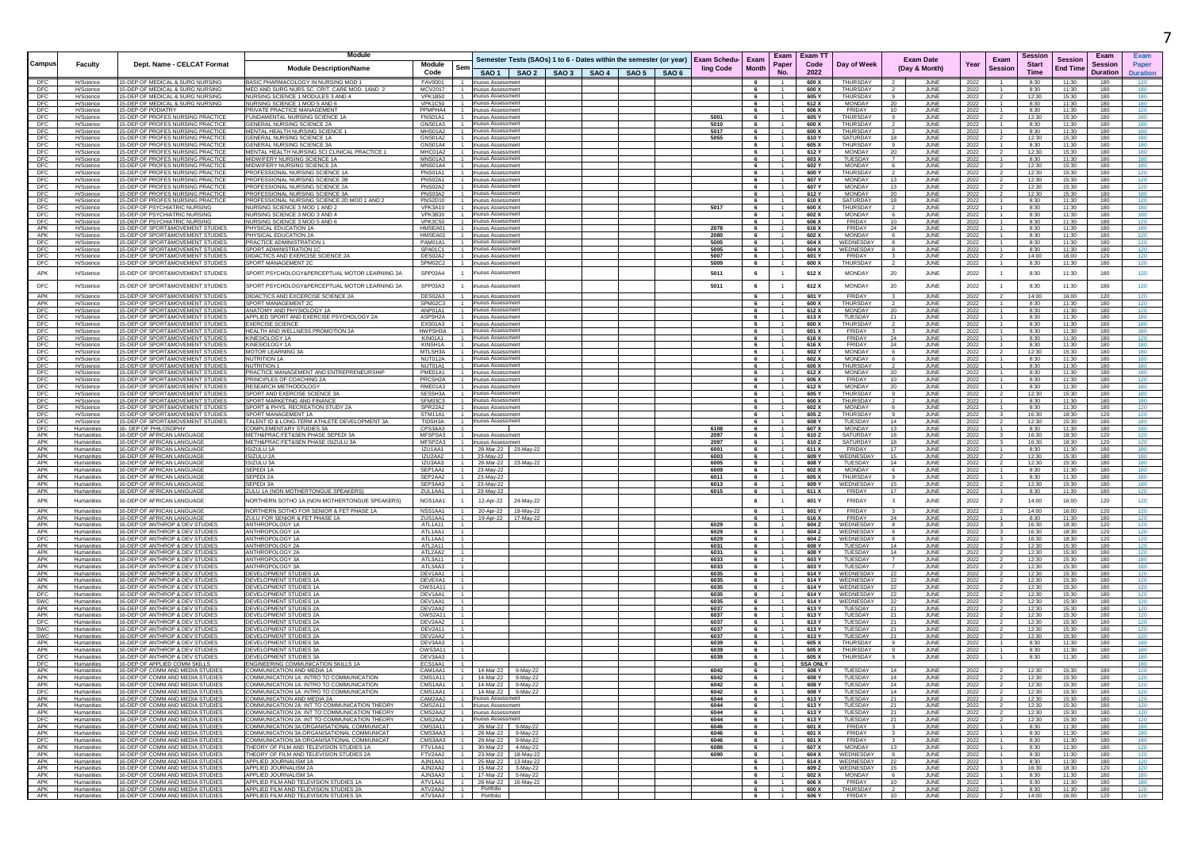| Campus | Faculty | Dept. Name - CELCAT Format | Module Description/Name | Module Code | Sem | SAO 1 | SAO 2 | SAO 3 | SAO 4 | SAO 5 | SAO 6 | Exam Scheduling Code | Exam Month | Exam Paper No. | Exam TT Code 2022 | Day of Week | Exam Date (Day & Month) | | Year | Exam Session | Session Start Time | Session End Time | Exam Session Duration | Exam Paper Duration |
|---|---|---|---|---|---|---|---|---|---|---|---|---|---|---|---|---|---|---|---|---|---|---|---|---|
| DFC | H/Science | 15-DEP OF MEDICAL & SURG NURSING | BASIC PHARMACOLOGY IN NURSING MOD 1 | FAV0001 | 1 | Continuous Assessment | | | | | | | 6 | 1 | 600 X | THURSDAY | 2 | JUNE | 2022 | 1 | 8:30 | 11:30 | 180 | 120 |
| DFC | H/Science | 15-DEP OF MEDICAL & SURG NURSING | MED AND SURG NURS SC. CRIT. CARE MOD. 1AND 2 | MCV2017 | 1 | Continuous Assessment | | | | | | | 6 | 1 | 600 X | THURSDAY | 2 | JUNE | 2022 | 1 | 8:30 | 11:30 | 180 | 180 |
| DFC | H/Science | 15-DEP OF MEDICAL & SURG NURSING | NURSING SCIENCE 1 MODULES 3 AND 4 | VPK1B50 | 1 | Continuous Assessment | | | | | | | 6 | 1 | 605 Y | THURSDAY | 9 | JUNE | 2022 | 2 | 12:30 | 15:30 | 180 | 180 |
| DFC | H/Science | 15-DEP OF MEDICAL & SURG NURSING | NURSING SCIENCE 1 MOD 5 AND 6 | VPK1C50 | 1 | Continuous Assessment | | | | | | | 6 | 1 | 612 X | MONDAY | 20 | JUNE | 2022 | 1 | 8:30 | 11:30 | 180 | 180 |
| DFC | H/Science | 15-DEP OF PODIATRY | PRIVATE PRACTICE MANAGEMENT | PPMPHA4 | 1 | Continuous Assessment | | | | | | | 6 | 1 | 606 X | FRIDAY | 10 | JUNE | 2022 | 1 | 8:30 | 11:30 | 180 | 120 |
| DFC | H/Science | 15-DEP OF PROFES NURSING PRACTICE | FUNDAMENTAL NURSING SCIENCE 1A | FNS01A1 | 1 | Continuous Assessment | | | | | | 5001 | 6 | 1 | 605 Y | THURSDAY | 9 | JUNE | 2022 | 2 | 12:30 | 15:30 | 180 | 180 |
| DFC | H/Science | 15-DEP OF PROFES NURSING PRACTICE | GENERAL NURSING SCIENCE 2A | GNS01A3 | 1 | Continuous Assessment | | | | | | 5010 | 6 | 1 | 600 X | THURSDAY | 2 | JUNE | 2022 | 1 | 8:30 | 11:30 | 180 | 180 |
| DFC | H/Science | 15-DEP OF PROFES NURSING PRACTICE | MENTAL HEALTH NURSING SCIENCE 1 | MHS01A2 | 1 | Continuous Assessment | | | | | | 5017 | 6 | 1 | 600 X | THURSDAY | 2 | JUNE | 2022 | 1 | 8:30 | 11:30 | 180 | 180 |
| DFC | H/Science | 15-DEP OF PROFES NURSING PRACTICE | GENERAL NURSING SCIENCE 1A | GNS01A2 | 1 | Continuous Assessment | | | | | | 5055 | 6 | 1 | 610 Y | SATURDAY | 18 | JUNE | 2022 | 2 | 12:30 | 15:30 | 180 | 180 |
| DFC | H/Science | 15-DEP OF PROFES NURSING PRACTICE | GENERAL NURSING SCIENCE 3A | GNS01A4 | 1 | Continuous Assessment | | | | | | | 6 | 1 | 605 X | THURSDAY | 9 | JUNE | 2022 | 1 | 8:30 | 11:30 | 180 | 180 |
| DFC | H/Science | 15-DEP OF PROFES NURSING PRACTICE | MENTAL HEALTH NURSING SCI CLINICAL PRACTICE 1 | MHC01A2 | 1 | Continuous Assessment | | | | | | | 6 | 1 | 612 Y | MONDAY | 20 | JUNE | 2022 | 2 | 12:30 | 15:30 | 180 | 180 |
| DFC | H/Science | 15-DEP OF PROFES NURSING PRACTICE | MIDWIFERY NURSING SCIENCE 1A | MNS01A3 | 1 | Continuous Assessment | | | | | | | 6 | 1 | 603 X | TUESDAY | 7 | JUNE | 2022 | 1 | 8:30 | 11:30 | 180 | 180 |
| DFC | H/Science | 15-DEP OF PROFES NURSING PRACTICE | MIDWIFERY NURSING SCIENCE 2A | MNS01A4 | 1 | Continuous Assessment | | | | | | | 6 | 1 | 602 Y | MONDAY | 6 | JUNE | 2022 | 2 | 12:30 | 15:30 | 180 | 180 |
| DFC | H/Science | 15-DEP OF PROFES NURSING PRACTICE | PROFESSIONAL NURSING SCIENCE 1A | PNS01A1 | 1 | Continuous Assessment | | | | | | | 6 | 1 | 600 Y | THURSDAY | 2 | JUNE | 2022 | 2 | 12:30 | 15:30 | 180 | 120 |
| DFC | H/Science | 15-DEP OF PROFES NURSING PRACTICE | PROFESSIONAL NURSING SCIENCE 2B | PNS02A1 | 1 | Continuous Assessment | | | | | | | 6 | 1 | 607 Y | MONDAY | 13 | JUNE | 2022 | 2 | 12:30 | 15:30 | 180 | 120 |
| DFC | H/Science | 15-DEP OF PROFES NURSING PRACTICE | PROFESSIONAL NURSING SCIENCE 2A | PNS02A2 | 1 | Continuous Assessment | | | | | | | 6 | 1 | 607 Y | MONDAY | 13 | JUNE | 2022 | 2 | 12:30 | 15:30 | 180 | 120 |
| DFC | H/Science | 15-DEP OF PROFES NURSING PRACTICE | PROFESSIONAL NURSING SCIENCE 3A | PNS03A2 | 1 | Continuous Assessment | | | | | | | 6 | 1 | 612 Y | MONDAY | 20 | JUNE | 2022 | 2 | 12:30 | 15:30 | 180 | 180 |
| DFC | H/Science | 15-DEP OF PROFES NURSING PRACTICE | PROFESSIONAL NURSING SCIENCE 2D MOD 1 AND 2 | PNS2D10 | 1 | Continuous Assessment | | | | | | | 6 | 1 | 610 X | SATURDAY | 18 | JUNE | 2022 | 1 | 8:30 | 11:30 | 180 | 120 |
| DFC | H/Science | 15-DEP OF PSYCHIATRIC NURSING | NURSING SCIENCE 3 MOD 1 AND 2 | VPK3A10 | 1 | Continuous Assessment | | | | | | 5017 | 6 | 1 | 600 X | THURSDAY | 2 | JUNE | 2022 | 1 | 8:30 | 11:30 | 180 | 180 |
| DFC | H/Science | 15-DEP OF PSYCHIATRIC NURSING | NURSING SCIENCE 3 MOD 3 AND 4 | VPK3B30 | 1 | Continuous Assessment | | | | | | | 6 | 1 | 602 X | MONDAY | 6 | JUNE | 2022 | 1 | 8:30 | 11:30 | 180 | 180 |
| DFC | H/Science | 15-DEP OF PSYCHIATRIC NURSING | NURSING SCIENCE 3 MOD 5 AND 6 | VPK3C50 | 1 | Continuous Assessment | | | | | | | 6 | 1 | 606 X | FRIDAY | 10 | JUNE | 2022 | 1 | 8:30 | 11:30 | 180 | 120 |
| APK | H/Science | 15-DEP OF SPORT&MOVEMENT STUDIES | PHYSICAL EDUCATION 1A | HMSEA01 | 1 | Continuous Assessment | | | | | | 2078 | 6 | 1 | 616 X | FRIDAY | 24 | JUNE | 2022 | 1 | 8:30 | 11:30 | 180 | 180 |
| APK | H/Science | 15-DEP OF SPORT&MOVEMENT STUDIES | PHYSICAL EDUCATION 2A | HMSEA02 | 1 | Continuous Assessment | | | | | | 2080 | 6 | 1 | 602 X | MONDAY | 6 | JUNE | 2022 | 1 | 8:30 | 11:30 | 180 | 120 |
| DFC | H/Science | 15-DEP OF SPORT&MOVEMENT STUDIES | PRACTICE ADMINISTRATION 1 | PAM01A1 | 1 | Continuous Assessment | | | | | | 5005 | 6 | 1 | 604 X | WEDNESDAY | 8 | JUNE | 2022 | 1 | 8:30 | 11:30 | 180 | 120 |
| DFC | H/Science | 15-DEP OF SPORT&MOVEMENT STUDIES | SPORT ADMINISTRATION 1C | SPA01C1 | 1 | Continuous Assessment | | | | | | 5005 | 6 | 1 | 604 X | WEDNESDAY | 8 | JUNE | 2022 | 1 | 8:30 | 11:30 | 180 | 120 |
| DFC | H/Science | 15-DEP OF SPORT&MOVEMENT STUDIES | DIDACTICS AND EXERCISE SCIENCE 2A | DES02A2 | 1 | Continuous Assessment | | | | | | 5007 | 6 | 1 | 601 Y | FRIDAY | 3 | JUNE | 2022 | 2 | 14:00 | 16:00 | 120 | 120 |
| DFC | H/Science | 15-DEP OF SPORT&MOVEMENT STUDIES | SPORT MANAGEMENT 2C | SPM02C2 | 1 | Continuous Assessment | | | | | | 5009 | 6 | 1 | 600 X | THURSDAY | 2 | JUNE | 2022 | 1 | 8:30 | 11:30 | 180 | 120 |
| APK | H/Science | 15-DEP OF SPORT&MOVEMENT STUDIES | SPORT PSYCHOLOGY&PERCEPTUAL MOTOR LEARNING 3A | SPP03A4 | 1 | Continuous Assessment | | | | | | 5011 | 6 | 1 | 612 X | MONDAY | 20 | JUNE | 2022 | 1 | 8:30 | 11:30 | 180 | 120 |
| DFC | H/Science | 15-DEP OF SPORT&MOVEMENT STUDIES | SPORT PSYCHOLOGY&PERCEPTUAL MOTOR LEARNING 3A | SPP03A3 | 1 | Continuous Assessment | | | | | | 5011 | 6 | 1 | 612 X | MONDAY | 20 | JUNE | 2022 | 1 | 8:30 | 11:30 | 180 | 120 |
| APK | H/Science | 15-DEP OF SPORT&MOVEMENT STUDIES | DIDACTICS AND EXERCISE SCIENCE 2A | DES02A3 | 1 | Continuous Assessment | | | | | | | 6 | 1 | 601 Y | FRIDAY | 3 | JUNE | 2022 | 2 | 14:00 | 16:00 | 120 | 120 |
| APK | H/Science | 15-DEP OF SPORT&MOVEMENT STUDIES | SPORT MANAGEMENT 2C | SPM02C3 | 1 | Continuous Assessment | | | | | | | 6 | 1 | 600 X | THURSDAY | 2 | JUNE | 2022 | 1 | 8:30 | 11:30 | 180 | 120 |
| DFC | H/Science | 15-DEP OF SPORT&MOVEMENT STUDIES | ANATOMY AND PHYSIOLOGY 1A | ANP01A1 | 1 | Continuous Assessment | | | | | | | 6 | 1 | 612 X | MONDAY | 20 | JUNE | 2022 | 1 | 8:30 | 11:30 | 180 | 120 |
| DFC | H/Science | 15-DEP OF SPORT&MOVEMENT STUDIES | APPLIED SPORT AND EXERCISE PSYCHOLOGY 2A | ASPSH2A | 1 | Continuous Assessment | | | | | | | 6 | 1 | 613 X | TUESDAY | 21 | JUNE | 2022 | 1 | 8:30 | 11:30 | 180 | 180 |
| DFC | H/Science | 15-DEP OF SPORT&MOVEMENT STUDIES | EXERCISE SCIENCE | EXS01A3 | 1 | Continuous Assessment | | | | | | | 6 | 1 | 600 X | THURSDAY | 2 | JUNE | 2022 | 1 | 8:30 | 11:30 | 180 | 180 |
| DFC | H/Science | 15-DEP OF SPORT&MOVEMENT STUDIES | HEALTH AND WELLNESS PROMOTION 3A | HWPSH3A | 1 | Continuous Assessment | | | | | | | 6 | 1 | 601 X | FRIDAY | 3 | JUNE | 2022 | 1 | 8:30 | 11:30 | 180 | 180 |
| DFC | H/Science | 15-DEP OF SPORT&MOVEMENT STUDIES | KINESIOLOGY 1A | KIN01A1 | 1 | Continuous Assessment | | | | | | | 6 | 1 | 616 X | FRIDAY | 24 | JUNE | 2022 | 1 | 8:30 | 11:30 | 180 | 120 |
| DFC | H/Science | 15-DEP OF SPORT&MOVEMENT STUDIES | KINESIOLOGY 1A | KINSH1A | 1 | Continuous Assessment | | | | | | | 6 | 1 | 616 X | FRIDAY | 24 | JUNE | 2022 | 1 | 8:30 | 11:30 | 180 | 180 |
| DFC | H/Science | 15-DEP OF SPORT&MOVEMENT STUDIES | MOTOR LEARNING 3A | MTLSH3A | 1 | Continuous Assessment | | | | | | | 6 | 1 | 602 Y | MONDAY | 6 | JUNE | 2022 | 2 | 12:30 | 15:30 | 180 | 180 |
| DFC | H/Science | 15-DEP OF SPORT&MOVEMENT STUDIES | NUTRITION 1A | NUT012A | 1 | Continuous Assessment | | | | | | | 6 | 1 | 602 X | MONDAY | 6 | JUNE | 2022 | 1 | 8:30 | 11:30 | 180 | 180 |
| DFC | H/Science | 15-DEP OF SPORT&MOVEMENT STUDIES | NUTRITION 1 | NUT01A1 | 1 | Continuous Assessment | | | | | | | 6 | 1 | 600 X | THURSDAY | 2 | JUNE | 2022 | 1 | 8:30 | 11:30 | 180 | 180 |
| DFC | H/Science | 15-DEP OF SPORT&MOVEMENT STUDIES | PRACTICE MANAGEMENT AND ENTREPRENEURSHIP | PME01A1 | 1 | Continuous Assessment | | | | | | | 6 | 1 | 612 X | MONDAY | 20 | JUNE | 2022 | 1 | 8:30 | 11:30 | 180 | 180 |
| DFC | H/Science | 15-DEP OF SPORT&MOVEMENT STUDIES | PRINCIPLES OF COACHING 2A | PRCSH2A | 1 | Continuous Assessment | | | | | | | 6 | 1 | 606 X | FRIDAY | 10 | JUNE | 2022 | 1 | 8:30 | 11:30 | 180 | 120 |
| DFC | H/Science | 15-DEP OF SPORT&MOVEMENT STUDIES | RESEARCH METHODOLOGY | RME01A3 | 1 | Continuous Assessment | | | | | | | 6 | 1 | 612 X | MONDAY | 20 | JUNE | 2022 | 1 | 8:30 | 11:30 | 180 | 180 |
| DFC | H/Science | 15-DEP OF SPORT&MOVEMENT STUDIES | SPORT AND EXERCISE SCIENCE 3A | SESSH3A | 1 | Continuous Assessment | | | | | | | 6 | 1 | 605 Y | THURSDAY | 9 | JUNE | 2022 | 2 | 12:30 | 15:30 | 180 | 180 |
| DFC | H/Science | 15-DEP OF SPORT&MOVEMENT STUDIES | SPORT MARKETING AND FINANCE | SFM03C3 | 1 | Continuous Assessment | | | | | | | 6 | 1 | 600 X | THURSDAY | 2 | JUNE | 2022 | 1 | 8:30 | 11:30 | 180 | 180 |
| DFC | H/Science | 15-DEP OF SPORT&MOVEMENT STUDIES | SPORT & PHYS. RECREATION STUDY 2A | SPR22A2 | 1 | Continuous Assessment | | | | | | | 6 | 1 | 602 X | MONDAY | 6 | JUNE | 2022 | 1 | 8:30 | 11:30 | 180 | 120 |
| DFC | H/Science | 15-DEP OF SPORT&MOVEMENT STUDIES | SPORT MANAGEMENT 1A | STM11A1 | 1 | Continuous Assessment | | | | | | | 6 | 1 | 605 Z | THURSDAY | 9 | JUNE | 2022 | 3 | 16:30 | 18:30 | 120 | 120 |
| DFC | H/Science | 15-DEP OF SPORT&MOVEMENT STUDIES | TALENT ID & LONG-TERM ATHLETE DEVELOPMENT 3A | TIDSH3A | 1 | Continuous Assessment | | | | | | | 6 | 1 | 608 Y | TUESDAY | 14 | JUNE | 2022 | 2 | 12:30 | 15:30 | 180 | 180 |
| DFC | Humanities | 16- DEP OF PHILOSOPHY | COMPLEMENTARY STUDIES 3A | CPS3AA3 | 1 | Continuous Assessment | | | | | | 6108 | 6 | 1 | 607 X | MONDAY | 13 | JUNE | 2022 | 1 | 8:30 | 11:30 | 180 | 180 |
| APK | Humanities | 16-DEP OF AFRICAN LANGUAGE | METH&PRAC:FET&SEN PHASE SEPEDI 3A | MFSPSA3 | 1 | Continuous Assessment | | | | | | 2097 | 6 | 1 | 610 Z | SATURDAY | 18 | JUNE | 2022 | 3 | 16:30 | 18:30 | 120 | 120 |
| APK | Humanities | 16-DEP OF AFRICAN LANGUAGE | METH&PRAC:FET&SEN PHASE ISIZULU 3A | MFSPZA3 | 1 | Continuous Assessment | | | | | | 2097 | 6 | 1 | 610 Z | SATURDAY | 18 | JUNE | 2022 | 3 | 16:30 | 18:30 | 120 | 120 |
| APK | Humanities | 16-DEP OF AFRICAN LANGUAGE | ISIZULU 1A | IZU1AA1 | 1 | 28-Mar-22 | 23-May-22 | | | | | 6001 | 6 | 1 | 611 X | FRIDAY | 17 | JUNE | 2022 | 1 | 8:30 | 11:30 | 180 | 180 |
| APK | Humanities | 16-DEP OF AFRICAN LANGUAGE | ISIZULU 2A | IZU2AA2 | 1 | 23-May-22 | | | | | | 6003 | 6 | 1 | 609 Y | WEDNESDAY | 15 | JUNE | 2022 | 2 | 12:30 | 15:30 | 180 | 180 |
| APK | Humanities | 16-DEP OF AFRICAN LANGUAGE | ISIZULU 3A | IZU3AA3 | 1 | 28-Mar-22 | 23-May-22 | | | | | 6005 | 6 | 1 | 608 Y | TUESDAY | 14 | JUNE | 2022 | 2 | 12:30 | 15:30 | 180 | 180 |
| APK | Humanities | 16-DEP OF AFRICAN LANGUAGE | SEPEDI 1A | SEP1AA1 | 1 | 23-May-22 | | | | | | 6009 | 6 | 1 | 602 X | MONDAY | 6 | JUNE | 2022 | 1 | 8:30 | 11:30 | 180 | 180 |
| APK | Humanities | 16-DEP OF AFRICAN LANGUAGE | SEPEDI 2A | SEP2AA2 | 1 | 23-May-22 | | | | | | 6011 | 6 | 1 | 605 X | THURSDAY | 9 | JUNE | 2022 | 1 | 8:30 | 11:30 | 180 | 180 |
| APK | Humanities | 16-DEP OF AFRICAN LANGUAGE | SEPEDI 3A | SEP3AA3 | 1 | 23-May-22 | | | | | | 6013 | 6 | 1 | 609 Y | WEDNESDAY | 15 | JUNE | 2022 | 2 | 12:30 | 15:30 | 180 | 180 |
| APK | Humanities | 16-DEP OF AFRICAN LANGUAGE | ZULU 1A (NON MOTHERTONGUE SPEAKERS) | ZUL1AA1 | 1 | 23-May-22 | | | | | | 6015 | 6 | 1 | 611 X | FRIDAY | 17 | JUNE | 2022 | 1 | 8:30 | 11:30 | 180 | 120 |
| APK | Humanities | 16-DEP OF AFRICAN LANGUAGE | NORTHERN SOTHO 1A (NON-MOTHERTONGUE SPEAKERS) | NOS1AA1 | 1 | 12-Apr-22 | 24-May-22 | | | | | | 6 | 1 | 601 Y | FRIDAY | 3 | JUNE | 2022 | 2 | 14:00 | 16:00 | 120 | 120 |
| APK | Humanities | 16-DEP OF AFRICAN LANGUAGE | NORTHERN SOTHO FOR SENIOR & FET PHASE 1A | NSS1AA1 | 1 | 20-Apr-22 | 19-May-22 | | | | | | 6 | 1 | 601 Y | FRIDAY | 3 | JUNE | 2022 | 2 | 14:00 | 16:00 | 120 | 120 |
| APK | Humanities | 16-DEP OF AFRICAN LANGUAGE | ZULU FOR SENIOR & FET PHASE 1A | ZUS1AA1 | 1 | 19-Apr-22 | 17-May-22 | | | | | | 6 | 1 | 616 X | FRIDAY | 24 | JUNE | 2022 | 1 | 8:30 | 11:30 | 180 | 120 |
| APK | Humanities | 16-DEP OF ANTHROP & DEV STUDIES | ANTHROPOLOGY 1A | ATL1A11 | 1 | | | | | | | 6029 | 6 | 1 | 604 Z | WEDNESDAY | 8 | JUNE | 2022 | 3 | 16:30 | 18:30 | 120 | 120 |
| APK | Humanities | 16-DEP OF ANTHROP & DEV STUDIES | ANTHROPOLOGY 1A | ATL1AA1 | 1 | | | | | | | 6029 | 6 | 1 | 604 Z | WEDNESDAY | 8 | JUNE | 2022 | 3 | 16:30 | 18:30 | 120 | 120 |
| DFC | Humanities | 16-DEP OF ANTHROP & DEV STUDIES | ANTHROPOLOGY 1A | ATL1AA1 | 1 | | | | | | | 6029 | 6 | 1 | 604 Z | WEDNESDAY | 8 | JUNE | 2022 | 3 | 16:30 | 18:30 | 120 | 120 |
| APK | Humanities | 16-DEP OF ANTHROP & DEV STUDIES | ANTHROPOLOGY 2A | ATL2A11 | 1 | | | | | | | 6031 | 6 | 1 | 608 Y | TUESDAY | 14 | JUNE | 2022 | 2 | 12:30 | 15:30 | 180 | 120 |
| APK | Humanities | 16-DEP OF ANTHROP & DEV STUDIES | ANTHROPOLOGY 2A | ATL2AA2 | 1 | | | | | | | 6031 | 6 | 1 | 608 Y | TUESDAY | 14 | JUNE | 2022 | 2 | 12:30 | 15:30 | 180 | 120 |
| APK | Humanities | 16-DEP OF ANTHROP & DEV STUDIES | ANTHROPOLOGY 3A | ATL3A11 | 1 | | | | | | | 6033 | 6 | 1 | 603 Y | TUESDAY | 7 | JUNE | 2022 | 2 | 12:30 | 15:30 | 180 | 180 |
| APK | Humanities | 16-DEP OF ANTHROP & DEV STUDIES | ANTHROPOLOGY 3A | ATL3AA3 | 1 | | | | | | | 6033 | 6 | 1 | 603 Y | TUESDAY | 7 | JUNE | 2022 | 2 | 12:30 | 15:30 | 180 | 180 |
| APK | Humanities | 16-DEP OF ANTHROP & DEV STUDIES | DEVELOPMENT STUDIES 1A | DEV1AA1 | 1 | | | | | | | 6035 | 6 | 1 | 614 Y | WEDNESDAY | 22 | JUNE | 2022 | 2 | 12:30 | 15:30 | 180 | 120 |
| APK | Humanities | 16-DEP OF ANTHROP & DEV STUDIES | DEVELOPMENT STUDIES 1A | DEVEXA1 | 1 | | | | | | | 6035 | 6 | 1 | 614 Y | WEDNESDAY | 22 | JUNE | 2022 | 2 | 12:30 | 15:30 | 180 | 120 |
| APK | Humanities | 16-DEP OF ANTHROP & DEV STUDIES | DEVELOPMENT STUDIES 1A | OWS1A11 | 1 | | | | | | | 6035 | 6 | 1 | 614 Y | WEDNESDAY | 22 | JUNE | 2022 | 2 | 12:30 | 15:30 | 180 | 120 |
| DFC | Humanities | 16-DEP OF ANTHROP & DEV STUDIES | DEVELOPMENT STUDIES 1A | DEV1AA1 | 1 | | | | | | | 6035 | 6 | 1 | 614 Y | WEDNESDAY | 22 | JUNE | 2022 | 2 | 12:30 | 15:30 | 180 | 120 |
| SWC | Humanities | 16-DEP OF ANTHROP & DEV STUDIES | DEVELOPMENT STUDIES 1A | DEV1AA1 | 1 | | | | | | | 6035 | 6 | 1 | 614 Y | WEDNESDAY | 22 | JUNE | 2022 | 2 | 12:30 | 15:30 | 180 | 120 |
| APK | Humanities | 16-DEP OF ANTHROP & DEV STUDIES | DEVELOPMENT STUDIES 2A | DEV2AA2 | 1 | | | | | | | 6037 | 6 | 1 | 613 Y | TUESDAY | 21 | JUNE | 2022 | 2 | 12:30 | 15:30 | 180 | 120 |
| APK | Humanities | 16-DEP OF ANTHROP & DEV STUDIES | DEVELOPMENT STUDIES 2A | OWS2A11 | 1 | | | | | | | 6037 | 6 | 1 | 613 Y | TUESDAY | 21 | JUNE | 2022 | 2 | 12:30 | 15:30 | 180 | 120 |
| DFC | Humanities | 16-DEP OF ANTHROP & DEV STUDIES | DEVELOPMENT STUDIES 2A | DEV2AA2 | 1 | | | | | | | 6037 | 6 | 1 | 613 Y | TUESDAY | 21 | JUNE | 2022 | 2 | 12:30 | 15:30 | 180 | 120 |
| SWC | Humanities | 16-DEP OF ANTHROP & DEV STUDIES | DEVELOPMENT STUDIES 2A | DEV2A11 | 1 | | | | | | | 6037 | 6 | 1 | 613 Y | TUESDAY | 21 | JUNE | 2022 | 2 | 12:30 | 15:30 | 180 | 120 |
| SWC | Humanities | 16-DEP OF ANTHROP & DEV STUDIES | DEVELOPMENT STUDIES 2A | DEV2AA2 | 1 | | | | | | | 6037 | 6 | 1 | 613 Y | TUESDAY | 21 | JUNE | 2022 | 2 | 12:30 | 15:30 | 180 | 120 |
| APK | Humanities | 16-DEP OF ANTHROP & DEV STUDIES | DEVELOPMENT STUDIES 3A | DEV3AA3 | 1 | | | | | | | 6039 | 6 | 1 | 605 X | THURSDAY | 9 | JUNE | 2022 | 1 | 8:30 | 11:30 | 180 | 180 |
| APK | Humanities | 16-DEP OF ANTHROP & DEV STUDIES | DEVELOPMENT STUDIES 3A | OWS3A11 | 1 | | | | | | | 6039 | 6 | 1 | 605 X | THURSDAY | 9 | JUNE | 2022 | 1 | 8:30 | 11:30 | 180 | 180 |
| DFC | Humanities | 16-DEP OF ANTHROP & DEV STUDIES | DEVELOPMENT STUDIES 3A | DEV3AA3 | 1 | | | | | | | 6039 | 6 | 1 | 605 X | THURSDAY | 9 | JUNE | 2022 | 1 | 8:30 | 11:30 | 180 | 180 |
| DFC | Humanities | 16-DEP OF APPLIED COMM SKILLS | ENGINEERING COMMUNICATION SKILLS 1A | ECS1AA1 | 1 | | | | | | | | 6 | 1 | SSA ONLY | | | | | | | | | 180 |
| APK | Humanities | 16-DEP OF COMM AND MEDIA STUDIES | COMMUNICATION AND MEDIA 1A | CAM1AA1 | 1 | 14-Mar-22 | 9-May-22 | | | | | 6042 | 6 | 1 | 608 Y | TUESDAY | 14 | JUNE | 2022 | 2 | 12:30 | 15:30 | 180 | 120 |
| APK | Humanities | 16-DEP OF COMM AND MEDIA STUDIES | COMMUNICATION 1A: INTRO TO COMMUNICATION | CMS1A11 | 1 | 14-Mar-22 | 9-May-22 | | | | | 6042 | 6 | 1 | 608 Y | TUESDAY | 14 | JUNE | 2022 | 2 | 12:30 | 15:30 | 180 | 120 |
| APK | Humanities | 16-DEP OF COMM AND MEDIA STUDIES | COMMUNICATION 1A: INTRO TO COMMUNICATION | CMS1AA1 | 1 | 14-Mar-22 | 9-May-22 | | | | | 6042 | 6 | 1 | 608 Y | TUESDAY | 14 | JUNE | 2022 | 2 | 12:30 | 15:30 | 180 | 120 |
| DFC | Humanities | 16-DEP OF COMM AND MEDIA STUDIES | COMMUNICATION 1A: INTRO TO COMMUNICATION | CMS1AA1 | 1 | 14-Mar-22 | 9-May-22 | | | | | 6042 | 6 | 1 | 608 Y | TUESDAY | 14 | JUNE | 2022 | 2 | 12:30 | 15:30 | 180 | 120 |
| APK | Humanities | 16-DEP OF COMM AND MEDIA STUDIES | COMMUNICATION AND MEDIA 2A | CAM2AA2 | 1 | Continuous Assessment | | | | | | 6044 | 6 | 1 | 613 Y | TUESDAY | 21 | JUNE | 2022 | 2 | 12:30 | 15:30 | 180 | 120 |
| APK | Humanities | 16-DEP OF COMM AND MEDIA STUDIES | COMMUNICATION 2A: INT TO COMMUNICATION THEORY | CMS2A11 | 1 | Continuous Assessment | | | | | | 6044 | 6 | 1 | 613 Y | TUESDAY | 21 | JUNE | 2022 | 2 | 12:30 | 15:30 | 180 | 120 |
| APK | Humanities | 16-DEP OF COMM AND MEDIA STUDIES | COMMUNICATION 2A: INT TO COMMUNICATION THEORY | CMS2AA2 | 1 | Continuous Assessment | | | | | | 6044 | 6 | 1 | 613 Y | TUESDAY | 21 | JUNE | 2022 | 2 | 12:30 | 15:30 | 180 | 120 |
| DFC | Humanities | 16-DEP OF COMM AND MEDIA STUDIES | COMMUNICATION 2A: INT TO COMMUNICATION THEORY | CMS2AA2 | 1 | Continuous Assessment | | | | | | 6044 | 6 | 1 | 613 Y | TUESDAY | 21 | JUNE | 2022 | 2 | 12:30 | 15:30 | 180 | 120 |
| APK | Humanities | 16-DEP OF COMM AND MEDIA STUDIES | COMMUNICATION 3A:ORGANISATIONAL COMMUNICAT | CMS3A11 | 1 | 28-Mar-22 | 9-May-22 | | | | | 6046 | 6 | 1 | 601 X | FRIDAY | 3 | JUNE | 2022 | 1 | 8:30 | 11:30 | 180 | 180 |
| APK | Humanities | 16-DEP OF COMM AND MEDIA STUDIES | COMMUNICATION 3A:ORGANISATIONAL COMMUNICAT | CMS3AA3 | 1 | 28-Mar-22 | 9-May-22 | | | | | 6046 | 6 | 1 | 601 X | FRIDAY | 3 | JUNE | 2022 | 1 | 8:30 | 11:30 | 180 | 180 |
| DFC | Humanities | 16-DEP OF COMM AND MEDIA STUDIES | COMMUNICATION 3A:ORGANISATIONAL COMMUNICAT | CMS3AA3 | 1 | 28-Mar-22 | 9-May-22 | | | | | 6046 | 6 | 1 | 601 X | FRIDAY | 3 | JUNE | 2022 | 1 | 8:30 | 11:30 | 180 | 180 |
| APK | Humanities | 16-DEP OF COMM AND MEDIA STUDIES | THEORY OF FILM AND TELEVISION STUDIES 1A | FTV1AA1 | 1 | 30-Mar-22 | 4-May-22 | | | | | 6088 | 6 | 1 | 607 X | MONDAY | 13 | JUNE | 2022 | 1 | 8:30 | 11:30 | 180 | 120 |
| APK | Humanities | 16-DEP OF COMM AND MEDIA STUDIES | THEORY OF FILM AND TELEVISION STUDIES 2A | FTV2AA2 | 1 | 23-Mar-22 | 18-May-22 | | | | | 6090 | 6 | 1 | 604 X | WEDNESDAY | 8 | JUNE | 2022 | 1 | 8:30 | 11:30 | 180 | 120 |
| APK | Humanities | 16-DEP OF COMM AND MEDIA STUDIES | APPLIED JOURNALISM 1A | AJN1AA1 | 1 | 25-Mar-22 | 13-May-22 | | | | | | 6 | 1 | 614 X | WEDNESDAY | 22 | JUNE | 2022 | 1 | 8:30 | 11:30 | 180 | 120 |
| APK | Humanities | 16-DEP OF COMM AND MEDIA STUDIES | APPLIED JOURNALISM 2A | AJN2AA2 | 1 | 15-Mar-22 | 3-May-22 | | | | | | 6 | 1 | 609 Z | WEDNESDAY | 15 | JUNE | 2022 | 3 | 16:30 | 18:30 | 120 | 120 |
| APK | Humanities | 16-DEP OF COMM AND MEDIA STUDIES | APPLIED JOURNALISM 3A | AJN3AA3 | 1 | 17-Mar-22 | 5-May-22 | | | | | | 6 | 1 | 602 X | MONDAY | 6 | JUNE | 2022 | 1 | 8:30 | 11:30 | 180 | 180 |
| APK | Humanities | 16-DEP OF COMM AND MEDIA STUDIES | APPLIED FILM AND TELEVISION STUDIES 1A | ATV1AA1 | 1 | 28-Mar-22 | 16-May-22 | | | | | | 6 | 1 | 606 X | FRIDAY | 10 | JUNE | 2022 | 1 | 8:30 | 11:30 | 180 | 180 |
| APK | Humanities | 16-DEP OF COMM AND MEDIA STUDIES | APPLIED FILM AND TELEVISION STUDIES 2A | ATV2AA2 | 1 | Portfolio | | | | | | | 6 | 1 | 600 X | THURSDAY | 2 | JUNE | 2022 | 1 | 8:30 | 11:30 | 180 | 180 |
| APK | Humanities | 16-DEP OF COMM AND MEDIA STUDIES | APPLIED FILM AND TELEVISION STUDIES 3A | ATV3AA3 | 1 | Portfolio | | | | | | | 6 | 1 | 606 Y | FRIDAY | 10 | JUNE | 2022 | 2 | 14:00 | 16:00 | 120 | 120 |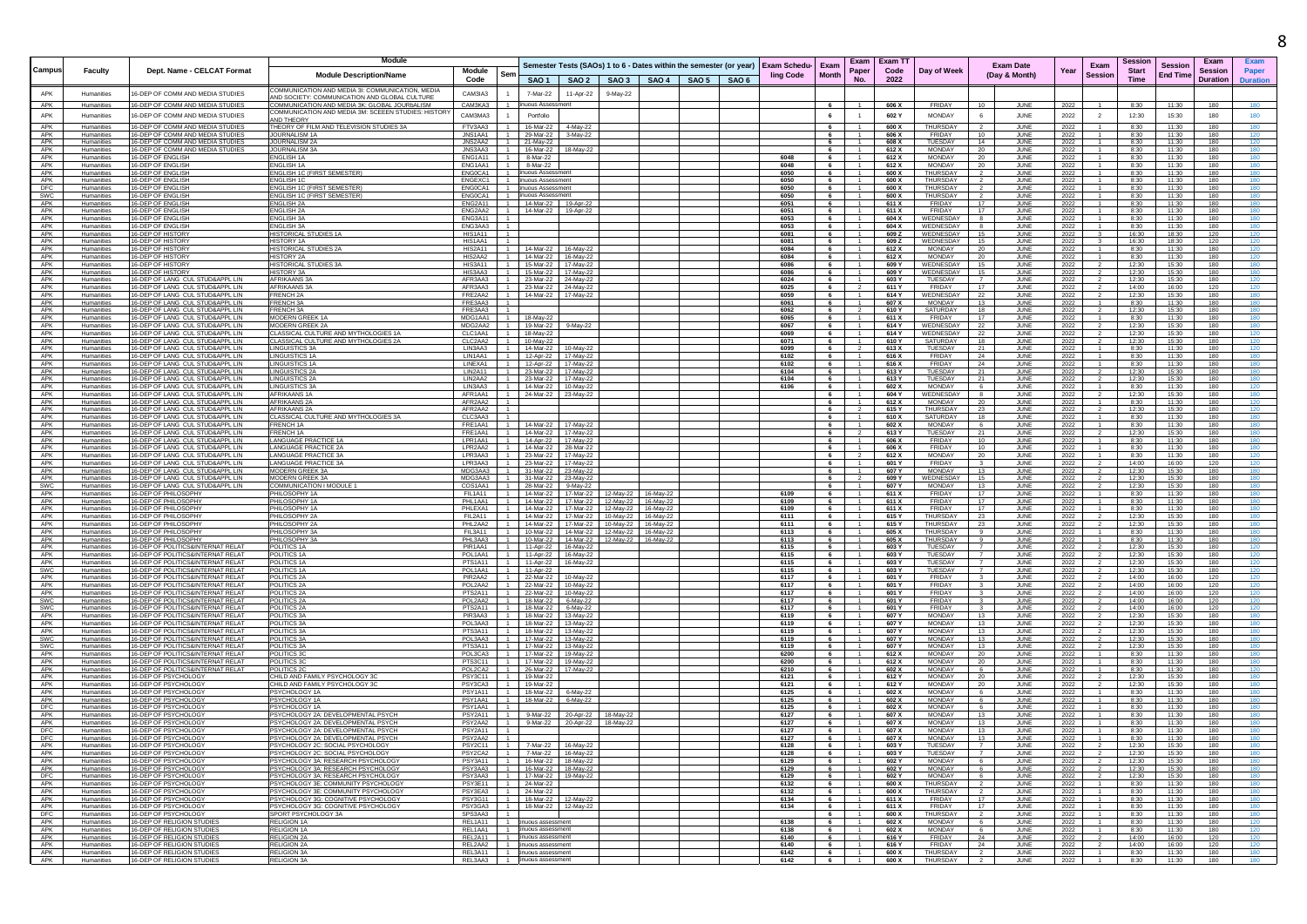| Campus | Faculty | Dept. Name - CELCAT Format | Module Description/Name | Module Code | Sem | Semester Tests (SAOs) 1 to 6 - Dates within the semester (or year) SAO 1 | SAO 2 | SAO 3 | SAO 4 | SAO 5 | SAO 6 | Exam Scheduling Code | Exam Month | Exam Paper No. | Exam TT Code 2022 | Day of Week | Exam Date (Day & Month) | | Year | Exam Session | Session Start Time | Session End Time | Exam Session Duration | Exam Paper Duration |
|---|---|---|---|---|---|---|---|---|---|---|---|---|---|---|---|---|---|---|---|---|---|---|---|---|
| APK | Humanities | 16-DEP OF COMM AND MEDIA STUDIES | COMMUNICATION AND MEDIA 3I: COMMUNICATION, MEDIA AND SOCIETY: COMMUNICATION AND GLOBAL CULTURE | CAM3IA3 | 1 | 7-Mar-22 | 11-Apr-22 | 9-May-22 | | | | | | | | | | | | | | | | |
| APK | Humanities | 16-DEP OF COMM AND MEDIA STUDIES | COMMUNICATION AND MEDIA 3K: GLOBAL JOURNALISM | CAM3KA3 | 1 | inuous Assessment | | | | | | | 6 | 1 | 606 X | FRIDAY | 10 | JUNE | 2022 | 1 | 8:30 | 11:30 | 180 | 180 |
| APK | Humanities | 16-DEP OF COMM AND MEDIA STUDIES | COMMUNICATION AND MEDIA 3M: SCEEEN STUDIES: HISTORY AND THEORY | CAM3MA3 | 1 | Portfolio | | | | | | | 6 | 1 | 602 Y | MONDAY | 6 | JUNE | 2022 | 2 | 12:30 | 15:30 | 180 | 180 |
| APK | Humanities | 16-DEP OF COMM AND MEDIA STUDIES | THEORY OF FILM AND TELEVISION STUDIES 3A | FTV3AA3 | 1 | 16-Mar-22 | 4-May-22 | | | | | | 6 | 1 | 600 X | THURSDAY | 2 | JUNE | 2022 | 1 | 8:30 | 11:30 | 180 | 180 |
| APK | Humanities | 16-DEP OF COMM AND MEDIA STUDIES | JOURNALISM 1A | JNS1AA1 | 1 | 29-Mar-22 | 3-May-22 | | | | | | 6 | 1 | 606 X | FRIDAY | 10 | JUNE | 2022 | 1 | 8:30 | 11:30 | 180 | 120 |
| APK | Humanities | 16-DEP OF COMM AND MEDIA STUDIES | JOURNALISM 2A | JNS2AA2 | 1 | 21-May-22 | | | | | | | 6 | 1 | 608 X | TUESDAY | 14 | JUNE | 2022 | 1 | 8:30 | 11:30 | 180 | 120 |
| APK | Humanities | 16-DEP OF COMM AND MEDIA STUDIES | JOURNALISM 3A | JNS3AA3 | 1 | 16-Mar-22 | 18-May-22 | | | | | | 6 | 1 | 612 X | MONDAY | 20 | JUNE | 2022 | 1 | 8:30 | 11:30 | 180 | 180 |
| APK | Humanities | 16-DEP OF ENGLISH | ENGLISH 1A | ENG1A11 | 1 | 8-Mar-22 | | | | | | 6048 | 6 | 1 | 612 X | MONDAY | 20 | JUNE | 2022 | 1 | 8:30 | 11:30 | 180 | 180 |
| APK | Humanities | 16-DEP OF ENGLISH | ENGLISH 1A | ENG1AA1 | 1 | 8-Mar-22 | | | | | | 6048 | 6 | 1 | 612 X | MONDAY | 20 | JUNE | 2022 | 1 | 8:30 | 11:30 | 180 | 180 |
| APK | Humanities | 16-DEP OF ENGLISH | ENGLISH 1C (FIRST SEMESTER) | ENG0CA1 | 1 | inuous Assessment | | | | | | 6050 | 6 | 1 | 600 X | THURSDAY | 2 | JUNE | 2022 | 1 | 8:30 | 11:30 | 180 | 180 |
| APK | Humanities | 16-DEP OF ENGLISH | ENGLISH 1C | ENGEXC1 | 1 | inuous Assessment | | | | | | 6050 | 6 | 1 | 600 X | THURSDAY | 2 | JUNE | 2022 | 1 | 8:30 | 11:30 | 180 | 180 |
| DFC | Humanities | 16-DEP OF ENGLISH | ENGLISH 1C (FIRST SEMESTER) | ENG0CA1 | 1 | inuous Assessment | | | | | | 6050 | 6 | 1 | 600 X | THURSDAY | 2 | JUNE | 2022 | 1 | 8:30 | 11:30 | 180 | 180 |
| SWC | Humanities | 16-DEP OF ENGLISH | ENGLISH 1C (FIRST SEMESTER) | ENG0CA1 | 1 | inuous Assessment | | | | | | 6050 | 6 | 1 | 600 X | THURSDAY | 2 | JUNE | 2022 | 1 | 8:30 | 11:30 | 180 | 180 |
| APK | Humanities | 16-DEP OF ENGLISH | ENGLISH 2A | ENG2A11 | 1 | 14-Mar-22 | 19-Apr-22 | | | | | 6051 | 6 | 1 | 611 X | FRIDAY | 17 | JUNE | 2022 | 1 | 8:30 | 11:30 | 180 | 180 |
| APK | Humanities | 16-DEP OF ENGLISH | ENGLISH 2A | ENG2AA2 | 1 | 14-Mar-22 | 19-Apr-22 | | | | | 6051 | 6 | 1 | 611 X | FRIDAY | 17 | JUNE | 2022 | 1 | 8:30 | 11:30 | 180 | 180 |
| APK | Humanities | 16-DEP OF ENGLISH | ENGLISH 3A | ENG3A11 | 1 | | | | | | | 6053 | 6 | 1 | 604 X | WEDNESDAY | 8 | JUNE | 2022 | 1 | 8:30 | 11:30 | 180 | 180 |
| APK | Humanities | 16-DEP OF ENGLISH | ENGLISH 3A | ENG3AA3 | 1 | | | | | | | 6053 | 6 | 1 | 604 X | WEDNESDAY | 8 | JUNE | 2022 | 1 | 8:30 | 11:30 | 180 | 180 |
| APK | Humanities | 16-DEP OF HISTORY | HISTORICAL STUDIES 1A | HIS1A11 | 1 | | | | | | | 6081 | 6 | 1 | 609 Z | WEDNESDAY | 15 | JUNE | 2022 | 3 | 16:30 | 18:30 | 120 | 120 |
| APK | Humanities | 16-DEP OF HISTORY | HISTORY 1A | HIS1AA1 | 1 | | | | | | | 6081 | 6 | 1 | 609 Z | WEDNESDAY | 15 | JUNE | 2022 | 3 | 16:30 | 18:30 | 120 | 120 |
| APK | Humanities | 16-DEP OF HISTORY | HISTORICAL STUDIES 2A | HIS2A11 | 1 | 14-Mar-22 | 16-May-22 | | | | | 6084 | 6 | 1 | 612 X | MONDAY | 20 | JUNE | 2022 | 1 | 8:30 | 11:30 | 180 | 120 |
| APK | Humanities | 16-DEP OF HISTORY | HISTORY 2A | HIS2AA2 | 1 | 14-Mar-22 | 16-May-22 | | | | | 6084 | 6 | 1 | 612 X | MONDAY | 20 | JUNE | 2022 | 1 | 8:30 | 11:30 | 180 | 120 |
| APK | Humanities | 16-DEP OF HISTORY | HISTORICAL STUDIES 3A | HIS3A11 | 1 | 15-Mar-22 | 17-May-22 | | | | | 6086 | 6 | 1 | 609 Y | WEDNESDAY | 15 | JUNE | 2022 | 2 | 12:30 | 15:30 | 180 | 180 |
| APK | Humanities | 16-DEP OF HISTORY | HISTORY 3A | HIS3AA3 | 1 | 15-Mar-22 | 17-May-22 | | | | | 6086 | 6 | 1 | 609 Y | WEDNESDAY | 15 | JUNE | 2022 | 2 | 12:30 | 15:30 | 180 | 180 |
| APK | Humanities | 16-DEP OF LANG CUL STUD&APPL LIN | AFRIKAANS 3A | AFR3AA3 | 1 | 23-Mar-22 | 24-May-22 | | | | | 6024 | 6 | 1 | 603 Y | TUESDAY | 7 | JUNE | 2022 | 2 | 12:30 | 15:30 | 180 | 120 |
| APK | Humanities | 16-DEP OF LANG CUL STUD&APPL LIN | AFRIKAANS 3A | AFR3AA3 | 1 | 23-Mar-22 | 24-May-22 | | | | | 6025 | 6 | 2 | 611 Y | FRIDAY | 17 | JUNE | 2022 | 2 | 14:00 | 16:00 | 120 | 120 |
| APK | Humanities | 16-DEP OF LANG CUL STUD&APPL LIN | FRENCH 2A | FRE2AA2 | 1 | 14-Mar-22 | 17-May-22 | | | | | 6059 | 6 | 1 | 614 Y | WEDNESDAY | 22 | JUNE | 2022 | 2 | 12:30 | 15:30 | 180 | 180 |
| APK | Humanities | 16-DEP OF LANG CUL STUD&APPL LIN | FRENCH 3A | FRE3AA3 | 1 | | | | | | | 6061 | 6 | 1 | 607 X | MONDAY | 13 | JUNE | 2022 | 1 | 8:30 | 11:30 | 180 | 180 |
| APK | Humanities | 16-DEP OF LANG CUL STUD&APPL LIN | FRENCH 3A | FRE3AA3 | 1 | | | | | | | 6062 | 6 | 2 | 610 Y | SATURDAY | 18 | JUNE | 2022 | 2 | 12:30 | 15:30 | 180 | 180 |
| APK | Humanities | 16-DEP OF LANG CUL STUD&APPL LIN | MODERN GREEK 1A | MDG1AA1 | 1 | 18-May-22 | | | | | | 6065 | 6 | 1 | 611 X | FRIDAY | 17 | JUNE | 2022 | 1 | 8:30 | 11:30 | 180 | 180 |
| APK | Humanities | 16-DEP OF LANG CUL STUD&APPL LIN | MODERN GREEK 2A | MDG2AA2 | 1 | 19-Mar-22 | 9-May-22 | | | | | 6067 | 6 | 1 | 614 Y | WEDNESDAY | 22 | JUNE | 2022 | 2 | 12:30 | 15:30 | 180 | 180 |
| APK | Humanities | 16-DEP OF LANG CUL STUD&APPL LIN | CLASSICAL CULTURE AND MYTHOLOGIES 1A | CLC1AA1 | 1 | 18-May-22 | | | | | | 6069 | 6 | 1 | 614 Y | WEDNESDAY | 22 | JUNE | 2022 | 2 | 12:30 | 15:30 | 180 | 120 |
| APK | Humanities | 16-DEP OF LANG CUL STUD&APPL LIN | CLASSICAL CULTURE AND MYTHOLOGIES 2A | CLC2AA2 | 1 | 10-May-22 | | | | | | 6071 | 6 | 1 | 610 Y | SATURDAY | 18 | JUNE | 2022 | 2 | 12:30 | 15:30 | 180 | 120 |
| APK | Humanities | 16-DEP OF LANG CUL STUD&APPL LIN | LINGUISTICS 3A | LIN3AA3 | 1 | 14-Mar-22 | 10-May-22 | | | | | 6099 | 6 | 2 | 613 X | TUESDAY | 21 | JUNE | 2022 | 1 | 8:30 | 11:30 | 180 | 120 |
| APK | Humanities | 16-DEP OF LANG CUL STUD&APPL LIN | LINGUISTICS 1A | LIN1AA1 | 1 | 12-Apr-22 | 17-May-22 | | | | | 6102 | 6 | 1 | 616 X | FRIDAY | 24 | JUNE | 2022 | 1 | 8:30 | 11:30 | 180 | 180 |
| APK | Humanities | 16-DEP OF LANG CUL STUD&APPL LIN | LINGUISTICS 1A | LINEXA1 | 1 | 12-Apr-22 | 17-May-22 | | | | | 6102 | 6 | 1 | 616 X | FRIDAY | 24 | JUNE | 2022 | 1 | 8:30 | 11:30 | 180 | 180 |
| APK | Humanities | 16-DEP OF LANG CUL STUD&APPL LIN | LINGUISTICS 2A | LIN2A11 | 1 | 23-Mar-22 | 17-May-22 | | | | | 6104 | 6 | 1 | 613 Y | TUESDAY | 21 | JUNE | 2022 | 2 | 12:30 | 15:30 | 180 | 180 |
| APK | Humanities | 16-DEP OF LANG CUL STUD&APPL LIN | LINGUISTICS 2A | LIN2AA2 | 1 | 23-Mar-22 | 17-May-22 | | | | | 6104 | 6 | 1 | 613 Y | TUESDAY | 21 | JUNE | 2022 | 2 | 12:30 | 15:30 | 180 | 180 |
| APK | Humanities | 16-DEP OF LANG CUL STUD&APPL LIN | LINGUISTICS 3A | LIN3AA3 | 1 | 14-Mar-22 | 10-May-22 | | | | | 6106 | 6 | 1 | 602 X | MONDAY | 6 | JUNE | 2022 | 1 | 8:30 | 11:30 | 180 | 120 |
| APK | Humanities | 16-DEP OF LANG CUL STUD&APPL LIN | AFRIKAANS 1A | AFR1AA1 | 1 | 24-Mar-22 | 23-May-22 | | | | | | 6 | 1 | 604 Y | WEDNESDAY | 8 | JUNE | 2022 | 2 | 12:30 | 15:30 | 180 | 180 |
| APK | Humanities | 16-DEP OF LANG CUL STUD&APPL LIN | AFRIKAANS 2A | AFR2AA2 | 1 | | | | | | | | 6 | 1 | 612 X | MONDAY | 20 | JUNE | 2022 | 1 | 8:30 | 11:30 | 180 | 120 |
| APK | Humanities | 16-DEP OF LANG CUL STUD&APPL LIN | AFRIKAANS 2A | AFR2AA2 | 1 | | | | | | | | 6 | 2 | 615 Y | THURSDAY | 23 | JUNE | 2022 | 2 | 12:30 | 15:30 | 180 | 120 |
| APK | Humanities | 16-DEP OF LANG CUL STUD&APPL LIN | CLASSICAL CULTURE AND MYTHOLOGIES 3A | CLC3AA3 | 1 | | | | | | | | 6 | 1 | 610 X | SATURDAY | 18 | JUNE | 2022 | 1 | 8:30 | 11:30 | 180 | 180 |
| APK | Humanities | 16-DEP OF LANG CUL STUD&APPL LIN | FRENCH 1A | FRE1AA1 | 1 | 14-Mar-22 | 17-May-22 | | | | | | 6 | 1 | 602 X | MONDAY | 6 | JUNE | 2022 | 1 | 8:30 | 11:30 | 180 | 180 |
| APK | Humanities | 16-DEP OF LANG CUL STUD&APPL LIN | FRENCH 1A | FRE1AA1 | 1 | 14-Mar-22 | 17-May-22 | | | | | | 6 | 2 | 613 Y | TUESDAY | 21 | JUNE | 2022 | 2 | 12:30 | 15:30 | 180 | 180 |
| APK | Humanities | 16-DEP OF LANG CUL STUD&APPL LIN | LANGUAGE PRACTICE 1A | LPR1AA1 | 1 | 14-Apr-22 | 17-May-22 | | | | | | 6 | 1 | 606 X | FRIDAY | 10 | JUNE | 2022 | 1 | 8:30 | 11:30 | 180 | 180 |
| APK | Humanities | 16-DEP OF LANG CUL STUD&APPL LIN | LANGUAGE PRACTICE 2A | LPR2AA2 | 1 | 14-Mar-22 | 28-Mar-22 | | | | | | 6 | 1 | 606 X | FRIDAY | 10 | JUNE | 2022 | 1 | 8:30 | 11:30 | 180 | 180 |
| APK | Humanities | 16-DEP OF LANG CUL STUD&APPL LIN | LANGUAGE PRACTICE 3A | LPR3AA3 | 1 | 23-Mar-22 | 17-May-22 | | | | | | 6 | 2 | 612 X | MONDAY | 20 | JUNE | 2022 | 1 | 8:30 | 11:30 | 180 | 120 |
| APK | Humanities | 16-DEP OF LANG CUL STUD&APPL LIN | LANGUAGE PRACTICE 3A | LPR3AA3 | 1 | 23-Mar-22 | 17-May-22 | | | | | | 6 | 1 | 601 Y | FRIDAY | 3 | JUNE | 2022 | 2 | 14:00 | 16:00 | 120 | 120 |
| APK | Humanities | 16-DEP OF LANG CUL STUD&APPL LIN | MODERN GREEK 3A | MDG3AA3 | 1 | 31-Mar-22 | 23-May-22 | | | | | | 6 | 1 | 607 Y | MONDAY | 13 | JUNE | 2022 | 2 | 12:30 | 15:30 | 180 | 180 |
| APK | Humanities | 16-DEP OF LANG CUL STUD&APPL LIN | MODERN GREEK 3A | MDG3AA3 | 1 | 31-Mar-22 | 23-May-22 | | | | | | 6 | 2 | 609 Y | WEDNESDAY | 15 | JUNE | 2022 | 2 | 12:30 | 15:30 | 180 | 180 |
| SWC | Humanities | 16-DEP OF LANG CUL STUD&APPL LIN | COMMUNICATION I MODULE 1 | COS1AA1 | 1 | 28-Mar-22 | 9-May-22 | | | | | | 6 | 1 | 607 Y | MONDAY | 13 | JUNE | 2022 | 2 | 12:30 | 15:30 | 180 | 180 |
| APK | Humanities | 16-DEP OF PHILOSOPHY | PHILOSOPHY 1A | FIL1A11 | 1 | 14-Mar-22 | 17-Mar-22 | 12-May-22 | 16-May-22 | | | 6109 | 6 | 1 | 611 X | FRIDAY | 17 | JUNE | 2022 | 1 | 8:30 | 11:30 | 180 | 180 |
| APK | Humanities | 16-DEP OF PHILOSOPHY | PHILOSOPHY 1A | PHL1AA1 | 1 | 14-Mar-22 | 17-Mar-22 | 12-May-22 | 16-May-22 | | | 6109 | 6 | 1 | 611 X | FRIDAY | 17 | JUNE | 2022 | 1 | 8:30 | 11:30 | 180 | 180 |
| APK | Humanities | 16-DEP OF PHILOSOPHY | PHILOSOPHY 1A | PHLEXA1 | 1 | 14-Mar-22 | 17-Mar-22 | 12-May-22 | 16-May-22 | | | 6109 | 6 | 1 | 611 X | FRIDAY | 17 | JUNE | 2022 | 1 | 8:30 | 11:30 | 180 | 180 |
| APK | Humanities | 16-DEP OF PHILOSOPHY | PHILOSOPHY 2A | FIL2A11 | 1 | 14-Mar-22 | 17-Mar-22 | 10-May-22 | 16-May-22 | | | 6111 | 6 | 1 | 615 Y | THURSDAY | 23 | JUNE | 2022 | 2 | 12:30 | 15:30 | 180 | 180 |
| APK | Humanities | 16-DEP OF PHILOSOPHY | PHILOSOPHY 2A | PHL2AA2 | 1 | 14-Mar-22 | 17-Mar-22 | 10-May-22 | 16-May-22 | | | 6111 | 6 | 1 | 615 Y | THURSDAY | 23 | JUNE | 2022 | 2 | 12:30 | 15:30 | 180 | 180 |
| APK | Humanities | 16-DEP OF PHILOSOPHY | PHILOSOPHY 3A | FIL3A11 | 1 | 10-Mar-22 | 14-Mar-22 | 12-May-22 | 16-May-22 | | | 6113 | 6 | 1 | 605 X | THURSDAY | 9 | JUNE | 2022 | 1 | 8:30 | 11:30 | 180 | 180 |
| APK | Humanities | 16-DEP OF PHILOSOPHY | PHILOSOPHY 3A | PHL3AA3 | 1 | 10-Mar-22 | 14-Mar-22 | 12-May-22 | 16-May-22 | | | 6113 | 6 | 1 | 605 X | THURSDAY | 9 | JUNE | 2022 | 1 | 8:30 | 11:30 | 180 | 180 |
| APK | Humanities | 16-DEP OF POLITICS&INTERNAT RELAT | POLITICS 1A | PIR1AA1 | 1 | 11-Apr-22 | 16-May-22 | | | | | 6115 | 6 | 1 | 603 Y | TUESDAY | 7 | JUNE | 2022 | 2 | 12:30 | 15:30 | 180 | 120 |
| APK | Humanities | 16-DEP OF POLITICS&INTERNAT RELAT | POLITICS 1A | POL1AA1 | 1 | 11-Apr-22 | 16-May-22 | | | | | 6115 | 6 | 1 | 603 Y | TUESDAY | 7 | JUNE | 2022 | 2 | 12:30 | 15:30 | 180 | 120 |
| APK | Humanities | 16-DEP OF POLITICS&INTERNAT RELAT | POLITICS 1A | PTS1A11 | 1 | 11-Apr-22 | 16-May-22 | | | | | 6115 | 6 | 1 | 603 Y | TUESDAY | 7 | JUNE | 2022 | 2 | 12:30 | 15:30 | 180 | 120 |
| SWC | Humanities | 16-DEP OF POLITICS&INTERNAT RELAT | POLITICS 1A | POL1AA1 | 1 | 11-Apr-22 | | | | | | 6115 | 6 | 1 | 603 Y | TUESDAY | 7 | JUNE | 2022 | 2 | 12:30 | 15:30 | 180 | 120 |
| APK | Humanities | 16-DEP OF POLITICS&INTERNAT RELAT | POLITICS 2A | PIR2AA2 | 1 | 22-Mar-22 | 10-May-22 | | | | | 6117 | 6 | 1 | 601 Y | FRIDAY | 3 | JUNE | 2022 | 2 | 14:00 | 16:00 | 120 | 120 |
| APK | Humanities | 16-DEP OF POLITICS&INTERNAT RELAT | POLITICS 2A | POL2AA2 | 1 | 22-Mar-22 | 10-May-22 | | | | | 6117 | 6 | 1 | 601 Y | FRIDAY | 3 | JUNE | 2022 | 2 | 14:00 | 16:00 | 120 | 120 |
| APK | Humanities | 16-DEP OF POLITICS&INTERNAT RELAT | POLITICS 2A | PTS2A11 | 1 | 22-Mar-22 | 10-May-22 | | | | | 6117 | 6 | 1 | 601 Y | FRIDAY | 3 | JUNE | 2022 | 2 | 14:00 | 16:00 | 120 | 120 |
| SWC | Humanities | 16-DEP OF POLITICS&INTERNAT RELAT | POLITICS 2A | POL2AA2 | 1 | 18-Mar-22 | 6-May-22 | | | | | 6117 | 6 | 1 | 601 Y | FRIDAY | 3 | JUNE | 2022 | 2 | 14:00 | 16:00 | 120 | 120 |
| SWC | Humanities | 16-DEP OF POLITICS&INTERNAT RELAT | POLITICS 2A | PTS2A11 | 1 | 18-Mar-22 | 6-May-22 | | | | | 6117 | 6 | 1 | 601 Y | FRIDAY | 3 | JUNE | 2022 | 2 | 14:00 | 16:00 | 120 | 120 |
| APK | Humanities | 16-DEP OF POLITICS&INTERNAT RELAT | POLITICS 3A | PIR3AA3 | 1 | 18-Mar-22 | 13-May-22 | | | | | 6119 | 6 | 1 | 607 Y | MONDAY | 13 | JUNE | 2022 | 2 | 12:30 | 15:30 | 180 | 180 |
| APK | Humanities | 16-DEP OF POLITICS&INTERNAT RELAT | POLITICS 3A | POL3AA3 | 1 | 18-Mar-22 | 13-May-22 | | | | | 6119 | 6 | 1 | 607 Y | MONDAY | 13 | JUNE | 2022 | 2 | 12:30 | 15:30 | 180 | 180 |
| APK | Humanities | 16-DEP OF POLITICS&INTERNAT RELAT | POLITICS 3A | PTS3A11 | 1 | 18-Mar-22 | 13-May-22 | | | | | 6119 | 6 | 1 | 607 Y | MONDAY | 13 | JUNE | 2022 | 2 | 12:30 | 15:30 | 180 | 180 |
| SWC | Humanities | 16-DEP OF POLITICS&INTERNAT RELAT | POLITICS 3A | POL3AA3 | 1 | 17-Mar-22 | 13-May-22 | | | | | 6119 | 6 | 1 | 607 Y | MONDAY | 13 | JUNE | 2022 | 2 | 12:30 | 15:30 | 180 | 180 |
| SWC | Humanities | 16-DEP OF POLITICS&INTERNAT RELAT | POLITICS 3A | PTS3A11 | 1 | 17-Mar-22 | 13-May-22 | | | | | 6119 | 6 | 1 | 607 Y | MONDAY | 13 | JUNE | 2022 | 2 | 12:30 | 15:30 | 180 | 180 |
| APK | Humanities | 16-DEP OF POLITICS&INTERNAT RELAT | POLITICS 3C | POL3CA3 | 1 | 17-Mar-22 | 19-May-22 | | | | | 6200 | 6 | 1 | 612 X | MONDAY | 20 | JUNE | 2022 | 1 | 8:30 | 11:30 | 180 | 180 |
| APK | Humanities | 16-DEP OF POLITICS&INTERNAT RELAT | POLITICS 3C | PTS3C11 | 1 | 17-Mar-22 | 19-May-22 | | | | | 6200 | 6 | 1 | 612 X | MONDAY | 20 | JUNE | 2022 | 1 | 8:30 | 11:30 | 180 | 180 |
| APK | Humanities | 16-DEP OF POLITICS&INTERNAT RELAT | POLITICS 2C | POL2CA2 | 1 | 26-Mar-22 | 17-May-22 | | | | | 6210 | 6 | 1 | 602 X | MONDAY | 6 | JUNE | 2022 | 1 | 8:30 | 11:30 | 180 | 120 |
| APK | Humanities | 16-DEP OF PSYCHOLOGY | CHILD AND FAMILY PSYCHOLOGY 3C | PSY3C11 | 1 | 19-Mar-22 | | | | | | 6121 | 6 | 1 | 612 Y | MONDAY | 20 | JUNE | 2022 | 2 | 12:30 | 15:30 | 180 | 180 |
| APK | Humanities | 16-DEP OF PSYCHOLOGY | CHILD AND FAMILY PSYCHOLOGY 3C | PSY3CA3 | 1 | 19-Mar-22 | | | | | | 6121 | 6 | 1 | 612 Y | MONDAY | 20 | JUNE | 2022 | 2 | 12:30 | 15:30 | 180 | 180 |
| APK | Humanities | 16-DEP OF PSYCHOLOGY | PSYCHOLOGY 1A | PSY1A11 | 1 | 18-Mar-22 | 6-May-22 | | | | | 6125 | 6 | 1 | 602 X | MONDAY | 6 | JUNE | 2022 | 1 | 8:30 | 11:30 | 180 | 180 |
| APK | Humanities | 16-DEP OF PSYCHOLOGY | PSYCHOLOGY 1A | PSY1AA1 | 1 | 18-Mar-22 | 6-May-22 | | | | | 6125 | 6 | 1 | 602 X | MONDAY | 6 | JUNE | 2022 | 1 | 8:30 | 11:30 | 180 | 180 |
| DFC | Humanities | 16-DEP OF PSYCHOLOGY | PSYCHOLOGY 1A | PSY1AA1 | 1 | | | | | | | 6125 | 6 | 1 | 602 X | MONDAY | 6 | JUNE | 2022 | 1 | 8:30 | 11:30 | 180 | 180 |
| APK | Humanities | 16-DEP OF PSYCHOLOGY | PSYCHOLOGY 2A: DEVELOPMENTAL PSYCH | PSY2A11 | 1 | 9-Mar-22 | 20-Apr-22 | 18-May-22 | | | | 6127 | 6 | 1 | 607 X | MONDAY | 13 | JUNE | 2022 | 1 | 8:30 | 11:30 | 180 | 180 |
| APK | Humanities | 16-DEP OF PSYCHOLOGY | PSYCHOLOGY 2A: DEVELOPMENTAL PSYCH | PSY2AA2 | 1 | 9-Mar-22 | 20-Apr-22 | 18-May-22 | | | | 6127 | 6 | 1 | 607 X | MONDAY | 13 | JUNE | 2022 | 1 | 8:30 | 11:30 | 180 | 180 |
| DFC | Humanities | 16-DEP OF PSYCHOLOGY | PSYCHOLOGY 2A: DEVELOPMENTAL PSYCH | PSY2A11 | 1 | | | | | | | 6127 | 6 | 1 | 607 X | MONDAY | 13 | JUNE | 2022 | 1 | 8:30 | 11:30 | 180 | 180 |
| DFC | Humanities | 16-DEP OF PSYCHOLOGY | PSYCHOLOGY 2A: DEVELOPMENTAL PSYCH | PSY2AA2 | 1 | | | | | | | 6127 | 6 | 1 | 607 X | MONDAY | 13 | JUNE | 2022 | 1 | 8:30 | 11:30 | 180 | 180 |
| APK | Humanities | 16-DEP OF PSYCHOLOGY | PSYCHOLOGY 2C: SOCIAL PSYCHOLOGY | PSY2C11 | 1 | 7-Mar-22 | 16-May-22 | | | | | 6128 | 6 | 1 | 603 Y | TUESDAY | 7 | JUNE | 2022 | 2 | 12:30 | 15:30 | 180 | 180 |
| APK | Humanities | 16-DEP OF PSYCHOLOGY | PSYCHOLOGY 2C: SOCIAL PSYCHOLOGY | PSY2CA2 | 1 | 7-Mar-22 | 16-May-22 | | | | | 6128 | 6 | 1 | 603 Y | TUESDAY | 7 | JUNE | 2022 | 2 | 12:30 | 15:30 | 180 | 180 |
| APK | Humanities | 16-DEP OF PSYCHOLOGY | PSYCHOLOGY 3A: RESEARCH PSYCHOLOGY | PSY3A11 | 1 | 16-Mar-22 | 18-May-22 | | | | | 6129 | 6 | 1 | 602 Y | MONDAY | 6 | JUNE | 2022 | 2 | 12:30 | 15:30 | 180 | 180 |
| APK | Humanities | 16-DEP OF PSYCHOLOGY | PSYCHOLOGY 3A: RESEARCH PSYCHOLOGY | PSY3AA3 | 1 | 16-Mar-22 | 18-May-22 | | | | | 6129 | 6 | 1 | 602 Y | MONDAY | 6 | JUNE | 2022 | 2 | 12:30 | 15:30 | 180 | 180 |
| DFC | Humanities | 16-DEP OF PSYCHOLOGY | PSYCHOLOGY 3A: RESEARCH PSYCHOLOGY | PSY3AA3 | 1 | 17-Mar-22 | 19-May-22 | | | | | 6129 | 6 | 1 | 602 Y | MONDAY | 6 | JUNE | 2022 | 2 | 12:30 | 15:30 | 180 | 180 |
| APK | Humanities | 16-DEP OF PSYCHOLOGY | PSYCHOLOGY 3E: COMMUNITY PSYCHOLOGY | PSY3E11 | 1 | 24-Mar-22 | | | | | | 6132 | 6 | 1 | 600 X | THURSDAY | 2 | JUNE | 2022 | 1 | 8:30 | 11:30 | 180 | 180 |
| APK | Humanities | 16-DEP OF PSYCHOLOGY | PSYCHOLOGY 3E: COMMUNITY PSYCHOLOGY | PSY3EA3 | 1 | 24-Mar-22 | | | | | | 6132 | 6 | 1 | 600 X | THURSDAY | 2 | JUNE | 2022 | 1 | 8:30 | 11:30 | 180 | 180 |
| APK | Humanities | 16-DEP OF PSYCHOLOGY | PSYCHOLOGY 3G: COGNITIVE PSYCHOLOGY | PSY3G11 | 1 | 18-Mar-22 | 12-May-22 | | | | | 6134 | 6 | 1 | 611 X | FRIDAY | 17 | JUNE | 2022 | 1 | 8:30 | 11:30 | 180 | 180 |
| APK | Humanities | 16-DEP OF PSYCHOLOGY | PSYCHOLOGY 3G: COGNITIVE PSYCHOLOGY | PSY3GA3 | 1 | 18-Mar-22 | 12-May-22 | | | | | 6134 | 6 | 1 | 611 X | FRIDAY | 17 | JUNE | 2022 | 1 | 8:30 | 11:30 | 180 | 180 |
| DFC | Humanities | 16-DEP OF PSYCHOLOGY | SPORT PSYCHOLOGY 3A | SPS3AA3 | 1 | | | | | | | | 6 | 1 | 600 X | THURSDAY | 2 | JUNE | 2022 | 1 | 8:30 | 11:30 | 180 | 180 |
| APK | Humanities | 16-DEP OF RELIGION STUDIES | RELIGION 1A | REL1A11 | 1 | inuous assessment | | | | | | 6138 | 6 | 1 | 602 X | MONDAY | 6 | JUNE | 2022 | 1 | 8:30 | 11:30 | 180 | 120 |
| APK | Humanities | 16-DEP OF RELIGION STUDIES | RELIGION 1A | REL1AA1 | 1 | inuous assessment | | | | | | 6138 | 6 | 1 | 602 X | MONDAY | 6 | JUNE | 2022 | 1 | 8:30 | 11:30 | 180 | 120 |
| APK | Humanities | 16-DEP OF RELIGION STUDIES | RELIGION 2A | REL2A11 | 1 | inuous assessment | | | | | | 6140 | 6 | 1 | 616 Y | FRIDAY | 24 | JUNE | 2022 | 2 | 14:00 | 16:00 | 120 | 120 |
| APK | Humanities | 16-DEP OF RELIGION STUDIES | RELIGION 2A | REL2AA2 | 1 | inuous assessment | | | | | | 6140 | 6 | 1 | 616 Y | FRIDAY | 24 | JUNE | 2022 | 2 | 14:00 | 16:00 | 120 | 120 |
| APK | Humanities | 16-DEP OF RELIGION STUDIES | RELIGION 3A | REL3A11 | 1 | inuous assessment | | | | | | 6142 | 6 | 1 | 600 X | THURSDAY | 2 | JUNE | 2022 | 1 | 8:30 | 11:30 | 180 | 180 |
| APK | Humanities | 16-DEP OF RELIGION STUDIES | RELIGION 3A | REL3AA3 | 1 | inuous assessment | | | | | | 6142 | 6 | 1 | 600 X | THURSDAY | 2 | JUNE | 2022 | 1 | 8:30 | 11:30 | 180 | 180 |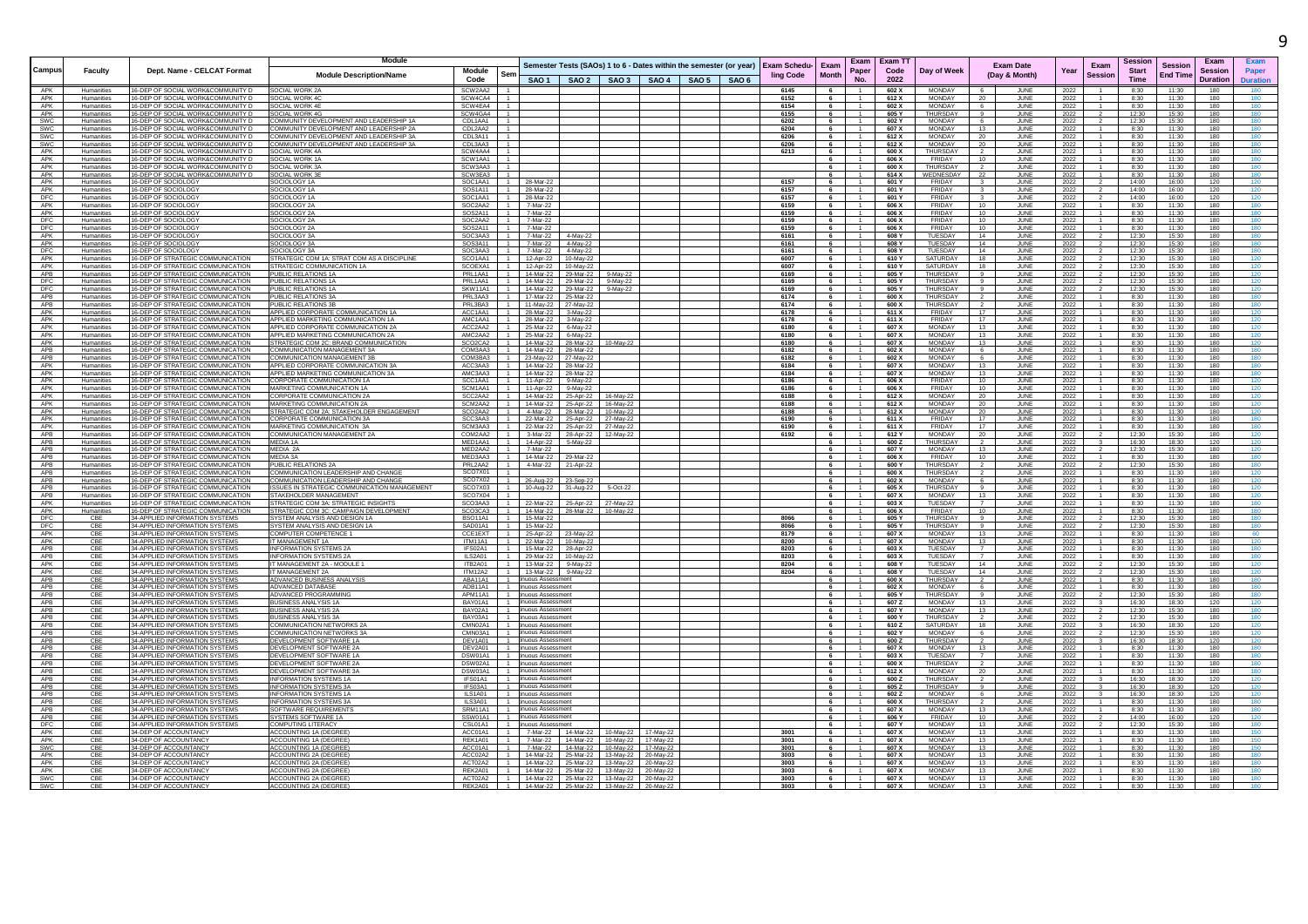| Campus | Faculty | Dept. Name - CELCAT Format | Module Description/Name | Module Code | Sem | Semester Tests (SAOs) 1 to 6 - Dates within the semester (or year) | | | | | | Exam Scheduling Code | Exam Month | Exam Paper No. | Exam TT Code 2022 | Day of Week | Exam Date (Day & Month) | | Year | Exam Session | Session Start Time | Session End Time | Exam Session Duration | Exam Paper Duration |
|---|---|---|---|---|---|---|---|---|---|---|---|---|---|---|---|---|---|---|---|---|---|---|---|---|
| | | | | | | SAO 1 | SAO 2 | SAO 3 | SAO 4 | SAO 5 | SAO 6 | | | | | | | | | | | | | |
| APK | Humanities | 16-DEP OF SOCIAL WORK&COMMUNITY D | SOCIAL WORK 2A | SCW2AA2 | 1 | | | | | | | 6145 | 6 | 1 | 602 X | MONDAY | 6 | JUNE | 2022 | 1 | 8:30 | 11:30 | 180 | 180 |
| APK | Humanities | 16-DEP OF SOCIAL WORK&COMMUNITY D | SOCIAL WORK 4C | SCW4CA4 | 1 | | | | | | | 6152 | 6 | 1 | 612 X | MONDAY | 20 | JUNE | 2022 | 1 | 8:30 | 11:30 | 180 | 180 |
| APK | Humanities | 16-DEP OF SOCIAL WORK&COMMUNITY D | SOCIAL WORK 4E | SCW4EA4 | 1 | | | | | | | 6154 | 6 | 1 | 602 X | MONDAY | 6 | JUNE | 2022 | 1 | 8:30 | 11:30 | 180 | 180 |
| APK | Humanities | 16-DEP OF SOCIAL WORK&COMMUNITY D | SOCIAL WORK 4G | SCW4GA4 | 1 | | | | | | | 6155 | 6 | 1 | 605 Y | THURSDAY | 9 | JUNE | 2022 | 2 | 12:30 | 15:30 | 180 | 180 |
| SWC | Humanities | 16-DEP OF SOCIAL WORK&COMMUNITY D | COMMUNITY DEVELOPMENT AND LEADERSHIP 1A | CDL1AA1 | 1 | | | | | | | 6202 | 6 | 1 | 602 Y | MONDAY | 6 | JUNE | 2022 | 2 | 12:30 | 15:30 | 180 | 180 |
| SWC | Humanities | 16-DEP OF SOCIAL WORK&COMMUNITY D | COMMUNITY DEVELOPMENT AND LEADERSHIP 2A | CDL2AA2 | 1 | | | | | | | 6204 | 6 | 1 | 607 X | MONDAY | 13 | JUNE | 2022 | 1 | 8:30 | 11:30 | 180 | 180 |
| SWC | Humanities | 16-DEP OF SOCIAL WORK&COMMUNITY D | COMMUNITY DEVELOPMENT AND LEADERSHIP 3A | CDL3A11 | 1 | | | | | | | 6206 | 6 | 1 | 612 X | MONDAY | 20 | JUNE | 2022 | 1 | 8:30 | 11:30 | 180 | 180 |
| SWC | Humanities | 16-DEP OF SOCIAL WORK&COMMUNITY D | COMMUNITY DEVELOPMENT AND LEADERSHIP 3A | CDL3AA3 | 1 | | | | | | | 6206 | 6 | 1 | 612 X | MONDAY | 20 | JUNE | 2022 | 1 | 8:30 | 11:30 | 180 | 180 |
| APK | Humanities | 16-DEP OF SOCIAL WORK&COMMUNITY D | SOCIAL WORK 4A | SCW4AA4 | 1 | | | | | | | 6213 | 6 | 1 | 600 X | THURSDAY | 2 | JUNE | 2022 | 1 | 8:30 | 11:30 | 180 | 180 |
| APK | Humanities | 16-DEP OF SOCIAL WORK&COMMUNITY D | SOCIAL WORK 1A | SCW1AA1 | 1 | | | | | | | | 6 | 1 | 606 X | FRIDAY | 10 | JUNE | 2022 | 1 | 8:30 | 11:30 | 180 | 180 |
| APK | Humanities | 16-DEP OF SOCIAL WORK&COMMUNITY D | SOCIAL WORK 3A | SCW3AA3 | 1 | | | | | | | | 6 | 1 | 600 X | THURSDAY | 2 | JUNE | 2022 | 1 | 8:30 | 11:30 | 180 | 180 |
| APK | Humanities | 16-DEP OF SOCIAL WORK&COMMUNITY D | SOCIAL WORK 3E | SCW3EA3 | 1 | | | | | | | | 6 | 1 | 614 X | WEDNESDAY | 22 | JUNE | 2022 | 1 | 8:30 | 11:30 | 180 | 180 |
| APK | Humanities | 16-DEP OF SOCIOLOGY | SOCIOLOGY 1A | SOC1AA1 | 1 | 28-Mar-22 | | | | | | 6157 | 6 | 1 | 601 Y | FRIDAY | 3 | JUNE | 2022 | 2 | 14:00 | 16:00 | 120 | 120 |
| APK | Humanities | 16-DEP OF SOCIOLOGY | SOCIOLOGY 1A | SOS1A11 | 1 | 28-Mar-22 | | | | | | 6157 | 6 | 1 | 601 Y | FRIDAY | 3 | JUNE | 2022 | 2 | 14:00 | 16:00 | 120 | 120 |
| DFC | Humanities | 16-DEP OF SOCIOLOGY | SOCIOLOGY 1A | SOC1AA1 | 1 | 28-Mar-22 | | | | | | 6157 | 6 | 1 | 601 Y | FRIDAY | 3 | JUNE | 2022 | 2 | 14:00 | 16:00 | 120 | 120 |
| APK | Humanities | 16-DEP OF SOCIOLOGY | SOCIOLOGY 2A | SOC2AA2 | 1 | 7-Mar-22 | | | | | | 6159 | 6 | 1 | 606 X | FRIDAY | 10 | JUNE | 2022 | 1 | 8:30 | 11:30 | 180 | 180 |
| APK | Humanities | 16-DEP OF SOCIOLOGY | SOCIOLOGY 2A | SOS2A11 | 1 | 7-Mar-22 | | | | | | 6159 | 6 | 1 | 606 X | FRIDAY | 10 | JUNE | 2022 | 1 | 8:30 | 11:30 | 180 | 180 |
| DFC | Humanities | 16-DEP OF SOCIOLOGY | SOCIOLOGY 2A | SOC2AA2 | 1 | 7-Mar-22 | | | | | | 6159 | 6 | 1 | 606 X | FRIDAY | 10 | JUNE | 2022 | 1 | 8:30 | 11:30 | 180 | 180 |
| DFC | Humanities | 16-DEP OF SOCIOLOGY | SOCIOLOGY 2A | SOS2A11 | 1 | 7-Mar-22 | | | | | | 6159 | 6 | 1 | 606 X | FRIDAY | 10 | JUNE | 2022 | 1 | 8:30 | 11:30 | 180 | 180 |
| APK | Humanities | 16-DEP OF SOCIOLOGY | SOCIOLOGY 3A | SOC3AA3 | 1 | 7-Mar-22 | 4-May-22 | | | | | 6161 | 6 | 1 | 608 Y | TUESDAY | 14 | JUNE | 2022 | 2 | 12:30 | 15:30 | 180 | 180 |
| APK | Humanities | 16-DEP OF SOCIOLOGY | SOCIOLOGY 3A | SOS3A11 | 1 | 7-Mar-22 | 4-May-22 | | | | | 6161 | 6 | 1 | 608 Y | TUESDAY | 14 | JUNE | 2022 | 2 | 12:30 | 15:30 | 180 | 180 |
| DFC | Humanities | 16-DEP OF SOCIOLOGY | SOCIOLOGY 3A | SOC3AA3 | 1 | 7-Mar-22 | 4-May-22 | | | | | 6161 | 6 | 1 | 608 Y | TUESDAY | 14 | JUNE | 2022 | 2 | 12:30 | 15:30 | 180 | 180 |
| APK | Humanities | 16-DEP OF STRATEGIC COMMUNICATION | STRATEGIC COM 1A: STRAT COM AS A DISCIPLINE | SCO1AA1 | 1 | 12-Apr-22 | 10-May-22 | | | | | 6007 | 6 | 1 | 610 Y | SATURDAY | 18 | JUNE | 2022 | 2 | 12:30 | 15:30 | 180 | 120 |
| APK | Humanities | 16-DEP OF STRATEGIC COMMUNICATION | STRATEGIC COMMUNICATION 1A | SCOEXA1 | 1 | 12-Apr-22 | 10-May-22 | | | | | 6007 | 6 | 1 | 610 Y | SATURDAY | 18 | JUNE | 2022 | 2 | 12:30 | 15:30 | 180 | 120 |
| APB | Humanities | 16-DEP OF STRATEGIC COMMUNICATION | PUBLIC RELATIONS 1A | PRL1AA1 | 1 | 14-Mar-22 | 29-Mar-22 | 9-May-22 | | | | 6169 | 6 | 1 | 605 Y | THURSDAY | 9 | JUNE | 2022 | 2 | 12:30 | 15:30 | 180 | 120 |
| DFC | Humanities | 16-DEP OF STRATEGIC COMMUNICATION | PUBLIC RELATIONS 1A | PRL1AA1 | 1 | 14-Mar-22 | 29-Mar-22 | 9-May-22 | | | | 6169 | 6 | 1 | 605 Y | THURSDAY | 9 | JUNE | 2022 | 2 | 12:30 | 15:30 | 180 | 120 |
| DFC | Humanities | 16-DEP OF STRATEGIC COMMUNICATION | PUBLIC RELATIONS 1A | SKW11A1 | 1 | 14-Mar-22 | 29-Mar-22 | 9-May-22 | | | | 6169 | 6 | 1 | 605 Y | THURSDAY | 9 | JUNE | 2022 | 2 | 12:30 | 15:30 | 180 | 120 |
| APB | Humanities | 16-DEP OF STRATEGIC COMMUNICATION | PUBLIC RELATIONS 3A | PRL3AA3 | 1 | 17-Mar-22 | 25-Mar-22 | | | | | 6174 | 6 | 1 | 600 X | THURSDAY | 2 | JUNE | 2022 | 1 | 8:30 | 11:30 | 180 | 180 |
| APB | Humanities | 16-DEP OF STRATEGIC COMMUNICATION | PUBLICATIONS 3B | PRL3BA3 | 1 | 11-May-22 | 27-May-22 | | | | | 6174 | 6 | 1 | 600 X | THURSDAY | 2 | JUNE | 2022 | 1 | 8:30 | 11:30 | 180 | 180 |
| APK | Humanities | 16-DEP OF STRATEGIC COMMUNICATION | APPLIED CORPORATE COMMUNICATION 1A | ACC1AA1 | 1 | 28-Mar-22 | 3-May-22 | | | | | 6178 | 6 | 1 | 611 X | FRIDAY | 17 | JUNE | 2022 | 1 | 8:30 | 11:30 | 180 | 120 |
| APK | Humanities | 16-DEP OF STRATEGIC COMMUNICATION | APPLIED MARKETING COMMUNICATION 1A | AMC1AA1 | 1 | 28-Mar-22 | 3-May-22 | | | | | 6178 | 6 | 1 | 611 X | FRIDAY | 17 | JUNE | 2022 | 1 | 8:30 | 11:30 | 180 | 120 |
| APK | Humanities | 16-DEP OF STRATEGIC COMMUNICATION | APPLIED CORPORATE COMMUNICATION 2A | ACC2AA2 | 1 | 25-Mar-22 | 6-May-22 | | | | | 6180 | 6 | 1 | 607 X | MONDAY | 13 | JUNE | 2022 | 1 | 8:30 | 11:30 | 180 | 120 |
| APK | Humanities | 16-DEP OF STRATEGIC COMMUNICATION | APPLIED MARKETING COMMUNICATION 2A | AMC2AA2 | 1 | 25-Mar-22 | 6-May-22 | | | | | 6180 | 6 | 1 | 607 X | MONDAY | 13 | JUNE | 2022 | 1 | 8:30 | 11:30 | 180 | 120 |
| APK | Humanities | 16-DEP OF STRATEGIC COMMUNICATION | STRATEGIC COM 2C: BRAND COMMUNICATION | SCO2CA2 | 1 | 14-Mar-22 | 28-Mar-22 | 10-May-22 | | | | 6180 | 6 | 1 | 607 X | MONDAY | 13 | JUNE | 2022 | 1 | 8:30 | 11:30 | 180 | 120 |
| APB | Humanities | 16-DEP OF STRATEGIC COMMUNICATION | COMMUNICATION MANAGEMENT 3A | COM3AA3 | 1 | 14-Mar-22 | 28-Mar-22 | | | | | 6182 | 6 | 1 | 602 X | MONDAY | 6 | JUNE | 2022 | 1 | 8:30 | 11:30 | 180 | 180 |
| APB | Humanities | 16-DEP OF STRATEGIC COMMUNICATION | COMMUNICATION MANAGEMENT 3B | COM3BA3 | 1 | 23-May-22 | 27-May-22 | | | | | 6182 | 6 | 1 | 602 X | MONDAY | 6 | JUNE | 2022 | 1 | 8:30 | 11:30 | 180 | 180 |
| APK | Humanities | 16-DEP OF STRATEGIC COMMUNICATION | APPLIED CORPORATE COMMUNICATION 3A | ACC3AA3 | 1 | 14-Mar-22 | 28-Mar-22 | | | | | 6184 | 6 | 1 | 607 X | MONDAY | 13 | JUNE | 2022 | 1 | 8:30 | 11:30 | 180 | 180 |
| APK | Humanities | 16-DEP OF STRATEGIC COMMUNICATION | APPLIED MARKETING COMMUNICATION 3A | AMC3AA3 | 1 | 14-Mar-22 | 28-Mar-22 | | | | | 6184 | 6 | 1 | 607 X | MONDAY | 13 | JUNE | 2022 | 1 | 8:30 | 11:30 | 180 | 180 |
| APK | Humanities | 16-DEP OF STRATEGIC COMMUNICATION | CORPORATE COMMUNICATION 1A | SCC1AA1 | 1 | 11-Apr-22 | 9-May-22 | | | | | 6186 | 6 | 1 | 606 X | FRIDAY | 10 | JUNE | 2022 | 1 | 8:30 | 11:30 | 180 | 120 |
| APK | Humanities | 16-DEP OF STRATEGIC COMMUNICATION | MARKETING COMMUNICATION 1A | SCM1AA1 | 1 | 11-Apr-22 | 9-May-22 | | | | | 6186 | 6 | 1 | 606 X | FRIDAY | 10 | JUNE | 2022 | 1 | 8:30 | 11:30 | 180 | 120 |
| APK | Humanities | 16-DEP OF STRATEGIC COMMUNICATION | CORPORATE COMMUNICATION 2A | SCC2AA2 | 1 | 14-Mar-22 | 25-Apr-22 | 16-May-22 | | | | 6188 | 6 | 1 | 612 X | MONDAY | 20 | JUNE | 2022 | 1 | 8:30 | 11:30 | 180 | 120 |
| APK | Humanities | 16-DEP OF STRATEGIC COMMUNICATION | MARKETING COMMUNICATION 2A | SCM2AA2 | 1 | 14-Mar-22 | 25-Apr-22 | 16-May-22 | | | | 6188 | 6 | 1 | 612 X | MONDAY | 20 | JUNE | 2022 | 1 | 8:30 | 11:30 | 180 | 120 |
| APK | Humanities | 16-DEP OF STRATEGIC COMMUNICATION | STRATEGIC COM 2A: STAKEHOLDER ENGAGEMENT | SCO2AA2 | 1 | 4-Mar-22 | 28-Mar-22 | 10-May-22 | | | | 6188 | 6 | 1 | 612 X | MONDAY | 20 | JUNE | 2022 | 1 | 8:30 | 11:30 | 180 | 120 |
| APK | Humanities | 16-DEP OF STRATEGIC COMMUNICATION | CORPORATE COMMUNICATION 3A | SCC3AA3 | 1 | 22-Mar-22 | 25-Apr-22 | 27-May-22 | | | | 6190 | 6 | 1 | 611 X | FRIDAY | 17 | JUNE | 2022 | 1 | 8:30 | 11:30 | 180 | 180 |
| APK | Humanities | 16-DEP OF STRATEGIC COMMUNICATION | MARKETING COMMUNICATION 3A | SCM3AA3 | 1 | 22-Mar-22 | 25-Apr-22 | 27-May-22 | | | | 6190 | 6 | 1 | 611 X | FRIDAY | 17 | JUNE | 2022 | 1 | 8:30 | 11:30 | 180 | 180 |
| APB | Humanities | 16-DEP OF STRATEGIC COMMUNICATION | COMMUNICATION MANAGEMENT 2A | COM2AA2 | 1 | 3-Mar-22 | 28-Apr-22 | 12-May-22 | | | | 6192 | 6 | 1 | 612 Y | MONDAY | 20 | JUNE | 2022 | 2 | 12:30 | 15:30 | 180 | 120 |
| APB | Humanities | 16-DEP OF STRATEGIC COMMUNICATION | MEDIA 1A | MED1AA1 | 1 | 14-Apr-22 | 5-May-22 | | | | | | 6 | 1 | 600 Z | THURSDAY | 2 | JUNE | 2022 | 3 | 16:30 | 18:30 | 120 | 120 |
| APB | Humanities | 16-DEP OF STRATEGIC COMMUNICATION | MEDIA 2A | MED2AA2 | 1 | 7-Mar-22 | | | | | | | 6 | 1 | 607 Y | MONDAY | 13 | JUNE | 2022 | 2 | 12:30 | 15:30 | 180 | 180 |
| APB | Humanities | 16-DEP OF STRATEGIC COMMUNICATION | MEDIA 3A | MED3AA3 | 1 | 14-Mar-22 | 29-Mar-22 | | | | | | 6 | 1 | 606 X | FRIDAY | 10 | JUNE | 2022 | 1 | 8:30 | 11:30 | 180 | 180 |
| APB | Humanities | 16-DEP OF STRATEGIC COMMUNICATION | PUBLIC RELATIONS 2A | PRL2AA2 | 1 | 4-Mar-22 | 21-Apr-22 | | | | | | 6 | 1 | 600 Y | THURSDAY | 2 | JUNE | 2022 | 2 | 12:30 | 15:30 | 180 | 180 |
| APB | Humanities | 16-DEP OF STRATEGIC COMMUNICATION | COMMUNICATION LEADERSHIP AND CHANGE | SCO7X01 | 1 | | | | | | | | 6 | 1 | 600 X | THURSDAY | 2 | JUNE | 2022 | 1 | 8:30 | 11:30 | 180 | 120 |
| APK | Humanities | 16-DEP OF STRATEGIC COMMUNICATION | COMMUNICATION LEADERSHIP AND CHANGE | SCO7X02 | 1 | 26-Aug-22 | 23-Sep-22 | | | | | | 6 | 1 | 602 X | MONDAY | 6 | JUNE | 2022 | 1 | 8:30 | 11:30 | 180 | 120 |
| APB | Humanities | 16-DEP OF STRATEGIC COMMUNICATION | ISSUES IN STRATEGIC COMMUNICATION MANAGEMENT | SCO7X03 | 1 | 10-Aug-22 | 31-Aug-22 | 5-Oct-22 | | | | | 6 | 1 | 605 X | THURSDAY | 9 | JUNE | 2022 | 1 | 8:30 | 11:30 | 180 | 120 |
| APB | Humanities | 16-DEP OF STRATEGIC COMMUNICATION | STAKEHOLDER MANAGEMENT | SCO7X04 | 1 | | | | | | | | 6 | 1 | 607 X | MONDAY | 13 | JUNE | 2022 | 1 | 8:30 | 11:30 | 180 | 120 |
| APK | Humanities | 16-DEP OF STRATEGIC COMMUNICATION | STRATEGIC COM 3A: STRATEGIC INSIGHTS | SCO3AA3 | 1 | 22-Mar-22 | 25-Apr-22 | 27-May-22 | | | | | 6 | 1 | 603 X | TUESDAY | 7 | JUNE | 2022 | 1 | 8:30 | 11:30 | 180 | 180 |
| APK | Humanities | 16-DEP OF STRATEGIC COMMUNICATION | STRATEGIC COM 3C: CAMPAIGN DEVELOPMENT | SCO3CA3 | 1 | 14-Mar-22 | 28-Mar-22 | 10-May-22 | | | | | 6 | 1 | 606 X | FRIDAY | 10 | JUNE | 2022 | 1 | 8:30 | 11:30 | 180 | 180 |
| DFC | CBE | 34-APPLIED INFORMATION SYSTEMS | SYSTEM ANALYSIS AND DESIGN 1A | BSO11A1 | 1 | 15-Mar-22 | | | | | | 8066 | 6 | 1 | 605 Y | THURSDAY | 9 | JUNE | 2022 | 2 | 12:30 | 15:30 | 180 | 180 |
| APK | CBE | 34-APPLIED INFORMATION SYSTEMS | SYSTEM ANALYSIS AND DESIGN 1A | SAD01A1 | 1 | 15-Mar-22 | | | | | | 8066 | 6 | 1 | 605 Y | THURSDAY | 9 | JUNE | 2022 | 2 | 12:30 | 15:30 | 180 | 180 |
| APK | CBE | 34-APPLIED INFORMATION SYSTEMS | COMPUTER COMPETENCE 1 | CCE1EXT | 1 | 25-Apr-22 | 23-May-22 | | | | | 8179 | 6 | 1 | 607 X | MONDAY | 13 | JUNE | 2022 | 1 | 8:30 | 11:30 | 180 | 60 |
| APK | CBE | 34-APPLIED INFORMATION SYSTEMS | IT MANAGEMENT 1A | ITM11A1 | 1 | 22-Mar-22 | 10-May-22 | | | | | 8200 | 6 | 1 | 607 X | MONDAY | 13 | JUNE | 2022 | 1 | 8:30 | 11:30 | 180 | 120 |
| APB | CBE | 34-APPLIED INFORMATION SYSTEMS | INFORMATION SYSTEMS 2A | IFS02A1 | 1 | 15-Mar-22 | 28-Apr-22 | | | | | 8203 | 6 | 1 | 603 X | TUESDAY | 7 | JUNE | 2022 | 1 | 8:30 | 11:30 | 180 | 180 |
| APB | CBE | 34-APPLIED INFORMATION SYSTEMS | INFORMATION SYSTEMS 2A | ILS2A01 | 1 | 29-Mar-22 | 10-May-22 | | | | | 8203 | 6 | 1 | 603 X | TUESDAY | 7 | JUNE | 2022 | 1 | 8:30 | 11:30 | 180 | 180 |
| APK | CBE | 34-APPLIED INFORMATION SYSTEMS | IT MANAGEMENT 2A - MODULE 1 | ITB2A01 | 1 | 13-Mar-22 | 9-May-22 | | | | | 8204 | 6 | 1 | 608 Y | TUESDAY | 14 | JUNE | 2022 | 2 | 12:30 | 15:30 | 180 | 120 |
| APK | CBE | 34-APPLIED INFORMATION SYSTEMS | IT MANAGEMENT 2A | ITM12A2 | 1 | 13-Mar-22 | 9-May-22 | | | | | 8204 | 6 | 1 | 608 Y | TUESDAY | 14 | JUNE | 2022 | 2 | 12:30 | 15:30 | 180 | 120 |
| APB | CBE | 34-APPLIED INFORMATION SYSTEMS | ADVANCED BUSINESS ANALYSIS | ABA11A1 | 1 | inuous Assessment | | | | | | | 6 | 1 | 600 X | THURSDAY | 2 | JUNE | 2022 | 1 | 8:30 | 11:30 | 180 | 180 |
| APB | CBE | 34-APPLIED INFORMATION SYSTEMS | ADVANCED DATABASE | ADB11A1 | 1 | inuous Assessment | | | | | | | 6 | 1 | 602 X | MONDAY | 6 | JUNE | 2022 | 1 | 8:30 | 11:30 | 180 | 180 |
| APB | CBE | 34-APPLIED INFORMATION SYSTEMS | ADVANCED PROGRAMMING | APM11A1 | 1 | inuous Assessment | | | | | | | 6 | 1 | 605 Y | THURSDAY | 9 | JUNE | 2022 | 2 | 12:30 | 15:30 | 180 | 180 |
| APB | CBE | 34-APPLIED INFORMATION SYSTEMS | BUSINESS ANALYSIS 1A | BAY01A1 | 1 | inuous Assessment | | | | | | | 6 | 1 | 607 Z | MONDAY | 13 | JUNE | 2022 | 3 | 16:30 | 18:30 | 120 | 120 |
| APB | CBE | 34-APPLIED INFORMATION SYSTEMS | BUSINESS ANALYSIS 2A | BAY02A1 | 1 | inuous Assessment | | | | | | | 6 | 1 | 607 Y | MONDAY | 13 | JUNE | 2022 | 2 | 12:30 | 15:30 | 180 | 180 |
| APB | CBE | 34-APPLIED INFORMATION SYSTEMS | BUSINESS ANALYSIS 3A | BAY03A1 | 1 | inuous Assessment | | | | | | | 6 | 1 | 600 Y | THURSDAY | 2 | JUNE | 2022 | 2 | 12:30 | 15:30 | 180 | 180 |
| APB | CBE | 34-APPLIED INFORMATION SYSTEMS | COMMUNICATION NETWORKS 2A | CMN02A1 | 1 | inuous Assessment | | | | | | | 6 | 1 | 610 Z | SATURDAY | 18 | JUNE | 2022 | 3 | 16:30 | 18:30 | 120 | 120 |
| APB | CBE | 34-APPLIED INFORMATION SYSTEMS | COMMUNICATION NETWORKS 3A | CMN03A1 | 1 | inuous Assessment | | | | | | | 6 | 1 | 602 Y | MONDAY | 6 | JUNE | 2022 | 2 | 12:30 | 15:30 | 180 | 120 |
| APB | CBE | 34-APPLIED INFORMATION SYSTEMS | DEVELOPMENT SOFTWARE 1A | DEV1A01 | 1 | inuous Assessment | | | | | | | 6 | 1 | 600 Z | THURSDAY | 2 | JUNE | 2022 | 3 | 16:30 | 18:30 | 120 | 120 |
| APB | CBE | 34-APPLIED INFORMATION SYSTEMS | DEVELOPMENT SOFTWARE 2A | DEV2A01 | 1 | inuous Assessment | | | | | | | 6 | 1 | 607 X | MONDAY | 13 | JUNE | 2022 | 1 | 8:30 | 11:30 | 180 | 180 |
| APB | CBE | 34-APPLIED INFORMATION SYSTEMS | DEVELOPMENT SOFTWARE 1A | DSW01A1 | 1 | inuous Assessment | | | | | | | 6 | 1 | 603 X | TUESDAY | 7 | JUNE | 2022 | 1 | 8:30 | 11:30 | 180 | 180 |
| APB | CBE | 34-APPLIED INFORMATION SYSTEMS | DEVELOPMENT SOFTWARE 2A | DSW02A1 | 1 | inuous Assessment | | | | | | | 6 | 1 | 600 X | THURSDAY | 2 | JUNE | 2022 | 1 | 8:30 | 11:30 | 180 | 180 |
| APB | CBE | 34-APPLIED INFORMATION SYSTEMS | DEVELOPMENT SOFTWARE 3A | DSW03A1 | 1 | inuous Assessment | | | | | | | 6 | 1 | 612 X | MONDAY | 20 | JUNE | 2022 | 1 | 8:30 | 11:30 | 180 | 180 |
| APB | CBE | 34-APPLIED INFORMATION SYSTEMS | INFORMATION SYSTEMS 1A | IFS01A1 | 1 | inuous Assessment | | | | | | | 6 | 1 | 600 Z | THURSDAY | 2 | JUNE | 2022 | 3 | 16:30 | 18:30 | 120 | 120 |
| APB | CBE | 34-APPLIED INFORMATION SYSTEMS | INFORMATION SYSTEMS 3A | IFS03A1 | 1 | inuous Assessment | | | | | | | 6 | 1 | 605 Z | THURSDAY | 9 | JUNE | 2022 | 3 | 16:30 | 18:30 | 120 | 120 |
| APB | CBE | 34-APPLIED INFORMATION SYSTEMS | INFORMATION SYSTEMS 1A | ILS1A01 | 1 | inuous Assessment | | | | | | | 6 | 1 | 602 Z | MONDAY | 6 | JUNE | 2022 | 3 | 16:30 | 18:30 | 120 | 120 |
| APB | CBE | 34-APPLIED INFORMATION SYSTEMS | INFORMATION SYSTEMS 3A | ILS3A01 | 1 | inuous Assessment | | | | | | | 6 | 1 | 600 X | THURSDAY | 2 | JUNE | 2022 | 1 | 8:30 | 11:30 | 180 | 180 |
| APB | CBE | 34-APPLIED INFORMATION SYSTEMS | SOFTWARE REQUIREMENTS | SRM11A1 | 1 | inuous Assessment | | | | | | | 6 | 1 | 607 X | MONDAY | 13 | JUNE | 2022 | 1 | 8:30 | 11:30 | 180 | 180 |
| APB | CBE | 34-APPLIED INFORMATION SYSTEMS | SYSTEMS SOFTWARE 1A | SSW01A1 | 1 | inuous Assessment | | | | | | | 6 | 1 | 606 Y | FRIDAY | 10 | JUNE | 2022 | 2 | 14:00 | 16:00 | 120 | 120 |
| DFC | CBE | 34-APPLIED INFORMATION SYSTEMS | COMPUTING LITERACY | CSL01A1 | 1 | inuous Assessment | | | | | | | 6 | 1 | 607 Y | MONDAY | 13 | JUNE | 2022 | 2 | 12:30 | 15:30 | 180 | 180 |
| APK | CBE | 34-DEP OF ACCOUNTANCY | ACCOUNTING 1A (DEGREE) | ACC01A1 | 1 | 7-Mar-22 | 14-Mar-22 | 10-May-22 | 17-May-22 | | | 3001 | 6 | 1 | 607 X | MONDAY | 13 | JUNE | 2022 | 1 | 8:30 | 11:30 | 180 | 150 |
| APK | CBE | 34-DEP OF ACCOUNTANCY | ACCOUNTING 1A (DEGREE) | REK1A01 | 1 | 7-Mar-22 | 14-Mar-22 | 10-May-22 | 17-May-22 | | | 3001 | 6 | 1 | 607 X | MONDAY | 13 | JUNE | 2022 | 1 | 8:30 | 11:30 | 180 | 150 |
| SWC | CBE | 34-DEP OF ACCOUNTANCY | ACCOUNTING 1A (DEGREE) | ACC01A1 | 1 | 7-Mar-22 | 14-Mar-22 | 10-May-22 | 17-May-22 | | | 3001 | 6 | 1 | 607 X | MONDAY | 13 | JUNE | 2022 | 1 | 8:30 | 11:30 | 180 | 150 |
| APK | CBE | 34-DEP OF ACCOUNTANCY | ACCOUNTING 2A (DEGREE) | ACC02A2 | 1 | 14-Mar-22 | 25-Mar-22 | 13-May-22 | 20-May-22 | | | 3003 | 6 | 1 | 607 X | MONDAY | 13 | JUNE | 2022 | 1 | 8:30 | 11:30 | 180 | 180 |
| APK | CBE | 34-DEP OF ACCOUNTANCY | ACCOUNTING 2A (DEGREE) | ACT02A2 | 1 | 14-Mar-22 | 25-Mar-22 | 13-May-22 | 20-May-22 | | | 3003 | 6 | 1 | 607 X | MONDAY | 13 | JUNE | 2022 | 1 | 8:30 | 11:30 | 180 | 180 |
| APK | CBE | 34-DEP OF ACCOUNTANCY | ACCOUNTING 2A (DEGREE) | REK2A01 | 1 | 14-Mar-22 | 25-Mar-22 | 13-May-22 | 20-May-22 | | | 3003 | 6 | 1 | 607 X | MONDAY | 13 | JUNE | 2022 | 1 | 8:30 | 11:30 | 180 | 180 |
| SWC | CBE | 34-DEP OF ACCOUNTANCY | ACCOUNTING 2A (DEGREE) | ACT02A2 | 1 | 14-Mar-22 | 25-Mar-22 | 13-May-22 | 20-May-22 | | | 3003 | 6 | 1 | 607 X | MONDAY | 13 | JUNE | 2022 | 1 | 8:30 | 11:30 | 180 | 180 |
| SWC | CBE | 34-DEP OF ACCOUNTANCY | ACCOUNTING 2A (DEGREE) | REK2A01 | 1 | 14-Mar-22 | 25-Mar-22 | 13-May-22 | 20-May-22 | | | 3003 | 6 | 1 | 607 X | MONDAY | 13 | JUNE | 2022 | 1 | 8:30 | 11:30 | 180 | 180 |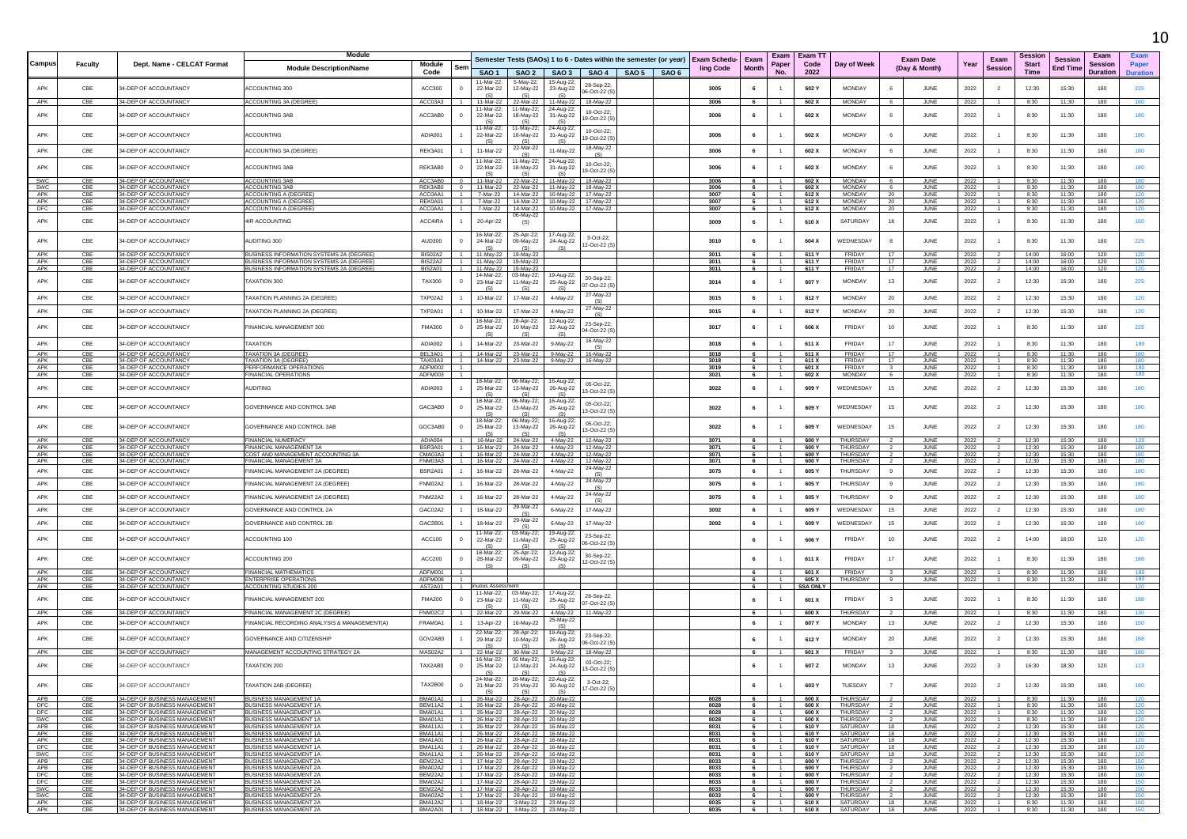| Campus | Faculty | Dept. Name - CELCAT Format | Module Description/Name | Module Code | Sem | Semester Tests (SAOs) 1 to 6 - Dates within the semester (or year) | | | | | | Exam Scheduling Code | Exam Month | Exam Paper No. | Exam TT Code 2022 | Day of Week | Exam Date (Day & Month) | | Year | Exam Session | Session Start Time | Session End Time | Exam Session Duration | Exam Paper Duration |
|---|---|---|---|---|---|---|---|---|---|---|---|---|---|---|---|---|---|---|---|---|---|---|---|---|
| | | | | | | SAO 1 | SAO 2 | SAO 3 | SAO 4 | SAO 5 | SAO 6 | | | | | | | | | | | | | |
| APK | CBE | 34-DEP OF ACCOUNTANCY | ACCOUNTING 300 | ACC300 | 0 | 11-Mar-22; 22-Mar-22 (S) | 5-May-22; 12-May-22 (S) | 15-Aug-22; 23-Aug-22 (S) | 28-Sep-22; 06-Oct-22 (S) | | | 3005 | 6 | 1 | 602 Y | MONDAY | 6 | JUNE | 2022 | 2 | 12:30 | 15:30 | 180 | 225 |
| APK | CBE | 34-DEP OF ACCOUNTANCY | ACCOUNTING 3A (DEGREE) | ACC03A3 | 1 | 11-Mar-22 | 22-Mar-22 | 11-May-22 | 18-May-22 | | | 3006 | 6 | 1 | 602 X | MONDAY | 6 | JUNE | 2022 | 1 | 8:30 | 11:30 | 180 | 180 |
| APK | CBE | 34-DEP OF ACCOUNTANCY | ACCOUNTING 3AB | ACC3AB0 | 0 | 11-Mar-22; 22-Mar-22 (S) | 11-May-22; 18-May-22 (S) | 24-Aug-22; 31-Aug-22 (S) | 10-Oct-22; 19-Oct-22 (S) | | | 3006 | 6 | 1 | 602 X | MONDAY | 6 | JUNE | 2022 | 1 | 8:30 | 11:30 | 180 | 180 |
| APK | CBE | 34-DEP OF ACCOUNTANCY | ACCOUNTING | ADIA001 | 1 | 11-Mar-22; 22-Mar-22 (S) | 11-May-22; 18-May-22 (S) | 24-Aug-22; 31-Aug-22 (S) | 10-Oct-22; 19-Oct-22 (S) | | | 3006 | 6 | 1 | 602 X | MONDAY | 6 | JUNE | 2022 | 1 | 8:30 | 11:30 | 180 | 180 |
| APK | CBE | 34-DEP OF ACCOUNTANCY | ACCOUNTING 3A (DEGREE) | REK3A01 | 1 | 11-Mar-22 | 22-Mar-22 (S) | 11-May-22 | 18-May-22 (S) | | | 3006 | 6 | 1 | 602 X | MONDAY | 6 | JUNE | 2022 | 1 | 8:30 | 11:30 | 180 | 180 |
| APK | CBE | 34-DEP OF ACCOUNTANCY | ACCOUNTING 3AB | REK3AB0 | 0 | 11-Mar-22; 22-Mar-22 (S) | 11-May-22; 18-May-22 (S) | 24-Aug-22; 31-Aug-22 (S) | 10-Oct-22; 19-Oct-22 (S) | | | 3006 | 6 | 1 | 602 X | MONDAY | 6 | JUNE | 2022 | 1 | 8:30 | 11:30 | 180 | 180 |
| SWC | CBE | 34-DEP OF ACCOUNTANCY | ACCOUNTING 3AB | ACC3AB0 | 0 | 11-Mar-22 | 22-Mar-22 | 11-May-22 | 18-May-22 | | | 3006 | 6 | 1 | 602 X | MONDAY | 6 | JUNE | 2022 | 1 | 8:30 | 11:30 | 180 | 180 |
| SWC | CBE | 34-DEP OF ACCOUNTANCY | ACCOUNTING 3AB | REK3AB0 | 0 | 11-Mar-22 | 22-Mar-22 | 11-May-22 | 18-May-22 | | | 3006 | 6 | 1 | 602 X | MONDAY | 6 | JUNE | 2022 | 1 | 8:30 | 11:30 | 180 | 180 |
| APK | CBE | 34-DEP OF ACCOUNTANCY | ACCOUNTING A (DEGREE) | ACC0AA1 | 1 | 7-Mar-22 | 14-Mar-22 | 10-May-22 | 17-May-22 | | | 3007 | 6 | 1 | 612 X | MONDAY | 20 | JUNE | 2022 | 1 | 8:30 | 11:30 | 180 | 120 |
| APK | CBE | 34-DEP OF ACCOUNTANCY | ACCOUNTING A (DEGREE) | REK0A01 | 1 | 7-Mar-22 | 14-Mar-22 | 10-May-22 | 17-May-22 | | | 3007 | 6 | 1 | 612 X | MONDAY | 20 | JUNE | 2022 | 1 | 8:30 | 11:30 | 180 | 120 |
| DFC | CBE | 34-DEP OF ACCOUNTANCY | ACCOUNTING A (DEGREE) | ACC0AA1 | 1 | 7-Mar-22 | 14-Mar-22 | 10-May-22 | 17-May-22 | | | 3007 | 6 | 1 | 612 X | MONDAY | 20 | JUNE | 2022 | 1 | 8:30 | 11:30 | 180 | 120 |
| APK | CBE | 34-DEP OF ACCOUNTANCY | 4IR ACCOUNTING | ACC4IRA | 1 | 20-Apr-22 | 06-May-22 (S) | | | | | 3009 | 6 | 1 | 610 X | SATURDAY | 18 | JUNE | 2022 | 1 | 8:30 | 11:30 | 180 | 150 |
| APK | CBE | 34-DEP OF ACCOUNTANCY | AUDITING 300 | AUD300 | 0 | 16-Mar-22; 24-Mar-22 (S) | 25-Apr-22; 09-May-22 (S) | 17-Aug-22; 24-Aug-22 (S) | 3-Oct-22; 12-Oct-22 (S) | | | 3010 | 6 | 1 | 604 X | WEDNESDAY | 8 | JUNE | 2022 | 1 | 8:30 | 11:30 | 180 | 225 |
| APK | CBE | 34-DEP OF ACCOUNTANCY | BUSINESS INFORMATION SYSTEMS 2A (DEGREE) | BIS02A2 | 1 | 11-May-22 | 19-May-22 | | | | | 3011 | 6 | 1 | 611 Y | FRIDAY | 17 | JUNE | 2022 | 2 | 14:00 | 16:00 | 120 | 120 |
| APK | CBE | 34-DEP OF ACCOUNTANCY | BUSINESS INFORMATION SYSTEMS 2A (DEGREE) | BIS22A2 | 1 | 11-May-22 | 19-May-22 | | | | | 3011 | 6 | 1 | 611 Y | FRIDAY | 17 | JUNE | 2022 | 2 | 14:00 | 16:00 | 120 | 120 |
| APK | CBE | 34-DEP OF ACCOUNTANCY | BUSINESS INFORMATION SYSTEMS 2A (DEGREE) | BIS2A01 | 1 | 11-May-22 | 19-May-22 | | | | | 3011 | 6 | 1 | 611 Y | FRIDAY | 17 | JUNE | 2022 | 2 | 14:00 | 16:00 | 120 | 120 |
| APK | CBE | 34-DEP OF ACCOUNTANCY | TAXATION 300 | TAX300 | 0 | 14-Mar-22; 23-Mar-22 (S) | 03-May-22; 11-May-22 (S) | 19-Aug-22; 25-Aug-22 (S) | 30-Sep-22; 07-Oct-22 (S) | | | 3014 | 6 | 1 | 607 Y | MONDAY | 13 | JUNE | 2022 | 2 | 12:30 | 15:30 | 180 | 225 |
| APK | CBE | 34-DEP OF ACCOUNTANCY | TAXATION PLANNING 2A (DEGREE) | TXP02A2 | 1 | 10-Mar-22 | 17-Mar-22 | 4-May-22 | 27-May-22 (S) | | | 3015 | 6 | 1 | 612 Y | MONDAY | 20 | JUNE | 2022 | 2 | 12:30 | 15:30 | 180 | 120 |
| APK | CBE | 34-DEP OF ACCOUNTANCY | TAXATION PLANNING 2A (DEGREE) | TXP2A01 | 1 | 10-Mar-22 | 17-Mar-22 | 4-May-22 | 27-May-22 (S) | | | 3015 | 6 | 1 | 612 Y | MONDAY | 20 | JUNE | 2022 | 2 | 12:30 | 15:30 | 180 | 120 |
| APK | CBE | 34-DEP OF ACCOUNTANCY | FINANCIAL MANAGEMENT 300 | FMA300 | 0 | 18-Mar-22; 25-Mar-22 (S) | 28-Apr-22; 10 May-22 (S) | 12-Aug-22; 22-Aug-22 (S) | 23-Sep-22; 04-Oct-22 (S) | | | 3017 | 6 | 1 | 606 X | FRIDAY | 10 | JUNE | 2022 | 1 | 8:30 | 11:30 | 180 | 225 |
| APK | CBE | 34-DEP OF ACCOUNTANCY | TAXATION | ADIA002 | 1 | 14-Mar-22 | 23-Mar-22 | 9-May-22 | 16-May-22 (S) | | | 3018 | 6 | 1 | 611 X | FRIDAY | 17 | JUNE | 2022 | 1 | 8:30 | 11:30 | 180 | 180 |
| APK | CBE | 34-DEP OF ACCOUNTANCY | TAXATION 3A (DEGREE) | BEL3A01 | 1 | 14-Mar-22 | 23-Mar-22 | 9-May-22 | 16-May-22 | | | 3018 | 6 | 1 | 611 X | FRIDAY | 17 | JUNE | 2022 | 1 | 8:30 | 11:30 | 180 | 180 |
| APK | CBE | 34-DEP OF ACCOUNTANCY | TAXATION 3A (DEGREE) | TAX03A3 | 1 | 14-Mar-22 | 23-Mar-22 | 9-May-22 | 16-May-22 | | | 3018 | 6 | 1 | 611 X | FRIDAY | 17 | JUNE | 2022 | 1 | 8:30 | 11:30 | 180 | 180 |
| APK | CBE | 34-DEP OF ACCOUNTANCY | PERFORMANCE OPERATIONS | ADFM002 | 1 | | | | | | | 3019 | 6 | 1 | 601 X | FRIDAY | 3 | JUNE | 2022 | 1 | 8:30 | 11:30 | 180 | 180 |
| APK | CBE | 34-DEP OF ACCOUNTANCY | FINANCIAL OPERATIONS | ADFM003 | 1 | | | | | | | 3021 | 6 | 1 | 602 X | MONDAY | 6 | JUNE | 2022 | 1 | 8:30 | 11:30 | 180 | 180 |
| APK | CBE | 34-DEP OF ACCOUNTANCY | AUDITING | ADIA003 | 1 | 18-Mar-22; 25-Mar-22 (S) | 06-May-22; 13-May-22 (S) | 16-Aug-22; 26-Aug-22 (S) | 05-Oct-22; 13-Oct-22 (S) | | | 3022 | 6 | 1 | 609 Y | WEDNESDAY | 15 | JUNE | 2022 | 2 | 12:30 | 15:30 | 180 | 180 |
| APK | CBE | 34-DEP OF ACCOUNTANCY | GOVERNANCE AND CONTROL 3AB | GAC3AB0 | 0 | 18-Mar-22; 25-Mar-22 (S) | 06-May-22; 13-May-22 (S) | 16-Aug-22; 26-Aug-22 (S) | 05-Oct-22; 13-Oct-22 (S) | | | 3022 | 6 | 1 | 609 Y | WEDNESDAY | 15 | JUNE | 2022 | 2 | 12:30 | 15:30 | 180 | 180 |
| APK | CBE | 34-DEP OF ACCOUNTANCY | GOVERNANCE AND CONTROL 3AB | GOC3AB0 | 0 | 18-Mar-22; 25-Mar-22 (S) | 06-May-22; 13-May-22 (S) | 16-Aug-22; 26-Aug-22 (S) | 05-Oct-22; 13-Oct-22 (S) | | | 3022 | 6 | 1 | 609 Y | WEDNESDAY | 15 | JUNE | 2022 | 2 | 12:30 | 15:30 | 180 | 180 |
| APK | CBE | 34-DEP OF ACCOUNTANCY | FINANCIAL NUMERACY | ADIA004 | 1 | 16-Mar-22 | 24-Mar-22 | 4-May-22 | 12-May-22 | | | 3071 | 6 | 1 | 600 Y | THURSDAY | 2 | JUNE | 2022 | 2 | 12:30 | 15:30 | 180 | 120 |
| APK | CBE | 34-DEP OF ACCOUNTANCY | FINANCIAL MANAGEMENT 3A | BSR3A01 | 1 | 16-Mar-22 | 24-Mar-22 | 4-May-22 | 12-May-22 | | | 3071 | 6 | 1 | 600 Y | THURSDAY | 2 | JUNE | 2022 | 2 | 12:30 | 15:30 | 180 | 180 |
| APK | CBE | 34-DEP OF ACCOUNTANCY | COST AND MANAGEMENT ACCOUNTING 3A | CMA03A3 | 1 | 16-Mar-22 | 24-Mar-22 | 4-May-22 | 12-May-22 | | | 3071 | 6 | 1 | 600 Y | THURSDAY | 2 | JUNE | 2022 | 2 | 12:30 | 15:30 | 180 | 180 |
| APK | CBE | 34-DEP OF ACCOUNTANCY | FINANCIAL MANAGEMENT 3A | FNM03A3 | 1 | 16-Mar-22 | 24-Mar-22 | 4-May-22 | 12-May-22 | | | 3071 | 6 | 1 | 600 Y | THURSDAY | 2 | JUNE | 2022 | 2 | 12:30 | 15:30 | 180 | 180 |
| APK | CBE | 34-DEP OF ACCOUNTANCY | FINANCIAL MANAGEMENT 2A (DEGREE) | BSR2A01 | 1 | 16-Mar-22 | 28-Mar-22 | 4-May-22 | 24-May-22 (S) | | | 3075 | 6 | 1 | 605 Y | THURSDAY | 9 | JUNE | 2022 | 2 | 12:30 | 15:30 | 180 | 180 |
| APK | CBE | 34-DEP OF ACCOUNTANCY | FINANCIAL MANAGEMENT 2A (DEGREE) | FNM02A2 | 1 | 16-Mar-22 | 28-Mar-22 | 4-May-22 | 24-May-22 (S) | | | 3075 | 6 | 1 | 605 Y | THURSDAY | 9 | JUNE | 2022 | 2 | 12:30 | 15:30 | 180 | 180 |
| APK | CBE | 34-DEP OF ACCOUNTANCY | FINANCIAL MANAGEMENT 2A (DEGREE) | FNM22A2 | 1 | 16-Mar-22 | 28-Mar-22 | 4-May-22 | 24-May-22 (S) | | | 3075 | 6 | 1 | 605 Y | THURSDAY | 9 | JUNE | 2022 | 2 | 12:30 | 15:30 | 180 | 180 |
| APK | CBE | 34-DEP OF ACCOUNTANCY | GOVERNANCE AND CONTROL 2A | GAC02A2 | 1 | 18-Mar-22 | 29-Mar-22 (S) | 6-May-22 | 17-May-22 | | | 3092 | 6 | 1 | 609 Y | WEDNESDAY | 15 | JUNE | 2022 | 2 | 12:30 | 15:30 | 180 | 180 |
| APK | CBE | 34-DEP OF ACCOUNTANCY | GOVERNANCE AND CONTROL 2B | GAC2B01 | 1 | 18-Mar-22 | 29-Mar-22 (S) | 6-May-22 | 17-May-22 | | | 3092 | 6 | 1 | 609 Y | WEDNESDAY | 15 | JUNE | 2022 | 2 | 12:30 | 15:30 | 180 | 180 |
| APK | CBE | 34-DEP OF ACCOUNTANCY | ACCOUNTING 100 | ACC100 | 0 | 11-Mar-22; 22-Mar-22 (S) | 03-May-22; 11-May-22 (S) | 19-Aug-22; 25-Aug-22 (S) | 23-Sep-22; 06-Oct-22 (S) | | | | 6 | 1 | 606 Y | FRIDAY | 10 | JUNE | 2022 | 2 | 14:00 | 16:00 | 120 | 120 |
| APK | CBE | 34-DEP OF ACCOUNTANCY | ACCOUNTING 200 | ACC200 | 0 | 18-Mar-22; 28-Mar-22 (S) | 25-Apr-22; 09-May-22 (S) | 12-Aug-22; 23-Aug-22 (S) | 30-Sep-22; 12-Oct-22 (S) | | | | 6 | 1 | 611 X | FRIDAY | 17 | JUNE | 2022 | 1 | 8:30 | 11:30 | 180 | 188 |
| APK | CBE | 34-DEP OF ACCOUNTANCY | FINANCIAL MATHEMATICS | ADFM001 | 1 | | | | | | | | 6 | 1 | 601 X | FRIDAY | 3 | JUNE | 2022 | 1 | 8:30 | 11:30 | 180 | 180 |
| APK | CBE | 34-DEP OF ACCOUNTANCY | ENTERPRISE OPERATIONS | ADFM008 | 1 | | | | | | | | 6 | 1 | 605 X | THURSDAY | 9 | JUNE | 2022 | 1 | 8:30 | 11:30 | 180 | 180 |
| APK | CBE | 34-DEP OF ACCOUNTANCY | ACCOUNTING STUDIES 200 | AST2A01 | 1 | inuous Assessment | | | | | | | 6 | 1 | SSA ONLY | | | | | | | | | 120 |
| APK | CBE | 34-DEP OF ACCOUNTANCY | FINANCIAL MANAGEMENT 200 | FMA200 | 0 | 11-Mar-22; 23-Mar-22 (S) | 03-May-22; 11-May-22 (S) | 17-Aug-22; 25-Aug-22 (S) | 28-Sep-22; 07-Oct-22 (S) | | | | 6 | 1 | 601 X | FRIDAY | 3 | JUNE | 2022 | 1 | 8:30 | 11:30 | 180 | 188 |
| APK | CBE | 34-DEP OF ACCOUNTANCY | FINANCIAL MANAGEMENT 2C (DEGREE) | FNM02C2 | 1 | 22-Mar-22 | 29-Mar-22 | 4-May-22 | 11-May-22 | | | | 6 | 1 | 600 X | THURSDAY | 2 | JUNE | 2022 | 1 | 8:30 | 11:30 | 180 | 130 |
| APK | CBE | 34-DEP OF ACCOUNTANCY | FINANCIAL RECORDING ANALYSIS & MANAGEMENT(A) | FRAM0A1 | 1 | 13-Apr-22 | 16-May-22 | 25-May-22 (S) | | | | | 6 | 1 | 607 Y | MONDAY | 13 | JUNE | 2022 | 2 | 12:30 | 15:30 | 180 | 150 |
| APK | CBE | 34-DEP OF ACCOUNTANCY | GOVERNANCE AND CITIZENSHIP | GOV2AB0 | 1 | 22-Mar-22; 29-Mar-22 (S) | 28-Apr-22; 10-May-22 (S) | 19-Aug-22; 26-Aug-22 (S) | 23-Sep-22; 06-Oct-22 (S) | | | | 6 | 1 | 612 Y | MONDAY | 20 | JUNE | 2022 | 2 | 12:30 | 15:30 | 180 | 188 |
| APK | CBE | 34-DEP OF ACCOUNTANCY | MANAGEMENT ACCOUNTING STRATEGY 2A | MAS02A2 | 1 | 22-Mar-22 | 30-Mar-22 | 9-May-22 | 18-May-22 | | | | 6 | 1 | 601 X | FRIDAY | 3 | JUNE | 2022 | 1 | 8:30 | 11:30 | 180 | 180 |
| APK | CBE | 34-DEP OF ACCOUNTANCY | TAXATION 200 | TAX2AB0 | 0 | 16-Mar-22; 25-Mar-22 (S) | 05 May-22; 12-May-22 (S) | 15-Aug-22; 24-Aug-22 (S) | 03-Oct-22; 13-Oct-22 (S) | | | | 6 | 1 | 607 Z | MONDAY | 13 | JUNE | 2022 | 3 | 16:30 | 18:30 | 120 | 113 |
| APK | CBE | 34-DEP OF ACCOUNTANCY | TAXATION 2AB (DEGREE) | TAX2B00 | 0 | 24-Mar-22; 31-Mar-22 (S) | 16-May-22; 23 May-22 (S) | 22-Aug-22; 30-Aug-22 (S) | 3-Oct-22; 17-Oct-22 (S) | | | | 6 | 1 | 603 Y | TUESDAY | 7 | JUNE | 2022 | 2 | 12:30 | 15:30 | 180 | 180 |
| APB | CBE | 34-DEP OF BUSINESS MANAGEMENT | BUSINESS MANAGEMENT 1A | BMA01A1 | 1 | 26-Mar-22 | 28-Apr-22 | 20-May-22 | | | | 8028 | 6 | 1 | 600 X | THURSDAY | 2 | JUNE | 2022 | 1 | 8:30 | 11:30 | 180 | 120 |
| DFC | CBE | 34-DEP OF BUSINESS MANAGEMENT | BUSINESS MANAGEMENT 1A | BEM11A2 | 1 | 26-Mar-22 | 28-Apr-22 | 20-May-22 | | | | 8028 | 6 | 1 | 600 X | THURSDAY | 2 | JUNE | 2022 | 1 | 8:30 | 11:30 | 180 | 120 |
| DFC | CBE | 34-DEP OF BUSINESS MANAGEMENT | BUSINESS MANAGEMENT 1A | BMA01A1 | 1 | 26-Mar-22 | 28-Apr-22 | 20-May-22 | | | | 8028 | 6 | 1 | 600 X | THURSDAY | 2 | JUNE | 2022 | 1 | 8:30 | 11:30 | 180 | 120 |
| SWC | CBE | 34-DEP OF BUSINESS MANAGEMENT | BUSINESS MANAGEMENT 1A | BMA01A1 | 1 | 26-Mar-22 | 28-Apr-22 | 20-May-22 | | | | 8028 | 6 | 1 | 600 X | THURSDAY | 2 | JUNE | 2022 | 1 | 8:30 | 11:30 | 180 | 120 |
| APB | CBE | 34-DEP OF BUSINESS MANAGEMENT | BUSINESS MANAGEMENT 1A | BMA11A1 | 1 | 26-Mar-22 | 28-Apr-22 | 16-May-22 | | | | 8031 | 6 | 1 | 610 Y | SATURDAY | 18 | JUNE | 2022 | 2 | 12:30 | 15:30 | 180 | 120 |
| APK | CBE | 34-DEP OF BUSINESS MANAGEMENT | BUSINESS MANAGEMENT 1A | BMA11A1 | 1 | 26-Mar-22 | 28-Apr-22 | 16-May-22 | | | | 8031 | 6 | 1 | 610 Y | SATURDAY | 18 | JUNE | 2022 | 2 | 12:30 | 15:30 | 180 | 120 |
| APK | CBE | 34-DEP OF BUSINESS MANAGEMENT | BUSINESS MANAGEMENT 1A | BMA1A01 | 1 | 26-Mar-22 | 28-Apr-22 | 16-May-22 | | | | 8031 | 6 | 1 | 610 Y | SATURDAY | 18 | JUNE | 2022 | 2 | 12:30 | 15:30 | 180 | 120 |
| DFC | CBE | 34-DEP OF BUSINESS MANAGEMENT | BUSINESS MANAGEMENT 1A | BMA11A1 | 1 | 26-Mar-22 | 28-Apr-22 | 16-May-22 | | | | 8031 | 6 | 1 | 610 Y | SATURDAY | 18 | JUNE | 2022 | 2 | 12:30 | 15:30 | 180 | 120 |
| SWC | CBE | 34-DEP OF BUSINESS MANAGEMENT | BUSINESS MANAGEMENT 1A | BMA11A1 | 1 | 26-Mar-22 | 28-Apr-22 | 16-May-22 | | | | 8031 | 6 | 1 | 610 Y | SATURDAY | 18 | JUNE | 2022 | 2 | 12:30 | 15:30 | 180 | 120 |
| APB | CBE | 34-DEP OF BUSINESS MANAGEMENT | BUSINESS MANAGEMENT 2A | BEM22A2 | 1 | 17-Mar-22 | 28-Apr-22 | 19-May-22 | | | | 8033 | 6 | 1 | 600 Y | THURSDAY | 2 | JUNE | 2022 | 2 | 12:30 | 15:30 | 180 | 150 |
| APB | CBE | 34-DEP OF BUSINESS MANAGEMENT | BUSINESS MANAGEMENT 2A | BMA02A2 | 1 | 17-Mar-22 | 28-Apr-22 | 19-May-22 | | | | 8033 | 6 | 1 | 600 Y | THURSDAY | 2 | JUNE | 2022 | 2 | 12:30 | 15:30 | 180 | 150 |
| DFC | CBE | 34-DEP OF BUSINESS MANAGEMENT | BUSINESS MANAGEMENT 2A | BEM22A2 | 1 | 17-Mar-22 | 28-Apr-22 | 19-May-22 | | | | 8033 | 6 | 1 | 600 Y | THURSDAY | 2 | JUNE | 2022 | 2 | 12:30 | 15:30 | 180 | 150 |
| DFC | CBE | 34-DEP OF BUSINESS MANAGEMENT | BUSINESS MANAGEMENT 2A | BMA02A2 | 1 | 17-Mar-22 | 28-Apr-22 | 19-May-22 | | | | 8033 | 6 | 1 | 600 Y | THURSDAY | 2 | JUNE | 2022 | 2 | 12:30 | 15:30 | 180 | 150 |
| SWC | CBE | 34-DEP OF BUSINESS MANAGEMENT | BUSINESS MANAGEMENT 2A | BEM22A2 | 1 | 17-Mar-22 | 28-Apr-22 | 19-May-22 | | | | 8033 | 6 | 1 | 600 Y | THURSDAY | 2 | JUNE | 2022 | 2 | 12:30 | 15:30 | 180 | 150 |
| SWC | CBE | 34-DEP OF BUSINESS MANAGEMENT | BUSINESS MANAGEMENT 2A | BMA02A2 | 1 | 17-Mar-22 | 28-Apr-22 | 19-May-22 | | | | 8033 | 6 | 1 | 600 Y | THURSDAY | 2 | JUNE | 2022 | 2 | 12:30 | 15:30 | 180 | 150 |
| APK | CBE | 34-DEP OF BUSINESS MANAGEMENT | BUSINESS MANAGEMENT 2A | BMA12A2 | 1 | 18-Mar-22 | 3-May-22 | 23-May-22 | | | | 8035 | 6 | 1 | 610 X | SATURDAY | 18 | JUNE | 2022 | 1 | 8:30 | 11:30 | 180 | 150 |
| APK | CBE | 34-DEP OF BUSINESS MANAGEMENT | BUSINESS MANAGEMENT 2A | BMA2A01 | 1 | 18-Mar-22 | 3-May-22 | 23-May-22 | | | | 8035 | 6 | 1 | 610 X | SATURDAY | 18 | JUNE | 2022 | 1 | 8:30 | 11:30 | 180 | 150 |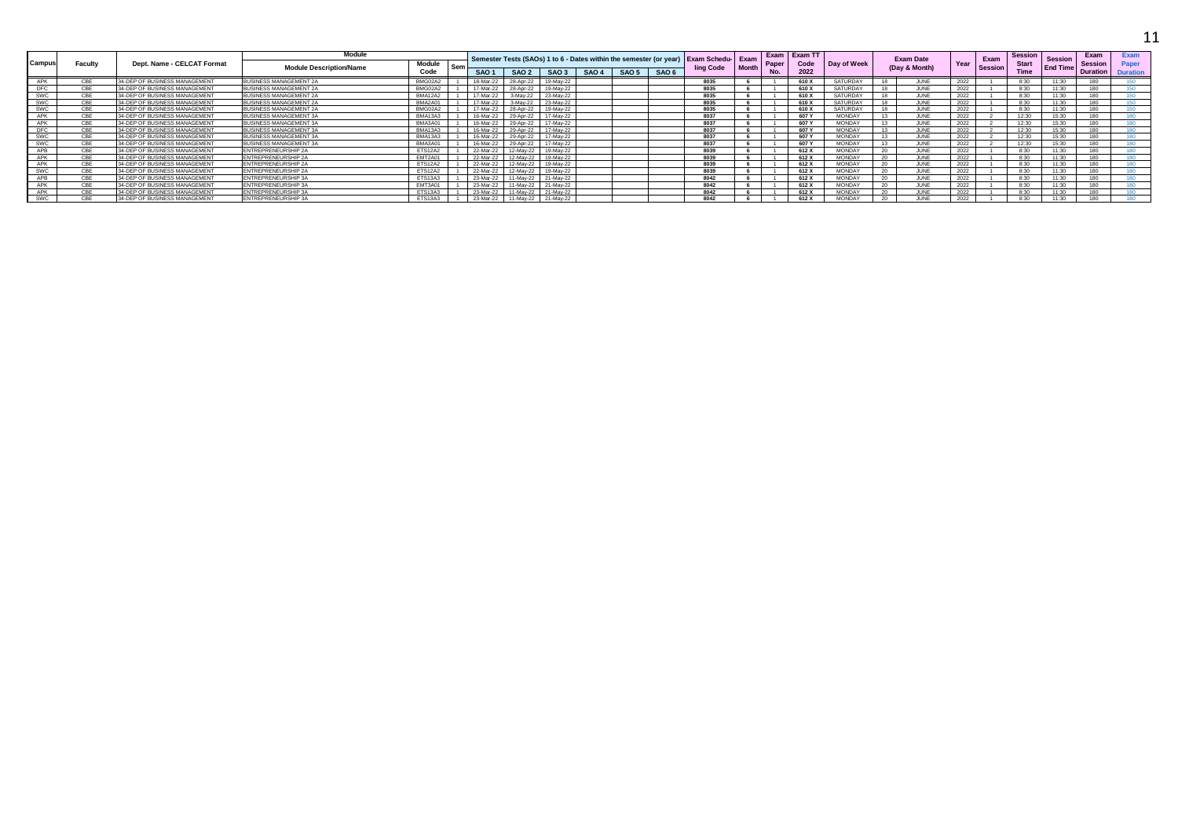| Campus | Faculty | Dept. Name - CELCAT Format | Module | | | Semester Tests (SAOs) 1 to 6 - Dates within the semester (or year) | | | | | | Exam Scheduling Code | Exam Month | Exam Paper No. | Exam TT Code 2022 | Day of Week | Exam Date (Day & Month) | | Year | Exam Session | Session Start Time | Session End Time | Exam Session Duration | Exam Paper Duration |
|---|---|---|---|---|---|---|---|---|---|---|---|---|---|---|---|---|---|---|---|---|---|---|---|---|
| | | | Module Description/Name | Module Code | Sem | SAO 1 | SAO 2 | SAO 3 | SAO 4 | SAO 5 | SAO 6 | | | | | | | | | | | | | |
| APK | CBE | 34-DEP OF BUSINESS MANAGEMENT | BUSINESS MANAGEMENT 2A | BMG02A2 | 1 | 18-Mar-22 | 28-Apr-22 | 19-May-22 | | | | 8035 | 6 | 1 | 610 X | SATURDAY | 18 | JUNE | 2022 | 1 | 8:30 | 11:30 | 180 | 150 |
| DFC | CBE | 34-DEP OF BUSINESS MANAGEMENT | BUSINESS MANAGEMENT 2A | BMG02A2 | 1 | 17-Mar-22 | 28-Apr-22 | 19-May-22 | | | | 8035 | 6 | 1 | 610 X | SATURDAY | 18 | JUNE | 2022 | 1 | 8:30 | 11:30 | 180 | 150 |
| SWC | CBE | 34-DEP OF BUSINESS MANAGEMENT | BUSINESS MANAGEMENT 2A | BMA12A2 | 1 | 17-Mar-22 | 3-May-22 | 23-May-22 | | | | 8035 | 6 | 1 | 610 X | SATURDAY | 18 | JUNE | 2022 | 1 | 8:30 | 11:30 | 180 | 150 |
| SWC | CBE | 34-DEP OF BUSINESS MANAGEMENT | BUSINESS MANAGEMENT 2A | BMA2A01 | 1 | 17-Mar-22 | 3-May-22 | 23-May-22 | | | | 8035 | 6 | 1 | 610 X | SATURDAY | 18 | JUNE | 2022 | 1 | 8:30 | 11:30 | 180 | 150 |
| SWC | CBE | 34-DEP OF BUSINESS MANAGEMENT | BUSINESS MANAGEMENT 2A | BMG02A2 | 1 | 17-Mar-22 | 28-Apr-22 | 19-May-22 | | | | 8035 | 6 | 1 | 610 X | SATURDAY | 18 | JUNE | 2022 | 1 | 8:30 | 11:30 | 180 | 150 |
| APK | CBE | 34-DEP OF BUSINESS MANAGEMENT | BUSINESS MANAGEMENT 3A | BMA13A3 | 1 | 16-Mar-22 | 29-Apr-22 | 17-May-22 | | | | 8037 | 6 | 1 | 607 Y | MONDAY | 13 | JUNE | 2022 | 2 | 12:30 | 15:30 | 180 | 180 |
| APK | CBE | 34-DEP OF BUSINESS MANAGEMENT | BUSINESS MANAGEMENT 3A | BMA3A01 | 1 | 16-Mar-22 | 29-Apr-22 | 17-May-22 | | | | 8037 | 6 | 1 | 607 Y | MONDAY | 13 | JUNE | 2022 | 2 | 12:30 | 15:30 | 180 | 180 |
| DFC | CBE | 34-DEP OF BUSINESS MANAGEMENT | BUSINESS MANAGEMENT 3A | BMA13A3 | 1 | 16-Mar-22 | 29-Apr-22 | 17-May-22 | | | | 8037 | 6 | 1 | 607 Y | MONDAY | 13 | JUNE | 2022 | 2 | 12:30 | 15:30 | 180 | 180 |
| SWC | CBE | 34-DEP OF BUSINESS MANAGEMENT | BUSINESS MANAGEMENT 3A | BMA13A3 | 1 | 16-Mar-22 | 29-Apr-22 | 17-May-22 | | | | 8037 | 6 | 1 | 607 Y | MONDAY | 13 | JUNE | 2022 | 2 | 12:30 | 15:30 | 180 | 180 |
| SWC | CBE | 34-DEP OF BUSINESS MANAGEMENT | BUSINESS MANAGEMENT 3A | BMA3A01 | 1 | 16-Mar-22 | 29-Apr-22 | 17-May-22 | | | | 8037 | 6 | 1 | 607 Y | MONDAY | 13 | JUNE | 2022 | 2 | 12:30 | 15:30 | 180 | 180 |
| APB | CBE | 34-DEP OF BUSINESS MANAGEMENT | ENTREPRENEURSHIP 2A | ETS12A2 | 1 | 22-Mar-22 | 12-May-22 | 19-May-22 | | | | 8039 | 6 | 1 | 612 X | MONDAY | 20 | JUNE | 2022 | 1 | 8:30 | 11:30 | 180 | 180 |
| APK | CBE | 34-DEP OF BUSINESS MANAGEMENT | ENTREPRENEURSHIP 2A | EMT2A01 | 1 | 22-Mar-22 | 12-May-22 | 19-May-22 | | | | 8039 | 6 | 1 | 612 X | MONDAY | 20 | JUNE | 2022 | 1 | 8:30 | 11:30 | 180 | 180 |
| APK | CBE | 34-DEP OF BUSINESS MANAGEMENT | ENTREPRENEURSHIP 2A | ETS12A2 | 1 | 22-Mar-22 | 12-May-22 | 19-May-22 | | | | 8039 | 6 | 1 | 612 X | MONDAY | 20 | JUNE | 2022 | 1 | 8:30 | 11:30 | 180 | 180 |
| SWC | CBE | 34-DEP OF BUSINESS MANAGEMENT | ENTREPRENEURSHIP 2A | ETS12A2 | 1 | 22-Mar-22 | 12-May-22 | 19-May-22 | | | | 8039 | 6 | 1 | 612 X | MONDAY | 20 | JUNE | 2022 | 1 | 8:30 | 11:30 | 180 | 180 |
| APB | CBE | 34-DEP OF BUSINESS MANAGEMENT | ENTREPRENEURSHIP 3A | ETS13A3 | 1 | 23-Mar-22 | 11-May-22 | 21-May-22 | | | | 8042 | 6 | 1 | 612 X | MONDAY | 20 | JUNE | 2022 | 1 | 8:30 | 11:30 | 180 | 180 |
| APK | CBE | 34-DEP OF BUSINESS MANAGEMENT | ENTREPRENEURSHIP 3A | EMT3A01 | 1 | 23-Mar-22 | 11-May-22 | 21-May-22 | | | | 8042 | 6 | 1 | 612 X | MONDAY | 20 | JUNE | 2022 | 1 | 8:30 | 11:30 | 180 | 180 |
| APK | CBE | 34-DEP OF BUSINESS MANAGEMENT | ENTREPRENEURSHIP 3A | ETS13A3 | 1 | 23-Mar-22 | 11-May-22 | 21-May-22 | | | | 8042 | 6 | 1 | 612 X | MONDAY | 20 | JUNE | 2022 | 1 | 8:30 | 11:30 | 180 | 180 |
| SWC | CBE | 34-DEP OF BUSINESS MANAGEMENT | ENTREPRENEURSHIP 3A | ETS13A3 | 1 | 23-Mar-22 | 11-May-22 | 21-May-22 | | | | 8042 | 6 | 1 | 612 X | MONDAY | 20 | JUNE | 2022 | 1 | 8:30 | 11:30 | 180 | 180 |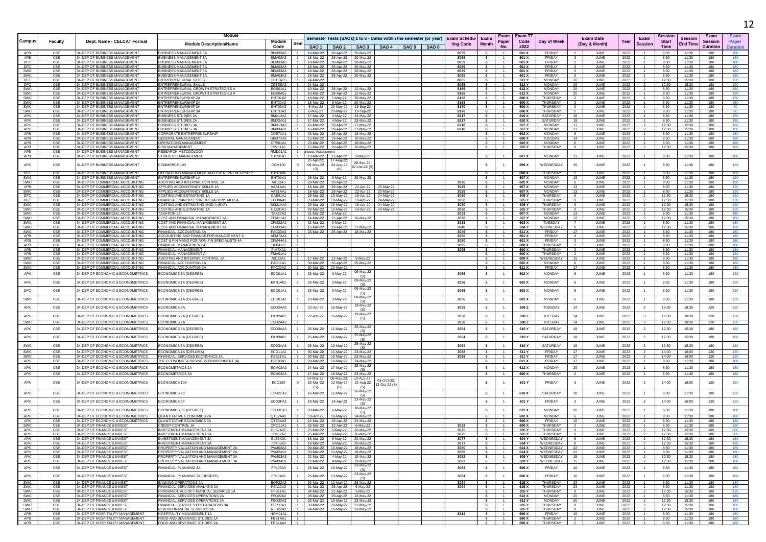| Campus | Faculty | Dept. Name - CELCAT Format | Module Description/Name | Module Code | Sem | Semester Tests (SAOs) 1 to 6 - Dates within the semester (or year) | | | | | | Exam Scheduling Code | Exam Month | Exam Paper No. | Exam TT Code 2022 | Day of Week | Exam Date (Day & Month) | | Year | Exam Session | Session Start Time | Session End Time | Exam Session Duration | Exam Paper Duration |
|---|---|---|---|---|---|---|---|---|---|---|---|---|---|---|---|---|---|---|---|---|---|---|---|---|
| | | | | | | SAO 1 | SAO 2 | SAO 3 | SAO 4 | SAO 5 | SAO 6 | | | | | | | | | | | | | |
| APB | CBE | 34-DEP OF BUSINESS MANAGEMENT | BUSINESS MANAGEMENT 3A | BEM33A3 | 1 | 18-Mar-22 | 28-Apr-22 | 20-May-22 | | | | 8059 | 6 | 1 | 601 X | FRIDAY | 3 | JUNE | 2022 | 1 | 8:30 | 11:30 | 180 | 180 |
| APB | CBE | 34-DEP OF BUSINESS MANAGEMENT | BUSINESS MANAGEMENT 3A | BMA03A3 | 1 | 18-Mar-22 | 28-Apr-22 | 20-May-22 | | | | 8059 | 6 | 1 | 601 X | FRIDAY | 3 | JUNE | 2022 | 1 | 8:30 | 11:30 | 180 | 180 |
| DFC | CBE | 34-DEP OF BUSINESS MANAGEMENT | BUSINESS MANAGEMENT 3A | BEM33A3 | 1 | 18-Mar-22 | 28-Apr-22 | 20-May-22 | | | | 8059 | 6 | 1 | 601 X | FRIDAY | 3 | JUNE | 2022 | 1 | 8:30 | 11:30 | 180 | 180 |
| DFC | CBE | 34-DEP OF BUSINESS MANAGEMENT | BUSINESS MANAGEMENT 3A | BMA03A3 | 1 | 18-Mar-22 | 28-Apr-22 | 20-May-22 | | | | 8059 | 6 | 1 | 601 X | FRIDAY | 3 | JUNE | 2022 | 1 | 8:30 | 11:30 | 180 | 180 |
| SWC | CBE | 34-DEP OF BUSINESS MANAGEMENT | BUSINESS MANAGEMENT 3A | BEM33A3 | 1 | 18-Mar-22 | 28-Apr-22 | 20-May-22 | | | | 8059 | 6 | 1 | 601 X | FRIDAY | 3 | JUNE | 2022 | 1 | 8:30 | 11:30 | 180 | 180 |
| SWC | CBE | 34-DEP OF BUSINESS MANAGEMENT | BUSINESS MANAGEMENT 3A | BMA03A3 | 1 | 18-Mar-22 | 28-Apr-22 | 20-May-22 | | | | 8059 | 6 | 1 | 601 X | FRIDAY | 3 | JUNE | 2022 | 1 | 8:30 | 11:30 | 180 | 180 |
| DFC | CBE | 34-DEP OF BUSINESS MANAGEMENT | ENTREPRENEURIAL SKILLS | CET3AES | 1 | 24-Mar-22 | | | | | | 8065 | 6 | 1 | 612 Y | MONDAY | 20 | JUNE | 2022 | 2 | 12:30 | 15:30 | 180 | 120 |
| DFC | CBE | 34-DEP OF BUSINESS MANAGEMENT | ENTREPRENEURIAL SKILLS | CETES A3 | 1 | 24-Mar-22 | | | | | | 8065 | 6 | 1 | 612 Y | MONDAY | 20 | JUNE | 2022 | 2 | 12:30 | 15:30 | 180 | 120 |
| SWC | CBE | 34-DEP OF BUSINESS MANAGEMENT | ENTREPRENEURIAL GROWTH STRATEGIES A | EGS01A1 | 1 | 10-Mar-22 | 28-Apr-22 | 12-May-22 | | | | 8166 | 6 | 1 | 612 X | MONDAY | 20 | JUNE | 2022 | 1 | 8:30 | 11:30 | 180 | 150 |
| SWC | CBE | 34-DEP OF BUSINESS MANAGEMENT | ENTREPRENEURIAL GROWTH STRATEGIES A | EGS0A01 | 1 | 10-Mar-22 | 28-Apr-22 | 12-May-22 | | | | 8166 | 6 | 1 | 612 X | MONDAY | 20 | JUNE | 2022 | 1 | 8:30 | 11:30 | 180 | 150 |
| SWC | CBE | 34-DEP OF BUSINESS MANAGEMENT | ENTREPRENEURSHIP 2A | ENT02A2 | 1 | 18-Mar-22 | 5-May-22 | 20-May-22 | | | | 8168 | 6 | 1 | 600 X | THURSDAY | 2 | JUNE | 2022 | 1 | 8:30 | 11:30 | 180 | 150 |
| SWC | CBE | 34-DEP OF BUSINESS MANAGEMENT | ENTREPRENEURSHIP 2A | ENT22A2 | 1 | 18-Mar-22 | 5-May-22 | 20-May-22 | | | | 8168 | 6 | 1 | 600 X | THURSDAY | 2 | JUNE | 2022 | 1 | 8:30 | 11:30 | 180 | 150 |
| SWC | CBE | 34-DEP OF BUSINESS MANAGEMENT | ENTREPRENEURSHIP 3A | ENT03A3 | 1 | 6-May-22 | 20-May-22 | 19-Sep-22 | | | | 8170 | 6 | 1 | 600 X | THURSDAY | 2 | JUNE | 2022 | 1 | 8:30 | 11:30 | 180 | 60 |
| SWC | CBE | 34-DEP OF BUSINESS MANAGEMENT | ENTREPRENEURSHIP 3A | ENT33A3 | 1 | 6-May-22 | 20-May-22 | 19-Sep-22 | | | | 8170 | 6 | 1 | 600 X | THURSDAY | 2 | JUNE | 2022 | 1 | 8:30 | 11:30 | 180 | 60 |
| APK | CBE | 34-DEP OF BUSINESS MANAGEMENT | BUSINESS STUDIES 2A | BMX12A2 | 1 | 17-Mar-22 | 4-May-22 | 23-May-22 | | | | 8217 | 6 | 1 | 610 X | SATURDAY | 18 | JUNE | 2022 | 1 | 8:30 | 11:30 | 180 | 150 |
| APK | CBE | 34-DEP OF BUSINESS MANAGEMENT | BUSINESS STUDIES 2A | BMX2A01 | 1 | 17-Mar-22 | 4-May-22 | 23-May-22 | | | | 8217 | 6 | 1 | 610 X | SATURDAY | 18 | JUNE | 2022 | 1 | 8:30 | 11:30 | 180 | 150 |
| APK | CBE | 34-DEP OF BUSINESS MANAGEMENT | BUSINESS STUDIES 3A | BMX13A3 | 1 | 16-Mar-22 | 29-Apr-22 | 17-May-22 | | | | 8218 | 6 | 1 | 607 Y | MONDAY | 13 | JUNE | 2022 | 2 | 12:30 | 15:30 | 180 | 180 |
| APK | CBE | 34-DEP OF BUSINESS MANAGEMENT | BUSINESS STUDIES 3A | BMX3A01 | 1 | 16-Mar-22 | 29-Apr-22 | 17-May-22 | | | | 8218 | 6 | 1 | 607 Y | MONDAY | 13 | JUNE | 2022 | 2 | 12:30 | 15:30 | 180 | 180 |
| APB | CBE | 34-DEP OF BUSINESS MANAGEMENT | CORPORATE ENTREPRENEURSHIP | COE7XA1 | 1 | 23-Mar-22 | 26-Apr-22 | 18-May-22 | | | | | 6 | 1 | 602 X | MONDAY | 6 | JUNE | 2022 | 1 | 8:30 | 11:30 | 180 | 180 |
| APB | CBE | 34-DEP OF BUSINESS MANAGEMENT | GENERAL MANAGEMENT | GEM7XA1 | 1 | 15-Mar-22 | 19-Apr-22 | 10-May-22 | | | | | 6 | 1 | 608 X | TUESDAY | 14 | JUNE | 2022 | 1 | 8:30 | 11:30 | 180 | 180 |
| APB | CBE | 34-DEP OF BUSINESS MANAGEMENT | OPERATIONS MANAGEMENT | OPS01A1 | 1 | 23-Mar-22 | 20-Apr-22 | 18-May-22 | | | | | 6 | 1 | 602 X | MONDAY | 6 | JUNE | 2022 | 1 | 8:30 | 11:30 | 180 | 180 |
| APB | CBE | 34-DEP OF BUSINESS MANAGEMENT | RISK MANAGEMENT | RIM01A1 | 1 | 15-Mar-22 | 19-Apr-22 | 10-May-22 | | | | | 6 | 1 | 605 Y | THURSDAY | 9 | JUNE | 2022 | 2 | 12:30 | 15:30 | 180 | 180 |
| APB | CBE | 34-DEP OF BUSINESS MANAGEMENT | RESEARCH METODOLOGY | RMD01A1 | 1 | Continuous Assessment | | | | | | | | | | | | | | | | | | |
| APB | CBE | 34-DEP OF BUSINESS MANAGEMENT | STRATEGIC MANAGEMENT | STR01A1 | 1 | 13-Mar-22 | 11-Apr-22 | 9-May-22 | | | | | 6 | 1 | 607 X | MONDAY | 13 | JUNE | 2022 | 1 | 8:30 | 11:30 | 180 | 180 |
| APK | CBE | 34-DEP OF BUSINESS MANAGEMENT | COMMERCE 100 | COM100 | 0 | 25-Apr-22; 09-May-22 (S) | 17-Aug-22; 24-Aug-22 (S) | 28-Sep-22; 07-Oct-22 (S) | | | | | 6 | 1 | 609 X | WEDNESDAY | 15 | JUNE | 2022 | 1 | 8:30 | 11:30 | 180 | 120 |
| DFC | CBE | 34-DEP OF BUSINESS MANAGEMENT | OPERATIONS MANAGEMENT AND ENTREPRENEURSHIP | BTN7X06 | 1 | | | | | | | | 6 | 1 | 600 X | THURSDAY | 2 | JUNE | 2022 | 1 | 8:30 | 11:30 | 180 | 180 |
| SWC | CBE | 34-DEP OF BUSINESS MANAGEMENT | ENTREPRENEURSHIP 1A | ENT01A1 | 1 | 26-Mar-22 | 6-May-22 | 20-May-22 | | | | | 6 | 1 | 607 X | MONDAY | 13 | JUNE | 2022 | 1 | 8:30 | 11:30 | 180 | 120 |
| SWC | CBE | 34-DEP OF COMMERCIAL ACCOUNTING | AUDITING AND INTERNAL CONTROL 3A | AIC33A3 | 1 | 28-Mar-22 | 29-Apr-22 | | | | | 3026 | 6 | 1 | 602 X | MONDAY | 6 | JUNE | 2022 | 1 | 8:30 | 11:30 | 180 | 180 |
| APB | CBE | 34-DEP OF COMMERCIAL ACCOUNTING | APPLIED ACCOUNTANCY SKILLS 1A | AAS1AA1 | 1 | 18-Mar-22 | 29-Apr-22 | 22-Apr-22 | 20-May-22 | | | 3029 | 6 | 1 | 607 X | MONDAY | 13 | JUNE | 2022 | 1 | 8:30 | 11:30 | 180 | 120 |
| SWC | CBE | 34-DEP OF COMMERCIAL ACCOUNTING | APPLIED ACCOUNTANCY SKILLS 1A | AAS1AA1 | 1 | 18-Mar-22 | 29-Apr-22 | 22-Apr-22 | 20-May-22 | | | 3029 | 6 | 1 | 607 X | MONDAY | 13 | JUNE | 2022 | 1 | 8:30 | 11:30 | 180 | 120 |
| DFC | CBE | 34-DEP OF COMMERCIAL ACCOUNTING | COSTING AND ESTIMATING 1A | CAE01A1 | 1 | 29-Mar-22 | 10-May-22 | 19-Apr-22 | 24-May-22 | | | 3030 | 6 | 1 | 605 Y | THURSDAY | 9 | JUNE | 2022 | 2 | 12:30 | 15:30 | 180 | 120 |
| DFC | CBE | 34-DEP OF COMMERCIAL ACCOUNTING | FINANCIAL PRINCIPLES IN OPERATIONS MOD A | FPO0AA1 | 1 | 29-Mar-22 | 10-May-22 | 19-Apr-22 | 24-May-22 | | | 3030 | 6 | 1 | 605 Y | THURSDAY | 9 | JUNE | 2022 | 2 | 12:30 | 15:30 | 180 | 120 |
| SWC | CBE | 34-DEP OF COMMERCIAL ACCOUNTING | COSTING AND ESTIMATING MOD A (EXT) | BKM1AA0 | 1 | 29-Mar-22 | 10-May-22 | 19-Apr-22 | 24-May-22 | | | 3030 | 6 | 1 | 605 Y | THURSDAY | 9 | JUNE | 2022 | 2 | 12:30 | 15:30 | 180 | 120 |
| SWC | CBE | 34-DEP OF COMMERCIAL ACCOUNTING | COSTING AND ESTIMATING 1A | CAE01A1 | 1 | 29-Mar-22 | 10-May-22 | 19-Apr-22 | 24-May-22 | | | 3030 | 6 | 1 | 605 Y | THURSDAY | 9 | JUNE | 2022 | 2 | 12:30 | 15:30 | 180 | 120 |
| SWC | CBE | 34-DEP OF COMMERCIAL ACCOUNTING | TAXATION 3A | TAX33A3 | 1 | 31-Mar-22 | 5-May-22 | | | | | 3033 | 6 | 1 | 607 X | MONDAY | 13 | JUNE | 2022 | 1 | 8:30 | 11:30 | 180 | 180 |
| SWC | CBE | 34-DEP OF COMMERCIAL ACCOUNTING | COST AND FINANCIAL MANAGEMENT 1A | CFM11A1 | 1 | 14-Mar-22 | 21-Apr-22 | 16-May-22 | | | | 3036 | 6 | 1 | 607 Y | MONDAY | 13 | JUNE | 2022 | 2 | 12:30 | 15:30 | 180 | 180 |
| SWC | CBE | 34-DEP OF COMMERCIAL ACCOUNTING | COST AND FINANCIAL MANAGEMENT 2A | CFM22A2 | 1 | 22-Mar-22 | 3-May-22 | | | | | 3038 | 6 | 1 | 603 X | TUESDAY | 7 | JUNE | 2022 | 1 | 8:30 | 11:30 | 180 | 180 |
| SWC | CBE | 34-DEP OF COMMERCIAL ACCOUNTING | COST AND FINANCIAL MANAGEMENT 3A | CFM33A3 | 1 | 15-Mar-22 | 19-Apr-22 | 17-May-22 | | | | 3040 | 6 | 1 | 604 Y | WEDNESDAY | 8 | JUNE | 2022 | 2 | 12:30 | 15:30 | 180 | 180 |
| SWC | CBE | 34-DEP OF COMMERCIAL ACCOUNTING | FINANCIAL ACCOUNTING 3A | FAC33A3 | 1 | 23-Mar-22 | 25-Apr-22 | 18-May-22 | | | | 3046 | 6 | 1 | 611 X | FRIDAY | 17 | JUNE | 2022 | 1 | 8:30 | 11:30 | 180 | 180 |
| APB | CBE | 34-DEP OF COMMERCIAL ACCOUNTING | ACCOUNTING AND FINANCE FOR MANAGEMENT A | AFM7XA1 | 1 | | | | | | | 3050 | 6 | 1 | 601 X | FRIDAY | 3 | JUNE | 2022 | 1 | 8:30 | 11:30 | 180 | 180 |
| APB | CBE | 34-DEP OF COMMERCIAL ACCOUNTING | COST & FIN MANG FOR NON-FIN SPECIALISTS 4A | CFM44A1 | 1 | | | | | | | 3050 | 6 | 1 | 601 X | FRIDAY | 3 | JUNE | 2022 | 1 | 8:30 | 11:30 | 180 | 180 |
| APB | CBE | 34-DEP OF COMMERCIAL ACCOUNTING | FINANCIAL MANAGEMENT 4 | BFB41-2 | 1 | | | | | | | 3095 | 6 | 1 | 600 X | THURSDAY | 2 | JUNE | 2022 | 1 | 8:30 | 11:30 | 180 | 180 |
| APB | CBE | 34-DEP OF COMMERCIAL ACCOUNTING | FINANCIAL MANAGEMENT | FIM7XA1 | 1 | | | | | | | 3095 | 6 | 1 | 600 X | THURSDAY | 2 | JUNE | 2022 | 1 | 8:30 | 11:30 | 180 | 180 |
| APB | CBE | 34-DEP OF COMMERCIAL ACCOUNTING | FINANCIAL MANAGEMENT A | FMA01A1 | 1 | | | | | | | | 6 | 1 | 600 X | THURSDAY | 2 | JUNE | 2022 | 1 | 8:30 | 11:30 | 180 | 180 |
| SWC | CBE | 34-DEP OF COMMERCIAL ACCOUNTING | AUDITING AND INTERNAL CONTROL 2A | AIC22A2 | 1 | 17-Mar-22 | 22-Apr-22 | 9-May-22 | | | | | 6 | 1 | 609 X | WEDNESDAY | 15 | JUNE | 2022 | 1 | 8:30 | 11:30 | 180 | 180 |
| SWC | CBE | 34-DEP OF COMMERCIAL ACCOUNTING | FINANCIAL ACCOUNTING 1A | FAC11A1 | 1 | 30-Mar-22 | 26-Apr-22 | 25-May-22 | | | | | 6 | 1 | 602 X | MONDAY | 6 | JUNE | 2022 | 1 | 8:30 | 11:30 | 180 | 180 |
| SWC | CBE | 34-DEP OF COMMERCIAL ACCOUNTING | FINANCIAL ACCOUNTING 2A | FAC22A2 | 1 | 30-Mar-22 | 10-May-22 | | | | | | 6 | 1 | 611 X | FRIDAY | 17 | JUNE | 2022 | 1 | 8:30 | 11:30 | 180 | 180 |
| APK | CBE | 34-DEP OF ECONOMIC & ECONOMETRICS | ECONOMICS 1A (DEGREE) | ECO01A1 | 1 | 23-Mar-22 | 3-May-22 | 09-May-22 (S) | | | | 3056 | 6 | 1 | 602 X | MONDAY | 6 | JUNE | 2022 | 1 | 8:30 | 11:30 | 180 | 120 |
| APK | CBE | 34-DEP OF ECONOMIC & ECONOMETRICS | ECONOMICS 1A (DEGREE) | EKN1A01 | 1 | 23-Mar-22 | 3-May-22 | 09-May-22 (S) | | | | 3056 | 6 | 1 | 602 X | MONDAY | 6 | JUNE | 2022 | 1 | 8:30 | 11:30 | 180 | 120 |
| DFC | CBE | 34-DEP OF ECONOMIC & ECONOMETRICS | ECONOMICS 1A (DEGREE) | ECO01A1 | 1 | 23-Mar-22 | 3-May-22 | 09-May-22 (S) | | | | 3056 | 6 | 1 | 602 X | MONDAY | 6 | JUNE | 2022 | 1 | 8:30 | 11:30 | 180 | 120 |
| SWC | CBE | 34-DEP OF ECONOMIC & ECONOMETRICS | ECONOMICS 1A (DEGREE) | ECO01A1 | 1 | 23-Mar-22 | 3-May-22 | 09-May-22 (S) | | | | 3056 | 6 | 1 | 602 X | MONDAY | 6 | JUNE | 2022 | 1 | 8:30 | 11:30 | 180 | 120 |
| APK | CBE | 34-DEP OF ECONOMIC & ECONOMETRICS | ECONOMICS 2A | ECO2AA2 | 1 | 22-Apr-22 | 16-May-22 | 19-May-22 (S) | | | | 3058 | 6 | 1 | 608 Z | TUESDAY | 14 | JUNE | 2022 | 3 | 16:30 | 18:30 | 120 | 120 |
| APK | CBE | 34-DEP OF ECONOMIC & ECONOMETRICS | ECONOMICS 2A (DEGREE) | EKN2A01 | 1 | 22-Apr-22 | 16-May-22 | 19-May-22 (S) | | | | 3058 | 6 | 1 | 608 Z | TUESDAY | 14 | JUNE | 2022 | 3 | 16:30 | 18:30 | 120 | 120 |
| SWC | CBE | 34-DEP OF ECONOMIC & ECONOMETRICS | ECONOMICS 2A | ECO2AA2 | 1 | | | | | | | 3058 | 6 | 1 | 608 Z | TUESDAY | 14 | JUNE | 2022 | 3 | 16:30 | 18:30 | 120 | 120 |
| APK | CBE | 34-DEP OF ECONOMIC & ECONOMETRICS | ECONOMICS 3A (DEGREE) | ECO3AA3 | 1 | 25-Mar-22 | 12-May-22 | 25-May-22 (S) | | | | 3064 | 6 | 1 | 610 Y | SATURDAY | 18 | JUNE | 2022 | 2 | 12:30 | 15:30 | 180 | 180 |
| APK | CBE | 34-DEP OF ECONOMIC & ECONOMETRICS | ECONOMICS 3A (DEGREE) | EKN3A01 | 1 | 25-Mar-22 | 12-May-22 | 25-May-22 (S) | | | | 3064 | 6 | 1 | 610 Y | SATURDAY | 18 | JUNE | 2022 | 2 | 12:30 | 15:30 | 180 | 180 |
| SWC | CBE | 34-DEP OF ECONOMIC & ECONOMETRICS | ECONOMICS 3A (DEGREE) | ECO3AA3 | 1 | 25-Mar-22 | 12-May-22 | 25-May-22 (S) | | | | 3064 | 6 | 1 | 610 Y | SATURDAY | 18 | JUNE | 2022 | 2 | 12:30 | 15:30 | 180 | 180 |
| SWC | CBE | 34-DEP OF ECONOMIC & ECONOMETRICS | ECONOMICS 1A (DIPLOMA) | ECO11A1 | 1 | 30-Mar-22 | 10-May-22 | 23-May-22 | | | | 3068 | 6 | 1 | 611 Y | FRIDAY | 17 | JUNE | 2022 | 2 | 14:00 | 16:00 | 120 | 120 |
| SWC | CBE | 34-DEP OF ECONOMIC & ECONOMETRICS | FINANCIAL SERVICES ECONOMICS 1A | FSE11A1 | 1 | 30-Mar-22 | 10-May-22 | 23-May-22 | | | | 3068 | 6 | 1 | 611 Y | FRIDAY | 17 | JUNE | 2022 | 2 | 14:00 | 16:00 | 120 | 120 |
| APK | CBE | 34-DEP OF ECONOMIC & ECONOMETRICS | THE ECONOMIC & BUSINESS ENVIRONMENT (A) | EBE00A1 | 1 | 29-Mar-22 | 10-May-22 | 24-May-22 | | | | | 6 | 1 | 611 X | FRIDAY | 17 | JUNE | 2022 | 1 | 8:30 | 11:30 | 180 | 180 |
| APK | CBE | 34-DEP OF ECONOMIC & ECONOMETRICS | ECONOMETRICS 2A | ECM02A2 | 1 | 24-Mar-22 | 17-May-22 | 25-May-22 (S) | | | | | 6 | 1 | 612 X | MONDAY | 20 | JUNE | 2022 | 1 | 8:30 | 11:30 | 180 | 180 |
| APK | CBE | 34-DEP OF ECONOMIC & ECONOMETRICS | ECONOMETRICS 3A | ECM03A3 | 1 | 17-Mar-22 | 19-May-22 | 23-May-22 | | | | | 6 | 1 | 600 X | THURSDAY | 2 | JUNE | 2022 | 1 | 8:30 | 11:30 | 180 | 180 |
| APK | CBE | 34-DEP OF ECONOMIC & ECONOMETRICS | ECONOMICS 100 | ECO100 | 0 | 14-Mar-22; 23-Mar-22 (S) | 05-May-22; 12-May-22 (S) | 12-Aug-22; 22-Aug-22 (S) | 03-OCt-22; 13-Oct-22 (S) | | | | 6 | 1 | 601 Y | FRIDAY | 3 | JUNE | 2022 | 2 | 14:00 | 16:00 | 120 | 120 |
| APK | CBE | 34-DEP OF ECONOMIC & ECONOMETRICS | ECONOMICS 2C | ECO2CA2 | 1 | 16-Mar-22 | 12-May-22 | 26-May-22 (S) | | | | | 6 | 1 | 610 X | SATURDAY | 18 | JUNE | 2022 | 1 | 8:30 | 11:30 | 180 | 120 |
| APK | CBE | 34-DEP OF ECONOMIC & ECONOMETRICS | ECONOMICS 2F | ECO2FA2 | 1 | 18-Mar-22 | 14-Apr-22 | 23-May-22 (S) | | | | | 6 | 1 | 601 Y | FRIDAY | 3 | JUNE | 2022 | 2 | 14:00 | 16:00 | 120 | 120 |
| APK | CBE | 34-DEP OF ECONOMIC & ECONOMETRICS | ECONOMICS 3C (DEGREE) | ECO3CA3 | 1 | 28-Mar-22 | 6-May-22 | 18-May-22 (S) | | | | | 6 | 1 | 612 X | MONDAY | 20 | JUNE | 2022 | 1 | 8:30 | 11:30 | 180 | 180 |
| APK | CBE | 34-DEP OF ECONOMIC & ECONOMETRICS | QUANTITATIVE ECONOMICS 2A | QTE2AA2 | 1 | 19-Apr-22 | 18-May-22 | 24-May-22 | | | | | 6 | 1 | 602 X | MONDAY | 6 | JUNE | 2022 | 1 | 8:30 | 11:30 | 180 | 180 |
| APK | CBE | 34-DEP OF ECONOMIC & ECONOMETRICS | QUANTITATIVE ECONOMICS 3A | QTE3AA3 | 1 | 12-Mar-22 | 19-Apr-22 | 24-May-22 | | | | | 6 | 1 | 606 X | FRIDAY | 10 | JUNE | 2022 | 1 | 8:30 | 11:30 | 180 | 180 |
| SWC | CBE | 34-DEP OF FINANCE & INVEST | CREDIT CONTROL 1A | CRC11A1 | 1 | 25-Mar-22 | 22-Apr-22 | 6-May-22 | | | | 3032 | 6 | 1 | 600 X | THURSDAY | 2 | JUNE | 2022 | 1 | 8:30 | 11:30 | 180 | 120 |
| APK | CBE | 34-DEP OF FINANCE & INVEST | INVESTMENT MANAGEMENT 2A | BLB2A01 | 1 | 25-Mar-22 | 6-May-22 | 16-May-22 | | | | 3075 | 6 | 1 | 605 Y | THURSDAY | 9 | JUNE | 2022 | 2 | 12:30 | 15:30 | 180 | 200 |
| APK | CBE | 34-DEP OF FINANCE & INVEST | INVESTMENT MANAGEMENT 2A | IVM02A2 | 1 | 25-Mar-22 | 6-May-22 | 16-May-22 | | | | 3075 | 6 | 1 | 605 Y | THURSDAY | 9 | JUNE | 2022 | 2 | 12:30 | 15:30 | 180 | 200 |
| APK | CBE | 34-DEP OF FINANCE & INVEST | INVESTMENT MANAGEMENT 3A | BLB3A01 | 1 | 18-Mar-22 | 9-May-22 | 20-May-22 | | | | 3077 | 6 | 1 | 604 Y | WEDNESDAY | 8 | JUNE | 2022 | 2 | 12:30 | 15:30 | 180 | 180 |
| APK | CBE | 34-DEP OF FINANCE & INVEST | INVESTMENT MANAGEMENT 3A | IVM03A3 | 1 | 18-Mar-22 | 9-May-22 | 20-May-22 | | | | 3077 | 6 | 1 | 604 Y | WEDNESDAY | 8 | JUNE | 2022 | 2 | 12:30 | 15:30 | 180 | 180 |
| APK | CBE | 34-DEP OF FINANCE & INVEST | PROPERTY VALUATION AND MANAGEMENT 2A | PVM02A2 | 1 | 29-Mar-22 | 10-May-22 | 18-May-22 | | | | 3080 | 6 | 1 | 614 X | WEDNESDAY | 22 | JUNE | 2022 | 1 | 8:30 | 11:30 | 180 | 180 |
| APK | CBE | 34-DEP OF FINANCE & INVEST | PROPERTY VALUATION AND MANAGEMENT 2A | PVM2A01 | 1 | 29-Mar-22 | 10-May-22 | 18-May-22 | | | | 3080 | 6 | 1 | 614 X | WEDNESDAY | 22 | JUNE | 2022 | 1 | 8:30 | 11:30 | 180 | 180 |
| APK | CBE | 34-DEP OF FINANCE & INVEST | PROPERTY VALUATION AND MANAGEMENT 3A | PVM03A3 | 1 | 22-Mar-22 | 4-May-22 | 19-May-22 | | | | 3082 | 6 | 1 | 609 Y | WEDNESDAY | 15 | JUNE | 2022 | 2 | 12:30 | 15:30 | 180 | 180 |
| APK | CBE | 34-DEP OF FINANCE & INVEST | PROPERTY VALUATION AND MANAGEMENT 3A | PVM3A01 | 1 | 22-Mar-22 | 4-May-22 | 19-May-22 | | | | 3082 | 6 | 1 | 609 Y | WEDNESDAY | 15 | JUNE | 2022 | 2 | 12:30 | 15:30 | 180 | 180 |
| APK | CBE | 34-DEP OF FINANCE & INVEST | FINANCIAL PLANNING 3A | FPL03A3 | 1 | 25-Mar-22 | 13-May-22 | 23-May-22 (S) | | | | 3084 | 6 | 1 | 606 X | FRIDAY | 10 | JUNE | 2022 | 1 | 8:30 | 11:30 | 180 | 180 |
| APK | CBE | 34-DEP OF FINANCE & INVEST | FINANCIAL PLANNING 3A (DEGREE) | FPL3A01 | 1 | 25-Mar-22 | 13-May-22 | 23-May-22 (S) | | | | 3084 | 6 | 1 | 606 X | FRIDAY | 10 | JUNE | 2022 | 1 | 8:30 | 11:30 | 180 | 180 |
| SWC | CBE | 34-DEP OF FINANCE & INVEST | BANKING OPERATIONS 2A | BOP22A2 | 1 | 30-Mar-22 | 12-May-22 | 26-May-22 | | | | 3094 | 6 | 1 | 615 X | THURSDAY | 23 | JUNE | 2022 | 1 | 8:30 | 11:30 | 180 | 180 |
| SWC | CBE | 34-DEP OF FINANCE & INVEST | FINANCIAL SERVICES ANALYSIS 2A | FSA22A2 | 1 | 31-Mar-22 | 28-Apr-22 | 5-May-22 | | | | 3094 | 6 | 1 | 615 X | THURSDAY | 23 | JUNE | 2022 | 1 | 8:30 | 11:30 | 180 | 180 |
| SWC | CBE | 34-DEP OF FINANCE & INVEST | FUNDAMENTALS OF FINANCIAL SERVICES 1A | FFS11A1 | 1 | 24-Mar-22 | 21-Apr-22 | 5-May-22 | | | | | 6 | 1 | 605 Y | THURSDAY | 9 | JUNE | 2022 | 2 | 12:30 | 15:30 | 180 | 120 |
| SWC | CBE | 34-DEP OF FINANCE & INVEST | FINANCIAL SERVICES OPERATIONS 2A | FSO22A2 | 1 | 28-Mar-22 | 29-Apr-22 | 13-May-22 | | | | | 6 | 1 | 612 X | MONDAY | 20 | JUNE | 2022 | 1 | 8:30 | 11:30 | 180 | 180 |
| SWC | CBE | 34-DEP OF FINANCE & INVEST | FINANCIAL SERVICES OPERATIONS 3A | FSO33A3 | 1 | 25-Mar-22 | 10-May-22 | 23-May-22 | | | | | 6 | 1 | 612 Y | MONDAY | 20 | JUNE | 2022 | 2 | 12:30 | 15:30 | 180 | 180 |
| SWC | CBE | 34-DEP OF FINANCE & INVEST | FINANCIAL SERVICES PREPARATIONS 3A | FSP33A3 | 1 | 30-Mar-22 | 20-May-22 | 27-May-22 | | | | | 6 | 1 | 605 Y | THURSDAY | 9 | JUNE | 2022 | 2 | 12:30 | 15:30 | 180 | 180 |
| SWC | CBE | 34-DEP OF FINANCE & INVEST | RISK IN FINANCIAL SERVICES 2A | RFS22A2 | 1 | 24-Mar-22 | 10-May-22 | 23-May-22 | | | | | 6 | 1 | 605 Y | THURSDAY | 9 | JUNE | 2022 | 2 | 12:30 | 15:30 | 180 | 180 |
| APB | CBE | 34-DEP OF HOSPITALITY MANAGEMENT | HOSPITALITY MANAGEMENT 1A | HOM01A1 | 1 | | | | | | | 8214 | 6 | 1 | 606 X | FRIDAY | 10 | JUNE | 2022 | 1 | 8:30 | 11:30 | 180 | 180 |
| APB | CBE | 34-DEP OF HOSPITALITY MANAGEMENT | FOOD AND BEVERAGE STUDIES 1A | FBS1AA1 | 1 | | | | | | | | 6 | 1 | 600 X | THURSDAY | 2 | JUNE | 2022 | 1 | 8:30 | 11:30 | 180 | 180 |
| APB | CBE | 34-DEP OF HOSPITALITY MANAGEMENT | FOOD AND BEVERAGE STUDIES 2A | FBS2AA2 | 1 | | | | | | | | 6 | 1 | 600 X | THURSDAY | 2 | JUNE | 2022 | 1 | 8:30 | 11:30 | 180 | 180 |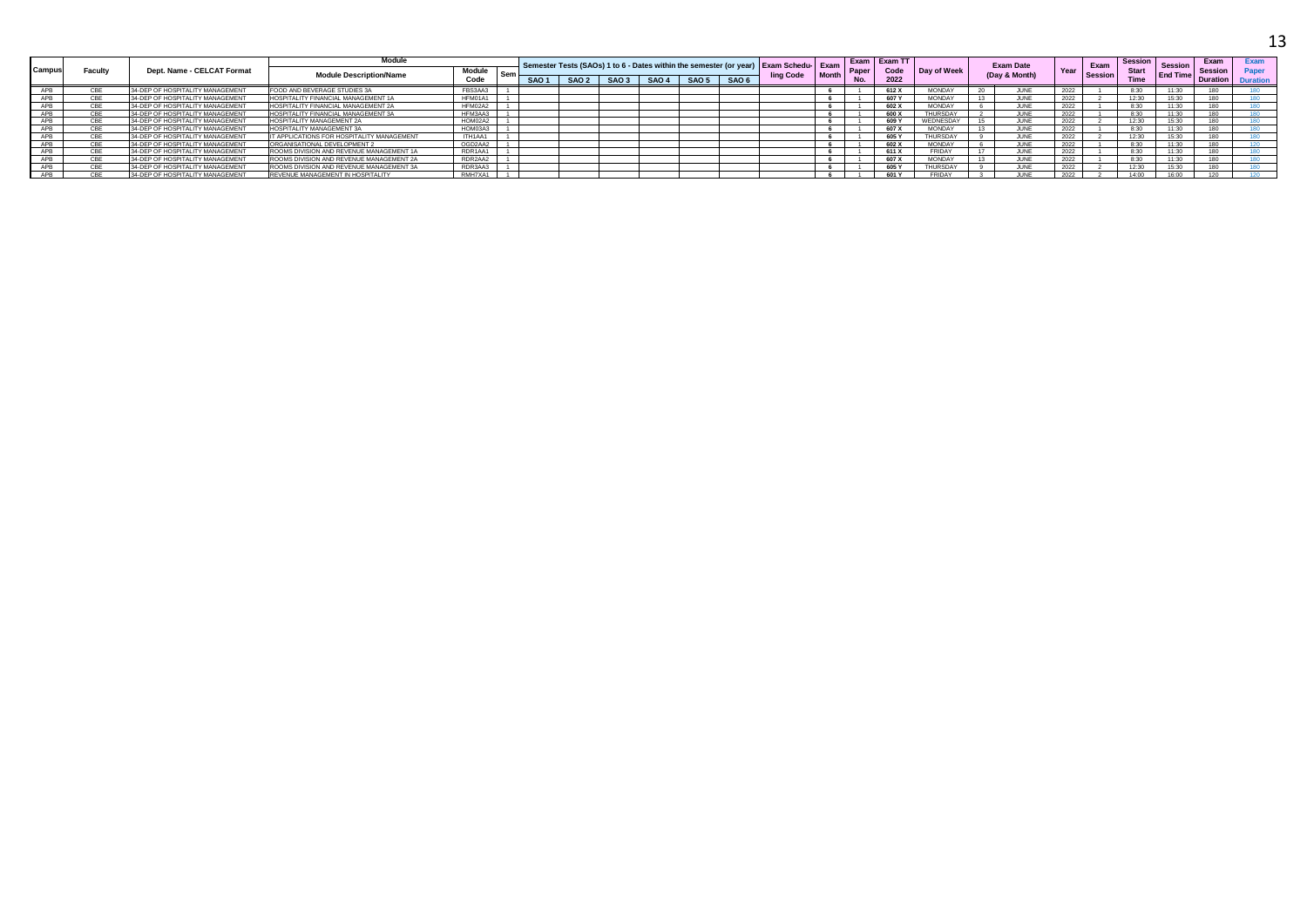| Campus | Faculty | Dept. Name - CELCAT Format | Module | | | Semester Tests (SAOs) 1 to 6 - Dates within the semester (or year) | | | | | | Exam Scheduling Code | Exam Month | Exam Paper No. | Exam TT Code 2022 | Day of Week | Exam Date (Day & Month) | | Year | Exam Session | Session Start Time | Session End Time | Exam Session Duration | Exam Paper Duration |
|---|---|---|---|---|---|---|---|---|---|---|---|---|---|---|---|---|---|---|---|---|---|---|---|---|
| | | | Module Description/Name | Module Code | Sem | SAO 1 | SAO 2 | SAO 3 | SAO 4 | SAO 5 | SAO 6 | | | | | | | | | | | | | |
| APB | CBE | 34-DEP OF HOSPITALITY MANAGEMENT | FOOD AND BEVERAGE STUDIES 3A | FBS3AA3 | 1 | | | | | | | | 6 | 1 | 612 X | MONDAY | 20 | JUNE | 2022 | 1 | 8:30 | 11:30 | 180 | 180 |
| APB | CBE | 34-DEP OF HOSPITALITY MANAGEMENT | HOSPITALITY FINANCIAL MANAGEMENT 1A | HFM01A1 | 1 | | | | | | | | 6 | 1 | 607 Y | MONDAY | 13 | JUNE | 2022 | 2 | 12:30 | 15:30 | 180 | 180 |
| APB | CBE | 34-DEP OF HOSPITALITY MANAGEMENT | HOSPITALITY FINANCIAL MANAGEMENT 2A | HFM02A2 | 1 | | | | | | | | 6 | 1 | 602 X | MONDAY | 6 | JUNE | 2022 | 1 | 8:30 | 11:30 | 180 | 180 |
| APB | CBE | 34-DEP OF HOSPITALITY MANAGEMENT | HOSPITALITY FINANCIAL MANAGEMENT 3A | HFM3AA3 | 1 | | | | | | | | 6 | 1 | 600 X | THURSDAY | 2 | JUNE | 2022 | 1 | 8:30 | 11:30 | 180 | 180 |
| APB | CBE | 34-DEP OF HOSPITALITY MANAGEMENT | HOSPITALITY MANAGEMENT 2A | HOM02A2 | 1 | | | | | | | | 6 | 1 | 609 Y | WEDNESDAY | 15 | JUNE | 2022 | 2 | 12:30 | 15:30 | 180 | 180 |
| APB | CBE | 34-DEP OF HOSPITALITY MANAGEMENT | HOSPITALITY MANAGEMENT 3A | HOM03A3 | 1 | | | | | | | | 6 | 1 | 607 X | MONDAY | 13 | JUNE | 2022 | 1 | 8:30 | 11:30 | 180 | 180 |
| APB | CBE | 34-DEP OF HOSPITALITY MANAGEMENT | IT APPLICATIONS FOR HOSPITALITY MANAGEMENT | ITH1AA1 | 1 | | | | | | | | 6 | 1 | 605 Y | THURSDAY | 9 | JUNE | 2022 | 2 | 12:30 | 15:30 | 180 | 180 |
| APB | CBE | 34-DEP OF HOSPITALITY MANAGEMENT | ORGANISATIONAL DEVELOPMENT 2 | OGD2AA2 | 1 | | | | | | | | 6 | 1 | 602 X | MONDAY | 6 | JUNE | 2022 | 1 | 8:30 | 11:30 | 180 | 120 |
| APB | CBE | 34-DEP OF HOSPITALITY MANAGEMENT | ROOMS DIVISION AND REVENUE MANAGEMENT 1A | RDR1AA1 | 1 | | | | | | | | 6 | 1 | 611 X | FRIDAY | 17 | JUNE | 2022 | 1 | 8:30 | 11:30 | 180 | 180 |
| APB | CBE | 34-DEP OF HOSPITALITY MANAGEMENT | ROOMS DIVISION AND REVENUE MANAGEMENT 2A | RDR2AA2 | 1 | | | | | | | | 6 | 1 | 607 X | MONDAY | 13 | JUNE | 2022 | 1 | 8:30 | 11:30 | 180 | 180 |
| APB | CBE | 34-DEP OF HOSPITALITY MANAGEMENT | ROOMS DIVISION AND REVENUE MANAGEMENT 3A | RDR3AA3 | 1 | | | | | | | | 6 | 1 | 605 Y | THURSDAY | 9 | JUNE | 2022 | 2 | 12:30 | 15:30 | 180 | 180 |
| APB | CBE | 34-DEP OF HOSPITALITY MANAGEMENT | REVENUE MANAGEMENT IN HOSPITALITY | RMH7XA1 | 1 | | | | | | | | 6 | 1 | 601 Y | FRIDAY | 3 | JUNE | 2022 | 2 | 14:00 | 16:00 | 120 | 120 |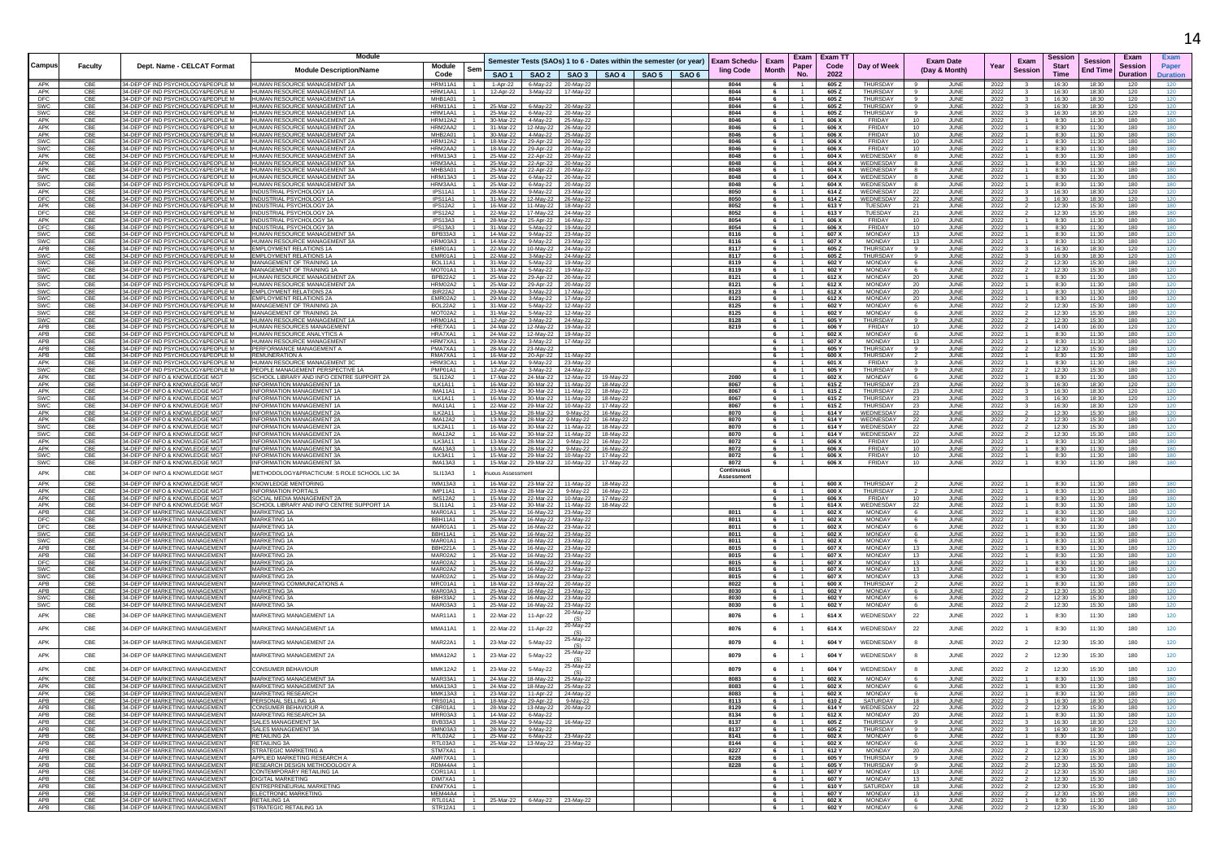| Campus | Faculty | Dept. Name - CELCAT Format | Module Description/Name | Module Code | Sem | SAO 1 | SAO 2 | SAO 3 | SAO 4 | SAO 5 | SAO 6 | Exam Scheduling Code | Exam Month | Exam Paper No. | Exam TT Code 2022 | Day of Week | Exam Date (Day & Month) | | Year | Exam Session | Session Start Time | Session End Time | Exam Session Duration | Exam Paper Duration |
|---|---|---|---|---|---|---|---|---|---|---|---|---|---|---|---|---|---|---|---|---|---|---|---|---|
| APK | CBE | 34-DEP OF IND PSYCHOLOGY&PEOPLE M | HUMAN RESOURCE MANAGEMENT 1A | HRM11A1 | 1 | 1-Apr-22 | 6-May-22 | 20-May-22 | | | | 8044 | 6 | 1 | 605 Z | THURSDAY | 9 | JUNE | 2022 | 3 | 16:30 | 18:30 | 120 | 120 |
| APK | CBE | 34-DEP OF IND PSYCHOLOGY&PEOPLE M | HUMAN RESOURCE MANAGEMENT 1A | HRM1AA1 | 1 | 12-Apr-22 | 3-May-22 | 17-May-22 | | | | 8044 | 6 | 1 | 605 Z | THURSDAY | 9 | JUNE | 2022 | 3 | 16:30 | 18:30 | 120 | 120 |
| DFC | CBE | 34-DEP OF IND PSYCHOLOGY&PEOPLE M | HUMAN RESOURCE MANAGEMENT 1A | MHB1A01 | 1 | | | | | | | 8044 | 6 | 1 | 605 Z | THURSDAY | 9 | JUNE | 2022 | 3 | 16:30 | 18:30 | 120 | 120 |
| SWC | CBE | 34-DEP OF IND PSYCHOLOGY&PEOPLE M | HUMAN RESOURCE MANAGEMENT 1A | HRM11A1 | 1 | 25-Mar-22 | 6-May-22 | 20-May-22 | | | | 8044 | 6 | 1 | 605 Z | THURSDAY | 9 | JUNE | 2022 | 3 | 16:30 | 18:30 | 120 | 120 |
| SWC | CBE | 34-DEP OF IND PSYCHOLOGY&PEOPLE M | HUMAN RESOURCE MANAGEMENT 1A | HRM1AA1 | 1 | 25-Mar-22 | 6-May-22 | 20-May-22 | | | | 8044 | 6 | 1 | 605 Z | THURSDAY | 9 | JUNE | 2022 | 3 | 16:30 | 18:30 | 120 | 120 |
| APK | CBE | 34-DEP OF IND PSYCHOLOGY&PEOPLE M | HUMAN RESOURCE MANAGEMENT 2A | HRM12A2 | 1 | 30-Mar-22 | 4-May-22 | 25-May-22 | | | | 8046 | 6 | 1 | 606 X | FRIDAY | 10 | JUNE | 2022 | 1 | 8:30 | 11:30 | 180 | 180 |
| APK | CBE | 34-DEP OF IND PSYCHOLOGY&PEOPLE M | HUMAN RESOURCE MANAGEMENT 2A | HRM2AA2 | 1 | 31-Mar-22 | 12-May-22 | 26-May-22 | | | | 8046 | 6 | 1 | 606 X | FRIDAY | 10 | JUNE | 2022 | 1 | 8:30 | 11:30 | 180 | 180 |
| DFC | CBE | 34-DEP OF IND PSYCHOLOGY&PEOPLE M | HUMAN RESOURCE MANAGEMENT 2A | MHB2A01 | 1 | 30-Mar-22 | 4-May-22 | 25-May-22 | | | | 8046 | 6 | 1 | 606 X | FRIDAY | 10 | JUNE | 2022 | 1 | 8:30 | 11:30 | 180 | 180 |
| SWC | CBE | 34-DEP OF IND PSYCHOLOGY&PEOPLE M | HUMAN RESOURCE MANAGEMENT 2A | HRM12A2 | 1 | 18-Mar-22 | 29-Apr-22 | 20-May-22 | | | | 8046 | 6 | 1 | 606 X | FRIDAY | 10 | JUNE | 2022 | 1 | 8:30 | 11:30 | 180 | 180 |
| SWC | CBE | 34-DEP OF IND PSYCHOLOGY&PEOPLE M | HUMAN RESOURCE MANAGEMENT 2A | HRM2AA2 | 1 | 18-Mar-22 | 29-Apr-22 | 20-May-22 | | | | 8046 | 6 | 1 | 606 X | FRIDAY | 10 | JUNE | 2022 | 1 | 8:30 | 11:30 | 180 | 180 |
| APK | CBE | 34-DEP OF IND PSYCHOLOGY&PEOPLE M | HUMAN RESOURCE MANAGEMENT 3A | HRM13A3 | 1 | 25-Mar-22 | 22-Apr-22 | 20-May-22 | | | | 8048 | 6 | 1 | 604 X | WEDNESDAY | 8 | JUNE | 2022 | 1 | 8:30 | 11:30 | 180 | 180 |
| APK | CBE | 34-DEP OF IND PSYCHOLOGY&PEOPLE M | HUMAN RESOURCE MANAGEMENT 3A | HRM3AA1 | 1 | 25-Mar-22 | 22-Apr-22 | 20-May-22 | | | | 8048 | 6 | 1 | 604 X | WEDNESDAY | 8 | JUNE | 2022 | 1 | 8:30 | 11:30 | 180 | 180 |
| DFC | CBE | 34-DEP OF IND PSYCHOLOGY&PEOPLE M | HUMAN RESOURCE MANAGEMENT 3A | MHB3A01 | 1 | 25-Mar-22 | 22-Apr-22 | 20-May-22 | | | | 8048 | 6 | 1 | 604 X | WEDNESDAY | 8 | JUNE | 2022 | 1 | 8:30 | 11:30 | 180 | 180 |
| SWC | CBE | 34-DEP OF IND PSYCHOLOGY&PEOPLE M | HUMAN RESOURCE MANAGEMENT 3A | HRM13A3 | 1 | 25-Mar-22 | 6-May-22 | 20-May-22 | | | | 8048 | 6 | 1 | 604 X | WEDNESDAY | 8 | JUNE | 2022 | 1 | 8:30 | 11:30 | 180 | 180 |
| SWC | CBE | 34-DEP OF IND PSYCHOLOGY&PEOPLE M | HUMAN RESOURCE MANAGEMENT 3A | HRM3AA1 | 1 | 25-Mar-22 | 6-May-22 | 20-May-22 | | | | 8048 | 6 | 1 | 604 X | WEDNESDAY | 8 | JUNE | 2022 | 1 | 8:30 | 11:30 | 180 | 180 |
| APK | CBE | 34-DEP OF IND PSYCHOLOGY&PEOPLE M | INDUSTRIAL PSYCHOLOGY 1A | IPS11A1 | 1 | 28-Mar-22 | 9-May-22 | 23-May-22 | | | | 8050 | 6 | 1 | 614 Z | WEDNESDAY | 22 | JUNE | 2022 | 3 | 16:30 | 18:30 | 120 | 120 |
| DFC | CBE | 34-DEP OF IND PSYCHOLOGY&PEOPLE M | INDUSTRIAL PSYCHOLOGY 1A | IPS11A1 | 1 | 31-Mar-22 | 12-May-22 | 26-May-22 | | | | 8050 | 6 | 1 | 614 Z | WEDNESDAY | 22 | JUNE | 2022 | 3 | 16:30 | 18:30 | 120 | 120 |
| APK | CBE | 34-DEP OF IND PSYCHOLOGY&PEOPLE M | INDUSTRIAL PSYCHOLOGY 2A | IPS12A2 | 1 | 16-Mar-22 | 11-May-22 | 18-May-22 | | | | 8052 | 6 | 1 | 613 Y | TUESDAY | 21 | JUNE | 2022 | 2 | 12:30 | 15:30 | 180 | 180 |
| DFC | CBE | 34-DEP OF IND PSYCHOLOGY&PEOPLE M | INDUSTRIAL PSYCHOLOGY 2A | IPS12A2 | 1 | 22-Mar-22 | 17-May-22 | 24-May-22 | | | | 8052 | 6 | 1 | 613 Y | TUESDAY | 21 | JUNE | 2022 | 2 | 12:30 | 15:30 | 180 | 180 |
| APK | CBE | 34-DEP OF IND PSYCHOLOGY&PEOPLE M | INDUSTRIAL PSYCHOLOGY 3A | IPS13A3 | 1 | 28-Mar-22 | 25-Apr-22 | 16-May-22 | | | | 8054 | 6 | 1 | 606 X | FRIDAY | 10 | JUNE | 2022 | 1 | 8:30 | 11:30 | 180 | 180 |
| DFC | CBE | 34-DEP OF IND PSYCHOLOGY&PEOPLE M | INDUSTRIAL PSYCHOLOGY 3A | IPS13A3 | 1 | 31-Mar-22 | 5-May-22 | 19-May-22 | | | | 8054 | 6 | 1 | 606 X | FRIDAY | 10 | JUNE | 2022 | 1 | 8:30 | 11:30 | 180 | 180 |
| SWC | CBE | 34-DEP OF IND PSYCHOLOGY&PEOPLE M | HUMAN RESOURCE MANAGEMENT 3A | BPB33A3 | 1 | 14-Mar-22 | 9-May-22 | 23-May-22 | | | | 8116 | 6 | 1 | 607 X | MONDAY | 13 | JUNE | 2022 | 1 | 8:30 | 11:30 | 180 | 120 |
| SWC | CBE | 34-DEP OF IND PSYCHOLOGY&PEOPLE M | HUMAN RESOURCE MANAGEMENT 3A | HRM03A3 | 1 | 14-Mar-22 | 9-May-22 | 23-May-22 | | | | 8116 | 6 | 1 | 607 X | MONDAY | 13 | JUNE | 2022 | 1 | 8:30 | 11:30 | 180 | 120 |
| APB | CBE | 34-DEP OF IND PSYCHOLOGY&PEOPLE M | EMPLOYMENT RELATIONS 1A | EMR01A1 | 1 | 22-Mar-22 | 10-May-22 | 24-May-22 | | | | 8117 | 6 | 1 | 605 Z | THURSDAY | 9 | JUNE | 2022 | 3 | 16:30 | 18:30 | 120 | 120 |
| SWC | CBE | 34-DEP OF IND PSYCHOLOGY&PEOPLE M | EMPLOYMENT RELATIONS 1A | EMR01A1 | 1 | 22-Mar-22 | 3-May-22 | 24-May-22 | | | | 8117 | 6 | 1 | 605 Z | THURSDAY | 9 | JUNE | 2022 | 3 | 16:30 | 18:30 | 120 | 120 |
| SWC | CBE | 34-DEP OF IND PSYCHOLOGY&PEOPLE M | MANAGEMENT OF TRAINING 1A | BOL11A1 | 1 | 31-Mar-22 | 5-May-22 | 19-May-22 | | | | 8119 | 6 | 1 | 602 Y | MONDAY | 6 | JUNE | 2022 | 2 | 12:30 | 15:30 | 180 | 120 |
| SWC | CBE | 34-DEP OF IND PSYCHOLOGY&PEOPLE M | MANAGEMENT OF TRAINING 1A | MOT01A1 | 1 | 31-Mar-22 | 5-May-22 | 19-May-22 | | | | 8119 | 6 | 1 | 602 Y | MONDAY | 6 | JUNE | 2022 | 2 | 12:30 | 15:30 | 180 | 120 |
| SWC | CBE | 34-DEP OF IND PSYCHOLOGY&PEOPLE M | HUMAN RESOURCE MANAGEMENT 2A | BPB22A2 | 1 | 25-Mar-22 | 29-Apr-22 | 20-May-22 | | | | 8121 | 6 | 1 | 612 X | MONDAY | 20 | JUNE | 2022 | 1 | 8:30 | 11:30 | 180 | 120 |
| SWC | CBE | 34-DEP OF IND PSYCHOLOGY&PEOPLE M | HUMAN RESOURCE MANAGEMENT 2A | HRM02A2 | 1 | 25-Mar-22 | 29-Apr-22 | 20-May-22 | | | | 8121 | 6 | 1 | 612 X | MONDAY | 20 | JUNE | 2022 | 1 | 8:30 | 11:30 | 180 | 120 |
| SWC | CBE | 34-DEP OF IND PSYCHOLOGY&PEOPLE M | EMPLOYMENT RELATIONS 2A | BIR22A2 | 1 | 29-Mar-22 | 3-May-22 | 17-May-22 | | | | 8123 | 6 | 1 | 612 X | MONDAY | 20 | JUNE | 2022 | 1 | 8:30 | 11:30 | 180 | 120 |
| SWC | CBE | 34-DEP OF IND PSYCHOLOGY&PEOPLE M | EMPLOYMENT RELATIONS 2A | EMR02A2 | 1 | 29-Mar-22 | 3-May-22 | 17-May-22 | | | | 8123 | 6 | 1 | 612 X | MONDAY | 20 | JUNE | 2022 | 1 | 8:30 | 11:30 | 180 | 120 |
| SWC | CBE | 34-DEP OF IND PSYCHOLOGY&PEOPLE M | MANAGEMENT OF TRAINING 2A | BOL22A2 | 1 | 31-Mar-22 | 5-May-22 | 12-May-22 | | | | 8125 | 6 | 1 | 602 Y | MONDAY | 6 | JUNE | 2022 | 2 | 12:30 | 15:30 | 180 | 120 |
| SWC | CBE | 34-DEP OF IND PSYCHOLOGY&PEOPLE M | MANAGEMENT OF TRAINING 2A | MOT02A2 | 1 | 31-Mar-22 | 5-May-22 | 12-May-22 | | | | 8125 | 6 | 1 | 602 Y | MONDAY | 6 | JUNE | 2022 | 2 | 12:30 | 15:30 | 180 | 120 |
| SWC | CBE | 34-DEP OF IND PSYCHOLOGY&PEOPLE M | HUMAN RESOURCE MANAGEMENT 1A | HRM01A1 | 1 | 12-Apr-22 | 3-May-22 | 24-May-22 | | | | 8128 | 6 | 1 | 605 Y | THURSDAY | 9 | JUNE | 2022 | 2 | 12:30 | 15:30 | 180 | 120 |
| APB | CBE | 34-DEP OF IND PSYCHOLOGY&PEOPLE M | HUMAN RESOURCES MANAGEMENT | HRE7XA1 | 1 | 24-Mar-22 | 12-May-22 | 19-May-22 | | | | 8219 | 6 | 1 | 606 Y | FRIDAY | 10 | JUNE | 2022 | 2 | 14:00 | 16:00 | 120 | 120 |
| APB | CBE | 34-DEP OF IND PSYCHOLOGY&PEOPLE M | HUMAN RESOURCE ANALYTICS A | HRA7XA1 | 1 | 24-Mar-22 | 12-May-22 | 19-May-22 | | | | | 6 | 1 | 602 X | MONDAY | 6 | JUNE | 2022 | 1 | 8:30 | 11:30 | 180 | 120 |
| APB | CBE | 34-DEP OF IND PSYCHOLOGY&PEOPLE M | HUMAN RESOURCE MANAGEMENT | HRM7XA1 | 1 | 29-Mar-22 | 3-May-22 | 17-May-22 | | | | | 6 | 1 | 607 X | MONDAY | 13 | JUNE | 2022 | 1 | 8:30 | 11:30 | 180 | 120 |
| APB | CBE | 34-DEP OF IND PSYCHOLOGY&PEOPLE M | PERFORMANCE MANAGEMENT A | PMA7XA1 | 1 | 28-Mar-22 | 23-May-22 | | | | | | 6 | 1 | 605 Y | THURSDAY | 9 | JUNE | 2022 | 2 | 12:30 | 15:30 | 180 | 120 |
| APB | CBE | 34-DEP OF IND PSYCHOLOGY&PEOPLE M | REMUNERATION A | RMA7XA1 | 1 | 16-Mar-22 | 20-Apr-22 | 11-May-22 | | | | | 6 | 1 | 600 X | THURSDAY | 2 | JUNE | 2022 | 1 | 8:30 | 11:30 | 180 | 120 |
| APK | CBE | 34-DEP OF IND PSYCHOLOGY&PEOPLE M | HUMAN RESOURCE MANAGEMENT 3C | HRM3CA1 | 1 | 14-Mar-22 | 9-May-22 | 23-May-22 | | | | | 6 | 1 | 601 X | FRIDAY | 3 | JUNE | 2022 | 1 | 8:30 | 11:30 | 180 | 180 |
| SWC | CBE | 34-DEP OF IND PSYCHOLOGY&PEOPLE M | PEOPLE MANAGEMENT PERSPECTIVE 1A | PMP01A1 | 1 | 12-Apr-22 | 3-May-22 | 24-May-22 | | | | | 6 | 1 | 605 Y | THURSDAY | 9 | JUNE | 2022 | 2 | 12:30 | 15:30 | 180 | 120 |
| APK | CBE | 34-DEP OF INFO & KNOWLEDGE MGT | SCHOOL LIBRARY AND INFO CENTRE SUPPORT 2A | SLI12A2 | 1 | 17-Mar-22 | 24-Mar-22 | 12-May-22 | 19-May-22 | | | 2080 | 6 | 1 | 602 X | MONDAY | 6 | JUNE | 2022 | 1 | 8:30 | 11:30 | 180 | 120 |
| APK | CBE | 34-DEP OF INFO & KNOWLEDGE MGT | INFORMATION MANAGEMENT 1A | ILK1A11 | 1 | 16-Mar-22 | 30-Mar-22 | 11-May-22 | 18-May-22 | | | 8067 | 6 | 1 | 615 Z | THURSDAY | 23 | JUNE | 2022 | 3 | 16:30 | 18:30 | 120 | 120 |
| APK | CBE | 34-DEP OF INFO & KNOWLEDGE MGT | INFORMATION MANAGEMENT 1A | IMA11A1 | 1 | 23-Mar-22 | 30-Mar-22 | 11-May-22 | 18-May-22 | | | 8067 | 6 | 1 | 615 Z | THURSDAY | 23 | JUNE | 2022 | 3 | 16:30 | 18:30 | 120 | 120 |
| SWC | CBE | 34-DEP OF INFO & KNOWLEDGE MGT | INFORMATION MANAGEMENT 1A | ILK1A11 | 1 | 16-Mar-22 | 30-Mar-22 | 11-May-22 | 18-May-22 | | | 8067 | 6 | 1 | 615 Z | THURSDAY | 23 | JUNE | 2022 | 3 | 16:30 | 18:30 | 120 | 120 |
| SWC | CBE | 34-DEP OF INFO & KNOWLEDGE MGT | INFORMATION MANAGEMENT 1A | IMA11A1 | 1 | 22-Mar-22 | 29-Mar-22 | 10-May-22 | 17-May-22 | | | 8067 | 6 | 1 | 615 Z | THURSDAY | 23 | JUNE | 2022 | 3 | 16:30 | 18:30 | 120 | 120 |
| APK | CBE | 34-DEP OF INFO & KNOWLEDGE MGT | INFORMATION MANAGEMENT 2A | ILK2A11 | 1 | 13-Mar-22 | 28-Mar-22 | 9-May-22 | 16-May-22 | | | 8070 | 6 | 1 | 614 Y | WEDNESDAY | 22 | JUNE | 2022 | 2 | 12:30 | 15:30 | 180 | 120 |
| APK | CBE | 34-DEP OF INFO & KNOWLEDGE MGT | INFORMATION MANAGEMENT 2A | IMA12A2 | 1 | 13-Mar-22 | 28-Mar-22 | 9-May-22 | 16-May-22 | | | 8070 | 6 | 1 | 614 Y | WEDNESDAY | 22 | JUNE | 2022 | 2 | 12:30 | 15:30 | 180 | 120 |
| SWC | CBE | 34-DEP OF INFO & KNOWLEDGE MGT | INFORMATION MANAGEMENT 2A | ILK2A11 | 1 | 16-Mar-22 | 30-Mar-22 | 11-May-22 | 18-May-22 | | | 8070 | 6 | 1 | 614 Y | WEDNESDAY | 22 | JUNE | 2022 | 2 | 12:30 | 15:30 | 180 | 120 |
| SWC | CBE | 34-DEP OF INFO & KNOWLEDGE MGT | INFORMATION MANAGEMENT 2A | IMA12A2 | 1 | 16-Mar-22 | 30-Mar-22 | 11-May-22 | 18-May-22 | | | 8070 | 6 | 1 | 614 Y | WEDNESDAY | 22 | JUNE | 2022 | 2 | 12:30 | 15:30 | 180 | 120 |
| APK | CBE | 34-DEP OF INFO & KNOWLEDGE MGT | INFORMATION MANAGEMENT 3A | ILK3A11 | 1 | 13-Mar-22 | 28-Mar-22 | 9-May-22 | 16-May-22 | | | 8072 | 6 | 1 | 606 X | FRIDAY | 10 | JUNE | 2022 | 1 | 8:30 | 11:30 | 180 | 180 |
| APK | CBE | 34-DEP OF INFO & KNOWLEDGE MGT | INFORMATION MANAGEMENT 3A | IMA13A3 | 1 | 13-Mar-22 | 28-Mar-22 | 9-May-22 | 16-May-22 | | | 8072 | 6 | 1 | 606 X | FRIDAY | 10 | JUNE | 2022 | 1 | 8:30 | 11:30 | 180 | 180 |
| SWC | CBE | 34-DEP OF INFO & KNOWLEDGE MGT | INFORMATION MANAGEMENT 3A | ILK3A11 | 1 | 15-Mar-22 | 29-Mar-22 | 10-May-22 | 17-May-22 | | | 8072 | 6 | 1 | 606 X | FRIDAY | 10 | JUNE | 2022 | 1 | 8:30 | 11:30 | 180 | 180 |
| SWC | CBE | 34-DEP OF INFO & KNOWLEDGE MGT | INFORMATION MANAGEMENT 3A | IMA13A3 | 1 | 15-Mar-22 | 29-Mar-22 | 10-May-22 | 17-May-22 | | | 8072 | 6 | 1 | 606 X | FRIDAY | 10 | JUNE | 2022 | 1 | 8:30 | 11:30 | 180 | 180 |
| APK | CBE | 34-DEP OF INFO & KNOWLEDGE MGT | METHODOLOGY&PRACTICUM: S ROLE SCHOOL LIC 3A | SLI13A3 | 1 | inuous Assessment | | | | | | Continuous Assessment | | | | | | | | | | | | |
| APK | CBE | 34-DEP OF INFO & KNOWLEDGE MGT | KNOWLEDGE MENTORING | IMM13A3 | 1 | 16-Mar-22 | 23-Mar-22 | 11-May-22 | 18-May-22 | | | | 6 | 1 | 600 X | THURSDAY | 2 | JUNE | 2022 | 1 | 8:30 | 11:30 | 180 | 180 |
| APK | CBE | 34-DEP OF INFO & KNOWLEDGE MGT | INFORMATION PORTALS | IMP11A1 | 1 | 23-Mar-22 | 28-Mar-22 | 9-May-22 | 16-May-22 | | | | 6 | 1 | 600 X | THURSDAY | 2 | JUNE | 2022 | 1 | 8:30 | 11:30 | 180 | 180 |
| APK | CBE | 34-DEP OF INFO & KNOWLEDGE MGT | SOCIAL MEDIA MANAGEMENT 2A | IMS12A2 | 1 | 15-Mar-22 | 22-Mar-22 | 10-May-22 | 17-May-22 | | | | 6 | 1 | 606 X | FRIDAY | 10 | JUNE | 2022 | 1 | 8:30 | 11:30 | 180 | 180 |
| APK | CBE | 34-DEP OF INFO & KNOWLEDGE MGT | SCHOOL LIBRARY AND INFO CENTRE SUPPORT 1A | SLI11A1 | 1 | 23-Mar-22 | 30-Mar-22 | 11-May-22 | 18-May-22 | | | | 6 | 1 | 614 X | WEDNESDAY | 22 | JUNE | 2022 | 1 | 8:30 | 11:30 | 180 | 120 |
| APK | CBE | 34-DEP OF MARKETING MANAGEMENT | MARKETING 1A | MAR01A1 | 1 | 25-Mar-22 | 16-May-22 | 23-May-22 | | | | 8011 | 6 | 1 | 602 X | MONDAY | 6 | JUNE | 2022 | 1 | 8:30 | 11:30 | 180 | 120 |
| APB | CBE | 34-DEP OF MARKETING MANAGEMENT | MARKETING 1A | BBH11A1 | 1 | 25-Mar-22 | 16-May-22 | 23-May-22 | | | | 8011 | 6 | 1 | 602 X | MONDAY | 6 | JUNE | 2022 | 1 | 8:30 | 11:30 | 180 | 120 |
| DFC | CBE | 34-DEP OF MARKETING MANAGEMENT | MARKETING 1A | MAR01A1 | 1 | 25-Mar-22 | 16-May-22 | 23-May-22 | | | | 8011 | 6 | 1 | 602 X | MONDAY | 6 | JUNE | 2022 | 1 | 8:30 | 11:30 | 180 | 120 |
| SWC | CBE | 34-DEP OF MARKETING MANAGEMENT | MARKETING 1A | BBH11A1 | 1 | 25-Mar-22 | 16-May-22 | 23-May-22 | | | | 8011 | 6 | 1 | 602 X | MONDAY | 6 | JUNE | 2022 | 1 | 8:30 | 11:30 | 180 | 120 |
| SWC | CBE | 34-DEP OF MARKETING MANAGEMENT | MARKETING 1A | MAR01A1 | 1 | 25-Mar-22 | 16-May-22 | 23-May-22 | | | | 8011 | 6 | 1 | 602 X | MONDAY | 6 | JUNE | 2022 | 1 | 8:30 | 11:30 | 180 | 120 |
| APB | CBE | 34-DEP OF MARKETING MANAGEMENT | MARKETING 2A | BBH221A | 1 | 25-Mar-22 | 16-May-22 | 23-May-22 | | | | 8015 | 6 | 1 | 607 X | MONDAY | 13 | JUNE | 2022 | 1 | 8:30 | 11:30 | 180 | 120 |
| APB | CBE | 34-DEP OF MARKETING MANAGEMENT | MARKETING 2A | MAR02A2 | 1 | 25-Mar-22 | 16-May-22 | 23-May-22 | | | | 8015 | 6 | 1 | 607 X | MONDAY | 13 | JUNE | 2022 | 1 | 8:30 | 11:30 | 180 | 120 |
| DFC | CBE | 34-DEP OF MARKETING MANAGEMENT | MARKETING 2A | MAR02A2 | 1 | 25-Mar-22 | 16-May-22 | 23-May-22 | | | | 8015 | 6 | 1 | 607 X | MONDAY | 13 | JUNE | 2022 | 1 | 8:30 | 11:30 | 180 | 120 |
| SWC | CBE | 34-DEP OF MARKETING MANAGEMENT | MARKETING 2A | MAR02A2 | 1 | 25-Mar-22 | 16-May-22 | 23-May-22 | | | | 8015 | 6 | 1 | 607 X | MONDAY | 13 | JUNE | 2022 | 1 | 8:30 | 11:30 | 180 | 120 |
| SWC | CBE | 34-DEP OF MARKETING MANAGEMENT | MARKETING 2A | MAR02A2 | 1 | 25-Mar-22 | 16-May-22 | 23-May-22 | | | | 8015 | 6 | 1 | 607 X | MONDAY | 13 | JUNE | 2022 | 1 | 8:30 | 11:30 | 180 | 120 |
| APB | CBE | 34-DEP OF MARKETING MANAGEMENT | MARKETING COMMUNICATIONS A | MRC01A1 | 1 | 18-Mar-22 | 13-May-22 | 20-May-22 | | | | 8022 | 6 | 1 | 600 X | THURSDAY | 2 | JUNE | 2022 | 1 | 8:30 | 11:30 | 180 | 120 |
| APB | CBE | 34-DEP OF MARKETING MANAGEMENT | MARKETING 3A | MAR03A3 | 1 | 25-Mar-22 | 16-May-22 | 23-May-22 | | | | 8030 | 6 | 1 | 602 Y | MONDAY | 6 | JUNE | 2022 | 2 | 12:30 | 15:30 | 180 | 120 |
| SWC | CBE | 34-DEP OF MARKETING MANAGEMENT | MARKETING 3A | BBH33A2 | 1 | 25-Mar-22 | 16-May-22 | 23-May-22 | | | | 8030 | 6 | 1 | 602 Y | MONDAY | 6 | JUNE | 2022 | 2 | 12:30 | 15:30 | 180 | 120 |
| SWC | CBE | 34-DEP OF MARKETING MANAGEMENT | MARKETING 3A | MAR03A3 | 1 | 25-Mar-22 | 16-May-22 | 23-May-22 | | | | 8030 | 6 | 1 | 602 Y | MONDAY | 6 | JUNE | 2022 | 2 | 12:30 | 15:30 | 180 | 120 |
| APK | CBE | 34-DEP OF MARKETING MANAGEMENT | MARKETING MANAGEMENT 1A | MAR11A1 | 1 | 22-Mar-22 | 11-Apr-22 | 20-May-22 (S) | | | | 8076 | 6 | 1 | 614 X | WEDNESDAY | 22 | JUNE | 2022 | 1 | 8:30 | 11:30 | 180 | 120 |
| APK | CBE | 34-DEP OF MARKETING MANAGEMENT | MARKETING MANAGEMENT 1A | MMA11A1 | 1 | 22-Mar-22 | 11-Apr-22 | 20-May-22 (S) | | | | 8076 | 6 | 1 | 614 X | WEDNESDAY | 22 | JUNE | 2022 | 1 | 8:30 | 11:30 | 180 | 120 |
| APK | CBE | 34-DEP OF MARKETING MANAGEMENT | MARKETING MANAGEMENT 2A | MAR22A1 | 1 | 23-Mar-22 | 5-May-22 | 25-May-22 (S) | | | | 8079 | 6 | 1 | 604 Y | WEDNESDAY | 8 | JUNE | 2022 | 2 | 12:30 | 15:30 | 180 | 120 |
| APK | CBE | 34-DEP OF MARKETING MANAGEMENT | MARKETING MANAGEMENT 2A | MMA12A2 | 1 | 23-Mar-22 | 5-May-22 | 25-May-22 (S) | | | | 8079 | 6 | 1 | 604 Y | WEDNESDAY | 8 | JUNE | 2022 | 2 | 12:30 | 15:30 | 180 | 120 |
| APK | CBE | 34-DEP OF MARKETING MANAGEMENT | CONSUMER BEHAVIOUR | MMK12A2 | 1 | 23-Mar-22 | 5-May-22 | 25-May-22 (S) | | | | 8079 | 6 | 1 | 604 Y | WEDNESDAY | 8 | JUNE | 2022 | 2 | 12:30 | 15:30 | 180 | 120 |
| APK | CBE | 34-DEP OF MARKETING MANAGEMENT | MARKETING MANAGEMENT 3A | MAR33A1 | 1 | 24-Mar-22 | 18-May-22 | 25-May-22 | | | | 8083 | 6 | 1 | 602 X | MONDAY | 6 | JUNE | 2022 | 1 | 8:30 | 11:30 | 180 | 180 |
| APK | CBE | 34-DEP OF MARKETING MANAGEMENT | MARKETING MANAGEMENT 3A | MMA13A3 | 1 | 24-Mar-22 | 18-May-22 | 25-May-22 | | | | 8083 | 6 | 1 | 602 X | MONDAY | 6 | JUNE | 2022 | 1 | 8:30 | 11:30 | 180 | 180 |
| APK | CBE | 34-DEP OF MARKETING MANAGEMENT | MARKETING RESEARCH | MMK13A3 | 1 | 23-Mar-22 | 11-Apr-22 | 24-May-22 | | | | 8083 | 6 | 1 | 602 X | MONDAY | 6 | JUNE | 2022 | 1 | 8:30 | 11:30 | 180 | 180 |
| APB | CBE | 34-DEP OF MARKETING MANAGEMENT | PERSONAL SELLING 1A | PRS01A1 | 1 | 18-Mar-22 | 29-Apr-22 | 9-May-22 | | | | 8113 | 6 | 1 | 610 Z | SATURDAY | 18 | JUNE | 2022 | 3 | 16:30 | 18:30 | 120 | 120 |
| APB | CBE | 34-DEP OF MARKETING MANAGEMENT | CONSUMER BEHAVIOUR A | CBR01A1 | 1 | 28-Mar-22 | 13-May-22 | 20-May-22 | | | | 8129 | 6 | 1 | 614 Y | WEDNESDAY | 22 | JUNE | 2022 | 2 | 12:30 | 15:30 | 180 | 120 |
| APB | CBE | 34-DEP OF MARKETING MANAGEMENT | MARKETING RESEARCH 3A | MRR03A3 | 1 | 14-Mar-22 | 6-May-22 | | | | | 8134 | 6 | 1 | 612 X | MONDAY | 20 | JUNE | 2022 | 1 | 8:30 | 11:30 | 180 | 120 |
| APB | CBE | 34-DEP OF MARKETING MANAGEMENT | SALES MANAGEMENT 3A | BVB33A3 | 1 | 28-Mar-22 | 9-May-22 | 16-May-22 | | | | 8137 | 6 | 1 | 605 Z | THURSDAY | 9 | JUNE | 2022 | 3 | 16:30 | 18:30 | 120 | 120 |
| APB | CBE | 34-DEP OF MARKETING MANAGEMENT | SALES MANAGEMENT 3A | SMN03A3 | 1 | 28-Mar-22 | 9-May-22 | | | | | 8137 | 6 | 1 | 605 Z | THURSDAY | 9 | JUNE | 2022 | 3 | 16:30 | 18:30 | 120 | 120 |
| APB | CBE | 34-DEP OF MARKETING MANAGEMENT | RETAILING 2A | RTL02A2 | 1 | 25-Mar-22 | 6-May-22 | 23-May-22 | | | | 8141 | 6 | 1 | 602 X | MONDAY | 6 | JUNE | 2022 | 1 | 8:30 | 11:30 | 180 | 180 |
| APB | CBE | 34-DEP OF MARKETING MANAGEMENT | RETAILING 3A | RTL03A3 | 1 | 25-Mar-22 | 13-May-22 | 23-May-22 | | | | 8144 | 6 | 1 | 602 X | MONDAY | 6 | JUNE | 2022 | 1 | 8:30 | 11:30 | 180 | 120 |
| APB | CBE | 34-DEP OF MARKETING MANAGEMENT | STRATEGIC MARKETING A | STM7XA1 | 1 | | | | | | | 8227 | 6 | 1 | 612 Y | MONDAY | 20 | JUNE | 2022 | 2 | 12:30 | 15:30 | 180 | 180 |
| APB | CBE | 34-DEP OF MARKETING MANAGEMENT | APPLIED MARKETING RESEARCH A | AMR7XA1 | 1 | | | | | | | 8228 | 6 | 1 | 605 Y | THURSDAY | 9 | JUNE | 2022 | 2 | 12:30 | 15:30 | 180 | 180 |
| APB | CBE | 34-DEP OF MARKETING MANAGEMENT | RESEARCH DESIGN METHODOLOGY A | RDM4AA4 | 1 | | | | | | | 8228 | 6 | 1 | 605 Y | THURSDAY | 9 | JUNE | 2022 | 2 | 12:30 | 15:30 | 180 | 180 |
| APB | CBE | 34-DEP OF MARKETING MANAGEMENT | CONTEMPORARY RETAILING 1A | COR11A1 | 1 | | | | | | | | 6 | 1 | 607 Y | MONDAY | 13 | JUNE | 2022 | 2 | 12:30 | 15:30 | 180 | 180 |
| APB | CBE | 34-DEP OF MARKETING MANAGEMENT | DIGITAL MARKETING | DIM7XA1 | 1 | | | | | | | | 6 | 1 | 607 Y | MONDAY | 13 | JUNE | 2022 | 2 | 12:30 | 15:30 | 180 | 180 |
| APB | CBE | 34-DEP OF MARKETING MANAGEMENT | ENTREPRENEURIAL MARKETING | ENM7XA1 | 1 | | | | | | | | 6 | 1 | 610 Y | SATURDAY | 18 | JUNE | 2022 | 2 | 12:30 | 15:30 | 180 | 180 |
| APB | CBE | 34-DEP OF MARKETING MANAGEMENT | ELECTRONIC MARKETING | MEM4AA4 | 1 | | | | | | | | 6 | 1 | 607 Y | MONDAY | 13 | JUNE | 2022 | 2 | 12:30 | 15:30 | 180 | 180 |
| APB | CBE | 34-DEP OF MARKETING MANAGEMENT | RETAILING 1A | RTL01A1 | 1 | 25-Mar-22 | 6-May-22 | 23-May-22 | | | | | 6 | 1 | 602 X | MONDAY | 6 | JUNE | 2022 | 1 | 8:30 | 11:30 | 180 | 120 |
| APB | CBE | 34-DEP OF MARKETING MANAGEMENT | STRATEGIC RETAILING 1A | STR12A1 | 1 | | | | | | | | 6 | 1 | 602 Y | MONDAY | 6 | JUNE | 2022 | 2 | 12:30 | 15:30 | 180 | 180 |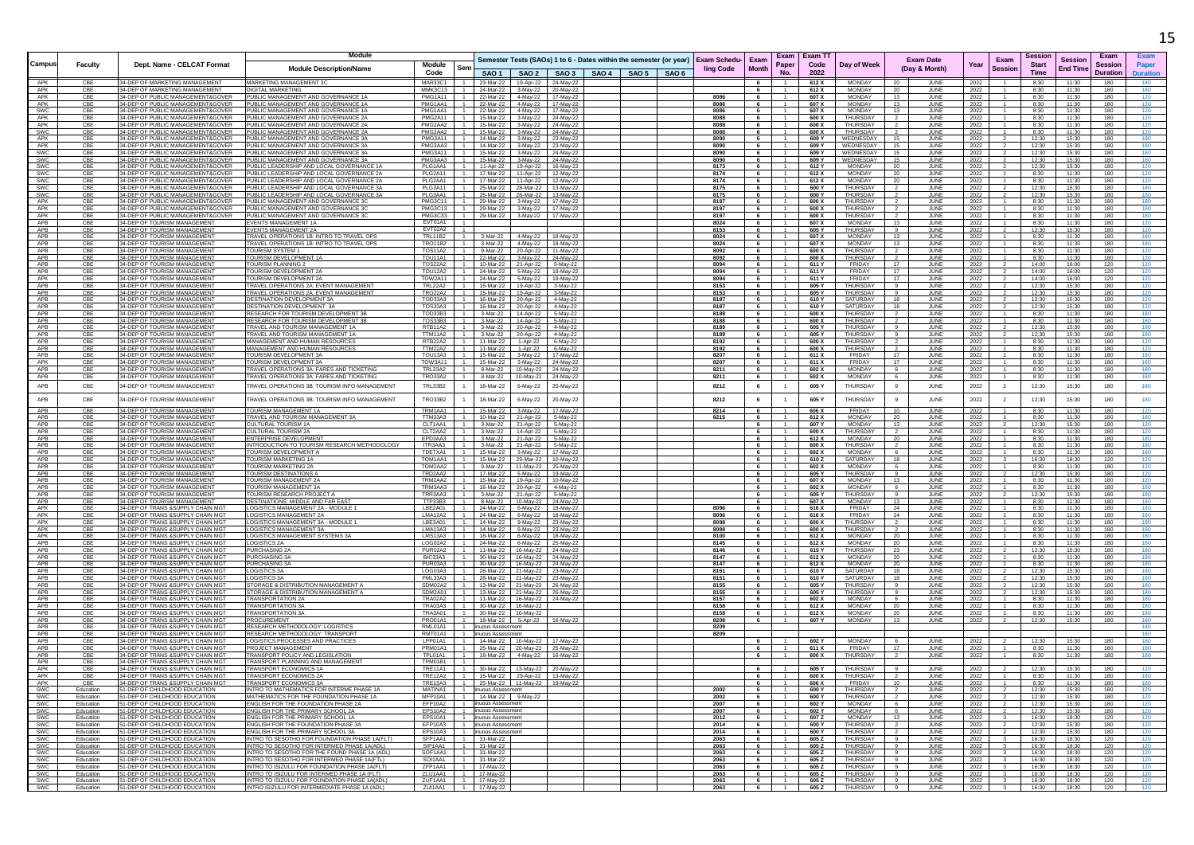| Campus | Faculty | Dept. Name - CELCAT Format | Module Description/Name | Module Code | Sem | Semester Tests (SAOs) 1 to 6 - Dates within the semester (or year) SAO 1 | SAO 2 | SAO 3 | SAO 4 | SAO 5 | SAO 6 | Exam Scheduling Code | Exam Month | Exam Paper No. | Exam TT Code 2022 | Day of Week | Exam Date (Day & Month) | | Year | Exam Session | Session Start Time | Session End Time | Exam Session Duration | Exam Paper Duration |
|---|---|---|---|---|---|---|---|---|---|---|---|---|---|---|---|---|---|---|---|---|---|---|---|---|
| APK | CBE | 34-DEP OF MARKETING MANAGEMENT | MARKETING MANAGEMENT 3C | MAR33C1 | 1 | 23-Mar-22 | 19-Apr-22 | 24-May-22 | | | | | 6 | 1 | 612 X | MONDAY | 20 | JUNE | 2022 | 1 | 8:30 | 11:30 | 180 | 180 |
| APK | CBE | 34-DEP OF MARKETING MANAGEMENT | DIGITAL MARKETING | MMK3C13 | 1 | 24-Mar-22 | 3-May-22 | 20-May-22 | | | | | 6 | 1 | 612 X | MONDAY | 20 | JUNE | 2022 | 1 | 8:30 | 11:30 | 180 | 180 |
| APK | CBE | 34-DEP OF PUBLIC MANAGEMENT&GOVER | PUBLIC MANAGEMENT AND GOVERNANCE 1A | PMG1A11 | 1 | 22-Mar-22 | 4-May-22 | 17-May-22 | | | | 8086 | 6 | 1 | 607 X | MONDAY | 13 | JUNE | 2022 | 1 | 8:30 | 11:30 | 180 | 120 |
| APK | CBE | 34-DEP OF PUBLIC MANAGEMENT&GOVER | PUBLIC MANAGEMENT AND GOVERNANCE 1A | PMG1AA1 | 1 | 22-Mar-22 | 4-May-22 | 17-May-22 | | | | 8086 | 6 | 1 | 607 X | MONDAY | 13 | JUNE | 2022 | 1 | 8:30 | 11:30 | 180 | 120 |
| SWC | CBE | 34-DEP OF PUBLIC MANAGEMENT&GOVER | PUBLIC MANAGEMENT AND GOVERNANCE 1A | PMG1AA1 | 1 | 22-Mar-22 | 4-May-22 | 17-May-22 | | | | 8086 | 6 | 1 | 607 X | MONDAY | 13 | JUNE | 2022 | 1 | 8:30 | 11:30 | 180 | 120 |
| APK | CBE | 34-DEP OF PUBLIC MANAGEMENT&GOVER | PUBLIC MANAGEMENT AND GOVERNANCE 2A | PMG2A11 | 1 | 15-Mar-22 | 3-May-22 | 24-May-22 | | | | 8088 | 6 | 1 | 600 X | THURSDAY | 2 | JUNE | 2022 | 1 | 8:30 | 11:30 | 180 | 180 |
| APK | CBE | 34-DEP OF PUBLIC MANAGEMENT&GOVER | PUBLIC MANAGEMENT AND GOVERNANCE 2A | PMG2AA2 | 1 | 15-Mar-22 | 3-May-22 | 24-May-22 | | | | 8088 | 6 | 1 | 600 X | THURSDAY | 2 | JUNE | 2022 | 1 | 8:30 | 11:30 | 180 | 120 |
| SWC | CBE | 34-DEP OF PUBLIC MANAGEMENT&GOVER | PUBLIC MANAGEMENT AND GOVERNANCE 2A | PMG2AA2 | 1 | 15-Mar-22 | 3-May-22 | 24-May-22 | | | | 8088 | 6 | 1 | 600 X | THURSDAY | 2 | JUNE | 2022 | 1 | 8:30 | 11:30 | 180 | 120 |
| APK | CBE | 34-DEP OF PUBLIC MANAGEMENT&GOVER | PUBLIC MANAGEMENT AND GOVERNANCE 3A | PMG3A11 | 1 | 14-Mar-22 | 3-May-22 | 23-May-22 | | | | 8090 | 6 | 1 | 609 Y | WEDNESDAY | 15 | JUNE | 2022 | 2 | 12:30 | 15:30 | 180 | 180 |
| APK | CBE | 34-DEP OF PUBLIC MANAGEMENT&GOVER | PUBLIC MANAGEMENT AND GOVERNANCE 3A | PMG3AA3 | 1 | 14-Mar-22 | 3-May-22 | 23-May-22 | | | | 8090 | 6 | 1 | 609 Y | WEDNESDAY | 15 | JUNE | 2022 | 2 | 12:30 | 15:30 | 180 | 180 |
| SWC | CBE | 34-DEP OF PUBLIC MANAGEMENT&GOVER | PUBLIC MANAGEMENT AND GOVERNANCE 3A | PMG3A11 | 1 | 15-Mar-22 | 3-May-22 | 24-May-22 | | | | 8090 | 6 | 1 | 609 Y | WEDNESDAY | 15 | JUNE | 2022 | 2 | 12:30 | 15:30 | 180 | 180 |
| SWC | CBE | 34-DEP OF PUBLIC MANAGEMENT&GOVER | PUBLIC MANAGEMENT AND GOVERNANCE 3A | PMG3AA3 | 1 | 15-Mar-22 | 3-May-22 | 24-May-22 | | | | 8090 | 6 | 1 | 609 Y | WEDNESDAY | 15 | JUNE | 2022 | 2 | 12:30 | 15:30 | 180 | 180 |
| SWC | CBE | 34-DEP OF PUBLIC MANAGEMENT&GOVER | PUBLIC LEADERSHIP AND LOCAL GOVERNANCE 1A | PLG1AA1 | 1 | 11-Apr-22 | 19-Apr-22 | 16-May-22 | | | | 8173 | 6 | 1 | 612 Y | MONDAY | 20 | JUNE | 2022 | 2 | 12:30 | 15:30 | 180 | 120 |
| SWC | CBE | 34-DEP OF PUBLIC MANAGEMENT&GOVER | PUBLIC LEADERSHIP AND LOCAL GOVERNANCE 2A | PLG2A11 | 1 | 17-Mar-22 | 11-Apr-22 | 12-May-22 | | | | 8174 | 6 | 1 | 612 X | MONDAY | 20 | JUNE | 2022 | 1 | 8:30 | 11:30 | 180 | 120 |
| SWC | CBE | 34-DEP OF PUBLIC MANAGEMENT&GOVER | PUBLIC LEADERSHIP AND LOCAL GOVERNANCE 2A | PLG2AA1 | 1 | 17-Mar-22 | 11-Apr-22 | 12-May-22 | | | | 8174 | 6 | 1 | 612 X | MONDAY | 20 | JUNE | 2022 | 1 | 8:30 | 11:30 | 180 | 120 |
| SWC | CBE | 34-DEP OF PUBLIC MANAGEMENT&GOVER | PUBLIC LEADERSHIP AND LOCAL GOVERNANCE 3A | PLG3A11 | 1 | 25-Mar-22 | 28-Mar-22 | 13-May-22 | | | | 8175 | 6 | 1 | 600 Y | THURSDAY | 2 | JUNE | 2022 | 2 | 12:30 | 15:30 | 180 | 180 |
| SWC | CBE | 34-DEP OF PUBLIC MANAGEMENT&GOVER | PUBLIC LEADERSHIP AND LOCAL GOVERNANCE 3A | PLG3AA1 | 1 | 25-Mar-22 | 28-Mar-22 | 13-May-22 | | | | 8175 | 6 | 1 | 600 Y | THURSDAY | 2 | JUNE | 2022 | 2 | 12:30 | 15:30 | 180 | 180 |
| APK | CBE | 34-DEP OF PUBLIC MANAGEMENT&GOVER | PUBLIC MANAGEMENT AND GOVERNANCE 3C | PMG3C11 | 1 | 29-Mar-22 | 3-May-22 | 17-May-22 | | | | 8197 | 6 | 1 | 600 X | THURSDAY | 2 | JUNE | 2022 | 1 | 8:30 | 11:30 | 180 | 180 |
| APK | CBE | 34-DEP OF PUBLIC MANAGEMENT&GOVER | PUBLIC MANAGEMENT AND GOVERNANCE 3C | PMG3C13 | 1 | 29-Mar-22 | 3-May-22 | 17-May-22 | | | | 8197 | 6 | 1 | 600 X | THURSDAY | 2 | JUNE | 2022 | 1 | 8:30 | 11:30 | 180 | 180 |
| APK | CBE | 34-DEP OF PUBLIC MANAGEMENT&GOVER | PUBLIC MANAGEMENT AND GOVERNANCE 3C | PMG3C33 | 1 | 29-Mar-22 | 3-May-22 | 17-May-22 | | | | 8197 | 6 | 1 | 600 X | THURSDAY | 2 | JUNE | 2022 | 1 | 8:30 | 11:30 | 180 | 180 |
| APB | CBE | 34-DEP OF TOURISM MANAGEMENT | EVENTS MANAGEMENT 1A | EVT01A1 | 1 | | | | | | | 8024 | 6 | 1 | 607 X | MONDAY | 13 | JUNE | 2022 | 1 | 8:30 | 11:30 | 180 | 120 |
| APB | CBE | 34-DEP OF TOURISM MANAGEMENT | EVENTS MANAGEMENT 2A | EVT02A2 | 1 | | | | | | | 8153 | 6 | 1 | 605 Y | THURSDAY | 9 | JUNE | 2022 | 2 | 12:30 | 15:30 | 180 | 120 |
| APB | CBE | 34-DEP OF TOURISM MANAGEMENT | TRAVEL OPERATIONS 1B: INTRO TO TRAVEL OPS | TRL11B2 | 1 | 3-Mar-22 | 4-May-22 | 18-May-22 | | | | 8024 | 6 | 1 | 607 X | MONDAY | 13 | JUNE | 2022 | 1 | 8:30 | 11:30 | 180 | 180 |
| APB | CBE | 34-DEP OF TOURISM MANAGEMENT | TRAVEL OPERATIONS 1B: INTRO TO TRAVEL OPS | TRO11B2 | 1 | 3-Mar-22 | 4-May-22 | 18-May-22 | | | | 8024 | 6 | 1 | 607 X | MONDAY | 13 | JUNE | 2022 | 1 | 8:30 | 11:30 | 180 | 180 |
| APB | CBE | 34-DEP OF TOURISM MANAGEMENT | TOURISM SYSTEM 1 | TOS11A2 | 1 | 9-Mar-22 | 20-Apr-22 | 11-May-22 | | | | 8092 | 6 | 1 | 600 X | THURSDAY | 2 | JUNE | 2022 | 1 | 8:30 | 11:30 | 180 | 120 |
| APB | CBE | 34-DEP OF TOURISM MANAGEMENT | TOURISM DEVELOPMENT 1A | TOU11A1 | 1 | 22-Mar-22 | 3-May-22 | 24-May-22 | | | | 8092 | 6 | 1 | 600 X | THURSDAY | 2 | JUNE | 2022 | 1 | 8:30 | 11:30 | 180 | 120 |
| APB | CBE | 34-DEP OF TOURISM MANAGEMENT | TOURISM PLANNING 2 | TOS22A2 | 1 | 10-Mar-22 | 21-Apr-22 | 5-May-22 | | | | 8094 | 6 | 1 | 611 Y | FRIDAY | 17 | JUNE | 2022 | 2 | 14:00 | 16:00 | 120 | 120 |
| APB | CBE | 34-DEP OF TOURISM MANAGEMENT | TOURISM DEVELOPMENT 2A | TOU12A2 | 1 | 24-Mar-22 | 5-May-22 | 19-May-22 | | | | 8094 | 6 | 1 | 611 Y | FRIDAY | 17 | JUNE | 2022 | 2 | 14:00 | 16:00 | 120 | 120 |
| APK | CBE | 34-DEP OF TOURISM MANAGEMENT | TOURISM DEVELOPMENT 2A | TOW2A11 | 1 | 24-Mar-22 | 5-May-22 | 19-May-22 | | | | 8094 | 6 | 1 | 611 Y | FRIDAY | 17 | JUNE | 2022 | 2 | 14:00 | 16:00 | 120 | 120 |
| APB | CBE | 34-DEP OF TOURISM MANAGEMENT | TRAVEL OPERATIONS 2A: EVENT MANAGEMENT | TRL22A2 | 1 | 15-Mar-22 | 19-Apr-22 | 3-May-22 | | | | 8153 | 6 | 1 | 605 Y | THURSDAY | 9 | JUNE | 2022 | 2 | 12:30 | 15:30 | 180 | 120 |
| APB | CBE | 34-DEP OF TOURISM MANAGEMENT | TRAVEL OPERATIONS 2A: EVENT MANAGEMENT | TRO22A2 | 1 | 15-Mar-22 | 19-Apr-22 | 3-May-22 | | | | 8153 | 6 | 1 | 605 Y | THURSDAY | 9 | JUNE | 2022 | 2 | 12:30 | 15:30 | 180 | 120 |
| APB | CBE | 34-DEP OF TOURISM MANAGEMENT | DESTINATION DEVELOPMENT 3A | TOD33A3 | 1 | 16-Mar-22 | 20-Apr-22 | 4-May-22 | | | | 8187 | 6 | 1 | 610 Y | SATURDAY | 18 | JUNE | 2022 | 2 | 12:30 | 15:30 | 180 | 120 |
| APB | CBE | 34-DEP OF TOURISM MANAGEMENT | DESTINATION DEVELOPMENT: 3A | TOS33A3 | 1 | 16-Mar-22 | 20-Apr-22 | 4-May-22 | | | | 8187 | 6 | 1 | 610 Y | SATURDAY | 18 | JUNE | 2022 | 2 | 12:30 | 15:30 | 180 | 120 |
| APB | CBE | 34-DEP OF TOURISM MANAGEMENT | RESEARCH FOR TOURISM DEVELOPMENT 3B | TOD33B3 | 1 | 3-Mar-22 | 14-Apr-22 | 5-May-22 | | | | 8188 | 6 | 1 | 600 X | THURSDAY | 2 | JUNE | 2022 | 1 | 8:30 | 11:30 | 180 | 180 |
| APB | CBE | 34-DEP OF TOURISM MANAGEMENT | RESEARCH FOR TOURISM DEVELOPMENT 3B | TOS33B3 | 1 | 3-Mar-22 | 14-Apr-22 | 5-May-22 | | | | 8188 | 6 | 1 | 600 X | THURSDAY | 2 | JUNE | 2022 | 1 | 8:30 | 11:30 | 180 | 180 |
| APB | CBE | 34-DEP OF TOURISM MANAGEMENT | TRAVEL AND TOURISM MANAGEMENT 1A | RTB11A2 | 1 | 3-Mar-22 | 20-Apr-22 | 4-May-22 | | | | 8189 | 6 | 1 | 605 Y | THURSDAY | 9 | JUNE | 2022 | 2 | 12:30 | 15:30 | 180 | 180 |
| APB | CBE | 34-DEP OF TOURISM MANAGEMENT | TRAVEL AND TOURISM MANAGEMENT 1A | TTM11A2 | 1 | 3-Mar-22 | 20-Apr-22 | 4-May-22 | | | | 8189 | 6 | 1 | 605 Y | THURSDAY | 9 | JUNE | 2022 | 2 | 12:30 | 15:30 | 180 | 180 |
| APB | CBE | 34-DEP OF TOURISM MANAGEMENT | MANAGEMENT AND HUMAN RESOURCES | RTB22A2 | 1 | 11-Mar-22 | 1-Apr-22 | 6-May-22 | | | | 8192 | 6 | 1 | 600 X | THURSDAY | 2 | JUNE | 2022 | 1 | 8:30 | 11:30 | 180 | 180 |
| APB | CBE | 34-DEP OF TOURISM MANAGEMENT | MANAGEMENT AND HUMAN RESOURCES | TTM22A2 | 1 | 11-Mar-22 | 1-Apr-22 | 6-May-22 | | | | 8192 | 6 | 1 | 600 X | THURSDAY | 2 | JUNE | 2022 | 1 | 8:30 | 11:30 | 180 | 120 |
| APB | CBE | 34-DEP OF TOURISM MANAGEMENT | TOURISM DEVELOPMENT 3A | TOU13A3 | 1 | 15-Mar-22 | 3-May-22 | 17-May-22 | | | | 8207 | 6 | 1 | 611 X | FRIDAY | 17 | JUNE | 2022 | 1 | 8:30 | 11:30 | 180 | 180 |
| APK | CBE | 34-DEP OF TOURISM MANAGEMENT | TOURISM DEVELOPMENT 3A | TOW3A11 | 1 | 15-Mar-22 | 3-May-22 | 24-May-22 | | | | 8207 | 6 | 1 | 611 X | FRIDAY | 17 | JUNE | 2022 | 1 | 8:30 | 11:30 | 180 | 180 |
| APB | CBE | 34-DEP OF TOURISM MANAGEMENT | TRAVEL OPERATIONS 3A: FARES AND TICKETING | TRL33A2 | 1 | 8-Mar-22 | 10-May-22 | 24-May-22 | | | | 8211 | 6 | 1 | 602 X | MONDAY | 6 | JUNE | 2022 | 1 | 8:30 | 11:30 | 180 | 180 |
| APB | CBE | 34-DEP OF TOURISM MANAGEMENT | TRAVEL OPERATIONS 3A: FARES AND TICKETING | TRO33A2 | 1 | 8-Mar-22 | 10-May-22 | 24-May-22 | | | | 8211 | 6 | 1 | 602 X | MONDAY | 6 | JUNE | 2022 | 1 | 8:30 | 11:30 | 180 | 180 |
| APB | CBE | 34-DEP OF TOURISM MANAGEMENT | TRAVEL OPERATIONS 3B: TOURISM INFO MANAGEMENT | TRL33B2 | 1 | 18-Mar-22 | 6-May-22 | 20-May-22 | | | | 8212 | 6 | 1 | 605 Y | THURSDAY | 9 | JUNE | 2022 | 2 | 12:30 | 15:30 | 180 | 180 |
| APB | CBE | 34-DEP OF TOURISM MANAGEMENT | TRAVEL OPERATIONS 3B: TOURISM INFO MANAGEMENT | TRO33B2 | 1 | 18-Mar-22 | 6-May-22 | 20-May-22 | | | | 8212 | 6 | 1 | 605 Y | THURSDAY | 9 | JUNE | 2022 | 2 | 12:30 | 15:30 | 180 | 180 |
| APB | CBE | 34-DEP OF TOURISM MANAGEMENT | TOURISM MANAGEMENT 1A | TRM1AA1 | 1 | 15-Mar-22 | 3-May-22 | 17-May-22 | | | | 8214 | 6 | 1 | 606 X | FRIDAY | 10 | JUNE | 2022 | 1 | 8:30 | 11:30 | 180 | 120 |
| APB | CBE | 34-DEP OF TOURISM MANAGEMENT | TRAVEL AND TOURISM MANAGEMENT 3A | TTM33A3 | 1 | 10-Mar-22 | 21-Apr-22 | 5-May-22 | | | | 8215 | 6 | 1 | 612 X | MONDAY | 20 | JUNE | 2022 | 1 | 8:30 | 11:30 | 180 | 180 |
| APB | CBE | 34-DEP OF TOURISM MANAGEMENT | CULTURAL TOURISM 1A | CLT1AA1 | 1 | 3-Mar-22 | 21-Apr-22 | 5-May-22 | | | | | 6 | 1 | 607 Y | MONDAY | 13 | JUNE | 2022 | 2 | 12:30 | 15:30 | 180 | 120 |
| APB | CBE | 34-DEP OF TOURISM MANAGEMENT | CULTURAL TOURISM 2A | CLT2AA2 | 1 | 3-Mar-22 | 14-Apr-22 | 5-May-22 | | | | | 6 | 1 | 600 X | THURSDAY | 2 | JUNE | 2022 | 1 | 8:30 | 11:30 | 180 | 180 |
| APB | CBE | 34-DEP OF TOURISM MANAGEMENT | ENTERPRISE DEVELOPMENT | EPD3AA3 | 1 | 3-Mar-22 | 21-Apr-22 | 5-May-22 | | | | | 6 | 1 | 612 X | MONDAY | 20 | JUNE | 2022 | 1 | 8:30 | 11:30 | 180 | 180 |
| APB | CBE | 34-DEP OF TOURISM MANAGEMENT | INTRODUCTION TO TOURISM RESEARCH METHODOLOGY | ITR3AA3 | 1 | 3-Mar-22 | 21-Apr-22 | 5-May-22 | | | | | 6 | 1 | 600 X | THURSDAY | 2 | JUNE | 2022 | 1 | 8:30 | 11:30 | 180 | 180 |
| APB | CBE | 34-DEP OF TOURISM MANAGEMENT | TOURISM DEVELOPMENT A | TDE7XA1 | 1 | 15-Mar-22 | 3-May-22 | 17-May-22 | | | | | 6 | 1 | 602 X | MONDAY | 6 | JUNE | 2022 | 1 | 8:30 | 11:30 | 180 | 180 |
| APB | CBE | 34-DEP OF TOURISM MANAGEMENT | TOURISM MARKETING 1A | TOM1AA1 | 1 | 15-Mar-22 | 29-Mar-22 | 10-May-22 | | | | | 6 | 1 | 610 Z | SATURDAY | 18 | JUNE | 2022 | 3 | 16:30 | 18:30 | 120 | 120 |
| APB | CBE | 34-DEP OF TOURISM MANAGEMENT | TOURISM MARKETING 2A | TOM2AA2 | 1 | 9-Mar-22 | 11-May-22 | 25-May-22 | | | | | 6 | 1 | 602 X | MONDAY | 6 | JUNE | 2022 | 1 | 8:30 | 11:30 | 180 | 120 |
| APB | CBE | 34-DEP OF TOURISM MANAGEMENT | TOURISM DESTINATIONS A | TRD2AA2 | 1 | 17-Mar-22 | 5-May-22 | 19-May-22 | | | | | 6 | 1 | 605 Y | THURSDAY | 9 | JUNE | 2022 | 2 | 12:30 | 15:30 | 180 | 120 |
| APB | CBE | 34-DEP OF TOURISM MANAGEMENT | TOURISM MANAGEMENT 2A | TRM2AA2 | 1 | 15-Mar-22 | 19-Apr-22 | 10-May-22 | | | | | 6 | 1 | 607 X | MONDAY | 13 | JUNE | 2022 | 1 | 8:30 | 11:30 | 180 | 120 |
| APB | CBE | 34-DEP OF TOURISM MANAGEMENT | TOURISM MANAGEMENT 3A | TRM3AA3 | 1 | 16-Mar-22 | 20-Apr-22 | 4-May-22 | | | | | 6 | 1 | 602 X | MONDAY | 6 | JUNE | 2022 | 1 | 8:30 | 11:30 | 180 | 180 |
| APB | CBE | 34-DEP OF TOURISM MANAGEMENT | TOURISM RESEARCH PROJECT A | TRR3AA3 | 1 | 3-Mar-22 | 21-Apr-22 | 5-May-22 | | | | | 6 | 1 | 605 Y | THURSDAY | 9 | JUNE | 2022 | 2 | 12:30 | 15:30 | 180 | 180 |
| APB | CBE | 34-DEP OF TOURISM MANAGEMENT | DESTINATIONS: MIDDLE AND FAR EAST | TTP33B3 | 1 | 8-Mar-22 | 10-May-22 | 24-May-22 | | | | | 6 | 1 | 607 X | MONDAY | 13 | JUNE | 2022 | 1 | 8:30 | 11:30 | 180 | 180 |
| APK | CBE | 34-DEP OF TRANS &SUPPLY CHAIN MGT | LOGISTICS MANAGEMENT 2A - MODULE 1 | LBE2A01 | 1 | 24-Mar-22 | 6-May-22 | 18-May-22 | | | | 8096 | 6 | 1 | 616 X | FRIDAY | 24 | JUNE | 2022 | 1 | 8:30 | 11:30 | 180 | 180 |
| APK | CBE | 34-DEP OF TRANS &SUPPLY CHAIN MGT | LOGISTICS MANAGEMENT 2A | LMA12A2 | 1 | 24-Mar-22 | 6-May-22 | 18-May-22 | | | | 8096 | 6 | 1 | 616 X | FRIDAY | 24 | JUNE | 2022 | 1 | 8:30 | 11:30 | 180 | 180 |
| APK | CBE | 34-DEP OF TRANS &SUPPLY CHAIN MGT | LOGISTICS MANAGEMENT 3A - MODULE 1 | LBE3A01 | 1 | 14-Mar-22 | 9-May-22 | 23-May-22 | | | | 8098 | 6 | 1 | 600 X | THURSDAY | 2 | JUNE | 2022 | 1 | 8:30 | 11:30 | 180 | 180 |
| APK | CBE | 34-DEP OF TRANS &SUPPLY CHAIN MGT | LOGISTICS MANAGEMENT 3A | LMA13A3 | 1 | 14-Mar-22 | 9-May-22 | 23-May-22 | | | | 8098 | 6 | 1 | 600 X | THURSDAY | 2 | JUNE | 2022 | 1 | 8:30 | 11:30 | 180 | 180 |
| APK | CBE | 34-DEP OF TRANS &SUPPLY CHAIN MGT | LOGISTICS MANAGEMENT SYSTEMS 3A | LMS13A3 | 1 | 18-Mar-22 | 6-May-22 | 18-May-22 | | | | 8100 | 6 | 1 | 612 X | MONDAY | 20 | JUNE | 2022 | 1 | 8:30 | 11:30 | 180 | 180 |
| APB | CBE | 34-DEP OF TRANS &SUPPLY CHAIN MGT | LOGISTICS 2A | LOG02A2 | 1 | 24-Mar-22 | 6-May-22 | 25-May-22 | | | | 8145 | 6 | 1 | 612 X | MONDAY | 20 | JUNE | 2022 | 1 | 8:30 | 11:30 | 180 | 180 |
| APB | CBE | 34-DEP OF TRANS &SUPPLY CHAIN MGT | PURCHASING 2A | PUR02A2 | 1 | 11-Mar-22 | 16-May-22 | 24-May-22 | | | | 8146 | 6 | 1 | 615 Y | THURSDAY | 23 | JUNE | 2022 | 2 | 12:30 | 15:30 | 180 | 180 |
| APB | CBE | 34-DEP OF TRANS &SUPPLY CHAIN MGT | PURCHASING 3A | BIC33A3 | 1 | 30-Mar-22 | 16-May-22 | 24-May-22 | | | | 8147 | 6 | 1 | 612 X | MONDAY | 20 | JUNE | 2022 | 1 | 8:30 | 11:30 | 180 | 180 |
| APB | CBE | 34-DEP OF TRANS &SUPPLY CHAIN MGT | PURCHASING 3A | PUR03A3 | 1 | 30-Mar-22 | 16-May-22 | 24-May-22 | | | | 8147 | 6 | 1 | 612 X | MONDAY | 20 | JUNE | 2022 | 1 | 8:30 | 11:30 | 180 | 180 |
| APB | CBE | 34-DEP OF TRANS &SUPPLY CHAIN MGT | LOGISTICS 3A | LOG03A3 | 1 | 28-Mar-22 | 21-May-22 | 23-May-22 | | | | 8151 | 6 | 1 | 610 Y | SATURDAY | 18 | JUNE | 2022 | 2 | 12:30 | 15:30 | 180 | 180 |
| APB | CBE | 34-DEP OF TRANS &SUPPLY CHAIN MGT | LOGISTICS 3A | PML33A3 | 1 | 28-Mar-22 | 21-May-22 | 23-May-22 | | | | 8151 | 6 | 1 | 610 Y | SATURDAY | 18 | JUNE | 2022 | 2 | 12:30 | 15:30 | 180 | 180 |
| APB | CBE | 34-DEP OF TRANS &SUPPLY CHAIN MGT | STORAGE & DISTRIBUTION MANAGEMENT A | SDM02A2 | 1 | 13-Mar-22 | 21-May-22 | 26-May-22 | | | | 8155 | 6 | 1 | 605 Y | THURSDAY | 9 | JUNE | 2022 | 2 | 12:30 | 15:30 | 180 | 180 |
| APB | CBE | 34-DEP OF TRANS &SUPPLY CHAIN MGT | STORAGE & DISTRIBUTION MANAGEMENT A | SDM2A01 | 1 | 13-Mar-22 | 21-May-22 | 26-May-22 | | | | 8155 | 6 | 1 | 605 Y | THURSDAY | 9 | JUNE | 2022 | 2 | 12:30 | 15:30 | 180 | 180 |
| APB | CBE | 34-DEP OF TRANS &SUPPLY CHAIN MGT | TRANSPORTATION 2A | TRA02A2 | 1 | 11-Mar-22 | 16-May-22 | 24-May-22 | | | | 8157 | 6 | 1 | 602 X | MONDAY | 6 | JUNE | 2022 | 1 | 8:30 | 11:30 | 180 | 180 |
| APB | CBE | 34-DEP OF TRANS &SUPPLY CHAIN MGT | TRANSPORTATION 3A | TRA03A3 | 1 | 30-Mar-22 | 16-May-22 | | | | | 8158 | 6 | 1 | 612 X | MONDAY | 20 | JUNE | 2022 | 1 | 8:30 | 11:30 | 180 | 180 |
| APB | CBE | 34-DEP OF TRANS &SUPPLY CHAIN MGT | TRANSPORTATION 3A | TRA3A01 | 1 | 30-Mar-22 | 16-May-22 | | | | | 8158 | 6 | 1 | 612 X | MONDAY | 20 | JUNE | 2022 | 1 | 8:30 | 11:30 | 180 | 180 |
| APB | CBE | 34-DEP OF TRANS &SUPPLY CHAIN MGT | PROCUREMENT | PRO01A1 | 1 | 18-Mar-22 | 5-Apr-22 | 16-May-22 | | | | 8208 | 6 | 1 | 607 Y | MONDAY | 13 | JUNE | 2022 | 2 | 12:30 | 15:30 | 180 | 180 |
| APB | CBE | 34-DEP OF TRANS &SUPPLY CHAIN MGT | RESEARCH METHODOLOGY: LOGISTICS | RML01A1 | 1 | inuous Assessment | | | | | | 8209 | | | | | | | | | | | | 180 |
| APB | CBE | 34-DEP OF TRANS &SUPPLY CHAIN MGT | RESEARCH METHODOLOGY: TRANSPORT | RMT01A1 | 1 | inuous Assessment | | | | | | 8209 | | | | | | | | | | | | 180 |
| APB | CBE | 34-DEP OF TRANS &SUPPLY CHAIN MGT | LOGISTICS PROCESSES AND PRACTICES | LPP01A1 | 1 | 14-Mar-22 | 10-May-22 | 17-May-22 | | | | | 6 | 1 | 602 Y | MONDAY | 6 | JUNE | 2022 | 2 | 12:30 | 15:30 | 180 | 180 |
| APB | CBE | 34-DEP OF TRANS &SUPPLY CHAIN MGT | PROJECT MANAGEMENT | PRM01A1 | 1 | 25-Mar-22 | 20-May-22 | 25-May-22 | | | | | 6 | 1 | 611 X | FRIDAY | 17 | JUNE | 2022 | 1 | 8:30 | 11:30 | 180 | 180 |
| APB | CBE | 34-DEP OF TRANS &SUPPLY CHAIN MGT | TRANSPORT POLICY AND LEGISLATION | TPL01A1 | 1 | 18-Mar-22 | 4-May-22 | 16-May-22 | | | | | 6 | 1 | 600 X | THURSDAY | 2 | JUNE | 2022 | 1 | 8:30 | 11:30 | 180 | 180 |
| APB | CBE | 34-DEP OF TRANS &SUPPLY CHAIN MGT | TRANSPORT PLANNING AND MANAGEMENT | TPM01B1 | 1 | | | | | | | | | | | | | | | | | | | |
| APK | CBE | 34-DEP OF TRANS &SUPPLY CHAIN MGT | TRANSPORT ECONOMICS 1A | TRE11A1 | 1 | 30-Mar-22 | 13-May-22 | 20-May-22 | | | | | 6 | 1 | 605 Y | THURSDAY | 9 | JUNE | 2022 | 2 | 12:30 | 15:30 | 180 | 120 |
| APK | CBE | 34-DEP OF TRANS &SUPPLY CHAIN MGT | TRANSPORT ECONOMICS 2A | TRE12A2 | 1 | 15-Mar-22 | 29-Apr-22 | 13-May-22 | | | | | 6 | 1 | 600 X | THURSDAY | 2 | JUNE | 2022 | 1 | 8:30 | 11:30 | 180 | 120 |
| APK | CBE | 34-DEP OF TRANS &SUPPLY CHAIN MGT | TRANSPORT ECONOMICS 3A | TRE13A3 | 1 | 25-Mar-22 | 11-May-22 | 19-May-22 | | | | | 6 | 1 | 606 X | FRIDAY | 10 | JUNE | 2022 | 1 | 8:30 | 11:30 | 180 | 180 |
| SWC | Education | 51-DEP OF CHILDHOOD EDUCATION | INTRO TO MATHEMATICS FOR INTERME PHASE 1A | MATINA1 | 1 | inuous Assessment | | | | | | 2002 | 6 | 1 | 600 Y | THURSDAY | 2 | JUNE | 2022 | 2 | 12:30 | 15:30 | 180 | 120 |
| SWC | Education | 51-DEP OF CHILDHOOD EDUCATION | MATHEMATICS FOR THE FOUNDATION PHASE 1A | MFP10A1 | 1 | 14-Mar-22 | 9-May-22 | | | | | 2002 | 6 | 1 | 600 Y | THURSDAY | 2 | JUNE | 2022 | 2 | 12:30 | 15:30 | 180 | 120 |
| SWC | Education | 51-DEP OF CHILDHOOD EDUCATION | ENGLISH FOR THE FOUNDATION PHASE 2A | EFP10A2 | 1 | inuous Assessment | | | | | | 2007 | 6 | 1 | 602 Y | MONDAY | 6 | JUNE | 2022 | 2 | 12:30 | 15:30 | 180 | 180 |
| SWC | Education | 51-DEP OF CHILDHOOD EDUCATION | ENGLISH FOR THE PRIMARY SCHOOL 2A | EPS10A2 | 1 | inuous Assessment | | | | | | 2007 | 6 | 1 | 602 Y | MONDAY | 6 | JUNE | 2022 | 2 | 12:30 | 15:30 | 180 | 180 |
| SWC | Education | 51-DEP OF CHILDHOOD EDUCATION | ENGLISH FOR THE PRIMARY SCHOOL 1A | EPS10A1 | 1 | inuous Assessment | | | | | | 2012 | 6 | 1 | 607 Z | MONDAY | 13 | JUNE | 2022 | 3 | 16:30 | 18:30 | 120 | 120 |
| SWC | Education | 51-DEP OF CHILDHOOD EDUCATION | ENGLISH FOR THE FOUNDATION PHASE 3A | EFP10A3 | 1 | inuous Assessment | | | | | | 2014 | 6 | 1 | 600 Y | THURSDAY | 2 | JUNE | 2022 | 2 | 12:30 | 15:30 | 180 | 120 |
| SWC | Education | 51-DEP OF CHILDHOOD EDUCATION | ENGLISH FOR THE PRIMARY SCHOOL 3A | EPS10A3 | 1 | inuous Assessment | | | | | | 2014 | 6 | 1 | 600 Y | THURSDAY | 2 | JUNE | 2022 | 2 | 12:30 | 15:30 | 180 | 120 |
| SWC | Education | 51-DEP OF CHILDHOOD EDUCATION | INTRO TO SESOTHO FOR FOUNDATION PHASE 1A(FLT) | SFP1AA1 | 1 | 31-Mar-22 | | | | | | 2063 | 6 | 1 | 605 Z | THURSDAY | 9 | JUNE | 2022 | 3 | 16:30 | 18:30 | 120 | 120 |
| SWC | Education | 51-DEP OF CHILDHOOD EDUCATION | INTRO TO SESOTHO FOR INTERMED PHASE 1A(ADL) | SIP1AA1 | 1 | 31-Mar-22 | | | | | | 2063 | 6 | 1 | 605 Z | THURSDAY | 9 | JUNE | 2022 | 3 | 16:30 | 18:30 | 120 | 120 |
| SWC | Education | 51-DEP OF CHILDHOOD EDUCATION | INTRO TO SESOTHO FOR THE FOUND PHASE 1A (ADL) | SOF1AA1 | 1 | 31-Mar-22 | | | | | | 2063 | 6 | 1 | 605 Z | THURSDAY | 9 | JUNE | 2022 | 3 | 16:30 | 18:30 | 120 | 120 |
| SWC | Education | 51-DEP OF CHILDHOOD EDUCATION | INTRO TO SESOTHO FOR INTERMED PHASE 1A(FTL) | SOI1AA1 | 1 | 31-Mar-22 | | | | | | 2063 | 6 | 1 | 605 Z | THURSDAY | 9 | JUNE | 2022 | 3 | 16:30 | 18:30 | 120 | 120 |
| SWC | Education | 51-DEP OF CHILDHOOD EDUCATION | INTRO TO ISIZULU FOR FOUNDATION PHASE 1A(FLT) | ZFP1AA1 | 1 | 17-May-22 | | | | | | 2063 | 6 | 1 | 605 Z | THURSDAY | 9 | JUNE | 2022 | 3 | 16:30 | 18:30 | 120 | 120 |
| SWC | Education | 51-DEP OF CHILDHOOD EDUCATION | INTRO TO ISIZULU FOR INTERMED PHASE 1A (FLT) | ZLU1AA1 | 1 | 17-May-22 | | | | | | 2063 | 6 | 1 | 605 Z | THURSDAY | 9 | JUNE | 2022 | 3 | 16:30 | 18:30 | 120 | 120 |
| SWC | Education | 51-DEP OF CHILDHOOD EDUCATION | INTRO TO ISIZULU FOR FOUNDATION PHASE 1A(ADL) | ZUF1AA1 | 1 | 17-May-22 | | | | | | 2063 | 6 | 1 | 605 Z | THURSDAY | 9 | JUNE | 2022 | 3 | 16:30 | 18:30 | 120 | 120 |
| SWC | Education | 51-DEP OF CHILDHOOD EDUCATION | INTRO ISIZULU FOR INTERMEDIATE PHASE 1A (ADL) | ZUI1AA1 | 1 | 17-May-22 | | | | | | 2063 | 6 | 1 | 605 Z | THURSDAY | 9 | JUNE | 2022 | 3 | 16:30 | 18:30 | 120 | 120 |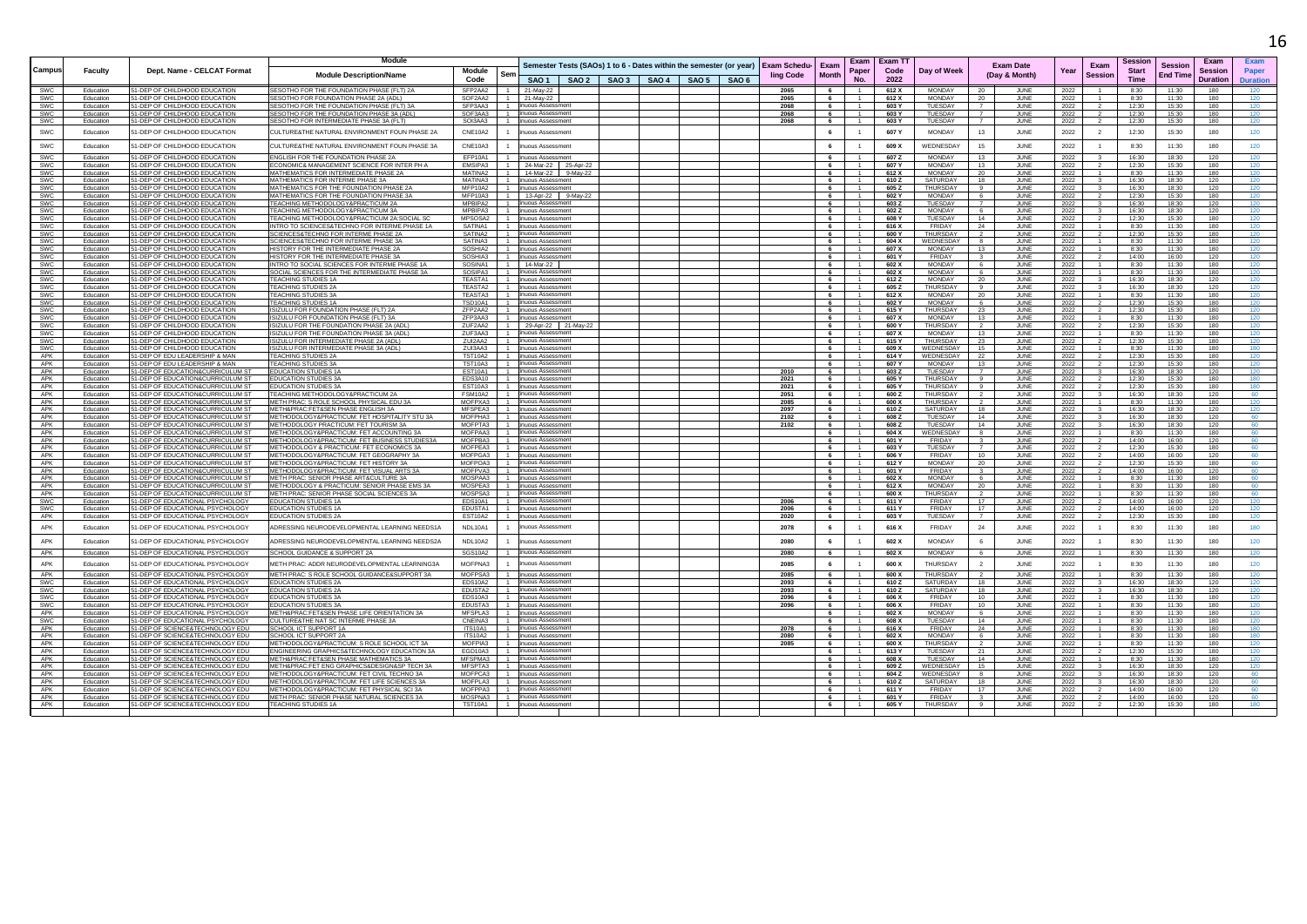| Campus | Faculty | Dept. Name - CELCAT Format | Module Description/Name | Module Code | Sem | Semester Tests (SAOs) 1 to 6 - Dates within the semester (or year) | | | | | | Exam Scheduling Code | Exam Month | Exam Paper No. | Exam TT Code 2022 | Day of Week | Exam Date (Day & Month) | | Year | Exam Session | Session Start Time | Session End Time | Session Duration | Exam Paper Duration |
|---|---|---|---|---|---|---|---|---|---|---|---|---|---|---|---|---|---|---|---|---|---|---|---|---|
| | | | | | | SAO 1 | SAO 2 | SAO 3 | SAO 4 | SAO 5 | SAO 6 | | | | | | | | | | | | | |
| SWC | Education | 51-DEP OF CHILDHOOD EDUCATION | SESOTHO FOR THE FOUNDATION PHASE (FLT) 2A | SFP2AA2 | 1 | 21-May-22 | | | | | | 2065 | 6 | 1 | 612 X | MONDAY | 20 | JUNE | 2022 | 1 | 8:30 | 11:30 | 180 | 120 |
| SWC | Education | 51-DEP OF CHILDHOOD EDUCATION | SESOTHO FOR FOUNDATION PHASE 2A (ADL) | SOF2AA2 | 1 | 21-May-22 | | | | | | 2065 | 6 | 1 | 612 X | MONDAY | 20 | JUNE | 2022 | 1 | 8:30 | 11:30 | 180 | 120 |
| SWC | Education | 51-DEP OF CHILDHOOD EDUCATION | SESOTHO FOR THE FOUNDATION PHASE (FLT) 3A | SFP3AA3 | 1 | inuous Assessment | | | | | | 2068 | 6 | 1 | 603 Y | TUESDAY | 7 | JUNE | 2022 | 2 | 12:30 | 15:30 | 180 | 120 |
| SWC | Education | 51-DEP OF CHILDHOOD EDUCATION | SESOTHO FOR THE FOUNDATION PHASE 3A (ADL) | SOF3AA3 | 1 | inuous Assessment | | | | | | 2068 | 6 | 1 | 603 Y | TUESDAY | 7 | JUNE | 2022 | 2 | 12:30 | 15:30 | 180 | 120 |
| SWC | Education | 51-DEP OF CHILDHOOD EDUCATION | SESOTHO FOR INTERMEDIATE PHASE 3A (FLT) | SOI3AA3 | 1 | inuous Assessment | | | | | | 2068 | 6 | 1 | 603 Y | TUESDAY | 7 | JUNE | 2022 | 2 | 12:30 | 15:30 | 180 | 120 |
| SWC | Education | 51-DEP OF CHILDHOOD EDUCATION | CULTURE&THE NATURAL ENVIRONMENT FOUN PHASE 2A | CNE10A2 | 1 | inuous Assessment | | | | | | | 6 | 1 | 607 Y | MONDAY | 13 | JUNE | 2022 | 2 | 12:30 | 15:30 | 180 | 120 |
| SWC | Education | 51-DEP OF CHILDHOOD EDUCATION | CULTURE&THE NATURAL ENVIRONMENT FOUN PHASE 3A | CNE10A3 | 1 | inuous Assessment | | | | | | | 6 | 1 | 609 X | WEDNESDAY | 15 | JUNE | 2022 | 1 | 8:30 | 11:30 | 180 | 120 |
| SWC | Education | 51-DEP OF CHILDHOOD EDUCATION | ENGLISH FOR THE FOUNDATION PHASE 2A | EFP10A1 | 1 | inuous Assessment | | | | | | | 6 | 1 | 607 Z | MONDAY | 13 | JUNE | 2022 | 3 | 16:30 | 18:30 | 120 | 120 |
| SWC | Education | 51-DEP OF CHILDHOOD EDUCATION | ECONOMIC& MANAGEMENT SCIENCE FOR INTER PH A | EMSIPA3 | 1 | 24-Mar-22 | 25-Apr-22 | | | | | | 6 | 1 | 607 Y | MONDAY | 13 | JUNE | 2022 | 2 | 12:30 | 15:30 | 180 | 120 |
| SWC | Education | 51-DEP OF CHILDHOOD EDUCATION | MATHEMATICS FOR INTERMEDIATE PHASE 2A | MATINA2 | 1 | 14-Mar-22 | 9-May-22 | | | | | | 6 | 1 | 612 X | MONDAY | 20 | JUNE | 2022 | 1 | 8:30 | 11:30 | 180 | 120 |
| SWC | Education | 51-DEP OF CHILDHOOD EDUCATION | MATHEMATICS FOR INTERME PHASE 3A | MATINA3 | 1 | inuous Assessment | | | | | | | 6 | 1 | 610 Z | SATURDAY | 18 | JUNE | 2022 | 3 | 16:30 | 18:30 | 120 | 120 |
| SWC | Education | 51-DEP OF CHILDHOOD EDUCATION | MATHEMATICS FOR THE FOUNDATION PHASE 2A | MFP10A2 | 1 | inuous Assessment | | | | | | | 6 | 1 | 605 Z | THURSDAY | 9 | JUNE | 2022 | 3 | 16:30 | 18:30 | 120 | 120 |
| SWC | Education | 51-DEP OF CHILDHOOD EDUCATION | MATHEMATICS FOR THE FOUNDATION PHASE 3A | MFP10A3 | 1 | 13-Apr-22 | 9-May-22 | | | | | | 6 | 1 | 602 Y | MONDAY | 6 | JUNE | 2022 | 2 | 12:30 | 15:30 | 180 | 120 |
| SWC | Education | 51-DEP OF CHILDHOOD EDUCATION | TEACHING METHODOLOGY&PRACTICUM 2A | MPBIPA2 | 1 | inuous Assessment | | | | | | | 6 | 1 | 603 Z | TUESDAY | 7 | JUNE | 2022 | 3 | 16:30 | 18:30 | 120 | 120 |
| SWC | Education | 51-DEP OF CHILDHOOD EDUCATION | TEACHING METHODOLOGY&PRACTICUM 3A | MPBIPA3 | 1 | inuous Assessment | | | | | | | 6 | 1 | 602 Z | MONDAY | 6 | JUNE | 2022 | 3 | 16:30 | 18:30 | 120 | 120 |
| SWC | Education | 51-DEP OF CHILDHOOD EDUCATION | TEACHING METHODOLOGY&PRACTICUM 2A:SOCIAL SC | MPSOSA2 | 1 | inuous Assessment | | | | | | | 6 | 1 | 608 Y | TUESDAY | 14 | JUNE | 2022 | 2 | 12:30 | 15:30 | 180 | 120 |
| SWC | Education | 51-DEP OF CHILDHOOD EDUCATION | INTRO TO SCIENCES&TECHNO FOR INTERME PHASE 1A | SATINA1 | 1 | inuous Assessment | | | | | | | 6 | 1 | 616 X | FRIDAY | 24 | JUNE | 2022 | 1 | 8:30 | 11:30 | 180 | 120 |
| SWC | Education | 51-DEP OF CHILDHOOD EDUCATION | SCIENCES&TECHNO FOR INTERME PHASE 2A | SATINA2 | 1 | inuous Assessment | | | | | | | 6 | 1 | 600 Y | THURSDAY | 2 | JUNE | 2022 | 2 | 12:30 | 15:30 | 180 | 120 |
| SWC | Education | 51-DEP OF CHILDHOOD EDUCATION | SCIENCES&TECHNO FOR INTERME PHASE 3A | SATINA3 | 1 | inuous Assessment | | | | | | | 6 | 1 | 604 X | WEDNESDAY | 8 | JUNE | 2022 | 1 | 8:30 | 11:30 | 180 | 120 |
| SWC | Education | 51-DEP OF CHILDHOOD EDUCATION | HISTORY FOR THE INTERMEDIATE PHASE 2A | SOSHIA2 | 1 | inuous Assessment | | | | | | | 6 | 1 | 607 X | MONDAY | 13 | JUNE | 2022 | 1 | 8:30 | 11:30 | 180 | 120 |
| SWC | Education | 51-DEP OF CHILDHOOD EDUCATION | HISTORY FOR THE INTERMEDIATE PHASE 3A | SOSHIA3 | 1 | inuous Assessment | | | | | | | 6 | 1 | 601 Y | FRIDAY | 3 | JUNE | 2022 | 2 | 14:00 | 16:00 | 120 | 120 |
| SWC | Education | 51-DEP OF CHILDHOOD EDUCATION | INTRO TO SOCIAL SCIENCES FOR INTERME PHASE 1A | SOSINA1 | 1 | 14-Mar-22 | | | | | | | 6 | 1 | 602 X | MONDAY | 6 | JUNE | 2022 | 1 | 8:30 | 11:30 | 180 | 120 |
| SWC | Education | 51-DEP OF CHILDHOOD EDUCATION | SOCIAL SCIENCES FOR THE INTERMEDIATE PHASE 3A | SOSIPA3 | 1 | inuous Assessment | | | | | | | 6 | 1 | 602 X | MONDAY | 6 | JUNE | 2022 | 1 | 8:30 | 11:30 | 180 | 120 |
| SWC | Education | 51-DEP OF CHILDHOOD EDUCATION | TEACHING STUDIES 1A | TEASTA1 | 1 | inuous Assessment | | | | | | | 6 | 1 | 612 Z | MONDAY | 20 | JUNE | 2022 | 3 | 16:30 | 18:30 | 120 | 120 |
| SWC | Education | 51-DEP OF CHILDHOOD EDUCATION | TEACHING STUDIES 2A | TEASTA2 | 1 | inuous Assessment | | | | | | | 6 | 1 | 605 Z | THURSDAY | 9 | JUNE | 2022 | 3 | 16:30 | 18:30 | 120 | 120 |
| SWC | Education | 51-DEP OF CHILDHOOD EDUCATION | TEACHING STUDIES 3A | TEASTA3 | 1 | inuous Assessment | | | | | | | 6 | 1 | 612 X | MONDAY | 20 | JUNE | 2022 | 1 | 8:30 | 11:30 | 180 | 120 |
| SWC | Education | 51-DEP OF CHILDHOOD EDUCATION | TEACHING STUDIES 1A | TSD10A1 | 1 | inuous Assessment | | | | | | | 6 | 1 | 602 Y | MONDAY | 6 | JUNE | 2022 | 2 | 12:30 | 15:30 | 180 | 120 |
| SWC | Education | 51-DEP OF CHILDHOOD EDUCATION | ISIZULU FOR FOUNDATION PHASE (FLT) 2A | ZFP2AA2 | 1 | inuous Assessment | | | | | | | 6 | 1 | 615 Y | THURSDAY | 23 | JUNE | 2022 | 2 | 12:30 | 15:30 | 180 | 120 |
| SWC | Education | 51-DEP OF CHILDHOOD EDUCATION | ISIZULU FOR FOUNDATION PHASE (FLT) 3A | ZFP3AA3 | 1 | inuous Assessment | | | | | | | 6 | 1 | 607 X | MONDAY | 13 | JUNE | 2022 | 1 | 8:30 | 11:30 | 180 | 120 |
| SWC | Education | 51-DEP OF CHILDHOOD EDUCATION | ISIZULU FOR THE FOUNDATION PHASE 2A (ADL) | ZUF2AA2 | 1 | 29-Apr-22 | 21-May-22 | | | | | | 6 | 1 | 600 Y | THURSDAY | 2 | JUNE | 2022 | 2 | 12:30 | 15:30 | 180 | 120 |
| SWC | Education | 51-DEP OF CHILDHOOD EDUCATION | ISIZULU FOR THE FOUNDATION PHASE 3A (ADL) | ZUF3AA3 | 1 | inuous Assessment | | | | | | | 6 | 1 | 607 X | MONDAY | 13 | JUNE | 2022 | 1 | 8:30 | 11:30 | 180 | 120 |
| SWC | Education | 51-DEP OF CHILDHOOD EDUCATION | ISIZULU FOR INTERMEDIATE PHASE 2A (ADL) | ZUI2AA2 | 1 | inuous Assessment | | | | | | | 6 | 1 | 615 Y | THURSDAY | 23 | JUNE | 2022 | 2 | 12:30 | 15:30 | 180 | 120 |
| SWC | Education | 51-DEP OF CHILDHOOD EDUCATION | ISIZULU FOR INTERMEDIATE PHASE 3A (ADL) | ZUI3AA3 | 1 | inuous Assessment | | | | | | | 6 | 1 | 609 X | WEDNESDAY | 15 | JUNE | 2022 | 1 | 8:30 | 11:30 | 180 | 180 |
| APK | Education | 51-DEP OF EDU LEADERSHIP & MAN | TEACHING STUDIES 2A | TST10A2 | 1 | inuous Assessment | | | | | | | 6 | 1 | 614 Y | WEDNESDAY | 22 | JUNE | 2022 | 2 | 12:30 | 15:30 | 180 | 120 |
| APK | Education | 51-DEP OF EDU LEADERSHIP & MAN | TEACHING STUDIES 3A | TST10A3 | 1 | inuous Assessment | | | | | | | 6 | 1 | 607 Y | MONDAY | 13 | JUNE | 2022 | 2 | 12:30 | 15:30 | 180 | 120 |
| APK | Education | 51-DEP OF EDUCATION&CURRICULUM ST | EDUCATION STUDIES 1A | EST10A1 | 1 | inuous Assessment | | | | | | 2010 | 6 | 1 | 603 Z | TUESDAY | 7 | JUNE | 2022 | 3 | 16:30 | 18:30 | 120 | 120 |
| APK | Education | 51-DEP OF EDUCATION&CURRICULUM ST | EDUCATION STUDIES 3A | EDS3A10 | 1 | inuous Assessment | | | | | | 2021 | 6 | 1 | 605 Y | THURSDAY | 9 | JUNE | 2022 | 2 | 12:30 | 15:30 | 180 | 180 |
| APK | Education | 51-DEP OF EDUCATION&CURRICULUM ST | EDUCATION STUDIES 3A | EST10A3 | 1 | inuous Assessment | | | | | | 2021 | 6 | 1 | 605 Y | THURSDAY | 9 | JUNE | 2022 | 2 | 12:30 | 15:30 | 180 | 180 |
| APK | Education | 51-DEP OF EDUCATION&CURRICULUM ST | TEACHING METHODOLOGY&PRACTICUM 2A | FSM10A2 | 1 | inuous Assessment | | | | | | 2051 | 6 | 1 | 600 Z | THURSDAY | 2 | JUNE | 2022 | 3 | 16:30 | 18:30 | 120 | 60 |
| APK | Education | 51-DEP OF EDUCATION&CURRICULUM ST | METH PRAC: S ROLE SCHOOL PHYSICAL EDU 3A | MOFPXA3 | 1 | inuous Assessment | | | | | | 2085 | 6 | 1 | 600 X | THURSDAY | 2 | JUNE | 2022 | 1 | 8:30 | 11:30 | 180 | 120 |
| APK | Education | 51-DEP OF EDUCATION&CURRICULUM ST | METH&PRAC:FET&SEN PHASE ENGLISH 3A | MFSPEA3 | 1 | inuous Assessment | | | | | | 2097 | 6 | 1 | 610 Z | SATURDAY | 18 | JUNE | 2022 | 3 | 16:30 | 18:30 | 120 | 120 |
| APK | Education | 51-DEP OF EDUCATION&CURRICULUM ST | METHODOLOGY&PRACTICUM: FET HOSPITALITY STU 3A | MOFPHA3 | 1 | inuous Assessment | | | | | | 2102 | 6 | 1 | 608 Z | TUESDAY | 14 | JUNE | 2022 | 3 | 16:30 | 18:30 | 120 | 60 |
| APK | Education | 51-DEP OF EDUCATION&CURRICULUM ST | METHODOLOGY PRACTICUM: FET TOURISM 3A | MOFPTA3 | 1 | inuous Assessment | | | | | | 2102 | 6 | 1 | 608 Z | TUESDAY | 14 | JUNE | 2022 | 3 | 16:30 | 18:30 | 120 | 60 |
| APK | Education | 51-DEP OF EDUCATION&CURRICULUM ST | METHODOLOGY&PRACTICUM: FET ACCOUNTING 3A | MOFPAA3 | 1 | inuous Assessment | | | | | | | 6 | 1 | 604 X | WEDNESDAY | 8 | JUNE | 2022 | 1 | 8:30 | 11:30 | 180 | 60 |
| APK | Education | 51-DEP OF EDUCATION&CURRICULUM ST | METHODOLOGY&PRACTICUM: FET BUSINESS STUDIES3A | MOFPBA3 | 1 | inuous Assessment | | | | | | | 6 | 1 | 601 Y | FRIDAY | 3 | JUNE | 2022 | 2 | 14:00 | 16:00 | 120 | 60 |
| APK | Education | 51-DEP OF EDUCATION&CURRICULUM ST | METHODOLOGY & PRACTICUM: FET ECONOMICS 3A | MOFPEA3 | 1 | inuous Assessment | | | | | | | 6 | 1 | 603 Y | TUESDAY | 7 | JUNE | 2022 | 2 | 12:30 | 15:30 | 180 | 60 |
| APK | Education | 51-DEP OF EDUCATION&CURRICULUM ST | METHODOLOGY&PRACTICUM: FET GEOGRAPHY 3A | MOFPGA3 | 1 | inuous Assessment | | | | | | | 6 | 1 | 606 Y | FRIDAY | 10 | JUNE | 2022 | 2 | 14:00 | 16:00 | 120 | 60 |
| APK | Education | 51-DEP OF EDUCATION&CURRICULUM ST | METHODOLOGY&PRACTICUM: FET HISTORY 3A | MOFPOA3 | 1 | inuous Assessment | | | | | | | 6 | 1 | 612 Y | MONDAY | 20 | JUNE | 2022 | 2 | 12:30 | 15:30 | 180 | 60 |
| APK | Education | 51-DEP OF EDUCATION&CURRICULUM ST | METHODOLOGY&PRACTICUM: FET VISUAL ARTS 3A | MOFPVA3 | 1 | inuous Assessment | | | | | | | 6 | 1 | 601 Y | FRIDAY | 3 | JUNE | 2022 | 2 | 14:00 | 16:00 | 120 | 60 |
| APK | Education | 51-DEP OF EDUCATION&CURRICULUM ST | METH PRAC: SENIOR PHASE ART&CULTURE 3A | MOSPAA3 | 1 | inuous Assessment | | | | | | | 6 | 1 | 602 X | MONDAY | 6 | JUNE | 2022 | 1 | 8:30 | 11:30 | 180 | 60 |
| APK | Education | 51-DEP OF EDUCATION&CURRICULUM ST | METHODOLOGY & PRACTICUM: SENIOR PHASE EMS 3A | MOSPEA3 | 1 | inuous Assessment | | | | | | | 6 | 1 | 612 X | MONDAY | 20 | JUNE | 2022 | 1 | 8:30 | 11:30 | 180 | 60 |
| APK | Education | 51-DEP OF EDUCATION&CURRICULUM ST | METH PRAC: SENIOR PHASE SOCIAL SCIENCES 3A | MOSPSA3 | 1 | inuous Assessment | | | | | | | 6 | 1 | 600 X | THURSDAY | 2 | JUNE | 2022 | 1 | 8:30 | 11:30 | 180 | 60 |
| SWC | Education | 51-DEP OF EDUCATIONAL PSYCHOLOGY | EDUCATION STUDIES 1A | EDS10A1 | 1 | inuous Assessment | | | | | | 2006 | 6 | 1 | 611 Y | FRIDAY | 17 | JUNE | 2022 | 2 | 14:00 | 16:00 | 120 | 120 |
| SWC | Education | 51-DEP OF EDUCATIONAL PSYCHOLOGY | EDUCATION STUDIES 1A | EDUSTA1 | 1 | inuous Assessment | | | | | | 2006 | 6 | 1 | 611 Y | FRIDAY | 17 | JUNE | 2022 | 2 | 14:00 | 16:00 | 120 | 120 |
| APK | Education | 51-DEP OF EDUCATIONAL PSYCHOLOGY | EDUCATION STUDIES 2A | EST10A2 | 1 | inuous Assessment | | | | | | 2020 | 6 | 1 | 603 Y | TUESDAY | 7 | JUNE | 2022 | 2 | 12:30 | 15:30 | 180 | 120 |
| APK | Education | 51-DEP OF EDUCATIONAL PSYCHOLOGY | ADRESSING NEURODEVELOPMENTAL LEARNING NEEDS1A | NDL10A1 | 1 | inuous Assessment | | | | | | 2078 | 6 | 1 | 616 X | FRIDAY | 24 | JUNE | 2022 | 1 | 8:30 | 11:30 | 180 | 180 |
| APK | Education | 51-DEP OF EDUCATIONAL PSYCHOLOGY | ADRESSING NEURODEVELOPMENTAL LEARNING NEEDS2A | NDL10A2 | 1 | inuous Assessment | | | | | | 2080 | 6 | 1 | 602 X | MONDAY | 6 | JUNE | 2022 | 1 | 8:30 | 11:30 | 180 | 120 |
| APK | Education | 51-DEP OF EDUCATIONAL PSYCHOLOGY | SCHOOL GUIDANCE & SUPPORT 2A | SGS10A2 | 1 | inuous Assessment | | | | | | 2080 | 6 | 1 | 602 X | MONDAY | 6 | JUNE | 2022 | 1 | 8:30 | 11:30 | 180 | 120 |
| APK | Education | 51-DEP OF EDUCATIONAL PSYCHOLOGY | METH PRAC: ADDR NEURODEVELOPMENTAL LEARNING3A | MOFPNA3 | 1 | inuous Assessment | | | | | | 2085 | 6 | 1 | 600 X | THURSDAY | 2 | JUNE | 2022 | 1 | 8:30 | 11:30 | 180 | 120 |
| APK | Education | 51-DEP OF EDUCATIONAL PSYCHOLOGY | METH PRAC: S ROLE SCHOOL GUIDANCE&SUPPORT 3A | MOFPSA3 | 1 | inuous Assessment | | | | | | 2085 | 6 | 1 | 600 X | THURSDAY | 2 | JUNE | 2022 | 1 | 8:30 | 11:30 | 180 | 120 |
| SWC | Education | 51-DEP OF EDUCATIONAL PSYCHOLOGY | EDUCATION STUDIES 2A | EDS10A2 | 1 | inuous Assessment | | | | | | 2093 | 6 | 1 | 610 Z | SATURDAY | 18 | JUNE | 2022 | 3 | 16:30 | 18:30 | 120 | 120 |
| SWC | Education | 51-DEP OF EDUCATIONAL PSYCHOLOGY | EDUCATION STUDIES 2A | EDUSTA2 | 1 | inuous Assessment | | | | | | 2093 | 6 | 1 | 610 Z | SATURDAY | 18 | JUNE | 2022 | 3 | 16:30 | 18:30 | 120 | 120 |
| SWC | Education | 51-DEP OF EDUCATIONAL PSYCHOLOGY | EDUCATION STUDIES 3A | EDS10A3 | 1 | inuous Assessment | | | | | | 2096 | 6 | 1 | 606 X | FRIDAY | 10 | JUNE | 2022 | 1 | 8:30 | 11:30 | 180 | 120 |
| SWC | Education | 51-DEP OF EDUCATIONAL PSYCHOLOGY | EDUCATION STUDIES 3A | EDUSTA3 | 1 | inuous Assessment | | | | | | 2096 | 6 | 1 | 606 X | FRIDAY | 10 | JUNE | 2022 | 1 | 8:30 | 11:30 | 180 | 120 |
| APK | Education | 51-DEP OF EDUCATIONAL PSYCHOLOGY | METH&PRAC:FET&SEN PHASE LIFE ORIENTATION 3A | MFSPLA3 | 1 | inuous Assessment | | | | | | | 6 | 1 | 602 X | MONDAY | 6 | JUNE | 2022 | 1 | 8:30 | 11:30 | 180 | 120 |
| SWC | Education | 51-DEP OF EDUCATIONAL PSYCHOLOGY | CULTURE&THE NAT SC INTERME PHASE 3A | CNEINA3 | 1 | inuous Assessment | | | | | | | 6 | 1 | 608 X | TUESDAY | 14 | JUNE | 2022 | 1 | 8:30 | 11:30 | 180 | 120 |
| APK | Education | 51-DEP OF SCIENCE&TECHNOLOGY EDU | SCHOOL ICT SUPPORT 1A | ITS10A1 | 1 | inuous Assessment | | | | | | 2078 | 6 | 1 | 616 X | FRIDAY | 24 | JUNE | 2022 | 1 | 8:30 | 11:30 | 180 | 180 |
| APK | Education | 51-DEP OF SCIENCE&TECHNOLOGY EDU | SCHOOL ICT SUPPORT 2A | ITS10A2 | 1 | inuous Assessment | | | | | | 2080 | 6 | 1 | 602 X | MONDAY | 6 | JUNE | 2022 | 1 | 8:30 | 11:30 | 180 | 180 |
| APK | Education | 51-DEP OF SCIENCE&TECHNOLOGY EDU | METHODOLOGY&PRACTICUM: S ROLE SCHOOL ICT 3A | MOFPIA3 | 1 | inuous Assessment | | | | | | 2085 | 6 | 1 | 600 X | THURSDAY | 2 | JUNE | 2022 | 1 | 8:30 | 11:30 | 180 | 120 |
| APK | Education | 51-DEP OF SCIENCE&TECHNOLOGY EDU | ENGINEERING GRAPHICS&TECHNOLOGY EDUCATION 3A | EGD10A3 | 1 | inuous Assessment | | | | | | | 6 | 1 | 613 Y | TUESDAY | 21 | JUNE | 2022 | 2 | 12:30 | 15:30 | 180 | 120 |
| APK | Education | 51-DEP OF SCIENCE&TECHNOLOGY EDU | METH&PRAC:FET&SEN PHASE MATHEMATICS 3A | MFSPMA3 | 1 | inuous Assessment | | | | | | | 6 | 1 | 608 X | TUESDAY | 14 | JUNE | 2022 | 1 | 8:30 | 11:30 | 180 | 120 |
| APK | Education | 51-DEP OF SCIENCE&TECHNOLOGY EDU | METH&PRAC:FET ENG GRAPHICS&DESIGN&SP TECH 3A | MFSPTA3 | 1 | inuous Assessment | | | | | | | 6 | 1 | 609 Z | WEDNESDAY | 15 | JUNE | 2022 | 3 | 16:30 | 18:30 | 120 | 120 |
| APK | Education | 51-DEP OF SCIENCE&TECHNOLOGY EDU | METHODOLOGY&PRACTICUM: FET CIVIL TECHNO 3A | MOFPCA3 | 1 | inuous Assessment | | | | | | | 6 | 1 | 604 Z | WEDNESDAY | 8 | JUNE | 2022 | 3 | 16:30 | 18:30 | 120 | 60 |
| APK | Education | 51-DEP OF SCIENCE&TECHNOLOGY EDU | METHODOLOGY&PRACTICUM: FET LIFE SCIENCES 3A | MOFPLA3 | 1 | inuous Assessment | | | | | | | 6 | 1 | 610 Z | SATURDAY | 18 | JUNE | 2022 | 3 | 16:30 | 18:30 | 120 | 60 |
| APK | Education | 51-DEP OF SCIENCE&TECHNOLOGY EDU | METHODOLOGY&PRACTICUM: FET PHYSICAL SCI 3A | MOFPPA3 | 1 | inuous Assessment | | | | | | | 6 | 1 | 611 Y | FRIDAY | 17 | JUNE | 2022 | 2 | 14:00 | 16:00 | 120 | 60 |
| APK | Education | 51-DEP OF SCIENCE&TECHNOLOGY EDU | METH PRAC: SENIOR PHASE NATURAL SCIENCES 3A | MOSPNA3 | 1 | inuous Assessment | | | | | | | 6 | 1 | 601 Y | FRIDAY | 3 | JUNE | 2022 | 2 | 14:00 | 16:00 | 120 | 60 |
| APK | Education | 51-DEP OF SCIENCE&TECHNOLOGY EDU | TEACHING STUDIES 1A | TST10A1 | 1 | inuous Assessment | | | | | | | 6 | 1 | 605 Y | THURSDAY | 9 | JUNE | 2022 | 2 | 12:30 | 15:30 | 180 | 180 |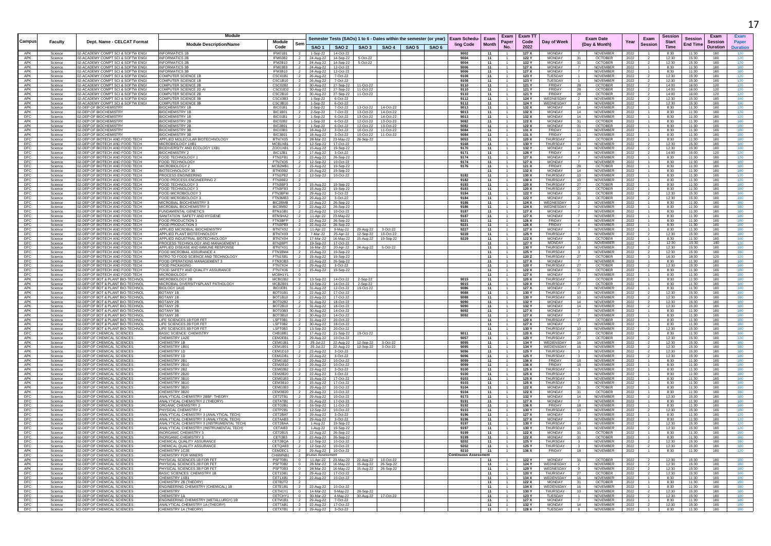| Campus | Faculty | Dept. Name - CELCAT Format | Module Description/Name | Module Code | Sem | Semester Tests (SAOs) 1 to 6 - Dates within the semester (or year) | | | | | | Exam Scheduling Code | Exam Month | Exam Paper No. | Exam TT Code 2022 | Day of Week | Exam Date (Day & Month) | | Year | Exam Session | Session Start Time | Session End Time | Exam Session Duration | Exam Paper Duration |
|---|---|---|---|---|---|---|---|---|---|---|---|---|---|---|---|---|---|---|---|---|---|---|---|---|
| | | | | | | SAO 1 | SAO 2 | SAO 3 | SAO 4 | SAO 5 | SAO 6 | | | | | | | | | | | | | |
| APK | Science | 02-ACADEMY COMPT SCI & SOFTW ENGI | INFORMATICS 1B | IFM01B1 | 2 | 1-Sep-22 | 14-Oct-22 | | | | | 9002 | 11 | 1 | 127 X | MONDAY | 7 | NOVEMBER | 2022 | 1 | 8:30 | 11:30 | 180 | 120 |
| APK | Science | 02-ACADEMY COMPT SCI & SOFTW ENGI | INFORMATICS 2B | IFM02B2 | 2 | 24-Aug-22 | 14-Sep-22 | 5-Oct-22 | | | | 9004 | 11 | 1 | 122 Y | MONDAY | 31 | OCTOBER | 2022 | 2 | 12:30 | 15:30 | 180 | 120 |
| APK | Science | 02-ACADEMY COMPT SCI & SOFTW ENGI | INFORMATICS 2B | IFM2B10 | 2 | 24-Aug-22 | 14-Sep-22 | 5-Oct-22 | | | | 9004 | 11 | 1 | 122 Y | MONDAY | 31 | OCTOBER | 2022 | 2 | 12:30 | 15:30 | 180 | 120 |
| APK | Science | 02-ACADEMY COMPT SCI & SOFTW ENGI | INFORMATICS 3B | IFM03B3 | 2 | 24-Aug-22 | 12-Oct-22 | | | | | 9006 | 11 | 1 | 127 X | MONDAY | 7 | NOVEMBER | 2022 | 1 | 8:30 | 11:30 | 180 | 180 |
| APK | Science | 02-ACADEMY COMPT SCI & SOFTW ENGI | INFORMATICS 3B | IFM3B10 | 2 | 24-Aug-22 | 12-Oct-22 | | | | | 9006 | 11 | 1 | 127 X | MONDAY | 7 | NOVEMBER | 2022 | 1 | 8:30 | 11:30 | 180 | 180 |
| APK | Science | 02-ACADEMY COMPT SCI & SOFTW ENGI | COMPUTER SCIENCE 1B | CSC01B1 | 2 | 26-Aug-22 | 7-Oct-22 | | | | | 9108 | 11 | 1 | 123 Y | TUESDAY | 1 | NOVEMBER | 2022 | 2 | 12:30 | 15:30 | 180 | 120 |
| APK | Science | 02-ACADEMY COMPT SCI & SOFTW ENGI | COMPUTER SCIENCE 1B | CSC1B10 | 2 | 26-Aug-22 | 7-Oct-22 | | | | | 9108 | 11 | 1 | 123 Y | TUESDAY | 1 | NOVEMBER | 2022 | 2 | 12:30 | 15:30 | 180 | 120 |
| APK | Science | 02-ACADEMY COMPT SCI & SOFTW ENGI | COMPUTER SCIENCE 2B | CSC02B2 | 2 | 30-Aug-22 | 27-Sep-22 | 11-Oct-22 | | | | 9110 | 11 | 1 | 121 Y | FRIDAY | 28 | OCTOBER | 2022 | 2 | 14:00 | 16:00 | 120 | 120 |
| APK | Science | 02-ACADEMY COMPT SCI & SOFTW ENGI | COMPUTER SCIENCE 2D AI | CSC02D2 | 2 | 30-Aug-22 | 27-Sep-22 | 11-Oct-22 | | | | 9110 | 11 | 1 | 121 Y | FRIDAY | 28 | OCTOBER | 2022 | 2 | 14:00 | 16:00 | 120 | 120 |
| APK | Science | 02-ACADEMY COMPT SCI & SOFTW ENGI | COMPUTER SCIENCE 2B | CSC2B10 | 2 | 30-Aug-22 | 27-Sep-22 | 11-Oct-22 | | | | 9110 | 11 | 1 | 121 Y | FRIDAY | 28 | OCTOBER | 2022 | 2 | 14:00 | 16:00 | 120 | 120 |
| APK | Science | 02-ACADEMY COMPT SCI & SOFTW ENGI | COMPUTER SCIENCE 3B | CSC03B3 | 2 | 1-Sep-22 | 6-Oct-22 | | | | | 9112 | 11 | 1 | 124 Y | WEDNESDAY | 2 | NOVEMBER | 2022 | 2 | 12:30 | 15:30 | 180 | 180 |
| APK | Science | 02-ACADEMY COMPT SCI & SOFTW ENGI | COMPUTER SCIENCE 3B | CSC3B10 | 2 | 1-Sep-22 | 6-Oct-22 | | | | | 9112 | 11 | 1 | 124 Y | WEDNESDAY | 2 | NOVEMBER | 2022 | 2 | 12:30 | 15:30 | 180 | 180 |
| APK | Science | 02-DEP OF BIOCHEMISTRY | BIOCHEMISTRY 1B | BIC01B1 | 2 | 2-Sep-22 | 7-Oct-22 | 13-Oct-22 | 14-Oct-22 | | | 9013 | 11 | 1 | 132 X | MONDAY | 14 | NOVEMBER | 2022 | 1 | 8:30 | 11:30 | 180 | 120 |
| APK | Science | 02-DEP OF BIOCHEMISTRY | BIOCHEMISTRY 1B | BIC1B01 | 2 | 2-Sep-22 | 7-Oct-22 | 13-Oct-22 | 14-Oct-22 | | | 9013 | 11 | 1 | 132 X | MONDAY | 14 | NOVEMBER | 2022 | 1 | 8:30 | 11:30 | 180 | 120 |
| DFC | Science | 02-DEP OF BIOCHEMISTRY | BIOCHEMISTRY 1B | BIC01B1 | 2 | 1-Sep-22 | 6-Oct-22 | 13-Oct-22 | 14-Oct-22 | | | 9013 | 11 | 1 | 132 X | MONDAY | 14 | NOVEMBER | 2022 | 1 | 8:30 | 11:30 | 180 | 120 |
| APK | Science | 02-DEP OF BIOCHEMISTRY | BIOCHEMISTRY 2B | BIC02B2 | 2 | 1-Sep-22 | 6-Oct-22 | 12-Oct-22 | 13-Oct-22 | | | 9082 | 11 | 1 | 122 X | MONDAY | 31 | OCTOBER | 2022 | 1 | 8:30 | 11:30 | 180 | 180 |
| APK | Science | 02-DEP OF BIOCHEMISTRY | BIOCHEMISTRY 2B | BIC2B01 | 2 | 1-Sep-22 | 6-Oct-22 | 12-Oct-22 | 13-Oct-22 | | | 9082 | 11 | 1 | 122 X | MONDAY | 31 | OCTOBER | 2022 | 1 | 8:30 | 11:30 | 180 | 180 |
| APK | Science | 02-DEP OF BIOCHEMISTRY | BIOCHEMISTRY 3B | BIC03B3 | 2 | 18-Aug-22 | 3-Oct-22 | 10-Oct-22 | 11-Oct-22 | | | 9084 | 11 | 1 | 131 X | FRIDAY | 11 | NOVEMBER | 2022 | 1 | 8:30 | 11:30 | 180 | 180 |
| APK | Science | 02-DEP OF BIOCHEMISTRY | BIOCHEMISTRY 3B | BIC3B01 | 2 | 18-Aug-22 | 3-Oct-22 | 10-Oct-22 | 11-Oct-22 | | | 9084 | 11 | 1 | 131 X | FRIDAY | 11 | NOVEMBER | 2022 | 1 | 8:30 | 11:30 | 180 | 180 |
| DFC | Science | 02-DEP OF BIOTECH AND FOOD TECH | APPLIED MOLECULAR BIOTECHNOLOGY | BTN7X05 | 2 | 28-Mar-22 | 23-May-22 | 26-Sep-22 | | | | 9053 | 11 | 1 | 120 X | THURSDAY | 27 | OCTOBER | 2022 | 1 | 8:30 | 11:30 | 180 | 180 |
| DFC | Science | 02-DEP OF BIOTECH AND FOOD TECH | MICROBIOLOGY 1XB1 | MCB1XB1 | 2 | 12-Sep-22 | 17-Oct-22 | | | | | 9168 | 11 | 1 | 130 Y | THURSDAY | 10 | NOVEMBER | 2022 | 2 | 12:30 | 15:30 | 180 | 180 |
| DFC | Science | 02-DEP OF BIOTECH AND FOOD TECH | BIODIVERSITY AND ECOLOGY 1XB1 | ZOO1XB1 | 2 | 15-Aug-22 | 19-Sep-22 | | | | | 9170 | 11 | 1 | 132 Y | MONDAY | 14 | NOVEMBER | 2022 | 2 | 12:30 | 15:30 | 180 | 180 |
| DFC | Science | 02-DEP OF BIOTECH AND FOOD TECH | BIOCHEMISTRY 2 | BIC12B1 | 2 | 17-Aug-22 | 3-Oct-22 | | | | | 9171 | 11 | 1 | 126 Y | FRIDAY | 4 | NOVEMBER | 2022 | 2 | 14:00 | 16:00 | 120 | 120 |
| DFC | Science | 02-DEP OF BIOTECH AND FOOD TECH | FOOD TECHNOLOGY 1 | FTN1FB1 | 2 | 22-Aug-22 | 26-Sep-22 | | | | | 9174 | 11 | 1 | 127 X | MONDAY | 7 | NOVEMBER | 2022 | 1 | 8:30 | 11:30 | 180 | 120 |
| DFC | Science | 02-DEP OF BIOTECH AND FOOD TECH | FOOD TECHNOLOGY | FTN7X05 | 2 | 12-Sep-22 | 10-Oct-22 | | | | | 9174 | 11 | 1 | 127 X | MONDAY | 7 | NOVEMBER | 2022 | 1 | 8:30 | 11:30 | 180 | 180 |
| DFC | Science | 02-DEP OF BIOTECH AND FOOD TECH | MICROBIOLOGY 2 | MCB2MB1 | 2 | 15-Aug-22 | 19-Sep-22 | | | | | 9176 | 11 | 1 | 121 X | FRIDAY | 28 | OCTOBER | 2022 | 1 | 8:30 | 11:30 | 180 | 180 |
| DFC | Science | 02-DEP OF BIOTECH AND FOOD TECH | BIOTECHNOLOGY 3B | BTN03B2 | 2 | 15-Aug-22 | 19-Sep-22 | | | | | | 11 | 1 | 132 X | MONDAY | 14 | NOVEMBER | 2022 | 1 | 8:30 | 11:30 | 180 | 180 |
| DFC | Science | 02-DEP OF BIOTECH AND FOOD TECH | PROCESS ENGINEERING | FTN1PE2 | 2 | 12-Sep-22 | 10-Oct-22 | | | | | 9182 | 11 | 1 | 130 X | THURSDAY | 10 | NOVEMBER | 2022 | 1 | 8:30 | 11:30 | 180 | 120 |
| DFC | Science | 02-DEP OF BIOTECH AND FOOD TECH | FOOD PROCESS ENGINEERING 2 | FTN3BE2 | 2 | | | | | | | 9182 | 11 | 1 | 130 X | THURSDAY | 10 | NOVEMBER | 2022 | 1 | 8:30 | 11:30 | 180 | 120 |
| DFC | Science | 02-DEP OF BIOTECH AND FOOD TECH | FOOD TECHNOLOGY 3 | FTN3BF3 | 2 | 15-Aug-22 | 19-Sep-22 | | | | | 9183 | 11 | 1 | 120 X | THURSDAY | 27 | OCTOBER | 2022 | 1 | 8:30 | 11:30 | 180 | 180 |
| DFC | Science | 02-DEP OF BIOTECH AND FOOD TECH | FOOD TECHNOLOGY 3 | FTN3FB3 | 2 | 15-Aug-22 | 19-Sep-22 | | | | | 9183 | 11 | 1 | 120 X | THURSDAY | 27 | OCTOBER | 2022 | 1 | 8:30 | 11:30 | 180 | 180 |
| DFC | Science | 02-DEP OF BIOTECH AND FOOD TECH | FOOD MICROBIOLOGY 3 | FTN3BFM | 2 | 29-Aug-22 | 3-Oct-22 | | | | | 9184 | 11 | 1 | 122 Y | MONDAY | 31 | OCTOBER | 2022 | 2 | 12:30 | 15:30 | 180 | 180 |
| DFC | Science | 02-DEP OF BIOTECH AND FOOD TECH | FOOD MICROBIOLOGY 3 | FTN3MB3 | 2 | 29-Aug-22 | 3-Oct-22 | | | | | 9184 | 11 | 1 | 122 Y | MONDAY | 31 | OCTOBER | 2022 | 2 | 12:30 | 15:30 | 180 | 180 |
| DFC | Science | 02-DEP OF BIOTECH AND FOOD TECH | MICROBIAL BIOCHEMISTRY 3 | BIC2BMB | 2 | 22-Aug-22 | 26-Sep-22 | | | | | 9186 | 11 | 1 | 124 X | WEDNESDAY | 2 | NOVEMBER | 2022 | 1 | 8:30 | 11:30 | 180 | 180 |
| DFC | Science | 02-DEP OF BIOTECH AND FOOD TECH | MICROBIAL BIOCHEMISTRY 3 | BIC3MB2 | 2 | 22-Aug-22 | 26-Sep-22 | | | | | 9186 | 11 | 1 | 124 X | WEDNESDAY | 2 | NOVEMBER | 2022 | 1 | 8:30 | 11:30 | 180 | 180 |
| DFC | Science | 02-DEP OF BIOTECH AND FOOD TECH | FUNDAMENTAL GENETICS | BTN1GB1 | 2 | 22-Aug-22 | 10-Oct-22 | | | | | 9187 | 11 | 1 | 127 X | MONDAY | 7 | NOVEMBER | 2022 | 1 | 8:30 | 11:30 | 180 | 180 |
| DFC | Science | 02-DEP OF BIOTECH AND FOOD TECH | SANITATION, SAFETY AND HYGIENE | BTNSHA2 | 2 | 11-Apr-22 | 23-May-22 | | | | | 9187 | 11 | 1 | 127 X | MONDAY | 7 | NOVEMBER | 2022 | 1 | 8:30 | 11:30 | 180 | 180 |
| DFC | Science | 02-DEP OF BIOTECH AND FOOD TECH | FOOD PRODUCTION 3 | FTN3BFP | 2 | 22-Aug-22 | 26-Sep-22 | | | | | 9221 | 11 | 1 | 126 X | FRIDAY | 4 | NOVEMBER | 2022 | 1 | 8:30 | 11:30 | 180 | 180 |
| DFC | Science | 02-DEP OF BIOTECH AND FOOD TECH | FOOD PRODUCTION 3 | FTN3PB3 | 2 | 22-Aug-22 | 26-Sep-22 | | | | | 9221 | 11 | 1 | 126 X | FRIDAY | 4 | NOVEMBER | 2022 | 1 | 8:30 | 11:30 | 180 | 180 |
| DFC | Science | 02-DEP OF BIOTECH AND FOOD TECH | APPLIED MICROBIAL BIOCHEMISTRY | BTN7X02 | 2 | 11-Apr-22 | 9-May-22 | 29-Aug-22 | 3-Oct-22 | | | 9227 | 11 | 1 | 127 X | MONDAY | 7 | NOVEMBER | 2022 | 1 | 8:30 | 11:30 | 180 | 180 |
| DFC | Science | 02-DEP OF BIOTECH AND FOOD TECH | APPLIED PLANT BIOTECHNOLOGY | BTN7X03 | 2 | 7-Mar-22 | 25-Apr-22 | 12-Sep-22 | 10-Oct-22 | | | 9228 | 11 | 1 | 125 Y | THURSDAY | 3 | NOVEMBER | 2022 | 2 | 12:30 | 15:30 | 180 | 180 |
| DFC | Science | 02-DEP OF BIOTECH AND FOOD TECH | APPLIED INDUSTRIAL BIOTECHNOLOGY | BTN7X04 | 2 | 17-Mar-22 | 16-May-22 | 15-Aug-22 | 19-Sep-22 | | | 9229 | 11 | 1 | 122 X | MONDAY | 31 | OCTOBER | 2022 | 1 | 8:30 | 11:30 | 180 | 180 |
| DFC | Science | 02-DEP OF BIOTECH AND FOOD TECH | PROCESS TECHNOLOGY AND MANAGEMENT 1 | BTN2BPT | 2 | 19-Sep-22 | 17-Oct-22 | | | | | | 11 | 1 | 127 Y | MONDAY | 7 | NOVEMBER | 2022 | 2 | 12:30 | 15:30 | 180 | 120 |
| DFC | Science | 02-DEP OF BIOTECH AND FOOD TECH | APPLIED DISEASE AND IMMUNE RESPONSE | BTN7X01 | 2 | 16-Mar-22 | 20-Apr-22 | 24-Aug-22 | 5-Oct-22 | | | | 11 | 1 | 130 Y | THURSDAY | 10 | NOVEMBER | 2022 | 2 | 12:30 | 15:30 | 180 | 180 |
| DFC | Science | 02-DEP OF BIOTECH AND FOOD TECH | FOOD MICROBIAL ASSURANCE 4 | FTN1BM4 | 2 | 15-Aug-22 | 19-Sep-22 | | | | | | 11 | 1 | 125 Y | THURSDAY | 3 | NOVEMBER | 2022 | 2 | 12:30 | 15:30 | 180 | 180 |
| DFC | Science | 02-DEP OF BIOTECH AND FOOD TECH | INTRO TO FOOD SCIENCE AND TECHNOLOGY | FTN1SB1 | 2 | 15-Aug-22 | 19-Sep-22 | | | | | | 11 | 1 | 120 Z | THURSDAY | 27 | OCTOBER | 2022 | 3 | 16:30 | 18:30 | 120 | 120 |
| DFC | Science | 02-DEP OF BIOTECH AND FOOD TECH | FOOD OPERATIONS MANAGEMENT 3 | FTN3OB3 | 2 | 22-Aug-22 | 26-Sep-22 | | | | | | 11 | 1 | 127 X | MONDAY | 7 | NOVEMBER | 2022 | 1 | 8:30 | 11:30 | 180 | 180 |
| DFC | Science | 02-DEP OF BIOTECH AND FOOD TECH | FOOD PACKAGING | FTN7X04 | 2 | 29-Aug-22 | 3-Oct-22 | | | | | | 11 | 1 | 120 Y | THURSDAY | 27 | OCTOBER | 2022 | 2 | 12:30 | 15:30 | 180 | 180 |
| DFC | Science | 02-DEP OF BIOTECH AND FOOD TECH | FOOD SAFETY AND QUALITY ASSURANCE | FTN7X06 | 2 | 15-Aug-22 | 19-Sep-22 | | | | | | 11 | 1 | 122 X | MONDAY | 31 | OCTOBER | 2022 | 1 | 8:30 | 11:30 | 180 | 180 |
| DFC | Science | 02-DEP OF BIOTECH AND FOOD TECH | MICROBIOLOGY | MCBH1Y1 | 0 | | | | | | | | 11 | 1 | 127 X | MONDAY | 7 | NOVEMBER | 2022 | 1 | 8:30 | 11:30 | 180 | 180 |
| APK | Science | 02-DEP OF BOT & PLANT BIO-TECHNOL | MICROBIOLOGY 2B | MCB02B2 | 2 | 13-Sep-22 | 14-Oct-22 | 2-Sep-22 | | | | 9015 | 11 | 1 | 120 X | THURSDAY | 27 | OCTOBER | 2022 | 1 | 8:30 | 11:30 | 180 | 180 |
| APK | Science | 02-DEP OF BOT & PLANT BIO-TECHNOL | MICROBIAL DIVERSITY&PLANT PATHOLOGY | MCB2B01 | 2 | 13-Sep-22 | 14-Oct-22 | 2-Sep-22 | | | | 9015 | 11 | 1 | 120 X | THURSDAY | 27 | OCTOBER | 2022 | 1 | 8:30 | 11:30 | 180 | 180 |
| APK | Science | 02-DEP OF BOT & PLANT BIO-TECHNOL | BIOLOGY 1A1E | BIO1EB1 | 2 | 31-Aug-22 | 12-Oct-22 | 19-Oct-22 | | | | 9086 | 11 | 1 | 127 X | MONDAY | 7 | NOVEMBER | 2022 | 1 | 8:30 | 11:30 | 180 | 180 |
| APK | Science | 02-DEP OF BOT & PLANT BIO-TECHNOL | BOTANY 1B | BOT01B1 | 2 | 22-Aug-22 | 17-Oct-22 | | | | | 9088 | 11 | 1 | 130 Y | THURSDAY | 10 | NOVEMBER | 2022 | 2 | 12:30 | 15:30 | 180 | 180 |
| APK | Science | 02-DEP OF BOT & PLANT BIO-TECHNOL | BOTANY 1B | BOT1B10 | 2 | 22-Aug-22 | 17-Oct-22 | | | | | 9088 | 11 | 1 | 130 Y | THURSDAY | 10 | NOVEMBER | 2022 | 2 | 12:30 | 15:30 | 180 | 180 |
| APK | Science | 02-DEP OF BOT & PLANT BIO-TECHNOL | BOTANY 2B | BOT02B2 | 2 | 31-Aug-22 | 18-Oct-22 | | | | | 9090 | 11 | 1 | 132 Y | MONDAY | 14 | NOVEMBER | 2022 | 2 | 12:30 | 15:30 | 180 | 180 |
| APK | Science | 02-DEP OF BOT & PLANT BIO-TECHNOL | BOTANY 2B | BOT2B10 | 2 | 31-Aug-22 | 18-Oct-22 | | | | | 9090 | 11 | 1 | 132 Y | MONDAY | 14 | NOVEMBER | 2022 | 2 | 12:30 | 15:30 | 180 | 180 |
| APK | Science | 02-DEP OF BOT & PLANT BIO-TECHNOL | BOTANY 3B | BOT03B3 | 2 | 30-Aug-22 | 14-Oct-22 | | | | | 9092 | 11 | 1 | 127 X | MONDAY | 7 | NOVEMBER | 2022 | 1 | 8:30 | 11:30 | 180 | 180 |
| APK | Science | 02-DEP OF BOT & PLANT BIO-TECHNOL | BOTANY 3B | BOT3B10 | 2 | 30-Aug-22 | 14-Oct-22 | | | | | 9092 | 11 | 1 | 127 X | MONDAY | 7 | NOVEMBER | 2022 | 1 | 8:30 | 11:30 | 180 | 180 |
| APK | Science | 02-DEP OF BOT & PLANT BIO-TECHNOL | LIFE SCIENCES 1B FOR FET | LSFT0B1 | 2 | 31-Aug-22 | 20-Oct-22 | | | | | | 11 | 1 | 120 X | THURSDAY | 27 | OCTOBER | 2022 | 1 | 8:30 | 11:30 | 180 | 180 |
| APK | Science | 02-DEP OF BOT & PLANT BIO-TECHNOL | LIFE SCIENCES 2B FOR FET | LSFT0B2 | 2 | 30-Aug-22 | 18-Oct-22 | | | | | | 11 | 1 | 127 X | MONDAY | 7 | NOVEMBER | 2022 | 1 | 8:30 | 11:30 | 180 | 180 |
| APK | Science | 02-DEP OF BOT & PLANT BIO-TECHNOL | LIFE SCIENCES 3B FOR FET | LSFT0B3 | 2 | 13-Sep-22 | 20-Oct-22 | | | | | | 11 | 1 | 130 Y | THURSDAY | 10 | NOVEMBER | 2022 | 2 | 12:30 | 15:30 | 180 | 180 |
| DFC | Science | 02-DEP OF CHEMICAL SCIENCES | BASIC SCIENCE: CHEMISTRY | CHB1BB1 | 2 | 17-Aug-22 | 21-Sep-22 | 19-Oct-22 | | | | 9011 | 11 | 1 | 120 X | THURSDAY | 27 | OCTOBER | 2022 | 1 | 8:30 | 11:30 | 180 | 180 |
| APK | Science | 02-DEP OF CHEMICAL SCIENCES | CHEMISTRY 1A2E | CEM2EB1 | 2 | 29-Aug-22 | 10-Oct-22 | | | | | 9057 | 11 | 1 | 120 Y | THURSDAY | 27 | OCTOBER | 2022 | 2 | 12:30 | 15:30 | 180 | 120 |
| APK | Science | 02-DEP OF CHEMICAL SCIENCES | CHEMISTRY 1B | CEM01B1 | 2 | 25-Jul-22 | 22-Aug-22 | 12-Sep-22 | 3-Oct-22 | | | 9095 | 11 | 1 | 134 Y | WEDNESDAY | 16 | NOVEMBER | 2022 | 2 | 12:30 | 15:30 | 180 | 180 |
| APK | Science | 02-DEP OF CHEMICAL SCIENCES | CHEMISTRY 1B01 | CEM1B01 | 2 | 25-Jul-22 | 22-Aug-22 | 12-Sep-22 | 3-Oct-22 | | | 9095 | 11 | 1 | 134 Y | WEDNESDAY | 16 | NOVEMBER | 2022 | 2 | 12:30 | 15:30 | 180 | 180 |
| APK | Science | 02-DEP OF CHEMICAL SCIENCES | CHEMISTRY 1D | CEM1D10 | 2 | 22-Aug-22 | 3-Oct-22 | | | | | 9096 | 11 | 1 | 125 Y | THURSDAY | 3 | NOVEMBER | 2022 | 2 | 12:30 | 15:30 | 180 | 180 |
| APK | Science | 02-DEP OF CHEMICAL SCIENCES | CHEMISTRY 1D | CEM1DB1 | 2 | 22-Aug-22 | 3-Oct-22 | | | | | 9096 | 11 | 1 | 125 Y | THURSDAY | 3 | NOVEMBER | 2022 | 2 | 12:30 | 15:30 | 180 | 180 |
| APK | Science | 02-DEP OF CHEMICAL SCIENCES | CHEMISTRY 2B1 | CEM01B2 | 2 | 29-Aug-22 | 10-Oct-22 | | | | | 9099 | 11 | 1 | 136 X | FRIDAY | 18 | NOVEMBER | 2022 | 1 | 8:30 | 11:30 | 180 | 180 |
| APK | Science | 02-DEP OF CHEMICAL SCIENCES | CHEMISTRY 2B10 | CEM2B10 | 2 | 29-Aug-22 | 10-Oct-22 | | | | | 9099 | 11 | 1 | 136 X | FRIDAY | 18 | NOVEMBER | 2022 | 1 | 8:30 | 11:30 | 180 | 180 |
| APK | Science | 02-DEP OF CHEMICAL SCIENCES | CHEMISTRY 2B2 | CEM02B2 | 2 | 22-Aug-22 | 3-Oct-22 | | | | | 9100 | 11 | 1 | 125 X | THURSDAY | 3 | NOVEMBER | 2022 | 1 | 8:30 | 11:30 | 180 | 180 |
| APK | Science | 02-DEP OF CHEMICAL SCIENCES | CHEMISTRY 2B20 | CEM2B20 | 2 | 22-Aug-22 | 3-Oct-22 | | | | | 9100 | 11 | 1 | 125 X | THURSDAY | 3 | NOVEMBER | 2022 | 1 | 8:30 | 11:30 | 180 | 180 |
| APK | Science | 02-DEP OF CHEMICAL SCIENCES | CHEMISTRY 3B10 | CEM01B3 | 2 | 15-Aug-22 | 17-Oct-22 | | | | | 9103 | 11 | 1 | 125 X | THURSDAY | 3 | NOVEMBER | 2022 | 1 | 8:30 | 11:30 | 180 | 180 |
| APK | Science | 02-DEP OF CHEMICAL SCIENCES | CHEMISTRY 3B10 | CEM3B10 | 2 | 15-Aug-22 | 17-Oct-22 | | | | | 9103 | 11 | 1 | 125 X | THURSDAY | 3 | NOVEMBER | 2022 | 1 | 8:30 | 11:30 | 180 | 180 |
| APK | Science | 02-DEP OF CHEMICAL SCIENCES | CHEMISTRY 3B20 | CEM02B3 | 2 | 29-Aug-22 | 10-Oct-22 | | | | | 9104 | 11 | 1 | 122 X | MONDAY | 31 | OCTOBER | 2022 | 1 | 8:30 | 11:30 | 180 | 180 |
| APK | Science | 02-DEP OF CHEMICAL SCIENCES | CHEMISTRY 3B20 | CEM3B20 | 2 | 29-Aug-22 | 10-Oct-22 | | | | | 9104 | 11 | 1 | 122 X | MONDAY | 31 | OCTOBER | 2022 | 1 | 8:30 | 11:30 | 180 | 180 |
| DFC | Science | 02-DEP OF CHEMICAL SCIENCES | ANALYTICAL CHEMISTRY 2BBF: THEORY | CET2TB1 | 2 | 29-Aug-22 | 10-Oct-22 | | | | | 9173 | 11 | 1 | 132 Y | MONDAY | 14 | NOVEMBER | 2022 | 2 | 12:30 | 15:30 | 180 | 180 |
| DFC | Science | 02-DEP OF CHEMICAL SCIENCES | ANALYTICAL CHEMISTRY 2 (THEORY) | CETATB1 | 2 | 31-Aug-22 | 17-Oct-22 | | | | | 9191 | 11 | 1 | 127 X | MONDAY | 7 | NOVEMBER | 2022 | 1 | 8:30 | 11:30 | 180 | 180 |
| DFC | Science | 02-DEP OF CHEMICAL SCIENCES | ORGANIC CHEMISTRY 2 | CETO2B1 | 2 | 16-Sep-22 | 11-Oct-22 | | | | | 9192 | 11 | 1 | 136 X | FRIDAY | 18 | NOVEMBER | 2022 | 1 | 8:30 | 11:30 | 180 | 180 |
| DFC | Science | 02-DEP OF CHEMICAL SCIENCES | PHYSICAL CHEMISTRY 2 | CETP2B1 | 2 | 12-Sep-22 | 10-Oct-22 | | | | | 9193 | 11 | 1 | 130 Y | THURSDAY | 10 | NOVEMBER | 2022 | 2 | 12:30 | 15:30 | 180 | 180 |
| DFC | Science | 02-DEP OF CHEMICAL SCIENCES | ANALYTICAL CHEMISTRY 3 (ANALYTICAL TECH) | CET2BAT | 2 | 29-Aug-22 | 3-Oct-22 | | | | | 9196 | 11 | 1 | 127 X | MONDAY | 7 | NOVEMBER | 2022 | 1 | 8:30 | 11:30 | 180 | 120 |
| DFC | Science | 02-DEP OF CHEMICAL SCIENCES | ANALYTICAL CHEMISTRY 3 (ANALYTICAL TECH) | CETAAB3 | 2 | 29-Aug-22 | 3-Oct-22 | | | | | 9196 | 11 | 1 | 127 X | MONDAY | 7 | NOVEMBER | 2022 | 1 | 8:30 | 11:30 | 180 | 120 |
| DFC | Science | 02-DEP OF CHEMICAL SCIENCES | ANALYTICAL CHEMISTRY 3 (INSTRUMENTAL TECH) | CET2BAA | 2 | 1-Aug-22 | 19-Sep-22 | | | | | 9197 | 11 | 1 | 130 Y | THURSDAY | 10 | NOVEMBER | 2022 | 2 | 12:30 | 15:30 | 180 | 120 |
| DFC | Science | 02-DEP OF CHEMICAL SCIENCES | ANALYTICAL CHEMISTRY (INSTRUMENTAL TECH) | CETAIB3 | 2 | 1-Aug-22 | 19-Sep-22 | | | | | 9197 | 11 | 1 | 130 Y | THURSDAY | 10 | NOVEMBER | 2022 | 2 | 12:30 | 15:30 | 180 | 120 |
| DFC | Science | 02-DEP OF CHEMICAL SCIENCES | INORGANIC CHEMISTRY 3 | CET2B15 | 2 | 22-Aug-22 | 26-Sep-22 | | | | | 9199 | 11 | 1 | 122 X | MONDAY | 31 | OCTOBER | 2022 | 1 | 8:30 | 11:30 | 180 | 180 |
| DFC | Science | 02-DEP OF CHEMICAL SCIENCES | INORGANIC CHEMISTRY 3 | CETI3B3 | 2 | 22-Aug-22 | 26-Sep-22 | | | | | 9199 | 11 | 1 | 122 X | MONDAY | 31 | OCTOBER | 2022 | 1 | 8:30 | 11:30 | 180 | 180 |
| DFC | Science | 02-DEP OF CHEMICAL SCIENCES | CHEMICAL QUALITY ASSURANCE | CET2BQA | 2 | 12-Sep-22 | 10-Oct-22 | | | | | 9202 | 11 | 1 | 125 Y | THURSDAY | 3 | NOVEMBER | 2022 | 2 | 12:30 | 15:30 | 180 | 180 |
| DFC | Science | 02-DEP OF CHEMICAL SCIENCES | CHEMICAL QUALITY ASSURANCE | CETQAB3 | 2 | 12-Sep-22 | 10-Oct-22 | | | | | 9202 | 11 | 1 | 125 Y | THURSDAY | 3 | NOVEMBER | 2022 | 2 | 12:30 | 15:30 | 180 | 180 |
| APK | Science | 02-DEP OF CHEMICAL SCIENCES | CHEMISTRY 1C2E | CEM2EC1 | 2 | 29-Aug-22 | 10-Oct-22 | | | | | 9210 | 11 | 1 | 136 X | FRIDAY | 18 | NOVEMBER | 2022 | 1 | 8:30 | 11:30 | 180 | 120 |
| DFC | Science | 02-DEP OF CHEMICAL SCIENCES | CHEMISTRY FOR MINERS | CHMMNB1 | 2 | Continuous Assessment | | | | | | Continuous Assessment | | | | | | | | | | | | |
| APK | Science | 02-DEP OF CHEMICAL SCIENCES | PHYSICAL SCIENCES 1B FOR FET | PSFT0B1 | 0 | 11-Apr-22 | 23-May-22 | 22-Aug-22 | 10-Oct-22 | | | | 11 | 1 | 122 Y | MONDAY | 31 | OCTOBER | 2022 | 2 | 12:30 | 15:30 | 180 | 180 |
| APK | Science | 02-DEP OF CHEMICAL SCIENCES | PHYSICAL SCIENCES 2B FOR FET | PSFT0B2 | 0 | 28-Mar-22 | 16-May-22 | 15-Aug-22 | 26-Sep-22 | | | | 11 | 1 | 124 Y | WEDNESDAY | 2 | NOVEMBER | 2022 | 2 | 12:30 | 15:30 | 180 | 180 |
| APK | Science | 02-DEP OF CHEMICAL SCIENCES | PHYSICAL SCIENCES 3B FOR FET | PSFT0B3 | 0 | 28-Mar-22 | 16-May-22 | 15-Aug-22 | 26-Sep-22 | | | | 11 | 1 | 129 Y | WEDNESDAY | 9 | NOVEMBER | 2022 | 2 | 12:30 | 15:30 | 180 | 180 |
| DFC | Science | 02-DEP OF CHEMICAL SCIENCES | BASIC SCIENCES: CHEMISTRY 1B | CET1DB1 | 2 | 29-Aug-22 | 17-Oct-22 | | | | | | 11 | 1 | 120 Y | THURSDAY | 27 | OCTOBER | 2022 | 2 | 12:30 | 15:30 | 180 | 180 |
| DFC | Science | 02-DEP OF CHEMICAL SCIENCES | CHEMISTRY 1XB1 | CET1XB1 | 2 | 22-Aug-22 | 10-Oct-22 | | | | | | 11 | 1 | 134 X | WEDNESDAY | 16 | NOVEMBER | 2022 | 1 | 8:30 | 11:30 | 180 | 180 |
| DFC | Science | 02-DEP OF CHEMICAL SCIENCES | CHEMISTRY 2B (THEORY) | CETB2T2 | 2 | | | | | | | | 11 | 1 | 122 X | MONDAY | 31 | OCTOBER | 2022 | 1 | 8:30 | 11:30 | 180 | 180 |
| DFC | Science | 02-DEP OF CHEMICAL SCIENCES | ENGINEERING CHEMISTRY (CHEMICAL) 1B | CETE1B1 | 2 | 22-Aug-22 | 10-Oct-22 | | | | | | 11 | 1 | 134 X | WEDNESDAY | 16 | NOVEMBER | 2022 | 1 | 8:30 | 11:30 | 180 | 180 |
| DFC | Science | 02-DEP OF CHEMICAL SCIENCES | CHEMISTRY | CETH1Y1 | 0 | 14-Mar-22 | 9-May-22 | 28-Sep-22 | | | | | 11 | 1 | 130 Y | THURSDAY | 10 | NOVEMBER | 2022 | 2 | 12:30 | 15:30 | 180 | 180 |
| DFC | Science | 02-DEP OF CHEMICAL SCIENCES | CHEMISTRY 1A | CETCHY1 | 0 | 30-Mar-22 | 4-May-22 | 30-Aug-22 | 17-Oct-22 | | | | 11 | 1 | 123 Y | TUESDAY | 1 | NOVEMBER | 2022 | 2 | 12:30 | 15:30 | 180 | 180 |
| DFC | Science | 02-DEP OF CHEMICAL SCIENCES | ENGINEERING CHEMISTRY (METALLURGY) 1B | CETM1B1 | 2 | 29-Aug-22 | 7-Oct-22 | | | | | | 11 | 1 | 127 X | MONDAY | 7 | NOVEMBER | 2022 | 1 | 8:30 | 11:30 | 180 | 180 |
| DFC | Science | 02-DEP OF CHEMICAL SCIENCES | ANALYTICAL CHEMISTRY 1A (THEORY) | CETTAB1 | 2 | 22-Aug-22 | 17-Oct-22 | | | | | | 11 | 1 | 132 Y | MONDAY | 14 | NOVEMBER | 2022 | 2 | 12:30 | 15:30 | 180 | 180 |
| DFC | Science | 02-DEP OF CHEMICAL SCIENCES | CHEMISTRY 1A (THEORY) | CETXTB1 | 2 | 29-Aug-22 | 3-Oct-22 | | | | | | 11 | 1 | 128 X | TUESDAY | 8 | NOVEMBER | 2022 | 1 | 8:30 | 11:30 | 180 | 180 |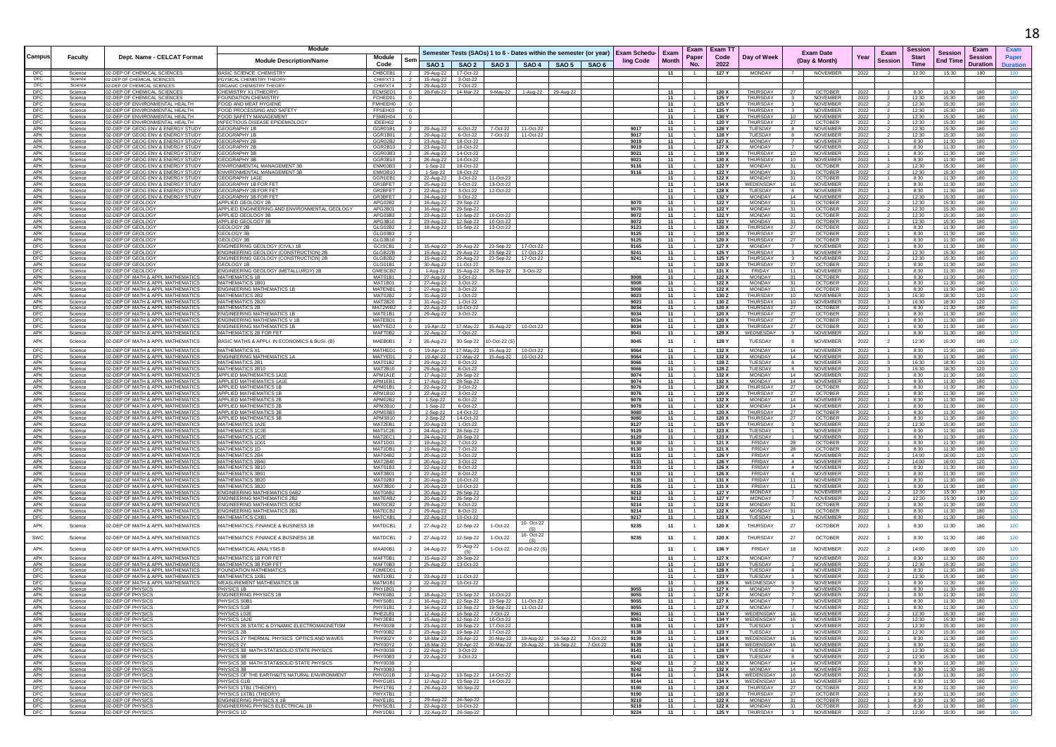| Campus | Faculty | Dept. Name - CELCAT Format | Module Description/Name | Module Code | Sem | SAO 1 | SAO 2 | SAO 3 | SAO 4 | SAO 5 | SAO 6 | Exam Scheduling Code | Exam Month | Exam Paper No. | Exam TT Code 2022 | Day of Week | Exam Date (Day & Month) | | Year | Exam Session | Session Start Time | Session End Time | Exam Session Duration | Exam Paper Duration |
|---|---|---|---|---|---|---|---|---|---|---|---|---|---|---|---|---|---|---|---|---|---|---|---|---|
| | | | | | | Semester Tests (SAOs) 1 to 6 - Dates within the semester (or year) | | | | | | | | | | | | | | | | | | |
| DFC | Science | 02-DEP OF CHEMICAL SCIENCES | BASIC SCIENCE: CHEMISTRY | CHBCEB1 | 2 | 29-Aug-22 | 17-Oct-22 | | | | | | 11 | 1 | 127 Y | MONDAY | 7 | NOVEMBER | 2022 | 2 | 12:30 | 15:30 | 180 | 120 |
| DFC | Science | 02-DEP OF CHEMICAL SCIENCES | PGYSICAL CHEMISTRY THEORY | CHM7XT3 | 2 | 15-Aug-22 | 3-Oct-22 | | | | | | | | | | | | | | | | | |
| DFC | Science | 02-DEP OF CHEMICAL SCIENCES | ORGANIC CHEMISTRY THEORY | CHM7XT4 | 2 | 29-Aug-22 | 7-Oct-22 | | | | | | | | | | | | | | | | | |
| DFC | Science | 02-DEP OF CHEMICAL SCIENCES | CHEMISTRY X1 (THEORY) | ECMSED1 | 0 | 28-Feb-22 | 14-Mar-22 | 9-May-22 | 1-Aug-22 | 29-Aug-22 | | | 11 | 1 | 120 X | THURSDAY | 27 | OCTOBER | 2022 | 1 | 8:30 | 11:30 | 180 | 180 |
| DFC | Science | 02-DEP OF CHEMICAL SCIENCES | FOUNDATION CHEMISTRY | FCHED01 | 0 | | | | | | | | 11 | 1 | 125 Y | THURSDAY | 3 | NOVEMBER | 2022 | 2 | 12:30 | 15:30 | 180 | 180 |
| DFC | Science | 02-DEP OF ENVIRONMENTAL HEALTH | FOOD AND MEAT HYGIENE | FMHEEH0 | 0 | | | | | | | | 11 | 1 | 125 Y | THURSDAY | 3 | NOVEMBER | 2022 | 2 | 12:30 | 15:30 | 180 | 180 |
| DFC | Science | 02-DEP OF ENVIRONMENTAL HEALTH | FOOD PROCESSING AND SAFETY | FPSEH03 | 0 | | | | | | | | 11 | 1 | 125 Y | THURSDAY | 3 | NOVEMBER | 2022 | 2 | 12:30 | 15:30 | 180 | 180 |
| DFC | Science | 02-DEP OF ENVIRONMENTAL HEALTH | FOOD SAFETY MANAGEMENT | FSMEH04 | 0 | | | | | | | | 11 | 1 | 130 Y | THURSDAY | 10 | NOVEMBER | 2022 | 2 | 12:30 | 15:30 | 180 | 180 |
| DFC | Science | 02-DEP OF ENVIRONMENTAL HEALTH | INFECTIOUS DISEASE EPIDEMIOLOGY | IDEEH02 | 0 | | | | | | | | 11 | 1 | 120 Y | THURSDAY | 27 | OCTOBER | 2022 | 2 | 12:30 | 15:30 | 180 | 180 |
| APK | Science | 02-DEP OF GEOG ENV & ENERGY STUDY | GEOGRAPHY 1B | GGR01B1 | 2 | 29-Aug-22 | 6-Oct-22 | 7-Oct-22 | 11-Oct-22 | | | 9017 | 11 | 1 | 128 Y | TUESDAY | 8 | NOVEMBER | 2022 | 2 | 12:30 | 15:30 | 180 | 180 |
| APK | Science | 02-DEP OF GEOG ENV & ENERGY STUDY | GEOGRAPHY 1B | GGR1B01 | 2 | 29-Aug-22 | 6-Oct-22 | 7-Oct-22 | 11-Oct-22 | | | 9017 | 11 | 1 | 128 Y | TUESDAY | 8 | NOVEMBER | 2022 | 2 | 12:30 | 15:30 | 180 | 180 |
| APK | Science | 02-DEP OF GEOG ENV & ENERGY STUDY | GEOGRAPHY 2B | GGR02B2 | 2 | 23-Aug-22 | 18-Oct-22 | | | | | 9019 | 11 | 1 | 127 X | MONDAY | 7 | NOVEMBER | 2022 | 1 | 8:30 | 11:30 | 180 | 180 |
| APK | Science | 02-DEP OF GEOG ENV & ENERGY STUDY | GEOGRAPHY 2B | GGR2B10 | 2 | 23-Aug-22 | 18-Oct-22 | | | | | 9019 | 11 | 1 | 127 X | MONDAY | 7 | NOVEMBER | 2022 | 1 | 8:30 | 11:30 | 180 | 180 |
| APK | Science | 02-DEP OF GEOG ENV & ENERGY STUDY | GEOGRAPHY 3B | GGR03B3 | 2 | 26-Aug-22 | 14-Oct-22 | | | | | 9021 | 11 | 1 | 130 X | THURSDAY | 10 | NOVEMBER | 2022 | 1 | 8:30 | 11:30 | 180 | 180 |
| APK | Science | 02-DEP OF GEOG ENV & ENERGY STUDY | GEOGRAPHY 3B | GGR3B10 | 2 | 26-Aug-22 | 14-Oct-22 | | | | | 9021 | 11 | 1 | 130 X | THURSDAY | 10 | NOVEMBER | 2022 | 1 | 8:30 | 11:30 | 180 | 180 |
| APK | Science | 02-DEP OF GEOG ENV & ENERGY STUDY | ENVIRONMENTAL MANAGEMENT 3B | ENM03B3 | 2 | 1-Sep-22 | 18-Oct-22 | | | | | 9116 | 11 | 1 | 122 Y | MONDAY | 31 | OCTOBER | 2022 | 2 | 12:30 | 15:30 | 180 | 180 |
| APK | Science | 02-DEP OF GEOG ENV & ENERGY STUDY | ENVIRONMENTAL MANAGEMENT 3B | ENM3B10 | 2 | 1-Sep-22 | 18-Oct-22 | | | | | 9116 | 11 | 1 | 122 Y | MONDAY | 31 | OCTOBER | 2022 | 2 | 12:30 | 15:30 | 180 | 180 |
| APK | Science | 02-DEP OF GEOG ENV & ENERGY STUDY | GEOGRAPHY 1A1E | GGR1EB1 | 2 | 22-Aug-22 | 3-Oct-22 | 11-Oct-22 | | | | | 11 | 1 | 122 X | MONDAY | 31 | OCTOBER | 2022 | 1 | 8:30 | 11:30 | 180 | 120 |
| APK | Science | 02-DEP OF GEOG ENV & ENERGY STUDY | GEOGRAPHY 1B FOR FET | GR1BFET | 2 | 25-Aug-22 | 5-Oct-22 | 13-Oct-22 | | | | | 11 | 1 | 134 X | WEDNESDAY | 16 | NOVEMBER | 2022 | 1 | 8:30 | 11:30 | 180 | 120 |
| APK | Science | 02-DEP OF GEOG ENV & ENERGY STUDY | GEOGRAPHY 2B FOR FET | GR2BFET | 2 | 22-Aug-22 | 3-Oct-22 | 12-Oct-22 | | | | | 11 | 1 | 128 X | TUESDAY | 8 | NOVEMBER | 2022 | 1 | 8:30 | 11:30 | 180 | 120 |
| APK | Science | 02-DEP OF GEOG ENV & ENERGY STUDY | GEOGRAPHY 3B FOR FET | GR3BFET | 2 | 24-Aug-22 | 5-Oct-22 | | | | | | 11 | 1 | 132 Y | MONDAY | 14 | NOVEMBER | 2022 | 2 | 12:30 | 15:30 | 180 | 120 |
| APK | Science | 02-DEP OF GEOLOGY | APPLIED GEOLOGY 2B | APG02B2 | 2 | 16-Aug-22 | 29-Sep-22 | | | | | 9070 | 11 | 1 | 122 Y | MONDAY | 31 | OCTOBER | 2022 | 2 | 12:30 | 15:30 | 180 | 180 |
| APK | Science | 02-DEP OF GEOLOGY | APPLIED ENGINEERING AND ENVIRONMENTAL GEOLOGY | APG2B01 | 2 | 16-Aug-22 | 29-Sep-22 | | | | | 9070 | 11 | 1 | 122 Y | MONDAY | 31 | OCTOBER | 2022 | 2 | 12:30 | 15:30 | 180 | 180 |
| APK | Science | 02-DEP OF GEOLOGY | APPLIED GEOLOGY 3B | APG03B3 | 2 | 23-Aug-22 | 12-Sep-22 | 10-Oct-22 | | | | 9072 | 11 | 1 | 122 Y | MONDAY | 31 | OCTOBER | 2022 | 2 | 12:30 | 15:30 | 180 | 180 |
| APK | Science | 02-DEP OF GEOLOGY | APPLIED GEOLOGY 3B | APG3B10 | 2 | 23-Aug-22 | 12-Sep-22 | 10-Oct-22 | | | | 9072 | 11 | 1 | 122 Y | MONDAY | 31 | OCTOBER | 2022 | 2 | 12:30 | 15:30 | 180 | 180 |
| APK | Science | 02-DEP OF GEOLOGY | GEOLOGY 2B | GLG02B2 | 2 | 18-Aug-22 | 15-Sep-22 | 13-Oct-22 | | | | 9123 | 11 | 1 | 120 X | THURSDAY | 27 | OCTOBER | 2022 | 1 | 8:30 | 11:30 | 180 | 180 |
| APK | Science | 02-DEP OF GEOLOGY | GEOLOGY 3B | GLG03B3 | 2 | | | | | | | 9125 | 11 | 1 | 120 X | THURSDAY | 27 | OCTOBER | 2022 | 1 | 8:30 | 11:30 | 180 | 180 |
| APK | Science | 02-DEP OF GEOLOGY | GEOLOGY 3B | GLG3B10 | 2 | | | | | | | 9125 | 11 | 1 | 120 X | THURSDAY | 27 | OCTOBER | 2022 | 1 | 8:30 | 11:30 | 180 | 180 |
| DFC | Science | 02-DEP OF GEOLOGY | ENGINEERING GEOLOGY (CIVIL) 1B | GCISCB1 | 2 | 15-Aug-22 | 29-Aug-22 | 23-Sep-22 | 17-Oct-22 | | | 9165 | 11 | 1 | 127 X | MONDAY | 7 | NOVEMBER | 2022 | 1 | 8:30 | 11:30 | 180 | 180 |
| DFC | Science | 02-DEP OF GEOLOGY | ENGINEERING GEOLOGY (CONSTRUCTION) 2B | GLGB22B | 2 | 15-Aug-22 | 29-Aug-22 | 23-Sep-22 | 17-Oct-22 | | | 9241 | 11 | 1 | 125 Y | THURSDAY | 3 | NOVEMBER | 2022 | 2 | 12:30 | 15:30 | 180 | 180 |
| DFC | Science | 02-DEP OF GEOLOGY | ENGINEERING GEOLOGY (CONSTRUCTION) 2B | GLGB2B2 | 2 | 15-Aug-22 | 29-Aug-22 | 23-Sep-22 | 17-Oct-22 | | | 9241 | 11 | 1 | 125 Y | THURSDAY | 3 | NOVEMBER | 2022 | 2 | 12:30 | 15:30 | 180 | 180 |
| APK | Science | 02-DEP OF GEOLOGY | GEOLOGY 1B | GLG01B1 | 2 | 30-Aug-22 | 11-Oct-22 | | | | | | 11 | 1 | 120 X | THURSDAY | 27 | OCTOBER | 2022 | 1 | 8:30 | 11:30 | 180 | 180 |
| DFC | Science | 02-DEP OF GEOLOGY | ENGINEERING GEOLOGY (METALLURGY) 2B | GMESCB2 | 2 | 1-Aug-22 | 15-Aug-22 | 26-Sep-22 | 3-Oct-22 | | | | 11 | 1 | 131 X | FRIDAY | 11 | NOVEMBER | 2022 | 1 | 8:30 | 11:30 | 180 | 180 |
| APK | Science | 02-DEP OF MATH & APPL MATHEMATICS | MATHEMATICS 1B | MAT01B1 | 2 | 27-Aug-22 | 3-Oct-22 | | | | | 9008 | 11 | 1 | 122 X | MONDAY | 31 | OCTOBER | 2022 | 1 | 8:30 | 11:30 | 180 | 120 |
| APK | Science | 02-DEP OF MATH & APPL MATHEMATICS | MATHEMATICS 1B01 | MAT1B01 | 2 | 27-Aug-22 | 3-Oct-22 | | | | | 9008 | 11 | 1 | 122 X | MONDAY | 31 | OCTOBER | 2022 | 1 | 8:30 | 11:30 | 180 | 120 |
| APK | Science | 02-DEP OF MATH & APPL MATHEMATICS | ENGINEERING MATHEMATICS 1B | MATENB1 | 2 | 27-Aug-22 | 3-Oct-22 | | | | | 9008 | 11 | 1 | 122 X | MONDAY | 31 | OCTOBER | 2022 | 1 | 8:30 | 11:30 | 180 | 120 |
| APK | Science | 02-DEP OF MATH & APPL MATHEMATICS | MATHEMATICS 2B2 | MAT02B2 | 2 | 31-Aug-22 | 1-Oct-22 | | | | | 9023 | 11 | 1 | 130 Z | THURSDAY | 10 | NOVEMBER | 2022 | 3 | 16:30 | 18:30 | 120 | 120 |
| APK | Science | 02-DEP OF MATH & APPL MATHEMATICS | MATHEMATICS 2B20 | MAT2B20 | 2 | 31-Aug-22 | 1-Oct-22 | | | | | 9023 | 11 | 1 | 130 Z | THURSDAY | 10 | NOVEMBER | 2022 | 3 | 16:30 | 18:30 | 120 | 120 |
| DFC | Science | 02-DEP OF MATH & APPL MATHEMATICS | MATHEMATICS 2B | MAT2WB2 | 2 | 22-Aug-22 | 10-Oct-22 | | | | | 9034 | 11 | 1 | 120 X | THURSDAY | 27 | OCTOBER | 2022 | 1 | 8:30 | 11:30 | 180 | 180 |
| DFC | Science | 02-DEP OF MATH & APPL MATHEMATICS | ENGINEERING MATHEMATICS 1B | MATE1B1 | 2 | 29-Aug-22 | 3-Oct-22 | | | | | 9034 | 11 | 1 | 120 X | THURSDAY | 27 | OCTOBER | 2022 | 1 | 8:30 | 11:30 | 180 | 180 |
| DFC | Science | 02-DEP OF MATH & APPL MATHEMATICS | ENGINEERING MATHEMATICS V 1B | MATEBD1 | 2 | | | | | | | 9034 | 11 | 1 | 120 X | THURSDAY | 27 | OCTOBER | 2022 | 1 | 8:30 | 11:30 | 180 | 180 |
| DFC | Science | 02-DEP OF MATH & APPL MATHEMATICS | ENGINEERING MATHEMATICS 1B | MATYED2 | 0 | 19-Apr-22 | 17-May-22 | 15-Aug-22 | 10-Oct-22 | | | 9034 | 11 | 1 | 120 X | THURSDAY | 27 | OCTOBER | 2022 | 1 | 8:30 | 11:30 | 180 | 180 |
| APK | Science | 02-DEP OF MATH & APPL MATHEMATICS | MATHEMATICS 2B FOR FET | MAFT0B2 | 2 | 22-Aug-22 | 7-Oct-22 | | | | | 9041 | 11 | 1 | 129 X | WEDNESDAY | 9 | NOVEMBER | 2022 | 1 | 8:30 | 11:30 | 180 | 120 |
| APK | Science | 02-DEP OF MATH & APPL MATHEMATICS | BASIC MATHS & APPLI. IN ECONOMICS & BUSI. (B) | MAEB0B1 | 2 | 26-Aug-22 | 30-Sep-22 | 10-Oct-22 (S) | | | | 9045 | 11 | 1 | 128 Y | TUESDAY | 8 | NOVEMBER | 2022 | 2 | 12:30 | 15:30 | 180 | 120 |
| DFC | Science | 02-DEP OF MATH & APPL MATHEMATICS | MATHEMATICS X1 | MATHED1 | 0 | 19-Apr-22 | 17-May-22 | 15-Aug-22 | 10-Oct-22 | | | 9064 | 11 | 1 | 132 X | MONDAY | 14 | NOVEMBER | 2022 | 1 | 8:30 | 11:30 | 180 | 180 |
| DFC | Science | 02-DEP OF MATH & APPL MATHEMATICS | ENGINEERING MATHEMATICS 1A | MATYED1 | 2 | 19-Apr-22 | 17-May-22 | 15-Aug-22 | 10-Oct-22 | | | 9064 | 11 | 1 | 132 X | MONDAY | 14 | NOVEMBER | 2022 | 1 | 8:30 | 11:30 | 180 | 180 |
| APK | Science | 02-DEP OF MATH & APPL MATHEMATICS | MATHEMATICS 2B1 | MAT01B2 | 2 | 29-Aug-22 | 8-Oct-22 | | | | | 9066 | 11 | 1 | 128 Z | TUESDAY | 8 | NOVEMBER | 2022 | 3 | 16:30 | 18:30 | 120 | 120 |
| APK | Science | 02-DEP OF MATH & APPL MATHEMATICS | MATHEMATICS 2B10 | MAT2B10 | 2 | 29-Aug-22 | 8-Oct-22 | | | | | 9066 | 11 | 1 | 128 Z | TUESDAY | 8 | NOVEMBER | 2022 | 3 | 16:30 | 18:30 | 120 | 120 |
| APK | Science | 02-DEP OF MATH & APPL MATHEMATICS | APPLIED MATHEMATICS 1A1E | APM1A1E | 2 | 17-Aug-22 | 28-Sep-22 | | | | | 9074 | 11 | 1 | 132 X | MONDAY | 14 | NOVEMBER | 2022 | 1 | 8:30 | 11:30 | 180 | 120 |
| APK | Science | 02-DEP OF MATH & APPL MATHEMATICS | APPLIED MATHEMATICS 1A1E | APM1EB1 | 2 | 17-Aug-22 | 28-Sep-22 | | | | | 9074 | 11 | 1 | 132 X | MONDAY | 14 | NOVEMBER | 2022 | 1 | 8:30 | 11:30 | 180 | 120 |
| APK | Science | 02-DEP OF MATH & APPL MATHEMATICS | APPLIED MATHEMATICS 1B | APM01B1 | 2 | 22-Aug-22 | 3-Oct-22 | | | | | 9076 | 11 | 1 | 120 X | THURSDAY | 27 | OCTOBER | 2022 | 1 | 8:30 | 11:30 | 180 | 120 |
| APK | Science | 02-DEP OF MATH & APPL MATHEMATICS | APPLIED MATHEMATICS 1B | APM1B10 | 2 | 22-Aug-22 | 3-Oct-22 | | | | | 9076 | 11 | 1 | 120 X | THURSDAY | 27 | OCTOBER | 2022 | 1 | 8:30 | 11:30 | 180 | 120 |
| APK | Science | 02-DEP OF MATH & APPL MATHEMATICS | APPLIED MATHEMATICS 2B | APM02B2 | 2 | 1-Sep-22 | 6-Oct-22 | | | | | 9078 | 11 | 1 | 132 X | MONDAY | 14 | NOVEMBER | 2022 | 1 | 8:30 | 11:30 | 180 | 120 |
| APK | Science | 02-DEP OF MATH & APPL MATHEMATICS | APPLIED MATHEMATICS 2B | APM2B10 | 2 | 1-Sep-22 | 6-Oct-22 | | | | | 9078 | 11 | 1 | 132 X | MONDAY | 14 | NOVEMBER | 2022 | 1 | 8:30 | 11:30 | 180 | 120 |
| APK | Science | 02-DEP OF MATH & APPL MATHEMATICS | APPLIED MATHEMATICS 3B | APM03B3 | 2 | 2-Sep-22 | 14-Oct-22 | | | | | 9080 | 11 | 1 | 120 X | THURSDAY | 27 | OCTOBER | 2022 | 1 | 8:30 | 11:30 | 180 | 180 |
| APK | Science | 02-DEP OF MATH & APPL MATHEMATICS | APPLIED MATHEMATICS 3B | APM3B10 | 2 | 2-Sep-22 | 14-Oct-22 | | | | | 9080 | 11 | 1 | 120 X | THURSDAY | 27 | OCTOBER | 2022 | 1 | 8:30 | 11:30 | 180 | 180 |
| APK | Science | 02-DEP OF MATH & APPL MATHEMATICS | MATHEMATICS 1A2E | MAT2EB1 | 2 | 20-Aug-22 | 1-Oct-22 | | | | | 9127 | 11 | 1 | 125 Y | THURSDAY | 3 | NOVEMBER | 2022 | 2 | 12:30 | 15:30 | 180 | 120 |
| APK | Science | 02-DEP OF MATH & APPL MATHEMATICS | MATHEMATICS 1C2E | MAT1C2E | 2 | 24-Aug-22 | 28-Sep-22 | | | | | 9129 | 11 | 1 | 123 X | TUESDAY | 1 | NOVEMBER | 2022 | 1 | 8:30 | 11:30 | 180 | 120 |
| APK | Science | 02-DEP OF MATH & APPL MATHEMATICS | MATHEMATICS 1C2E | MAT2EC1 | 2 | 24-Aug-22 | 28-Sep-22 | | | | | 9129 | 11 | 1 | 123 X | TUESDAY | 1 | NOVEMBER | 2022 | 1 | 8:30 | 11:30 | 180 | 120 |
| APK | Science | 02-DEP OF MATH & APPL MATHEMATICS | MATHEMATICS 1D01 | MAT1D01 | 2 | 19-Aug-22 | 7-Oct-22 | | | | | 9130 | 11 | 1 | 121 X | FRIDAY | 28 | OCTOBER | 2022 | 1 | 8:30 | 11:30 | 180 | 120 |
| APK | Science | 02-DEP OF MATH & APPL MATHEMATICS | MATHEMATICS 1D | MAT1DB1 | 2 | 19-Aug-22 | 7-Oct-22 | | | | | 9130 | 11 | 1 | 121 X | FRIDAY | 28 | OCTOBER | 2022 | 1 | 8:30 | 11:30 | 180 | 120 |
| APK | Science | 02-DEP OF MATH & APPL MATHEMATICS | MATHEMATICS 2B4 | MAT04B2 | 2 | 20-Aug-22 | 3-Oct-22 | | | | | 9131 | 11 | 1 | 126 Y | FRIDAY | 4 | NOVEMBER | 2022 | 2 | 14:00 | 16:00 | 120 | 120 |
| APK | Science | 02-DEP OF MATH & APPL MATHEMATICS | MATHEMATICS 2B40 | MAT2B40 | 2 | 20-Aug-22 | 3-Oct-22 | | | | | 9131 | 11 | 1 | 126 Y | FRIDAY | 4 | NOVEMBER | 2022 | 2 | 14:00 | 16:00 | 120 | 120 |
| APK | Science | 02-DEP OF MATH & APPL MATHEMATICS | MATHEMATICS 3B10 | MAT01B3 | 2 | 22-Aug-22 | 8-Oct-22 | | | | | 9133 | 11 | 1 | 126 X | FRIDAY | 4 | NOVEMBER | 2022 | 1 | 8:30 | 11:30 | 180 | 180 |
| APK | Science | 02-DEP OF MATH & APPL MATHEMATICS | MATHEMATICS 3B01 | MAT3B01 | 2 | 22-Aug-22 | 8-Oct-22 | | | | | 9133 | 11 | 1 | 126 X | FRIDAY | 4 | NOVEMBER | 2022 | 1 | 8:30 | 11:30 | 180 | 180 |
| APK | Science | 02-DEP OF MATH & APPL MATHEMATICS | MATHEMATICS 3B20 | MAT02B3 | 2 | 20-Aug-22 | 10-Oct-22 | | | | | 9135 | 11 | 1 | 131 X | FRIDAY | 11 | NOVEMBER | 2022 | 1 | 8:30 | 11:30 | 180 | 180 |
| APK | Science | 02-DEP OF MATH & APPL MATHEMATICS | MATHEMATICS 3B20 | MAT3B20 | 2 | 20-Aug-22 | 10-Oct-22 | | | | | 9135 | 11 | 1 | 131 X | FRIDAY | 11 | NOVEMBER | 2022 | 1 | 8:30 | 11:30 | 180 | 180 |
| APK | Science | 02-DEP OF MATH & APPL MATHEMATICS | ENGINEERING MATHEMATICS 0AB2 | MATOAB2 | 2 | 20-Aug-22 | 26-Sep-22 | | | | | 9212 | 11 | 1 | 127 Y | MONDAY | 7 | NOVEMBER | 2022 | 2 | 12:30 | 15:30 | 180 | 120 |
| APK | Science | 02-DEP OF MATH & APPL MATHEMATICS | ENGINEERING MATHEMATICS 2B2 | MATEAB2 | 2 | 20-Aug-22 | 26-Sep-22 | | | | | 9212 | 11 | 1 | 127 Y | MONDAY | 7 | NOVEMBER | 2022 | 2 | 12:30 | 15:30 | 180 | 120 |
| APK | Science | 02-DEP OF MATH & APPL MATHEMATICS | ENGINEERING MATHEMATICS 0CB2 | MATOCB2 | 2 | 29-Aug-22 | 8-Oct-22 | | | | | 9214 | 11 | 1 | 122 X | MONDAY | 31 | OCTOBER | 2022 | 1 | 8:30 | 11:30 | 180 | 120 |
| APK | Science | 02-DEP OF MATH & APPL MATHEMATICS | ENGINEERING MATHEMATICS 2B1 | MATECB2 | 2 | 29-Aug-22 | 8-Oct-22 | | | | | 9214 | 11 | 1 | 122 X | MONDAY | 31 | OCTOBER | 2022 | 1 | 8:30 | 11:30 | 180 | 120 |
| DFC | Science | 02-DEP OF MATH & APPL MATHEMATICS | MATHEMATICS CXB1 | MATCXB1 | 2 | 22-Aug-22 | 10-Oct-22 | | | | | 9217 | 11 | 1 | 123 X | TUESDAY | 1 | NOVEMBER | 2022 | 1 | 8:30 | 11:30 | 180 | 180 |
| APK | Science | 02-DEP OF MATH & APPL MATHEMATICS | MATHEMATICS: FINANCE & BUSINESS 1B | MATDCB1 | 2 | 27-Aug-22 | 12-Sep-22 | 1-Oct-22 | 10- Oct-22 (S) | | | 9235 | 11 | 1 | 120 X | THURSDAY | 27 | OCTOBER | 2022 | 1 | 8:30 | 11:30 | 180 | 120 |
| SWC | Science | 02-DEP OF MATH & APPL MATHEMATICS | MATHEMATICS: FINANCE & BUSINESS 1B | MATDCB1 | 2 | 27-Aug-22 | 12-Sep-22 | 1-Oct-22 | 10- Oct-22 (S) | | | 9235 | 11 | 1 | 120 X | THURSDAY | 27 | OCTOBER | 2022 | 1 | 8:30 | 11:30 | 180 | 120 |
| APK | Science | 02-DEP OF MATH & APPL MATHEMATICS | MATHEMATICAL ANALYSIS B | MAA00B1 | 2 | 24-Aug-22 | 31-Aug-22 (S) | 1-Oct-22 | 10-Oct-22 (S) | | | | 11 | 1 | 136 Y | FRIDAY | 18 | NOVEMBER | 2022 | 2 | 14:00 | 16:00 | 120 | 120 |
| APK | Science | 02-DEP OF MATH & APPL MATHEMATICS | MATHEMATICS 1B FOR FET | MAFT0B1 | 2 | 15-Aug-22 | 29-Sep-22 | | | | | | 11 | 1 | 127 X | MONDAY | 7 | NOVEMBER | 2022 | 1 | 8:30 | 11:30 | 180 | 120 |
| APK | Science | 02-DEP OF MATH & APPL MATHEMATICS | MATHEMATICS 3B FOR FET | MAFT0B3 | 2 | 25-Aug-22 | 13-Oct-22 | | | | | | 11 | 1 | 123 Y | TUESDAY | 1 | NOVEMBER | 2022 | 2 | 12:30 | 15:30 | 180 | 180 |
| DFC | Science | 02-DEP OF MATH & APPL MATHEMATICS | FOUNDATION MATHEMATICS | FOMED01 | 0 | | | | | | | | 11 | 1 | 128 X | TUESDAY | 8 | NOVEMBER | 2022 | 1 | 8:30 | 11:30 | 180 | 180 |
| DFC | Science | 02-DEP OF MATH & APPL MATHEMATICS | MATHEMATICS 1XB1 | MAT1XB1 | 2 | 23-Aug-22 | 11-Oct-22 | | | | | | 11 | 1 | 123 Y | TUESDAY | 1 | NOVEMBER | 2022 | 2 | 12:30 | 15:30 | 180 | 180 |
| DFC | Science | 02-DEP OF MATH & APPL MATHEMATICS | MEASUREMENT MATHEMATICS 1B | MATM1B1 | 2 | 22-Aug-22 | 10-Oct-22 | | | | | | 11 | 1 | 129 X | WEDNESDAY | 9 | NOVEMBER | 2022 | 1 | 8:30 | 11:30 | 180 | 180 |
| APK | Science | 02-DEP OF PHYSICS | PHYSICS 1B | PHY1B01 | 2 | | | | | | | 9055 | 11 | 1 | 127 X | MONDAY | 7 | NOVEMBER | 2022 | 1 | 8:30 | 11:30 | 180 | 120 |
| APK | Science | 02-DEP OF PHYSICS | ENGINEERING PHYSICS 1B | PHYE0B1 | 2 | 18-Aug-22 | 15-Sep-22 | 10-Oct-22 | | | | 9055 | 11 | 1 | 127 X | MONDAY | 7 | NOVEMBER | 2022 | 1 | 8:30 | 11:30 | 180 | 120 |
| APK | Science | 02-DEP OF PHYSICS | PHYSICS S0B1 | PHYS0B1 | 2 | 16-Aug-22 | 12-Sep-22 | 19-Sep-22 | 11-Oct-22 | | | 9055 | 11 | 1 | 127 X | MONDAY | 7 | NOVEMBER | 2022 | 1 | 8:30 | 11:30 | 180 | 120 |
| APK | Science | 02-DEP OF PHYSICS | PHYSICS S1B | PHYS1B1 | 2 | 16-Aug-22 | 12-Sep-22 | 19-Sep-22 | 11-Oct-22 | | | 9055 | 11 | 1 | 127 X | MONDAY | 7 | NOVEMBER | 2022 | 1 | 8:30 | 11:30 | 180 | 120 |
| APK | Science | 02-DEP OF PHYSICS | PHYSICS L02E | PHE2LB1 | 2 | 12-Aug-22 | 16-Sep-22 | 7-Oct-22 | | | | 9061 | 11 | 1 | 134 Y | WEDNESDAY | 16 | NOVEMBER | 2022 | 2 | 12:30 | 15:30 | 180 | 180 |
| APK | Science | 02-DEP OF PHYSICS | PHYSICS 1A2E | PHY2EB1 | 2 | 15-Aug-22 | 12-Sep-22 | 10-Oct-22 | | | | 9061 | 11 | 1 | 134 Y | WEDNESDAY | 16 | NOVEMBER | 2022 | 2 | 12:30 | 15:30 | 180 | 180 |
| APK | Science | 02-DEP OF PHYSICS | PHYSICS 2B STATIC & DYNAMIC ELECTROMAGNETISM | PHY002B | 2 | 23-Aug-22 | 19-Sep-22 | 17-Oct-22 | | | | 9138 | 11 | 1 | 123 Y | TUESDAY | 1 | NOVEMBER | 2022 | 2 | 12:30 | 15:30 | 180 | 180 |
| APK | Science | 02-DEP OF PHYSICS | PHYSICS 2B | PHY00B2 | 2 | 23-Aug-22 | 19-Sep-22 | 17-Oct-22 | | | | 9138 | 11 | 1 | 123 Y | TUESDAY | 1 | NOVEMBER | 2022 | 2 | 12:30 | 15:30 | 180 | 180 |
| APK | Science | 02-DEP OF PHYSICS | PHYSICS 2Y THERMAL PHYSICS OPTICS AND WAVES | PHY002Y | 0 | 18-Mar-22 | 29-Apr-22 | 20-May-22 | 19-Aug-22 | 16-Sep-22 | 7-Oct-22 | 9139 | 11 | 1 | 134 X | WEDNESDAY | 16 | NOVEMBER | 2022 | 1 | 8:30 | 11:30 | 180 | 180 |
| APK | Science | 02-DEP OF PHYSICS | PHYSICS 2Y | PHY00Y2 | 0 | 18-Mar-22 | 29-Apr-22 | 20-May-22 | 19-Aug-22 | 16-Sep-22 | 7-Oct-22 | 9139 | 11 | 1 | 134 X | WEDNESDAY | 16 | NOVEMBER | 2022 | 1 | 8:30 | 11:30 | 180 | 180 |
| APK | Science | 02-DEP OF PHYSICS | PHYSICS 3B MATH STAT&SOLID STATE PHYSICS | PHY003B | 2 | 22-Aug-22 | 3-Oct-22 | | | | | 9141 | 11 | 1 | 128 Y | TUESDAY | 8 | NOVEMBER | 2022 | 2 | 12:30 | 15:30 | 180 | 180 |
| APK | Science | 02-DEP OF PHYSICS | PHYSICS 3B | PHY00B3 | 2 | 22-Aug-22 | 3-Oct-22 | | | | | 9141 | 11 | 1 | 128 Y | TUESDAY | 8 | NOVEMBER | 2022 | 2 | 12:30 | 15:30 | 180 | 180 |
| APK | Science | 02-DEP OF PHYSICS | PHYSICS 3B MATH STAT&SOLID STATE PHYSICS | PHY003B | 2 | | | | | | | 9242 | 11 | 2 | 132 X | MONDAY | 14 | NOVEMBER | 2022 | 1 | 8:30 | 11:30 | 180 | 120 |
| APK | Science | 02-DEP OF PHYSICS | PHYSICS 3B | PHY00B3 | 2 | | | | | | | 9242 | 11 | 2 | 132 X | MONDAY | 14 | NOVEMBER | 2022 | 1 | 8:30 | 11:30 | 180 | 120 |
| APK | Science | 02-DEP OF PHYSICS | PHYSICS OF THE EARTH&ITS NATURAL ENVIRONMENT | PHYG01B | 2 | 12-Aug-22 | 13-Sep-22 | 14-Oct-22 | | | | 9144 | 11 | 1 | 134 X | WEDNESDAY | 16 | NOVEMBER | 2022 | 1 | 8:30 | 11:30 | 180 | 180 |
| APK | Science | 02-DEP OF PHYSICS | PHYSICS G1B | PHYG1B1 | 2 | 12-Aug-22 | 13-Sep-22 | 14-Oct-22 | | | | 9144 | 11 | 1 | 134 X | WEDNESDAY | 16 | NOVEMBER | 2022 | 1 | 8:30 | 11:30 | 180 | 180 |
| DFC | Science | 02-DEP OF PHYSICS | PHYSICS 1TB1 (THEORY) | PHY1TB1 | 2 | 26-Aug-22 | 30-Sep-22 | | | | | 9190 | 11 | 1 | 120 X | THURSDAY | 27 | OCTOBER | 2022 | 1 | 8:30 | 11:30 | 180 | 180 |
| DFC | Science | 02-DEP OF PHYSICS | PHYSICS 1XTB1 (THEORY) | PHYXTB1 | 2 | | | | | | | 9190 | 11 | 1 | 120 X | THURSDAY | 27 | OCTOBER | 2022 | 1 | 8:30 | 11:30 | 180 | 180 |
| DFC | Science | 02-DEP OF PHYSICS | ENGINEERING PHYSICS X 1B | PHYE1B1 | 2 | 29-Aug-22 | 26-Sep-22 | | | | | 9219 | 11 | 1 | 122 X | MONDAY | 31 | OCTOBER | 2022 | 1 | 8:30 | 11:30 | 180 | 180 |
| DFC | Science | 02-DEP OF PHYSICS | ENGINEERING PHYSICS ELECTRICAL 1B | PHYSCB1 | 2 | 22-Aug-22 | 10-Oct-22 | | | | | 9219 | 11 | 1 | 122 X | MONDAY | 31 | OCTOBER | 2022 | 1 | 8:30 | 11:30 | 180 | 180 |
| DFC | Science | 02-DEP OF PHYSICS | PHYSICS 1D | PHY1DB1 | 2 | 22-Aug-22 | 26-Sep-22 | | | | | 9224 | 11 | 1 | 125 Y | THURSDAY | 3 | NOVEMBER | 2022 | 2 | 12:30 | 15:30 | 180 | 180 |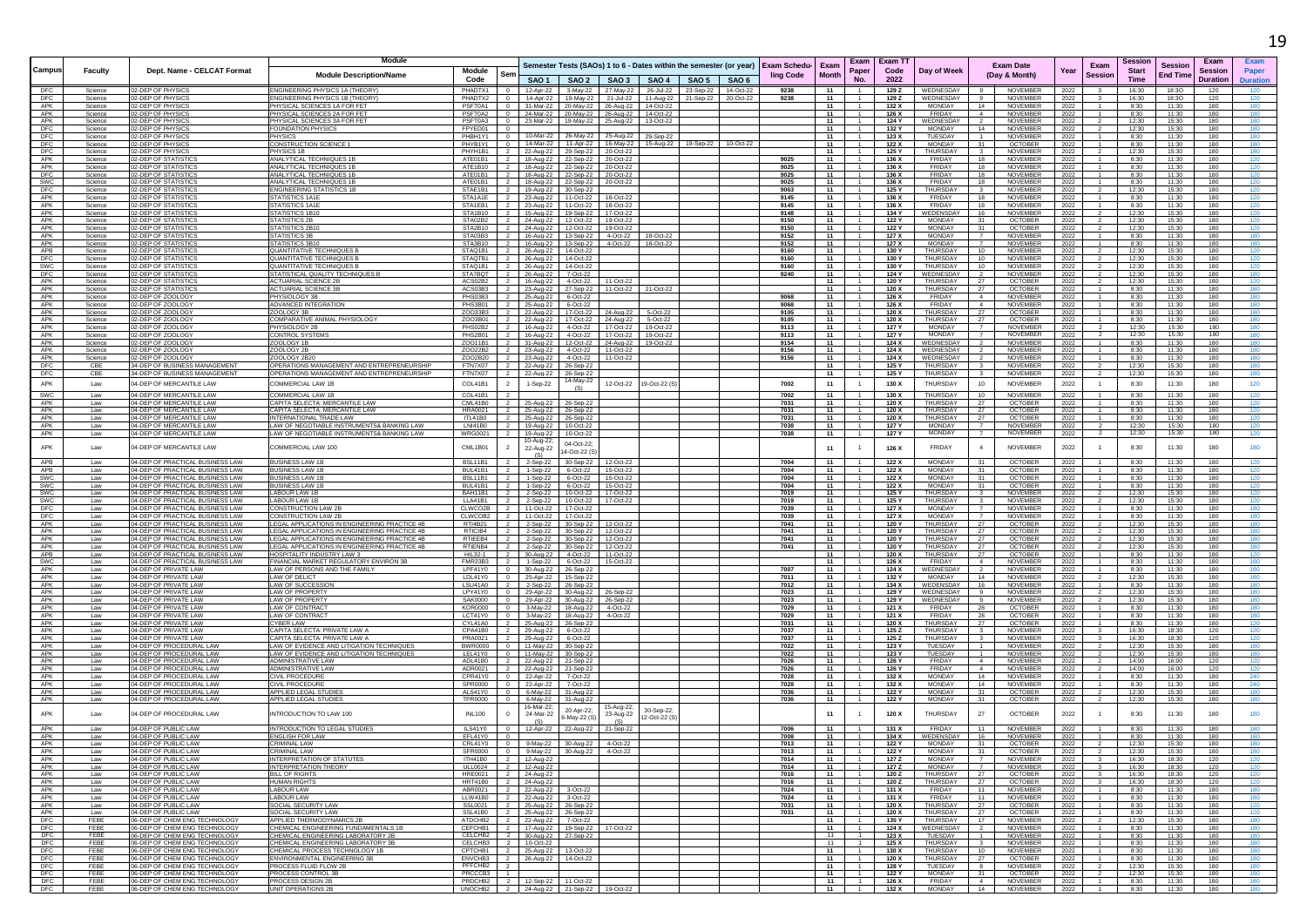| Campus | Faculty | Dept. Name - CELCAT Format | Module Description/Name | Module Code | Sem | SAO 1 | SAO 2 | SAO 3 | SAO 4 | SAO 5 | SAO 6 | Exam Scheduling Code | Exam Month | Exam Paper No. | Exam TT Code 2022 | Day of Week | Exam Date (Day & Month) | | Year | Exam Session | Session Start Time | Session End Time | Exam Session Duration | Exam Paper Duration |
|---|---|---|---|---|---|---|---|---|---|---|---|---|---|---|---|---|---|---|---|---|---|---|---|---|
| | | | | | | Semester Tests (SAOs) 1 to 6 - Dates within the semester (or year) | | | | | | | | | | | | | | | | | | |
| DFC | Science | 02-DEP OF PHYSICS | ENGINEERING PHYSICS 1A (THEORY) | PHADTX1 | 0 | 12-Apr-22 | 3-May-22 | 27-May-22 | 26-Jul-22 | 23-Sep-22 | 14-Oct-22 | 9238 | 11 | 1 | 129 Z | WEDNESDAY | 9 | NOVEMBER | 2022 | 3 | 16:30 | 18:30 | 120 | 120 |
| DFC | Science | 02-DEP OF PHYSICS | ENGINEERING PHYSICS 1B (THEORY) | PHADTX2 | 0 | 14-Apr-22 | 19-May-22 | 21-Jul-22 | 11-Aug-22 | 21-Sep-22 | 20-Oct-22 | 9238 | 11 | 1 | 129 Z | WEDNESDAY | 9 | NOVEMBER | 2022 | 3 | 16:30 | 18:30 | 120 | 120 |
| APK | Science | 02-DEP OF PHYSICS | PHYSICAL SCIENCES 1A FOR FET | PSFT0A1 | 0 | 31-Mar-22 | 20-May-22 | 26-Aug-22 | 14-Oct-22 | | | | 11 | 1 | 132 X | MONDAY | 14 | NOVEMBER | 2022 | 1 | 8:30 | 11:30 | 180 | 180 |
| APK | Science | 02-DEP OF PHYSICS | PHYSICAL SCIENCES 2A FOR FET | PSFT0A2 | 0 | 24-Mar-22 | 20-May-22 | 26-Aug-22 | 14-Oct-22 | | | | 11 | 1 | 126 X | FRIDAY | 4 | NOVEMBER | 2022 | 1 | 8:30 | 11:30 | 180 | 180 |
| APK | Science | 02-DEP OF PHYSICS | PHYSICAL SCIENCES 3A FOR FET | PSFT0A3 | 0 | 23-Mar-22 | 19-May-22 | 25-Aug-22 | 13-Oct-22 | | | | 11 | 1 | 124 Y | WEDNESDAY | 2 | NOVEMBER | 2022 | 2 | 12:30 | 15:30 | 180 | 180 |
| DFC | Science | 02-DEP OF PHYSICS | FOUNDATION PHYSICS | FPYED01 | 0 | | | | | | | | 11 | 1 | 132 Y | MONDAY | 14 | NOVEMBER | 2022 | 2 | 12:30 | 15:30 | 180 | 180 |
| DFC | Science | 02-DEP OF PHYSICS | PHYSICS | PHBH1Y1 | 0 | 10-Mar-22 | 26-May-22 | 25-Aug-22 | 29-Sep-22 | | | | 11 | 1 | 123 X | TUESDAY | 1 | NOVEMBER | 2022 | 1 | 8:30 | 11:30 | 180 | 180 |
| DFC | Science | 02-DEP OF PHYSICS | CONSTRUCTION SCIENCE 1 | PHYB1Y1 | 0 | 14-Mar-22 | 11-Apr-22 | 16-May-22 | 15-Aug-22 | 19-Sep-22 | 10-Oct-22 | | 11 | 1 | 122 X | MONDAY | 31 | OCTOBER | 2022 | 1 | 8:30 | 11:30 | 180 | 180 |
| DFC | Science | 02-DEP OF PHYSICS | PHYSICS 1B | PHYH1B1 | 2 | 22-Aug-22 | 29-Sep-22 | 20-Oct-22 | | | | | 11 | 1 | 125 Y | THURSDAY | 3 | NOVEMBER | 2022 | 2 | 12:30 | 15:30 | 180 | 180 |
| APK | Science | 02-DEP OF STATISTICS | ANALYTICAL TECHNIQUES 1B | ATE01B1 | 2 | 18-Aug-22 | 22-Sep-22 | 20-Oct-22 | | | | 9025 | 11 | 1 | 136 X | FRIDAY | 18 | NOVEMBER | 2022 | 1 | 8:30 | 11:30 | 180 | 120 |
| APK | Science | 02-DEP OF STATISTICS | ANALYTICAL TECHNIQUES 1B | ATE1B10 | 2 | 18-Aug-22 | 22-Sep-22 | 20-Oct-22 | | | | 9025 | 11 | 1 | 136 X | FRIDAY | 18 | NOVEMBER | 2022 | 1 | 8:30 | 11:30 | 180 | 120 |
| DFC | Science | 02-DEP OF STATISTICS | ANALYTICAL TECHNIQUES 1B | ATE01B1 | 2 | 18-Aug-22 | 22-Sep-22 | 20-Oct-22 | | | | 9025 | 11 | 1 | 136 X | FRIDAY | 18 | NOVEMBER | 2022 | 1 | 8:30 | 11:30 | 180 | 120 |
| SWC | Science | 02-DEP OF STATISTICS | ANALYTICAL TECHNIQUES 1B | ATE01B1 | 2 | 18-Aug-22 | 22-Sep-22 | 20-Oct-22 | | | | 9025 | 11 | 1 | 136 X | FRIDAY | 18 | NOVEMBER | 2022 | 1 | 8:30 | 11:30 | 180 | 120 |
| DFC | Science | 02-DEP OF STATISTICS | ENGINEERING STATISTICS 1B | STAE1B1 | 2 | 19-Aug-22 | 30-Sep-22 | | | | | 9063 | 11 | 1 | 125 Y | THURSDAY | 3 | NOVEMBER | 2022 | 2 | 12:30 | 15:30 | 180 | 120 |
| APK | Science | 02-DEP OF STATISTICS | STATISTICS 1A1E | STA1A1E | 2 | 23-Aug-22 | 11-Oct-22 | 18-Oct-22 | | | | 9145 | 11 | 1 | 136 X | FRIDAY | 18 | NOVEMBER | 2022 | 1 | 8:30 | 11:30 | 180 | 120 |
| APK | Science | 02-DEP OF STATISTICS | STATISTICS 1A1E | STA1EB1 | 2 | 23-Aug-22 | 11-Oct-22 | 18-Oct-22 | | | | 9145 | 11 | 1 | 136 X | FRIDAY | 18 | NOVEMBER | 2022 | 1 | 8:30 | 11:30 | 180 | 120 |
| APK | Science | 02-DEP OF STATISTICS | STATISTICS 1B10 | STA1B10 | 2 | 15-Aug-22 | 19-Sep-22 | 17-Oct-22 | | | | 9148 | 11 | 1 | 134 Y | WEDNESDAY | 16 | NOVEMBER | 2022 | 2 | 12:30 | 15:30 | 180 | 120 |
| APK | Science | 02-DEP OF STATISTICS | STATISTICS 2B | STA02B2 | 2 | 24-Aug-22 | 12-Oct-22 | 19-Oct-22 | | | | 9150 | 11 | 1 | 122 Y | MONDAY | 31 | OCTOBER | 2022 | 2 | 12:30 | 15:30 | 180 | 120 |
| APK | Science | 02-DEP OF STATISTICS | STATISTICS 2B10 | STA2B10 | 2 | 24-Aug-22 | 12-Oct-22 | 19-Oct-22 | | | | 9150 | 11 | 1 | 122 Y | MONDAY | 31 | OCTOBER | 2022 | 2 | 12:30 | 15:30 | 180 | 120 |
| APK | Science | 02-DEP OF STATISTICS | STATISTICS 3B | STA03B3 | 2 | 16-Aug-22 | 13-Sep-22 | 4-Oct-22 | 18-Oct-22 | | | 9152 | 11 | 1 | 127 X | MONDAY | 7 | NOVEMBER | 2022 | 1 | 8:30 | 11:30 | 180 | 180 |
| APK | Science | 02-DEP OF STATISTICS | STATISTICS 3B10 | STA3B10 | 2 | 16-Aug-22 | 13-Sep-22 | 4-Oct-22 | 18-Oct-22 | | | 9152 | 11 | 1 | 127 X | MONDAY | 7 | NOVEMBER | 2022 | 1 | 8:30 | 11:30 | 180 | 180 |
| APB | Science | 02-DEP OF STATISTICS | QUANTITATIVE TECHNIQUES B | STAQ1B1 | 2 | 26-Aug-22 | 14-Oct-22 | | | | | 9160 | 11 | 1 | 130 Y | THURSDAY | 10 | NOVEMBER | 2022 | 2 | 12:30 | 15:30 | 180 | 120 |
| DFC | Science | 02-DEP OF STATISTICS | QUANTITATIVE TECHNIQUES B | STAQTB1 | 2 | 26-Aug-22 | 14-Oct-22 | | | | | 9160 | 11 | 1 | 130 Y | THURSDAY | 10 | NOVEMBER | 2022 | 2 | 12:30 | 15:30 | 180 | 120 |
| SWC | Science | 02-DEP OF STATISTICS | QUANTITATIVE TECHNIQUES B | STAQ1B1 | 2 | 26-Aug-22 | 14-Oct-22 | | | | | 9160 | 11 | 1 | 130 Y | THURSDAY | 10 | NOVEMBER | 2022 | 2 | 12:30 | 15:30 | 180 | 120 |
| DFC | Science | 02-DEP OF STATISTICS | STATISTICAL QUALITY TECHNIQUES B | STA7BQT | 2 | 26-Aug-22 | 7-Oct-22 | | | | | 9240 | 11 | 1 | 124 Y | WEDNESDAY | 2 | NOVEMBER | 2022 | 2 | 12:30 | 15:30 | 180 | 120 |
| APK | Science | 02-DEP OF STATISTICS | ACTUARIAL SCIENCE 2B | ACS02B2 | 2 | 16-Aug-22 | 4-Oct-22 | 11-Oct-22 | | | | | 11 | 1 | 120 Y | THURSDAY | 27 | OCTOBER | 2022 | 2 | 12:30 | 15:30 | 180 | 120 |
| APK | Science | 02-DEP OF STATISTICS | ACTUARIAL SCIENCE 3B | ACS03B3 | 2 | 23-Aug-22 | 27-Sep-22 | 11-Oct-22 | 21-Oct-22 | | | | 11 | 1 | 120 X | THURSDAY | 27 | OCTOBER | 2022 | 1 | 8:30 | 11:30 | 180 | 180 |
| APK | Science | 02-DEP OF ZOOLOGY | PHYSIOLOGY 3B | PHS03B3 | 2 | 25-Aug-22 | 6-Oct-22 | | | | | 9068 | 11 | 1 | 126 X | FRIDAY | 4 | NOVEMBER | 2022 | 1 | 8:30 | 11:30 | 180 | 180 |
| APK | Science | 02-DEP OF ZOOLOGY | ADVANCED INTEGRATION | PHS3B01 | 2 | 25-Aug-22 | 6-Oct-22 | | | | | 9068 | 11 | 1 | 126 X | FRIDAY | 4 | NOVEMBER | 2022 | 1 | 8:30 | 11:30 | 180 | 180 |
| APK | Science | 02-DEP OF ZOOLOGY | ZOOLOGY 3B | ZOO33B3 | 2 | 22-Aug-22 | 17-Oct-22 | 24-Aug-22 | 5-Oct-22 | | | 9105 | 11 | 1 | 120 X | THURSDAY | 27 | OCTOBER | 2022 | 1 | 8:30 | 11:30 | 180 | 180 |
| APK | Science | 02-DEP OF ZOOLOGY | COMPARATIVE ANIMAL PHYSIOLOGY | ZOO3B01 | 2 | 22-Aug-22 | 17-Oct-22 | 24-Aug-22 | 5-Oct-22 | | | 9105 | 11 | 1 | 120 X | THURSDAY | 27 | OCTOBER | 2022 | 1 | 8:30 | 11:30 | 180 | 180 |
| APK | Science | 02-DEP OF ZOOLOGY | PHYSIOLOGY 2B | PHS02B2 | 2 | 16-Aug-22 | 4-Oct-22 | 17-Oct-22 | 19-Oct-22 | | | 9113 | 11 | 1 | 127 Y | MONDAY | 7 | NOVEMBER | 2022 | 2 | 12:30 | 15:30 | 180 | 180 |
| APK | Science | 02-DEP OF ZOOLOGY | CONTROL SYSTEMS | PHS2B01 | 2 | 16-Aug-22 | 4-Oct-22 | 17-Oct-22 | 19-Oct-22 | | | 9113 | 11 | 1 | 127 Y | MONDAY | 7 | NOVEMBER | 2022 | 2 | 12:30 | 15:30 | 180 | 180 |
| APK | Science | 02-DEP OF ZOOLOGY | ZOOLOGY 1B | ZOO11B1 | 2 | 31-Aug-22 | 12-Oct-22 | 24-Aug-22 | 19-Oct-22 | | | 9154 | 11 | 1 | 124 X | WEDNESDAY | 2 | NOVEMBER | 2022 | 1 | 8:30 | 11:30 | 180 | 180 |
| APK | Science | 02-DEP OF ZOOLOGY | ZOOLOGY 2B | ZOO22B2 | 2 | 23-Aug-22 | 4-Oct-22 | 11-Oct-22 | | | | 9156 | 11 | 1 | 124 X | WEDNESDAY | 2 | NOVEMBER | 2022 | 1 | 8:30 | 11:30 | 180 | 180 |
| APK | Science | 02-DEP OF ZOOLOGY | ZOOLOGY 2B20 | ZOO2B20 | 2 | 23-Aug-22 | 4-Oct-22 | 11-Oct-22 | | | | 9156 | 11 | 1 | 124 X | WEDNESDAY | 2 | NOVEMBER | 2022 | 1 | 8:30 | 11:30 | 180 | 180 |
| DFC | CBE | 34-DEP OF BUSINESS MANAGEMENT | OPERATIONS MANAGEMENT AND ENTREPRENEURSHIP | FTN7X07 | 2 | 22-Aug-22 | 26-Sep-22 | | | | | | 11 | 1 | 125 Y | THURSDAY | 3 | NOVEMBER | 2022 | 2 | 12:30 | 15:30 | 180 | 180 |
| DFC | CBE | 34-DEP OF BUSINESS MANAGEMENT | OPERATIONS MANAGEMENT AND ENTREPRENEURSHIP | FTN7X07 | 2 | 22-Aug-22 | 26-Sep-22 | | | | | | 11 | 1 | 125 Y | THURSDAY | 3 | NOVEMBER | 2022 | 2 | 12:30 | 15:30 | 180 | 180 |
| APK | Law | 04-DEP OF MERCANTILE LAW | COMMERCIAL LAW 1B | COL41B1 | 2 | 1-Sep-22 | 14-May-22 (S) | 12-Oct-22 | 19-Oct-22 (S) | | | 7002 | 11 | 1 | 130 X | THURSDAY | 10 | NOVEMBER | 2022 | 1 | 8:30 | 11:30 | 180 | 120 |
| SWC | Law | 04-DEP OF MERCANTILE LAW | COMMERCIAL LAW 1B | COL41B1 | 2 | | | | | | | 7002 | 11 | 1 | 130 X | THURSDAY | 10 | NOVEMBER | 2022 | 1 | 8:30 | 11:30 | 180 | 120 |
| APK | Law | 04-DEP OF MERCANTILE LAW | CAPITA SELECTA: MERCANTILE LAW | CML41B0 | 2 | 25-Aug-22 | 26-Sep-22 | | | | | 7031 | 11 | 1 | 120 X | THURSDAY | 27 | OCTOBER | 2022 | 1 | 8:30 | 11:30 | 180 | 120 |
| APK | Law | 04-DEP OF MERCANTILE LAW | CAPITA SELECTA: MERCANTILE LAW | HRA0021 | 2 | 25-Aug-22 | 26-Sep-22 | | | | | 7031 | 11 | 1 | 120 X | THURSDAY | 27 | OCTOBER | 2022 | 1 | 8:30 | 11:30 | 180 | 120 |
| APK | Law | 04-DEP OF MERCANTILE LAW | INTERNATIONAL TRADE LAW | ITL41B0 | 2 | 25-Aug-22 | 26-Sep-22 | | | | | 7031 | 11 | 1 | 120 X | THURSDAY | 27 | OCTOBER | 2022 | 1 | 8:30 | 11:30 | 180 | 120 |
| APK | Law | 04-DEP OF MERCANTILE LAW | LAW OF NEGOTIABLE INSTRUMENTS& BANKING LAW | LNI41B0 | 2 | 19-Aug-22 | 10-Oct-22 | | | | | 7038 | 11 | 1 | 127 Y | MONDAY | 7 | NOVEMBER | 2022 | 2 | 12:30 | 15:30 | 180 | 120 |
| APK | Law | 04-DEP OF MERCANTILE LAW | LAW OF NEGOTIABLE INSTRUMENTS& BANKING LAW | WRG0021 | 2 | 19-Aug-22 | 10-Oct-22 | | | | | 7038 | 11 | 1 | 127 Y | MONDAY | 7 | NOVEMBER | 2022 | 2 | 12:30 | 15:30 | 180 | 120 |
| APK | Law | 04-DEP OF MERCANTILE LAW | COMMERCIAL LAW 100 | CML1B01 | 2 | 10-Aug-22; 22-Aug-22 (S) | 04-Oct-22; 14-Oct-22 (S) | | | | | | 11 | 1 | 126 X | FRIDAY | 4 | NOVEMBER | 2022 | 1 | 8:30 | 11:30 | 180 | 180 |
| APB | Law | 04-DEP OF PRACTICAL BUSINESS LAW | BUSINESS LAW 1B | BSL11B1 | 2 | 2-Sep-22 | 30-Sep-22 | 12-Oct-22 | | | | 7004 | 11 | 1 | 122 X | MONDAY | 31 | OCTOBER | 2022 | 1 | 8:30 | 11:30 | 180 | 120 |
| APB | Law | 04-DEP OF PRACTICAL BUSINESS LAW | BUSINESS LAW 1B | BUL41B1 | 2 | 1-Sep-22 | 6-Oct-22 | 15-Oct-22 | | | | 7004 | 11 | 1 | 122 X | MONDAY | 31 | OCTOBER | 2022 | 1 | 8:30 | 11:30 | 180 | 120 |
| SWC | Law | 04-DEP OF PRACTICAL BUSINESS LAW | BUSINESS LAW 1B | BSL11B1 | 2 | 1-Sep-22 | 6-Oct-22 | 15-Oct-22 | | | | 7004 | 11 | 1 | 122 X | MONDAY | 31 | OCTOBER | 2022 | 1 | 8:30 | 11:30 | 180 | 120 |
| SWC | Law | 04-DEP OF PRACTICAL BUSINESS LAW | BUSINESS LAW 1B | BUL41B1 | 2 | 1-Sep-22 | 6-Oct-22 | 15-Oct-22 | | | | 7004 | 11 | 1 | 122 X | MONDAY | 31 | OCTOBER | 2022 | 1 | 8:30 | 11:30 | 180 | 120 |
| SWC | Law | 04-DEP OF PRACTICAL BUSINESS LAW | LABOUR LAW 1B | BAH11B1 | 2 | 2-Sep-22 | 10-Oct-22 | 17-Oct-22 | | | | 7019 | 11 | 1 | 125 Y | THURSDAY | 3 | NOVEMBER | 2022 | 2 | 12:30 | 15:30 | 180 | 120 |
| SWC | Law | 04-DEP OF PRACTICAL BUSINESS LAW | LABOUR LAW 1B | LLA41B1 | 2 | 2-Sep-22 | 10-Oct-22 | 17-Oct-22 | | | | 7019 | 11 | 1 | 125 Y | THURSDAY | 3 | NOVEMBER | 2022 | 2 | 12:30 | 15:30 | 180 | 120 |
| DFC | Law | 04-DEP OF PRACTICAL BUSINESS LAW | CONSTRUCTION LAW 2B | CLWCO2B | 2 | 11-Oct-22 | 17-Oct-22 | | | | | 7039 | 11 | 1 | 127 X | MONDAY | 7 | NOVEMBER | 2022 | 1 | 8:30 | 11:30 | 180 | 180 |
| DFC | Law | 04-DEP OF PRACTICAL BUSINESS LAW | CONSTRUCTION LAW 2B | CLWCOB2 | 2 | 11-Oct-22 | 17-Oct-22 | | | | | 7039 | 11 | 1 | 127 X | MONDAY | 7 | NOVEMBER | 2022 | 1 | 8:30 | 11:30 | 180 | 180 |
| APK | Law | 04-DEP OF PRACTICAL BUSINESS LAW | LEGAL APPLICATIONS IN ENGINEERING PRACTICE 4B | RTI4B21 | 2 | 2-Sep-22 | 30-Sep-22 | 12-Oct-22 | | | | 7041 | 11 | 1 | 120 Y | THURSDAY | 27 | OCTOBER | 2022 | 2 | 12:30 | 15:30 | 180 | 180 |
| APK | Law | 04-DEP OF PRACTICAL BUSINESS LAW | LEGAL APPLICATIONS IN ENGINEERING PRACTICE 4B | RTICIB4 | 2 | 2-Sep-22 | 30-Sep-22 | 12-Oct-22 | | | | 7041 | 11 | 1 | 120 Y | THURSDAY | 27 | OCTOBER | 2022 | 2 | 12:30 | 15:30 | 180 | 180 |
| APK | Law | 04-DEP OF PRACTICAL BUSINESS LAW | LEGAL APPLICATIONS IN ENGINEERING PRACTICE 4B | RTIEEB4 | 2 | 2-Sep-22 | 30-Sep-22 | 12-Oct-22 | | | | 7041 | 11 | 1 | 120 Y | THURSDAY | 27 | OCTOBER | 2022 | 2 | 12:30 | 15:30 | 180 | 180 |
| APK | Law | 04-DEP OF PRACTICAL BUSINESS LAW | LEGAL APPLICATIONS IN ENGINEERING PRACTICE 4B | RTIENB4 | 2 | 2-Sep-22 | 30-Sep-22 | 12-Oct-22 | | | | 7041 | 11 | 1 | 120 Y | THURSDAY | 27 | OCTOBER | 2022 | 2 | 12:30 | 15:30 | 180 | 180 |
| APB | Law | 04-DEP OF PRACTICAL BUSINESS LAW | HOSPITALITY INDUSTRY LAW 3 | HIL32-1 | 2 | 30-Aug-22 | 4-Oct-22 | 11-Oct-22 | | | | | 11 | 1 | 120 X | THURSDAY | 27 | OCTOBER | 2022 | 1 | 8:30 | 11:30 | 180 | 120 |
| SWC | Law | 04-DEP OF PRACTICAL BUSINESS LAW | FINANCIAL MARKET REGULATORY ENVIRON 3B | FMR33B3 | 2 | 1-Sep-22 | 6-Oct-22 | 15-Oct-22 | | | | | 11 | 1 | 126 X | FRIDAY | 4 | NOVEMBER | 2022 | 1 | 8:30 | 11:30 | 180 | 180 |
| APK | Law | 04-DEP OF PRIVATE LAW | LAW OF PERSONS AND THE FAMILY | LPF41Y0 | 0 | 30-Aug-22 | 26-Sep-22 | | | | | 7007 | 11 | 1 | 124 X | WEDNESDAY | 2 | NOVEMBER | 2022 | 1 | 8:30 | 11:30 | 180 | 180 |
| APK | Law | 04-DEP OF PRIVATE LAW | LAW OF DELICT | LDL41Y0 | 0 | 25-Apr-22 | 15-Sep-22 | | | | | 7011 | 11 | 1 | 132 Y | MONDAY | 14 | NOVEMBER | 2022 | 2 | 12:30 | 15:30 | 180 | 180 |
| APK | Law | 04-DEP OF PRIVATE LAW | LAW OF SUCCESSION | LSU41A0 | 2 | 2-Sep-22 | 26-Sep-22 | | | | | 7012 | 11 | 1 | 134 X | WEDNESDAY | 16 | NOVEMBER | 2022 | 1 | 8:30 | 11:30 | 180 | 180 |
| APK | Law | 04-DEP OF PRIVATE LAW | LAW OF PROPERTY | LPY41Y0 | 0 | 29-Apr-22 | 30-Aug-22 | 26-Sep-22 | | | | 7023 | 11 | 1 | 129 Y | WEDNESDAY | 9 | NOVEMBER | 2022 | 2 | 12:30 | 15:30 | 180 | 180 |
| APK | Law | 04-DEP OF PRIVATE LAW | LAW OF PROPERTY | SAK0000 | 0 | 29-Apr-22 | 30-Aug-22 | 26-Sep-22 | | | | 7023 | 11 | 1 | 129 Y | WEDNESDAY | 9 | NOVEMBER | 2022 | 2 | 12:30 | 15:30 | 180 | 180 |
| APK | Law | 04-DEP OF PRIVATE LAW | LAW OF CONTRACT | KOR0000 | 0 | 3-May-22 | 18-Aug-22 | 4-Oct-22 | | | | 7029 | 11 | 1 | 121 X | FRIDAY | 28 | OCTOBER | 2022 | 1 | 8:30 | 11:30 | 180 | 180 |
| APK | Law | 04-DEP OF PRIVATE LAW | LAW OF CONTRACT | LCT41Y0 | 0 | 3-May-22 | 18-Aug-22 | 4-Oct-22 | | | | 7029 | 11 | 1 | 121 X | FRIDAY | 28 | OCTOBER | 2022 | 1 | 8:30 | 11:30 | 180 | 180 |
| APK | Law | 04-DEP OF PRIVATE LAW | CYBER LAW | CYL41A0 | 2 | 25-Aug-22 | 26-Sep-22 | | | | | 7031 | 11 | 1 | 120 X | THURSDAY | 27 | OCTOBER | 2022 | 1 | 8:30 | 11:30 | 180 | 120 |
| APK | Law | 04-DEP OF PRIVATE LAW | CAPITA SELECTA: PRIVATE LAW A | CPA41B0 | 2 | 29-Aug-22 | 6-Oct-22 | | | | | 7037 | 11 | 1 | 125 Z | THURSDAY | 3 | NOVEMBER | 2022 | 3 | 16:30 | 18:30 | 120 | 120 |
| APK | Law | 04-DEP OF PRIVATE LAW | CAPITA SELECTA: PRIVATE LAW A | PRA0021 | 2 | 29-Aug-22 | 6-Oct-22 | | | | | 7037 | 11 | 1 | 125 Z | THURSDAY | 3 | NOVEMBER | 2022 | 3 | 16:30 | 18:30 | 120 | 120 |
| APK | Law | 04-DEP OF PROCEDURAL LAW | LAW OF EVIDENCE AND LITIGATION TECHNIQUES | BWR0000 | 0 | 11-May-22 | 30-Sep-22 | | | | | 7022 | 11 | 1 | 123 Y | TUESDAY | 1 | NOVEMBER | 2022 | 2 | 12:30 | 15:30 | 180 | 180 |
| APK | Law | 04-DEP OF PROCEDURAL LAW | LAW OF EVIDENCE AND LITIGATION TECHNIQUES | LEL41Y0 | 0 | 11-May-22 | 30-Sep-22 | | | | | 7022 | 11 | 1 | 123 Y | TUESDAY | 1 | NOVEMBER | 2022 | 2 | 12:30 | 15:30 | 180 | 180 |
| APK | Law | 04-DEP OF PROCEDURAL LAW | ADMINISTRATIVE LAW | ADL41B0 | 2 | 22-Aug-22 | 21-Sep-22 | | | | | 7026 | 11 | 1 | 126 Y | FRIDAY | 4 | NOVEMBER | 2022 | 2 | 14:00 | 16:00 | 120 | 120 |
| APK | Law | 04-DEP OF PROCEDURAL LAW | ADMINISTRATIVE LAW | ADR0021 | 2 | 22-Aug-22 | 21-Sep-22 | | | | | 7026 | 11 | 1 | 126 Y | FRIDAY | 4 | NOVEMBER | 2022 | 2 | 14:00 | 16:00 | 120 | 120 |
| APK | Law | 04-DEP OF PROCEDURAL LAW | CIVIL PROCEDURE | CPR41Y0 | 0 | 22-Apr-22 | 7-Oct-22 | | | | | 7028 | 11 | 1 | 132 X | MONDAY | 14 | NOVEMBER | 2022 | 1 | 8:30 | 11:30 | 180 | 240 |
| APK | Law | 04-DEP OF PROCEDURAL LAW | CIVIL PROCEDURE | SPR0000 | 0 | 22-Apr-22 | 7-Oct-22 | | | | | 7028 | 11 | 1 | 132 X | MONDAY | 14 | NOVEMBER | 2022 | 1 | 8:30 | 11:30 | 180 | 240 |
| APK | Law | 04-DEP OF PROCEDURAL LAW | APPLIED LEGAL STUDIES | ALS41Y0 | 0 | 6-May-22 | 31-Aug-22 | | | | | 7036 | 11 | 1 | 122 Y | MONDAY | 31 | OCTOBER | 2022 | 2 | 12:30 | 15:30 | 180 | 180 |
| APK | Law | 04-DEP OF PROCEDURAL LAW | APPLIED LEGAL STUDIES | TPR0000 | 0 | 6-May-22 | 31-Aug-22 | | | | | 7036 | 11 | 1 | 122 Y | MONDAY | 31 | OCTOBER | 2022 | 2 | 12:30 | 15:30 | 180 | 180 |
| APK | Law | 04-DEP OF PROCEDURAL LAW | INTRODUCTION TO LAW 100 | INL100 | 0 | 16-Mar-22; 24-Mar-22 (S) | 20-Apr-22; 6-May-22 (S) | 15-Aug-22; 23-Aug-22 (S) | 30-Sep-22; 12-Oct-22 (S) | | | | 11 | 1 | 120 X | THURSDAY | 27 | OCTOBER | 2022 | 1 | 8:30 | 11:30 | 180 | 180 |
| APK | Law | 04-DEP OF PUBLIC LAW | INTRODUCTION TO LEGAL STUDIES | ILS41Y0 | 0 | 12-Apr-22 | 22-Aug-22 | 21-Sep-22 | | | | 7006 | 11 | 1 | 131 X | FRIDAY | 11 | NOVEMBER | 2022 | 1 | 8:30 | 11:30 | 180 | 180 |
| APK | Law | 04-DEP OF PUBLIC LAW | ENGLISH FOR LAW | EFL41Y0 | 0 | | | | | | | 7008 | 11 | 1 | 134 X | WEDNESDAY | 16 | NOVEMBER | 2022 | 1 | 8:30 | 11:30 | 180 | 180 |
| APK | Law | 04-DEP OF PUBLIC LAW | CRIMINAL LAW | CRL41Y0 | 0 | 9-May-22 | 30-Aug-22 | 4-Oct-22 | | | | 7013 | 11 | 1 | 122 Y | MONDAY | 31 | OCTOBER | 2022 | 2 | 12:30 | 15:30 | 180 | 180 |
| APK | Law | 04-DEP OF PUBLIC LAW | CRIMINAL LAW | SFR0000 | 0 | 9-May-22 | 30-Aug-22 | 4-Oct-22 | | | | 7013 | 11 | 1 | 122 Y | MONDAY | 31 | OCTOBER | 2022 | 2 | 12:30 | 15:30 | 180 | 180 |
| APK | Law | 04-DEP OF PUBLIC LAW | INTERPRETATION OF STATUTES | ITH41B0 | 2 | 12-Aug-22 | | | | | | 7014 | 11 | 1 | 127 Z | MONDAY | 7 | NOVEMBER | 2022 | 3 | 16:30 | 18:30 | 120 | 120 |
| APK | Law | 04-DEP OF PUBLIC LAW | INTERPRETATION THEORY | ULL0024 | 2 | 12-Aug-22 | | | | | | 7014 | 11 | 1 | 127 Z | MONDAY | 7 | NOVEMBER | 2022 | 3 | 16:30 | 18:30 | 120 | 120 |
| APK | Law | 04-DEP OF PUBLIC LAW | BILL OF RIGHTS | HRE0021 | 2 | 24-Aug-22 | | | | | | 7016 | 11 | 1 | 120 Z | THURSDAY | 27 | OCTOBER | 2022 | 3 | 16:30 | 18:30 | 120 | 120 |
| APK | Law | 04-DEP OF PUBLIC LAW | HUMAN RIGHTS | HRT41B0 | 2 | 24-Aug-22 | | | | | | 7016 | 11 | 1 | 120 Z | THURSDAY | 27 | OCTOBER | 2022 | 3 | 16:30 | 18:30 | 120 | 120 |
| APK | Law | 04-DEP OF PUBLIC LAW | LABOUR LAW | ABR0021 | 2 | 22-Aug-22 | 3-Oct-22 | | | | | 7024 | 11 | 1 | 131 X | FRIDAY | 11 | NOVEMBER | 2022 | 1 | 8:30 | 11:30 | 180 | 180 |
| APK | Law | 04-DEP OF PUBLIC LAW | LABOUR LAW | LLW41B0 | 2 | 22-Aug-22 | 3-Oct-22 | | | | | 7024 | 11 | 1 | 131 X | FRIDAY | 11 | NOVEMBER | 2022 | 1 | 8:30 | 11:30 | 180 | 180 |
| APK | Law | 04-DEP OF PUBLIC LAW | SOCIAL SECURITY LAW | SSL0021 | 2 | 25-Aug-22 | 26-Sep-22 | | | | | 7031 | 11 | 1 | 120 X | THURSDAY | 27 | OCTOBER | 2022 | 1 | 8:30 | 11:30 | 180 | 120 |
| APK | Law | 04-DEP OF PUBLIC LAW | SOCIAL SECURITY LAW | SSL41B0 | 2 | 25-Aug-22 | 26-Sep-22 | | | | | 7031 | 11 | 1 | 120 X | THURSDAY | 27 | OCTOBER | 2022 | 1 | 8:30 | 11:30 | 180 | 120 |
| DFC | FEBE | 06-DEP OF CHEM ENG TECHNOLOGY | APPLIED THERMODYNAMICS 2B | ATDCHB2 | 2 | 22-Aug-22 | 7-Oct-22 | | | | | | 11 | 1 | 135 Y | THURSDAY | 17 | NOVEMBER | 2022 | 2 | 12:30 | 15:30 | 180 | 180 |
| DFC | FEBE | 06-DEP OF CHEM ENG TECHNOLOGY | CHEMICAL ENGINEERING FUNDAMENTALS 1B | CEFCHB1 | 2 | 17-Aug-22 | 19-Sep-22 | 17-Oct-22 | | | | | 11 | 1 | 124 X | WEDNESDAY | 2 | NOVEMBER | 2022 | 1 | 8:30 | 11:30 | 180 | 180 |
| DFC | FEBE | 06-DEP OF CHEM ENG TECHNOLOGY | CHEMICAL ENGINEERING LABORATORY 2B | CELCHB2 | 2 | 30-Aug-22 | 27-Sep-22 | | | | | | 11 | 1 | 123 X | TUESDAY | 1 | NOVEMBER | 2022 | 1 | 8:30 | 11:30 | 180 | 180 |
| DFC | FEBE | 06-DEP OF CHEM ENG TECHNOLOGY | CHEMICAL ENGINEERING LABORATORY 3B | CELCHB3 | 2 | 10-Oct-22 | | | | | | | 11 | 1 | 125 X | THURSDAY | 3 | NOVEMBER | 2022 | 1 | 8:30 | 11:30 | 180 | 180 |
| DFC | FEBE | 06-DEP OF CHEM ENG TECHNOLOGY | CHEMICAL PROCESS TECHNOLOGY 1B | CPTCHB1 | 2 | 25-Aug-22 | 13-Oct-22 | | | | | | 11 | 1 | 130 X | THURSDAY | 10 | NOVEMBER | 2022 | 1 | 8:30 | 11:30 | 180 | 180 |
| DFC | FEBE | 06-DEP OF CHEM ENG TECHNOLOGY | ENVIRONMENTAL ENGINEERING 3B | ENVCHB3 | 2 | 26-Aug-22 | 14-Oct-22 | | | | | | 11 | 1 | 120 X | THURSDAY | 27 | OCTOBER | 2022 | 1 | 8:30 | 11:30 | 180 | 180 |
| DFC | FEBE | 06-DEP OF CHEM ENG TECHNOLOGY | PROCESS FLUID FLOW 2B | PFFCHB2 | 2 | | | | | | | | 11 | 1 | 128 Y | TUESDAY | 8 | NOVEMBER | 2022 | 2 | 12:30 | 15:30 | 180 | 180 |
| DFC | FEBE | 06-DEP OF CHEM ENG TECHNOLOGY | PROCESS CONTROL 3B | PRCCCB3 | 1 | | | | | | | | 11 | 1 | 122 Y | MONDAY | 31 | OCTOBER | 2022 | 2 | 12:30 | 15:30 | 180 | 180 |
| DFC | FEBE | 06-DEP OF CHEM ENG TECHNOLOGY | PROCESS DESIGN 2B | PRDCHB2 | 2 | 12-Sep-22 | 11-Oct-22 | | | | | | 11 | 1 | 126 X | FRIDAY | 4 | NOVEMBER | 2022 | 1 | 8:30 | 11:30 | 180 | 180 |
| DFC | FEBE | 06-DEP OF CHEM ENG TECHNOLOGY | UNIT OPERATIONS 2B | UNOCHB2 | 2 | 24-Aug-22 | 21-Sep-22 | 19-Oct-22 | | | | | 11 | 1 | 132 X | MONDAY | 14 | NOVEMBER | 2022 | 1 | 8:30 | 11:30 | 180 | 180 |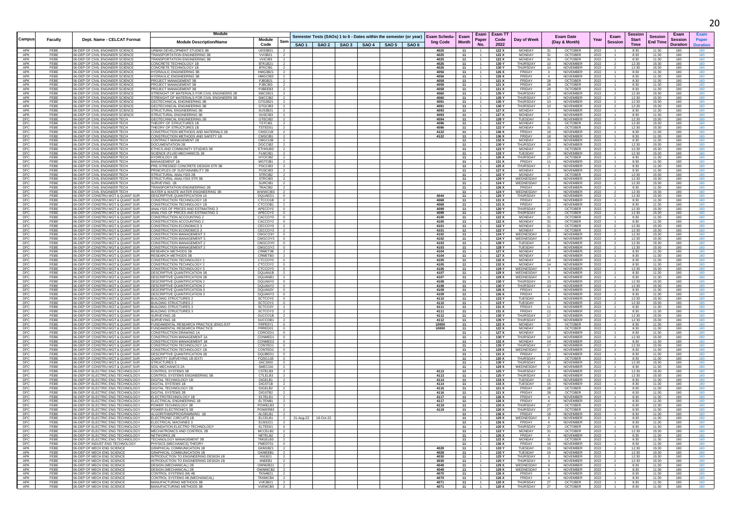| Campus | Faculty | Dept. Name - CELCAT Format | Module Description/Name | Module Code | Sem | Semester Tests (SAOs) 1 to 6 - Dates within the semester (or year) | | | | | | Exam Scheduling Code | Exam Month | Exam Paper No. | Exam TT Code 2022 | Day of Week | Exam Date (Day & Month) | | Year | Exam Session | Session Start Time | Session End Time | Exam Session Duration | Exam Paper Duration |
|---|---|---|---|---|---|---|---|---|---|---|---|---|---|---|---|---|---|---|---|---|---|---|---|---|
| | | | | | | SAO 1 | SAO 2 | SAO 3 | SAO 4 | SAO 5 | SAO 6 | | | | | | | | | | | | | |
| APK | FEBE | 06-DEP OF CIVIL ENGINEER SCIENCE | URBAN DEVELOPMENT STUDIES 3B | UDS3B21 | 2 | | | | | | | 4025 | 11 | 1 | 122 X | MONDAY | 31 | OCTOBER | 2022 | 1 | 8:30 | 11:30 | 180 | 180 |
| APK | FEBE | 06-DEP OF CIVIL ENGINEER SCIENCE | TRANSPORTATION ENGINEERING 3B | VVI3B21 | 2 | | | | | | | 4025 | 11 | 1 | 122 X | MONDAY | 31 | OCTOBER | 2022 | 1 | 8:30 | 11:30 | 180 | 180 |
| APK | FEBE | 06-DEP OF CIVIL ENGINEER SCIENCE | TRANSPORTATION ENGINEERING 3B | VVICIB3 | 2 | | | | | | | 4025 | 11 | 1 | 122 X | MONDAY | 31 | OCTOBER | 2022 | 1 | 8:30 | 11:30 | 180 | 180 |
| APK | FEBE | 06-DEP OF CIVIL ENGINEER SCIENCE | CONCRETE TECHNOLOGY 1B | BTK1B21 | 2 | | | | | | | 4026 | 11 | 1 | 130 Y | THURSDAY | 10 | NOVEMBER | 2022 | 2 | 12:30 | 15:30 | 180 | 180 |
| APK | FEBE | 06-DEP OF CIVIL ENGINEER SCIENCE | CONCRETE TECHNOLOGY 1B | BTKCIB1 | 2 | | | | | | | 4026 | 11 | 1 | 130 Y | THURSDAY | 10 | NOVEMBER | 2022 | 2 | 12:30 | 15:30 | 180 | 180 |
| APK | FEBE | 06-DEP OF CIVIL ENGINEER SCIENCE | HYDRAULIC ENGINEERING 3B | HMG3B21 | 2 | | | | | | | 4056 | 11 | 1 | 126 X | FRIDAY | 4 | NOVEMBER | 2022 | 1 | 8:30 | 11:30 | 180 | 180 |
| APK | FEBE | 06-DEP OF CIVIL ENGINEER SCIENCE | HYDRAULIC ENGINEERING 3B | HMGCIB3 | 2 | | | | | | | 4056 | 11 | 1 | 126 X | FRIDAY | 4 | NOVEMBER | 2022 | 1 | 8:30 | 11:30 | 180 | 180 |
| APK | FEBE | 06-DEP OF CIVIL ENGINEER SCIENCE | PROJECT MANAGEMENT 3B | PJB3B21 | 2 | | | | | | | 4058 | 11 | 1 | 121 X | FRIDAY | 28 | OCTOBER | 2022 | 1 | 8:30 | 11:30 | 180 | 180 |
| APK | FEBE | 06-DEP OF CIVIL ENGINEER SCIENCE | PROJECT MANAGEMENT 3B | PJBCIB3 | 2 | | | | | | | 4058 | 11 | 1 | 121 X | FRIDAY | 28 | OCTOBER | 2022 | 1 | 8:30 | 11:30 | 180 | 180 |
| APK | FEBE | 06-DEP OF CIVIL ENGINEER SCIENCE | PROJECT MANAGEMENT 3B | PJBEEB3 | 2 | | | | | | | 4058 | 11 | 1 | 121 X | FRIDAY | 28 | OCTOBER | 2022 | 1 | 8:30 | 11:30 | 180 | 180 |
| APK | FEBE | 06-DEP OF CIVIL ENGINEER SCIENCE | STRENGHT OF MATERIALS FOR CIVIL ENGINEERS 2B | SMC2B21 | 2 | | | | | | | 4060 | 11 | 1 | 135 Y | THURSDAY | 17 | NOVEMBER | 2022 | 2 | 12:30 | 15:30 | 180 | 180 |
| APK | FEBE | 06-DEP OF CIVIL ENGINEER SCIENCE | STRENGHT OF MATERIALS FOR CIVIL ENGINEERS 2B | SMCCIB2 | 2 | | | | | | | 4060 | 11 | 1 | 135 Y | THURSDAY | 17 | NOVEMBER | 2022 | 2 | 12:30 | 15:30 | 180 | 180 |
| APK | FEBE | 06-DEP OF CIVIL ENGINEER SCIENCE | GEOTECHNICAL ENGINEERING 3B | GTG3B21 | 2 | | | | | | | 4091 | 11 | 1 | 130 Y | THURSDAY | 10 | NOVEMBER | 2022 | 2 | 12:30 | 15:30 | 180 | 180 |
| APK | FEBE | 06-DEP OF CIVIL ENGINEER SCIENCE | GEOTECHNICAL ENGINEERING 3B | GTGCIB3 | 2 | | | | | | | 4091 | 11 | 1 | 130 Y | THURSDAY | 10 | NOVEMBER | 2022 | 2 | 12:30 | 15:30 | 180 | 180 |
| APK | FEBE | 06-DEP OF CIVIL ENGINEER SCIENCE | STRUCTURAL ENGINEERING 3B | SUS3B21 | 2 | | | | | | | 4093 | 11 | 1 | 127 X | MONDAY | 7 | NOVEMBER | 2022 | 1 | 8:30 | 11:30 | 180 | 180 |
| APK | FEBE | 06-DEP OF CIVIL ENGINEER SCIENCE | STRUCTURAL ENGINEERING 3B | SUSCIB3 | 2 | | | | | | | 4093 | 11 | 1 | 127 X | MONDAY | 7 | NOVEMBER | 2022 | 1 | 8:30 | 11:30 | 180 | 180 |
| DFC | FEBE | 06-DEP OF CIVIL ENGINEER TECH | GEOTECHNICAL ENGINEERING 2B | GTECIB2 | 2 | | | | | | | 4094 | 11 | 1 | 128 Y | TUESDAY | 8 | NOVEMBER | 2022 | 2 | 12:30 | 15:30 | 180 | 180 |
| DFC | FEBE | 06-DEP OF CIVIL ENGINEER TECH | THEORY OF STRUCTURES 1B | TSTCIB1 | 2 | | | | | | | 4096 | 11 | 1 | 122 Y | MONDAY | 31 | OCTOBER | 2022 | 2 | 12:30 | 15:30 | 180 | 180 |
| DFC | FEBE | 06-DEP OF CIVIL ENGINEER TECH | THEORY OF STRUCTURES 1B | TSTED01 | 2 | | | | | | | 4096 | 11 | 1 | 122 Y | MONDAY | 31 | OCTOBER | 2022 | 2 | 12:30 | 15:30 | 180 | 180 |
| DFC | FEBE | 06-DEP OF CIVIL ENGINEER TECH | CONSTRUCTION METHODS AND MATERIALS 1B | CMSCI1B | 2 | | | | | | | 4122 | 11 | 1 | 136 X | FRIDAY | 18 | NOVEMBER | 2022 | 1 | 8:30 | 11:30 | 180 | 180 |
| DFC | FEBE | 06-DEP OF CIVIL ENGINEER TECH | CONSTRUCTION METHODS AND SAFETY 1B | CMSCIB1 | 2 | | | | | | | 4122 | 11 | 1 | 136 X | FRIDAY | 18 | NOVEMBER | 2022 | 1 | 8:30 | 11:30 | 180 | 180 |
| DFC | FEBE | 06-DEP OF CIVIL ENGINEER TECH | CONTRACT MANAGEMENT 2B | CMGCI2B | 2 | | | | | | | | 11 | 1 | 132 X | MONDAY | 14 | NOVEMBER | 2022 | 1 | 8:30 | 11:30 | 180 | 180 |
| DFC | FEBE | 06-DEP OF CIVIL ENGINEER TECH | DOCUMENTATION 2B | DOCCIB2 | 2 | | | | | | | | 11 | 1 | 130 Y | THURSDAY | 10 | NOVEMBER | 2022 | 2 | 12:30 | 15:30 | 180 | 180 |
| DFC | FEBE | 06-DEP OF CIVIL ENGINEER TECH | ETHICS AND COMMUNITY STUDIES 3B | ETHHUB3 | 2 | | | | | | | | 11 | 1 | 122 Y | MONDAY | 31 | OCTOBER | 2022 | 2 | 12:30 | 15:30 | 180 | 180 |
| DFC | FEBE | 06-DEP OF CIVIL ENGINEER TECH | SCIENCE (FLUID MECHANICS) 1B | FLMCIB1 | 2 | | | | | | | | 11 | 1 | 133 Y | TUESDAY | 15 | NOVEMBER | 2022 | 2 | 12:30 | 15:30 | 180 | 180 |
| DFC | FEBE | 06-DEP OF CIVIL ENGINEER TECH | HYDROLOGY 2B | HYOCIB2 | 2 | | | | | | | | 11 | 1 | 120 X | THURSDAY | 27 | OCTOBER | 2022 | 1 | 8:30 | 11:30 | 180 | 180 |
| DFC | FEBE | 06-DEP OF CIVIL ENGINEER TECH | MANAGEMENT 1B | MGTCIB1 | 2 | | | | | | | | 11 | 1 | 131 X | FRIDAY | 11 | NOVEMBER | 2022 | 1 | 8:30 | 11:30 | 180 | 180 |
| DFC | FEBE | 06-DEP OF CIVIL ENGINEER TECH | PRE-STRESSED CONCRETE DESIGN STR 3B | PSCCIB3 | 2 | | | | | | | | 11 | 1 | 125 X | THURSDAY | 3 | NOVEMBER | 2022 | 1 | 8:30 | 11:30 | 180 | 180 |
| DFC | FEBE | 06-DEP OF CIVIL ENGINEER TECH | PRINCIPLES OF SUSTAINABILITY 3B | PUSCIB3 | 2 | | | | | | | | 11 | 1 | 127 X | MONDAY | 7 | NOVEMBER | 2022 | 1 | 8:30 | 11:30 | 180 | 180 |
| DFC | FEBE | 06-DEP OF CIVIL ENGINEER TECH | STRUCTURAL ANALYSIS 2B | STRCIB2 | 2 | | | | | | | | 11 | 1 | 122 Y | MONDAY | 31 | OCTOBER | 2022 | 2 | 12:30 | 15:30 | 180 | 180 |
| DFC | FEBE | 06-DEP OF CIVIL ENGINEER TECH | STRUCTURAL ANALYSIS STR 3B | STRCIB3 | 2 | | | | | | | | 11 | 1 | 129 Y | WEDNESDAY | 9 | NOVEMBER | 2022 | 2 | 12:30 | 15:30 | 180 | 180 |
| DFC | FEBE | 06-DEP OF CIVIL ENGINEER TECH | SURVEYING 1B | SURCIB1 | 2 | | | | | | | | 11 | 1 | 124 Y | WEDNESDAY | 2 | NOVEMBER | 2022 | 2 | 12:30 | 15:30 | 180 | 180 |
| DFC | FEBE | 06-DEP OF CIVIL ENGINEER TECH | TRANSPORTATION ENGINEERING 2B | TRACIB2 | 2 | | | | | | | | 11 | 1 | 126 X | FRIDAY | 4 | NOVEMBER | 2022 | 1 | 8:30 | 11:30 | 180 | 180 |
| DFC | FEBE | 06-DEP OF CIVIL ENGINEER TECH | WATER & WASTE WATER ENGINEERING 3B | WWWCIB3 | 2 | | | | | | | | 11 | 1 | 124 Y | WEDNESDAY | 2 | NOVEMBER | 2022 | 2 | 12:30 | 15:30 | 180 | 180 |
| DFC | FEBE | 06-DEP OF CONSTRU MGT & QUANT SUR | DESCRIPTIVE QUANTIFICATION 1A | DQUAED1 | 0 | | | | | | | 4044 | 11 | 1 | 125 Y | THURSDAY | 3 | NOVEMBER | 2022 | 2 | 12:30 | 15:30 | 180 | 180 |
| DFC | FEBE | 06-DEP OF CONSTRU MGT & QUANT SUR | CONSTRUCTION TECHNOLOGY 1B | CTCCO1B | 2 | | | | | | | 4068 | 11 | 1 | 131 X | FRIDAY | 11 | NOVEMBER | 2022 | 1 | 8:30 | 11:30 | 180 | 180 |
| DFC | FEBE | 06-DEP OF CONSTRU MGT & QUANT SUR | CONSTRUCTION TECHNOLOGY 1B | CTCCOB1 | 2 | | | | | | | 4068 | 11 | 1 | 131 X | FRIDAY | 11 | NOVEMBER | 2022 | 1 | 8:30 | 11:30 | 180 | 180 |
| DFC | FEBE | 06-DEP OF CONSTRU MGT & QUANT SUR | ANALYSIS OF PRICES AND ESTIMATING 3 | APECOY0 | 0 | | | | | | | 4099 | 11 | 1 | 120 Y | THURSDAY | 27 | OCTOBER | 2022 | 2 | 12:30 | 15:30 | 180 | 180 |
| DFC | FEBE | 06-DEP OF CONSTRU MGT & QUANT SUR | ANALYSIS OF PRICES AND ESTIMATING 3 | APECOY3 | 0 | | | | | | | 4099 | 11 | 1 | 120 Y | THURSDAY | 27 | OCTOBER | 2022 | 2 | 12:30 | 15:30 | 180 | 180 |
| DFC | FEBE | 06-DEP OF CONSTRU MGT & QUANT SUR | CONSTRUCTION ACCOUNTING 2 | CACCOY0 | 0 | | | | | | | 4100 | 11 | 1 | 122 X | MONDAY | 31 | OCTOBER | 2022 | 1 | 8:30 | 11:30 | 180 | 180 |
| DFC | FEBE | 06-DEP OF CONSTRU MGT & QUANT SUR | CONSTRUCTION ACCOUNTING 2 | CACCOY2 | 0 | | | | | | | 4100 | 11 | 1 | 122 X | MONDAY | 31 | OCTOBER | 2022 | 1 | 8:30 | 11:30 | 180 | 180 |
| DFC | FEBE | 06-DEP OF CONSTRU MGT & QUANT SUR | CONSTRUCTION ECONOMICS 3 | CECCOY0 | 0 | | | | | | | 4101 | 11 | 1 | 122 Y | MONDAY | 31 | OCTOBER | 2022 | 2 | 12:30 | 15:30 | 180 | 180 |
| DFC | FEBE | 06-DEP OF CONSTRU MGT & QUANT SUR | CONSTRUCTION ECONOMICS 3 | CECCOY3 | 0 | | | | | | | 4101 | 11 | 1 | 122 Y | MONDAY | 31 | OCTOBER | 2022 | 2 | 12:30 | 15:30 | 180 | 180 |
| DFC | FEBE | 06-DEP OF CONSTRU MGT & QUANT SUR | CONSTRUCTION MANAGEMENT 3 | CMGCO3Y | 0 | | | | | | | 4102 | 11 | 1 | 124 Y | WEDNESDAY | 2 | NOVEMBER | 2022 | 2 | 12:30 | 15:30 | 180 | 180 |
| DFC | FEBE | 06-DEP OF CONSTRU MGT & QUANT SUR | CONSTRUCTION MANAGEMENT 3 | CMGCOY3 | 0 | | | | | | | 4102 | 11 | 1 | 124 Y | WEDNESDAY | 2 | NOVEMBER | 2022 | 2 | 12:30 | 15:30 | 180 | 180 |
| DFC | FEBE | 06-DEP OF CONSTRU MGT & QUANT SUR | CONSTRUCTION MANAGEMENT 2 | CMGCOY0 | 0 | | | | | | | 4103 | 11 | 1 | 128 Y | TUESDAY | 8 | NOVEMBER | 2022 | 2 | 12:30 | 15:30 | 180 | 180 |
| DFC | FEBE | 06-DEP OF CONSTRU MGT & QUANT SUR | CONSTRUCTION MANAGEMENT 2 | CMGCOY2 | 0 | | | | | | | 4103 | 11 | 1 | 128 Y | TUESDAY | 8 | NOVEMBER | 2022 | 2 | 12:30 | 15:30 | 180 | 180 |
| DFC | FEBE | 06-DEP OF CONSTRU MGT & QUANT SUR | RESEARCH METHODS 3B | CRMET3B | 2 | | | | | | | 4104 | 11 | 1 | 127 X | MONDAY | 7 | NOVEMBER | 2022 | 1 | 8:30 | 11:30 | 180 | 180 |
| DFC | FEBE | 06-DEP OF CONSTRU MGT & QUANT SUR | RESEARCH METHODS 3B | CRMETB3 | 2 | | | | | | | 4104 | 11 | 1 | 127 X | MONDAY | 7 | NOVEMBER | 2022 | 1 | 8:30 | 11:30 | 180 | 180 |
| DFC | FEBE | 06-DEP OF CONSTRU MGT & QUANT SUR | CONSTRUCTION TECHNOLOGY 2 | CTCOY0 | 0 | | | | | | | 4105 | 11 | 1 | 132 X | MONDAY | 14 | NOVEMBER | 2022 | 1 | 8:30 | 11:30 | 180 | 180 |
| DFC | FEBE | 06-DEP OF CONSTRU MGT & QUANT SUR | CONSTRUCTION TECHNOLOGY 2 | CTCCOY2 | 0 | | | | | | | 4105 | 11 | 1 | 132 X | MONDAY | 14 | NOVEMBER | 2022 | 1 | 8:30 | 11:30 | 180 | 180 |
| DFC | FEBE | 06-DEP OF CONSTRU MGT & QUANT SUR | CONSTRUCTION TECHNOLOGY 3 | CTCCOY3 | 0 | | | | | | | 4106 | 11 | 1 | 129 Y | WEDNESDAY | 9 | NOVEMBER | 2022 | 2 | 12:30 | 15:30 | 180 | 180 |
| DFC | FEBE | 06-DEP OF CONSTRU MGT & QUANT SUR | DESCRIPTIVE QUANTIFICATION 1B | DQUAN1B | 2 | | | | | | | 4107 | 11 | 1 | 129 X | WEDNESDAY | 9 | NOVEMBER | 2022 | 1 | 8:30 | 11:30 | 180 | 180 |
| DFC | FEBE | 06-DEP OF CONSTRU MGT & QUANT SUR | DESCRIPTIVE QUANTIFICATION 1B | DQUANB1 | 2 | | | | | | | 4107 | 11 | 1 | 129 X | WEDNESDAY | 9 | NOVEMBER | 2022 | 1 | 8:30 | 11:30 | 180 | 180 |
| DFC | FEBE | 06-DEP OF CONSTRU MGT & QUANT SUR | DESCRIPTIVE QUANTIFICATION 2 | DQUANY0 | 0 | | | | | | | 4108 | 11 | 1 | 130 Y | THURSDAY | 10 | NOVEMBER | 2022 | 2 | 12:30 | 15:30 | 180 | 180 |
| DFC | FEBE | 06-DEP OF CONSTRU MGT & QUANT SUR | DESCRIPTIVE QUANTIFICATION 2 | DQUANY2 | 0 | | | | | | | 4108 | 11 | 1 | 130 Y | THURSDAY | 10 | NOVEMBER | 2022 | 2 | 12:30 | 15:30 | 180 | 180 |
| DFC | FEBE | 06-DEP OF CONSTRU MGT & QUANT SUR | DESCRIPTIVE QUANTIFICATION 3 | DQUAN3Y | 0 | | | | | | | 4109 | 11 | 1 | 126 X | FRIDAY | 4 | NOVEMBER | 2022 | 1 | 8:30 | 11:30 | 180 | 180 |
| DFC | FEBE | 06-DEP OF CONSTRU MGT & QUANT SUR | DESCRIPTIVE QUANTIFICATION 3 | DQUANY3 | 0 | | | | | | | 4109 | 11 | 1 | 126 X | FRIDAY | 4 | NOVEMBER | 2022 | 1 | 8:30 | 11:30 | 180 | 180 |
| DFC | FEBE | 06-DEP OF CONSTRU MGT & QUANT SUR | BUILDING STRUCTURES 2 | SCTCOY0 | 0 | | | | | | | 4110 | 11 | 1 | 123 Y | TUESDAY | 1 | NOVEMBER | 2022 | 2 | 12:30 | 15:30 | 180 | 180 |
| DFC | FEBE | 06-DEP OF CONSTRU MGT & QUANT SUR | BUILDING STRUCTURES 2 | SCTCOY2 | 0 | | | | | | | 4110 | 11 | 1 | 123 Y | TUESDAY | 1 | NOVEMBER | 2022 | 2 | 12:30 | 15:30 | 180 | 180 |
| DFC | FEBE | 06-DEP OF CONSTRU MGT & QUANT SUR | BUILDING STRUCTURES 3 | SCTCO3Y | 0 | | | | | | | 4111 | 11 | 1 | 131 X | FRIDAY | 11 | NOVEMBER | 2022 | 1 | 8:30 | 11:30 | 180 | 180 |
| DFC | FEBE | 06-DEP OF CONSTRU MGT & QUANT SUR | BUILDING STRUCTURES 3 | SCTCOY3 | 0 | | | | | | | 4111 | 11 | 1 | 131 X | FRIDAY | 11 | NOVEMBER | 2022 | 1 | 8:30 | 11:30 | 180 | 180 |
| DFC | FEBE | 06-DEP OF CONSTRU MGT & QUANT SUR | SURVEYING 1B | SUCCO1B | 2 | | | | | | | 4112 | 11 | 1 | 135 Y | THURSDAY | 17 | NOVEMBER | 2022 | 2 | 12:30 | 15:30 | 180 | 180 |
| DFC | FEBE | 06-DEP OF CONSTRU MGT & QUANT SUR | SURVEYING 1B | SUCCOB1 | 2 | | | | | | | 4112 | 11 | 1 | 135 Y | THURSDAY | 17 | NOVEMBER | 2022 | 2 | 12:30 | 15:30 | 180 | 180 |
| DFC | FEBE | 06-DEP OF CONSTRU MGT & QUANT SUR | FUNDAMENTAL RESEARCH PRACTICE (ENG) EXT | FRPE0Y1 | 0 | | | | | | | 10000 | 11 | 1 | 122 X | MONDAY | 31 | OCTOBER | 2022 | 1 | 8:30 | 11:30 | 180 | 180 |
| DFC | FEBE | 06-DEP OF CONSTRU MGT & QUANT SUR | FUNDAMENTAL RESEARCH PRACTICE | FRRED01 | 0 | | | | | | | 10000 | 11 | 1 | 122 X | MONDAY | 31 | OCTOBER | 2022 | 1 | 8:30 | 11:30 | 180 | 180 |
| DFC | FEBE | 06-DEP OF CONSTRU MGT & QUANT SUR | CONSTRUCTION DRAWING 1A | CDRCED1 | 0 | | | | | | | | 11 | 1 | 127 X | MONDAY | 7 | NOVEMBER | 2022 | 1 | 8:30 | 11:30 | 180 | 180 |
| DFC | FEBE | 06-DEP OF CONSTRU MGT & QUANT SUR | CONSTRUCTION MANAGEMENT 1A | CONMED1 | 0 | | | | | | | | 11 | 1 | 130 Y | THURSDAY | 10 | NOVEMBER | 2022 | 2 | 12:30 | 15:30 | 180 | 180 |
| DFC | FEBE | 06-DEP OF CONSTRU MGT & QUANT SUR | CONSTRUCTION MANAGEMENT 1B | CONMED2 | 0 | | | | | | | | 11 | 1 | 132 X | MONDAY | 14 | NOVEMBER | 2022 | 1 | 8:30 | 11:30 | 180 | 180 |
| DFC | FEBE | 06-DEP OF CONSTRU MGT & QUANT SUR | CONSTRUCTION TECHNOLOGY 1A | CONTED1 | 0 | | | | | | | | 11 | 1 | 135 Y | THURSDAY | 17 | NOVEMBER | 2022 | 2 | 12:30 | 15:30 | 180 | 180 |
| DFC | FEBE | 06-DEP OF CONSTRU MGT & QUANT SUR | CONSTRUCTION TECHNOLOGY 1B | CONTED2 | 0 | | | | | | | | 11 | 1 | 129 X | WEDNESDAY | 9 | NOVEMBER | 2022 | 1 | 8:30 | 11:30 | 180 | 180 |
| DFC | FEBE | 06-DEP OF CONSTRU MGT & QUANT SUR | DESCRIPTIVE QUANTIFICATION 1B | DQUBED1 | 0 | | | | | | | | 11 | 1 | 131 X | FRIDAY | 11 | NOVEMBER | 2022 | 1 | 8:30 | 11:30 | 180 | 180 |
| DFC | FEBE | 06-DEP OF CONSTRU MGT & QUANT SUR | QUANTITY SURVEYING 1B (EXT) | FQSG11B | 0 | | | | | | | | 11 | 1 | 120 X | THURSDAY | 27 | OCTOBER | 2022 | 1 | 8:30 | 11:30 | 180 | 180 |
| DFC | FEBE | 06-DEP OF CONSTRU MGT & QUANT SUR | STRUCTURES 3 | SAC3000 | 0 | | | | | | | | 11 | 1 | 130 Y | THURSDAY | 10 | NOVEMBER | 2022 | 2 | 12:30 | 15:30 | 180 | 180 |
| DFC | FEBE | 06-DEP OF CONSTRU MGT & QUANT SUR | SOIL MECHANICS 2A | SMECI2A | 2 | | | | | | | | 11 | 1 | 129 X | WEDNESDAY | 9 | NOVEMBER | 2022 | 1 | 8:30 | 11:30 | 180 | 180 |
| DFC | FEBE | 06-DEP OF ELECTRIC ENG TECHNOLOGY | CONTROL SYSTEMS 3B | CSTELB3 | 2 | | | | | | | 4113 | 11 | 1 | 125 Y | THURSDAY | 3 | NOVEMBER | 2022 | 2 | 12:30 | 15:30 | 180 | 180 |
| DFC | FEBE | 06-DEP OF ELECTRIC ENG TECHNOLOGY | CONTROL SYSTEMS ENGINEERING 3B | CTLELB3 | 2 | | | | | | | 4113 | 11 | 1 | 125 Y | THURSDAY | 3 | NOVEMBER | 2022 | 2 | 12:30 | 15:30 | 180 | 180 |
| DFC | FEBE | 06-DEP OF ELECTRIC ENG TECHNOLOGY | DIGITAL TECHNOLOGY 1B | DIGELB1 | 2 | | | | | | | 4114 | 11 | 1 | 133 X | TUESDAY | 15 | NOVEMBER | 2022 | 1 | 8:30 | 11:30 | 180 | 180 |
| DFC | FEBE | 06-DEP OF ELECTRIC ENG TECHNOLOGY | DIGITAL SYSTEMS 1B | DIGST1B | 2 | | | | | | | 4114 | 11 | 1 | 133 X | TUESDAY | 15 | NOVEMBER | 2022 | 1 | 8:30 | 11:30 | 180 | 180 |
| DFC | FEBE | 06-DEP OF ELECTRIC ENG TECHNOLOGY | DIGITAL TECHNOLOGY 2B | DIGELB2 | 2 | | | | | | | 4116 | 11 | 1 | 121 X | FRIDAY | 28 | OCTOBER | 2022 | 1 | 8:30 | 11:30 | 180 | 180 |
| DFC | FEBE | 06-DEP OF ELECTRIC ENG TECHNOLOGY | DIGITAL SYSTEMS 2B | DIGSTB2 | 2 | | | | | | | 4116 | 11 | 1 | 121 X | FRIDAY | 28 | OCTOBER | 2022 | 1 | 8:30 | 11:30 | 180 | 180 |
| DFC | FEBE | 06-DEP OF ELECTRIC ENG TECHNOLOGY | ELECTROTECHNOLOGY 1B | ELTELB1 | 2 | | | | | | | 4117 | 11 | 1 | 126 X | FRIDAY | 4 | NOVEMBER | 2022 | 1 | 8:30 | 11:30 | 180 | 180 |
| DFC | FEBE | 06-DEP OF ELECTRIC ENG TECHNOLOGY | ELECTRICAL ENGINEERING 1B | ELTENB1 | 2 | | | | | | | 4117 | 11 | 1 | 126 X | FRIDAY | 4 | NOVEMBER | 2022 | 1 | 8:30 | 11:30 | 180 | 180 |
| DFC | FEBE | 06-DEP OF ELECTRIC ENG TECHNOLOGY | POWER TECHNOLOGY 3B | POWELB3 | 2 | | | | | | | 4119 | 11 | 1 | 120 X | THURSDAY | 27 | OCTOBER | 2022 | 1 | 8:30 | 11:30 | 180 | 180 |
| DFC | FEBE | 06-DEP OF ELECTRIC ENG TECHNOLOGY | POWER ELECTRONICS 3B | POWERB3 | 2 | | | | | | | 4119 | 11 | 1 | 120 X | THURSDAY | 27 | OCTOBER | 2022 | 1 | 8:30 | 11:30 | 180 | 180 |
| DFC | FEBE | 06-DEP OF ELECTRIC ENG TECHNOLOGY | ALGORITHMS/PROGRAMMING 1B | ALGELB1 | 2 | | | | | | | | 11 | 1 | 136 X | FRIDAY | 18 | NOVEMBER | 2022 | 1 | 8:30 | 11:30 | 180 | 180 |
| DFC | FEBE | 06-DEP OF ELECTRIC ENG TECHNOLOGY | ELECTRONIC CIRCUITS 1B | ELCELB1 | 2 | 21-Aug-22 | 19-Oct-22 | | | | | | 11 | 1 | 129 X | WEDNESDAY | 9 | NOVEMBER | 2022 | 1 | 8:30 | 11:30 | 180 | 180 |
| DFC | FEBE | 06-DEP OF ELECTRIC ENG TECHNOLOGY | ELECTRICAL MACHINES 3 | ELM3221 | 2 | | | | | | | | 11 | 1 | 126 X | FRIDAY | 4 | NOVEMBER | 2022 | 1 | 8:30 | 11:30 | 180 | 180 |
| DFC | FEBE | 06-DEP OF ELECTRIC ENG TECHNOLOGY | FOUNDATION ELECTRO-TECHNOLOGY | ELTED01 | 0 | | | | | | | | 11 | 1 | 120 X | THURSDAY | 27 | OCTOBER | 2022 | 1 | 8:30 | 11:30 | 180 | 180 |
| DFC | FEBE | 06-DEP OF ELECTRIC ENG TECHNOLOGY | MECHATRONICS AND CONTROL 2B | MCCELB2 | 2 | | | | | | | | 11 | 1 | 122 Y | MONDAY | 31 | OCTOBER | 2022 | 2 | 12:30 | 15:30 | 180 | 180 |
| DFC | FEBE | 06-DEP OF ELECTRIC ENG TECHNOLOGY | NETWORKS 2B | NETELB2 | 2 | | | | | | | | 11 | 1 | 126 X | FRIDAY | 4 | NOVEMBER | 2022 | 1 | 8:30 | 11:30 | 180 | 180 |
| DFC | FEBE | 06-DEP OF ELECTRIC ENG TECHNOLOGY | TECHNOLOGY MANAGEMENT 3B | TMGELB3 | 2 | | | | | | | | 11 | 1 | 122 X | MONDAY | 31 | OCTOBER | 2022 | 1 | 8:30 | 11:30 | 180 | 180 |
| DFC | FEBE | 06-DEP OF INDUST ENG TECHNOLOGY | PHYSICS (MECHANICS) THEORY | PMEDT01 | 0 | | | | | | | | 11 | 1 | 136 X | FRIDAY | 18 | NOVEMBER | 2022 | 1 | 8:30 | 11:30 | 180 | 180 |
| APK | FEBE | 06-DEP OF MECH ENG SCIENCE | GRAPHICAL COMMUNICATION 1B | GKM1B21 | 2 | | | | | | | 4028 | 11 | 1 | 133 Y | TUESDAY | 15 | NOVEMBER | 2022 | 2 | 12:30 | 15:30 | 180 | 180 |
| APK | FEBE | 06-DEP OF MECH ENG SCIENCE | GRAPHICAL COMMUNICATION 1B | GKMEEB1 | 2 | | | | | | | 4028 | 11 | 1 | 133 Y | TUESDAY | 15 | NOVEMBER | 2022 | 2 | 12:30 | 15:30 | 180 | 180 |
| APK | FEBE | 06-DEP OF MECH ENG SCIENCE | INTRODUCTION TO ENGINEERING DESIGN 1B | IIN1B21 | 2 | | | | | | | 4030 | 11 | 1 | 125 Y | THURSDAY | 3 | NOVEMBER | 2022 | 2 | 12:30 | 15:30 | 180 | 180 |
| APK | FEBE | 06-DEP OF MECH ENG SCIENCE | INTRODUCTION TO ENGINEERING DESIGN 1B | IINEEB1 | 2 | | | | | | | 4030 | 11 | 1 | 125 Y | THURSDAY | 3 | NOVEMBER | 2022 | 2 | 12:30 | 15:30 | 180 | 180 |
| APK | FEBE | 06-DEP OF MECH ENG SCIENCE | DESIGN (MECHANICAL) 2B | OWM2B21 | 2 | | | | | | | 4049 | 11 | 1 | 129 X | WEDNESDAY | 9 | NOVEMBER | 2022 | 1 | 8:30 | 11:30 | 180 | 180 |
| APK | FEBE | 06-DEP OF MECH ENG SCIENCE | DESIGN (MECHANICAL) 2B | OWMMCB2 | 2 | | | | | | | 4049 | 11 | 1 | 129 X | WEDNESDAY | 9 | NOVEMBER | 2022 | 1 | 8:30 | 11:30 | 180 | 180 |
| APK | FEBE | 06-DEP OF MECH ENG SCIENCE | CONTROL SYSTEMS (M) 4B | TKN4B21 | 2 | | | | | | | 4070 | 11 | 1 | 126 X | FRIDAY | 4 | NOVEMBER | 2022 | 1 | 8:30 | 11:30 | 180 | 180 |
| APK | FEBE | 06-DEP OF MECH ENG SCIENCE | CONTROL SYSTEMS 4B (MECHANICAL) | TKNMCB4 | 2 | | | | | | | 4070 | 11 | 1 | 126 X | FRIDAY | 4 | NOVEMBER | 2022 | 1 | 8:30 | 11:30 | 180 | 180 |
| APK | FEBE | 06-DEP OF MECH ENG SCIENCE | MANUFACTURING METHODS 3B | VVE3B21 | 2 | | | | | | | 4071 | 11 | 1 | 120 X | THURSDAY | 27 | OCTOBER | 2022 | 1 | 8:30 | 11:30 | 180 | 180 |
| APK | FEBE | 06-DEP OF MECH ENG SCIENCE | MANUFACTURING METHODS 3B | VVEMCB3 | 2 | | | | | | | 4071 | 11 | 1 | 120 X | THURSDAY | 27 | OCTOBER | 2022 | 1 | 8:30 | 11:30 | 180 | 180 |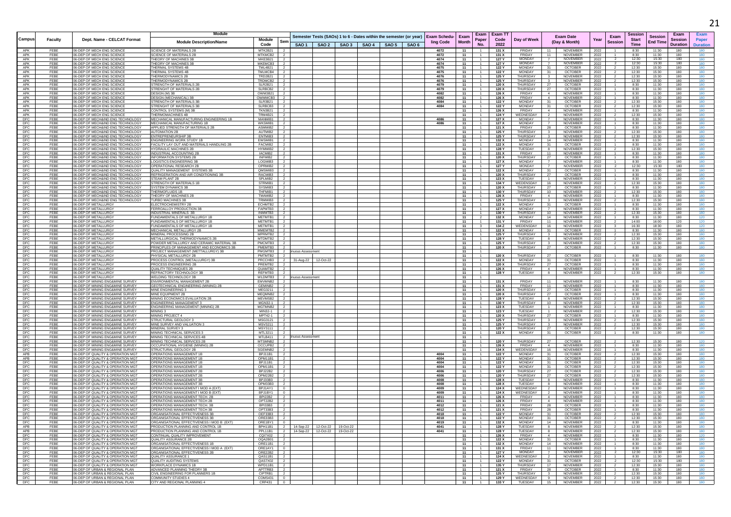| Campus | Faculty | Dept. Name - CELCAT Format | Module Description/Name | Module Code | Sem | Semester Tests (SAOs) 1 to 6 - Dates within the semester (or year) | | | | | | Exam Scheduling Code | Exam Month | Exam Paper No. | Exam TT Code 2022 | Day of Week | Exam Date (Day & Month) | | Year | Exam Session | Session Start Time | Session End Time | Exam Session Duration | Exam Paper Duration |
|---|---|---|---|---|---|---|---|---|---|---|---|---|---|---|---|---|---|---|---|---|---|---|---|---|
| | | | | | | SAO 1 | SAO 2 | SAO 3 | SAO 4 | SAO 5 | SAO 6 | | | | | | | | | | | | | |
| APK | FEBE | 06-DEP OF MECH ENG SCIENCE | SCIENCE OF MATERIALS 2B | MTK2B21 | 2 | | | | | | | 4072 | 11 | 1 | 131 X | FRIDAY | 11 | NOVEMBER | 2022 | 1 | 8:30 | 11:30 | 180 | 180 |
| APK | FEBE | 06-DEP OF MECH ENG SCIENCE | SCIENCE OF MATERIALS 2B | MTKMCB2 | 2 | | | | | | | 4072 | 11 | 1 | 131 X | FRIDAY | 11 | NOVEMBER | 2022 | 1 | 8:30 | 11:30 | 180 | 180 |
| APK | FEBE | 06-DEP OF MECH ENG SCIENCE | THEORY OF MACHINES 3B | MKE3B21 | 2 | | | | | | | 4074 | 11 | 1 | 127 Y | MONDAY | 7 | NOVEMBER | 2022 | 2 | 12:30 | 15:30 | 180 | 180 |
| APK | FEBE | 06-DEP OF MECH ENG SCIENCE | THEORY OF MACHINES 3B | MKEMCB3 | 2 | | | | | | | 4074 | 11 | 1 | 127 Y | MONDAY | 7 | NOVEMBER | 2022 | 2 | 12:30 | 15:30 | 180 | 180 |
| APK | FEBE | 06-DEP OF MECH ENG SCIENCE | THERMAL SYSTEMS 4B | TML4B21 | 2 | | | | | | | 4075 | 11 | 1 | 122 Y | MONDAY | 31 | OCTOBER | 2022 | 2 | 12:30 | 15:30 | 180 | 180 |
| APK | FEBE | 06-DEP OF MECH ENG SCIENCE | THERMAL SYSTEMS 4B | TMLMCB4 | 2 | | | | | | | 4075 | 11 | 1 | 122 Y | MONDAY | 31 | OCTOBER | 2022 | 2 | 12:30 | 15:30 | 180 | 180 |
| APK | FEBE | 06-DEP OF MECH ENG SCIENCE | THERMODYNAMICS 2B | TRD2B21 | 2 | | | | | | | 4076 | 11 | 1 | 125 Y | THURSDAY | 3 | NOVEMBER | 2022 | 2 | 12:30 | 15:30 | 180 | 180 |
| APK | FEBE | 06-DEP OF MECH ENG SCIENCE | THERMODYNAMICS 2B | TRDMCB2 | 2 | | | | | | | 4076 | 11 | 1 | 125 Y | THURSDAY | 3 | NOVEMBER | 2022 | 2 | 12:30 | 15:30 | 180 | 180 |
| APK | FEBE | 06-DEP OF MECH ENG SCIENCE | STRENGTH OF MATERIALS 2B | SLR2B21 | 2 | | | | | | | 4079 | 11 | 1 | 120 X | THURSDAY | 27 | OCTOBER | 2022 | 1 | 8:30 | 11:30 | 180 | 180 |
| APK | FEBE | 06-DEP OF MECH ENG SCIENCE | STRENGHT OF MATERIALS 2B | SLRBCB2 | 2 | | | | | | | 4079 | 11 | 1 | 120 X | THURSDAY | 27 | OCTOBER | 2022 | 1 | 8:30 | 11:30 | 180 | 180 |
| APK | FEBE | 06-DEP OF MECH ENG SCIENCE | DESIGN (M) 3B | OWM3B21 | 2 | | | | | | | 4082 | 11 | 1 | 126 X | FRIDAY | 4 | NOVEMBER | 2022 | 1 | 8:30 | 11:30 | 180 | 180 |
| APK | FEBE | 06-DEP OF MECH ENG SCIENCE | DESIGN (MECHANICAL) 3B | OWMMCB3 | 2 | | | | | | | 4082 | 11 | 1 | 126 X | FRIDAY | 4 | NOVEMBER | 2022 | 1 | 8:30 | 11:30 | 180 | 180 |
| APK | FEBE | 06-DEP OF MECH ENG SCIENCE | STRENGTH OF MATERIALS 3B | SLR3B21 | 2 | | | | | | | 4084 | 11 | 1 | 122 Y | MONDAY | 31 | OCTOBER | 2022 | 2 | 12:30 | 15:30 | 180 | 180 |
| APK | FEBE | 06-DEP OF MECH ENG SCIENCE | STRENGHT OF MATERIALS 3B | SLRBCB3 | 2 | | | | | | | 4084 | 11 | 1 | 122 Y | MONDAY | 31 | OCTOBER | 2022 | 2 | 12:30 | 15:30 | 180 | 180 |
| APK | FEBE | 06-DEP OF MECH ENG SCIENCE | CONTROL SYSTEMS (M) 3B | TKN3B21 | 2 | | | | | | | | 11 | 1 | 126 X | FRIDAY | 4 | NOVEMBER | 2022 | 1 | 8:30 | 11:30 | 180 | 180 |
| APK | FEBE | 06-DEP OF MECH ENG SCIENCE | THERMOMACHINES 4B | TRM4B21 | 2 | | | | | | | | 11 | 1 | 124 Y | WEDNESDAY | 2 | NOVEMBER | 2022 | 2 | 12:30 | 15:30 | 180 | 180 |
| DFC | FEBE | 06-DEP OF MECH&IND ENG TECHNOLOGY | MECHANICAL MANUFACTURING ENGINEERING 1B | MANMIB1 | 2 | | | | | | | 4086 | 11 | 1 | 127 X | MONDAY | 7 | NOVEMBER | 2022 | 1 | 8:30 | 11:30 | 180 | 180 |
| DFC | FEBE | 06-DEP OF MECH&IND ENG TECHNOLOGY | MECHANICAL MANUFACTURING 1B | WKSMIB1 | 2 | | | | | | | 4086 | 11 | 1 | 127 X | MONDAY | 7 | NOVEMBER | 2022 | 1 | 8:30 | 11:30 | 180 | 180 |
| DFC | FEBE | 06-DEP OF MECH&IND ENG TECHNOLOGY | APPLIED STRENGTH OF MATERIALS 2B | ASMMIB2 | 2 | | | | | | | | 11 | 1 | 121 X | FRIDAY | 28 | OCTOBER | 2022 | 1 | 8:30 | 11:30 | 180 | 180 |
| DFC | FEBE | 06-DEP OF MECH&IND ENG TECHNOLOGY | AUTOMATION 2B | AUTMIB2 | 2 | | | | | | | | 11 | 1 | 125 Y | THURSDAY | 3 | NOVEMBER | 2022 | 2 | 12:30 | 15:30 | 180 | 180 |
| DFC | FEBE | 06-DEP OF MECH&IND ENG TECHNOLOGY | ENTREPRENEURSHIP 3B | ENTMIB3 | 2 | | | | | | | | 11 | 1 | 125 Y | THURSDAY | 3 | NOVEMBER | 2022 | 2 | 12:30 | 15:30 | 180 | 180 |
| DFC | FEBE | 06-DEP OF MECH&IND ENG TECHNOLOGY | ENGINEERING WORK STUDY 1B | EWSMIB1 | 2 | | | | | | | | 11 | 1 | 132 X | MONDAY | 14 | NOVEMBER | 2022 | 1 | 8:30 | 11:30 | 180 | 180 |
| DFC | FEBE | 06-DEP OF MECH&IND ENG TECHNOLOGY | FACILITY LAY OUT AND MATERIALS HANDLING 2B | FACMIB2 | 2 | | | | | | | | 11 | 1 | 122 X | MONDAY | 31 | OCTOBER | 2022 | 1 | 8:30 | 11:30 | 180 | 180 |
| DFC | FEBE | 06-DEP OF MECH&IND ENG TECHNOLOGY | HYDRAULIC MACHINES 2B | HYMMIB2 | 2 | | | | | | | | 11 | 1 | 128 Y | TUESDAY | 8 | NOVEMBER | 2022 | 2 | 12:30 | 15:30 | 180 | 180 |
| DFC | FEBE | 06-DEP OF MECH&IND ENG TECHNOLOGY | INDUSTRIAL ACCOUNTING 2B | IACMIB2 | 2 | | | | | | | | 11 | 1 | 131 X | FRIDAY | 11 | NOVEMBER | 2022 | 1 | 8:30 | 11:30 | 180 | 180 |
| DFC | FEBE | 06-DEP OF MECH&IND ENG TECHNOLOGY | INFORMATION SYSTEMS 2B | INFMIB2 | 2 | | | | | | | | 11 | 1 | 120 X | THURSDAY | 27 | OCTOBER | 2022 | 1 | 8:30 | 11:30 | 180 | 180 |
| DFC | FEBE | 06-DEP OF MECH&IND ENG TECHNOLOGY | LOGISTICS ENGINEERING 3B | LOGMIB3 | 2 | | | | | | | | 11 | 1 | 127 X | MONDAY | 7 | NOVEMBER | 2022 | 1 | 8:30 | 11:30 | 180 | 180 |
| DFC | FEBE | 06-DEP OF MECH&IND ENG TECHNOLOGY | OPERATIONAL RESEARCH 2B | OPRMIB2 | 2 | | | | | | | | 11 | 1 | 127 Y | MONDAY | 7 | NOVEMBER | 2022 | 2 | 12:30 | 15:30 | 180 | 180 |
| DFC | FEBE | 06-DEP OF MECH&IND ENG TECHNOLOGY | QUALITY MANAGEMENT SYSTEMS 3B | QMSMIB3 | 2 | | | | | | | | 11 | 1 | 122 X | MONDAY | 31 | OCTOBER | 2022 | 1 | 8:30 | 11:30 | 180 | 180 |
| DFC | FEBE | 06-DEP OF MECH&IND ENG TECHNOLOGY | REFRIGERATION AND AIR CONDITIONING 3B | RACMIB3 | 2 | | | | | | | | 11 | 1 | 120 X | THURSDAY | 27 | OCTOBER | 2022 | 1 | 8:30 | 11:30 | 180 | 180 |
| DFC | FEBE | 06-DEP OF MECH&IND ENG TECHNOLOGY | STEAM PLANT 2B | SPLMIB2 | 2 | | | | | | | | 11 | 1 | 123 X | TUESDAY | 1 | NOVEMBER | 2022 | 1 | 8:30 | 11:30 | 180 | 180 |
| DFC | FEBE | 06-DEP OF MECH&IND ENG TECHNOLOGY | STRENGTH OF MATERIALS 1B | STRMIB1 | 2 | | | | | | | | 11 | 1 | 134 Y | WEDNESDAY | 16 | NOVEMBER | 2022 | 2 | 12:30 | 15:30 | 180 | 180 |
| DFC | FEBE | 06-DEP OF MECH&IND ENG TECHNOLOGY | SYSTEM DYNAMICS 3B | SYSMIB3 | 2 | | | | | | | | 11 | 1 | 120 X | THURSDAY | 27 | OCTOBER | 2022 | 1 | 8:30 | 11:30 | 180 | 180 |
| DFC | FEBE | 06-DEP OF MECH&IND ENG TECHNOLOGY | THERMOFLUIDS 1B | THFMIB1 | 2 | | | | | | | | 11 | 1 | 130 Y | THURSDAY | 10 | NOVEMBER | 2022 | 2 | 12:30 | 15:30 | 180 | 180 |
| DFC | FEBE | 06-DEP OF MECH&IND ENG TECHNOLOGY | THEORY OF MACHINES 2B | TMAMIB2 | 2 | | | | | | | | 11 | 1 | 126 X | FRIDAY | 4 | NOVEMBER | 2022 | 1 | 8:30 | 11:30 | 180 | 180 |
| DFC | FEBE | 06-DEP OF MECH&IND ENG TECHNOLOGY | TURBO MACHINES 3B | TRMMIB3 | 2 | | | | | | | | 11 | 1 | 125 Y | THURSDAY | 3 | NOVEMBER | 2022 | 2 | 12:30 | 15:30 | 180 | 180 |
| DFC | FEBE | 06-DEP OF METALLURGY | ELECTROCHEMISTRY 2B | ECHMTB2 | 2 | | | | | | | | 11 | 1 | 122 X | MONDAY | 31 | OCTOBER | 2022 | 1 | 8:30 | 11:30 | 180 | 180 |
| DFC | FEBE | 06-DEP OF METALLURGY | FERROALLOY PRODUCTION 3B | FAPMTB3 | 2 | | | | | | | | 11 | 1 | 127 X | MONDAY | 7 | NOVEMBER | 2022 | 1 | 8:30 | 11:30 | 180 | 180 |
| DFC | FEBE | 06-DEP OF METALLURGY | INDUSTRIAL MINERALS 3B | INMMTB3 | 2 | | | | | | | | 11 | 1 | 130 Y | THURSDAY | 10 | NOVEMBER | 2022 | 2 | 12:30 | 15:30 | 180 | 180 |
| DFC | FEBE | 06-DEP OF METALLURGY | FUNDAMENTALS OF METALLURGY 1B | METMTB1 | 2 | | | | | | | | 11 | 2 | 132 X | MONDAY | 14 | NOVEMBER | 2022 | 1 | 8:30 | 11:30 | 180 | 120 |
| DFC | FEBE | 06-DEP OF METALLURGY | FUNDAMENTALS OF METALLURGY 1B | METMTB1 | 2 | | | | | | | | 11 | 1 | 131 Y | FRIDAY | 11 | NOVEMBER | 2022 | 2 | 14:00 | 16:00 | 120 | 120 |
| DFC | FEBE | 06-DEP OF METALLURGY | FUNDAMENTALS OF METALLURGY 1B | METMTB1 | 2 | | | | | | | | 11 | 3 | 134 Z | WEDNESDAY | 16 | NOVEMBER | 2022 | 3 | 16:30 | 18:30 | 180 | 120 |
| DFC | FEBE | 06-DEP OF METALLURGY | MECHANICAL METALLURGY 2B | MMEMTB2 | 2 | | | | | | | | 11 | 1 | 122 X | MONDAY | 31 | OCTOBER | 2022 | 1 | 8:30 | 11:30 | 180 | 180 |
| DFC | FEBE | 06-DEP OF METALLURGY | MINERAL PROCESSING 2B | MPRMTB2 | 2 | | | | | | | | 11 | 1 | 125 Y | THURSDAY | 3 | NOVEMBER | 2022 | 2 | 12:30 | 15:30 | 180 | 180 |
| DFC | FEBE | 06-DEP OF METALLURGY | METALLURGICAL THERMODYNAMICS 2B | MTDMTB2 | 2 | | | | | | | | 11 | 1 | 128 Y | TUESDAY | 8 | NOVEMBER | 2022 | 2 | 12:30 | 15:30 | 180 | 180 |
| DFC | FEBE | 06-DEP OF METALLURGY | POWDER METALLURGY AND CERAMIC MATERIAL 3B | PMCMTB3 | 2 | | | | | | | | 11 | 1 | 125 Y | THURSDAY | 3 | NOVEMBER | 2022 | 2 | 12:30 | 15:30 | 180 | 180 |
| DFC | FEBE | 06-DEP OF METALLURGY | PRINCIPLES OF MANAGEMENT AND ECONOMICS 3B | PMEMTB3 | 2 | | | | | | | | 11 | 1 | 120 X | THURSDAY | 27 | OCTOBER | 2022 | 1 | 8:30 | 11:30 | 180 | 180 |
| DFC | FEBE | 06-DEP OF METALLURGY | PROJECT MANAGEMENT (METTALLURGY) 3B | PMGMTB3 | 2 | inuous Assessment | | | | | | | 11 | 1 | | | | | | | | | | |
| DFC | FEBE | 06-DEP OF METALLURGY | PHYSICAL METALLURGY 2B | PMTMTB2 | 2 | | | | | | | | 11 | 1 | 120 X | THURSDAY | 27 | OCTOBER | 2022 | 1 | 8:30 | 11:30 | 180 | 180 |
| DFC | FEBE | 06-DEP OF METALLURGY | PROCESS CONTROL (METALLURGY) 3B | PRCCHB3 | 2 | 31-Aug-22 | 12-Oct-22 | | | | | | 11 | 1 | 122 X | MONDAY | 31 | OCTOBER | 2022 | 1 | 8:30 | 11:30 | 180 | 180 |
| DFC | FEBE | 06-DEP OF METALLURGY | PROCESS ENGINEERING 2B | PREMTB2 | 2 | | | | | | | | 11 | 1 | 120 X | THURSDAY | 27 | OCTOBER | 2022 | 1 | 8:30 | 11:30 | 180 | 180 |
| DFC | FEBE | 06-DEP OF METALLURGY | QUALITY TECHNIQUES 2B | QUAMTB2 | 2 | | | | | | | | 11 | 1 | 126 X | FRIDAY | 4 | NOVEMBER | 2022 | 1 | 8:30 | 11:30 | 180 | 180 |
| DFC | FEBE | 06-DEP OF METALLURGY | REFRACTORY TECHNOLOGY 3B | REFMTB3 | 2 | | | | | | | | 11 | 1 | 128 Y | TUESDAY | 8 | NOVEMBER | 2022 | 2 | 12:30 | 15:30 | 180 | 180 |
| DFC | FEBE | 06-DEP OF METALLURGY | WELDING TECHNOLOGY 3B | WLDMTB3 | 2 | inuous Assessment | | | | | | | 11 | 1 | | | | | | | | | | |
| DFC | FEBE | 06-DEP OF MINING ENG&MINE SURVEY | ENVIRONMENTAL MANAGEMENT 2B | EMVMNB2 | 2 | | | | | | | | 11 | 1 | 131 X | FRIDAY | 11 | NOVEMBER | 2022 | 1 | 8:30 | 11:30 | 180 | 180 |
| DFC | FEBE | 06-DEP OF MINING ENG&MINE SURVEY | GEOTECHNICAL ENGINEERING (MINING) 2B | GEMINB2 | 2 | | | | | | | | 11 | 1 | 131 X | FRIDAY | 11 | NOVEMBER | 2022 | 1 | 8:30 | 11:30 | 180 | 180 |
| DFC | FEBE | 06-DEP OF MINING ENG&MINE SURVEY | MINE ENGINEERING 3 | MEG3211 | 2 | | | | | | | | 11 | 1 | 120 X | THURSDAY | 27 | OCTOBER | 2022 | 1 | 8:30 | 11:30 | 180 | 180 |
| DFC | FEBE | 06-DEP OF MINING ENG&MINE SURVEY | MINE EQUIPMENT 2B | MEQMNB2 | 2 | | | | | | | | 11 | 1 | 120 X | THURSDAY | 27 | OCTOBER | 2022 | 1 | 8:30 | 11:30 | 180 | 180 |
| DFC | FEBE | 06-DEP OF MINING ENG&MINE SURVEY | MINING ECONOMICS EVALUATION 2B | MEVMSB2 | 2 | | | | | | | | 11 | 3 | 128 Y | TUESDAY | 8 | NOVEMBER | 2022 | 2 | 12:30 | 15:30 | 180 | 180 |
| DFC | FEBE | 06-DEP OF MINING ENG&MINE SURVEY | ENGINEERING MANAGEMENT 3 | MGN32-1 | 2 | | | | | | | | 11 | 1 | 130 Y | THURSDAY | 10 | NOVEMBER | 2022 | 2 | 12:30 | 15:30 | 180 | 180 |
| DFC | FEBE | 06-DEP OF MINING ENG&MINE SURVEY | ENGINEERING MANAGEMENT (MINING) 2B | MGTMNB2 | 2 | | | | | | | | 11 | 1 | 123 X | TUESDAY | 1 | NOVEMBER | 2022 | 1 | 8:30 | 11:30 | 180 | 180 |
| DFC | FEBE | 06-DEP OF MINING ENG&MINE SURVEY | MINING 3 | MIN32-1 | 2 | | | | | | | | 11 | 1 | 123 Y | TUESDAY | 1 | NOVEMBER | 2022 | 2 | 12:30 | 15:30 | 180 | 180 |
| DFC | FEBE | 06-DEP OF MINING ENG&MINE SURVEY | MINING PROJECT 4 | MPT42-1 | 2 | | | | | | | | 11 | 1 | 120 X | THURSDAY | 27 | OCTOBER | 2022 | 1 | 8:30 | 11:30 | 180 | 180 |
| DFC | FEBE | 06-DEP OF MINING ENG&MINE SURVEY | STRUCTURAL GEOLOGY 3 | MSG3121 | 2 | | | | | | | | 11 | 1 | 125 Y | THURSDAY | 3 | NOVEMBER | 2022 | 2 | 12:30 | 15:30 | 180 | 180 |
| DFC | FEBE | 06-DEP OF MINING ENG&MINE SURVEY | MINE SURVEY AND VALUATION 3 | MSV3211 | 2 | | | | | | | | 11 | 1 | 125 Y | THURSDAY | 3 | NOVEMBER | 2022 | 2 | 12:30 | 15:30 | 180 | 180 |
| DFC | FEBE | 06-DEP OF MINING ENG&MINE SURVEY | MINERAL SURVEY 3 | MSY3111 | 2 | | | | | | | | 11 | 1 | 120 Y | THURSDAY | 27 | OCTOBER | 2022 | 2 | 12:30 | 15:30 | 180 | 180 |
| DFC | FEBE | 06-DEP OF MINING ENG&MINE SURVEY | MINING TECHNICAL SERVICES 3 | MTL3211 | 2 | | | | | | | | 11 | 1 | 122 X | MONDAY | 31 | OCTOBER | 2022 | 1 | 8:30 | 11:30 | 180 | 180 |
| DFC | FEBE | 06-DEP OF MINING ENG&MINE SURVEY | MINING TECHNICAL SERVICES 4B | MTLB411 | 2 | inuous Assessment | | | | | | | 11 | 1 | | | | | | | | | | |
| DFC | FEBE | 06-DEP OF MINING ENG&MINE SURVEY | MINING TECHNICAL SERVICES 2B | MTSMNB2 | 2 | | | | | | | | 11 | 1 | 120 Y | THURSDAY | 27 | OCTOBER | 2022 | 2 | 12:30 | 15:30 | 180 | 120 |
| DFC | FEBE | 06-DEP OF MINING ENG&MINE SURVEY | OCCUPATIONAL HYGIENE (MINING) 2B | OCCUPB2 | 2 | | | | | | | | 11 | 1 | 126 X | FRIDAY | 4 | NOVEMBER | 2022 | 1 | 8:30 | 11:30 | 180 | 180 |
| DFC | FEBE | 06-DEP OF MINING ENG&MINE SURVEY | STRUCTURAL GEOLOGY 2B | SGEMNB2 | 2 | | | | | | | | 11 | 1 | 134 X | WEDNESDAY | 16 | NOVEMBER | 2022 | 1 | 8:30 | 11:30 | 180 | 180 |
| APB | FEBE | 06-DEP OF QUALITY & OPERATION MGT | OPERATIONS MANAGEMENT 1B | BPJ11B1 | 2 | | | | | | | 4004 | 11 | 1 | 122 Y | MONDAY | 31 | OCTOBER | 2022 | 2 | 12:30 | 15:30 | 180 | 180 |
| APB | FEBE | 06-DEP OF QUALITY & OPERATION MGT | OPERATIONS MANAGEMENT 1B | OPM11B1 | 2 | | | | | | | 4004 | 11 | 1 | 122 Y | MONDAY | 31 | OCTOBER | 2022 | 2 | 12:30 | 15:30 | 180 | 180 |
| DFC | FEBE | 06-DEP OF QUALITY & OPERATION MGT | OPERATIONS MANAGEMENT 1B | BPJ11B1 | 2 | | | | | | | 4004 | 11 | 1 | 122 Y | MONDAY | 31 | OCTOBER | 2022 | 2 | 12:30 | 15:30 | 180 | 180 |
| DFC | FEBE | 06-DEP OF QUALITY & OPERATION MGT | OPERATIONS MANAGEMENT 1B | OPM11B1 | 2 | | | | | | | 4004 | 11 | 1 | 122 Y | MONDAY | 31 | OCTOBER | 2022 | 2 | 12:30 | 15:30 | 180 | 180 |
| DFC | FEBE | 06-DEP OF QUALITY & OPERATION MGT | OPERATIONS MANAGEMENT 2B | BPJ22B2 | 2 | | | | | | | 4006 | 11 | 1 | 120 Y | THURSDAY | 27 | OCTOBER | 2022 | 2 | 12:30 | 15:30 | 180 | 180 |
| DFC | FEBE | 06-DEP OF QUALITY & OPERATION MGT | OPERATIONS MANAGEMENT 2B | OPM22B2 | 2 | | | | | | | 4006 | 11 | 1 | 120 Y | THURSDAY | 27 | OCTOBER | 2022 | 2 | 12:30 | 15:30 | 180 | 180 |
| DFC | FEBE | 06-DEP OF QUALITY & OPERATION MGT | OPERATIONS MANAGEMENT 3B | BPJ33B3 | 2 | | | | | | | 4008 | 11 | 1 | 128 X | TUESDAY | 8 | NOVEMBER | 2022 | 1 | 8:30 | 11:30 | 180 | 180 |
| DFC | FEBE | 06-DEP OF QUALITY & OPERATION MGT | OPERATIONS MANAGEMENT 3B | OPM33B3 | 2 | | | | | | | 4008 | 11 | 1 | 128 X | TUESDAY | 8 | NOVEMBER | 2022 | 1 | 8:30 | 11:30 | 180 | 180 |
| DFC | FEBE | 06-DEP OF QUALITY & OPERATION MGT | OPERATIONS MANAGEMENT I MOD A (EXT) | BPJ1AY1 | 0 | | | | | | | 4009 | 11 | 1 | 124 X | WEDNESDAY | 2 | NOVEMBER | 2022 | 1 | 8:30 | 11:30 | 180 | 180 |
| DFC | FEBE | 06-DEP OF QUALITY & OPERATION MGT | OPERATIONS MANAGEMENT I MOD B (EXT) | BPJ1BY1 | 0 | | | | | | | 4009 | 11 | 1 | 124 X | WEDNESDAY | 2 | NOVEMBER | 2022 | 1 | 8:30 | 11:30 | 180 | 180 |
| DFC | FEBE | 06-DEP OF QUALITY & OPERATION MGT | OPERATIONS MANAGEMENT TECH. 2B | BPI22B2 | 2 | | | | | | | 4011 | 11 | 1 | 126 X | FRIDAY | 4 | NOVEMBER | 2022 | 1 | 8:30 | 11:30 | 180 | 180 |
| DFC | FEBE | 06-DEP OF QUALITY & OPERATION MGT | OPERATIONS MANAGEMENT TECH 2B | OPT22B2 | 2 | | | | | | | 4011 | 11 | 1 | 126 X | FRIDAY | 4 | NOVEMBER | 2022 | 1 | 8:30 | 11:30 | 180 | 180 |
| DFC | FEBE | 06-DEP OF QUALITY & OPERATION MGT | OPERATIONS MANAGEMENT TECH. 3B | BPI33B3 | 2 | | | | | | | 4012 | 11 | 1 | 121 X | FRIDAY | 28 | OCTOBER | 2022 | 1 | 8:30 | 11:30 | 180 | 180 |
| DFC | FEBE | 06-DEP OF QUALITY & OPERATION MGT | OPERATIONS MANAGEMENT TECH 3B | OPT33B3 | 2 | | | | | | | 4012 | 11 | 1 | 121 X | FRIDAY | 28 | OCTOBER | 2022 | 1 | 8:30 | 11:30 | 180 | 180 |
| DFC | FEBE | 06-DEP OF QUALITY & OPERATION MGT | ORGANISATIONAL EFFECTIVENESS 3B | OEF33B3 | 2 | | | | | | | 4018 | 11 | 1 | 122 Y | MONDAY | 31 | OCTOBER | 2022 | 2 | 12:30 | 15:30 | 180 | 180 |
| DFC | FEBE | 06-DEP OF QUALITY & OPERATION MGT | ORGANISATIONAL EFFECTIVENESS 3B | ORE33B3 | 2 | | | | | | | 4018 | 11 | 1 | 122 Y | MONDAY | 31 | OCTOBER | 2022 | 2 | 12:30 | 15:30 | 180 | 180 |
| DFC | FEBE | 06-DEP OF QUALITY & OPERATION MGT | ORGANISATIONAL EFFECTIVENESS I MOD B (EXT) | ORE1BY1 | 0 | | | | | | | 4019 | 11 | 1 | 132 X | MONDAY | 14 | NOVEMBER | 2022 | 1 | 8:30 | 11:30 | 180 | 180 |
| APB | FEBE | 06-DEP OF QUALITY & OPERATION MGT | PRODUCTION PLANNING AND CONTROL 1B | BPH11B1 | 2 | 14-Sep-22 | 12-Oct-22 | 19-Oct-22 | | | | 4041 | 11 | 1 | 128 Y | TUESDAY | 8 | NOVEMBER | 2022 | 2 | 12:30 | 15:30 | 180 | 180 |
| APB | FEBE | 06-DEP OF QUALITY & OPERATION MGT | PRODUCTION PLANNING AND CONTROL 1B | PPL11B1 | 2 | 14-Sep-22 | 12-Oct-22 | 19-Oct-22 | | | | 4041 | 11 | 1 | 128 Y | TUESDAY | 8 | NOVEMBER | 2022 | 2 | 12:30 | 15:30 | 180 | 180 |
| DFC | FEBE | 06-DEP OF QUALITY & OPERATION MGT | CONTINUAL QUALITY IMPROVEMENT | CQI7X02 | 2 | | | | | | | | 11 | 1 | 126 X | FRIDAY | 4 | NOVEMBER | 2022 | 1 | 8:30 | 11:30 | 180 | 120 |
| DFC | FEBE | 06-DEP OF QUALITY & OPERATION MGT | QUALITY ASSURANCE 2B | OQA2B01 | 2 | | | | | | | | 11 | 1 | 122 X | MONDAY | 31 | OCTOBER | 2022 | 1 | 8:30 | 11:30 | 180 | 180 |
| DFC | FEBE | 06-DEP OF QUALITY & OPERATION MGT | ORGANISATIONAL EFFECTIVENESS 1B | ORE11B1 | 2 | | | | | | | | 11 | 1 | 132 X | MONDAY | 14 | NOVEMBER | 2022 | 1 | 8:30 | 11:30 | 180 | 180 |
| DFC | FEBE | 06-DEP OF QUALITY & OPERATION MGT | ORGANISATIONAL EFFECTIVENESS I MOD A (EXT) | ORE1AY1 | 0 | | | | | | | | 11 | 1 | 131 X | FRIDAY | 11 | NOVEMBER | 2022 | 1 | 8:30 | 11:30 | 180 | 180 |
| DFC | FEBE | 06-DEP OF QUALITY & OPERATION MGT | ORGANISATIONAL EFFECTIVENESS 2B | ORE22B2 | 2 | | | | | | | | 11 | 1 | 127 Y | MONDAY | 7 | NOVEMBER | 2022 | 2 | 12:30 | 15:30 | 180 | 180 |
| DFC | FEBE | 06-DEP OF QUALITY & OPERATION MGT | QUALITY ASSURANCE 1 | QAS11B1 | 2 | | | | | | | | 11 | 1 | 124 X | WEDNESDAY | 2 | NOVEMBER | 2022 | 1 | 8:30 | 11:30 | 180 | 180 |
| DFC | FEBE | 06-DEP OF QUALITY & OPERATION MGT | QUALITY AUDITING SYSTEMS | QAS7X02 | 2 | | | | | | | | 11 | 1 | 122 Y | MONDAY | 31 | OCTOBER | 2022 | 2 | 12:30 | 15:30 | 180 | 180 |
| DFC | FEBE | 06-DEP OF QUALITY & OPERATION MGT | WORKPLACE DYNAMICS 1B | WPD11B1 | 2 | | | | | | | | 11 | 1 | 135 Y | THURSDAY | 17 | NOVEMBER | 2022 | 2 | 12:30 | 15:30 | 180 | 180 |
| DFC | FEBE | 06-DEP OF URBAN & REGIONAL PLAN | ADVANCED PLANNING THEORY 3B | APTTRB3 | 2 | | | | | | | | 11 | 1 | 121 X | FRIDAY | 28 | OCTOBER | 2022 | 1 | 8:30 | 11:30 | 180 | 180 |
| DFC | FEBE | 06-DEP OF URBAN & REGIONAL PLAN | CIVIL ENGINEERING FOR PLANNERS 1B | CIPTRB1 | 2 | | | | | | | | 11 | 1 | 125 Y | THURSDAY | 3 | NOVEMBER | 2022 | 2 | 12:30 | 15:30 | 180 | 180 |
| DFC | FEBE | 06-DEP OF URBAN & REGIONAL PLAN | COMMUNITY STUDIES 4 | COM5431 | 0 | | | | | | | | 11 | 1 | 129 Y | WEDNESDAY | 9 | NOVEMBER | 2022 | 2 | 12:30 | 15:30 | 180 | 180 |
| DFC | FEBE | 06-DEP OF URBAN & REGIONAL PLAN | CITY AND REGIONAL PLANNING 4 | CRP431 | 0 | | | | | | | | 11 | 1 | 133 Y | TUESDAY | 15 | NOVEMBER | 2022 | 2 | 12:30 | 15:30 | 180 | 180 |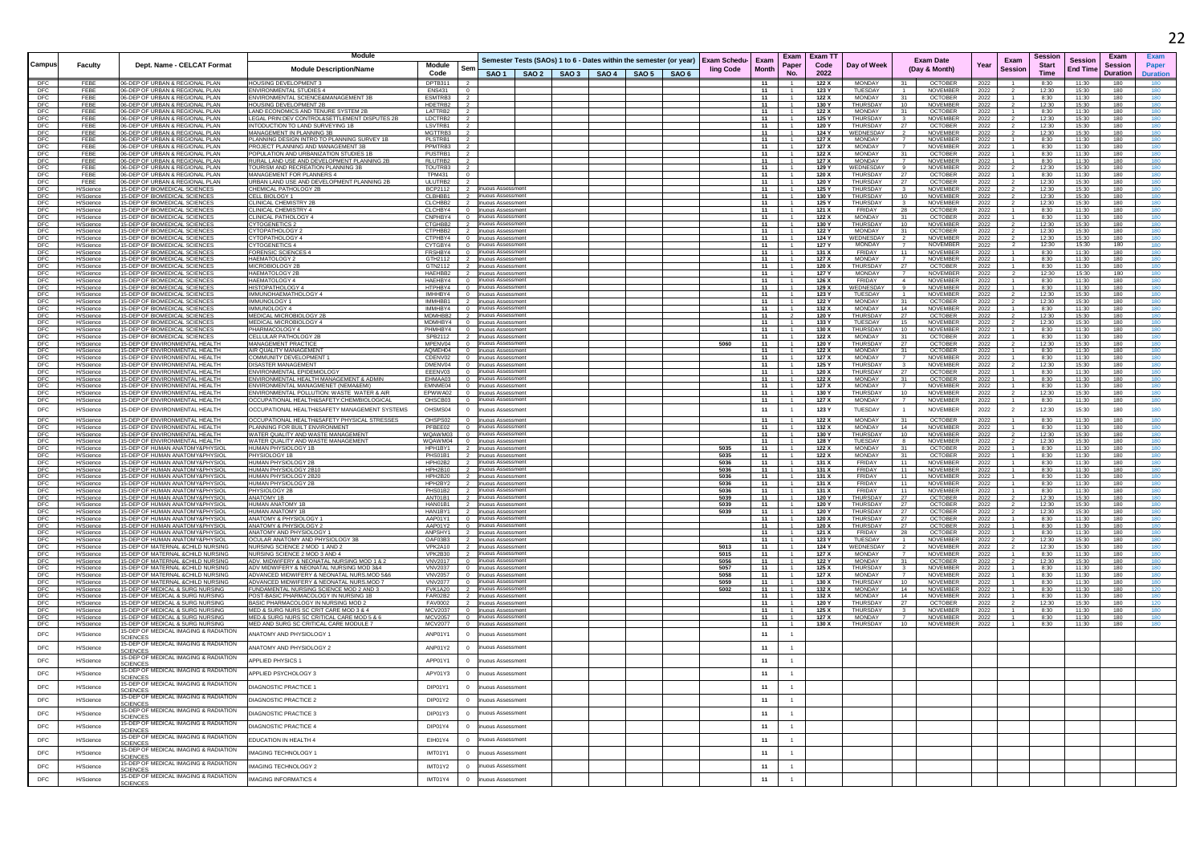| Campus | Faculty | Dept. Name - CELCAT Format | Module Description/Name | Module Code | Sem | Semester Tests (SAOs) 1 to 6 - Dates within the semester (or year) | | | | | | Exam Scheduling Code | Exam Month | Exam Paper No. | Exam TT Code 2022 | Day of Week | Exam Date (Day & Month) | | Year | Exam Session | Session Start Time | Session End Time | Exam Session Duration | Exam Paper Duration |
|---|---|---|---|---|---|---|---|---|---|---|---|---|---|---|---|---|---|---|---|---|---|---|---|---|
| | | | | | | SAO 1 | SAO 2 | SAO 3 | SAO 4 | SAO 5 | SAO 6 | | | | | | | | | | | | | |
| DFC | FEBE | 06-DEP OF URBAN & REGIONAL PLAN | HOUSING DEVELOPMENT 3 | DPTB311 | 2 | | | | | | | | 11 | 1 | 122 X | MONDAY | 31 | OCTOBER | 2022 | 1 | 8:30 | 11:30 | 180 | 180 |
| DFC | FEBE | 06-DEP OF URBAN & REGIONAL PLAN | ENVIRONMENTAL STUDIES 4 | ENS431 | 0 | | | | | | | | 11 | 1 | 123 Y | TUESDAY | 1 | NOVEMBER | 2022 | 2 | 12:30 | 15:30 | 180 | 180 |
| DFC | FEBE | 06-DEP OF URBAN & REGIONAL PLAN | ENVIRONMENTAL SCIENCE&MANAGEMENT 3B | ESMTRB3 | 2 | | | | | | | | 11 | 1 | 122 X | MONDAY | 31 | OCTOBER | 2022 | 1 | 8:30 | 11:30 | 180 | 180 |
| DFC | FEBE | 06-DEP OF URBAN & REGIONAL PLAN | HOUSING DEVELOPMENT 2B | HDETRB2 | 2 | | | | | | | | 11 | 1 | 130 Y | THURSDAY | 10 | NOVEMBER | 2022 | 2 | 12:30 | 15:30 | 180 | 180 |
| DFC | FEBE | 06-DEP OF URBAN & REGIONAL PLAN | LAND ECONOMICS AND TENURE SYSTEM 2B | LATTRB2 | 2 | | | | | | | | 11 | 1 | 122 X | MONDAY | 31 | OCTOBER | 2022 | 1 | 8:30 | 11:30 | 180 | 180 |
| DFC | FEBE | 06-DEP OF URBAN & REGIONAL PLAN | LEGAL PRIN:DEV CONTROL&SETTLEMENT DISPUTES 2B | LDCTRB2 | 2 | | | | | | | | 11 | 1 | 125 Y | THURSDAY | 3 | NOVEMBER | 2022 | 2 | 12:30 | 15:30 | 180 | 180 |
| DFC | FEBE | 06-DEP OF URBAN & REGIONAL PLAN | INTODUCTION TO LAND SURVEYING 1B | LSVTRB1 | 2 | | | | | | | | 11 | 1 | 120 Y | THURSDAY | 27 | OCTOBER | 2022 | 2 | 12:30 | 15:30 | 180 | 180 |
| DFC | FEBE | 06-DEP OF URBAN & REGIONAL PLAN | MANAGEMENT IN PLANNING 3B | MGTTRB3 | 2 | | | | | | | | 11 | 1 | 124 Y | WEDNESDAY | 2 | NOVEMBER | 2022 | 2 | 12:30 | 15:30 | 180 | 180 |
| DFC | FEBE | 06-DEP OF URBAN & REGIONAL PLAN | PLANNING DESIGN INTRO TO PLANNING SURVEY 1B | PLSTRB1 | 2 | | | | | | | | 11 | 1 | 127 X | MONDAY | 7 | NOVEMBER | 2022 | 1 | 8:30 | 11:30 | 180 | 180 |
| DFC | FEBE | 06-DEP OF URBAN & REGIONAL PLAN | PROJECT PLANNING AND MANAGEMENT 3B | PPMTRB3 | 2 | | | | | | | | 11 | 1 | 127 X | MONDAY | 7 | NOVEMBER | 2022 | 1 | 8:30 | 11:30 | 180 | 180 |
| DFC | FEBE | 06-DEP OF URBAN & REGIONAL PLAN | POPULATION AND URBANIZATION STUDIES 1B | PUSTRB1 | 2 | | | | | | | | 11 | 1 | 122 X | MONDAY | 31 | OCTOBER | 2022 | 1 | 8:30 | 11:30 | 180 | 180 |
| DFC | FEBE | 06-DEP OF URBAN & REGIONAL PLAN | RURAL LAND USE AND DEVELOPMENT PLANNING 2B | RLUTRB2 | 2 | | | | | | | | 11 | 1 | 127 X | MONDAY | 7 | NOVEMBER | 2022 | 1 | 8:30 | 11:30 | 180 | 180 |
| DFC | FEBE | 06-DEP OF URBAN & REGIONAL PLAN | TOURISM AND RECREATION PLANNING 3B | TOUTRB3 | 2 | | | | | | | | 11 | 1 | 129 Y | WEDNESDAY | 9 | NOVEMBER | 2022 | 2 | 12:30 | 15:30 | 180 | 180 |
| DFC | FEBE | 06-DEP OF URBAN & REGIONAL PLAN | MANAGEMENT FOR PLANNERS 4 | TPM431 | 0 | | | | | | | | 11 | 1 | 120 X | THURSDAY | 27 | OCTOBER | 2022 | 1 | 8:30 | 11:30 | 180 | 180 |
| DFC | FEBE | 06-DEP OF URBAN & REGIONAL PLAN | URBAN LAND USE AND DEVELOPMENT PLANNING 2B | ULUTRB2 | 2 | | | | | | | | 11 | 1 | 120 Y | THURSDAY | 27 | OCTOBER | 2022 | 2 | 12:30 | 15:30 | 180 | 180 |
| DFC | H/Science | 15-DEP OF BIOMEDICAL SCIENCES | CHEMICAL PATHOLOGY 2B | BCP2112 | 2 | inuous Assessment | | | | | | | 11 | 1 | 125 Y | THURSDAY | 3 | NOVEMBER | 2022 | 2 | 12:30 | 15:30 | 180 | 180 |
| DFC | H/Science | 15-DEP OF BIOMEDICAL SCIENCES | CELL BIOLOGY 1 | CLBHBB1 | 2 | inuous Assessment | | | | | | | 11 | 1 | 130 Y | THURSDAY | 10 | NOVEMBER | 2022 | 2 | 12:30 | 15:30 | 180 | 180 |
| DFC | H/Science | 15-DEP OF BIOMEDICAL SCIENCES | CLINICAL CHEMISTRY 2B | CLCHBB2 | 2 | inuous Assessment | | | | | | | 11 | 1 | 125 Y | THURSDAY | 3 | NOVEMBER | 2022 | 2 | 12:30 | 15:30 | 180 | 180 |
| DFC | H/Science | 15-DEP OF BIOMEDICAL SCIENCES | CLINICAL CHEMISTRY 4 | CLCHBY4 | 0 | inuous Assessment | | | | | | | 11 | 1 | 121 X | FRIDAY | 28 | OCTOBER | 2022 | 1 | 8:30 | 11:30 | 180 | 180 |
| DFC | H/Science | 15-DEP OF BIOMEDICAL SCIENCES | CLINICAL PATHOLOGY 4 | CNPHBY4 | 0 | inuous Assessment | | | | | | | 11 | 1 | 122 X | MONDAY | 31 | OCTOBER | 2022 | 1 | 8:30 | 11:30 | 180 | 180 |
| DFC | H/Science | 15-DEP OF BIOMEDICAL SCIENCES | CYTOGENETICS 2 | CTGHBB2 | 2 | inuous Assessment | | | | | | | 11 | 1 | 130 Y | THURSDAY | 10 | NOVEMBER | 2022 | 2 | 12:30 | 15:30 | 180 | 180 |
| DFC | H/Science | 15-DEP OF BIOMEDICAL SCIENCES | CYTOPATHOLOGY 2 | CTPHBB2 | 2 | inuous Assessment | | | | | | | 11 | 1 | 122 Y | MONDAY | 31 | OCTOBER | 2022 | 2 | 12:30 | 15:30 | 180 | 180 |
| DFC | H/Science | 15-DEP OF BIOMEDICAL SCIENCES | CYTOPATHOLOGY 4 | CTPHBY4 | 0 | inuous Assessment | | | | | | | 11 | 1 | 124 Y | WEDNESDAY | 2 | NOVEMBER | 2022 | 2 | 12:30 | 15:30 | 180 | 180 |
| DFC | H/Science | 15-DEP OF BIOMEDICAL SCIENCES | CYTOGENETICS 4 | CYTGBY4 | 0 | inuous Assessment | | | | | | | 11 | 1 | 127 Y | MONDAY | 7 | NOVEMBER | 2022 | 2 | 12:30 | 15:30 | 180 | 180 |
| DFC | H/Science | 15-DEP OF BIOMEDICAL SCIENCES | FORENSIC SCIENCES 4 | FRSHBY4 | 0 | inuous Assessment | | | | | | | 11 | 1 | 131 X | FRIDAY | 11 | NOVEMBER | 2022 | 1 | 8:30 | 11:30 | 180 | 180 |
| DFC | H/Science | 15-DEP OF BIOMEDICAL SCIENCES | HAEMATOLOGY 2 | GTH2112 | 2 | inuous Assessment | | | | | | | 11 | 1 | 127 X | MONDAY | 7 | NOVEMBER | 2022 | 1 | 8:30 | 11:30 | 180 | 180 |
| DFC | H/Science | 15-DEP OF BIOMEDICAL SCIENCES | MICROBIOLOGY 2B | GTN2112 | 2 | inuous Assessment | | | | | | | 11 | 1 | 120 X | THURSDAY | 27 | OCTOBER | 2022 | 1 | 8:30 | 11:30 | 180 | 180 |
| DFC | H/Science | 15-DEP OF BIOMEDICAL SCIENCES | HAEMATOLOGY 2B | HAEHBB2 | 2 | inuous Assessment | | | | | | | 11 | 1 | 127 Y | MONDAY | 7 | NOVEMBER | 2022 | 2 | 12:30 | 15:30 | 180 | 180 |
| DFC | H/Science | 15-DEP OF BIOMEDICAL SCIENCES | HAEMATOLOGY 4 | HAEHBY4 | 0 | inuous Assessment | | | | | | | 11 | 1 | 126 X | FRIDAY | 4 | NOVEMBER | 2022 | 1 | 8:30 | 11:30 | 180 | 180 |
| DFC | H/Science | 15-DEP OF BIOMEDICAL SCIENCES | HISTOPATHOLOGY 4 | HTPHBY4 | 0 | inuous Assessment | | | | | | | 11 | 1 | 129 X | WEDNESDAY | 9 | NOVEMBER | 2022 | 1 | 8:30 | 11:30 | 180 | 180 |
| DFC | H/Science | 15-DEP OF BIOMEDICAL SCIENCES | IMMUNOHAEMATHOLOGY 4 | IMHHBY4 | 0 | inuous Assessment | | | | | | | 11 | 1 | 123 Y | TUESDAY | 1 | NOVEMBER | 2022 | 2 | 12:30 | 15:30 | 180 | 180 |
| DFC | H/Science | 15-DEP OF BIOMEDICAL SCIENCES | IMMUNOLOGY 1 | IMMHBB1 | 2 | inuous Assessment | | | | | | | 11 | 1 | 122 Y | MONDAY | 31 | OCTOBER | 2022 | 2 | 12:30 | 15:30 | 180 | 180 |
| DFC | H/Science | 15-DEP OF BIOMEDICAL SCIENCES | IMMUNOLOGY 4 | IMMHBY4 | 0 | inuous Assessment | | | | | | | 11 | 1 | 132 X | MONDAY | 14 | NOVEMBER | 2022 | 1 | 8:30 | 11:30 | 180 | 180 |
| DFC | H/Science | 15-DEP OF BIOMEDICAL SCIENCES | MEDICAL MICROBIOLOGY 2B | MDMHBB2 | 2 | inuous Assessment | | | | | | | 11 | 2 | 120 Y | THURSDAY | 27 | OCTOBER | 2022 | 2 | 12:30 | 15:30 | 180 | 180 |
| DFC | H/Science | 15-DEP OF BIOMEDICAL SCIENCES | MEDICAL MICROBIOLOGY 4 | MDMHBY4 | 0 | inuous Assessment | | | | | | | 11 | 1 | 133 Y | TUESDAY | 15 | NOVEMBER | 2022 | 2 | 12:30 | 15:30 | 180 | 180 |
| DFC | H/Science | 15-DEP OF BIOMEDICAL SCIENCES | PHARMACOLOGY 4 | PHMHBY4 | 0 | inuous Assessment | | | | | | | 11 | 1 | 130 X | THURSDAY | 10 | NOVEMBER | 2022 | 1 | 8:30 | 11:30 | 180 | 180 |
| DFC | H/Science | 15-DEP OF BIOMEDICAL SCIENCES | CELLULAR PATHOLOGY 2B | SPB2112 | 2 | inuous Assessment | | | | | | | 11 | 1 | 122 X | MONDAY | 31 | OCTOBER | 2022 | 1 | 8:30 | 11:30 | 180 | 180 |
| DFC | H/Science | 15-DEP OF ENVIRONMENTAL HEALTH | MANAGEMENT PRACTICE | MPENV04 | 0 | inuous Assessment | | | | | | 5060 | 11 | 1 | 120 Y | THURSDAY | 27 | OCTOBER | 2022 | 2 | 12:30 | 15:30 | 180 | 180 |
| DFC | H/Science | 15-DEP OF ENVIRONMENTAL HEALTH | AIR QUALITY MANAGEMENT | AQMEH04 | 0 | inuous Assessment | | | | | | | 11 | 1 | 122 X | MONDAY | 31 | OCTOBER | 2022 | 1 | 8:30 | 11:30 | 180 | 180 |
| DFC | H/Science | 15-DEP OF ENVIRONMENTAL HEALTH | COMMUNITY DEVELOPMENT 1 | CDENV02 | 0 | inuous Assessment | | | | | | | 11 | 1 | 127 X | MONDAY | 7 | NOVEMBER | 2022 | 1 | 8:30 | 11:30 | 180 | 180 |
| DFC | H/Science | 15-DEP OF ENVIRONMENTAL HEALTH | DISASTER MANAGEMENT | DMENV04 | 0 | inuous Assessment | | | | | | | 11 | 1 | 125 Y | THURSDAY | 3 | NOVEMBER | 2022 | 2 | 12:30 | 15:30 | 180 | 180 |
| DFC | H/Science | 15-DEP OF ENVIRONMENTAL HEALTH | ENVIRONMENTAL EPIDEMIOLOGY | EEENV03 | 0 | inuous Assessment | | | | | | | 11 | 1 | 120 X | THURSDAY | 27 | OCTOBER | 2022 | 1 | 8:30 | 11:30 | 180 | 180 |
| DFC | H/Science | 15-DEP OF ENVIRONMENTAL HEALTH | ENVIRONMENTAL HEALTH MANAGEMENT & ADMIN | EHMAA03 | 0 | inuous Assessment | | | | | | | 11 | 1 | 122 X | MONDAY | 31 | OCTOBER | 2022 | 1 | 8:30 | 11:30 | 180 | 180 |
| DFC | H/Science | 15-DEP OF ENVIRONMENTAL HEALTH | ENVIRONMENTAL MANAGMENET (NEMA&EMI) | EMNME04 | 0 | inuous Assessment | | | | | | | 11 | 1 | 127 X | MONDAY | 7 | NOVEMBER | 2022 | 1 | 8:30 | 11:30 | 180 | 180 |
| DFC | H/Science | 15-DEP OF ENVIRONMENTAL HEALTH | ENVIRONMENTAL POLLUTION: WASTE WATER & AIR | EPWWA02 | 0 | inuous Assessment | | | | | | | 11 | 1 | 130 Y | THURSDAY | 10 | NOVEMBER | 2022 | 2 | 12:30 | 15:30 | 180 | 180 |
| DFC | H/Science | 15-DEP OF ENVIRONMENTAL HEALTH | OCCUPATIONAL HEALTH&SAFETY:CHEMBIOLOGICAL | OHSCB03 | 0 | inuous Assessment | | | | | | | 11 | 1 | 127 X | MONDAY | 7 | NOVEMBER | 2022 | 1 | 8:30 | 11:30 | 180 | 180 |
| DFC | H/Science | 15-DEP OF ENVIRONMENTAL HEALTH | OCCUPATIONAL HEALTH&SAFETY MANAGEMENT SYSTEMS | OHSMS04 | 0 | inuous Assessment | | | | | | | 11 | 1 | 123 Y | TUESDAY | 1 | NOVEMBER | 2022 | 2 | 12:30 | 15:30 | 180 | 180 |
| DFC | H/Science | 15-DEP OF ENVIRONMENTAL HEALTH | OCCUPATIONAL HEALTH&SAFETY PHYSICAL STRESSES | OHSPS02 | 0 | inuous Assessment | | | | | | | 11 | 1 | 122 X | MONDAY | 31 | OCTOBER | 2022 | 1 | 8:30 | 11:30 | 180 | 180 |
| DFC | H/Science | 15-DEP OF ENVIRONMENTAL HEALTH | PLANNING FOR BUILT ENVIRONMENT | PFBEE02 | 0 | inuous Assessment | | | | | | | 11 | 1 | 132 X | MONDAY | 14 | NOVEMBER | 2022 | 1 | 8:30 | 11:30 | 180 | 180 |
| DFC | H/Science | 15-DEP OF ENVIRONMENTAL HEALTH | WATER QUALITY AND WASTE MANAGEMENT | WQAWM03 | 0 | inuous Assessment | | | | | | | 11 | 1 | 130 Y | THURSDAY | 10 | NOVEMBER | 2022 | 2 | 12:30 | 15:30 | 180 | 180 |
| DFC | H/Science | 15-DEP OF ENVIRONMENTAL HEALTH | WATER QUALITY AND WASTE MANAGEMENT | WQAWM04 | 0 | inuous Assessment | | | | | | | 11 | 1 | 128 Y | TUESDAY | 8 | NOVEMBER | 2022 | 2 | 12:30 | 15:30 | 180 | 180 |
| DFC | H/Science | 15-DEP OF HUMAN ANATOMY&PHYSIOL | HUMAN PHYSIOLOGY 1B | HPH1BY1 | 2 | inuous Assessment | | | | | | 5035 | 11 | 1 | 122 X | MONDAY | 31 | OCTOBER | 2022 | 1 | 8:30 | 11:30 | 180 | 180 |
| DFC | H/Science | 15-DEP OF HUMAN ANATOMY&PHYSIOL | PHYSIOLOGY 1B | PHS01B1 | 2 | inuous Assessment | | | | | | 5035 | 11 | 1 | 122 X | MONDAY | 31 | OCTOBER | 2022 | 1 | 8:30 | 11:30 | 180 | 180 |
| DFC | H/Science | 15-DEP OF HUMAN ANATOMY&PHYSIOL | HUMAN PHYSIOLOGY 2B | HPH02B2 | 2 | inuous Assessment | | | | | | 5036 | 11 | 1 | 131 X | FRIDAY | 11 | NOVEMBER | 2022 | 1 | 8:30 | 11:30 | 180 | 180 |
| DFC | H/Science | 15-DEP OF HUMAN ANATOMY&PHYSIOL | HUMAN PHYSIOLOGY 2B10 | HPH2B10 | 2 | inuous Assessment | | | | | | 5036 | 11 | 1 | 131 X | FRIDAY | 11 | NOVEMBER | 2022 | 1 | 8:30 | 11:30 | 180 | 180 |
| DFC | H/Science | 15-DEP OF HUMAN ANATOMY&PHYSIOL | HUMAN PHYSIOLOGY 2B20 | HPH2B20 | 2 | inuous Assessment | | | | | | 5036 | 11 | 1 | 131 X | FRIDAY | 11 | NOVEMBER | 2022 | 1 | 8:30 | 11:30 | 180 | 180 |
| DFC | H/Science | 15-DEP OF HUMAN ANATOMY&PHYSIOL | HUMAN PHYSIOLOGY 2B | HPH2BY2 | 2 | inuous Assessment | | | | | | 5036 | 11 | 1 | 131 X | FRIDAY | 11 | NOVEMBER | 2022 | 1 | 8:30 | 11:30 | 180 | 180 |
| DFC | H/Science | 15-DEP OF HUMAN ANATOMY&PHYSIOL | PHYSIOLOGY 2B | PHS01B2 | 2 | inuous Assessment | | | | | | 5036 | 11 | 1 | 131 X | FRIDAY | 11 | NOVEMBER | 2022 | 1 | 8:30 | 11:30 | 180 | 180 |
| DFC | H/Science | 15-DEP OF HUMAN ANATOMY&PHYSIOL | ANATOMY 1B | ANT01B1 | 2 | inuous Assessment | | | | | | 5039 | 11 | 1 | 120 Y | THURSDAY | 27 | OCTOBER | 2022 | 2 | 12:30 | 15:30 | 180 | 180 |
| DFC | H/Science | 15-DEP OF HUMAN ANATOMY&PHYSIOL | HUMAN ANATOMY 1B | HAN01B1 | 2 | inuous Assessment | | | | | | 5039 | 11 | 1 | 120 Y | THURSDAY | 27 | OCTOBER | 2022 | 2 | 12:30 | 15:30 | 180 | 180 |
| DFC | H/Science | 15-DEP OF HUMAN ANATOMY&PHYSIOL | HUMAN ANATOMY 1B | HAN1BY1 | 2 | inuous Assessment | | | | | | 5039 | 11 | 1 | 120 Y | THURSDAY | 27 | OCTOBER | 2022 | 2 | 12:30 | 15:30 | 180 | 180 |
| DFC | H/Science | 15-DEP OF HUMAN ANATOMY&PHYSIOL | ANATOMY & PHYSIOLOGY 1 | AAP01Y1 | 0 | inuous Assessment | | | | | | | 11 | 1 | 120 X | THURSDAY | 27 | OCTOBER | 2022 | 1 | 8:30 | 11:30 | 180 | 180 |
| DFC | H/Science | 15-DEP OF HUMAN ANATOMY&PHYSIOL | ANATOMY & PHYSIOLOGY 2 | AAP01Y2 | 0 | inuous Assessment | | | | | | | 11 | 1 | 120 X | THURSDAY | 27 | OCTOBER | 2022 | 1 | 8:30 | 11:30 | 180 | 180 |
| DFC | H/Science | 15-DEP OF HUMAN ANATOMY&PHYSIOL | ANATOMY AND PHYSIOLOGY 1 | ANPSHY1 | 2 | inuous Assessment | | | | | | | 11 | 1 | 121 X | FRIDAY | 28 | OCTOBER | 2022 | 1 | 8:30 | 11:30 | 180 | 180 |
| DFC | H/Science | 15-DEP OF HUMAN ANATOMY&PHYSIOL | OCULAR ANATOMY AND PHYSIOLOGY 3B | OAF03B3 | 2 | inuous Assessment | | | | | | | 11 | 1 | 123 Y | TUESDAY | 1 | NOVEMBER | 2022 | 2 | 12:30 | 15:30 | 180 | 180 |
| DFC | H/Science | 15-DEP OF MATERNAL &CHILD NURSING | NURSING SCIENCE 2 MOD 1 AND 2 | VPK2A10 | 2 | inuous Assessment | | | | | | 5013 | 11 | 1 | 124 Y | WEDNESDAY | 2 | NOVEMBER | 2022 | 2 | 12:30 | 15:30 | 180 | 180 |
| DFC | H/Science | 15-DEP OF MATERNAL &CHILD NURSING | NURSING SCIENCE 2 MOD 3 AND 4 | VPK2B30 | 2 | inuous Assessment | | | | | | 5015 | 11 | 1 | 127 X | MONDAY | 7 | NOVEMBER | 2022 | 1 | 8:30 | 11:30 | 180 | 180 |
| DFC | H/Science | 15-DEP OF MATERNAL &CHILD NURSING | ADV. MIDWIFERY & NEONATAL NURSING MOD 1 & 2 | VNV2017 | 0 | inuous Assessment | | | | | | 5056 | 11 | 1 | 122 Y | MONDAY | 31 | OCTOBER | 2022 | 2 | 12:30 | 15:30 | 180 | 180 |
| DFC | H/Science | 15-DEP OF MATERNAL &CHILD NURSING | ADV MIDWIFERY & NEONATAL NURSING MOD 3&4 | VNV2037 | 0 | inuous Assessment | | | | | | 5057 | 11 | 1 | 125 X | THURSDAY | 3 | NOVEMBER | 2022 | 1 | 8:30 | 11:30 | 180 | 180 |
| DFC | H/Science | 15-DEP OF MATERNAL &CHILD NURSING | ADVANCED MIDWIFERY & NEONATAL NURS.MOD 5&6 | VNV2057 | 0 | inuous Assessment | | | | | | 5058 | 11 | 1 | 127 X | MONDAY | 7 | NOVEMBER | 2022 | 1 | 8:30 | 11:30 | 180 | 180 |
| DFC | H/Science | 15-DEP OF MATERNAL &CHILD NURSING | ADVANCED MIDWIFERY & NEONATAL NURS.MOD 7 | VNV2077 | 0 | inuous Assessment | | | | | | 5059 | 11 | 1 | 130 X | THURSDAY | 10 | NOVEMBER | 2022 | 1 | 8:30 | 11:30 | 180 | 180 |
| DFC | H/Science | 15-DEP OF MEDICAL & SURG NURSING | FUNDAMENTAL NURSING SCIENCE MOD 2 AND 3 | FVK1A20 | 2 | inuous Assessment | | | | | | 5002 | 11 | 1 | 132 X | MONDAY | 14 | NOVEMBER | 2022 | 1 | 8:30 | 11:30 | 180 | 120 |
| DFC | H/Science | 15-DEP OF MEDICAL & SURG NURSING | POST-BASIC PHARMACOLOGY IN NURSING 1B | FAR02B2 | 2 | inuous Assessment | | | | | | | 11 | 1 | 132 X | MONDAY | 14 | NOVEMBER | 2022 | 1 | 8:30 | 11:30 | 180 | 180 |
| DFC | H/Science | 15-DEP OF MEDICAL & SURG NURSING | BASIC PHARMACOLOGY IN NURSING MOD 2 | FAV0002 | 2 | inuous Assessment | | | | | | | 11 | 1 | 120 Y | THURSDAY | 27 | OCTOBER | 2022 | 2 | 12:30 | 15:30 | 180 | 120 |
| DFC | H/Science | 15-DEP OF MEDICAL & SURG NURSING | MED & SURG NURS SC CRIT CARE MOD 3 & 4 | MCV2037 | 0 | inuous Assessment | | | | | | | 11 | 1 | 125 X | THURSDAY | 3 | NOVEMBER | 2022 | 1 | 8:30 | 11:30 | 180 | 180 |
| DFC | H/Science | 15-DEP OF MEDICAL & SURG NURSING | MED.& SURG NURS SC CRITICAL CARE MOD 5 & 6 | MCV2057 | 0 | inuous Assessment | | | | | | | 11 | 1 | 127 X | MONDAY | 7 | NOVEMBER | 2022 | 1 | 8:30 | 11:30 | 180 | 180 |
| DFC | H/Science | 15-DEP OF MEDICAL & SURG NURSING | MED AND SURG SC CRITICAL CARE MODULE 7 | MCV2077 | 0 | inuous Assessment | | | | | | | 11 | 1 | 130 X | THURSDAY | 10 | NOVEMBER | 2022 | 1 | 8:30 | 11:30 | 180 | 180 |
| DFC | H/Science | 15-DEP OF MEDICAL IMAGING & RADIATION SCIENCES | ANATOMY AND PHYSIOLOGY 1 | ANP01Y1 | 0 | inuous Assessment | | | | | | | 11 | 1 | | | | | | | | | | |
| DFC | H/Science | 15-DEP OF MEDICAL IMAGING & RADIATION SCIENCES | ANATOMY AND PHYSIOLOGY 2 | ANP01Y2 | 0 | inuous Assessment | | | | | | | 11 | 1 | | | | | | | | | | |
| DFC | H/Science | 15-DEP OF MEDICAL IMAGING & RADIATION SCIENCES | APPLIED PHYSICS 1 | APP01Y1 | 0 | inuous Assessment | | | | | | | 11 | 1 | | | | | | | | | | |
| DFC | H/Science | 15-DEP OF MEDICAL IMAGING & RADIATION SCIENCES | APPLIED PSYCHOLOGY 3 | APY01Y3 | 0 | inuous Assessment | | | | | | | 11 | 1 | | | | | | | | | | |
| DFC | H/Science | 15-DEP OF MEDICAL IMAGING & RADIATION SCIENCES | DIAGNOSTIC PRACTICE 1 | DIP01Y1 | 0 | inuous Assessment | | | | | | | 11 | 1 | | | | | | | | | | |
| DFC | H/Science | 15-DEP OF MEDICAL IMAGING & RADIATION SCIENCES | DIAGNOSTIC PRACTICE 2 | DIP01Y2 | 0 | inuous Assessment | | | | | | | 11 | 1 | | | | | | | | | | |
| DFC | H/Science | 15-DEP OF MEDICAL IMAGING & RADIATION SCIENCES | DIAGNOSTIC PRACTICE 3 | DIP01Y3 | 0 | inuous Assessment | | | | | | | 11 | 1 | | | | | | | | | | |
| DFC | H/Science | 15-DEP OF MEDICAL IMAGING & RADIATION SCIENCES | DIAGNOSTIC PRACTICE 4 | DIP01Y4 | 0 | inuous Assessment | | | | | | | 11 | 1 | | | | | | | | | | |
| DFC | H/Science | 15-DEP OF MEDICAL IMAGING & RADIATION SCIENCES | EDUCATION IN HEALTH 4 | EIH01Y4 | 0 | inuous Assessment | | | | | | | 11 | 1 | | | | | | | | | | |
| DFC | H/Science | 15-DEP OF MEDICAL IMAGING & RADIATION SCIENCES | IMAGING TECHNOLOGY 1 | IMT01Y1 | 0 | inuous Assessment | | | | | | | 11 | 1 | | | | | | | | | | |
| DFC | H/Science | 15-DEP OF MEDICAL IMAGING & RADIATION SCIENCES | IMAGING TECHNOLOGY 2 | IMT01Y2 | 0 | inuous Assessment | | | | | | | 11 | 1 | | | | | | | | | | |
| DFC | H/Science | 15-DEP OF MEDICAL IMAGING & RADIATION SCIENCES | IMAGING INFORMATICS 4 | IMT01Y4 | 0 | inuous Assessment | | | | | | | 11 | 1 | | | | | | | | | | |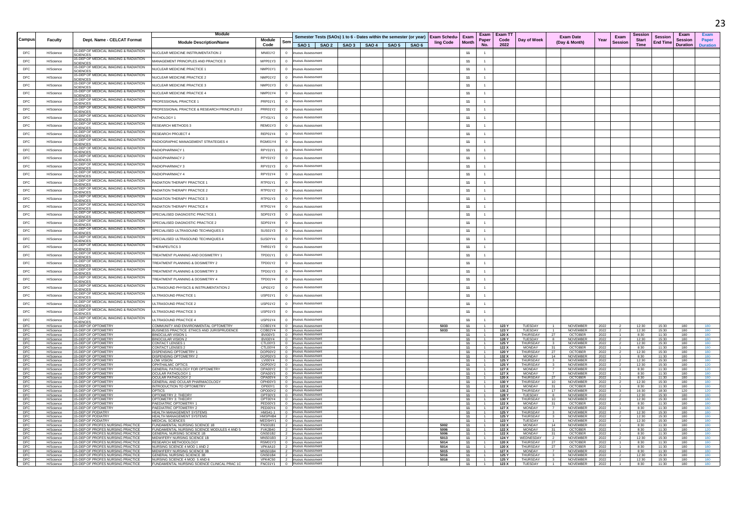| Campus | Faculty | Dept. Name - CELCAT Format | Module Description/Name | Module Code | Sem | SAO 1 | SAO 2 | SAO 3 | SAO 4 | SAO 5 | SAO 6 | Exam Scheduling Code | Exam Month | Exam Paper No. | Exam TT Code 2022 | Day of Week | Exam Date (Day & Month) | | Year | Exam Session | Session Start Time | Session End Time | Exam Session Duration | Exam Paper Duration |
|---|---|---|---|---|---|---|---|---|---|---|---|---|---|---|---|---|---|---|---|---|---|---|---|---|
| DFC | H/Science | 15-DEP OF MEDICAL IMAGING & RADIATION SCIENCES | NUCLEAR MEDICINE INSTRUMENTATION 2 | MNI01Y2 | 0 | inuous Assessment | | | | | | | 11 | 1 | | | | | | | | | | |
| DFC | H/Science | 15-DEP OF MEDICAL IMAGING & RADIATION SCIENCES | MANAGEMENT PRINCIPLES AND PRACTICE 3 | MPP01Y3 | 0 | inuous Assessment | | | | | | | 11 | 1 | | | | | | | | | | |
| DFC | H/Science | 15-DEP OF MEDICAL IMAGING & RADIATION SCIENCES | NUCLEAR MEDICINE PRACTICE 1 | NMP01Y1 | 0 | inuous Assessment | | | | | | | 11 | 1 | | | | | | | | | | |
| DFC | H/Science | 15-DEP OF MEDICAL IMAGING & RADIATION SCIENCES | NUCLEAR MEDICINE PRACTICE 2 | NMP01Y2 | 0 | inuous Assessment | | | | | | | 11 | 1 | | | | | | | | | | |
| DFC | H/Science | 15-DEP OF MEDICAL IMAGING & RADIATION SCIENCES | NUCLEAR MEDICINE PRACTICE 3 | NMP01Y3 | 0 | inuous Assessment | | | | | | | 11 | 1 | | | | | | | | | | |
| DFC | H/Science | 15-DEP OF MEDICAL IMAGING & RADIATION SCIENCES | NUCLEAR MEDICINE PRACTICE 4 | NMP01Y4 | 0 | inuous Assessment | | | | | | | 11 | 1 | | | | | | | | | | |
| DFC | H/Science | 15-DEP OF MEDICAL IMAGING & RADIATION SCIENCES | PROFESSIONAL PRACTICE 1 | PRP01Y1 | 0 | inuous Assessment | | | | | | | 11 | 1 | | | | | | | | | | |
| DFC | H/Science | 15-DEP OF MEDICAL IMAGING & RADIATION SCIENCES | PROFESSIONAL PRACTICE & RESEARCH PRINCIPLES 2 | PRR01Y2 | 0 | inuous Assessment | | | | | | | 11 | 1 | | | | | | | | | | |
| DFC | H/Science | 15-DEP OF MEDICAL IMAGING & RADIATION SCIENCES | PATHOLOGY 1 | PTY01Y1 | 0 | inuous Assessment | | | | | | | 11 | 1 | | | | | | | | | | |
| DFC | H/Science | 15-DEP OF MEDICAL IMAGING & RADIATION SCIENCES | RESEARCH METHODS 3 | REM01Y3 | 0 | inuous Assessment | | | | | | | 11 | 1 | | | | | | | | | | |
| DFC | H/Science | 15-DEP OF MEDICAL IMAGING & RADIATION SCIENCES | RESEARCH PROJECT 4 | REP01Y4 | 0 | inuous Assessment | | | | | | | 11 | 1 | | | | | | | | | | |
| DFC | H/Science | 15-DEP OF MEDICAL IMAGING & RADIATION SCIENCES | RADIOGRAPHIC MANAGEMENT STRATEGIES 4 | RGM01Y4 | 0 | inuous Assessment | | | | | | | 11 | 1 | | | | | | | | | | |
| DFC | H/Science | 15-DEP OF MEDICAL IMAGING & RADIATION SCIENCES | RADIOPHARMACY 1 | RPY01Y1 | 0 | inuous Assessment | | | | | | | 11 | 1 | | | | | | | | | | |
| DFC | H/Science | 15-DEP OF MEDICAL IMAGING & RADIATION SCIENCES | RADIOPHARMACY 2 | RPY01Y2 | 0 | inuous Assessment | | | | | | | 11 | 1 | | | | | | | | | | |
| DFC | H/Science | 15-DEP OF MEDICAL IMAGING & RADIATION SCIENCES | RADIOPHARMACY 3 | RPY01Y3 | 0 | inuous Assessment | | | | | | | 11 | 1 | | | | | | | | | | |
| DFC | H/Science | 15-DEP OF MEDICAL IMAGING & RADIATION SCIENCES | RADIOPHARMACY 4 | RPY01Y4 | 0 | inuous Assessment | | | | | | | 11 | 1 | | | | | | | | | | |
| DFC | H/Science | 15-DEP OF MEDICAL IMAGING & RADIATION SCIENCES | RADIATION THERAPY PRACTICE 1 | RTP01Y1 | 0 | inuous Assessment | | | | | | | 11 | 1 | | | | | | | | | | |
| DFC | H/Science | 15-DEP OF MEDICAL IMAGING & RADIATION SCIENCES | RADIATION THERAPY PRACTICE 2 | RTP01Y2 | 0 | inuous Assessment | | | | | | | 11 | 1 | | | | | | | | | | |
| DFC | H/Science | 15-DEP OF MEDICAL IMAGING & RADIATION SCIENCES | RADIATION THERAPY PRACTICE 3 | RTP01Y3 | 0 | inuous Assessment | | | | | | | 11 | 1 | | | | | | | | | | |
| DFC | H/Science | 15-DEP OF MEDICAL IMAGING & RADIATION SCIENCES | RADIATION THERAPY PRACTICE 4 | RTP01Y4 | 0 | inuous Assessment | | | | | | | 11 | 1 | | | | | | | | | | |
| DFC | H/Science | 15-DEP OF MEDICAL IMAGING & RADIATION SCIENCES | SPECIALISED DIAGNOSTIC PRACTICE 1 | SDP01Y3 | 0 | inuous Assessment | | | | | | | 11 | 1 | | | | | | | | | | |
| DFC | H/Science | 15-DEP OF MEDICAL IMAGING & RADIATION SCIENCES | SPECIALISED DIAGNOSTIC PRACTICE 2 | SDP01Y4 | 0 | inuous Assessment | | | | | | | 11 | 1 | | | | | | | | | | |
| DFC | H/Science | 15-DEP OF MEDICAL IMAGING & RADIATION SCIENCES | SPECIALISED ULTRASOUND TECHNIQUES 3 | SUS01Y3 | 0 | inuous Assessment | | | | | | | 11 | 1 | | | | | | | | | | |
| DFC | H/Science | 15-DEP OF MEDICAL IMAGING & RADIATION SCIENCES | SPECIALISED ULTRASOUND TECHNIQUES 4 | SUS0YY4 | 0 | inuous Assessment | | | | | | | 11 | 1 | | | | | | | | | | |
| DFC | H/Science | 15-DEP OF MEDICAL IMAGING & RADIATION SCIENCES | THERAPEUTICS 3 | THR01Y3 | 0 | inuous Assessment | | | | | | | 11 | 1 | | | | | | | | | | |
| DFC | H/Science | 15-DEP OF MEDICAL IMAGING & RADIATION SCIENCES | TREATMENT PLANNING AND DOSIMETRY 1 | TPD01Y1 | 0 | inuous Assessment | | | | | | | 11 | 1 | | | | | | | | | | |
| DFC | H/Science | 15-DEP OF MEDICAL IMAGING & RADIATION SCIENCES | TREATMENT PLANNING & DOSIMETRY 2 | TPD01Y2 | 0 | inuous Assessment | | | | | | | 11 | 1 | | | | | | | | | | |
| DFC | H/Science | 15-DEP OF MEDICAL IMAGING & RADIATION SCIENCES | TREATMENT PLANNING & DOSIMETRY 3 | TPD01Y3 | 0 | inuous Assessment | | | | | | | 11 | 1 | | | | | | | | | | |
| DFC | H/Science | 15-DEP OF MEDICAL IMAGING & RADIATION SCIENCES | TREATMENT PLANNING & DOSIMETRY 4 | TPD01Y4 | 0 | inuous Assessment | | | | | | | 11 | 1 | | | | | | | | | | |
| DFC | H/Science | 15-DEP OF MEDICAL IMAGING & RADIATION SCIENCES | ULTRASOUND PHYSICS & INSTRUMENTATION 2 | UPI01Y2 | 0 | inuous Assessment | | | | | | | 11 | 1 | | | | | | | | | | |
| DFC | H/Science | 15-DEP OF MEDICAL IMAGING & RADIATION SCIENCES | ULTRASOUND PRACTICE 1 | USP01Y1 | 0 | inuous Assessment | | | | | | | 11 | 1 | | | | | | | | | | |
| DFC | H/Science | 15-DEP OF MEDICAL IMAGING & RADIATION SCIENCES | ULTRASOUND PRACTICE 2 | USP01Y2 | 0 | inuous Assessment | | | | | | | 11 | 1 | | | | | | | | | | |
| DFC | H/Science | 15-DEP OF MEDICAL IMAGING & RADIATION SCIENCES | ULTRASOUND PRACTICE 3 | USP01Y3 | 0 | inuous Assessment | | | | | | | 11 | 1 | | | | | | | | | | |
| DFC | H/Science | 15-DEP OF MEDICAL IMAGING & RADIATION SCIENCES | ULTRASOUND PRACTICE 4 | USP01Y4 | 0 | inuous Assessment | | | | | | | 11 | 1 | | | | | | | | | | |
| DFC | H/Science | 15-DEP OF OPTOMETRY | COMMUNITY AND ENVIRONMENTAL OPTOMETRY | COB01Y4 | 0 | inuous Assessment | | | | | | 5033 | 11 | 1 | 123 Y | TUESDAY | 1 | NOVEMBER | 2022 | 2 | 12:30 | 15:30 | 180 | 180 |
| DFC | H/Science | 15-DEP OF OPTOMETRY | BUSINESS PRACTICE ETHICS AND JURISPRUDENCE | COB02Y4 | 0 | inuous Assessment | | | | | | 5033 | 11 | 1 | 123 Y | TUESDAY | 1 | NOVEMBER | 2022 | 2 | 12:30 | 15:30 | 180 | 180 |
| DFC | H/Science | 15-DEP OF OPTOMETRY | BINOCULAR VISION 1 | BVI00Y3 | 0 | inuous Assessment | | | | | | | 11 | 1 | 120 X | THURSDAY | 27 | OCTOBER | 2022 | 1 | 8:30 | 11:30 | 180 | 180 |
| DFC | H/Science | 15-DEP OF OPTOMETRY | BINOCULAR VISION 2 | BVI00Y4 | 0 | inuous Assessment | | | | | | | 11 | 1 | 128 Y | TUESDAY | 8 | NOVEMBER | 2022 | 2 | 12:30 | 15:30 | 180 | 180 |
| DFC | H/Science | 15-DEP OF OPTOMETRY | CONTACT LENSES 1 | CTL00Y3 | 0 | inuous Assessment | | | | | | | 11 | 1 | 125 Y | THURSDAY | 3 | NOVEMBER | 2022 | 2 | 12:30 | 15:30 | 180 | 180 |
| DFC | H/Science | 15-DEP OF OPTOMETRY | CONTACT LENSES 2 | CTL00Y4 | 0 | inuous Assessment | | | | | | | 11 | 1 | 122 X | MONDAY | 31 | OCTOBER | 2022 | 1 | 8:30 | 11:30 | 180 | 180 |
| DFC | H/Science | 15-DEP OF OPTOMETRY | DISPENSING OPTOMETRY 1 | DOP00Y2 | 0 | inuous Assessment | | | | | | | 11 | 1 | 120 Y | THURSDAY | 27 | OCTOBER | 2022 | 2 | 12:30 | 15:30 | 180 | 180 |
| DFC | H/Science | 15-DEP OF OPTOMETRY | DISPENSING OPTOMETRY 2 | DOP00Y3 | 0 | inuous Assessment | | | | | | | 11 | 1 | 132 X | MONDAY | 14 | NOVEMBER | 2022 | 1 | 8:30 | 11:30 | 180 | 180 |
| DFC | H/Science | 15-DEP OF OPTOMETRY | LOW VISION | LVI00Y4 | 0 | inuous Assessment | | | | | | | 11 | 1 | 125 Y | THURSDAY | 3 | NOVEMBER | 2022 | 2 | 12:30 | 15:30 | 180 | 180 |
| DFC | H/Science | 15-DEP OF OPTOMETRY | OPHTHALMIC OPTICS | OOP00Y2 | 0 | inuous Assessment | | | | | | | 11 | 1 | 125 Y | THURSDAY | 3 | NOVEMBER | 2022 | 2 | 12:30 | 15:30 | 180 | 120 |
| DFC | H/Science | 15-DEP OF OPTOMETRY | GENERAL PATHOLOGY FOR OPTOMETRY | OPA00Y2 | 0 | inuous Assessment | | | | | | | 11 | 1 | 127 X | MONDAY | 7 | NOVEMBER | 2022 | 1 | 8:30 | 11:30 | 180 | 120 |
| DFC | H/Science | 15-DEP OF OPTOMETRY | OCULAR PATHOLOGY 1 | OPA00Y3 | 0 | inuous Assessment | | | | | | | 11 | 1 | 127 X | MONDAY | 7 | NOVEMBER | 2022 | 1 | 8:30 | 11:30 | 180 | 180 |
| DFC | H/Science | 15-DEP OF OPTOMETRY | OCULAR PATHOLOGY 2 | OPA00Y4 | 0 | inuous Assessment | | | | | | | 11 | 1 | 120 X | THURSDAY | 27 | OCTOBER | 2022 | 1 | 8:30 | 11:30 | 180 | 180 |
| DFC | H/Science | 15-DEP OF OPTOMETRY | GENERAL AND OCULAR PHARMACOLOGY | OPH00Y3 | 0 | inuous Assessment | | | | | | | 11 | 1 | 130 Y | THURSDAY | 10 | NOVEMBER | 2022 | 2 | 12:30 | 15:30 | 180 | 180 |
| DFC | H/Science | 15-DEP OF OPTOMETRY | INTRODUCTION TO OPTOMETRY | OPI00Y1 | 0 | inuous Assessment | | | | | | | 11 | 1 | 122 X | MONDAY | 31 | OCTOBER | 2022 | 1 | 8:30 | 11:30 | 180 | 180 |
| DFC | H/Science | 15-DEP OF OPTOMETRY | OPTICS | OPO00Y2 | 0 | inuous Assessment | | | | | | | 11 | 1 | 135 Z | THURSDAY | 17 | NOVEMBER | 2022 | 3 | 16:30 | 18:30 | 120 | 120 |
| DFC | H/Science | 15-DEP OF OPTOMETRY | OPTOMETRY 2: THEORY | OPT00Y3 | 0 | inuous Assessment | | | | | | | 11 | 1 | 128 Y | TUESDAY | 8 | NOVEMBER | 2022 | 2 | 12:30 | 15:30 | 180 | 180 |
| DFC | H/Science | 15-DEP OF OPTOMETRY | OPTOMETRY 3: THEORY | OPT00Y4 | 0 | inuous Assessment | | | | | | | 11 | 1 | 130 Y | THURSDAY | 10 | NOVEMBER | 2022 | 2 | 12:30 | 15:30 | 180 | 180 |
| DFC | H/Science | 15-DEP OF OPTOMETRY | PAEDIATRIC OPTOMETRY 1 | PED00Y3 | 0 | inuous Assessment | | | | | | | 11 | 1 | 122 X | MONDAY | 31 | OCTOBER | 2022 | 1 | 8:30 | 11:30 | 180 | 180 |
| DFC | H/Science | 15-DEP OF OPTOMETRY | PAEDIATRIC OPTOMETRY 2 | PED00Y4 | 0 | inuous Assessment | | | | | | | 11 | 1 | 127 X | MONDAY | 7 | NOVEMBER | 2022 | 1 | 8:30 | 11:30 | 180 | 180 |
| DFC | H/Science | 15-DEP OF PODIATRY | HEALTH MANAGEMENT SYSTEMS | HMS41-1 | 0 | inuous Assessment | | | | | | | 11 | 1 | 125 Y | THURSDAY | 3 | NOVEMBER | 2022 | 2 | 12:30 | 15:30 | 180 | 180 |
| DFC | H/Science | 15-DEP OF PODIATRY | HEALTH MANAGEMENT SYSTEMS | HMSPHB4 | 2 | inuous Assessment | | | | | | | 11 | 1 | 125 Y | THURSDAY | 3 | NOVEMBER | 2022 | 2 | 12:30 | 15:30 | 180 | 180 |
| DFC | H/Science | 15-DEP OF PODIATRY | MEDICAL SCIENCES | MEDSHY1 | 0 | inuous Assessment | | | | | | | 11 | 1 | 123 Y | TUESDAY | 1 | NOVEMBER | 2022 | 2 | 12:30 | 15:30 | 180 | 180 |
| DFC | H/Science | 15-DEP OF PROFES NURSING PRACTICE | FUNDAMENTAL NURSING SCIENCE 1B | FNS01B1 | 2 | inuous Assessment | | | | | | 5002 | 11 | 1 | 132 X | MONDAY | 14 | NOVEMBER | 2022 | 1 | 8:30 | 11:30 | 180 | 180 |
| DFC | H/Science | 15-DEP OF PROFES NURSING PRACTICE | FUNDAMENTAL NURSING SCIENCE MODULES 4 AND 5 | FVK2B40 | 2 | inuous Assessment | | | | | | 5006 | 11 | 1 | 122 X | MONDAY | 31 | OCTOBER | 2022 | 1 | 8:30 | 11:30 | 180 | 120 |
| DFC | H/Science | 15-DEP OF PROFES NURSING PRACTICE | GENERAL NURSING SCIENCE 1B | GNS01B2 | 2 | inuous Assessment | | | | | | 5006 | 11 | 1 | 122 X | MONDAY | 31 | OCTOBER | 2022 | 1 | 8:30 | 11:30 | 180 | 180 |
| DFC | H/Science | 15-DEP OF PROFES NURSING PRACTICE | MIDWIFERY NURSING SCIENCE 1B | MNS01B3 | 2 | inuous Assessment | | | | | | 5013 | 11 | 1 | 124 Y | WEDNESDAY | 2 | NOVEMBER | 2022 | 2 | 12:30 | 15:30 | 180 | 180 |
| DFC | H/Science | 15-DEP OF PROFES NURSING PRACTICE | RESEARCH METHODOLOGY | RSM01Y3 | 0 | inuous Assessment | | | | | | 5014 | 11 | 1 | 120 X | THURSDAY | 27 | OCTOBER | 2022 | 1 | 8:30 | 11:30 | 180 | 180 |
| DFC | H/Science | 15-DEP OF PROFES NURSING PRACTICE | NURSING SCIENCE 4 MOD 1 AND 2 | VPK4A10 | 2 | inuous Assessment | | | | | | 5014 | 11 | 1 | 120 X | THURSDAY | 27 | OCTOBER | 2022 | 1 | 8:30 | 11:30 | 180 | 180 |
| DFC | H/Science | 15-DEP OF PROFES NURSING PRACTICE | MIDWIFERY NURSING SCIENCE 3B | MNS01B4 | 2 | inuous Assessment | | | | | | 5015 | 11 | 1 | 127 X | MONDAY | 7 | NOVEMBER | 2022 | 1 | 8:30 | 11:30 | 180 | 180 |
| DFC | H/Science | 15-DEP OF PROFES NURSING PRACTICE | GENERAL NURSING SCIENCE 3B | GNS01B4 | 2 | inuous Assessment | | | | | | 5016 | 11 | 1 | 125 Y | THURSDAY | 3 | NOVEMBER | 2022 | 2 | 12:30 | 15:30 | 180 | 180 |
| DFC | H/Science | 15-DEP OF PROFES NURSING PRACTICE | NURSING SCIENCE 4 MOD 5 AND 6 | VPK4C50 | 2 | inuous Assessment | | | | | | 5016 | 11 | 1 | 125 Y | THURSDAY | 3 | NOVEMBER | 2022 | 2 | 12:30 | 15:30 | 180 | 180 |
| DFC | H/Science | 15-DEP OF PROFES NURSING PRACTICE | FUNDAMENTAL NURSING SCIENCE CLINICAL PRAC 1C | FNC01Y1 | 0 | inuous Assessment | | | | | | | 11 | 1 | 123 X | TUESDAY | 1 | NOVEMBER | 2022 | 1 | 8:30 | 11:30 | 180 | 180 |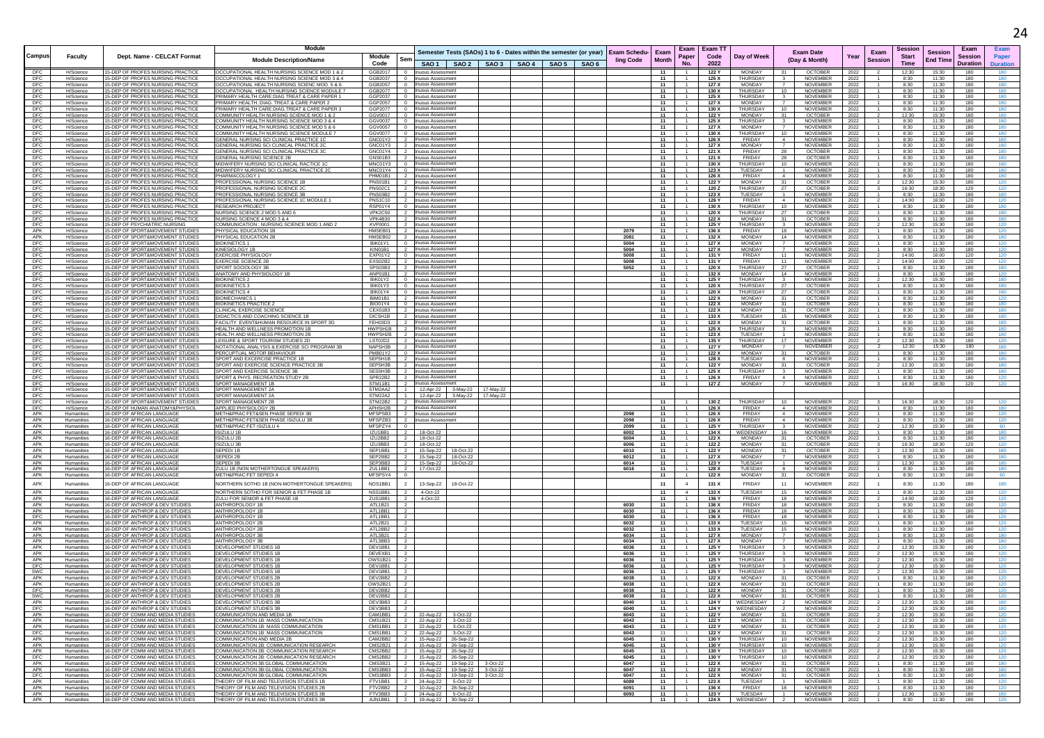| Campus | Faculty | Dept. Name - CELCAT Format | Module Description/Name | Module Code | Sem | Semester Tests (SAOs) 1 to 6 - Dates within the semester (or year) SAO 1 | SAO 2 | SAO 3 | SAO 4 | SAO 5 | SAO 6 | Exam Scheduling Code | Exam Month | Exam Paper No. | Exam TT Code 2022 | Day of Week | Exam Date (Day & Month) | | Year | Exam Session | Session Start Time | Session End Time | Exam Session Duration | Exam Paper Duration |
|---|---|---|---|---|---|---|---|---|---|---|---|---|---|---|---|---|---|---|---|---|---|---|---|---|
| DFC | H/Science | 15-DEP OF PROFES NURSING PRACTICE | OCCUPATIONAL HEALTH NURSING SCIENCE MOD 1 & 2 | GGB2017 | 0 | inuous Assessment | | | | | | | 11 | 1 | 122 X | MONDAY | 31 | OCTOBER | 2022 | 2 | 12:30 | 15:30 | 180 | 180 |
| DFC | H/Science | 15-DEP OF PROFES NURSING PRACTICE | OCCUPATIONAL HEALTH NURSING SCIENCE MOD 3 & 4 | GGB2037 | 0 | inuous Assessment | | | | | | | 11 | 1 | 125 X | THURSDAY | 3 | NOVEMBER | 2022 | 1 | 8:30 | 11:30 | 180 | 180 |
| DFC | H/Science | 15-DEP OF PROFES NURSING PRACTICE | OCCUPATIONAL HEALTH NURSING SCIENC MOD. 5 & 6 | GGB2057 | 0 | inuous Assessment | | | | | | | 11 | 1 | 127 X | MONDAY | 7 | NOVEMBER | 2022 | 1 | 8:30 | 11:30 | 180 | 180 |
| DFC | H/Science | 15-DEP OF PROFES NURSING PRACTICE | OCCUPATIONAL HEALTH NURSING SCIENCE MODULE 7 | GGB2077 | 0 | inuous Assessment | | | | | | | 11 | 1 | 130 X | THURSDAY | 10 | NOVEMBER | 2022 | 1 | 8:30 | 11:30 | 180 | 180 |
| DFC | H/Science | 15-DEP OF PROFES NURSING PRACTICE | PRIMARY HEALTH CARE:DIAG.TREAT & CARE PAPER 1 | GGP2037 | 0 | inuous Assessment | | | | | | | 11 | 1 | 125 X | THURSDAY | 3 | NOVEMBER | 2022 | 1 | 8:30 | 11:30 | 180 | 180 |
| DFC | H/Science | 15-DEP OF PROFES NURSING PRACTICE | PRIMARY HEALTH.:DIAG. TREAT.& CARE PAPER 2 | GGP2057 | 0 | inuous Assessment | | | | | | | 11 | 1 | 127 X | MONDAY | 7 | NOVEMBER | 2022 | 1 | 8:30 | 11:30 | 180 | 180 |
| DFC | H/Science | 15-DEP OF PROFES NURSING PRACTICE | PRIMARY HEALTH CARE:DIAG.TREAT & CARE PAPER 3 | GGP2077 | 0 | inuous Assessment | | | | | | | 11 | 1 | 130 X | THURSDAY | 10 | NOVEMBER | 2022 | 1 | 8:30 | 11:30 | 180 | 180 |
| DFC | H/Science | 15-DEP OF PROFES NURSING PRACTICE | COMMUNITY HEALTH NURSING SCIENCE MOD 1 & 2 | GGV0017 | 0 | inuous Assessment | | | | | | | 11 | 1 | 122 Y | MONDAY | 31 | OCTOBER | 2022 | 2 | 12:30 | 15:30 | 180 | 180 |
| DFC | H/Science | 15-DEP OF PROFES NURSING PRACTICE | COMMUNITY HEALTH NURSING SCIENCE MOD 3 & 4 | GGV0037 | 0 | inuous Assessment | | | | | | | 11 | 1 | 125 X | THURSDAY | 3 | NOVEMBER | 2022 | 1 | 8:30 | 11:30 | 180 | 180 |
| DFC | H/Science | 15-DEP OF PROFES NURSING PRACTICE | COMMUNITY HEALTH NURSING SCIENCE MOD 5 & 6 | GGV0057 | 0 | inuous Assessment | | | | | | | 11 | 1 | 127 X | MONDAY | 7 | NOVEMBER | 2022 | 1 | 8:30 | 11:30 | 180 | 180 |
| DFC | H/Science | 15-DEP OF PROFES NURSING PRACTICE | COMMUNITY HEALTH NURSING SCIENCE MODULE 7 | GGV0077 | 0 | inuous Assessment | | | | | | | 11 | 1 | 130 X | THURSDAY | 10 | NOVEMBER | 2022 | 1 | 8:30 | 11:30 | 180 | 180 |
| DFC | H/Science | 15-DEP OF PROFES NURSING PRACTICE | GENERAL NURSING SCI CLINICAL PRACTICE 1C | GNC01Y2 | 2 | inuous Assessment | | | | | | | 11 | 1 | 126 X | FRIDAY | 4 | NOVEMBER | 2022 | 1 | 8:30 | 11:30 | 180 | 180 |
| DFC | H/Science | 15-DEP OF PROFES NURSING PRACTICE | GENERAL NURSING SCI CLINICAL PRACTICE 2C | GNC01Y3 | 2 | inuous Assessment | | | | | | | 11 | 1 | 127 X | MONDAY | 7 | NOVEMBER | 2022 | 1 | 8:30 | 11:30 | 180 | 180 |
| DFC | H/Science | 15-DEP OF PROFES NURSING PRACTICE | GENERAL NURSING SCI CLINICAL PRACTICE 3C | GNC01Y4 | 2 | inuous Assessment | | | | | | | 11 | 1 | 121 X | FRIDAY | 28 | OCTOBER | 2022 | 1 | 8:30 | 11:30 | 180 | 180 |
| DFC | H/Science | 15-DEP OF PROFES NURSING PRACTICE | GENERAL NURSING SCIENCE 2B | GNS01B3 | 2 | inuous Assessment | | | | | | | 11 | 1 | 121 X | FRIDAY | 28 | OCTOBER | 2022 | 1 | 8:30 | 11:30 | 180 | 180 |
| DFC | H/Science | 15-DEP OF PROFES NURSING PRACTICE | MIDWIFERY NURSING SCI CLINICAL RACTICE 1C | MNC01Y3 | 0 | inuous Assessment | | | | | | | 11 | 1 | 130 X | THURSDAY | 10 | NOVEMBER | 2022 | 1 | 8:30 | 11:30 | 180 | 180 |
| DFC | H/Science | 15-DEP OF PROFES NURSING PRACTICE | MIDWIFERY NURSING SCI CLINICAL PRACTICE 2C | MNC01Y4 | 0 | inuous Assessment | | | | | | | 11 | 1 | 123 X | TUESDAY | 1 | NOVEMBER | 2022 | 1 | 8:30 | 11:30 | 180 | 180 |
| DFC | H/Science | 15-DEP OF PROFES NURSING PRACTICE | PHARMACOLOGY 1 | PHM01B1 | 2 | inuous Assessment | | | | | | | 11 | 1 | 126 X | FRIDAY | 4 | NOVEMBER | 2022 | 1 | 8:30 | 11:30 | 180 | 180 |
| DFC | H/Science | 15-DEP OF PROFES NURSING PRACTICE | PROFESSIONAL NURSING SCIENCE 1B | PNS01B1 | 2 | inuous Assessment | | | | | | | 11 | 1 | 122 Y | MONDAY | 31 | OCTOBER | 2022 | 2 | 12:30 | 15:30 | 180 | 120 |
| DFC | H/Science | 15-DEP OF PROFES NURSING PRACTICE | PROFESSIONAL NURSING SCIENCE 2C | PNS02C1 | 2 | inuous Assessment | | | | | | | 11 | 1 | 120 Z | THURSDAY | 27 | OCTOBER | 2022 | 3 | 16:30 | 18:30 | 120 | 120 |
| DFC | H/Science | 15-DEP OF PROFES NURSING PRACTICE | PROFESSIONAL NURSING SCIENCE 3B | PNS03B2 | 2 | inuous Assessment | | | | | | | 11 | 1 | 123 X | TUESDAY | 1 | NOVEMBER | 2022 | 1 | 8:30 | 11:30 | 180 | 180 |
| DFC | H/Science | 15-DEP OF PROFES NURSING PRACTICE | PROFESSIONAL NURSING SCIENCE 1C MODULE 1 | PNS1C10 | 2 | inuous Assessment | | | | | | | 11 | 1 | 126 Y | FRIDAY | 4 | NOVEMBER | 2022 | 2 | 14:00 | 16:00 | 120 | 120 |
| DFC | H/Science | 15-DEP OF PROFES NURSING PRACTICE | RESEARCH PROJECT | RSP01Y4 | 0 | inuous Assessment | | | | | | | 11 | 1 | 130 X | THURSDAY | 10 | NOVEMBER | 2022 | 1 | 8:30 | 11:30 | 180 | 180 |
| DFC | H/Science | 15-DEP OF PROFES NURSING PRACTICE | NURSING SCIENCE 2 MOD 5 AND 6 | VPK2C50 | 2 | inuous Assessment | | | | | | | 11 | 1 | 120 X | THURSDAY | 27 | OCTOBER | 2022 | 1 | 8:30 | 11:30 | 180 | 180 |
| DFC | H/Science | 15-DEP OF PROFES NURSING PRACTICE | NURSING SCIENCE 4 MOD 3 & 4 | VPK4B30 | 2 | inuous Assessment | | | | | | | 11 | 1 | 122 X | MONDAY | 31 | OCTOBER | 2022 | 1 | 8:30 | 11:30 | 180 | 180 |
| DFC | H/Science | 15-DEP OF PSYCHIATRIC NURSING | COMMUNICATION : NURSING SCIENCE MOD 1 AND 2 | KVP0001 | 2 | inuous Assessment | | | | | | | 11 | 1 | 125 Y | THURSDAY | 3 | NOVEMBER | 2022 | 2 | 12:30 | 15:30 | 180 | 120 |
| APK | H/Science | 15-DEP OF SPORT&MOVEMENT STUDIES | PHYSICAL EDUCATION 1B | HMSEB01 | 2 | inuous Assessment | | | | | | 2079 | 11 | 1 | 136 X | FRIDAY | 18 | NOVEMBER | 2022 | 1 | 8:30 | 11:30 | 180 | 120 |
| APK | H/Science | 15-DEP OF SPORT&MOVEMENT STUDIES | PHYSICAL EDUCATION 2B | HMSEB02 | 2 | inuous Assessment | | | | | | 2081 | 11 | 1 | 132 X | MONDAY | 14 | NOVEMBER | 2022 | 1 | 8:30 | 11:30 | 180 | 180 |
| DFC | H/Science | 15-DEP OF SPORT&MOVEMENT STUDIES | BIOKINETICS 1 | BIK01Y1 | 0 | inuous Assessment | | | | | | 5004 | 11 | 1 | 127 X | MONDAY | 7 | NOVEMBER | 2022 | 1 | 8:30 | 11:30 | 180 | 120 |
| DFC | H/Science | 15-DEP OF SPORT&MOVEMENT STUDIES | KINESIOLOGY 1B | KIN01B1 | 2 | inuous Assessment | | | | | | 5004 | 11 | 1 | 127 X | MONDAY | 7 | NOVEMBER | 2022 | 1 | 8:30 | 11:30 | 180 | 120 |
| DFC | H/Science | 15-DEP OF SPORT&MOVEMENT STUDIES | EXERCISE PHYSIOLOGY | EXP01Y2 | 0 | inuous Assessment | | | | | | 5008 | 11 | 1 | 131 Y | FRIDAY | 11 | NOVEMBER | 2022 | 2 | 14:00 | 16:00 | 120 | 120 |
| DFC | H/Science | 15-DEP OF SPORT&MOVEMENT STUDIES | EXERCISE SCIENCE 2B | EXS02B2 | 2 | inuous Assessment | | | | | | 5008 | 11 | 1 | 131 Y | FRIDAY | 11 | NOVEMBER | 2022 | 2 | 14:00 | 16:00 | 120 | 120 |
| DFC | H/Science | 15-DEP OF SPORT&MOVEMENT STUDIES | SPORT SOCIOLOGY 3B | SPS03B3 | 2 | inuous Assessment | | | | | | 5052 | 11 | 1 | 120 X | THURSDAY | 27 | OCTOBER | 2022 | 1 | 8:30 | 11:30 | 180 | 180 |
| DFC | H/Science | 15-DEP OF SPORT&MOVEMENT STUDIES | ANATOMY AND PHYSIOLOGY 1B | ANP01B1 | 2 | inuous Assessment | | | | | | | 11 | 1 | 132 X | MONDAY | 14 | NOVEMBER | 2022 | 1 | 8:30 | 11:30 | 180 | 120 |
| DFC | H/Science | 15-DEP OF SPORT&MOVEMENT STUDIES | BIOKINETICS 2 | BIK01Y2 | 0 | inuous Assessment | | | | | | | 11 | 1 | 125 Y | THURSDAY | 3 | NOVEMBER | 2022 | 2 | 12:30 | 15:30 | 180 | 180 |
| DFC | H/Science | 15-DEP OF SPORT&MOVEMENT STUDIES | BIOKINETICS 3 | BIK01Y3 | 0 | inuous Assessment | | | | | | | 11 | 1 | 120 X | THURSDAY | 27 | OCTOBER | 2022 | 1 | 8:30 | 11:30 | 180 | 180 |
| DFC | H/Science | 15-DEP OF SPORT&MOVEMENT STUDIES | BIOKINETICS 4 | BIK01Y4 | 0 | inuous Assessment | | | | | | | 11 | 1 | 120 X | THURSDAY | 27 | OCTOBER | 2022 | 1 | 8:30 | 11:30 | 180 | 180 |
| DFC | H/Science | 15-DEP OF SPORT&MOVEMENT STUDIES | BIOMECHANICS 1 | BIM01B1 | 2 | inuous Assessment | | | | | | | 11 | 1 | 122 X | MONDAY | 31 | OCTOBER | 2022 | 1 | 8:30 | 11:30 | 180 | 120 |
| DFC | H/Science | 15-DEP OF SPORT&MOVEMENT STUDIES | BIOKINETICS PRACTICE 2 | BIO01Y4 | 0 | inuous Assessment | | | | | | | 11 | 1 | 122 X | MONDAY | 31 | OCTOBER | 2022 | 1 | 8:30 | 11:30 | 180 | 180 |
| DFC | H/Science | 15-DEP OF SPORT&MOVEMENT STUDIES | CLINICAL EXERCISE SCIENCE | CEX01B3 | 2 | inuous Assessment | | | | | | | 11 | 1 | 122 X | MONDAY | 31 | OCTOBER | 2022 | 1 | 8:30 | 11:30 | 180 | 180 |
| DFC | H/Science | 15-DEP OF SPORT&MOVEMENT STUDIES | DIDACTICS AND COACHING SCIENCE 1B | DICSH1B | 2 | inuous Assessment | | | | | | | 11 | 1 | 133 X | TUESDAY | 15 | NOVEMBER | 2022 | 1 | 8:30 | 11:30 | 180 | 180 |
| DFC | H/Science | 15-DEP OF SPORT&MOVEMENT STUDIES | FACILITY EVENT&HUMAN RESOURCE IN SPORT 3D | FEH03D3 | 2 | inuous Assessment | | | | | | | 11 | 1 | 122 X | MONDAY | 31 | OCTOBER | 2022 | 1 | 8:30 | 11:30 | 180 | 180 |
| DFC | H/Science | 15-DEP OF SPORT&MOVEMENT STUDIES | HEALTH AND WELLNESS PROMOTION 1B | HWPSH1B | 2 | inuous Assessment | | | | | | | 11 | 1 | 125 X | THURSDAY | 3 | NOVEMBER | 2022 | 1 | 8:30 | 11:30 | 180 | 180 |
| DFC | H/Science | 15-DEP OF SPORT&MOVEMENT STUDIES | HEALTH AND WELLNESS PROMOTION 2B | HWPSH2B | 2 | inuous Assessment | | | | | | | 11 | 1 | 123 X | TUESDAY | 1 | NOVEMBER | 2022 | 1 | 8:30 | 11:30 | 180 | 180 |
| DFC | H/Science | 15-DEP OF SPORT&MOVEMENT STUDIES | LEISURE & SPORT TOURISM STUDIES 2D | LST02D2 | 2 | inuous Assessment | | | | | | | 11 | 1 | 135 Y | THURSDAY | 17 | NOVEMBER | 2022 | 2 | 12:30 | 15:30 | 180 | 120 |
| DFC | H/Science | 15-DEP OF SPORT&MOVEMENT STUDIES | NOTATIONAL ANALYSIS & EXERCISE SCI PROGRAM 3B | NAPSH3B | 2 | inuous Assessment | | | | | | | 11 | 1 | 127 Y | MONDAY | 7 | NOVEMBER | 2022 | 2 | 12:30 | 15:30 | 180 | 180 |
| DFC | H/Science | 15-DEP OF SPORT&MOVEMENT STUDIES | PERCUPTUAL MOTOR BEHAVIOUR | PMB01Y2 | 0 | inuous Assessment | | | | | | | 11 | 1 | 122 X | MONDAY | 31 | OCTOBER | 2022 | 1 | 8:30 | 11:30 | 180 | 180 |
| DFC | H/Science | 15-DEP OF SPORT&MOVEMENT STUDIES | SPORT AND EXCERCISE PRACTICE 1B | SEPSH1B | 2 | inuous Assessment | | | | | | | 11 | 1 | 128 X | TUESDAY | 8 | NOVEMBER | 2022 | 1 | 8:30 | 11:30 | 180 | 180 |
| DFC | H/Science | 15-DEP OF SPORT&MOVEMENT STUDIES | SPORT AND EXERCISE SCIENCE PRACTICE 3B | SEPSH3B | 2 | inuous Assessment | | | | | | | 11 | 1 | 122 Y | MONDAY | 31 | OCTOBER | 2022 | 2 | 12:30 | 15:30 | 180 | 180 |
| DFC | H/Science | 15-DEP OF SPORT&MOVEMENT STUDIES | SPORT AND EXERCISE SCIENCE 3B | SESSH3B | 2 | inuous Assessment | | | | | | | 11 | 1 | 125 X | THURSDAY | 3 | NOVEMBER | 2022 | 1 | 8:30 | 11:30 | 180 | 180 |
| DFC | H/Science | 15-DEP OF SPORT&MOVEMENT STUDIES | SPORT & PHYS. RECREATION STUDY 2B | SPR22B2 | 2 | inuous Assessment | | | | | | | 11 | 1 | 126 X | FRIDAY | 4 | NOVEMBER | 2022 | 1 | 8:30 | 11:30 | 180 | 120 |
| DFC | H/Science | 15-DEP OF SPORT&MOVEMENT STUDIES | SPORT MANAGEMENT 1B | STM11B1 | 2 | inuous Assessment | | | | | | | 11 | 1 | 127 Z | MONDAY | 7 | NOVEMBER | 2022 | 3 | 16:30 | 18:30 | 120 | 120 |
| DFC | H/Science | 15-DEP OF SPORT&MOVEMENT STUDIES | SPORT MANAGEMENT 2A | STM2AA2 | 1 | 12-Apr-22 | 3-May-22 | 17-May-22 | | | | | | | | | | | | | | | | |
| DFC | H/Science | 15-DEP OF SPORT&MOVEMENT STUDIES | SPORT MANAGEMENT 2A | STM22A2 | 1 | 12-Apr-22 | 3-May-22 | 17-May-22 | | | | | | | | | | | | | | | | |
| DFC | H/Science | 15-DEP OF SPORT&MOVEMENT STUDIES | SPORT MANAGEMENT 2B | STM22B2 | 2 | inuous Assessment | | | | | | | 11 | 1 | 130 Z | THURSDAY | 10 | NOVEMBER | 2022 | 3 | 16:30 | 18:30 | 120 | 120 |
| DFC | H/Science | 25-DEP OF HUMAN ANATOMY&PHYSIOL | APPLIED PHYSIOLOGY 2B | APHSH2B | 2 | inuous Assessment | | | | | | | 11 | 1 | 126 X | FRIDAY | 4 | NOVEMBER | 2022 | 1 | 8:30 | 11:30 | 180 | 180 |
| APK | Humanities | 16-DEP OF AFRICAN LANGUAGE | METH&PRAC:FET&SEN PHASE SEPEDI 3B | MFSPSB3 | 2 | inuous Assessment | | | | | | 2098 | 11 | 1 | 126 X | FRIDAY | 4 | NOVEMBER | 2022 | 1 | 8:30 | 11:30 | 180 | 120 |
| APK | Humanities | 16-DEP OF AFRICAN LANGUAGE | METH&PRAC:FET&SEN PHASE ISIZULU 3B | MFSPZB3 | 2 | inuous Assessment | | | | | | 2098 | 11 | 1 | 126 X | FRIDAY | 4 | NOVEMBER | 2022 | 1 | 8:30 | 11:30 | 180 | 120 |
| APK | Humanities | 16-DEP OF AFRICAN LANGUAGE | METH&PRAC:FET ISIZULU 4 | MFSPZY4 | 0 | | | | | | | 2099 | 11 | 1 | 125 Y | THURSDAY | 3 | NOVEMBER | 2022 | 2 | 12:30 | 15:30 | 180 | 60 |
| APK | Humanities | 16-DEP OF AFRICAN LANGUAGE | ISIZULU 1B | IZU1BB1 | 2 | 18-Oct-22 | | | | | | 6002 | 11 | 1 | 134 X | WEDENSDAY | 16 | NOVEMBER | 2022 | 1 | 8:30 | 11:30 | 180 | 180 |
| APK | Humanities | 16-DEP OF AFRICAN LANGUAGE | ISIZULU 2B | IZU2BB2 | 2 | 18-Oct-22 | | | | | | 6004 | 11 | 1 | 122 X | MONDAY | 31 | OCTOBER | 2022 | 1 | 8:30 | 11:30 | 180 | 180 |
| APK | Humanities | 16-DEP OF AFRICAN LANGUAGE | ISIZULU 3B | IZU3BB3 | 2 | 18-Oct-22 | | | | | | 6006 | 11 | 1 | 122 Z | MONDAY | 31 | OCTOBER | 2022 | 3 | 16:30 | 18:30 | 120 | 120 |
| APK | Humanities | 16-DEP OF AFRICAN LANGUAGE | SEPEDI 1B | SEP1BB1 | 2 | 15-Sep-22 | 18-Oct-22 | | | | | 6010 | 11 | 1 | 122 Y | MONDAY | 31 | OCTOBER | 2022 | 2 | 12:30 | 15:30 | 180 | 180 |
| APK | Humanities | 16-DEP OF AFRICAN LANGUAGE | SEPEDI 2B | SEP2BB2 | 2 | 15-Sep-22 | 18-Oct-22 | | | | | 6012 | 11 | 1 | 127 X | MONDAY | 7 | NOVEMBER | 2022 | 1 | 8:30 | 11:30 | 180 | 180 |
| APK | Humanities | 16-DEP OF AFRICAN LANGUAGE | SEPEDI 3B | SEP3BB3 | 2 | 15-Sep-22 | 18-Oct-22 | | | | | 6014 | 11 | 1 | 123 Y | TUESDAY | 1 | NOVEMBER | 2022 | 2 | 12:30 | 15:30 | 180 | 180 |
| APK | Humanities | 16-DEP OF AFRICAN LANGUAGE | ZULU 1B (NON MOTHERTONGUE SPEAKERS) | ZUL1BB1 | 2 | 17-Oct-22 | | | | | | 6016 | 11 | 1 | 128 X | TUESDAY | 8 | NOVEMBER | 2022 | 1 | 8:30 | 11:30 | 180 | 180 |
| APK | Humanities | 16-DEP OF AFRICAN LANGUAGE | METH&PRAC:FET SEPEDI 4 | MFSPSY4 | 0 | | | | | | | | 11 | 1 | 122 X | MONDAY | 31 | OCTOBER | 2022 | 1 | 8:30 | 11:30 | 180 | 60 |
| APK | Humanities | 16-DEP OF AFRICAN LANGUAGE | NORTHERN SOTHO 1B (NON-MOTHERTONGUE SPEAKERS) | NOS1BB1 | 2 | 13-Sep-22 | 18-Oct-22 | | | | | | 11 | 4 | 131 X | FRIDAY | 11 | NOVEMBER | 2022 | 1 | 8:30 | 11:30 | 180 | 180 |
| APK | Humanities | 16-DEP OF AFRICAN LANGUAGE | NORTHERN SOTHO FOR SENIOR & FET PHASE 1B | NSS1BB1 | 2 | 4-Oct-22 | | | | | | | 11 | 4 | 133 X | TUESDAY | 15 | NOVEMBER | 2022 | 1 | 8:30 | 11:30 | 180 | 120 |
| APK | Humanities | 16-DEP OF AFRICAN LANGUAGE | ZULU FOR SENIOR & FET PHASE 1B | ZUS1BB1 | 2 | 4-Oct-22 | | | | | | | 11 | 1 | 136 Y | FRIDAY | 18 | NOVEMBER | 2022 | 2 | 14:00 | 16:00 | 120 | 120 |
| APK | Humanities | 16-DEP OF ANTHROP & DEV STUDIES | ANTHROPOLOGY 1B | ATL1B21 | 2 | | | | | | | 6030 | 11 | 1 | 136 X | FRIDAY | 18 | NOVEMBER | 2022 | 1 | 8:30 | 11:30 | 180 | 120 |
| APK | Humanities | 16-DEP OF ANTHROP & DEV STUDIES | ANTHROPOLOGY 1B | ATL1BB1 | 2 | | | | | | | 6030 | 11 | 1 | 136 X | FRIDAY | 18 | NOVEMBER | 2022 | 1 | 8:30 | 11:30 | 180 | 120 |
| DFC | Humanities | 16-DEP OF ANTHROP & DEV STUDIES | ANTHROPOLOGY 1B | ATL1BB1 | 2 | | | | | | | 6030 | 11 | 1 | 136 X | FRIDAY | 18 | NOVEMBER | 2022 | 1 | 8:30 | 11:30 | 180 | 120 |
| APK | Humanities | 16-DEP OF ANTHROP & DEV STUDIES | ANTHROPOLOGY 2B | ATL2B21 | 2 | | | | | | | 6032 | 11 | 1 | 133 X | TUESDAY | 15 | NOVEMBER | 2022 | 1 | 8:30 | 11:30 | 180 | 120 |
| APK | Humanities | 16-DEP OF ANTHROP & DEV STUDIES | ANTHROPOLOGY 2B | ATL2BB2 | 2 | | | | | | | 6032 | 11 | 1 | 133 X | TUESDAY | 15 | NOVEMBER | 2022 | 1 | 8:30 | 11:30 | 180 | 120 |
| APK | Humanities | 16-DEP OF ANTHROP & DEV STUDIES | ANTHROPOLOGY 3B | ATL3B21 | 2 | | | | | | | 6034 | 11 | 1 | 127 X | MONDAY | 7 | NOVEMBER | 2022 | 1 | 8:30 | 11:30 | 180 | 180 |
| APK | Humanities | 16-DEP OF ANTHROP & DEV STUDIES | ANTHROPOLOGY 3B | ATL3BB3 | 2 | | | | | | | 6034 | 11 | 1 | 127 X | MONDAY | 7 | NOVEMBER | 2022 | 1 | 8:30 | 11:30 | 180 | 180 |
| APK | Humanities | 16-DEP OF ANTHROP & DEV STUDIES | DEVELOPMENT STUDIES 1B | DEV1BB1 | 2 | | | | | | | 6036 | 11 | 1 | 125 Y | THURSDAY | 3 | NOVEMBER | 2022 | 2 | 12:30 | 15:30 | 180 | 120 |
| APK | Humanities | 16-DEP OF ANTHROP & DEV STUDIES | DEVELOPMENT STUDIES 1B | DEVEXB1 | 2 | | | | | | | 6036 | 11 | 1 | 125 Y | THURSDAY | 3 | NOVEMBER | 2022 | 2 | 12:30 | 15:30 | 180 | 120 |
| APK | Humanities | 16-DEP OF ANTHROP & DEV STUDIES | DEVELOPMENT STUDIES 1B | OWS1B21 | 2 | | | | | | | 6036 | 11 | 1 | 125 Y | THURSDAY | 3 | NOVEMBER | 2022 | 2 | 12:30 | 15:30 | 180 | 120 |
| DFC | Humanities | 16-DEP OF ANTHROP & DEV STUDIES | DEVELOPMENT STUDIES 1B | DEV1BB1 | 2 | | | | | | | 6036 | 11 | 1 | 125 Y | THURSDAY | 3 | NOVEMBER | 2022 | 2 | 12:30 | 15:30 | 180 | 120 |
| SWC | Humanities | 16-DEP OF ANTHROP & DEV STUDIES | DEVELOPMENT STUDIES 1B | DEV1BB1 | 2 | | | | | | | 6036 | 11 | 1 | 125 Y | THURSDAY | 3 | NOVEMBER | 2022 | 2 | 12:30 | 15:30 | 180 | 120 |
| APK | Humanities | 16-DEP OF ANTHROP & DEV STUDIES | DEVELOPMENT STUDIES 2B | DEV2BB2 | 2 | | | | | | | 6038 | 11 | 1 | 122 X | MONDAY | 31 | OCTOBER | 2022 | 1 | 8:30 | 11:30 | 180 | 120 |
| APK | Humanities | 16-DEP OF ANTHROP & DEV STUDIES | DEVELOPMENT STUDIES 2B | OWS2B21 | 2 | | | | | | | 6038 | 11 | 1 | 122 X | MONDAY | 31 | OCTOBER | 2022 | 1 | 8:30 | 11:30 | 180 | 120 |
| DFC | Humanities | 16-DEP OF ANTHROP & DEV STUDIES | DEVELOPMENT STUDIES 2B | DEV2BB2 | 2 | | | | | | | 6038 | 11 | 1 | 122 X | MONDAY | 31 | OCTOBER | 2022 | 1 | 8:30 | 11:30 | 180 | 120 |
| SWC | Humanities | 16-DEP OF ANTHROP & DEV STUDIES | DEVELOPMENT STUDIES 2B | DEV2BB2 | 2 | | | | | | | 6038 | 11 | 1 | 122 X | MONDAY | 31 | OCTOBER | 2022 | 1 | 8:30 | 11:30 | 180 | 120 |
| APK | Humanities | 16-DEP OF ANTHROP & DEV STUDIES | DEVELOPMENT STUDIES 3B | DEV3BB3 | 2 | | | | | | | 6040 | 11 | 1 | 124 Y | WEDNESDAY | 2 | NOVEMBER | 2022 | 2 | 12:30 | 15:30 | 180 | 180 |
| DFC | Humanities | 16-DEP OF ANTHROP & DEV STUDIES | DEVELOPMENT STUDIES 3B | DEV3BB3 | 2 | | | | | | | 6040 | 11 | 1 | 124 Y | WEDNESDAY | 2 | NOVEMBER | 2022 | 2 | 12:30 | 15:30 | 180 | 180 |
| APK | Humanities | 16-DEP OF COMM AND MEDIA STUDIES | COMMUNICATION AND MEDIA 1B | CAM1BB1 | 2 | 22-Aug-22 | 3-Oct-22 | | | | | 6043 | 11 | 1 | 122 Y | MONDAY | 31 | OCTOBER | 2022 | 2 | 12:30 | 15:30 | 180 | 120 |
| APK | Humanities | 16-DEP OF COMM AND MEDIA STUDIES | COMMUNICATION 1B: MASS COMMUNICATION | CMS1B21 | 2 | 22-Aug-22 | 3-Oct-22 | | | | | 6043 | 11 | 1 | 122 Y | MONDAY | 31 | OCTOBER | 2022 | 2 | 12:30 | 15:30 | 180 | 120 |
| APK | Humanities | 16-DEP OF COMM AND MEDIA STUDIES | COMMUNICATION 1B: MASS COMMUNICATION | CMS1BB1 | 2 | 22-Aug-22 | 3-Oct-22 | | | | | 6043 | 11 | 1 | 122 Y | MONDAY | 31 | OCTOBER | 2022 | 2 | 12:30 | 15:30 | 180 | 120 |
| DFC | Humanities | 16-DEP OF COMM AND MEDIA STUDIES | COMMUNICATION 1B: MASS COMMUNICATION | CMS1BB1 | 2 | 22-Aug-22 | 3-Oct-22 | | | | | 6043 | 11 | 1 | 122 Y | MONDAY | 31 | OCTOBER | 2022 | 2 | 12:30 | 15:30 | 180 | 120 |
| APK | Humanities | 16-DEP OF COMM AND MEDIA STUDIES | COMMUNICATION AND MEDIA 2B | CAM2BB2 | 2 | 15-Aug-22 | 26-Sep-22 | | | | | 6045 | 11 | 1 | 130 Y | THURSDAY | 10 | NOVEMBER | 2022 | 2 | 12:30 | 15:30 | 180 | 120 |
| APK | Humanities | 16-DEP OF COMM AND MEDIA STUDIES | COMMUNICATION 2B: COMMUNICATION RESEARCH | CMS2B21 | 2 | 15-Aug-22 | 26-Sep-22 | | | | | 6045 | 11 | 1 | 130 Y | THURSDAY | 10 | NOVEMBER | 2022 | 2 | 12:30 | 15:30 | 180 | 120 |
| APK | Humanities | 16-DEP OF COMM AND MEDIA STUDIES | COMMUNICATION 2B: COMMUNICATION RESEARCH | CMS2BB2 | 2 | 15-Aug-22 | 26-Sep-22 | | | | | 6045 | 11 | 1 | 130 Y | THURSDAY | 10 | NOVEMBER | 2022 | 2 | 12:30 | 15:30 | 180 | 120 |
| DFC | Humanities | 16-DEP OF COMM AND MEDIA STUDIES | COMMUNICATION 2B: COMMUNICATION RESEARCH | CMS2BB2 | 2 | 15-Aug-22 | 26-Sep-22 | | | | | 6045 | 11 | 1 | 130 Y | THURSDAY | 10 | NOVEMBER | 2022 | 2 | 12:30 | 15:30 | 180 | 120 |
| APK | Humanities | 16-DEP OF COMM AND MEDIA STUDIES | COMMUNICATION 3B:GLOBAL COMMUNICATION | CMS3B21 | 2 | 15-Aug-22 | 19-Sep-22 | 3-Oct-22 | | | | 6047 | 11 | 1 | 122 X | MONDAY | 31 | OCTOBER | 2022 | 1 | 8:30 | 11:30 | 180 | 180 |
| APK | Humanities | 16-DEP OF COMM AND MEDIA STUDIES | COMMUNICATION 3B:GLOBAL COMMUNICATION | CMS3BB3 | 2 | 15-Aug-22 | 19-Sep-22 | 3-Oct-22 | | | | 6047 | 11 | 1 | 122 X | MONDAY | 31 | OCTOBER | 2022 | 1 | 8:30 | 11:30 | 180 | 180 |
| DFC | Humanities | 16-DEP OF COMM AND MEDIA STUDIES | COMMUNICATION 3B:GLOBAL COMMUNICATION | CMS3BB3 | 2 | 15-Aug-22 | 19-Sep-22 | 3-Oct-22 | | | | 6047 | 11 | 1 | 122 X | MONDAY | 31 | OCTOBER | 2022 | 1 | 8:30 | 11:30 | 180 | 180 |
| APK | Humanities | 16-DEP OF COMM AND MEDIA STUDIES | THEORY OF FILM AND TELEVISION STUDIES 1B | FTV1BB1 | 2 | 24-Aug-22 | 5-Oct-22 | | | | | 6089 | 11 | 1 | 123 X | TUESDAY | 1 | NOVEMBER | 2022 | 1 | 8:30 | 11:30 | 180 | 120 |
| APK | Humanities | 16-DEP OF COMM AND MEDIA STUDIES | THEORY OF FILM AND TELEVISION STUDIES 2B | FTV2BB2 | 2 | 10-Aug-22 | 28-Sep-22 | | | | | 6091 | 11 | 1 | 136 X | FRIDAY | 18 | NOVEMBER | 2022 | 1 | 8:30 | 11:30 | 180 | 120 |
| APK | Humanities | 16-DEP OF COMM AND MEDIA STUDIES | THEORY OF FILM AND TELEVISION STUDIES 3B | FTV3BB3 | 2 | 24-Aug-22 | 5-Oct-22 | | | | | 6093 | 11 | 1 | 123 Y | TUESDAY | 1 | NOVEMBER | 2022 | 2 | 12:30 | 15:30 | 180 | 180 |
| APK | Humanities | 16-DEP OF COMM AND MEDIA STUDIES | THEORY OF FILM AND TELEVISION STUDIES 3B | AJN1BB1 | 2 | 19-Aug-22 | 30-Sep-22 | | | | | | 11 | 1 | 124 X | WEDNESDAY | 2 | NOVEMBER | 2022 | 1 | 8:30 | 11:30 | 180 | 120 |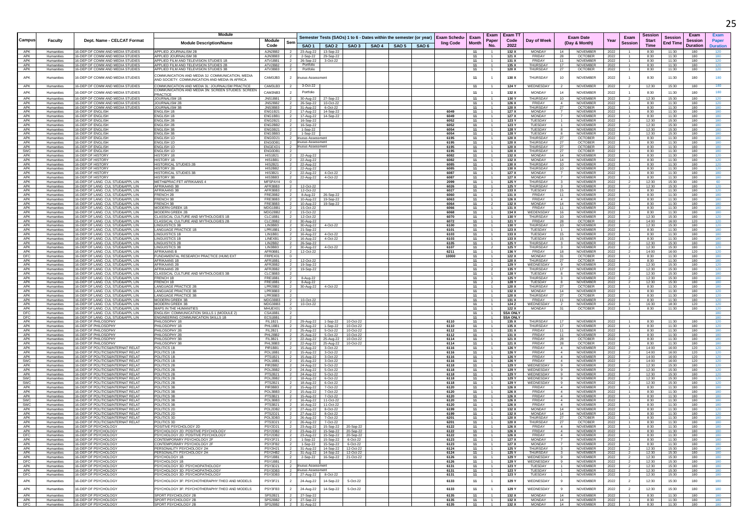| Campus | Faculty | Dept. Name - CELCAT Format | Module Description/Name | Module Code | Sem | Semester Tests (SAOs) 1 to 6 - Dates within the semester (or year) | | | | | | Exam Scheduling Code | Exam Month | Exam Paper No. | Exam TT Code 2022 | Day of Week | Exam Date (Day & Month) | | Year | Exam Session | Session Start Time | Session End Time | Exam Session Duration | Exam Paper Duration |
|---|---|---|---|---|---|---|---|---|---|---|---|---|---|---|---|---|---|---|---|---|---|---|---|---|
| | | | | | | SAO 1 | SAO 2 | SAO 3 | SAO 4 | SAO 5 | SAO 6 | | | | | | | | | | | | | |
| APK | Humanities | 16-DEP OF COMM AND MEDIA STUDIES | APPLIED JOURNALISM 2B | AJN2BB2 | 2 | 23-Aug-22 | 13-Sep-22 | | | | | | 11 | 1 | 132 X | MONDAY | 14 | NOVEMBER | 2022 | 1 | 8:30 | 11:30 | 180 | 120 |
| APK | Humanities | 16-DEP OF COMM AND MEDIA STUDIES | APPLIED JOURNALISM 3B | AJN3BB3 | 2 | 2-Sep-22 | 29-Sep-22 | | | | | | 11 | 1 | 121 X | FRIDAY | 28 | OCTOBER | 2022 | 1 | 8:30 | 11:30 | 180 | 180 |
| APK | Humanities | 16-DEP OF COMM AND MEDIA STUDIES | APPLIED FILM AND TELEVISION STUDIES 1B | ATV1BB1 | 2 | 26-Sep-22 | 3-Oct-22 | | | | | | 11 | 1 | 131 X | FRIDAY | 11 | NOVEMBER | 2022 | 1 | 8:30 | 11:30 | 180 | 120 |
| APK | Humanities | 16-DEP OF COMM AND MEDIA STUDIES | APPLIED FILM AND TELEVISION STUDIES 2B | ATV2BB2 | 2 | Portfolio | | | | | | | 11 | 1 | 135 X | THURSDAY | 17 | NOVEMBER | 2022 | 1 | 8:30 | 11:30 | 180 | 120 |
| APK | Humanities | 16-DEP OF COMM AND MEDIA STUDIES | APPLIED FILM AND TELEVISION STUDIES 3B | ATV3BB3 | 2 | Portfolio | | | | | | | 11 | 1 | 120 X | THURSDAY | 27 | OCTOBER | 2022 | 1 | 8:30 | 11:30 | 180 | 120 |
| APK | Humanities | 16-DEP OF COMM AND MEDIA STUDIES | COMMUNICATION AND MEDIA 3J: COMMUNICATION, MEDIA AND SOCIETY: COMMUNICATION AND MEDIA IN AFRICA | CAM3JB3 | 2 | inuous Assessment | | | | | | | 11 | 1 | 130 X | THURSDAY | 10 | NOVEMBER | 2022 | 1 | 8:30 | 11:30 | 180 | 180 |
| APK | Humanities | 16-DEP OF COMM AND MEDIA STUDIES | COMMUNICATION AND MEDIA 3L: JOURNALISM PRACTICE | CAM3LB3 | 2 | 3-Oct-22 | | | | | | | 11 | 1 | 124 Y | WEDNESDAY | 2 | NOVEMBER | 2022 | 2 | 12:30 | 15:30 | 180 | 180 |
| APK | Humanities | 16-DEP OF COMM AND MEDIA STUDIES | COMMUNICATION AND MEDIA 3N: SCREEN STUDIES: SCREEN PRACTICE | CAM3NB3 | 2 | Portfolio | | | | | | | 11 | 1 | 132 X | MONDAY | 14 | NOVEMBER | 2022 | 1 | 8:30 | 11:30 | 180 | 180 |
| APK | Humanities | 16-DEP OF COMM AND MEDIA STUDIES | JOURNALISM 1B | JNS1BB1 | 2 | 30-Aug-22 | 27-Sep-22 | | | | | | 11 | 1 | 130 Y | THURSDAY | 10 | NOVEMBER | 2022 | 2 | 12:30 | 15:30 | 180 | 120 |
| APK | Humanities | 16-DEP OF COMM AND MEDIA STUDIES | JOURNALISM 2B | JNS2BB2 | 2 | 26-Sep-22 | 10-Oct-22 | | | | | | 11 | 1 | 126 X | FRIDAY | 4 | NOVEMBER | 2022 | 1 | 8:30 | 11:30 | 180 | 120 |
| APK | Humanities | 16-DEP OF COMM AND MEDIA STUDIES | JOURNALISM 3B | JNS3BB3 | 2 | 31-Aug-22 | 6-Oct-22 | | | | | | 11 | 1 | 120 X | THURSDAY | 27 | OCTOBER | 2022 | 1 | 8:30 | 11:30 | 180 | 180 |
| APK | Humanities | 16-DEP OF ENGLISH | ENGLISH 1B | ENG1B21 | 2 | 17-Aug-22 | 14-Sep-22 | | | | | 6049 | 11 | 1 | 127 X | MONDAY | 7 | NOVEMBER | 2022 | 1 | 8:30 | 11:30 | 180 | 180 |
| APK | Humanities | 16-DEP OF ENGLISH | ENGLISH 1B | ENG1BB1 | 2 | 17-Aug-22 | 14-Sep-22 | | | | | 6049 | 11 | 1 | 127 X | MONDAY | 7 | NOVEMBER | 2022 | 1 | 8:30 | 11:30 | 180 | 180 |
| APK | Humanities | 16-DEP OF ENGLISH | ENGLISH 2B | ENG2B21 | 2 | 16-Sep-22 | | | | | | 6052 | 11 | 1 | 123 Y | TUESDAY | 1 | NOVEMBER | 2022 | 2 | 12:30 | 15:30 | 180 | 180 |
| APK | Humanities | 16-DEP OF ENGLISH | ENGLISH 2B | ENG2BB2 | 2 | 16-Sep-22 | | | | | | 6052 | 11 | 1 | 123 Y | TUESDAY | 1 | NOVEMBER | 2022 | 2 | 12:30 | 15:30 | 180 | 180 |
| APK | Humanities | 16-DEP OF ENGLISH | ENGLISH 3B | ENG3B21 | 2 | 1-Sep-22 | | | | | | 6054 | 11 | 1 | 128 Y | TUESDAY | 8 | NOVEMBER | 2022 | 2 | 12:30 | 15:30 | 180 | 180 |
| APK | Humanities | 16-DEP OF ENGLISH | ENGLISH 3B | ENG3BB3 | 2 | 1-Sep-22 | | | | | | 6054 | 11 | 1 | 128 Y | TUESDAY | 8 | NOVEMBER | 2022 | 2 | 12:30 | 15:30 | 180 | 180 |
| APK | Humanities | 16-DEP OF ENGLISH | ENGLISH 1D | ENG0D21 | 2 | inuous Assessment | | | | | | 6195 | 11 | 1 | 120 X | THURSDAY | 27 | OCTOBER | 2022 | 1 | 8:30 | 11:30 | 180 | 180 |
| APK | Humanities | 16-DEP OF ENGLISH | ENGLISH 1D | ENG0DB1 | 2 | inuous Assessment | | | | | | 6195 | 11 | 1 | 120 X | THURSDAY | 27 | OCTOBER | 2022 | 1 | 8:30 | 11:30 | 180 | 180 |
| APK | Humanities | 16-DEP OF ENGLISH | ENGLISH 1D | ENGEXD1 | 2 | inuous Assessment | | | | | | 6195 | 11 | 1 | 120 X | THURSDAY | 27 | OCTOBER | 2022 | 1 | 8:30 | 11:30 | 180 | 180 |
| SWC | Humanities | 16-DEP OF ENGLISH | ENGLISH 1D | ENG0DB1 | 2 | | | | | | | 6195 | 11 | 1 | 120 X | THURSDAY | 27 | OCTOBER | 2022 | 1 | 8:30 | 11:30 | 180 | 180 |
| APK | Humanities | 16-DEP OF HISTORY | HISTORY 1B | HIS1B21 | 2 | 22-Aug-22 | | | | | | 6082 | 11 | 1 | 132 X | MONDAY | 14 | NOVEMBER | 2022 | 1 | 8:30 | 11:30 | 180 | 120 |
| APK | Humanities | 16-DEP OF HISTORY | HISTORY 1B | HIS1BB1 | 2 | 22-Aug-22 | | | | | | 6082 | 11 | 1 | 132 X | MONDAY | 14 | NOVEMBER | 2022 | 1 | 8:30 | 11:30 | 180 | 120 |
| APK | Humanities | 16-DEP OF HISTORY | HISTORICAL STUDIES 2B | HIS2B21 | 2 | 22-Aug-22 | | | | | | 6085 | 11 | 1 | 130 X | THURSDAY | 10 | NOVEMBER | 2022 | 1 | 8:30 | 11:30 | 180 | 120 |
| APK | Humanities | 16-DEP OF HISTORY | HISTORY 2B | HIS2BB2 | 2 | 22-Aug-22 | | | | | | 6085 | 11 | 1 | 130 X | THURSDAY | 10 | NOVEMBER | 2022 | 1 | 8:30 | 11:30 | 180 | 120 |
| APK | Humanities | 16-DEP OF HISTORY | HISTORICAL STUDIES 3B | HIS3B21 | 2 | 22-Aug-22 | 4-Oct-22 | | | | | 6087 | 11 | 1 | 127 X | MONDAY | 7 | NOVEMBER | 2022 | 1 | 8:30 | 11:30 | 180 | 180 |
| APK | Humanities | 16-DEP OF HISTORY | HISTORY 3B | HIS3BB3 | 2 | 22-Aug-22 | 4-Oct-22 | | | | | 6087 | 11 | 1 | 127 X | MONDAY | 7 | NOVEMBER | 2022 | 1 | 8:30 | 11:30 | 180 | 180 |
| APK | Humanities | 16-DEP OF LANG CUL STUD&APPL LIN | METH&PRAC:FET AFRIKAANS 4 | MFSPAY4 | 0 | | | | | | | 2099 | 11 | 1 | 125 Y | THURSDAY | 3 | NOVEMBER | 2022 | 2 | 12:30 | 15:30 | 180 | 60 |
| APK | Humanities | 16-DEP OF LANG CUL STUD&APPL LIN | AFRIKAANS 3B | AFR3B83 | 2 | 12-Oct-22 | | | | | | 6026 | 11 | 1 | 125 Y | THURSDAY | 3 | NOVEMBER | 2022 | 2 | 12:30 | 15:30 | 180 | 120 |
| APK | Humanities | 16-DEP OF LANG CUL STUD&APPL LIN | AFRIKAANS 3B | AFR3BB3 | 2 | 12-Oct-22 | | | | | | 6027 | 11 | 2 | 133 X | TUESDAY | 15 | NOVEMBER | 2022 | 1 | 8:30 | 11:30 | 180 | 120 |
| APK | Humanities | 16-DEP OF LANG CUL STUD&APPL LIN | FRENCH 2B | FRE2BB2 | 2 | 8-Aug-22 | 26-Sep-22 | | | | | 6060 | 11 | 1 | 131 X | FRIDAY | 11 | NOVEMBER | 2022 | 1 | 8:30 | 11:30 | 180 | 180 |
| APK | Humanities | 16-DEP OF LANG CUL STUD&APPL LIN | FRENCH 3B | FRE3B83 | 2 | 10-Aug-22 | 19-Sep-22 | | | | | 6063 | 11 | 1 | 126 X | FRIDAY | 4 | NOVEMBER | 2022 | 1 | 8:30 | 11:30 | 180 | 180 |
| APK | Humanities | 16-DEP OF LANG CUL STUD&APPL LIN | FRENCH 3B | FRE3BB3 | 2 | 10-Aug-22 | 19-Sep-22 | | | | | 6064 | 11 | 2 | 132 X | MONDAY | 14 | NOVEMBER | 2022 | 1 | 8:30 | 11:30 | 180 | 180 |
| APK | Humanities | 16-DEP OF LANG CUL STUD&APPL LIN | MODERN GREEK 1B | MDG1BB1 | 2 | 15-Oct-22 | | | | | | 6066 | 11 | 1 | 131 X | FRIDAY | 11 | NOVEMBER | 2022 | 1 | 8:30 | 11:30 | 180 | 180 |
| APK | Humanities | 16-DEP OF LANG CUL STUD&APPL LIN | MODERN GREEK 2B | MDG2BB2 | 2 | 15-Oct-22 | | | | | | 6068 | 11 | 1 | 134 X | WEDNESDAY | 16 | NOVEMBER | 2022 | 1 | 8:30 | 11:30 | 180 | 180 |
| APK | Humanities | 16-DEP OF LANG CUL STUD&APPL LIN | CLASSICAL CULTURE AND MYTHOLOGIES 1B | CLC1BB1 | 2 | 12-Oct-22 | | | | | | 6070 | 11 | 1 | 130 Y | THURSDAY | 10 | NOVEMBER | 2022 | 2 | 12:30 | 15:30 | 180 | 120 |
| APK | Humanities | 16-DEP OF LANG CUL STUD&APPL LIN | CLASSICAL CULTURE AND MYTHOLOGIES 2B | CLC2BB2 | 2 | 30-Aug-22 | | | | | | 6072 | 11 | 1 | 121 Y | FRIDAY | 28 | OCTOBER | 2022 | 2 | 14:00 | 16:00 | 120 | 120 |
| APK | Humanities | 16-DEP OF LANG CUL STUD&APPL LIN | LINGUISTICS 3B | LIN3B83 | 2 | 30-Aug-22 | 4-Oct-22 | | | | | 6100 | 11 | 1 | 130 Y | THURSDAY | 10 | NOVEMBER | 2022 | 2 | 12:30 | 15:30 | 180 | 120 |
| APK | Humanities | 16-DEP OF LANG CUL STUD&APPL LIN | LANGUAGE PRACTICE 1B | LPR1BB1 | 2 | 21-Sep-22 | | | | | | 6101 | 11 | 1 | 123 X | TUESDAY | 1 | NOVEMBER | 2022 | 1 | 8:30 | 11:30 | 180 | 180 |
| APK | Humanities | 16-DEP OF LANG CUL STUD&APPL LIN | LINGUISTICS 1B | LIN1BB1 | 2 | 16-Aug-22 | 4-Oct-22 | | | | | 6103 | 11 | 1 | 133 X | TUESDAY | 15 | NOVEMBER | 2022 | 1 | 8:30 | 11:30 | 180 | 180 |
| APK | Humanities | 16-DEP OF LANG CUL STUD&APPL LIN | LINGUISTICS 1B | LINEXB1 | 2 | 16-Aug-22 | 4-Oct-22 | | | | | 6103 | 11 | 1 | 133 X | TUESDAY | 15 | NOVEMBER | 2022 | 1 | 8:30 | 11:30 | 180 | 180 |
| APK | Humanities | 16-DEP OF LANG CUL STUD&APPL LIN | LINGUISTICS 2B | LIN2BB2 | 2 | 26-Sep-22 | | | | | | 6105 | 11 | 1 | 125 Y | THURSDAY | 3 | NOVEMBER | 2022 | 2 | 12:30 | 15:30 | 180 | 180 |
| APK | Humanities | 16-DEP OF LANG CUL STUD&APPL LIN | LINGUISTICS 3B | LIN3BB3 | 2 | 30-Aug-22 | 4-Oct-22 | | | | | 6107 | 11 | 2 | 125 Y | THURSDAY | 3 | NOVEMBER | 2022 | 2 | 12:30 | 15:30 | 180 | 120 |
| APK | Humanities | 16-DEP OF LANG CUL STUD&APPL LIN | AFRIKAANS B | AFR0BB1 | 2 | 12-Oct-22 | | | | | | 6211 | 11 | 1 | 136 Y | FRIDAY | 18 | NOVEMBER | 2022 | 2 | 14:00 | 16:00 | 120 | 120 |
| DFC | Humanities | 16-DEP OF LANG CUL STUD&APPL LIN | FUNDAMENTAL RESEARCH PRACTICE (HUM) EXT | FRPEX01 | 0 | | | | | | | 10000 | 11 | 1 | 122 X | MONDAY | 31 | OCTOBER | 2022 | 1 | 8:30 | 11:30 | 180 | 180 |
| APK | Humanities | 16-DEP OF LANG CUL STUD&APPL LIN | AFRIKAANS 1B | AFR1BB1 | 2 | 12-Oct-22 | | | | | | | 11 | 1 | 120 X | THURSDAY | 27 | OCTOBER | 2022 | 1 | 8:30 | 11:30 | 180 | 180 |
| APK | Humanities | 16-DEP OF LANG CUL STUD&APPL LIN | AFRIKAANS 2B | AFR2BB2 | 2 | 19-Sep-22 | | | | | | | 11 | 1 | 129 Y | WEDNESDAY | 9 | NOVEMBER | 2022 | 2 | 12:30 | 15:30 | 180 | 120 |
| APK | Humanities | 16-DEP OF LANG CUL STUD&APPL LIN | AFRIKAANS 2B | AFR2B82 | 2 | 19-Sep-22 | | | | | | | 11 | 2 | 135 Y | THURSDAY | 17 | NOVEMBER | 2022 | 2 | 12:30 | 15:30 | 180 | 120 |
| APK | Humanities | 16-DEP OF LANG CUL STUD&APPL LIN | CLASSICAL CULTURE AND MYTHOLOGIES 3B | CLC3BB3 | 2 | | | | | | | | 11 | 1 | 128 Y | TUESDAY | 8 | NOVEMBER | 2022 | 2 | 12:30 | 15:30 | 180 | 180 |
| APK | Humanities | 16-DEP OF LANG CUL STUD&APPL LIN | FRENCH 1B | FRE1BB1 | 2 | 8-Aug-22 | | | | | | | 11 | 1 | 125 Y | THURSDAY | 3 | NOVEMBER | 2022 | 2 | 12:30 | 15:30 | 180 | 180 |
| APK | Humanities | 16-DEP OF LANG CUL STUD&APPL LIN | FRENCH 1B | FRE1B81 | 2 | 8-Aug-22 | | | | | | | 11 | 2 | 128 Y | TUESDAY | 8 | NOVEMBER | 2022 | 2 | 12:30 | 15:30 | 180 | 180 |
| APK | Humanities | 16-DEP OF LANG CUL STUD&APPL LIN | LANGUAGE PRACTICE 2B | LPR2BB2 | 2 | 30-Aug-22 | 4-Oct-22 | | | | | | 11 | 1 | 120 X | THURSDAY | 27 | OCTOBER | 2022 | 1 | 8:30 | 11:30 | 180 | 180 |
| APK | Humanities | 16-DEP OF LANG CUL STUD&APPL LIN | LANGUAGE PRACTICE 3B | LPR3BB3 | 2 | | | | | | | | 11 | 1 | 132 X | MONDAY | 14 | NOVEMBER | 2022 | 1 | 8:30 | 11:30 | 180 | 120 |
| APK | Humanities | 16-DEP OF LANG CUL STUD&APPL LIN | LANGUAGE PRACTICE 3B | LPR3B83 | 2 | | | | | | | | 11 | 1 | 120 X | THURSDAY | 27 | OCTOBER | 2022 | 1 | 8:30 | 11:30 | 180 | 120 |
| APK | Humanities | 16-DEP OF LANG CUL STUD&APPL LIN | MODERN GREEK 3B | MDG3BB3 | 2 | 10-Oct-22 | | | | | | | 11 | 1 | 131 X | FRIDAY | 11 | NOVEMBER | 2022 | 1 | 8:30 | 11:30 | 180 | 120 |
| APK | Humanities | 16-DEP OF LANG CUL STUD&APPL LIN | MODERN GREEK 3B | MDG3B83 | 2 | 10-Oct-22 | | | | | | | 11 | 1 | 124 Z | WEDNESDAY | 2 | NOVEMBER | 2022 | 3 | 16:30 | 18:30 | 120 | 120 |
| APK | Humanities | 16-DEP OF LANG CUL STUD&APPL LIN | MAPS IN THE HUMANITIES | MHUEX01 | 0 | | | | | | | | 11 | 1 | 122 X | MONDAY | 31 | OCTOBER | 2022 | 1 | 8:30 | 11:30 | 180 | 120 |
| DFC | Humanities | 16-DEP OF LANG CUL STUD&APPL LIN | ENGLISH: COMMUNICATION SKILLS 1 (MODULE 2) | CSA1BB1 | 2 | | | | | | | | 11 | 1 | SSA ONLY | | | | | | | | | 180 |
| DFC | Humanities | 16-DEP OF LANG CUL STUD&APPL LIN | ENGINEERING COMMUNICATION SKILLS 1B | ECS1BB1 | 2 | | | | | | | | 11 | 1 | SSA ONLY | | | | | | | | | 180 |
| APK | Humanities | 16-DEP OF PHILOSOPHY | PHILOSOPHY 1B | FIL1B21 | 2 | 29-Aug-22 | 1-Sep-22 | 10-Oct-22 | | | | 6110 | 11 | 1 | 135 X | THURSDAY | 17 | NOVEMBER | 2022 | 1 | 8:30 | 11:30 | 180 | 120 |
| APK | Humanities | 16-DEP OF PHILOSOPHY | PHILOSOPHY 1B | PHL1BB1 | 2 | 29-Aug-22 | 1-Sep-22 | 10-Oct-22 | | | | 6110 | 11 | 1 | 135 X | THURSDAY | 17 | NOVEMBER | 2022 | 1 | 8:30 | 11:30 | 180 | 120 |
| APK | Humanities | 16-DEP OF PHILOSOPHY | PHILOSOPHY 2B | FIL2B21 | 2 | 25-Aug-22 | 5-Oct-22 | 10-Oct-22 | | | | 6112 | 11 | 1 | 131 X | FRIDAY | 11 | NOVEMBER | 2022 | 1 | 8:30 | 11:30 | 180 | 180 |
| APK | Humanities | 16-DEP OF PHILOSOPHY | PHILOSOPHY 2B | PHL2BB2 | 2 | 25-Aug-22 | 5-Oct-22 | 10-Oct-22 | | | | 6112 | 11 | 1 | 131 X | FRIDAY | 11 | NOVEMBER | 2022 | 1 | 8:30 | 11:30 | 180 | 180 |
| APK | Humanities | 16-DEP OF PHILOSOPHY | PHILOSOPHY 3B | FIL3B21 | 2 | 22-Aug-22 | 25-Aug-22 | 10-Oct-22 | | | | 6114 | 11 | 1 | 121 X | FRIDAY | 28 | OCTOBER | 2022 | 1 | 8:30 | 11:30 | 180 | 180 |
| APK | Humanities | 16-DEP OF PHILOSOPHY | PHILOSOPHY 3B | PHL3BB3 | 2 | 22-Aug-22 | 25-Aug-22 | 10-Oct-22 | | | | 6114 | 11 | 1 | 121 X | FRIDAY | 28 | OCTOBER | 2022 | 1 | 8:30 | 11:30 | 180 | 180 |
| APK | Humanities | 16-DEP OF POLITICS&INTERNAT RELAT | POLITICS 1B | PIR1BB1 | 2 | 15-Aug-22 | 3-Oct-22 | | | | | 6116 | 11 | 1 | 126 Y | FRIDAY | 4 | NOVEMBER | 2022 | 2 | 14:00 | 16:00 | 120 | 120 |
| APK | Humanities | 16-DEP OF POLITICS&INTERNAT RELAT | POLITICS 1B | POL1BB1 | 2 | 15-Aug-22 | 3-Oct-22 | | | | | 6116 | 11 | 1 | 126 Y | FRIDAY | 4 | NOVEMBER | 2022 | 2 | 14:00 | 16:00 | 120 | 120 |
| APK | Humanities | 16-DEP OF POLITICS&INTERNAT RELAT | POLITICS 1B | PTS1B21 | 2 | 15-Aug-22 | 3-Oct-22 | | | | | 6116 | 11 | 1 | 126 Y | FRIDAY | 4 | NOVEMBER | 2022 | 2 | 14:00 | 16:00 | 120 | 120 |
| SWC | Humanities | 16-DEP OF POLITICS&INTERNAT RELAT | POLITICS 1B | POL1BB1 | 2 | 15-Aug-22 | 3-Oct-22 | | | | | 6116 | 11 | 1 | 126 Y | FRIDAY | 4 | NOVEMBER | 2022 | 2 | 14:00 | 16:00 | 120 | 120 |
| APK | Humanities | 16-DEP OF POLITICS&INTERNAT RELAT | POLITICS 2B | PIR2BB2 | 2 | 24-Aug-22 | 5-Oct-22 | | | | | 6118 | 11 | 1 | 129 Y | WEDNESDAY | 9 | NOVEMBER | 2022 | 2 | 12:30 | 15:30 | 180 | 120 |
| APK | Humanities | 16-DEP OF POLITICS&INTERNAT RELAT | POLITICS 2B | POL2BB2 | 2 | 24-Aug-22 | 5-Oct-22 | | | | | 6118 | 11 | 1 | 129 Y | WEDNESDAY | 9 | NOVEMBER | 2022 | 2 | 12:30 | 15:30 | 180 | 120 |
| APK | Humanities | 16-DEP OF POLITICS&INTERNAT RELAT | POLITICS 2B | PTS2B21 | 2 | 24-Aug-22 | 5-Oct-22 | | | | | 6118 | 11 | 1 | 129 Y | WEDNESDAY | 9 | NOVEMBER | 2022 | 2 | 12:30 | 15:30 | 180 | 120 |
| SWC | Humanities | 16-DEP OF POLITICS&INTERNAT RELAT | POLITICS 2B | POL2BB2 | 2 | 18-Aug-22 | 6-Oct-22 | | | | | 6118 | 11 | 1 | 129 Y | WEDNESDAY | 9 | NOVEMBER | 2022 | 2 | 12:30 | 15:30 | 180 | 120 |
| SWC | Humanities | 16-DEP OF POLITICS&INTERNAT RELAT | POLITICS 2B | PTS2B21 | 2 | 18-Aug-22 | 6-Oct-22 | | | | | 6118 | 11 | 1 | 129 Y | WEDNESDAY | 9 | NOVEMBER | 2022 | 2 | 12:30 | 15:30 | 180 | 120 |
| APK | Humanities | 16-DEP OF POLITICS&INTERNAT RELAT | POLITICS 3B | PIR3BB3 | 2 | 15-Aug-22 | 7-Oct-22 | | | | | 6120 | 11 | 1 | 126 X | FRIDAY | 4 | NOVEMBER | 2022 | 1 | 8:30 | 11:30 | 180 | 180 |
| APK | Humanities | 16-DEP OF POLITICS&INTERNAT RELAT | POLITICS 3B | POL3BB3 | 2 | 15-Aug-22 | 7-Oct-22 | | | | | 6120 | 11 | 1 | 126 X | FRIDAY | 4 | NOVEMBER | 2022 | 1 | 8:30 | 11:30 | 180 | 180 |
| APK | Humanities | 16-DEP OF POLITICS&INTERNAT RELAT | POLITICS 3B | PTS3B21 | 2 | 15-Aug-22 | 7-Oct-22 | | | | | 6120 | 11 | 1 | 126 X | FRIDAY | 4 | NOVEMBER | 2022 | 1 | 8:30 | 11:30 | 180 | 180 |
| SWC | Humanities | 16-DEP OF POLITICS&INTERNAT RELAT | POLITICS 3B | POL3BB3 | 2 | 16-Aug-22 | 11-Oct-22 | | | | | 6120 | 11 | 1 | 126 X | FRIDAY | 4 | NOVEMBER | 2022 | 1 | 8:30 | 11:30 | 180 | 180 |
| SWC | Humanities | 16-DEP OF POLITICS&INTERNAT RELAT | POLITICS 3B | PTS3B21 | 2 | 16-Aug-22 | 11-Oct-22 | | | | | 6120 | 11 | 1 | 126 X | FRIDAY | 4 | NOVEMBER | 2022 | 1 | 8:30 | 11:30 | 180 | 180 |
| APK | Humanities | 16-DEP OF POLITICS&INTERNAT RELAT | POLITICS 2D | POL2DB2 | 2 | 27-Aug-22 | 8-Oct-22 | | | | | 6199 | 11 | 1 | 132 X | MONDAY | 14 | NOVEMBER | 2022 | 1 | 8:30 | 11:30 | 180 | 120 |
| APK | Humanities | 16-DEP OF POLITICS&INTERNAT RELAT | POLITICS 2D | PTS2D21 | 2 | 27-Aug-22 | 8-Oct-22 | | | | | 6199 | 11 | 1 | 132 X | MONDAY | 14 | NOVEMBER | 2022 | 1 | 8:30 | 11:30 | 180 | 120 |
| APK | Humanities | 16-DEP OF POLITICS&INTERNAT RELAT | POLITICS 3D | POL3DB3 | 2 | 26-Aug-22 | 7-Oct-22 | | | | | 6201 | 11 | 1 | 120 X | THURSDAY | 27 | OCTOBER | 2022 | 1 | 8:30 | 11:30 | 180 | 180 |
| APK | Humanities | 16-DEP OF POLITICS&INTERNAT RELAT | POLITICS 3D | PTS3D21 | 2 | 26-Aug-22 | 7-Oct-22 | | | | | 6201 | 11 | 1 | 120 X | THURSDAY | 27 | OCTOBER | 2022 | 1 | 8:30 | 11:30 | 180 | 180 |
| APK | Humanities | 16-DEP OF PSYCHOLOGY | POSITIVE PSYCHOLOGY 2D | PSY2D21 | 2 | 23-Aug-22 | 15-Sep-22 | 20-Sep-22 | | | | 6122 | 11 | 1 | 126 X | FRIDAY | 4 | NOVEMBER | 2022 | 1 | 8:30 | 11:30 | 180 | 180 |
| APK | Humanities | 16-DEP OF PSYCHOLOGY | PSYCHOLOGY 2D: POSITIVE PSYCHOLOGY | PSY2DB2 | 2 | 23-Aug-22 | 15-Sep-22 | 20-Sep-22 | | | | 6122 | 11 | 1 | 126 X | FRIDAY | 4 | NOVEMBER | 2022 | 1 | 8:30 | 11:30 | 180 | 180 |
| DFC | Humanities | 16-DEP OF PSYCHOLOGY | PSYCHOLOGY 2D: POSITIVE PSYCHOLOGY | PSY2DB2 | 2 | 23-Aug-22 | 15-Sep-22 | 20-Sep-22 | | | | 6122 | 11 | 1 | 126 X | FRIDAY | 4 | NOVEMBER | 2022 | 1 | 8:30 | 11:30 | 180 | 180 |
| APK | Humanities | 16-DEP OF PSYCHOLOGY | CONTEMPORARY PSYCHOLOGY 2F | PSY2F21 | 2 | 1-Sep-22 | 15-Sep-22 | 6-Oct-22 | | | | 6123 | 11 | 1 | 127 X | MONDAY | 7 | NOVEMBER | 2022 | 1 | 8:30 | 11:30 | 180 | 180 |
| APK | Humanities | 16-DEP OF PSYCHOLOGY | CONTEMPORARY PSYCHOLOGY 2F | PSY2FB2 | 2 | 1-Sep-22 | 15-Sep-22 | 6-Oct-22 | | | | 6123 | 11 | 1 | 127 X | MONDAY | 7 | NOVEMBER | 2022 | 1 | 8:30 | 11:30 | 180 | 180 |
| APK | Humanities | 16-DEP OF PSYCHOLOGY | PERSONALITY PSYCHOLOGY 2H | PSY2H21 | 2 | 31-Aug-22 | 14-Sep-22 | 12-Oct-22 | | | | 6124 | 11 | 1 | 125 Y | THURSDAY | 3 | NOVEMBER | 2022 | 2 | 12:30 | 15:30 | 180 | 180 |
| APK | Humanities | 16-DEP OF PSYCHOLOGY | PERSONALITY PSYCHOLOGY 2H | PSY2HB2 | 2 | 31-Aug-22 | 14-Sep-22 | 12-Oct-22 | | | | 6124 | 11 | 1 | 125 Y | THURSDAY | 3 | NOVEMBER | 2022 | 2 | 12:30 | 15:30 | 180 | 180 |
| APK | Humanities | 16-DEP OF PSYCHOLOGY | PSYCHOLOGY 1B | PSY1BB1 | 2 | 2-Sep-22 | 16-Sep-22 | 21-Oct-22 | | | | 6126 | 11 | 1 | 129 Y | WEDNESDAY | 9 | NOVEMBER | 2022 | 2 | 12:30 | 15:30 | 180 | 180 |
| DFC | Humanities | 16-DEP OF PSYCHOLOGY | PSYCHOLOGY 1B | PSY1BB1 | 2 | | | | | | | 6126 | 11 | 1 | 129 Y | WEDNESDAY | 9 | NOVEMBER | 2022 | 2 | 12:30 | 15:30 | 180 | 180 |
| APK | Humanities | 16-DEP OF PSYCHOLOGY | PSYCHOLOGY 3D: PSYCHOPATHOLOGY | PSY3D21 | 2 | inuous Assessment | | | | | | 6131 | 11 | 1 | 123 Y | TUESDAY | 1 | NOVEMBER | 2022 | 2 | 12:30 | 15:30 | 180 | 180 |
| APK | Humanities | 16-DEP OF PSYCHOLOGY | PSYCHOLOGY 3D: PSYCHOPATHOLOGY | PSY3DB3 | 2 | inuous Assessment | | | | | | 6131 | 11 | 1 | 123 Y | TUESDAY | 1 | NOVEMBER | 2022 | 2 | 12:30 | 15:30 | 180 | 180 |
| DFC | Humanities | 16-DEP OF PSYCHOLOGY | PSYCHOLOGY 3D: PSYCHOPATHOLOGY | PSY3DB3 | 2 | 27-Aug-22 | 8-Oct-22 | | | | | 6131 | 11 | 1 | 123 Y | TUESDAY | 1 | NOVEMBER | 2022 | 2 | 12:30 | 15:30 | 180 | 180 |
| APK | Humanities | 16-DEP OF PSYCHOLOGY | PSYCHOLOGY 3F: PSYCHOTHERAPHY:THEO AND MODELS | PSY3F21 | 2 | 24-Aug-22 | 14-Sep-22 | 5-Oct-22 | | | | 6133 | 11 | 1 | 129 Y | WEDNESDAY | 9 | NOVEMBER | 2022 | 2 | 12:30 | 15:30 | 180 | 180 |
| APK | Humanities | 16-DEP OF PSYCHOLOGY | PSYCHOLOGY 3F: PSYCHOTHERAPHY:THEO AND MODELS | PSY3FB3 | 2 | 24-Aug-22 | 14-Sep-22 | 5-Oct-22 | | | | 6133 | 11 | 1 | 129 Y | WEDNESDAY | 9 | NOVEMBER | 2022 | 2 | 12:30 | 15:30 | 180 | 180 |
| APK | Humanities | 16-DEP OF PSYCHOLOGY | SPORT PSYCHOLOGY 2B | SPS2B21 | 2 | 27-Sep-22 | | | | | | 6135 | 11 | 1 | 132 X | MONDAY | 14 | NOVEMBER | 2022 | 1 | 8:30 | 11:30 | 180 | 180 |
| APK | Humanities | 16-DEP OF PSYCHOLOGY | SPORT PSYCHOLOGY 2B | SPS2BB2 | 2 | 27-Sep-22 | | | | | | 6135 | 11 | 1 | 132 X | MONDAY | 14 | NOVEMBER | 2022 | 1 | 8:30 | 11:30 | 180 | 180 |
| DFC | Humanities | 16-DEP OF PSYCHOLOGY | SPORT PSYCHOLOGY 2B | SPS2BB2 | 2 | 31-Aug-22 | | | | | | 6135 | 11 | 1 | 132 X | MONDAY | 14 | NOVEMBER | 2022 | 1 | 8:30 | 11:30 | 180 | 180 |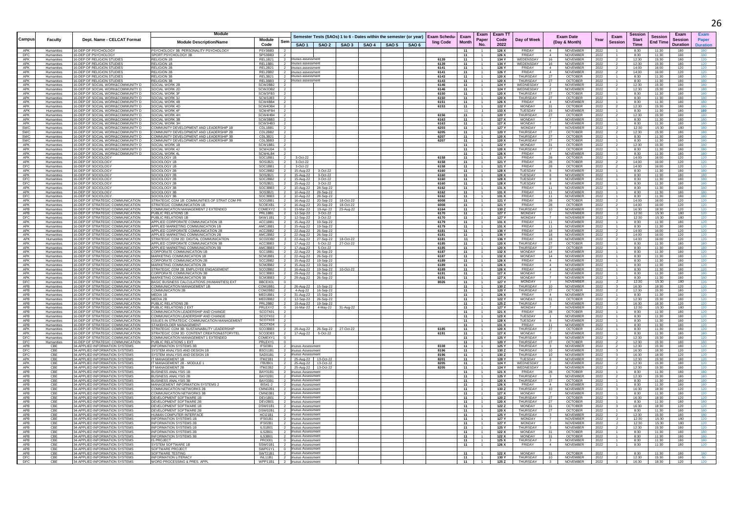| Campus | Faculty | Dept. Name - CELCAT Format | Module Description/Name | Module Code | Sem | SAO 1 | SAO 2 | SAO 3 | SAO 4 | SAO 5 | SAO 6 | Exam Scheduling Code | Exam Month | Exam Paper No. | Exam TT Code 2022 | Day of Week | Exam Date (Day & Month) | | Year | Exam Session | Session Start Time | Session End Time | Exam Session Duration | Exam Paper Duration |
|---|---|---|---|---|---|---|---|---|---|---|---|---|---|---|---|---|---|---|---|---|---|---|---|---|
| APK | Humanities | 16-DEP OF PSYCHOLOGY | PSYCHOLOGY 3B: PERSONALITY PSYCHOLOGY | PSY3BB3 | 2 | | | | | | | | 11 | 1 | 126 X | FRIDAY | 4 | NOVEMBER | 2022 | 1 | 8:30 | 11:30 | 180 | 180 |
| DFC | Humanities | 16-DEP OF PSYCHOLOGY | SPORT PSYCHOLOGY 3B | SPS3BB3 | 2 | | | | | | | | 11 | 1 | 126 X | FRIDAY | 4 | NOVEMBER | 2022 | 1 | 8:30 | 11:30 | 180 | 180 |
| APK | Humanities | 16-DEP OF RELIGION STUDIES | RELIGION 1B | REL1B21 | 2 | inuous assessment | | | | | | 6139 | 11 | 1 | 134 Y | WEDENSDAY | 16 | NOVEMBER | 2022 | 2 | 12:30 | 15:30 | 180 | 120 |
| APK | Humanities | 16-DEP OF RELIGION STUDIES | RELIGION 1B | REL1BB1 | 2 | inuous assessment | | | | | | 6139 | 11 | 1 | 134 Y | WEDENSDAY | 16 | NOVEMBER | 2022 | 2 | 12:30 | 15:30 | 180 | 120 |
| APK | Humanities | 16-DEP OF RELIGION STUDIES | RELIGION 2B | REL2B21 | 2 | inuous assessment | | | | | | 6141 | 11 | 1 | 126 Y | FRIDAY | 4 | NOVEMBER | 2022 | 2 | 14:00 | 16:00 | 120 | 120 |
| APK | Humanities | 16-DEP OF RELIGION STUDIES | RELIGION 2B | REL2BB2 | 2 | inuous assessment | | | | | | 6141 | 11 | 1 | 126 Y | FRIDAY | 4 | NOVEMBER | 2022 | 2 | 14:00 | 16:00 | 120 | 120 |
| APK | Humanities | 16-DEP OF RELIGION STUDIES | RELIGION 3B | REL3B21 | 2 | inuous assessment | | | | | | 6143 | 11 | 1 | 120 X | THURSDAY | 27 | OCTOBER | 2022 | 1 | 8:30 | 11:30 | 180 | 180 |
| APK | Humanities | 16-DEP OF RELIGION STUDIES | RELIGION 3B | REL3BB3 | 2 | inuous assessment | | | | | | 6143 | 11 | 1 | 120 X | THURSDAY | 27 | OCTOBER | 2022 | 1 | 8:30 | 11:30 | 180 | 180 |
| APK | Humanities | 16-DEP OF SOCIAL WORK&COMMUNITY D | SOCIAL WORK 2B | SCW2BB2 | 2 | | | | | | | 6146 | 11 | 1 | 124 Y | WEDNESDAY | 2 | NOVEMBER | 2022 | 2 | 12:30 | 15:30 | 180 | 180 |
| APK | Humanities | 16-DEP OF SOCIAL WORK&COMMUNITY D | SOCIAL WORK 2D | SCW2DB2 | 2 | | | | | | | 6146 | 11 | 1 | 124 Y | WEDNESDAY | 2 | NOVEMBER | 2022 | 2 | 12:30 | 15:30 | 180 | 180 |
| APK | Humanities | 16-DEP OF SOCIAL WORK&COMMUNITY D | SOCIAL WORK 3F | SCW3FB3 | 2 | | | | | | | 6150 | 11 | 1 | 120 X | THURSDAY | 27 | OCTOBER | 2022 | 1 | 8:30 | 11:30 | 180 | 180 |
| APK | Humanities | 16-DEP OF SOCIAL WORK&COMMUNITY D | SOCIAL WORK 3J | SCW3JB3 | 2 | | | | | | | 6150 | 11 | 1 | 120 X | THURSDAY | 27 | OCTOBER | 2022 | 1 | 8:30 | 11:30 | 180 | 180 |
| APK | Humanities | 16-DEP OF SOCIAL WORK&COMMUNITY D | SOCIAL WORK 4B | SCW4BB4 | 2 | | | | | | | 6151 | 11 | 1 | 126 X | FRIDAY | 4 | NOVEMBER | 2022 | 1 | 8:30 | 11:30 | 180 | 180 |
| APK | Humanities | 16-DEP OF SOCIAL WORK&COMMUNITY D | SOCIAL WORK 4D | SCW4DB4 | 2 | | | | | | | 6153 | 11 | 1 | 122 Y | MONDAY | 31 | OCTOBER | 2022 | 2 | 12:30 | 15:30 | 180 | 180 |
| APK | Humanities | 16-DEP OF SOCIAL WORK&COMMUNITY D | SOCIAL WORK 4F | SCW4FB4 | 2 | | | | | | | | 11 | 1 | 133 X | TUESDAY | 15 | NOVEMBER | 2022 | 1 | 8:30 | 11:30 | 180 | 180 |
| APK | Humanities | 16-DEP OF SOCIAL WORK&COMMUNITY D | SOCIAL WORK 4H | SCW4HB4 | 2 | | | | | | | 6156 | 11 | 1 | 120 Y | THURSDAY | 27 | OCTOBER | 2022 | 2 | 12:30 | 15:30 | 180 | 180 |
| APK | Humanities | 16-DEP OF SOCIAL WORK&COMMUNITY D | SOCIAL WORK 3B | SCW3BB3 | 2 | | | | | | | 6163 | 11 | 1 | 127 X | MONDAY | 7 | NOVEMBER | 2022 | 1 | 8:30 | 11:30 | 180 | 180 |
| APK | Humanities | 16-DEP OF SOCIAL WORK&COMMUNITY D | SOCIAL WORK 3H | SCW3HB3 | 2 | | | | | | | 6163 | 11 | 1 | 127 X | MONDAY | 7 | NOVEMBER | 2022 | 1 | 8:30 | 11:30 | 180 | 180 |
| SWC | Humanities | 16-DEP OF SOCIAL WORK&COMMUNITY D | COMMUNITY DEVELOPMENT AND LEADERSHIP 1B | CDL1BB1 | 2 | | | | | | | 6203 | 11 | 1 | 127 Y | MONDAY | 7 | NOVEMBER | 2022 | 2 | 12:30 | 15:30 | 180 | 180 |
| SWC | Humanities | 16-DEP OF SOCIAL WORK&COMMUNITY D | COMMUNITY DEVELOPMENT AND LEADERSHIP 2B | CDL2BB2 | 2 | | | | | | | 6205 | 11 | 1 | 120 Y | THURSDAY | 27 | OCTOBER | 2022 | 2 | 12:30 | 15:30 | 180 | 180 |
| SWC | Humanities | 16-DEP OF SOCIAL WORK&COMMUNITY D | COMMUNITY DEVELOPMENT AND LEADERSHIP 3B | CDL3B21 | 2 | | | | | | | 6207 | 11 | 1 | 120 X | THURSDAY | 27 | OCTOBER | 2022 | 1 | 8:30 | 11:30 | 180 | 180 |
| SWC | Humanities | 16-DEP OF SOCIAL WORK&COMMUNITY D | COMMUNITY DEVELOPMENT AND LEADERSHIP 3B | CDL3BB3 | 2 | | | | | | | 6207 | 11 | 1 | 120 X | THURSDAY | 27 | OCTOBER | 2022 | 1 | 8:30 | 11:30 | 180 | 180 |
| APK | Humanities | 16-DEP OF SOCIAL WORK&COMMUNITY D | SOCIAL WORK 1B | SCW1BB1 | 2 | | | | | | | | 11 | 1 | 122 Y | MONDAY | 31 | OCTOBER | 2022 | 2 | 12:30 | 15:30 | 180 | 180 |
| APK | Humanities | 16-DEP OF SOCIAL WORK&COMMUNITY D | SOCIAL WORK 4J | SCW4J04 | 0 | | | | | | | | 11 | 1 | 120 X | THURSDAY | 27 | OCTOBER | 2022 | 1 | 8:30 | 11:30 | 180 | 180 |
| APK | Humanities | 16-DEP OF SOCIAL WORK&COMMUNITY D | SOCIAL WORK 4L | SCW4LB4 | 2 | | | | | | | | 11 | 1 | 126 X | FRIDAY | 4 | NOVEMBER | 2022 | 1 | 8:30 | 11:30 | 180 | 180 |
| APK | Humanities | 16-DEP OF SOCIOLOGY | SOCIOLOGY 1B | SOC1BB1 | 2 | 3-Oct-22 | | | | | | 6158 | 11 | 1 | 121 Y | FRIDAY | 28 | OCTOBER | 2022 | 2 | 14:00 | 16:00 | 120 | 120 |
| APK | Humanities | 16-DEP OF SOCIOLOGY | SOCIOLOGY 1B | SOS1B21 | 2 | 3-Oct-22 | | | | | | 6158 | 11 | 1 | 121 Y | FRIDAY | 28 | OCTOBER | 2022 | 2 | 14:00 | 16:00 | 120 | 120 |
| DFC | Humanities | 16-DEP OF SOCIOLOGY | SOCIOLOGY 1B | SOC1BB1 | 2 | 3-Oct-22 | | | | | | 6158 | 11 | 1 | 121 Y | FRIDAY | 28 | OCTOBER | 2022 | 2 | 14:00 | 16:00 | 120 | 120 |
| APK | Humanities | 16-DEP OF SOCIOLOGY | SOCIOLOGY 2B | SOC2BB2 | 2 | 15-Aug-22 | 3-Oct-22 | | | | | 6160 | 11 | 1 | 128 X | TUESDAY | 8 | NOVEMBER | 2022 | 1 | 8:30 | 11:30 | 180 | 180 |
| APK | Humanities | 16-DEP OF SOCIOLOGY | SOCIOLOGY 2B | SOS2B21 | 2 | 15-Aug-22 | 3-Oct-22 | | | | | 6160 | 11 | 1 | 128 X | TUESDAY | 8 | NOVEMBER | 2022 | 1 | 8:30 | 11:30 | 180 | 180 |
| DFC | Humanities | 16-DEP OF SOCIOLOGY | SOCIOLOGY 2B | SOC2BB2 | 2 | 15-Aug-22 | 3-Oct-22 | | | | | 6160 | 11 | 1 | 128 X | TUESDAY | 8 | NOVEMBER | 2022 | 1 | 8:30 | 11:30 | 180 | 180 |
| DFC | Humanities | 16-DEP OF SOCIOLOGY | SOCIOLOGY 2B | SOS2B21 | 2 | 15-Aug-22 | 3-Oct-22 | | | | | 6160 | 11 | 1 | 128 X | TUESDAY | 8 | NOVEMBER | 2022 | 1 | 8:30 | 11:30 | 180 | 180 |
| APK | Humanities | 16-DEP OF SOCIOLOGY | SOCIOLOGY 3B | SOC3BB3 | 2 | 10-Aug-22 | 28-Sep-22 | | | | | 6162 | 11 | 1 | 131 X | FRIDAY | 11 | NOVEMBER | 2022 | 1 | 8:30 | 11:30 | 180 | 180 |
| APK | Humanities | 16-DEP OF SOCIOLOGY | SOCIOLOGY 3B | SOS3B21 | 2 | 10-Aug-22 | 28-Sep-22 | | | | | 6162 | 11 | 1 | 131 X | FRIDAY | 11 | NOVEMBER | 2022 | 1 | 8:30 | 11:30 | 180 | 180 |
| DFC | Humanities | 16-DEP OF SOCIOLOGY | SOCIOLOGY 3B | SOC3BB3 | 2 | 10-Aug-22 | 28-Sep-22 | | | | | 6162 | 11 | 1 | 131 X | FRIDAY | 11 | NOVEMBER | 2022 | 1 | 8:30 | 11:30 | 180 | 180 |
| APK | Humanities | 16-DEP OF STRATEGIC COMMUNICATION | STRATEGIC COM 1B: COMMUNITIES OF STRAT COM PR | SCO1BB1 | 2 | 16-Aug-22 | 20-Sep-22 | 18-Oct-22 | | | | 6008 | 11 | 1 | 121 Y | FRIDAY | 28 | OCTOBER | 2022 | 2 | 14:00 | 16:00 | 120 | 120 |
| APK | Humanities | 16-DEP OF STRATEGIC COMMUNICATION | STRATEGIC COMMUNICATION | SCOEXB1 | 2 | 16-Aug-22 | 20-Sep-22 | 18-Oct-22 | | | | 6008 | 11 | 1 | 121 Y | FRIDAY | 28 | OCTOBER | 2022 | 2 | 14:00 | 16:00 | 120 | 120 |
| APB | Humanities | 16-DEP OF STRATEGIC COMMUNICATION | COMMUNICATION MANAGEMENT 2 EXTENDED | COMEXY2 | 0 | 15-Mar-22 | 19-Apr-22 | 23-Aug-22 | | | | 6164 | 11 | 1 | 130 Z | THURSDAY | 10 | NOVEMBER | 2022 | 3 | 16:30 | 18:30 | 120 | 120 |
| APB | Humanities | 16-DEP OF STRATEGIC COMMUNICATION | PUBLIC RELATIONS 1B | PRL1BB1 | 2 | 12-Sep-22 | 3-Oct-22 | | | | | 6170 | 11 | 1 | 127 Y | MONDAY | 7 | NOVEMBER | 2022 | 2 | 12:30 | 15:30 | 180 | 120 |
| DFC | Humanities | 16-DEP OF STRATEGIC COMMUNICATION | PUBLIC RELATIONS 1B | SKW11B1 | 2 | 12-Sep-22 | 3-Oct-22 | | | | | 6170 | 11 | 1 | 127 Y | MONDAY | 7 | NOVEMBER | 2022 | 2 | 12:30 | 15:30 | 180 | 120 |
| APK | Humanities | 16-DEP OF STRATEGIC COMMUNICATION | APPLIED CORPORATE COMMUNICATION 1B | ACC1BB1 | 2 | 15-Aug-22 | 19-Sep-22 | | | | | 6179 | 11 | 1 | 131 X | FRIDAY | 11 | NOVEMBER | 2022 | 1 | 8:30 | 11:30 | 180 | 120 |
| APK | Humanities | 16-DEP OF STRATEGIC COMMUNICATION | APPLIED MARKETING COMMUNICATION 1B | AMC1BB1 | 2 | 15-Aug-22 | 19-Sep-22 | | | | | 6179 | 11 | 1 | 131 X | FRIDAY | 11 | NOVEMBER | 2022 | 1 | 8:30 | 11:30 | 180 | 120 |
| APK | Humanities | 16-DEP OF STRATEGIC COMMUNICATION | APPLIED CORPORATE COMMUNICATION 2B | ACC2BB2 | 2 | 22-Aug-22 | 26-Sep-22 | | | | | 6181 | 11 | 1 | 136 Y | FRIDAY | 18 | NOVEMBER | 2022 | 2 | 14:00 | 16:00 | 120 | 120 |
| APK | Humanities | 16-DEP OF STRATEGIC COMMUNICATION | APPLIED MARKETING COMMUNICATION 2B | AMC2BB2 | 2 | 22-Aug-22 | 26-Sep-22 | | | | | 6181 | 11 | 1 | 136 Y | FRIDAY | 18 | NOVEMBER | 2022 | 2 | 14:00 | 16:00 | 120 | 120 |
| APK | Humanities | 16-DEP OF STRATEGIC COMMUNICATION | STRATEGIC COM 2D: DIGITAL COMMUNICATION | SCO2DB2 | 2 | 22-Aug-22 | 27-Sep-22 | 18-Oct-22 | | | | 6181 | 11 | 1 | 136 Y | FRIDAY | 18 | NOVEMBER | 2022 | 2 | 14:00 | 16:00 | 120 | 120 |
| APK | Humanities | 16-DEP OF STRATEGIC COMMUNICATION | APPLIED CORPORATE COMMUNICATION 3B | ACC3BB3 | 2 | 17-Aug-22 | 5-Oct-22 | 27-Oct-22 | | | | 6185 | 11 | 1 | 120 X | THURSDAY | 27 | OCTOBER | 2022 | 1 | 8:30 | 11:30 | 180 | 180 |
| APK | Humanities | 16-DEP OF STRATEGIC COMMUNICATION | APPLIED MARKETING COMMUNICATION 3B | AMC3BB3 | 2 | 17-Aug-22 | 5-Oct-22 | | | | | 6185 | 11 | 1 | 120 X | THURSDAY | 27 | OCTOBER | 2022 | 1 | 8:30 | 11:30 | 180 | 180 |
| APK | Humanities | 16-DEP OF STRATEGIC COMMUNICATION | CORPORATE COMMUNICATION 1B | SCC1BB1 | 2 | 22-Aug-22 | 26-Sep-22 | | | | | 6187 | 11 | 1 | 132 X | MONDAY | 14 | NOVEMBER | 2022 | 1 | 8:30 | 11:30 | 180 | 120 |
| APK | Humanities | 16-DEP OF STRATEGIC COMMUNICATION | MARKETING COMMUNICATION 1B | SCM1BB1 | 2 | 22-Aug-22 | 26-Sep-22 | | | | | 6187 | 11 | 1 | 132 X | MONDAY | 14 | NOVEMBER | 2022 | 1 | 8:30 | 11:30 | 180 | 120 |
| APK | Humanities | 16-DEP OF STRATEGIC COMMUNICATION | CORPORATE COMMUNICATION 2B | SCC2BB2 | 2 | 15-Aug-22 | 19-Sep-22 | | | | | 6189 | 11 | 1 | 126 X | FRIDAY | 4 | NOVEMBER | 2022 | 1 | 8:30 | 11:30 | 180 | 120 |
| APK | Humanities | 16-DEP OF STRATEGIC COMMUNICATION | MARKETING COMMUNICATION 2B | SCM2BB2 | 2 | 15-Aug-22 | 19-Sep-22 | | | | | 6189 | 11 | 1 | 126 X | FRIDAY | 4 | NOVEMBER | 2022 | 1 | 8:30 | 11:30 | 180 | 120 |
| APK | Humanities | 16-DEP OF STRATEGIC COMMUNICATION | STRATEGIC COM 2B: EMPLOYEE ENGAGEMENT | SCO2BB2 | 2 | 16-Aug-22 | 19-Sep-22 | 10-Oct-22 | | | | 6189 | 11 | 1 | 126 X | FRIDAY | 4 | NOVEMBER | 2022 | 1 | 8:30 | 11:30 | 180 | 120 |
| APK | Humanities | 16-DEP OF STRATEGIC COMMUNICATION | CORPORATE COMMUNICATION 3B | SCC3BB3 | 2 | 29-Aug-22 | 26-Sep-22 | | | | | 6191 | 11 | 1 | 127 X | MONDAY | 7 | NOVEMBER | 2022 | 1 | 8:30 | 11:30 | 180 | 180 |
| APK | Humanities | 16-DEP OF STRATEGIC COMMUNICATION | MARKETING COMMUNICATION 3B | SCM3BB3 | 2 | 29-Aug-22 | 26-Sep-22 | | | | | 6191 | 11 | 1 | 127 X | MONDAY | 7 | NOVEMBER | 2022 | 1 | 8:30 | 11:30 | 180 | 180 |
| DFC | Humanities | 16-DEP OF STRATEGIC COMMUNICATION | BASIC BUSINESS CALCULATIONS (HUMANITIES) EXT | BBCEX01 | 0 | | | | | | | 8026 | 11 | 1 | 127 Y | MONDAY | 7 | NOVEMBER | 2022 | 2 | 12:30 | 15:30 | 180 | 120 |
| APB | Humanities | 16-DEP OF STRATEGIC COMMUNICATION | COMMUNICATION MANAGEMENT 1B | COM1BB1 | 2 | 26-Aug-22 | 15-Sep-22 | | | | | | 11 | 1 | 130 Z | THURSDAY | 10 | NOVEMBER | 2022 | 3 | 16:30 | 18:30 | 120 | 120 |
| APB | Humanities | 16-DEP OF STRATEGIC COMMUNICATION | COMMUNICATION 2B | COM2BB2 | 2 | 4-Aug-22 | 16-Sep-22 | | | | | | 11 | 1 | 120 Y | THURSDAY | 27 | OCTOBER | 2022 | 2 | 12:30 | 15:30 | 180 | 120 |
| APB | Humanities | 16-DEP OF STRATEGIC COMMUNICATION | MEDIA 1B | MED1BB1 | 2 | 31-Aug-22 | 15-Sep-22 | | | | | | 11 | 1 | 126 X | FRIDAY | 4 | NOVEMBER | 2022 | 1 | 8:30 | 11:30 | 180 | 120 |
| APB | Humanities | 16-DEP OF STRATEGIC COMMUNICATION | MEDIA 2B | MED2BB2 | 2 | 12-Sep-22 | 26-Sep-22 | | | | | | 11 | 1 | 122 Y | MONDAY | 31 | OCTOBER | 2022 | 2 | 12:30 | 15:30 | 180 | 120 |
| APB | Humanities | 16-DEP OF STRATEGIC COMMUNICATION | PUBLIC RELATIONS 2B | PRL2BB2 | 2 | 19-Aug-22 | 19-Sep-22 | | | | | | 11 | 1 | 125 Z | THURSDAY | 3 | NOVEMBER | 2022 | 3 | 16:30 | 18:30 | 120 | 120 |
| APB | Humanities | 16-DEP OF STRATEGIC COMMUNICATION | PUBLIC RELATIONS 2 EXT | PRLEXY2 | 0 | 16-Mar-22 | 4-May-22 | 31-Aug-22 | | | | | 11 | 1 | 127 Y | MONDAY | 7 | NOVEMBER | 2022 | 2 | 12:30 | 15:30 | 180 | 120 |
| APB | Humanities | 16-DEP OF STRATEGIC COMMUNICATION | COMMUNICATION LEADERSHIP AND CHANGE | SCO7X01 | 2 | | | | | | | | 11 | 1 | 121 X | FRIDAY | 28 | OCTOBER | 2022 | 1 | 8:30 | 11:30 | 180 | 120 |
| APB | Humanities | 16-DEP OF STRATEGIC COMMUNICATION | COMMUNICATION LEADERSHIP AND CHANGE | SCO7X02 | 2 | | | | | | | | 11 | 1 | 123 X | TUESDAY | 1 | NOVEMBER | 2022 | 1 | 8:30 | 11:30 | 180 | 120 |
| APB | Humanities | 16-DEP OF STRATEGIC COMMUNICATION | ISSUES IN STRATEGIC COMMUNICATION MANAGEMENT | SCO7X03 | 2 | | | | | | | | 11 | 1 | 128 X | TUESDAY | 8 | NOVEMBER | 2022 | 1 | 8:30 | 11:30 | 180 | 120 |
| APB | Humanities | 16-DEP OF STRATEGIC COMMUNICATION | STAKEHOLDER MANAGEMENT | SCO7X04 | 2 | | | | | | | | 11 | 1 | 131 X | FRIDAY | 11 | NOVEMBER | 2022 | 1 | 8:30 | 11:30 | 180 | 120 |
| APK | Humanities | 16-DEP OF STRATEGIC COMMUNICATION | STRATEGIC COM 3B: SUSTAINABILITY LEADERSHIP | SCO3BB3 | 2 | 29-Aug-22 | 26-Sep-22 | 27-Oct-22 | | | | 6185 | 11 | 1 | 120 X | THURSDAY | 27 | OCTOBER | 2022 | 1 | 8:30 | 11:30 | 180 | 120 |
| APK | Humanities | 16-DEP OF STRATEGIC COMMUNICATION | STRATEGIC COM 3D: CONTENT CREATION&STORYTEL | SCO3DB3 | 2 | 17-Aug-22 | 5-Oct-22 | | | | | 6191 | 11 | 1 | 127 X | MONDAY | 7 | NOVEMBER | 2022 | 1 | 8:30 | 11:30 | 180 | 180 |
| DFC | Humanities | 16-DEP OF STRATEGIC COMMUNICATION | COMMUNICATION MANAGEMENT 1 EXTENDED | COMEXY1 | 0 | | | | | | | | 11 | 1 | 125 Y | THURSDAY | 3 | NOVEMBER | 2022 | 2 | 12:30 | 15:30 | 180 | 120 |
| DFC | Humanities | 16-DEP OF STRATEGIC COMMUNICATION | PUBLIC RELATIONS 1 EXT | PRLEXY1 | 0 | | | | | | | | 11 | 1 | 120 Y | THURSDAY | 27 | OCTOBER | 2022 | 2 | 12:30 | 15:30 | 180 | 120 |
| APB | CBE | 34-APPLIED INFORMATION SYSTEMS | INFORMATION SYSTEMS 3B | IFS03B1 | 2 | inuous Assessment | | | | | | 8108 | 11 | 1 | 125 Y | THURSDAY | 3 | NOVEMBER | 2022 | 2 | 12:30 | 15:30 | 180 | 180 |
| DFC | CBE | 34-APPLIED INFORMATION SYSTEMS | SYSTEM ANALYSIS AND DESIGN 1B | BSO11B1 | 2 | inuous Assessment | | | | | | 8196 | 11 | 1 | 130 Z | THURSDAY | 10 | NOVEMBER | 2022 | 3 | 16:30 | 18:30 | 120 | 120 |
| DFC | CBE | 34-APPLIED INFORMATION SYSTEMS | SYSTEM ANALYSIS AND DESIGN 1B | SAD01B1 | 2 | inuous Assessment | | | | | | 8196 | 11 | 1 | 130 Z | THURSDAY | 10 | NOVEMBER | 2022 | 3 | 16:30 | 18:30 | 120 | 120 |
| APK | CBE | 34-APPLIED INFORMATION SYSTEMS | IT MANAGEMENT 1B | ITM21B1 | 2 | 25-Aug-22 | 13-Oct-22 | | | | | 8201 | 11 | 1 | 128 Y | TUESDAY | 8 | NOVEMBER | 2022 | 2 | 12:30 | 15:30 | 180 | 120 |
| APK | CBE | 34-APPLIED INFORMATION SYSTEMS | IT MANAGEMENT 2B - MODULE 1 | ITB2B01 | 2 | 25-Aug-22 | 13-Oct-22 | | | | | 8205 | 11 | 1 | 124 Y | WEDNESDAY | 2 | NOVEMBER | 2022 | 2 | 12:30 | 15:30 | 180 | 120 |
| APK | CBE | 34-APPLIED INFORMATION SYSTEMS | IT MANAGEMENT 2B | ITM22B2 | 2 | 25-Aug-22 | 13-Oct-22 | | | | | 8205 | 11 | 1 | 124 Y | WEDNESDAY | 2 | NOVEMBER | 2022 | 2 | 12:30 | 15:30 | 180 | 120 |
| APB | CBE | 34-APPLIED INFORMATION SYSTEMS | BUSINESS ANALYSIS 1B | BAY01B1 | 2 | inuous Assessment | | | | | | | 11 | 1 | 121 X | FRIDAY | 28 | OCTOBER | 2022 | 1 | 8:30 | 11:30 | 180 | 180 |
| APB | CBE | 34-APPLIED INFORMATION SYSTEMS | BUSINESS ANALYSIS 2B | BAY02B1 | 2 | inuous Assessment | | | | | | | 11 | 1 | 125 Y | THURSDAY | 3 | NOVEMBER | 2022 | 2 | 12:30 | 15:30 | 180 | 180 |
| APB | CBE | 34-APPLIED INFORMATION SYSTEMS | BUSINESS ANALYSIS 3B | BAY03B1 | 2 | inuous Assessment | | | | | | | 11 | 1 | 120 X | THURSDAY | 27 | OCTOBER | 2022 | 1 | 8:30 | 11:30 | 180 | 180 |
| APB | CBE | 34-APPLIED INFORMATION SYSTEMS | MANAGEMENT INFORMATION SYSTEMS 2 | BIS41-2 | 2 | inuous Assessment | | | | | | | 11 | 1 | 126 X | FRIDAY | 4 | NOVEMBER | 2022 | 1 | 8:30 | 11:30 | 180 | 180 |
| APB | CBE | 34-APPLIED INFORMATION SYSTEMS | COMMUNICATION NETWORKS 2B | CMN02B1 | 2 | inuous Assessment | | | | | | | 11 | 1 | 130 Z | THURSDAY | 10 | NOVEMBER | 2022 | 3 | 16:30 | 18:30 | 120 | 120 |
| APB | CBE | 34-APPLIED INFORMATION SYSTEMS | COMMUNICATION NETWORKS 3B | CMN03B1 | 2 | inuous Assessment | | | | | | | 11 | 1 | 127 X | MONDAY | 7 | NOVEMBER | 2022 | 1 | 8:30 | 11:30 | 180 | 180 |
| APB | CBE | 34-APPLIED INFORMATION SYSTEMS | DEVELOPMENT SOFTWARE 1B | DEV1B01 | 2 | inuous Assessment | | | | | | | 11 | 1 | 120 Z | THURSDAY | 27 | OCTOBER | 2022 | 3 | 16:30 | 18:30 | 120 | 120 |
| APB | CBE | 34-APPLIED INFORMATION SYSTEMS | DEVELOPMENT SOFTWARE 2B | DEV2B01 | 2 | inuous Assessment | | | | | | | 11 | 1 | 120 X | THURSDAY | 27 | OCTOBER | 2022 | 1 | 8:30 | 11:30 | 180 | 180 |
| DFC | CBE | 34-APPLIED INFORMATION SYSTEMS | DEVELOPMENT SOFTWARE 1B | DSW01B1 | 2 | inuous Assessment | | | | | | | 11 | 1 | 122 Z | MONDAY | 31 | OCTOBER | 2022 | 3 | 16:30 | 18:30 | 120 | 120 |
| DFC | CBE | 34-APPLIED INFORMATION SYSTEMS | DEVELOPMENT SOFTWARE 2B | DSW02B1 | 2 | inuous Assessment | | | | | | | 11 | 1 | 120 X | THURSDAY | 27 | OCTOBER | 2022 | 1 | 8:30 | 11:30 | 180 | 180 |
| APB | CBE | 34-APPLIED INFORMATION SYSTEMS | HUMAN COMPUTER INTERFACE | HCI21B1 | 2 | inuous Assessment | | | | | | | 11 | 1 | 125 Y | THURSDAY | 3 | NOVEMBER | 2022 | 2 | 12:30 | 15:30 | 180 | 180 |
| APB | CBE | 34-APPLIED INFORMATION SYSTEMS | INFORMATION SYSTEMS 1B | IFS01B1 | 2 | inuous Assessment | | | | | | | 11 | 1 | 127 Y | MONDAY | 7 | NOVEMBER | 2022 | 2 | 12:30 | 15:30 | 180 | 120 |
| APB | CBE | 34-APPLIED INFORMATION SYSTEMS | INFORMATION SYSTEMS 2B | IFS02B1 | 2 | inuous Assessment | | | | | | | 11 | 1 | 127 Y | MONDAY | 7 | NOVEMBER | 2022 | 2 | 12:30 | 15:30 | 180 | 120 |
| DFC | CBE | 34-APPLIED INFORMATION SYSTEMS | INFORMATION SYSTEMS 1B | ILS1B01 | 2 | inuous Assessment | | | | | | | 11 | 1 | 125 Y | THURSDAY | 3 | NOVEMBER | 2022 | 2 | 12:30 | 15:30 | 180 | 120 |
| DFC | CBE | 34-APPLIED INFORMATION SYSTEMS | INFORMATION SYSTEMS 2B | ILS2B01 | 2 | inuous Assessment | | | | | | | 11 | 1 | 122 X | MONDAY | 31 | OCTOBER | 2022 | 1 | 8:30 | 11:30 | 180 | 180 |
| DFC | CBE | 34-APPLIED INFORMATION SYSTEMS | INFORMATION SYSTEMS 3B | ILS3B01 | 2 | inuous Assessment | | | | | | | 11 | 1 | 122 X | MONDAY | 31 | OCTOBER | 2022 | 1 | 8:30 | 11:30 | 180 | 180 |
| APB | CBE | 34-APPLIED INFORMATION SYSTEMS | IS PROJECT | PRO001 | 0 | inuous Assessment | | | | | | | 11 | 1 | 125 X | THURSDAY | 3 | NOVEMBER | 2022 | 1 | 8:30 | 11:30 | 180 | 180 |
| APB | CBE | 34-APPLIED INFORMATION SYSTEMS | SYSTEM SOFTWARE 1B | SSW01B1 | 2 | inuous Assessment | | | | | | | 11 | 1 | 126 X | FRIDAY | 4 | NOVEMBER | 2022 | 1 | 8:30 | 11:30 | 180 | 120 |
| APB | CBE | 34-APPLIED INFORMATION SYSTEMS | SOFTWARE PROJECT | SWP01Y1 | 0 | inuous Assessment | | | | | | | | | | | | | | | | | | |
| APB | CBE | 34-APPLIED INFORMATION SYSTEMS | SOFTWARE TESTING | SWT21B1 | 2 | inuous Assessment | | | | | | | 11 | 1 | 122 X | MONDAY | 31 | OCTOBER | 2022 | 1 | 8:30 | 11:30 | 180 | 180 |
| DFC | CBE | 34-APPLIED INFORMATION SYSTEMS | INFORMATION LITERACY | INL11B1 | 2 | inuous Assessment | | | | | | | 11 | 1 | 130 Y | THURSDAY | 10 | NOVEMBER | 2022 | 2 | 12:30 | 15:30 | 180 | 60 |
| DFC | CBE | 34-APPLIED INFORMATION SYSTEMS | WORD PROCESSING & PRES. APPL | WPP11B1 | 2 | inuous Assessment | | | | | | | 11 | 1 | 125 Z | THURSDAY | 3 | NOVEMBER | 2022 | 3 | 16:30 | 18:30 | 120 | 120 |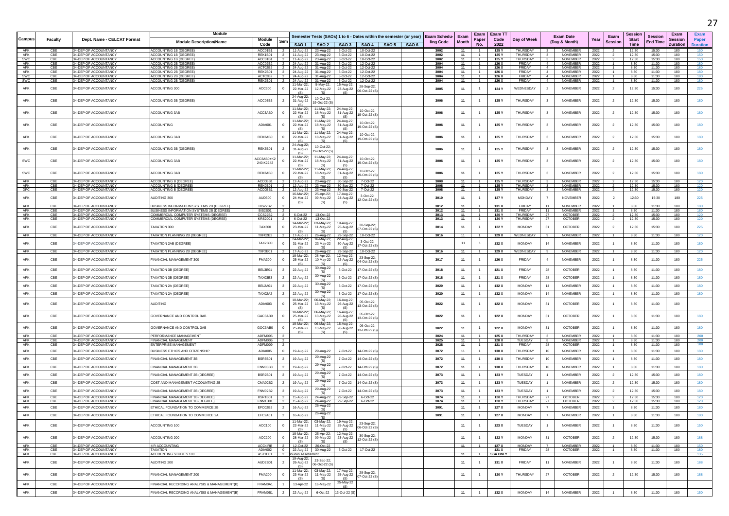| Campus | Faculty | Dept. Name - CELCAT Format | Module Description/Name | Module Code | Sem | SAO 1 | SAO 2 | SAO 3 | SAO 4 | SAO 5 | SAO 6 | Exam Scheduling Code | Exam Month | Exam Paper No. | Exam TT Code 2022 | Day of Week | Exam Date (Day & Month) | | Year | Exam Session | Session Start Time | Session End Time | Exam Session Duration | Exam Paper Duration |
|---|---|---|---|---|---|---|---|---|---|---|---|---|---|---|---|---|---|---|---|---|---|---|---|---|
| | | | | | | Semester Tests (SAOs) 1 to 6 - Dates within the semester (or year) | | | | | | | | | | | | | | | | | | |
| APK | CBE | 34-DEP OF ACCOUNTANCY | ACCOUNTING 1B (DEGREE) | ACC01B1 | 2 | 11-Aug-22 | 23-Aug-22 | 3-Oct-22 | 10-Oct-22 | | | 3002 | 11 | 1 | 125 Y | THURSDAY | 3 | NOVEMBER | 2022 | 2 | 12:30 | 15:30 | 180 | 150 |
| APK | CBE | 34-DEP OF ACCOUNTANCY | ACCOUNTING 1B (DEGREE) | REK1B01 | 2 | 11-Aug-22 | 23-Aug-22 | 3-Oct-22 | 10-Oct-22 | | | 3002 | 11 | 1 | 125 Y | THURSDAY | 3 | NOVEMBER | 2022 | 2 | 12:30 | 15:30 | 180 | 150 |
| SWC | CBE | 34-DEP OF ACCOUNTANCY | ACCOUNTING 1B (DEGREE) | ACC01B1 | 2 | 11-Aug-22 | 23-Aug-22 | 3-Oct-22 | 10-Oct-22 | | | 3002 | 11 | 1 | 125 Y | THURSDAY | 3 | NOVEMBER | 2022 | 2 | 12:30 | 15:30 | 180 | 150 |
| APK | CBE | 34-DEP OF ACCOUNTANCY | ACCOUNTING 2B (DEGREE) | ACC02B2 | 2 | 24-Aug-22 | 31-Aug-22 | 5-Oct-22 | 12-Oct-22 | | | 3004 | 11 | 1 | 126 X | FRIDAY | 4 | NOVEMBER | 2022 | 1 | 8:30 | 11:30 | 180 | 180 |
| APK | CBE | 34-DEP OF ACCOUNTANCY | ACCOUNTING 2B (DEGREE) | ACT02B2 | 2 | 24-Aug-22 | 31-Aug-22 | 5-Oct-22 | 12-Oct-22 | | | 3004 | 11 | 1 | 126 X | FRIDAY | 4 | NOVEMBER | 2022 | 1 | 8:30 | 11:30 | 180 | 180 |
| APK | CBE | 34-DEP OF ACCOUNTANCY | ACCOUNTING 2B (DEGREE) | REK2B01 | 2 | 24-Aug-22 | 31-Aug-22 | 5-Oct-22 | 12-Oct-22 | | | 3004 | 11 | 1 | 126 X | FRIDAY | 4 | NOVEMBER | 2022 | 1 | 8:30 | 11:30 | 180 | 180 |
| SWC | CBE | 34-DEP OF ACCOUNTANCY | ACCOUNTING 2B (DEGREE) | ACT02B2 | 2 | 24-Aug-22 | 31-Aug-22 | 5-Oct-22 | 12-Oct-22 | | | 3004 | 11 | 1 | 126 X | FRIDAY | 4 | NOVEMBER | 2022 | 1 | 8:30 | 11:30 | 180 | 180 |
| SWC | CBE | 34-DEP OF ACCOUNTANCY | ACCOUNTING 2B (DEGREE) | REK2B01 | 2 | 24-Aug-22 | 31-Aug-22 | 5-Oct-22 | 12-Oct-22 | | | 3004 | 11 | 1 | 126 X | FRIDAY | 4 | NOVEMBER | 2022 | 1 | 8:30 | 11:30 | 180 | 180 |
| APK | CBE | 34-DEP OF ACCOUNTANCY | ACCOUNTING 300 | ACC300 | 0 | 11-Mar-22; 22-Mar-22 (S) | 5-May-22; 12-May-22 (S) | 15-Aug-22; 23-Aug-22 (S) | 28-Sep-22; 06-Oct-22 (S) | | | 3005 | 11 | 1 | 124 Y | WEDNESDAY | 2 | NOVEMBER | 2022 | 2 | 12:30 | 15:30 | 180 | 225 |
| APK | CBE | 34-DEP OF ACCOUNTANCY | ACCOUNTING 3B (DEGREE) | ACC03B3 | 2 | 24-Aug-22; 31-Aug-22 (S) | 10-Oct-22; 19-Oct-22 (S) | | | | | 3006 | 11 | 1 | 125 Y | THURSDAY | 3 | NOVEMBER | 2022 | 2 | 12:30 | 15:30 | 180 | 180 |
| APK | CBE | 34-DEP OF ACCOUNTANCY | ACCOUNTING 3AB | ACC3AB0 | 0 | 11-Mar-22; 22-Mar-22 (S) | 11-May-22; 18-May-22 (S) | 24-Aug-22; 31-Aug-22 (S) | 10-Oct-22; 19-Oct-22 (S) | | | 3006 | 11 | 1 | 125 Y | THURSDAY | 3 | NOVEMBER | 2022 | 2 | 12:30 | 15:30 | 180 | 180 |
| APK | CBE | 34-DEP OF ACCOUNTANCY | ACCOUNTING | ADIA001 | 0 | 11-Mar-22; 22-Mar-22 (S) | 11-May-22; 18-May-22 (S) | 24-Aug-22; 31-Aug-22 (S) | 10-Oct-22; 19-Oct-22 (S) | | | 3006 | 11 | 1 | 125 Y | THURSDAY | 3 | NOVEMBER | 2022 | 2 | 12:30 | 15:30 | 180 | 180 |
| APK | CBE | 34-DEP OF ACCOUNTANCY | ACCOUNTING 3AB | REK3AB0 | 0 | 11-Mar-22; 22-Mar-22 (S) | 11-May-22; 18-May-22 (S) | 24-Aug-22; 31-Aug-22 (S) | 10-Oct-22; 19-Oct-22 (S) | | | 3006 | 11 | 1 | 125 Y | THURSDAY | 3 | NOVEMBER | 2022 | 2 | 12:30 | 15:30 | 180 | 180 |
| APK | CBE | 34-DEP OF ACCOUNTANCY | ACCOUNTING 3B (DEGREE) | REK3B01 | 2 | 24-Aug-22; 31-Aug-22 (S) | 10-Oct-22; 19-Oct-22 (S) | | | | | 3006 | 11 | 1 | 125 Y | THURSDAY | 3 | NOVEMBER | 2022 | 2 | 12:30 | 15:30 | 180 | 180 |
| SWC | CBE | 34-DEP OF ACCOUNTANCY | ACCOUNTING 3AB | ACC3AB0+K2 240:K2242 | 0 | 11-Mar-22; 22-Mar-22 (S) | 11-May-22; 18-May-22 (S) | 24-Aug-22; 31-Aug-22 (S) | 10-Oct-22; 19-Oct-22 (S) | | | 3006 | 11 | 1 | 125 Y | THURSDAY | 3 | NOVEMBER | 2022 | 2 | 12:30 | 15:30 | 180 | 180 |
| SWC | CBE | 34-DEP OF ACCOUNTANCY | ACCOUNTING 3AB | REK3AB0 | 0 | 11-Mar-22; 22-Mar-22 (S) | 11-May-22; 18-May-22 (S) | 24-Aug-22; 31-Aug-22 (S) | 10-Oct-22; 19-Oct-22 (S) | | | 3006 | 11 | 1 | 125 Y | THURSDAY | 3 | NOVEMBER | 2022 | 2 | 12:30 | 15:30 | 180 | 180 |
| APK | CBE | 34-DEP OF ACCOUNTANCY | ACCOUNTING B (DEGREE) | ACC0BB1 | 2 | 12-Aug-22 | 23-Aug-22 | 30-Sep-22 | 7-Oct-22 | | | 3008 | 11 | 1 | 125 Y | THURSDAY | 3 | NOVEMBER | 2022 | 2 | 12:30 | 15:30 | 180 | 120 |
| APK | CBE | 34-DEP OF ACCOUNTANCY | ACCOUNTING B (DEGREE) | REK0B01 | 2 | 12-Aug-22 | 23-Aug-22 | 30-Sep-22 | 7-Oct-22 | | | 3008 | 11 | 1 | 125 Y | THURSDAY | 3 | NOVEMBER | 2022 | 2 | 12:30 | 15:30 | 180 | 120 |
| DFC | CBE | 34-DEP OF ACCOUNTANCY | ACCOUNTING B (DEGREE) | ACC0BB1 | 2 | 12-Aug-22 | 23-Aug-22 | 30-Sep-22 | 7-Oct-22 | | | 3008 | 11 | 1 | 125 Y | THURSDAY | 3 | NOVEMBER | 2022 | 2 | 12:30 | 15:30 | 180 | 120 |
| APK | CBE | 34-DEP OF ACCOUNTANCY | AUDITING 300 | AUD300 | 0 | 16-Mar-22; 24-Mar-22 (S) | 25-Apr-22; 09-May-22 (S) | 17-Aug-22; 24-Aug-22 (S) | 3-Oct-22; 12-Oct-22 (S) | | | 3010 | 11 | 1 | 127 Y | MONDAY | 7 | NOVEMBER | 2022 | 2 | 12:30 | 15:30 | 180 | 225 |
| APK | CBE | 34-DEP OF ACCOUNTANCY | BUSINESS INFORMATION SYSTEMS 2B (DEGREE) | BIS22B2 | 2 | | | | | | | 3012 | 11 | 1 | 131 X | FRIDAY | 11 | NOVEMBER | 2022 | 1 | 8:30 | 11:30 | 180 | 180 |
| APK | CBE | 34-DEP OF ACCOUNTANCY | BUSINESS INFORMATION SYSTEMS 2B (DEGREE) | BIS2B01 | 2 | | | | | | | 3012 | 11 | 1 | 131 X | FRIDAY | 11 | NOVEMBER | 2022 | 1 | 8:30 | 11:30 | 180 | 180 |
| APK | CBE | 34-DEP OF ACCOUNTANCY | COMMERCIAL COMPUTER SYSTEMS (DEGREE) | CCS22B2 | 2 | 6-Oct-22 | 13-Oct-22 | | | | | 3013 | 11 | 1 | 120 Y | THURSDAY | 27 | OCTOBER | 2022 | 2 | 12:30 | 15:30 | 180 | 120 |
| APK | CBE | 34-DEP OF ACCOUNTANCY | COMMERCIAL COMPUTER SYSTEMS (DEGREE) | KRS2001 | 2 | 6-Oct-22 | 13-Oct-22 | | | | | 3013 | 11 | 1 | 120 Y | THURSDAY | 27 | OCTOBER | 2022 | 2 | 12:30 | 15:30 | 180 | 120 |
| APK | CBE | 34-DEP OF ACCOUNTANCY | TAXATION 300 | TAX300 | 0 | 14-Mar-22; 23-Mar-22 (S) | 03-May-22; 11-May-22 (S) | 19-Aug-22; 25-Aug-22 (S) | 30-Sep-22; 07-Oct-22 (S) | | | 3014 | 11 | 1 | 122 Y | MONDAY | 31 | OCTOBER | 2022 | 2 | 12:30 | 15:30 | 180 | 225 |
| APK | CBE | 34-DEP OF ACCOUNTANCY | TAXATION PLANNING 2B (DEGREE) | TXP02B2 | 2 | 17-Aug-22 | 26-Aug-22 | 29-Sep-22 | 10-Oct-22 | | | 3016 | 11 | 1 | 129 X | WEDNESDAY | 9 | NOVEMBER | 2022 | 1 | 8:30 | 11:30 | 180 | 120 |
| APK | CBE | 34-DEP OF ACCOUNTANCY | TAXATION 2AB (DEGREE) | TAX2B00 | 0 | 24-Mar-22; 31-Mar-22 (S) | 16-May-22; 23 May-22 (S) | 22-Aug-22; 30-Aug-22 (S) | 3-Oct-22; 17-Oct-22 (S) | | | | 11 | 1 | 132 X | MONDAY | 14 | NOVEMBER | 2022 | 1 | 8:30 | 11:30 | 180 | 180 |
| APK | CBE | 34-DEP OF ACCOUNTANCY | TAXATION PLANNING 2B (DEGREE) | TXP2B01 | 2 | 17-Aug-22 | 26-Aug-22 | 29-Sep-22 | 10-Oct-22 | | | 3016 | 11 | 1 | 129 X | WEDNESDAY | 9 | NOVEMBER | 2022 | 1 | 8:30 | 11:30 | 180 | 120 |
| APK | CBE | 34-DEP OF ACCOUNTANCY | FINANCIAL MANAGEMENT 300 | FMA300 | 0 | 18-Mar-22; 25-Mar-22 (S) | 28-Apr-22; 10 May-22 (S) | 12-Aug-22; 22-Aug-22 (S) | 23-Sep-22; 04-Oct-22 (S) | | | 3017 | 11 | 1 | 126 X | FRIDAY | 4 | NOVEMBER | 2022 | 1 | 8:30 | 11:30 | 180 | 225 |
| APK | CBE | 34-DEP OF ACCOUNTANCY | TAXATION 3B (DEGREE) | BEL3B01 | 2 | 22-Aug-22 | 30-Aug-22 (S) | 3-Oct-22 | 17-Oct-22 (S) | | | 3018 | 11 | 1 | 121 X | FRIDAY | 28 | OCTOBER | 2022 | 1 | 8:30 | 11:30 | 180 | 180 |
| APK | CBE | 34-DEP OF ACCOUNTANCY | TAXATION 3B (DEGREE) | TAX03B3 | 2 | 22-Aug-22 | 30-Aug-22 (S) | 3-Oct-22 | 17-Oct-22 (S) | | | 3018 | 11 | 1 | 121 X | FRIDAY | 28 | OCTOBER | 2022 | 1 | 8:30 | 11:30 | 180 | 180 |
| APK | CBE | 34-DEP OF ACCOUNTANCY | TAXATION 2A (DEGREE) | BEL2A01 | 2 | 22-Aug-22 | 30-Aug-22 (S) | 3-Oct-22 | 17-Oct-22 (S) | | | 3020 | 11 | 1 | 132 X | MONDAY | 14 | NOVEMBER | 2022 | 1 | 8:30 | 11:30 | 180 | 180 |
| APK | CBE | 34-DEP OF ACCOUNTANCY | TAXATION 2A (DEGREE) | TAX02A2 | 2 | 22-Aug-22 | 30-Aug-22 (S) | 3-Oct-22 | 17-Oct-22 (S) | | | 3020 | 11 | 1 | 132 X | MONDAY | 14 | NOVEMBER | 2022 | 1 | 8:30 | 11:30 | 180 | 180 |
| APK | CBE | 34-DEP OF ACCOUNTANCY | AUDITING | ADIA003 | 0 | 18-Mar-22; 25-Mar-22 (S) | 06-May-22; 13-May-22 (S) | 16-Aug-22; 26-Aug-22 (S) | 05-Oct-22; 13-Oct-22 (S) | | | 3022 | 11 | 1 | 122 X | MONDAY | 31 | OCTOBER | 2022 | 1 | 8:30 | 11:30 | 180 | |
| APK | CBE | 34-DEP OF ACCOUNTANCY | GOVERNANCE AND CONTROL 3AB | GAC3AB0 | 0 | 18-Mar-22; 25-Mar-22 (S) | 06-May-22; 13-May-22 (S) | 16-Aug-22; 26-Aug-22 (S) | 05-Oct-22; 13-Oct-22 (S) | | | 3022 | 11 | 1 | 122 X | MONDAY | 31 | OCTOBER | 2022 | 1 | 8:30 | 11:30 | 180 | 180 |
| APK | CBE | 34-DEP OF ACCOUNTANCY | GOVERNANCE AND CONTROL 3AB | GOC3AB0 | 0 | 18-Mar-22; 25-Mar-22 (S) | 06-May-22; 13-May-22 (S) | 16-Aug-22; 26-Aug-22 (S) | 05-Oct-22; 13-Oct-22 (S) | | | 3022 | 11 | 1 | 122 X | MONDAY | 31 | OCTOBER | 2022 | 1 | 8:30 | 11:30 | 180 | 180 |
| APK | CBE | 34-DEP OF ACCOUNTANCY | PERFORMANCE MANAGEMENT | ADFM005 | 2 | | | | | | | 3024 | 11 | 1 | 125 X | THURSDAY | 3 | NOVEMBER | 2022 | 1 | 8:30 | 11:30 | 180 | 200 |
| APK | CBE | 34-DEP OF ACCOUNTANCY | FINANCIAL MANAGEMENT | ADFM006 | 2 | | | | | | | 3025 | 11 | 1 | 128 X | TUESDAY | 8 | NOVEMBER | 2022 | 1 | 8:30 | 11:30 | 180 | 200 |
| APK | CBE | 34-DEP OF ACCOUNTANCY | ENTERPRISE MANAGEMENT | ADFM009 | 2 | | | | | | | 3028 | 11 | 1 | 121 X | FRIDAY | 28 | OCTOBER | 2022 | 1 | 8:30 | 11:30 | 180 | 180 |
| APK | CBE | 34-DEP OF ACCOUNTANCY | BUSINESS ETHICS AND CITIZENSHIP | ADIA005 | 0 | 19-Aug-22 | 29-Aug-22 | 7-Oct-22 | 14-Oct-22 (S) | | | 3072 | 11 | 1 | 130 X | THURSDAY | 10 | NOVEMBER | 2022 | 1 | 8:30 | 11:30 | 180 | 180 |
| APK | CBE | 34-DEP OF ACCOUNTANCY | FINANCIAL MANAGEMENT 3B | BSR3B01 | 2 | 19-Aug-22 | 29-Aug-22 (S) | 7-Oct-22 | 14-Oct-22 (S) | | | 3072 | 11 | 1 | 130 X | THURSDAY | 10 | NOVEMBER | 2022 | 1 | 8:30 | 11:30 | 180 | 180 |
| APK | CBE | 34-DEP OF ACCOUNTANCY | FINANCIAL MANAGEMENT 3B | FNM03B3 | 2 | 19-Aug-22 | 29-Aug-22 (S) | 7-Oct-22 | 14-Oct-22 (S) | | | 3072 | 11 | 1 | 130 X | THURSDAY | 10 | NOVEMBER | 2022 | 1 | 8:30 | 11:30 | 180 | 180 |
| APK | CBE | 34-DEP OF ACCOUNTANCY | FINANCIAL MANAGEMENT 2B (DEGREE) | BSR2B01 | 2 | 19-Aug-22 | 29-Aug-22 (S) | 7-Oct-22 | 14-Oct-22 (S) | | | 3073 | 11 | 1 | 123 Y | TUESDAY | 1 | NOVEMBER | 2022 | 2 | 12:30 | 15:30 | 180 | 180 |
| APK | CBE | 34-DEP OF ACCOUNTANCY | COST AND MANAGEMENT ACCOUNTING 2B | CMA02B2 | 2 | 19-Aug-22 | 29-Aug-22 (S) | 7-Oct-22 | 14-Oct-22 (S) | | | 3073 | 11 | 1 | 123 Y | TUESDAY | 1 | NOVEMBER | 2022 | 2 | 12:30 | 15:30 | 180 | 180 |
| APK | CBE | 34-DEP OF ACCOUNTANCY | FINANCIAL MANAGEMENT 2B (DEGREE) | FNM02B2 | 2 | 19-Aug-22 | 29-Aug-22 (S) | 7-Oct-22 | 14-Oct-22 (S) | | | 3073 | 11 | 1 | 123 Y | TUESDAY | 1 | NOVEMBER | 2022 | 2 | 12:30 | 15:30 | 180 | 180 |
| APK | CBE | 34-DEP OF ACCOUNTANCY | FINANCIAL MANAGEMENT 1B (DEGREE) | BSR1B01 | 2 | 15-Aug-22 | 24-Aug-22 | 29-Sep-22 | 6-Oct-22 | | | 3074 | 11 | 1 | 120 Y | THURSDAY | 27 | OCTOBER | 2022 | 2 | 12:30 | 15:30 | 180 | 120 |
| APK | CBE | 34-DEP OF ACCOUNTANCY | FINANCIAL MANAGEMENT 1B (DEGREE) | FNM1B01 | 2 | 15-Aug-22 | 24-Aug-22 | 29-Sep-22 | 6-Oct-22 | | | 3074 | 11 | 1 | 120 Y | THURSDAY | 27 | OCTOBER | 2022 | 2 | 12:30 | 15:30 | 180 | 120 |
| APK | CBE | 34-DEP OF ACCOUNTANCY | ETHICAL FOUNDATION TO COMMERCE 2B | EFC02B2 | 2 | 16-Aug-22 | 26-Aug-22 (S) | | | | | 3091 | 11 | 1 | 127 X | MONDAY | 7 | NOVEMBER | 2022 | 1 | 8:30 | 11:30 | 180 | 180 |
| APK | CBE | 34-DEP OF ACCOUNTANCY | ETHICAL FOUNDATION TO COMMERCE 2A | EFC2A01 | 2 | 16-Aug-22 | 26-Aug-22 (S) | | | | | 3091 | 11 | 1 | 127 X | MONDAY | 7 | NOVEMBER | 2022 | 1 | 8:30 | 11:30 | 180 | 180 |
| APK | CBE | 34-DEP OF ACCOUNTANCY | ACCOUNTING 100 | ACC100 | 0 | 11-Mar-22; 22-Mar-22 (S) | 03-May-22; 11-May-22 (S) | 19-Aug-22; 25-Aug-22 (S) | 23-Sep-22; 06-Oct-22 (S) | | | | 11 | 1 | 123 X | TUESDAY | 1 | NOVEMBER | 2022 | 1 | 8:30 | 11:30 | 180 | 150 |
| APK | CBE | 34-DEP OF ACCOUNTANCY | ACCOUNTING 200 | ACC200 | 0 | 18-Mar-22; 28-Mar-22 (S) | 25-Apr-22; 09-May-22 (S) | 12-Aug-22; 23-Aug-22 (S) | 30-Sep-22; 12-Oct-22 (S) | | | | 11 | 1 | 122 Y | MONDAY | 31 | OCTOBER | 2022 | 2 | 12:30 | 15:30 | 180 | 188 |
| APK | CBE | 34-DEP OF ACCOUNTANCY | 4IR ACCOUNTING | ACC4IRB | 2 | 12-Oct-22 | 20-Oct-22 | | | | | | 11 | 1 | 127 X | MONDAY | 7 | NOVEMBER | 2022 | 1 | 8:30 | 11:30 | 180 | 150 |
| APK | CBE | 34-DEP OF ACCOUNTANCY | TAXATION | ADIA002 | 0 | 22-Aug-22 | 30-Aug-22 | 3-Oct-22 | 17-Oct-22 | | | | | | 121 X | FRIDAY | 28 | OCTOBER | 2022 | 1 | 8:30 | 11:30 | 180 | 180 |
| APK | CBE | 34-DEP OF ACCOUNTANCY | ACCOUNTING STUDIES 100 | AST1B01 | | Continuous Assessment | | | | | | | 11 | 1 | SSA ONLY | | | | | | | | | 135 |
| APK | CBE | 34-DEP OF ACCOUNTANCY | AUDITING 200 | AUD2B01 | 2 | 19-Aug-22; 26-Aug-22 (S) | 23-Sep-22; 06-Oct-22 (S) | | | | | | 11 | 1 | 131 X | FRIDAY | 11 | NOVEMBER | 2022 | 1 | 8:30 | 11:30 | 180 | 188 |
| APK | CBE | 34-DEP OF ACCOUNTANCY | FINANCIAL MANAGEMENT 200 | FMA200 | 0 | 11-Mar-22; 23-Mar-22 (S) | 03-May-22; 11-May-22 (S) | 17-Aug-22; 25-Aug-22 (S) | 28-Sep-22; 07-Oct-22 (S) | | | | 11 | 1 | 120 Y | THURSDAY | 27 | OCTOBER | 2022 | 2 | 12:30 | 15:30 | 180 | 188 |
| APK | CBE | 34-DEP OF ACCOUNTANCY | FINANCIAL RECORDING ANALYSIS & MANAGEMENT(B) | FRAM0A1 | 1 | 13-Apr-22 | 16-May-22 | 25-May-22 (S) | | | | | | | | | | | | | | | | |
| APK | CBE | 34-DEP OF ACCOUNTANCY | FINANCIAL RECORDING ANALYSIS & MANAGEMENT(B) | FRAM0B1 | 2 | 22-Aug-22 | 6-Oct-22 | 13-Oct-22 (S) | | | | | 11 | 1 | 132 X | MONDAY | 14 | NOVEMBER | 2022 | 1 | 8:30 | 11:30 | 180 | 150 |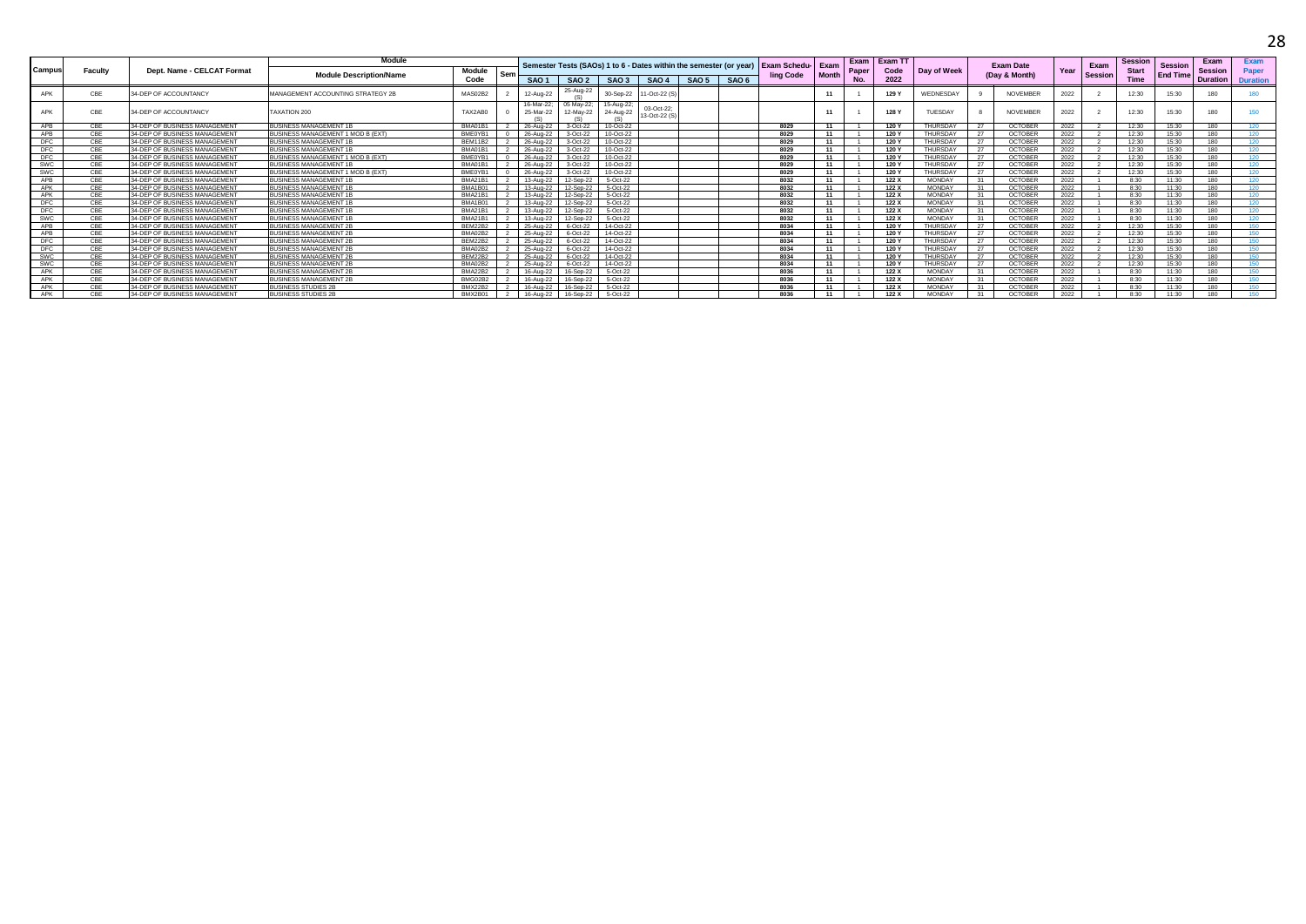| Campus | Faculty | Dept. Name - CELCAT Format | Module | | | Semester Tests (SAOs) 1 to 6 - Dates within the semester (or year) | | | | | | Exam Scheduling Code | Exam Month | Exam Paper No. | Exam TT Code 2022 | Day of Week | Exam Date (Day & Month) | | Year | Exam Session | Session Start Time | Session End Time | Exam Session Duration | Exam Paper Duration |
|---|---|---|---|---|---|---|---|---|---|---|---|---|---|---|---|---|---|---|---|---|---|---|---|---|
| | | | Module Description/Name | Module Code | Sem | SAO 1 | SAO 2 | SAO 3 | SAO 4 | SAO 5 | SAO 6 | | | | | | | | | | | | | |
| APK | CBE | 34-DEP OF ACCOUNTANCY | MANAGEMENT ACCOUNTING STRATEGY 2B | MAS02B2 | 2 | 12-Aug-22 | 25-Aug-22 (S) | 30-Sep-22 | 11-Oct-22 (S) | | | | 11 | 1 | 129 Y | WEDNESDAY | 9 | NOVEMBER | 2022 | 2 | 12:30 | 15:30 | 180 | 180 |
| APK | CBE | 34-DEP OF ACCOUNTANCY | TAXATION 200 | TAX2AB0 | 0 | 16-Mar-22; 25-Mar-22 (S) | 05 May-22; 12-May-22 (S) | 15-Aug-22; 24-Aug-22 (S) | 03-Oct-22; 13-Oct-22 (S) | | | | 11 | 1 | 128 Y | TUESDAY | 8 | NOVEMBER | 2022 | 2 | 12:30 | 15:30 | 180 | 150 |
| APB | CBE | 34-DEP OF BUSINESS MANAGEMENT | BUSINESS MANAGEMENT 1B | BMA01B1 | 2 | 26-Aug-22 | 3-Oct-22 | 10-Oct-22 | | | | 8029 | 11 | 1 | 120 Y | THURSDAY | 27 | OCTOBER | 2022 | 2 | 12:30 | 15:30 | 180 | 120 |
| APB | CBE | 34-DEP OF BUSINESS MANAGEMENT | BUSINESS MANAGEMENT 1 MOD B (EXT) | BME0YB1 | 0 | 26-Aug-22 | 3-Oct-22 | 10-Oct-22 | | | | 8029 | 11 | 1 | 120 Y | THURSDAY | 27 | OCTOBER | 2022 | 2 | 12:30 | 15:30 | 180 | 120 |
| DFC | CBE | 34-DEP OF BUSINESS MANAGEMENT | BUSINESS MANAGEMENT 1B | BEM11B2 | 2 | 26-Aug-22 | 3-Oct-22 | 10-Oct-22 | | | | 8029 | 11 | 1 | 120 Y | THURSDAY | 27 | OCTOBER | 2022 | 2 | 12:30 | 15:30 | 180 | 120 |
| DFC | CBE | 34-DEP OF BUSINESS MANAGEMENT | BUSINESS MANAGEMENT 1B | BMA01B1 | 2 | 26-Aug-22 | 3-Oct-22 | 10-Oct-22 | | | | 8029 | 11 | 1 | 120 Y | THURSDAY | 27 | OCTOBER | 2022 | 2 | 12:30 | 15:30 | 180 | 120 |
| DFC | CBE | 34-DEP OF BUSINESS MANAGEMENT | BUSINESS MANAGEMENT 1 MOD B (EXT) | BME0YB1 | 0 | 26-Aug-22 | 3-Oct-22 | 10-Oct-22 | | | | 8029 | 11 | 1 | 120 Y | THURSDAY | 27 | OCTOBER | 2022 | 2 | 12:30 | 15:30 | 180 | 120 |
| SWC | CBE | 34-DEP OF BUSINESS MANAGEMENT | BUSINESS MANAGEMENT 1B | BMA01B1 | 2 | 26-Aug-22 | 3-Oct-22 | 10-Oct-22 | | | | 8029 | 11 | 1 | 120 Y | THURSDAY | 27 | OCTOBER | 2022 | 2 | 12:30 | 15:30 | 180 | 120 |
| SWC | CBE | 34-DEP OF BUSINESS MANAGEMENT | BUSINESS MANAGEMENT 1 MOD B (EXT) | BME0YB1 | 0 | 26-Aug-22 | 3-Oct-22 | 10-Oct-22 | | | | 8029 | 11 | 1 | 120 Y | THURSDAY | 27 | OCTOBER | 2022 | 2 | 12:30 | 15:30 | 180 | 120 |
| APB | CBE | 34-DEP OF BUSINESS MANAGEMENT | BUSINESS MANAGEMENT 1B | BMA21B1 | 2 | 13-Aug-22 | 12-Sep-22 | 5-Oct-22 | | | | 8032 | 11 | 1 | 122 X | MONDAY | 31 | OCTOBER | 2022 | 1 | 8:30 | 11:30 | 180 | 120 |
| APK | CBE | 34-DEP OF BUSINESS MANAGEMENT | BUSINESS MANAGEMENT 1B | BMA1B01 | 2 | 13-Aug-22 | 12-Sep-22 | 5-Oct-22 | | | | 8032 | 11 | 1 | 122 X | MONDAY | 31 | OCTOBER | 2022 | 1 | 8:30 | 11:30 | 180 | 120 |
| APK | CBE | 34-DEP OF BUSINESS MANAGEMENT | BUSINESS MANAGEMENT 1B | BMA21B1 | 2 | 13-Aug-22 | 12-Sep-22 | 5-Oct-22 | | | | 8032 | 11 | 1 | 122 X | MONDAY | 31 | OCTOBER | 2022 | 1 | 8:30 | 11:30 | 180 | 120 |
| DFC | CBE | 34-DEP OF BUSINESS MANAGEMENT | BUSINESS MANAGEMENT 1B | BMA1B01 | 2 | 13-Aug-22 | 12-Sep-22 | 5-Oct-22 | | | | 8032 | 11 | 1 | 122 X | MONDAY | 31 | OCTOBER | 2022 | 1 | 8:30 | 11:30 | 180 | 120 |
| DFC | CBE | 34-DEP OF BUSINESS MANAGEMENT | BUSINESS MANAGEMENT 1B | BMA21B1 | 2 | 13-Aug-22 | 12-Sep-22 | 5-Oct-22 | | | | 8032 | 11 | 1 | 122 X | MONDAY | 31 | OCTOBER | 2022 | 1 | 8:30 | 11:30 | 180 | 120 |
| SWC | CBE | 34-DEP OF BUSINESS MANAGEMENT | BUSINESS MANAGEMENT 1B | BMA21B1 | 2 | 13-Aug-22 | 12-Sep-22 | 5-Oct-22 | | | | 8032 | 11 | 1 | 122 X | MONDAY | 31 | OCTOBER | 2022 | 1 | 8:30 | 11:30 | 180 | 120 |
| APB | CBE | 34-DEP OF BUSINESS MANAGEMENT | BUSINESS MANAGEMENT 2B | BEM22B2 | 2 | 25-Aug-22 | 6-Oct-22 | 14-Oct-22 | | | | 8034 | 11 | 1 | 120 Y | THURSDAY | 27 | OCTOBER | 2022 | 2 | 12:30 | 15:30 | 180 | 150 |
| APB | CBE | 34-DEP OF BUSINESS MANAGEMENT | BUSINESS MANAGEMENT 2B | BMA02B2 | 2 | 25-Aug-22 | 6-Oct-22 | 14-Oct-22 | | | | 8034 | 11 | 1 | 120 Y | THURSDAY | 27 | OCTOBER | 2022 | 2 | 12:30 | 15:30 | 180 | 150 |
| DFC | CBE | 34-DEP OF BUSINESS MANAGEMENT | BUSINESS MANAGEMENT 2B | BEM22B2 | 2 | 25-Aug-22 | 6-Oct-22 | 14-Oct-22 | | | | 8034 | 11 | 1 | 120 Y | THURSDAY | 27 | OCTOBER | 2022 | 2 | 12:30 | 15:30 | 180 | 150 |
| DFC | CBE | 34-DEP OF BUSINESS MANAGEMENT | BUSINESS MANAGEMENT 2B | BMA02B2 | 2 | 25-Aug-22 | 6-Oct-22 | 14-Oct-22 | | | | 8034 | 11 | 1 | 120 Y | THURSDAY | 27 | OCTOBER | 2022 | 2 | 12:30 | 15:30 | 180 | 150 |
| SWC | CBE | 34-DEP OF BUSINESS MANAGEMENT | BUSINESS MANAGEMENT 2B | BEM22B2 | 2 | 25-Aug-22 | 6-Oct-22 | 14-Oct-22 | | | | 8034 | 11 | 1 | 120 Y | THURSDAY | 27 | OCTOBER | 2022 | 2 | 12:30 | 15:30 | 180 | 150 |
| SWC | CBE | 34-DEP OF BUSINESS MANAGEMENT | BUSINESS MANAGEMENT 2B | BMA02B2 | 2 | 25-Aug-22 | 6-Oct-22 | 14-Oct-22 | | | | 8034 | 11 | 1 | 120 Y | THURSDAY | 27 | OCTOBER | 2022 | 2 | 12:30 | 15:30 | 180 | 150 |
| APK | CBE | 34-DEP OF BUSINESS MANAGEMENT | BUSINESS MANAGEMENT 2B | BMA22B2 | 2 | 16-Aug-22 | 16-Sep-22 | 5-Oct-22 | | | | 8036 | 11 | 1 | 122 X | MONDAY | 31 | OCTOBER | 2022 | 1 | 8:30 | 11:30 | 180 | 150 |
| APK | CBE | 34-DEP OF BUSINESS MANAGEMENT | BUSINESS MANAGEMENT 2B | BMG02B2 | 2 | 16-Aug-22 | 16-Sep-22 | 5-Oct-22 | | | | 8036 | 11 | 1 | 122 X | MONDAY | 31 | OCTOBER | 2022 | 1 | 8:30 | 11:30 | 180 | 150 |
| APK | CBE | 34-DEP OF BUSINESS MANAGEMENT | BUSINESS STUDIES 2B | BMX22B2 | 2 | 16-Aug-22 | 16-Sep-22 | 5-Oct-22 | | | | 8036 | 11 | 1 | 122 X | MONDAY | 31 | OCTOBER | 2022 | 1 | 8:30 | 11:30 | 180 | 150 |
| APK | CBE | 34-DEP OF BUSINESS MANAGEMENT | BUSINESS STUDIES 2B | BMX2B01 | 2 | 16-Aug-22 | 16-Sep-22 | 5-Oct-22 | | | | 8036 | 11 | 1 | 122 X | MONDAY | 31 | OCTOBER | 2022 | 1 | 8:30 | 11:30 | 180 | 150 |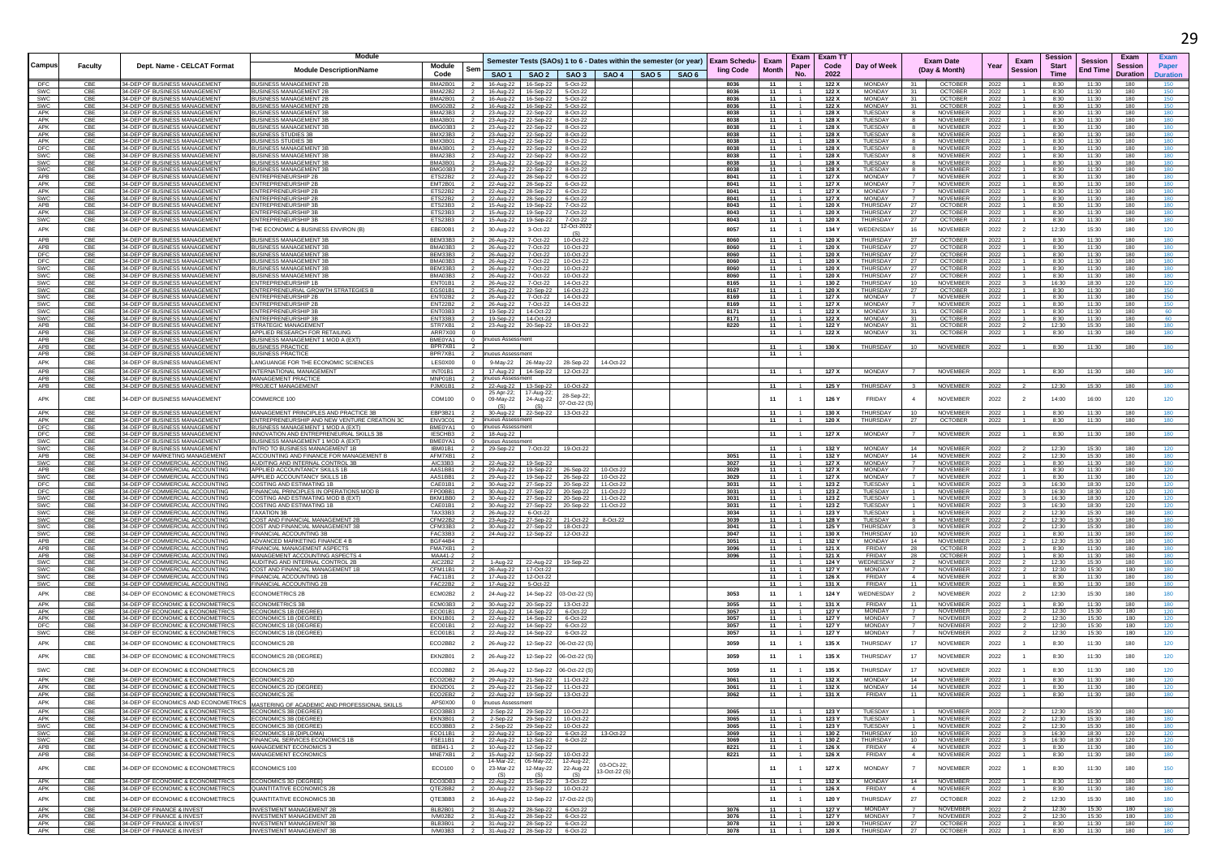| Campus | Faculty | Dept. Name - CELCAT Format | Module Description/Name | Module Code | Sem | Semester Tests (SAOs) 1 to 6 - Dates within the semester (or year) | | | | | | Exam Scheduling Code | Exam Month | Exam Paper No. | Exam TT Code 2022 | Day of Week | Exam Date (Day & Month) | | Year | Exam Session | Session Start Time | Session End Time | Exam Session Duration | Exam Paper Duration |
|---|---|---|---|---|---|---|---|---|---|---|---|---|---|---|---|---|---|---|---|---|---|---|---|---|
| | | | | | | SAO 1 | SAO 2 | SAO 3 | SAO 4 | SAO 5 | SAO 6 | | | | | | | | | | | | | |
| DFC | CBE | 34-DEP OF BUSINESS MANAGEMENT | BUSINESS MANAGEMENT 2B | BMA2B01 | 2 | 16-Aug-22 | 16-Sep-22 | 5-Oct-22 | | | | 8036 | 11 | 1 | 122 X | MONDAY | 31 | OCTOBER | 2022 | 1 | 8:30 | 11:30 | 180 | 150 |
| SWC | CBE | 34-DEP OF BUSINESS MANAGEMENT | BUSINESS MANAGEMENT 2B | BMA22B2 | 2 | 16-Aug-22 | 16-Sep-22 | 5-Oct-22 | | | | 8036 | 11 | 1 | 122 X | MONDAY | 31 | OCTOBER | 2022 | 1 | 8:30 | 11:30 | 180 | 150 |
| SWC | CBE | 34-DEP OF BUSINESS MANAGEMENT | BUSINESS MANAGEMENT 2B | BMA2B01 | 2 | 16-Aug-22 | 16-Sep-22 | 5-Oct-22 | | | | 8036 | 11 | 1 | 122 X | MONDAY | 31 | OCTOBER | 2022 | 1 | 8:30 | 11:30 | 180 | 150 |
| SWC | CBE | 34-DEP OF BUSINESS MANAGEMENT | BUSINESS MANAGEMENT 2B | BMG02B2 | 2 | 16-Aug-22 | 16-Sep-22 | 5-Oct-22 | | | | 8036 | 11 | 1 | 122 X | MONDAY | 31 | OCTOBER | 2022 | 1 | 8:30 | 11:30 | 180 | 150 |
| APK | CBE | 34-DEP OF BUSINESS MANAGEMENT | BUSINESS MANAGEMENT 3B | BMA23B3 | 2 | 23-Aug-22 | 22-Sep-22 | 8-Oct-22 | | | | 8038 | 11 | 1 | 128 X | TUESDAY | 8 | NOVEMBER | 2022 | 1 | 8:30 | 11:30 | 180 | 180 |
| APK | CBE | 34-DEP OF BUSINESS MANAGEMENT | BUSINESS MANAGEMENT 3B | BMA3B01 | 2 | 23-Aug-22 | 22-Sep-22 | 8-Oct-22 | | | | 8038 | 11 | 1 | 128 X | TUESDAY | 8 | NOVEMBER | 2022 | 1 | 8:30 | 11:30 | 180 | 180 |
| APK | CBE | 34-DEP OF BUSINESS MANAGEMENT | BUSINESS MANAGEMENT 3B | BMG03B3 | 2 | 23-Aug-22 | 22-Sep-22 | 8-Oct-22 | | | | 8038 | 11 | 1 | 128 X | TUESDAY | 8 | NOVEMBER | 2022 | 1 | 8:30 | 11:30 | 180 | 180 |
| APK | CBE | 34-DEP OF BUSINESS MANAGEMENT | BUSINESS STUDIES 3B | BMX23B3 | 2 | 23-Aug-22 | 22-Sep-22 | 8-Oct-22 | | | | 8038 | 11 | 1 | 128 X | TUESDAY | 8 | NOVEMBER | 2022 | 1 | 8:30 | 11:30 | 180 | 180 |
| APK | CBE | 34-DEP OF BUSINESS MANAGEMENT | BUSINESS STUDIES 3B | BMX3B01 | 2 | 23-Aug-22 | 22-Sep-22 | 8-Oct-22 | | | | 8038 | 11 | 1 | 128 X | TUESDAY | 8 | NOVEMBER | 2022 | 1 | 8:30 | 11:30 | 180 | 180 |
| DFC | CBE | 34-DEP OF BUSINESS MANAGEMENT | BUSINESS MANAGEMENT 3B | BMA3B01 | 2 | 23-Aug-22 | 22-Sep-22 | 8-Oct-22 | | | | 8038 | 11 | 1 | 128 X | TUESDAY | 8 | NOVEMBER | 2022 | 1 | 8:30 | 11:30 | 180 | 180 |
| SWC | CBE | 34-DEP OF BUSINESS MANAGEMENT | BUSINESS MANAGEMENT 3B | BMA23B3 | 2 | 23-Aug-22 | 22-Sep-22 | 8-Oct-22 | | | | 8038 | 11 | 1 | 128 X | TUESDAY | 8 | NOVEMBER | 2022 | 1 | 8:30 | 11:30 | 180 | 180 |
| SWC | CBE | 34-DEP OF BUSINESS MANAGEMENT | BUSINESS MANAGEMENT 3B | BMA3B01 | 2 | 23-Aug-22 | 22-Sep-22 | 8-Oct-22 | | | | 8038 | 11 | 1 | 128 X | TUESDAY | 8 | NOVEMBER | 2022 | 1 | 8:30 | 11:30 | 180 | 180 |
| SWC | CBE | 34-DEP OF BUSINESS MANAGEMENT | BUSINESS MANAGEMENT 3B | BMG03B3 | 2 | 23-Aug-22 | 22-Sep-22 | 8-Oct-22 | | | | 8038 | 11 | 1 | 128 X | TUESDAY | 8 | NOVEMBER | 2022 | 1 | 8:30 | 11:30 | 180 | 180 |
| APB | CBE | 34-DEP OF BUSINESS MANAGEMENT | ENTREPRENEURSHIP 2B | ETS22B2 | 2 | 22-Aug-22 | 28-Sep-22 | 6-Oct-22 | | | | 8041 | 11 | 1 | 127 X | MONDAY | 7 | NOVEMBER | 2022 | 1 | 8:30 | 11:30 | 180 | 180 |
| APK | CBE | 34-DEP OF BUSINESS MANAGEMENT | ENTREPRENEURSHIP 2B | EMT2B01 | 2 | 22-Aug-22 | 28-Sep-22 | 6-Oct-22 | | | | 8041 | 11 | 1 | 127 X | MONDAY | 7 | NOVEMBER | 2022 | 1 | 8:30 | 11:30 | 180 | 180 |
| APK | CBE | 34-DEP OF BUSINESS MANAGEMENT | ENTREPRENEURSHIP 2B | ETS22B2 | 2 | 22-Aug-22 | 28-Sep-22 | 6-Oct-22 | | | | 8041 | 11 | 1 | 127 X | MONDAY | 7 | NOVEMBER | 2022 | 1 | 8:30 | 11:30 | 180 | 180 |
| SWC | CBE | 34-DEP OF BUSINESS MANAGEMENT | ENTREPRENEURSHIP 2B | ETS22B2 | 2 | 22-Aug-22 | 28-Sep-22 | 6-Oct-22 | | | | 8041 | 11 | 1 | 127 X | MONDAY | 7 | NOVEMBER | 2022 | 1 | 8:30 | 11:30 | 180 | 180 |
| APB | CBE | 34-DEP OF BUSINESS MANAGEMENT | ENTREPRENEURSHIP 3B | ETS23B3 | 2 | 15-Aug-22 | 19-Sep-22 | 7-Oct-22 | | | | 8043 | 11 | 1 | 120 X | THURSDAY | 27 | OCTOBER | 2022 | 1 | 8:30 | 11:30 | 180 | 180 |
| APK | CBE | 34-DEP OF BUSINESS MANAGEMENT | ENTREPRENEURSHIP 3B | ETS23B3 | 2 | 15-Aug-22 | 19-Sep-22 | 7-Oct-22 | | | | 8043 | 11 | 1 | 120 X | THURSDAY | 27 | OCTOBER | 2022 | 1 | 8:30 | 11:30 | 180 | 180 |
| SWC | CBE | 34-DEP OF BUSINESS MANAGEMENT | ENTREPRENEURSHIP 3B | ETS23B3 | 2 | 15-Aug-22 | 19-Sep-22 | 7-Oct-22 | | | | 8043 | 11 | 1 | 120 X | THURSDAY | 27 | OCTOBER | 2022 | 1 | 8:30 | 11:30 | 180 | 180 |
| APK | CBE | 34-DEP OF BUSINESS MANAGEMENT | THE ECONOMIC & BUSINESS ENVIRON (B) | EBE00B1 | 2 | 30-Aug-22 | 3-Oct-22 | 12-Oct-2022 (S) | | | | 8057 | 11 | 1 | 134 Y | WEDENSDAY | 16 | NOVEMBER | 2022 | 2 | 12:30 | 15:30 | 180 | 120 |
| APB | CBE | 34-DEP OF BUSINESS MANAGEMENT | BUSINESS MANAGEMENT 3B | BEM33B3 | 2 | 26-Aug-22 | 7-Oct-22 | 10-Oct-22 | | | | 8060 | 11 | 1 | 120 X | THURSDAY | 27 | OCTOBER | 2022 | 1 | 8:30 | 11:30 | 180 | 180 |
| APB | CBE | 34-DEP OF BUSINESS MANAGEMENT | BUSINESS MANAGEMENT 3B | BMA03B3 | 2 | 26-Aug-22 | 7-Oct-22 | 10-Oct-22 | | | | 8060 | 11 | 1 | 120 X | THURSDAY | 27 | OCTOBER | 2022 | 1 | 8:30 | 11:30 | 180 | 180 |
| DFC | CBE | 34-DEP OF BUSINESS MANAGEMENT | BUSINESS MANAGEMENT 3B | BEM33B3 | 2 | 26-Aug-22 | 7-Oct-22 | 10-Oct-22 | | | | 8060 | 11 | 1 | 120 X | THURSDAY | 27 | OCTOBER | 2022 | 1 | 8:30 | 11:30 | 180 | 180 |
| DFC | CBE | 34-DEP OF BUSINESS MANAGEMENT | BUSINESS MANAGEMENT 3B | BMA03B3 | 2 | 26-Aug-22 | 7-Oct-22 | 10-Oct-22 | | | | 8060 | 11 | 1 | 120 X | THURSDAY | 27 | OCTOBER | 2022 | 1 | 8:30 | 11:30 | 180 | 180 |
| SWC | CBE | 34-DEP OF BUSINESS MANAGEMENT | BUSINESS MANAGEMENT 3B | BEM33B3 | 2 | 26-Aug-22 | 7-Oct-22 | 10-Oct-22 | | | | 8060 | 11 | 1 | 120 X | THURSDAY | 27 | OCTOBER | 2022 | 1 | 8:30 | 11:30 | 180 | 180 |
| SWC | CBE | 34-DEP OF BUSINESS MANAGEMENT | BUSINESS MANAGEMENT 3B | BMA03B3 | 2 | 26-Aug-22 | 7-Oct-22 | 10-Oct-22 | | | | 8060 | 11 | 1 | 120 X | THURSDAY | 27 | OCTOBER | 2022 | 1 | 8:30 | 11:30 | 180 | 180 |
| SWC | CBE | 34-DEP OF BUSINESS MANAGEMENT | ENTREPRENEURSHIP 1B | ENT01B1 | 2 | 26-Aug-22 | 7-Oct-22 | 14-Oct-22 | | | | 8165 | 11 | 1 | 130 Z | THURSDAY | 10 | NOVEMBER | 2022 | 3 | 16:30 | 18:30 | 120 | 120 |
| SWC | CBE | 34-DEP OF BUSINESS MANAGEMENT | ENTREPRENEURIAL GROWTH STRATEGIES B | EGS01B1 | 2 | 25-Aug-22 | 22-Sep-22 | 16-Oct-22 | | | | 8167 | 11 | 1 | 120 X | THURSDAY | 27 | OCTOBER | 2022 | 1 | 8:30 | 11:30 | 180 | 150 |
| SWC | CBE | 34-DEP OF BUSINESS MANAGEMENT | ENTREPRENEURSHIP 2B | ENT02B2 | 2 | 26-Aug-22 | 7-Oct-22 | 14-Oct-22 | | | | 8169 | 11 | 1 | 127 X | MONDAY | 7 | NOVEMBER | 2022 | 1 | 8:30 | 11:30 | 180 | 150 |
| SWC | CBE | 34-DEP OF BUSINESS MANAGEMENT | ENTREPRENEURSHIP 2B | ENT22B2 | 2 | 26-Aug-22 | 7-Oct-22 | 14-Oct-22 | | | | 8169 | 11 | 1 | 127 X | MONDAY | 7 | NOVEMBER | 2022 | 1 | 8:30 | 11:30 | 180 | 150 |
| SWC | CBE | 34-DEP OF BUSINESS MANAGEMENT | ENTREPRENEURSHIP 3B | ENT03B3 | 2 | 19-Sep-22 | 14-Oct-22 | | | | | 8171 | 11 | 1 | 122 X | MONDAY | 31 | OCTOBER | 2022 | 1 | 8:30 | 11:30 | 180 | 60 |
| SWC | CBE | 34-DEP OF BUSINESS MANAGEMENT | ENTREPRENEURSHIP 3B | ENT33B3 | 2 | 19-Sep-22 | 14-Oct-22 | | | | | 8171 | 11 | 1 | 122 X | MONDAY | 31 | OCTOBER | 2022 | 1 | 8:30 | 11:30 | 180 | 60 |
| APB | CBE | 34-DEP OF BUSINESS MANAGEMENT | STRATEGIC MANAGEMENT | STR7XB1 | 2 | 23-Aug-22 | 20-Sep-22 | 18-Oct-22 | | | | 8220 | 11 | 1 | 122 Y | MONDAY | 31 | OCTOBER | 2022 | 2 | 12:30 | 15:30 | 180 | 180 |
| APB | CBE | 34-DEP OF BUSINESS MANAGEMENT | APPLIED RESEARCH FOR RETAILING | ARR7X00 | 0 | | | | | | | | 11 | 1 | 122 X | MONDAY | 31 | OCTOBER | 2022 | 1 | 8:30 | 11:30 | 180 | 180 |
| APB | CBE | 34-DEP OF BUSINESS MANAGEMENT | BUSINESS MANAGEMENT 1 MOD A (EXT) | BME0YA1 | 0 | inuous Assessment | | | | | | | | | | | | | | | | | | |
| APB | CBE | 34-DEP OF BUSINESS MANAGEMENT | BUSINESS PRACTICE | BPR7XB1 | 2 | | | | | | | | 11 | 1 | 130 X | THURSDAY | 10 | NOVEMBER | 2022 | 1 | 8:30 | 11:30 | 180 | 180 |
| APB | CBE | 34-DEP OF BUSINESS MANAGEMENT | BUSINESS PRACTICE | BPR7XB1 | 2 | inuous Assessment | | | | | | | 11 | 1 | | | | | | | | | | |
| APK | CBE | 34-DEP OF BUSINESS MANAGEMENT | LANGUAGE FOR THE ECONOMIC SCIENCES | LES0X00 | 0 | 9-May-22 | 26-May-22 | 28-Sep-22 | 14-Oct-22 | | | | | | | | | | | | | | | |
| APK | CBE | 34-DEP OF BUSINESS MANAGEMENT | INTERNATIONAL MANAGEMENT | INT01B1 | 2 | 17-Aug-22 | 14-Sep-22 | 12-Oct-22 | | | | | 11 | 1 | 127 X | MONDAY | 7 | NOVEMBER | 2022 | 1 | 8:30 | 11:30 | 180 | 180 |
| APB | CBE | 34-DEP OF BUSINESS MANAGEMENT | MANAGEMENT PRACTICE | MNP01B1 | 2 | inuous Assessment | | | | | | | | | | | | | | | | | | |
| APB | CBE | 34-DEP OF BUSINESS MANAGEMENT | PROJECT MANAGEMENT | PJM01B1 | 2 | 22-Aug-22 | 13-Sep-22 | 10-Oct-22 | | | | | 11 | 1 | 125 Y | THURSDAY | 3 | NOVEMBER | 2022 | 2 | 12:30 | 15:30 | 180 | 180 |
| APK | CBE | 34-DEP OF BUSINESS MANAGEMENT | COMMERCE 100 | COM100 | 0 | 25-Apr-22; 09-May-22 (S) | 17-Aug-22; 24-Aug-22 (S) | 28-Sep-22; 07-Oct-22 (S) | | | | | 11 | 1 | 126 Y | FRIDAY | 4 | NOVEMBER | 2022 | 2 | 14:00 | 16:00 | 120 | 120 |
| APK | CBE | 34-DEP OF BUSINESS MANAGEMENT | MANAGEMENT PRINCIPLES AND PRACTICE 3B | EBP3B21 | 2 | 30-Aug-22 | 22-Sep-22 | 13-Oct-22 | | | | | 11 | 1 | 130 X | THURSDAY | 10 | NOVEMBER | 2022 | 1 | 8:30 | 11:30 | 180 | 180 |
| APK | CBE | 34-DEP OF BUSINESS MANAGEMENT | ENTREPRENEURSHIP AND NEW VENTURE CREATION 3C | ENV3C01 | 2 | inuous Assessment | | | | | | | 11 | 1 | 120 X | THURSDAY | 27 | OCTOBER | 2022 | 1 | 8:30 | 11:30 | 180 | 180 |
| DFC | CBE | 34-DEP OF BUSINESS MANAGEMENT | BUSINESS MANAGEMENT 1 MOD A (EXT) | BME0YA1 | 0 | inuous Assessment | | | | | | | | | | | | | | | | | | |
| DFC | CBE | 34-DEP OF BUSINESS MANAGEMENT | INNOVATION AND ENTREPRENEURIAL SKILLS 3B | IESCHB3 | 2 | 18-Aug-22 | | | | | | | 11 | 1 | 127 X | MONDAY | 7 | NOVEMBER | 2022 | 1 | 8:30 | 11:30 | 180 | 180 |
| SWC | CBE | 34-DEP OF BUSINESS MANAGEMENT | BUSINESS MANAGEMENT 1 MOD A (EXT) | BME0YA1 | 0 | inuous Assessment | | | | | | | | | | | | | | | | | | |
| SWC | CBE | 34-DEP OF BUSINESS MANAGEMENT | INTRO TO BUSINESS MANAGEMENT 1B | IBM01B1 | 2 | 29-Sep-22 | 7-Oct-22 | 19-Oct-22 | | | | | 11 | 1 | 132 Y | MONDAY | 14 | NOVEMBER | 2022 | 2 | 12:30 | 15:30 | 180 | 120 |
| APB | CBE | 34-DEP OF MARKETING MANAGEMENT | ACCOUNTING AND FINANCE FOR MANAGEMENT B | AFM7XB1 | 2 | | | | | | | 3051 | 11 | 1 | 132 Y | MONDAY | 14 | NOVEMBER | 2022 | 2 | 12:30 | 15:30 | 180 | 180 |
| SWC | CBE | 34-DEP OF COMMERCIAL ACCOUNTING | AUDITING AND INTERNAL CONTROL 3B | AIC33B3 | 2 | 22-Aug-22 | 19-Sep-22 | | | | | 3027 | 11 | 1 | 127 X | MONDAY | 7 | NOVEMBER | 2022 | 1 | 8:30 | 11:30 | 180 | 180 |
| APB | CBE | 34-DEP OF COMMERCIAL ACCOUNTING | APPLIED ACCOUNTANCY SKILLS 1B | AAS1BB1 | 2 | 29-Aug-22 | 19-Sep-22 | 26-Sep-22 | 10-Oct-22 | | | 3029 | 11 | 1 | 127 X | MONDAY | 7 | NOVEMBER | 2022 | 1 | 8:30 | 11:30 | 180 | 120 |
| SWC | CBE | 34-DEP OF COMMERCIAL ACCOUNTING | APPLIED ACCOUNTANCY SKILLS 1B | AAS1BB1 | 2 | 29-Aug-22 | 19-Sep-22 | 26-Sep-22 | 10-Oct-22 | | | 3029 | 11 | 1 | 127 X | MONDAY | 7 | NOVEMBER | 2022 | 1 | 8:30 | 11:30 | 180 | 120 |
| DFC | CBE | 34-DEP OF COMMERCIAL ACCOUNTING | COSTING AND ESTIMATING 1B | CAE01B1 | 2 | 30-Aug-22 | 27-Sep-22 | 20-Sep-22 | 11-Oct-22 | | | 3031 | 11 | 1 | 123 Z | TUESDAY | 1 | NOVEMBER | 2022 | 3 | 16:30 | 18:30 | 120 | 120 |
| DFC | CBE | 34-DEP OF COMMERCIAL ACCOUNTING | FINANCIAL PRINCIPLES IN OPERATIONS MOD B | FPO0BB1 | 2 | 30-Aug-22 | 27-Sep-22 | 20-Sep-22 | 11-Oct-22 | | | 3031 | 11 | 1 | 123 Z | TUESDAY | 1 | NOVEMBER | 2022 | 3 | 16:30 | 18:30 | 120 | 120 |
| SWC | CBE | 34-DEP OF COMMERCIAL ACCOUNTING | COSTING AND ESTIMATING MOD B (EXT) | BKM1BB0 | 2 | 30-Aug-22 | 27-Sep-22 | 20-Sep-22 | 11-Oct-22 | | | 3031 | 11 | 1 | 123 Z | TUESDAY | 1 | NOVEMBER | 2022 | 3 | 16:30 | 18:30 | 120 | 120 |
| SWC | CBE | 34-DEP OF COMMERCIAL ACCOUNTING | COSTING AND ESTIMATING 1B | CAE01B1 | 2 | 30-Aug-22 | 27-Sep-22 | 20-Sep-22 | 11-Oct-22 | | | 3031 | 11 | 1 | 123 Z | TUESDAY | 1 | NOVEMBER | 2022 | 3 | 16:30 | 18:30 | 120 | 120 |
| SWC | CBE | 34-DEP OF COMMERCIAL ACCOUNTING | TAXATION 3B | TAX33B3 | 2 | 26-Aug-22 | 6-Oct-22 | | | | | 3034 | 11 | 1 | 123 Y | TUESDAY | 1 | NOVEMBER | 2022 | 2 | 12:30 | 15:30 | 180 | 180 |
| SWC | CBE | 34-DEP OF COMMERCIAL ACCOUNTING | COST AND FINANCIAL MANAGEMENT 2B | CFM22B2 | 2 | 23-Aug-22 | 27-Sep-22 | 21-Oct-22 | 8-Oct-22 | | | 3039 | 11 | 1 | 128 Y | TUESDAY | 8 | NOVEMBER | 2022 | 2 | 12:30 | 15:30 | 180 | 180 |
| SWC | CBE | 34-DEP OF COMMERCIAL ACCOUNTING | COST AND FINANCIAL MANAGEMENT 3B | CFM33B3 | 2 | 30-Aug-22 | 27-Sep-22 | 18-Oct-22 | | | | 3041 | 11 | 1 | 125 Y | THURSDAY | 3 | NOVEMBER | 2022 | 2 | 12:30 | 15:30 | 180 | 180 |
| SWC | CBE | 34-DEP OF COMMERCIAL ACCOUNTING | FINANCIAL ACCOUNTING 3B | FAC33B3 | 2 | 24-Aug-22 | 12-Sep-22 | 12-Oct-22 | | | | 3047 | 11 | 1 | 130 X | THURSDAY | 10 | NOVEMBER | 2022 | 1 | 8:30 | 11:30 | 180 | 180 |
| APB | CBE | 34-DEP OF COMMERCIAL ACCOUNTING | ADVANCED MARKETING FINANCE 4 B | BGF44B4 | 2 | | | | | | | 3051 | 11 | 1 | 132 Y | MONDAY | 14 | NOVEMBER | 2022 | 2 | 12:30 | 15:30 | 180 | 180 |
| APB | CBE | 34-DEP OF COMMERCIAL ACCOUNTING | FINANCIAL MANAGEMENT ASPECTS | FMA7XB1 | 2 | | | | | | | 3096 | 11 | 1 | 121 X | FRIDAY | 28 | OCTOBER | 2022 | 1 | 8:30 | 11:30 | 180 | 180 |
| APB | CBE | 34-DEP OF COMMERCIAL ACCOUNTING | MANAGEMENT ACCOUNTING ASPECTS 4 | MAA41-2 | 2 | | | | | | | 3096 | 11 | 1 | 121 X | FRIDAY | 28 | OCTOBER | 2022 | 1 | 8:30 | 11:30 | 180 | 180 |
| SWC | CBE | 34-DEP OF COMMERCIAL ACCOUNTING | AUDITING AND INTERNAL CONTROL 2B | AIC22B2 | 2 | 1-Aug-22 | 22-Aug-22 | 19-Sep-22 | | | | | 11 | 1 | 124 Y | WEDNESDAY | 2 | NOVEMBER | 2022 | 2 | 12:30 | 15:30 | 180 | 180 |
| SWC | CBE | 34-DEP OF COMMERCIAL ACCOUNTING | COST AND FINANCIAL MANAGEMENT 1B | CFM11B1 | 2 | 26-Aug-22 | 17-Oct-22 | | | | | | 11 | 1 | 127 Y | MONDAY | 7 | NOVEMBER | 2022 | 2 | 12:30 | 15:30 | 180 | 180 |
| SWC | CBE | 34-DEP OF COMMERCIAL ACCOUNTING | FINANCIAL ACCOUNTING 1B | FAC11B1 | 2 | 17-Aug-22 | 12-Oct-22 | | | | | | 11 | 1 | 126 X | FRIDAY | 4 | NOVEMBER | 2022 | 1 | 8:30 | 11:30 | 180 | 180 |
| SWC | CBE | 34-DEP OF COMMERCIAL ACCOUNTING | FINANCIAL ACCOUNTING 2B | FAC22B2 | 2 | 17-Aug-22 | 5-Oct-22 | | | | | | 11 | 1 | 131 X | FRIDAY | 11 | NOVEMBER | 2022 | 1 | 8:30 | 11:30 | 180 | 180 |
| APK | CBE | 34-DEP OF ECONOMIC & ECONOMETRICS | ECONOMETRICS 2B | ECM02B2 | 2 | 24-Aug-22 | 14-Sep-22 | 03-Oct-22 (S) | | | | 3053 | 11 | 1 | 124 Y | WEDNESDAY | 2 | NOVEMBER | 2022 | 2 | 12:30 | 15:30 | 180 | 180 |
| APK | CBE | 34-DEP OF ECONOMIC & ECONOMETRICS | ECONOMETRICS 3B | ECM03B3 | 2 | 30-Aug-22 | 20-Sep-22 | 13-Oct-22 | | | | 3055 | 11 | 1 | 131 X | FRIDAY | 11 | NOVEMBER | 2022 | 1 | 8:30 | 11:30 | 180 | 180 |
| APK | CBE | 34-DEP OF ECONOMIC & ECONOMETRICS | ECONOMICS 1B (DEGREE) | ECO01B1 | 2 | 22-Aug-22 | 14-Sep-22 | 6-Oct-22 | | | | 3057 | 11 | 1 | 127 Y | MONDAY | 7 | NOVEMBER | 2022 | 2 | 12:30 | 15:30 | 180 | 120 |
| APK | CBE | 34-DEP OF ECONOMIC & ECONOMETRICS | ECONOMICS 1B (DEGREE) | EKN1B01 | 2 | 22-Aug-22 | 14-Sep-22 | 6-Oct-22 | | | | 3057 | 11 | 1 | 127 Y | MONDAY | 7 | NOVEMBER | 2022 | 2 | 12:30 | 15:30 | 180 | 120 |
| DFC | CBE | 34-DEP OF ECONOMIC & ECONOMETRICS | ECONOMICS 1B (DEGREE) | ECO01B1 | 2 | 22-Aug-22 | 14-Sep-22 | 6-Oct-22 | | | | 3057 | 11 | 1 | 127 Y | MONDAY | 7 | NOVEMBER | 2022 | 2 | 12:30 | 15:30 | 180 | 120 |
| SWC | CBE | 34-DEP OF ECONOMIC & ECONOMETRICS | ECONOMICS 1B (DEGREE) | ECO01B1 | 2 | 22-Aug-22 | 14-Sep-22 | 6-Oct-22 | | | | 3057 | 11 | 1 | 127 Y | MONDAY | 7 | NOVEMBER | 2022 | 2 | 12:30 | 15:30 | 180 | 120 |
| APK | CBE | 34-DEP OF ECONOMIC & ECONOMETRICS | ECONOMICS 2B | ECO2BB2 | 2 | 26-Aug-22 | 12-Sep-22 | 06-Oct-22 (S) | | | | 3059 | 11 | 1 | 135 X | THURSDAY | 17 | NOVEMBER | 2022 | 1 | 8:30 | 11:30 | 180 | 120 |
| APK | CBE | 34-DEP OF ECONOMIC & ECONOMETRICS | ECONOMICS 2B (DEGREE) | EKN2B01 | 2 | 26-Aug-22 | 12-Sep-22 | 06-Oct-22 (S) | | | | 3059 | 11 | 1 | 135 X | THURSDAY | 17 | NOVEMBER | 2022 | 1 | 8:30 | 11:30 | 180 | 120 |
| SWC | CBE | 34-DEP OF ECONOMIC & ECONOMETRICS | ECONOMICS 2B | ECO2BB2 | 2 | 26-Aug-22 | 12-Sep-22 | 06-Oct-22 (S) | | | | 3059 | 11 | 1 | 135 X | THURSDAY | 17 | NOVEMBER | 2022 | 1 | 8:30 | 11:30 | 180 | 120 |
| APK | CBE | 34-DEP OF ECONOMIC & ECONOMETRICS | ECONOMICS 2D | ECO2DB2 | 2 | 29-Aug-22 | 21-Sep-22 | 11-Oct-22 | | | | 3061 | 11 | 1 | 132 X | MONDAY | 14 | NOVEMBER | 2022 | 1 | 8:30 | 11:30 | 180 | 120 |
| APK | CBE | 34-DEP OF ECONOMIC & ECONOMETRICS | ECONOMICS 2D (DEGREE) | EKN2D01 | 2 | 29-Aug-22 | 21-Sep-22 | 11-Oct-22 | | | | 3061 | 11 | 1 | 132 X | MONDAY | 14 | NOVEMBER | 2022 | 1 | 8:30 | 11:30 | 180 | 120 |
| APK | CBE | 34-DEP OF ECONOMIC & ECONOMETRICS | ECONOMICS 2E | ECO2EB2 | 2 | 22-Aug-22 | 19-Sep-22 | 13-Oct-22 | | | | 3062 | 11 | 1 | 131 X | FRIDAY | 11 | NOVEMBER | 2022 | 1 | 8:30 | 11:30 | 180 | 180 |
| APK | CBE | 34-DEP OF ECONOMICS AND ECONOMETRICS | MASTERING OF ACADEMIC AND PROFESSIONAL SKILLS | APS0X00 | 0 | inuous Assessment | | | | | | | | | | | | | | | | | | |
| APK | CBE | 34-DEP OF ECONOMIC & ECONOMETRICS | ECONOMICS 3B (DEGREE) | ECO3BB3 | 2 | 2-Sep-22 | 29-Sep-22 | 10-Oct-22 | | | | 3065 | 11 | 1 | 123 Y | TUESDAY | 1 | NOVEMBER | 2022 | 2 | 12:30 | 15:30 | 180 | 180 |
| APK | CBE | 34-DEP OF ECONOMIC & ECONOMETRICS | ECONOMICS 3B (DEGREE) | EKN3B01 | 2 | 2-Sep-22 | 29-Sep-22 | 10-Oct-22 | | | | 3065 | 11 | 1 | 123 Y | TUESDAY | 1 | NOVEMBER | 2022 | 2 | 12:30 | 15:30 | 180 | 180 |
| SWC | CBE | 34-DEP OF ECONOMIC & ECONOMETRICS | ECONOMICS 3B (DEGREE) | ECO3BB3 | 2 | 2-Sep-22 | 29-Sep-22 | 10-Oct-22 | | | | 3065 | 11 | 1 | 123 Y | TUESDAY | 1 | NOVEMBER | 2022 | 2 | 12:30 | 15:30 | 180 | 180 |
| SWC | CBE | 34-DEP OF ECONOMIC & ECONOMETRICS | ECONOMICS 1B (DIPLOMA) | ECO11B1 | 2 | 22-Aug-22 | 12-Sep-22 | 6-Oct-22 | 13-Oct-22 | | | 3069 | 11 | 1 | 130 Z | THURSDAY | 10 | NOVEMBER | 2022 | 3 | 16:30 | 18:30 | 120 | 120 |
| SWC | CBE | 34-DEP OF ECONOMIC & ECONOMETRICS | FINANCIAL SERVICES ECONOMICS 1B | FSE11B1 | 2 | 22-Aug-22 | 12-Sep-22 | 6-Oct-22 | | | | 3069 | 11 | 1 | 130 Z | THURSDAY | 10 | NOVEMBER | 2022 | 3 | 16:30 | 18:30 | 120 | 120 |
| APB | CBE | 34-DEP OF ECONOMIC & ECONOMETRICS | MANAGEMENT ECONOMICS 3 | BEB41-1 | 2 | 10-Aug-22 | 12-Sep-22 | | | | | 8221 | 11 | 1 | 126 X | FRIDAY | 4 | NOVEMBER | 2022 | 1 | 8:30 | 11:30 | 180 | 180 |
| APB | CBE | 34-DEP OF ECONOMIC & ECONOMETRICS | MANAGEMENT ECONOMICS | MNE7XB1 | 2 | 15-Aug-22 | 12-Sep-22 | 10-Oct-22 | | | | 8221 | 11 | 1 | 126 X | FRIDAY | 4 | NOVEMBER | 2022 | 1 | 8:30 | 11:30 | 180 | 180 |
| APK | CBE | 34-DEP OF ECONOMIC & ECONOMETRICS | ECONOMICS 100 | ECO100 | 0 | 14-Mar-22; 23-Mar-22 (S) | 05-May-22; 12-May-22 (S) | 12-Aug-22; 22-Aug-22 (S) | 03-Oct-22; 13-Oct-22 (S) | | | | 11 | 1 | 127 X | MONDAY | 7 | NOVEMBER | 2022 | 1 | 8:30 | 11:30 | 180 | 150 |
| APK | CBE | 34-DEP OF ECONOMIC & ECONOMETRICS | ECONOMICS 3D (DEGREE) | ECO3DB3 | 2 | 22-Aug-22 | 15-Sep-22 | 3-Oct-22 | | | | | 11 | 1 | 132 X | MONDAY | 14 | NOVEMBER | 2022 | 1 | 8:30 | 11:30 | 180 | 180 |
| APK | CBE | 34-DEP OF ECONOMIC & ECONOMETRICS | QUANTITATIVE ECONOMICS 2B | QTE2BB2 | 2 | 20-Aug-22 | 23-Sep-22 | 10-Oct-22 | | | | | 11 | 1 | 126 X | FRIDAY | 4 | NOVEMBER | 2022 | 1 | 8:30 | 11:30 | 180 | 180 |
| APK | CBE | 34-DEP OF ECONOMIC & ECONOMETRICS | QUANTITATIVE ECONOMICS 3B | QTE3BB3 | 2 | 16-Aug-22 | 12-Sep-22 | 17-Oct-22 (S) | | | | | 11 | 1 | 120 Y | THURSDAY | 27 | OCTOBER | 2022 | 2 | 12:30 | 15:30 | 180 | 180 |
| APK | CBE | 34-DEP OF FINANCE & INVEST | INVESTMENT MANAGEMENT 2B | BLB2B01 | 2 | 31-Aug-22 | 28-Sep-22 | 6-Oct-22 | | | | 3076 | 11 | 1 | 127 Y | MONDAY | 7 | NOVEMBER | 2022 | 2 | 12:30 | 15:30 | 180 | 180 |
| APK | CBE | 34-DEP OF FINANCE & INVEST | INVESTMENT MANAGEMENT 2B | IVM02B2 | 2 | 31-Aug-22 | 28-Sep-22 | 6-Oct-22 | | | | 3076 | 11 | 1 | 127 Y | MONDAY | 7 | NOVEMBER | 2022 | 2 | 12:30 | 15:30 | 180 | 180 |
| APK | CBE | 34-DEP OF FINANCE & INVEST | INVESTMENT MANAGEMENT 3B | BLB3B01 | 2 | 31-Aug-22 | 28-Sep-22 | 6-Oct-22 | | | | 3078 | 11 | 1 | 120 X | THURSDAY | 27 | OCTOBER | 2022 | 1 | 8:30 | 11:30 | 180 | 180 |
| APK | CBE | 34-DEP OF FINANCE & INVEST | INVESTMENT MANAGEMENT 3B | IVM03B3 | 2 | 31-Aug-22 | 28-Sep-22 | 6-Oct-22 | | | | 3078 | 11 | 1 | 120 X | THURSDAY | 27 | OCTOBER | 2022 | 1 | 8:30 | 11:30 | 180 | 180 |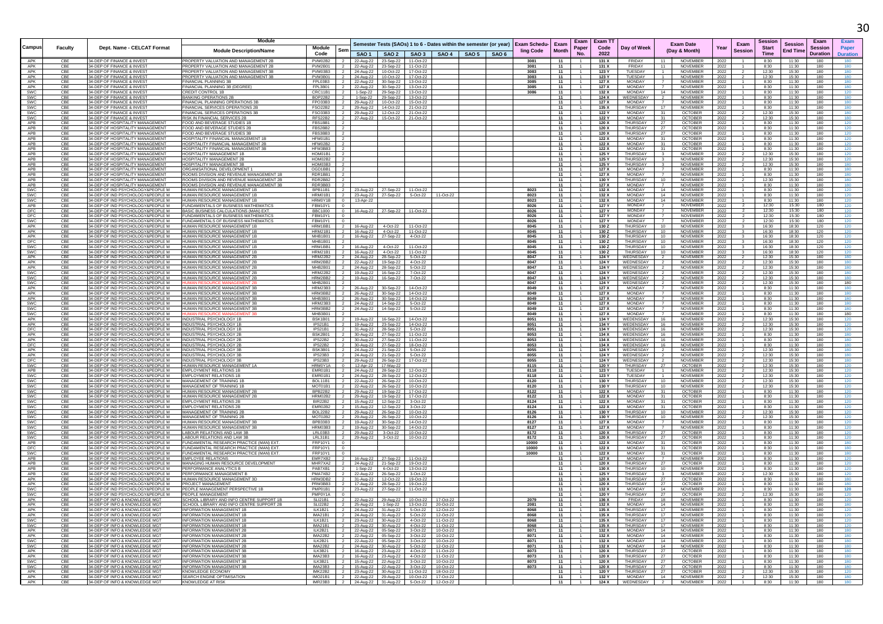| Campus | Faculty | Dept. Name - CELCAT Format | Module Description/Name | Module Code | Sem | Semester Tests (SAOs) 1 to 6 - Dates within the semester (or year) | | | | | | Exam Scheduling Code | Exam Month | Exam Paper No. | Exam TT Code 2022 | Day of Week | Exam Date (Day & Month) | | Year | Exam Session | Session Start Time | Session End Time | Exam Session Duration | Exam Paper Duration |
|---|---|---|---|---|---|---|---|---|---|---|---|---|---|---|---|---|---|---|---|---|---|---|---|---|
| | | | | | | SAO 1 | SAO 2 | SAO 3 | SAO 4 | SAO 5 | SAO 6 | | | | | | | | | | | | | |
| APK | CBE | 34-DEP OF FINANCE & INVEST | PROPERTY VALUATION AND MANAGEMENT 2B | PVM02B2 | 2 | 22-Aug-22 | 23-Sep-22 | 11-Oct-22 | | | | 3081 | 11 | 1 | 131 X | FRIDAY | 11 | NOVEMBER | 2022 | 1 | 8:30 | 11:30 | 180 | 180 |
| APK | CBE | 34-DEP OF FINANCE & INVEST | PROPERTY VALUATION AND MANAGEMENT 2B | PVM2B01 | 2 | 22-Aug-22 | 23-Sep-22 | 11-Oct-22 | | | | 3081 | 11 | 1 | 131 X | FRIDAY | 11 | NOVEMBER | 2022 | 1 | 8:30 | 11:30 | 180 | 180 |
| APK | CBE | 34-DEP OF FINANCE & INVEST | PROPERTY VALUATION AND MANAGEMENT 3B | PVM03B3 | 2 | 24-Aug-22 | 10-Oct-22 | 17-Oct-22 | | | | 3083 | 11 | 1 | 123 Y | TUESDAY | 1 | NOVEMBER | 2022 | 2 | 12:30 | 15:30 | 180 | 180 |
| APK | CBE | 34-DEP OF FINANCE & INVEST | PROPERTY VALUATION AND MANAGEMENT 3B | PVM3B01 | 2 | 24-Aug-22 | 10-Oct-22 | 17-Oct-22 | | | | 3083 | 11 | 1 | 123 Y | TUESDAY | 1 | NOVEMBER | 2022 | 2 | 12:30 | 15:30 | 180 | 180 |
| APK | CBE | 34-DEP OF FINANCE & INVEST | FINANCIAL PLANNING 3B | FPL03B3 | 2 | 22-Aug-22 | 30-Sep-22 | 13-Oct-22 | | | | 3085 | 11 | 1 | 127 X | MONDAY | 7 | NOVEMBER | 2022 | 1 | 8:30 | 11:30 | 180 | 180 |
| APK | CBE | 34-DEP OF FINANCE & INVEST | FINANCIAL PLANNING 3B (DEGREE) | FPL3B01 | 2 | 22-Aug-22 | 30-Sep-22 | 13-Oct-22 | | | | 3085 | 11 | 1 | 127 X | MONDAY | 7 | NOVEMBER | 2022 | 1 | 8:30 | 11:30 | 180 | 180 |
| SWC | CBE | 34-DEP OF FINANCE & INVEST | CREDIT CONTROL 1B | CRC11B1 | 2 | 1-Sep-22 | 29-Sep-22 | 13-Oct-22 | | | | 3086 | 11 | 1 | 132 X | MONDAY | 14 | NOVEMBER | 2022 | 1 | 8:30 | 11:30 | 180 | 120 |
| SWC | CBE | 34-DEP OF FINANCE & INVEST | BANKING OPERATIONS 2B | BOP22B2 | 2 | 1-Sep-22 | 29-Sep-22 | 13-Oct-22 | | | | | 11 | 1 | 124 X | WEDNESDAY | 2 | NOVEMBER | 2022 | 1 | 8:30 | 11:30 | 180 | 180 |
| SWC | CBE | 34-DEP OF FINANCE & INVEST | FINANCIAL PLANNING OPERATIONS 3B | FPO33B3 | 2 | 29-Aug-22 | 10-Oct-22 | 15-Oct-22 | | | | | 11 | 1 | 127 X | MONDAY | 7 | NOVEMBER | 2022 | 1 | 8:30 | 11:30 | 180 | 180 |
| SWC | CBE | 34-DEP OF FINANCE & INVEST | FINANCIAL SERVICES OPERATIONS 2B | FSO22B2 | 2 | 29-Aug-22 | 14-Oct-22 | 21-Oct-22 | | | | | 11 | 1 | 135 X | THURSDAY | 17 | NOVEMBER | 2022 | 1 | 8:30 | 11:30 | 180 | 180 |
| SWC | CBE | 34-DEP OF FINANCE & INVEST | FINANCIAL SERVICES OPERATIONS 3B | FSO33B3 | 2 | 29-Aug-22 | 12-Oct-22 | 21-Oct-22 | | | | | 11 | 1 | 122 Y | MONDAY | 31 | OCTOBER | 2022 | 2 | 12:30 | 15:30 | 180 | 180 |
| SWC | CBE | 34-DEP OF FINANCE & INVEST | RISK IN FINANCIAL SERVICES 2B | RFS22B2 | 2 | 27-Aug-22 | 15-Oct-22 | 21-Oct-22 | | | | | 11 | 1 | 122 Y | MONDAY | 31 | OCTOBER | 2022 | 2 | 12:30 | 15:30 | 180 | 180 |
| APB | CBE | 34-DEP OF HOSPITALITY MANAGEMENT | FOOD AND BEVERAGE STUDIES 1B | FBS1BB1 | 2 | | | | | | | | 11 | 1 | 120 X | THURSDAY | 27 | OCTOBER | 2022 | 1 | 8:30 | 11:30 | 180 | 120 |
| APB | CBE | 34-DEP OF HOSPITALITY MANAGEMENT | FOOD AND BEVERAGE STUDIES 2B | FBS2BB2 | 2 | | | | | | | | 11 | 1 | 120 X | THURSDAY | 27 | OCTOBER | 2022 | 1 | 8:30 | 11:30 | 180 | 120 |
| APB | CBE | 34-DEP OF HOSPITALITY MANAGEMENT | FOOD AND BEVERAGE STUDIES 3B | FBS3BB3 | 2 | | | | | | | | 11 | 1 | 120 X | THURSDAY | 27 | OCTOBER | 2022 | 1 | 8:30 | 11:30 | 180 | 120 |
| APB | CBE | 34-DEP OF HOSPITALITY MANAGEMENT | HOSPITALITY FINANCIAL MANAGEMENT 1B | HFM01B1 | 2 | | | | | | | | 11 | 1 | 122 X | MONDAY | 31 | OCTOBER | 2022 | 1 | 8:30 | 11:30 | 180 | 120 |
| APB | CBE | 34-DEP OF HOSPITALITY MANAGEMENT | HOSPITALITY FINANCIAL MANAGEMENT 2B | HFM02B2 | 2 | | | | | | | | 11 | 1 | 122 X | MONDAY | 31 | OCTOBER | 2022 | 1 | 8:30 | 11:30 | 180 | 120 |
| APB | CBE | 34-DEP OF HOSPITALITY MANAGEMENT | HOSPITALITY FINANCIAL MANAGEMENT 3B | HFM3BB3 | 2 | | | | | | | | 11 | 1 | 122 X | MONDAY | 31 | OCTOBER | 2022 | 1 | 8:30 | 11:30 | 180 | 120 |
| APB | CBE | 34-DEP OF HOSPITALITY MANAGEMENT | HOSPITALITY MANAGEMENT 1B | HOM01B1 | 2 | | | | | | | | 11 | 1 | 125 Y | THURSDAY | 3 | NOVEMBER | 2022 | 2 | 12:30 | 15:30 | 180 | 120 |
| APB | CBE | 34-DEP OF HOSPITALITY MANAGEMENT | HOSPITALITY MANAGEMENT 2B | HOM02B2 | 2 | | | | | | | | 11 | 1 | 125 Y | THURSDAY | 3 | NOVEMBER | 2022 | 2 | 12:30 | 15:30 | 180 | 120 |
| APB | CBE | 34-DEP OF HOSPITALITY MANAGEMENT | HOSPITALITY MANAGEMENT 3B | HOM03B3 | 2 | | | | | | | | 11 | 1 | 125 Y | THURSDAY | 3 | NOVEMBER | 2022 | 2 | 12:30 | 15:30 | 180 | 120 |
| APB | CBE | 34-DEP OF HOSPITALITY MANAGEMENT | ORGANISATIONAL DEVELOPMENT 1 | OGD1BB1 | 2 | | | | | | | | 11 | 1 | 127 X | MONDAY | 7 | NOVEMBER | 2022 | 1 | 8:30 | 11:30 | 180 | 180 |
| APB | CBE | 34-DEP OF HOSPITALITY MANAGEMENT | ROOMS DIVISION AND REVENUE MANAGEMENT 1B | RDR1BB1 | 2 | | | | | | | | 11 | 1 | 127 X | MONDAY | 7 | NOVEMBER | 2022 | 1 | 8:30 | 11:30 | 180 | 180 |
| APB | CBE | 34-DEP OF HOSPITALITY MANAGEMENT | ROOMS DIVISION AND REVENUE MANAGEMENT 2B | RDR2BB2 | 2 | | | | | | | | 11 | 1 | 130 Y | THURSDAY | 10 | NOVEMBER | 2022 | 2 | 12:30 | 15:30 | 180 | 180 |
| APB | CBE | 34-DEP OF HOSPITALITY MANAGEMENT | ROOMS DIVISION AND REVENUE MANAGEMENT 3B | RDR3BB3 | 2 | | | | | | | | 11 | 1 | 127 X | MONDAY | 7 | NOVEMBER | 2022 | 1 | 8:30 | 11:30 | 180 | 180 |
| SWC | CBE | 34-DEP OF IND PSYCHOLOGY&PEOPLE M | HUMAN RESOURCE MANAGEMENT 1B | BPB11B1 | 2 | 23-Aug-22 | 27-Sep-22 | 11-Oct-22 | | | | 8023 | 11 | 1 | 132 X | MONDAY | 14 | NOVEMBER | 2022 | 1 | 8:30 | 11:30 | 180 | 120 |
| SWC | CBE | 34-DEP OF IND PSYCHOLOGY&PEOPLE M | HUMAN RESOURCE MANAGEMENT 1B | HRM01B1 | 2 | 23-Aug-22 | 27-Sep-22 | 5-Oct-22 | 11-Oct-22 | | | 8023 | 11 | 1 | 132 X | MONDAY | 14 | NOVEMBER | 2022 | 1 | 8:30 | 11:30 | 180 | 120 |
| SWC | CBE | 34-DEP OF IND PSYCHOLOGY&PEOPLE M | HUMAN RESOURCE MANAGEMENT 1B | HRMOY1B | 0 | 13-Apr-22 | | | | | | 8023 | 11 | 1 | 132 X | MONDAY | 14 | NOVEMBER | 2022 | 1 | 8:30 | 11:30 | 180 | 120 |
| APB | CBE | 34-DEP OF IND PSYCHOLOGY&PEOPLE M | FUNDAMENTALS OF BUSINESS MATHEMATICS | FBM10Y1 | 0 | | | | | | | 8026 | 11 | 1 | 127 Y | MONDAY | 7 | NOVEMBER | 2022 | 2 | 12:30 | 15:30 | 180 | 120 |
| DFC | CBE | 34-DEP OF IND PSYCHOLOGY&PEOPLE M | BASIC BUSINESS CALCULATIONS (MAN) EXT. | BBC1000 | 0 | 16-Aug-22 | 27-Sep-22 | 11-Oct-22 | | | | 8026 | 11 | 1 | 127 Y | MONDAY | 7 | NOVEMBER | 2022 | 2 | 12:30 | 15:30 | 180 | 120 |
| DFC | CBE | 34-DEP OF IND PSYCHOLOGY&PEOPLE M | FUNDAMENTALS OF BUSINESS MATHEMATICS | FBM10Y1 | 0 | | | | | | | 8026 | 11 | 1 | 127 Y | MONDAY | 7 | NOVEMBER | 2022 | 2 | 12:30 | 15:30 | 180 | 120 |
| SWC | CBE | 34-DEP OF IND PSYCHOLOGY&PEOPLE M | FUNDAMENTALS OF BUSINESS MATHEMATICS | FBM10Y1 | 0 | | | | | | | 8026 | 11 | 1 | 127 Y | MONDAY | 7 | NOVEMBER | 2022 | 2 | 12:30 | 15:30 | 180 | 120 |
| APK | CBE | 34-DEP OF IND PSYCHOLOGY&PEOPLE M | HUMAN RESOURCE MANAGEMENT 1B | HRM1BB1 | 2 | 16-Aug-22 | 4-Oct-22 | 11-Oct-22 | | | | 8045 | 11 | 1 | 130 Z | THURSDAY | 10 | NOVEMBER | 2022 | 3 | 16:30 | 18:30 | 120 | 120 |
| APK | CBE | 34-DEP OF IND PSYCHOLOGY&PEOPLE M | HUMAN RESOURCE MANAGEMENT 1B | HRM21B1 | 2 | 16-Aug-22 | 4-Oct-22 | 11-Oct-22 | | | | 8045 | 11 | 1 | 130 Z | THURSDAY | 10 | NOVEMBER | 2022 | 3 | 16:30 | 18:30 | 120 | 120 |
| APK | CBE | 34-DEP OF IND PSYCHOLOGY&PEOPLE M | HUMAN RESOURCE MANAGEMENT 1B | MHB1B01 | 2 | 16-Aug-22 | 27-Sep-22 | 4-Oct-22 | | | | 8045 | 11 | 1 | 130 Z | THURSDAY | 10 | NOVEMBER | 2022 | 3 | 16:30 | 18:30 | 120 | 120 |
| DFC | CBE | 34-DEP OF IND PSYCHOLOGY&PEOPLE M | HUMAN RESOURCE MANAGEMENT 1B | MHB1B01 | 2 | | | | | | | 8045 | 11 | 1 | 130 Z | THURSDAY | 10 | NOVEMBER | 2022 | 3 | 16:30 | 18:30 | 120 | 120 |
| SWC | CBE | 34-DEP OF IND PSYCHOLOGY&PEOPLE M | HUMAN RESOURCE MANAGEMENT 1B | HRM1BB1 | 2 | 16-Aug-22 | 4-Oct-22 | 11-Oct-22 | | | | 8045 | 11 | 1 | 130 Z | THURSDAY | 10 | NOVEMBER | 2022 | 3 | 16:30 | 18:30 | 120 | 120 |
| SWC | CBE | 34-DEP OF IND PSYCHOLOGY&PEOPLE M | HUMAN RESOURCE MANAGEMENT 1B | HRM21B1 | 2 | 16-Aug-22 | 4-Oct-22 | 11-Oct-22 | | | | 8045 | 11 | 1 | 130 Z | THURSDAY | 10 | NOVEMBER | 2022 | 3 | 16:30 | 18:30 | 120 | 120 |
| APK | CBE | 34-DEP OF IND PSYCHOLOGY&PEOPLE M | HUMAN RESOURCE MANAGEMENT 2B | HRM22B2 | 2 | 24-Aug-22 | 28-Sep-22 | 5-Oct-22 | | | | 8047 | 11 | 1 | 124 Y | WEDNESDAY | 2 | NOVEMBER | 2022 | 2 | 12:30 | 15:30 | 180 | 180 |
| APK | CBE | 34-DEP OF IND PSYCHOLOGY&PEOPLE M | HUMAN RESOURCE MANAGEMENT 2B | HRM2BB2 | 2 | 22-Aug-22 | 19-Sep-22 | 4-Oct-22 | | | | 8047 | 11 | 1 | 124 Y | WEDNESDAY | 2 | NOVEMBER | 2022 | 2 | 12:30 | 15:30 | 180 | 180 |
| APK | CBE | 34-DEP OF IND PSYCHOLOGY&PEOPLE M | HUMAN RESOURCE MANAGEMENT 2B | MHB2B01 | 2 | 24-Aug-22 | 28-Sep-22 | 5-Oct-22 | | | | 8047 | 11 | 1 | 124 Y | WEDNESDAY | 2 | NOVEMBER | 2022 | 2 | 12:30 | 15:30 | 180 | 180 |
| SWC | CBE | 34-DEP OF IND PSYCHOLOGY&PEOPLE M | HUMAN RESOURCE MANAGEMENT 2B | HRM22B2 | 2 | 19-Aug-22 | 16-Sep-22 | 7-Oct-22 | | | | 8047 | 11 | 1 | 124 Y | WEDNESDAY | 2 | NOVEMBER | 2022 | 2 | 12:30 | 15:30 | 180 | 180 |
| SWC | CBE | 34-DEP OF IND PSYCHOLOGY&PEOPLE M | HUMAN RESOURCE MANAGEMENT 2B | HRM2BB2 | 2 | 19-Aug-22 | 16-Sep-22 | 7-Oct-22 | | | | 8047 | 11 | 1 | 124 Y | WEDNESDAY | 2 | NOVEMBER | 2022 | 2 | 12:30 | 15:30 | 180 | 180 |
| SWC | CBE | 34-DEP OF IND PSYCHOLOGY&PEOPLE M | HUMAN RESOURCE MANAGEMENT 2B | MHB2B01 | 2 | | | | | | | 8047 | 11 | 1 | 124 Y | WEDNESDAY | 2 | NOVEMBER | 2022 | 2 | 12:30 | 15:30 | 180 | 180 |
| APK | CBE | 34-DEP OF IND PSYCHOLOGY&PEOPLE M | HUMAN RESOURCE MANAGEMENT 3B | HRM23B3 | 2 | 26-Aug-22 | 30-Sep-22 | 14-Oct-22 | | | | 8049 | 11 | 1 | 127 X | MONDAY | 7 | NOVEMBER | 2022 | 1 | 8:30 | 11:30 | 180 | 180 |
| APK | CBE | 34-DEP OF IND PSYCHOLOGY&PEOPLE M | HUMAN RESOURCE MANAGEMENT 3B | HRM3BB2 | 2 | 26-Aug-22 | 30-Sep-22 | 14-Oct-22 | | | | 8049 | 11 | 1 | 127 X | MONDAY | 7 | NOVEMBER | 2022 | 1 | 8:30 | 11:30 | 180 | 180 |
| APK | CBE | 34-DEP OF IND PSYCHOLOGY&PEOPLE M | HUMAN RESOURCE MANAGEMENT 3B | MHB3B01 | 2 | 26-Aug-22 | 30-Sep-22 | 14-Oct-22 | | | | 8049 | 11 | 1 | 127 X | MONDAY | 7 | NOVEMBER | 2022 | 1 | 8:30 | 11:30 | 180 | 180 |
| SWC | CBE | 34-DEP OF IND PSYCHOLOGY&PEOPLE M | HUMAN RESOURCE MANAGEMENT 3B | HRM23B3 | 2 | 24-Aug-22 | 14-Sep-22 | 5-Oct-22 | | | | 8049 | 11 | 1 | 127 X | MONDAY | 7 | NOVEMBER | 2022 | 1 | 8:30 | 11:30 | 180 | 180 |
| SWC | CBE | 34-DEP OF IND PSYCHOLOGY&PEOPLE M | HUMAN RESOURCE MANAGEMENT 3B | HRM3BB2 | 2 | 24-Aug-22 | 14-Sep-22 | 5-Oct-22 | | | | 8049 | 11 | 1 | 127 X | MONDAY | 7 | NOVEMBER | 2022 | 1 | 8:30 | 11:30 | 180 | 180 |
| SWC | CBE | 34-DEP OF IND PSYCHOLOGY&PEOPLE M | HUMAN RESOURCE MANAGEMENT 3B | MHB3B01 | 2 | | | | | | | 8049 | 11 | 1 | 127 X | MONDAY | 7 | NOVEMBER | 2022 | 1 | 8:30 | 11:30 | 180 | 180 |
| APK | CBE | 34-DEP OF IND PSYCHOLOGY&PEOPLE M | INDUSTRIAL PSYCHOLOGY 1B | BSK1B01 | 2 | 19-Aug-22 | 16-Sep-22 | 14-Oct-22 | | | | 8051 | 11 | 1 | 134 Y | WEDNESDAY | 16 | NOVEMBER | 2022 | 2 | 12:30 | 15:30 | 180 | 120 |
| APK | CBE | 34-DEP OF IND PSYCHOLOGY&PEOPLE M | INDUSTRIAL PSYCHOLOGY 1B | IPS21B1 | 2 | 19-Aug-22 | 23-Sep-22 | 14-Oct-22 | | | | 8051 | 11 | 1 | 134 Y | WEDNESDAY | 16 | NOVEMBER | 2022 | 2 | 12:30 | 15:30 | 180 | 120 |
| DFC | CBE | 34-DEP OF IND PSYCHOLOGY&PEOPLE M | INDUSTRIAL PSYCHOLOGY 1B | IPS21B1 | 2 | 31-Aug-22 | 28-Sep-22 | 5-Oct-22 | | | | 8051 | 11 | 1 | 134 Y | WEDNESDAY | 16 | NOVEMBER | 2022 | 2 | 12:30 | 15:30 | 180 | 120 |
| APK | CBE | 34-DEP OF IND PSYCHOLOGY&PEOPLE M | INDUSTRIAL PSYCHOLOGY 2B | BSK2B01 | 2 | 30-Aug-22 | 27-Sep-22 | 11-Oct-22 | | | | 8053 | 11 | 1 | 134 X | WEDNESDAY | 16 | NOVEMBER | 2022 | 1 | 8:30 | 11:30 | 180 | 180 |
| APK | CBE | 34-DEP OF IND PSYCHOLOGY&PEOPLE M | INDUSTRIAL PSYCHOLOGY 2B | IPS22B2 | 2 | 30-Aug-22 | 27-Sep-22 | 11-Oct-22 | | | | 8053 | 11 | 1 | 134 X | WEDNESDAY | 16 | NOVEMBER | 2022 | 1 | 8:30 | 11:30 | 180 | 180 |
| DFC | CBE | 34-DEP OF IND PSYCHOLOGY&PEOPLE M | INDUSTRIAL PSYCHOLOGY 2B | IPS22B2 | 2 | 30-Aug-22 | 27-Sep-22 | 18-Oct-22 | | | | 8053 | 11 | 1 | 134 X | WEDNESDAY | 16 | NOVEMBER | 2022 | 1 | 8:30 | 11:30 | 180 | 180 |
| APK | CBE | 34-DEP OF IND PSYCHOLOGY&PEOPLE M | INDUSTRIAL PSYCHOLOGY 3B | BSK3B01 | 2 | 24-Aug-22 | 21-Sep-22 | 5-Oct-22 | | | | 8055 | 11 | 1 | 124 Y | WEDNESDAY | 2 | NOVEMBER | 2022 | 2 | 12:30 | 15:30 | 180 | 180 |
| APK | CBE | 34-DEP OF IND PSYCHOLOGY&PEOPLE M | INDUSTRIAL PSYCHOLOGY 3B | IPS23B3 | 2 | 24-Aug-22 | 21-Sep-22 | 5-Oct-22 | | | | 8055 | 11 | 1 | 124 Y | WEDNESDAY | 2 | NOVEMBER | 2022 | 2 | 12:30 | 15:30 | 180 | 180 |
| DFC | CBE | 34-DEP OF IND PSYCHOLOGY&PEOPLE M | INDUSTRIAL PSYCHOLOGY 3B | IPS23B3 | 2 | 29-Aug-22 | 26-Sep-22 | 17-Oct-22 | | | | 8055 | 11 | 1 | 124 Y | WEDNESDAY | 2 | NOVEMBER | 2022 | 2 | 12:30 | 15:30 | 180 | 180 |
| SWC | CBE | 34-DEP OF IND PSYCHOLOGY&PEOPLE M | HUMAN RESOURCE MANAGEMENT 1A | HRMOY1A | 0 | 12-Apr-22 | 17-May-22 | | | | | 8115 | 11 | 1 | 120 Y | THURSDAY | 27 | OCTOBER | 2022 | 2 | 12:30 | 15:30 | 180 | 120 |
| APB | CBE | 34-DEP OF IND PSYCHOLOGY&PEOPLE M | EMPLOYMENT RELATIONS 1B | EMR01B1 | 2 | 24-Aug-22 | 28-Sep-22 | 12-Oct-22 | | | | 8118 | 11 | 1 | 123 Y | TUESDAY | 1 | NOVEMBER | 2022 | 2 | 12:30 | 15:30 | 180 | 120 |
| SWC | CBE | 34-DEP OF IND PSYCHOLOGY&PEOPLE M | EMPLOYMENT RELATIONS 1B | EMR01B1 | 2 | 24-Aug-22 | 28-Sep-22 | 12-Oct-22 | | | | 8118 | 11 | 1 | 123 Y | TUESDAY | 1 | NOVEMBER | 2022 | 2 | 12:30 | 15:30 | 180 | 120 |
| SWC | CBE | 34-DEP OF IND PSYCHOLOGY&PEOPLE M | MANAGEMENT OF TRAINING 1B | BOL11B1 | 2 | 22-Aug-22 | 26-Sep-22 | 10-Oct-22 | | | | 8120 | 11 | 1 | 130 Y | THURSDAY | 10 | NOVEMBER | 2022 | 2 | 12:30 | 15:30 | 180 | 120 |
| SWC | CBE | 34-DEP OF IND PSYCHOLOGY&PEOPLE M | MANAGEMENT OF TRAINING 1B | MOT01B1 | 2 | 22-Aug-22 | 26-Sep-22 | 10-Oct-22 | | | | 8120 | 11 | 1 | 130 Y | THURSDAY | 10 | NOVEMBER | 2022 | 2 | 12:30 | 15:30 | 180 | 120 |
| SWC | CBE | 34-DEP OF IND PSYCHOLOGY&PEOPLE M | HUMAN RESOURCE MANAGEMENT 2B | BPB22B2 | 2 | 29-Aug-22 | 19-Sep-22 | 17-Oct-22 | | | | 8122 | 11 | 1 | 122 X | MONDAY | 31 | OCTOBER | 2022 | 1 | 8:30 | 11:30 | 180 | 120 |
| SWC | CBE | 34-DEP OF IND PSYCHOLOGY&PEOPLE M | HUMAN RESOURCE MANAGEMENT 2B | HRM02B2 | 2 | 29-Aug-22 | 19-Sep-22 | 17-Oct-22 | | | | 8122 | 11 | 1 | 122 X | MONDAY | 31 | OCTOBER | 2022 | 1 | 8:30 | 11:30 | 180 | 120 |
| SWC | CBE | 34-DEP OF IND PSYCHOLOGY&PEOPLE M | EMPLOYMENT RELATIONS 2B | BIR22B2 | 2 | 15-Aug-22 | 12-Sep-22 | 3-Oct-22 | | | | 8124 | 11 | 1 | 122 X | MONDAY | 31 | OCTOBER | 2022 | 1 | 8:30 | 11:30 | 180 | 120 |
| SWC | CBE | 34-DEP OF IND PSYCHOLOGY&PEOPLE M | EMPLOYMENT RELATIONS 2B | EMR02B2 | 2 | 15-Aug-22 | 12-Sep-22 | 3-Oct-22 | | | | 8124 | 11 | 1 | 122 X | MONDAY | 31 | OCTOBER | 2022 | 1 | 8:30 | 11:30 | 180 | 120 |
| SWC | CBE | 34-DEP OF IND PSYCHOLOGY&PEOPLE M | MANAGEMENT OF TRAINING 2B | BOL22B2 | 2 | 29-Aug-22 | 26-Sep-22 | 10-Oct-22 | | | | 8126 | 11 | 1 | 130 Y | THURSDAY | 10 | NOVEMBER | 2022 | 2 | 12:30 | 15:30 | 180 | 120 |
| SWC | CBE | 34-DEP OF IND PSYCHOLOGY&PEOPLE M | MANAGEMENT OF TRAINING 2B | MOT02B2 | 2 | 29-Aug-22 | 26-Sep-22 | 10-Oct-22 | | | | 8126 | 11 | 1 | 130 Y | THURSDAY | 10 | NOVEMBER | 2022 | 2 | 12:30 | 15:30 | 180 | 120 |
| SWC | CBE | 34-DEP OF IND PSYCHOLOGY&PEOPLE M | HUMAN RESOURCE MANAGEMENT 3B | BPB33B3 | 2 | 19-Aug-22 | 30-Sep-22 | 14-Oct-22 | | | | 8127 | 11 | 1 | 127 X | MONDAY | 7 | NOVEMBER | 2022 | 1 | 8:30 | 11:30 | 180 | 120 |
| SWC | CBE | 34-DEP OF IND PSYCHOLOGY&PEOPLE M | HUMAN RESOURCE MANAGEMENT 3B | HRM03B3 | 2 | 19-Aug-22 | 30-Sep-22 | 14-Oct-22 | | | | 8127 | 11 | 1 | 127 X | MONDAY | 7 | NOVEMBER | 2022 | 1 | 8:30 | 11:30 | 180 | 120 |
| SWC | CBE | 34-DEP OF IND PSYCHOLOGY&PEOPLE M | LABOUR RELATIONS AND LAW 3B | LRL03B3 | 2 | 29-Aug-22 | 3-Oct-22 | 10-Oct-22 | | | | 8172 | 11 | 1 | 120 X | THURSDAY | 27 | OCTOBER | 2022 | 1 | 8:30 | 11:30 | 180 | 120 |
| SWC | CBE | 34-DEP OF IND PSYCHOLOGY&PEOPLE M | LABOUR RELATIONS AND LAW 3B | LRL31B1 | 2 | 29-Aug-22 | 3-Oct-22 | 10-Oct-22 | | | | 8172 | 11 | 1 | 120 X | THURSDAY | 27 | OCTOBER | 2022 | 1 | 8:30 | 11:30 | 180 | 120 |
| APB | CBE | 34-DEP OF IND PSYCHOLOGY&PEOPLE M | FUNDAMENTAL RESEARCH PRACTICE (MAN) EXT. | FRP10Y1 | 0 | | | | | | | 10000 | 11 | 1 | 122 X | MONDAY | 31 | OCTOBER | 2022 | 1 | 8:30 | 11:30 | 180 | 180 |
| DFC | CBE | 34-DEP OF IND PSYCHOLOGY&PEOPLE M | FUNDAMENTAL RESEARCH PRACTICE (MAN) EXT. | FRP10Y1 | 0 | | | | | | | 10000 | 11 | 1 | 122 X | MONDAY | 31 | OCTOBER | 2022 | 1 | 8:30 | 11:30 | 180 | 180 |
| SWC | CBE | 34-DEP OF IND PSYCHOLOGY&PEOPLE M | FUNDAMENTAL RESEARCH PRACTICE (MAN) EXT. | FRP10Y1 | 0 | | | | | | | 10000 | 11 | 1 | 122 X | MONDAY | 31 | OCTOBER | 2022 | 1 | 8:30 | 11:30 | 180 | 180 |
| APB | CBE | 34-DEP OF IND PSYCHOLOGY&PEOPLE M | EMPLOYEE RELATIONS | EMR7XB2 | 2 | 16-Aug-22 | 27-Sep-22 | 11-Oct-22 | | | | | 11 | 1 | 127 X | MONDAY | 7 | NOVEMBER | 2022 | 1 | 8:30 | 11:30 | 180 | 120 |
| APB | CBE | 34-DEP OF IND PSYCHOLOGY&PEOPLE M | MANAGING HUMAN RESOURCE DEVELOPMENT | MHR7XA2 | 2 | 24-Aug-22 | 21-Sep-22 | 19-Oct-22 | | | | | 11 | 1 | 120 X | THURSDAY | 27 | OCTOBER | 2022 | 1 | 8:30 | 11:30 | 180 | 120 |
| APB | CBE | 34-DEP OF IND PSYCHOLOGY&PEOPLE M | PERFORMANCE ANALYTICS B | PAB7XB1 | 2 | 1-Sep-22 | 6-Oct-22 | 13-Oct-22 | | | | | 11 | 1 | 130 X | THURSDAY | 10 | NOVEMBER | 2022 | 1 | 8:30 | 11:30 | 180 | 120 |
| APB | CBE | 34-DEP OF IND PSYCHOLOGY&PEOPLE M | PERFORMANCE MANAGEMENT B | PMA7XB2 | 2 | 22-Aug-22 | 26-Sep-22 | 3-Oct-22 | | | | | 11 | 1 | 125 Y | THURSDAY | 3 | NOVEMBER | 2022 | 2 | 12:30 | 15:30 | 180 | 120 |
| APK | CBE | 34-DEP OF IND PSYCHOLOGY&PEOPLE M | HUMAN RESOURCE MANAGEMENT 3D | HRM3DB2 | 2 | 31-Aug-22 | 12-Oct-22 | 19-Oct-22 | | | | | 11 | 1 | 120 X | THURSDAY | 27 | OCTOBER | 2022 | 1 | 8:30 | 11:30 | 180 | 180 |
| APK | CBE | 34-DEP OF IND PSYCHOLOGY&PEOPLE M | PROJECT MANAGEMENT | PRM3BB3 | 2 | 17-Aug-22 | 28-Sep-22 | 19-Oct-22 | | | | | 11 | 1 | 120 X | THURSDAY | 27 | OCTOBER | 2022 | 1 | 8:30 | 11:30 | 180 | 180 |
| SWC | CBE | 34-DEP OF IND PSYCHOLOGY&PEOPLE M | PEOPLE MANAGEMENT PERSPECTIVE 1B | PMP01B1 | 2 | 23-Aug-22 | 27-Sep-22 | 11-Oct-22 | | | | | 11 | 1 | 132 X | MONDAY | 14 | NOVEMBER | 2022 | 1 | 8:30 | 11:30 | 180 | 120 |
| SWC | CBE | 34-DEP OF IND PSYCHOLOGY&PEOPLE M | PEOPLE MANAGEMENT | PMP0Y1A | 0 | | | | | | | | 11 | 1 | 120 Y | THURSDAY | 27 | OCTOBER | 2022 | 2 | 12:30 | 15:30 | 180 | 120 |
| APK | CBE | 34-DEP OF INFO & KNOWLEDGE MGT | SCHOOL LIBRARY AND INFO CENTRE SUPPORT 1B | SLI21B1 | 2 | 22-Aug-22 | 29-Aug-22 | 10-Oct-22 | 17-Oct-22 | | | 2079 | 11 | 1 | 136 X | FRIDAY | 18 | NOVEMBER | 2022 | 1 | 8:30 | 11:30 | 180 | 120 |
| APK | CBE | 34-DEP OF INFO & KNOWLEDGE MGT | SCHOOL LIBRARY AND INFO CENTRE SUPPORT 2B | SLI22B2 | 2 | 25-Aug-22 | 1-Sep-22 | 13-Oct-22 | 20-Oct-22 | | | 2081 | 11 | 1 | 132 X | MONDAY | 14 | NOVEMBER | 2022 | 1 | 8:30 | 11:30 | 180 | 180 |
| APK | CBE | 34-DEP OF INFO & KNOWLEDGE MGT | INFORMATION MANAGEMENT 1B | ILK1B21 | 2 | 24-Aug-22 | 31-Aug-22 | 5-Oct-22 | 12-Oct-22 | | | 8068 | 11 | 1 | 135 X | THURSDAY | 17 | NOVEMBER | 2022 | 1 | 8:30 | 11:30 | 180 | 120 |
| APK | CBE | 34-DEP OF INFO & KNOWLEDGE MGT | INFORMATION MANAGEMENT 1B | IMA21B1 | 2 | 24-Aug-22 | 31-Aug-22 | 5-Oct-22 | 12-Oct-22 | | | 8068 | 11 | 1 | 135 X | THURSDAY | 17 | NOVEMBER | 2022 | 1 | 8:30 | 11:30 | 180 | 120 |
| SWC | CBE | 34-DEP OF INFO & KNOWLEDGE MGT | INFORMATION MANAGEMENT 1B | ILK1B21 | 2 | 23-Aug-22 | 30-Aug-22 | 4-Oct-22 | 11-Oct-22 | | | 8068 | 11 | 1 | 135 X | THURSDAY | 17 | NOVEMBER | 2022 | 1 | 8:30 | 11:30 | 180 | 120 |
| SWC | CBE | 34-DEP OF INFO & KNOWLEDGE MGT | INFORMATION MANAGEMENT 1B | IMA21B1 | 2 | 23-Aug-22 | 30-Aug-22 | 4-Oct-22 | 11-Oct-22 | | | 8068 | 11 | 1 | 135 X | THURSDAY | 17 | NOVEMBER | 2022 | 1 | 8:30 | 11:30 | 180 | 120 |
| APK | CBE | 34-DEP OF INFO & KNOWLEDGE MGT | INFORMATION MANAGEMENT 2B | ILK2B21 | 2 | 22-Aug-22 | 05-Sep-22 | 3-Oct-22 | 10-Oct-22 | | | 8071 | 11 | 1 | 132 X | MONDAY | 14 | NOVEMBER | 2022 | 1 | 8:30 | 11:30 | 180 | 180 |
| APK | CBE | 34-DEP OF INFO & KNOWLEDGE MGT | INFORMATION MANAGEMENT 2B | IMA22B2 | 2 | 22-Aug-22 | 05-Sep-22 | 3-Oct-22 | 10-Oct-22 | | | 8071 | 11 | 1 | 132 X | MONDAY | 14 | NOVEMBER | 2022 | 1 | 8:30 | 11:30 | 180 | 180 |
| SWC | CBE | 34-DEP OF INFO & KNOWLEDGE MGT | INFORMATION MANAGEMENT 2B | ILK2B21 | 2 | 22-Aug-22 | 05-Sep-22 | 3-Oct-22 | 10-Oct-22 | | | 8071 | 11 | 1 | 132 X | MONDAY | 14 | NOVEMBER | 2022 | 1 | 8:30 | 11:30 | 180 | 180 |
| SWC | CBE | 34-DEP OF INFO & KNOWLEDGE MGT | INFORMATION MANAGEMENT 2B | IMA22B2 | 2 | 24-Aug-22 | 30-Aug-22 | 5-Oct-22 | 12-Oct-22 | | | 8071 | 11 | 1 | 132 X | MONDAY | 14 | NOVEMBER | 2022 | 1 | 8:30 | 11:30 | 180 | 180 |
| APK | CBE | 34-DEP OF INFO & KNOWLEDGE MGT | INFORMATION MANAGEMENT 3B | ILK3B21 | 2 | 16-Aug-22 | 23-Aug-22 | 4-Oct-22 | 11-Oct-22 | | | 8073 | 11 | 1 | 120 X | THURSDAY | 27 | OCTOBER | 2022 | 1 | 8:30 | 11:30 | 180 | 180 |
| APK | CBE | 34-DEP OF INFO & KNOWLEDGE MGT | INFORMATION MANAGEMENT 3B | IMA23B3 | 2 | 16-Aug-22 | 23-Aug-22 | 4-Oct-22 | 11-Oct-22 | | | 8073 | 11 | 1 | 120 X | THURSDAY | 27 | OCTOBER | 2022 | 1 | 8:30 | 11:30 | 180 | 180 |
| SWC | CBE | 34-DEP OF INFO & KNOWLEDGE MGT | INFORMATION MANAGEMENT 3B | ILK3B21 | 2 | 15-Aug-22 | 22-Aug-22 | 3-Oct-22 | 10-Oct-22 | | | 8073 | 11 | 1 | 120 X | THURSDAY | 27 | OCTOBER | 2022 | 1 | 8:30 | 11:30 | 180 | 180 |
| SWC | CBE | 34-DEP OF INFO & KNOWLEDGE MGT | INFORMATION MANAGEMENT 3B | IMA23B3 | 2 | 15-Aug-22 | 22-Aug-22 | 3-Oct-22 | 10-Oct-22 | | | 8073 | 11 | 1 | 120 X | THURSDAY | 27 | OCTOBER | 2022 | 1 | 8:30 | 11:30 | 180 | 180 |
| APK | CBE | 34-DEP OF INFO & KNOWLEDGE MGT | KNOWLEDGE ECONOMY | IMK22B2 | 2 | 23-Aug-22 | 30-Aug-22 | 11-Oct-22 | 18-Oct-22 | | | | 11 | 1 | 120 Y | THURSDAY | 27 | OCTOBER | 2022 | 2 | 12:30 | 15:30 | 180 | 120 |
| APK | CBE | 34-DEP OF INFO & KNOWLEDGE MGT | SEARCH ENGINE OPTIMISATION | IMO21B1 | 2 | 22-Aug-22 | 29-Aug-22 | 10-Oct-22 | 17-Oct-22 | | | | 11 | 1 | 132 Y | MONDAY | 14 | NOVEMBER | 2022 | 2 | 12:30 | 15:30 | 180 | 120 |
| APK | CBE | 34-DEP OF INFO & KNOWLEDGE MGT | KNOWLEDGE AT RISK | IMR23B3 | 2 | 24-Aug-22 | 31-Aug-22 | 5-Oct-22 | 12-Oct-22 | | | | 11 | 1 | 124 X | WEDNESDAY | 2 | NOVEMBER | 2022 | 1 | 8:30 | 11:30 | 180 | 180 |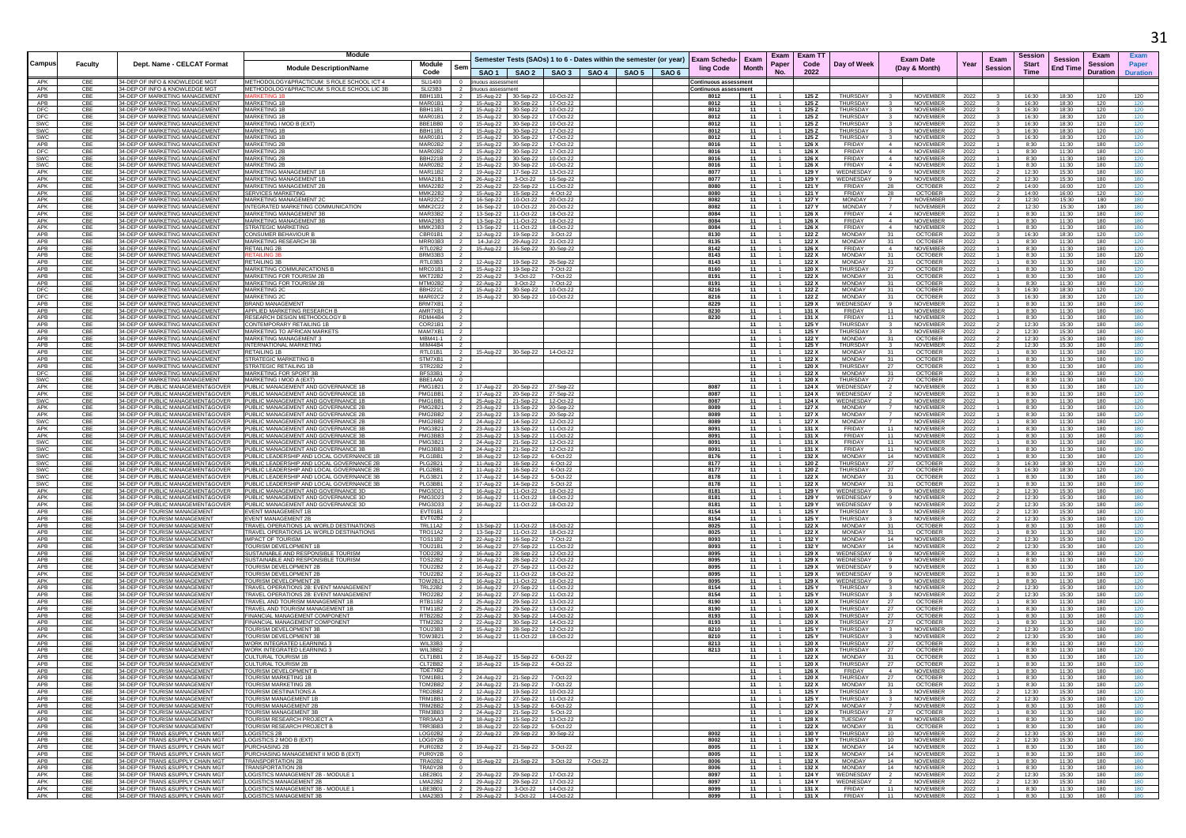| Campus | Faculty | Dept. Name - CELCAT Format | Module Description/Name | Module Code | Sem | Semester Tests (SAOs) 1 to 6 - Dates within the semester (or year) | | | | | | Exam Scheduling Code | Exam Month | Exam Paper No. | Exam TT Code 2022 | Day of Week | Exam Date (Day & Month) | | Year | Exam Session | Session Start Time | Session End Time | Exam Session Duration | Exam Paper Duration |
|---|---|---|---|---|---|---|---|---|---|---|---|---|---|---|---|---|---|---|---|---|---|---|---|---|
| | | | | | | SAO 1 | SAO 2 | SAO 3 | SAO 4 | SAO 5 | SAO 6 | | | | | | | | | | | | | |
| APK | CBE | 34-DEP OF INFO & KNOWLEDGE MGT | METHODOLOGY&PRACTICUM: S ROLE SCHOOL ICT 4 | SLI1400 | 0 | inuous assessment | | | | | | Continuous assessment | | | | | | | | | | | | |
| APK | CBE | 34-DEP OF INFO & KNOWLEDGE MGT | METHODOLOGY&PRACTICUM: S ROLE SCHOOL LIC 3B | SLI23B3 | 2 | inuous assessment | | | | | | Continuous assessment | | | | | | | | | | | | |
| APB | CBE | 34-DEP OF MARKETING MANAGEMENT | MARKETING 1B | BBH11B1 | 2 | 15-Aug-22 | 30-Sep-22 | 10-Oct-22 | | | | 8012 | 11 | 1 | 125 Z | THURSDAY | 3 | NOVEMBER | 2022 | 3 | 16:30 | 18:30 | 120 | 120 |
| APB | CBE | 34-DEP OF MARKETING MANAGEMENT | MARKETING 1B | MAR01B1 | 2 | 15-Aug-22 | 30-Sep-22 | 17-Oct-22 | | | | 8012 | 11 | 1 | 125 Z | THURSDAY | 3 | NOVEMBER | 2022 | 3 | 16:30 | 18:30 | 120 | 120 |
| DFC | CBE | 34-DEP OF MARKETING MANAGEMENT | MARKETING 1B | BBH11B1 | 2 | 15-Aug-22 | 30-Sep-22 | 10-Oct-22 | | | | 8012 | 11 | 1 | 125 Z | THURSDAY | 3 | NOVEMBER | 2022 | 3 | 16:30 | 18:30 | 120 | 120 |
| DFC | CBE | 34-DEP OF MARKETING MANAGEMENT | MARKETING 1B | MAR01B1 | 2 | 15-Aug-22 | 30-Sep-22 | 17-Oct-22 | | | | 8012 | 11 | 1 | 125 Z | THURSDAY | 3 | NOVEMBER | 2022 | 3 | 16:30 | 18:30 | 120 | 120 |
| SWC | CBE | 34-DEP OF MARKETING MANAGEMENT | MARKETING I MOD B (EXT) | BBE1B00 | 0 | 15-Aug-22 | 30-Sep-22 | 10-Oct-22 | | | | 8012 | 11 | 1 | 125 Z | THURSDAY | 3 | NOVEMBER | 2022 | 3 | 16:30 | 18:30 | 120 | 120 |
| SWC | CBE | 34-DEP OF MARKETING MANAGEMENT | MARKETING 1B | BBH11B1 | 2 | 15-Aug-22 | 30-Sep-22 | 17-Oct-22 | | | | 8012 | 11 | 1 | 125 Z | THURSDAY | 3 | NOVEMBER | 2022 | 3 | 16:30 | 18:30 | 120 | 120 |
| SWC | CBE | 34-DEP OF MARKETING MANAGEMENT | MARKETING 1B | MAR01B1 | 2 | 15-Aug-22 | 30-Sep-22 | 17-Oct-22 | | | | 8012 | 11 | 1 | 125 Z | THURSDAY | 3 | NOVEMBER | 2022 | 3 | 16:30 | 18:30 | 120 | 120 |
| APB | CBE | 34-DEP OF MARKETING MANAGEMENT | MARKETING 2B | MAR02B2 | 2 | 15-Aug-22 | 30-Sep-22 | 17-Oct-22 | | | | 8016 | 11 | 1 | 126 X | FRIDAY | 4 | NOVEMBER | 2022 | 1 | 8:30 | 11:30 | 180 | 120 |
| DFC | CBE | 34-DEP OF MARKETING MANAGEMENT | MARKETING 2B | MAR02B2 | 2 | 15-Aug-22 | 30-Sep-22 | 17-Oct-22 | | | | 8016 | 11 | 1 | 126 X | FRIDAY | 4 | NOVEMBER | 2022 | 1 | 8:30 | 11:30 | 180 | 120 |
| SWC | CBE | 34-DEP OF MARKETING MANAGEMENT | MARKETING 2B | BBH221B | 2 | 15-Aug-22 | 30-Sep-22 | 10-Oct-22 | | | | 8016 | 11 | 1 | 126 X | FRIDAY | 4 | NOVEMBER | 2022 | 1 | 8:30 | 11:30 | 180 | 120 |
| SWC | CBE | 34-DEP OF MARKETING MANAGEMENT | MARKETING 2B | MAR02B2 | 2 | 15-Aug-22 | 30-Sep-22 | 10-Oct-22 | | | | 8016 | 11 | 1 | 126 X | FRIDAY | 4 | NOVEMBER | 2022 | 1 | 8:30 | 11:30 | 180 | 120 |
| APK | CBE | 34-DEP OF MARKETING MANAGEMENT | MARKETING MANAGEMENT 1B | MAR11B2 | 2 | 19-Aug-22 | 17-Sep-22 | 13-Oct-22 | | | | 8077 | 11 | 1 | 129 Y | WEDNESDAY | 9 | NOVEMBER | 2022 | 2 | 12:30 | 15:30 | 180 | 180 |
| APK | CBE | 34-DEP OF MARKETING MANAGEMENT | MARKETING MANAGEMENT 1B | MMA21B1 | 2 | 26-Aug-22 | 3-Oct-22 | 16-Sep-22 | | | | 8077 | 11 | 1 | 129 Y | WEDNESDAY | 9 | NOVEMBER | 2022 | 2 | 12:30 | 15:30 | 180 | 180 |
| APK | CBE | 34-DEP OF MARKETING MANAGEMENT | MARKETING MANAGEMENT 2B | MMA22B2 | 2 | 22-Aug-22 | 22-Sep-22 | 11-Oct-22 | | | | 8080 | 11 | 1 | 121 Y | FRIDAY | 28 | OCTOBER | 2022 | 2 | 14:00 | 16:00 | 120 | 120 |
| APK | CBE | 34-DEP OF MARKETING MANAGEMENT | SERVICES MARKETING | MMK22B2 | 2 | 15-Aug-22 | 15-Sep-22 | 4-Oct-22 | | | | 8080 | 11 | 1 | 121 Y | FRIDAY | 28 | OCTOBER | 2022 | 2 | 14:00 | 16:00 | 120 | 120 |
| APK | CBE | 34-DEP OF MARKETING MANAGEMENT | MARKETING MANAGEMENT 2C | MAR22C2 | 2 | 16-Sep-22 | 10-Oct-22 | 20-Oct-22 | | | | 8082 | 11 | 1 | 127 Y | MONDAY | 7 | NOVEMBER | 2022 | 2 | 12:30 | 15:30 | 180 | 180 |
| APK | CBE | 34-DEP OF MARKETING MANAGEMENT | INTEGRATED MARKETING COMMUNICATION | MMK2C22 | 2 | 16-Sep-22 | 10-Oct-22 | 20-Oct-22 | | | | 8082 | 11 | 1 | 127 Y | MONDAY | 7 | NOVEMBER | 2022 | 2 | 12:30 | 15:30 | 180 | 180 |
| APK | CBE | 34-DEP OF MARKETING MANAGEMENT | MARKETING MANAGEMENT 3B | MAR33B2 | 2 | 13-Sep-22 | 11-Oct-22 | 18-Oct-22 | | | | 8084 | 11 | 1 | 126 X | FRIDAY | 4 | NOVEMBER | 2022 | 1 | 8:30 | 11:30 | 180 | 180 |
| APK | CBE | 34-DEP OF MARKETING MANAGEMENT | MARKETING MANAGEMENT 3B | MMA23B3 | 2 | 13-Sep-22 | 11-Oct-22 | 18-Oct-22 | | | | 8084 | 11 | 1 | 126 X | FRIDAY | 4 | NOVEMBER | 2022 | 1 | 8:30 | 11:30 | 180 | 180 |
| APK | CBE | 34-DEP OF MARKETING MANAGEMENT | STRATEGIC MARKETING | MMK23B3 | 2 | 13-Sep-22 | 11-Oct-22 | 18-Oct-22 | | | | 8084 | 11 | 1 | 126 X | FRIDAY | 4 | NOVEMBER | 2022 | 1 | 8:30 | 11:30 | 180 | 180 |
| APB | CBE | 34-DEP OF MARKETING MANAGEMENT | CONSUMER BEHAVIOUR B | CBR01B1 | 2 | 12-Aug-22 | 19-Sep-22 | 3-Oct-22 | | | | 8130 | 11 | 1 | 122 Z | MONDAY | 31 | OCTOBER | 2022 | 3 | 16:30 | 18:30 | 120 | 120 |
| APB | CBE | 34-DEP OF MARKETING MANAGEMENT | MARKETING RESEARCH 3B | MRR03B3 | 2 | 14-Jul-22 | 29-Aug-22 | 21-Oct-22 | | | | 8135 | 11 | 1 | 122 X | MONDAY | 31 | OCTOBER | 2022 | 1 | 8:30 | 11:30 | 180 | 120 |
| APB | CBE | 34-DEP OF MARKETING MANAGEMENT | RETAILING 2B | RTL02B2 | 2 | 15-Aug-22 | 16-Sep-22 | 30-Sep-22 | | | | 8142 | 11 | 1 | 126 X | FRIDAY | 4 | NOVEMBER | 2022 | 1 | 8:30 | 11:30 | 180 | 120 |
| APB | CBE | 34-DEP OF MARKETING MANAGEMENT | RETAILING 3B | BRM33B3 | 2 | | | | | | | 8143 | 11 | 1 | 122 X | MONDAY | 31 | OCTOBER | 2022 | 1 | 8:30 | 11:30 | 180 | 120 |
| APB | CBE | 34-DEP OF MARKETING MANAGEMENT | RETAILING 3B | RTL03B3 | 2 | 12-Aug-22 | 19-Sep-22 | 26-Sep-22 | | | | 8143 | 11 | 1 | 122 X | MONDAY | 31 | OCTOBER | 2022 | 1 | 8:30 | 11:30 | 180 | 120 |
| APB | CBE | 34-DEP OF MARKETING MANAGEMENT | MARKETING COMMUNICATIONS B | MRC01B1 | 2 | 15-Aug-22 | 19-Sep-22 | 7-Oct-22 | | | | 8160 | 11 | 1 | 120 X | THURSDAY | 27 | OCTOBER | 2022 | 1 | 8:30 | 11:30 | 180 | 120 |
| APB | CBE | 34-DEP OF MARKETING MANAGEMENT | MARKETING FOR TOURISM 2B | MKT22B2 | 2 | 22-Aug-22 | 3-Oct-22 | 7-Oct-22 | | | | 8191 | 11 | 1 | 122 X | MONDAY | 31 | OCTOBER | 2022 | 1 | 8:30 | 11:30 | 180 | 120 |
| APB | CBE | 34-DEP OF MARKETING MANAGEMENT | MARKETING FOR TOURISM 2B | MTM02B2 | 2 | 22-Aug-22 | 3-Oct-22 | 7-Oct-22 | | | | 8191 | 11 | 1 | 122 X | MONDAY | 31 | OCTOBER | 2022 | 1 | 8:30 | 11:30 | 180 | 120 |
| DFC | CBE | 34-DEP OF MARKETING MANAGEMENT | MARKETING 2C | BBH221C | 2 | 15-Aug-22 | 30-Sep-22 | 10-Oct-22 | | | | 8216 | 11 | 1 | 122 Z | MONDAY | 31 | OCTOBER | 2022 | 3 | 16:30 | 18:30 | 120 | 120 |
| DFC | CBE | 34-DEP OF MARKETING MANAGEMENT | MARKETING 2C | MAR02C2 | 2 | 15-Aug-22 | 30-Sep-22 | 10-Oct-22 | | | | 8216 | 11 | 1 | 122 Z | MONDAY | 31 | OCTOBER | 2022 | 3 | 16:30 | 18:30 | 120 | 120 |
| APB | CBE | 34-DEP OF MARKETING MANAGEMENT | BRAND MANAGEMENT | BRM7XB1 | 2 | | | | | | | 8229 | 11 | 1 | 129 X | WEDNESDAY | 9 | NOVEMBER | 2022 | 1 | 8:30 | 11:30 | 180 | 180 |
| APB | CBE | 34-DEP OF MARKETING MANAGEMENT | APPLIED MARKETING RESEARCH B | AMR7XB1 | 2 | | | | | | | 8230 | 11 | 1 | 131 X | FRIDAY | 11 | NOVEMBER | 2022 | 1 | 8:30 | 11:30 | 180 | 180 |
| APB | CBE | 34-DEP OF MARKETING MANAGEMENT | RESEARCH DESIGN METHODOLOGY B | RDM44B4 | 2 | | | | | | | 8230 | 11 | 1 | 131 X | FRIDAY | 11 | NOVEMBER | 2022 | 1 | 8:30 | 11:30 | 180 | 180 |
| APB | CBE | 34-DEP OF MARKETING MANAGEMENT | CONTEMPORARY RETAILING 1B | COR21B1 | 2 | | | | | | | | 11 | 1 | 125 Y | THURSDAY | 3 | NOVEMBER | 2022 | 2 | 12:30 | 15:30 | 180 | 180 |
| APB | CBE | 34-DEP OF MARKETING MANAGEMENT | MARKETING TO AFRICAN MARKETS | MAM7XB1 | 2 | | | | | | | | 11 | 1 | 125 Y | THURSDAY | 3 | NOVEMBER | 2022 | 2 | 12:30 | 15:30 | 180 | 180 |
| APB | CBE | 34-DEP OF MARKETING MANAGEMENT | MARKETING MANAGEMENT 3 | MBM41-1 | 2 | | | | | | | | 11 | 1 | 122 Y | MONDAY | 31 | OCTOBER | 2022 | 2 | 12:30 | 15:30 | 180 | 180 |
| APB | CBE | 34-DEP OF MARKETING MANAGEMENT | INTERNATIONAL MARKETING | MIM44B4 | 2 | | | | | | | | 11 | 1 | 125 Y | THURSDAY | 3 | NOVEMBER | 2022 | 2 | 12:30 | 15:30 | 180 | 180 |
| APB | CBE | 34-DEP OF MARKETING MANAGEMENT | RETAILING 1B | RTL01B1 | 2 | 15-Aug-22 | 30-Sep-22 | 14-Oct-22 | | | | | 11 | 1 | 122 X | MONDAY | 31 | OCTOBER | 2022 | 1 | 8:30 | 11:30 | 180 | 120 |
| APB | CBE | 34-DEP OF MARKETING MANAGEMENT | STRATEGIC MARKETING B | STM7XB1 | 2 | | | | | | | | 11 | 1 | 122 X | MONDAY | 31 | OCTOBER | 2022 | 1 | 8:30 | 11:30 | 180 | 120 |
| APB | CBE | 34-DEP OF MARKETING MANAGEMENT | STRATEGIC RETAILING 1B | STR22B2 | 2 | | | | | | | | 11 | 1 | 120 X | THURSDAY | 27 | OCTOBER | 2022 | 1 | 8:30 | 11:30 | 180 | 180 |
| DFC | CBE | 34-DEP OF MARKETING MANAGEMENT | MARKETING FOR SPORT 3B | BFS33B1 | 2 | | | | | | | | 11 | 1 | 122 X | MONDAY | 31 | OCTOBER | 2022 | 1 | 8:30 | 11:30 | 180 | 120 |
| SWC | CBE | 34-DEP OF MARKETING MANAGEMENT | MARKETING I MOD A (EXT) | BBE1AA0 | 0 | | | | | | | | 11 | 1 | 120 X | THURSDAY | 27 | OCTOBER | 2022 | 1 | 8:30 | 11:30 | 180 | 120 |
| APK | CBE | 34-DEP OF PUBLIC MANAGEMENT&GOVER | PUBLIC MANAGEMENT AND GOVERNANCE 1B | PMG1B21 | 2 | 17-Aug-22 | 20-Sep-22 | 27-Sep-22 | | | | 8087 | 11 | 1 | 124 X | WEDNESDAY | 2 | NOVEMBER | 2022 | 1 | 8:30 | 11:30 | 180 | 120 |
| APK | CBE | 34-DEP OF PUBLIC MANAGEMENT&GOVER | PUBLIC MANAGEMENT AND GOVERNANCE 1B | PMG1BB1 | 2 | 17-Aug-22 | 20-Sep-22 | 27-Sep-22 | | | | 8087 | 11 | 1 | 124 X | WEDNESDAY | 2 | NOVEMBER | 2022 | 1 | 8:30 | 11:30 | 180 | 120 |
| SWC | CBE | 34-DEP OF PUBLIC MANAGEMENT&GOVER | PUBLIC MANAGEMENT AND GOVERNANCE 1B | PMG1BB1 | 2 | 25-Aug-22 | 21-Sep-22 | 12-Oct-22 | | | | 8087 | 11 | 1 | 124 X | WEDNESDAY | 2 | NOVEMBER | 2022 | 1 | 8:30 | 11:30 | 180 | 120 |
| APK | CBE | 34-DEP OF PUBLIC MANAGEMENT&GOVER | PUBLIC MANAGEMENT AND GOVERNANCE 2B | PMG2B21 | 2 | 23-Aug-22 | 13-Sep-22 | 20-Sep-22 | | | | 8089 | 11 | 1 | 127 X | MONDAY | 7 | NOVEMBER | 2022 | 1 | 8:30 | 11:30 | 180 | 120 |
| APK | CBE | 34-DEP OF PUBLIC MANAGEMENT&GOVER | PUBLIC MANAGEMENT AND GOVERNANCE 2B | PMG2BB2 | 2 | 23-Aug-22 | 13-Sep-22 | 20-Sep-22 | | | | 8089 | 11 | 1 | 127 X | MONDAY | 7 | NOVEMBER | 2022 | 1 | 8:30 | 11:30 | 180 | 120 |
| SWC | CBE | 34-DEP OF PUBLIC MANAGEMENT&GOVER | PUBLIC MANAGEMENT AND GOVERNANCE 2B | PMG2BB2 | 2 | 24-Aug-22 | 14-Sep-22 | 12-Oct-22 | | | | 8089 | 11 | 1 | 127 X | MONDAY | 7 | NOVEMBER | 2022 | 1 | 8:30 | 11:30 | 180 | 120 |
| APK | CBE | 34-DEP OF PUBLIC MANAGEMENT&GOVER | PUBLIC MANAGEMENT AND GOVERNANCE 3B | PMG3B21 | 2 | 23-Aug-22 | 13-Sep-22 | 11-Oct-22 | | | | 8091 | 11 | 1 | 131 X | FRIDAY | 11 | NOVEMBER | 2022 | 1 | 8:30 | 11:30 | 180 | 180 |
| APK | CBE | 34-DEP OF PUBLIC MANAGEMENT&GOVER | PUBLIC MANAGEMENT AND GOVERNANCE 3B | PMG3BB3 | 2 | 23-Aug-22 | 13-Sep-22 | 11-Oct-22 | | | | 8091 | 11 | 1 | 131 X | FRIDAY | 11 | NOVEMBER | 2022 | 1 | 8:30 | 11:30 | 180 | 180 |
| SWC | CBE | 34-DEP OF PUBLIC MANAGEMENT&GOVER | PUBLIC MANAGEMENT AND GOVERNANCE 3B | PMG3B21 | 2 | 24-Aug-22 | 21-Sep-22 | 12-Oct-22 | | | | 8091 | 11 | 1 | 131 X | FRIDAY | 11 | NOVEMBER | 2022 | 1 | 8:30 | 11:30 | 180 | 180 |
| SWC | CBE | 34-DEP OF PUBLIC MANAGEMENT&GOVER | PUBLIC MANAGEMENT AND GOVERNANCE 3B | PMG3BB3 | 2 | 24-Aug-22 | 21-Sep-22 | 12-Oct-22 | | | | 8091 | 11 | 1 | 131 X | FRIDAY | 11 | NOVEMBER | 2022 | 1 | 8:30 | 11:30 | 180 | 180 |
| SWC | CBE | 34-DEP OF PUBLIC MANAGEMENT&GOVER | PUBLIC LEADERSHIP AND LOCAL GOVERNANCE 1B | PLG1BB1 | 2 | 18-Aug-22 | 12-Sep-22 | 6-Oct-22 | | | | 8176 | 11 | 1 | 132 X | MONDAY | 14 | NOVEMBER | 2022 | 1 | 8:30 | 11:30 | 180 | 120 |
| SWC | CBE | 34-DEP OF PUBLIC MANAGEMENT&GOVER | PUBLIC LEADERSHIP AND LOCAL GOVERNANCE 2B | PLG2B21 | 2 | 11-Aug-22 | 16-Sep-22 | 6-Oct-22 | | | | 8177 | 11 | 1 | 120 Z | THURSDAY | 27 | OCTOBER | 2022 | 3 | 16:30 | 18:30 | 120 | 120 |
| SWC | CBE | 34-DEP OF PUBLIC MANAGEMENT&GOVER | PUBLIC LEADERSHIP AND LOCAL GOVERNANCE 2B | PLG2BB1 | 2 | 11-Aug-22 | 16-Sep-22 | 6-Oct-22 | | | | 8177 | 11 | 1 | 120 Z | THURSDAY | 27 | OCTOBER | 2022 | 3 | 16:30 | 18:30 | 120 | 120 |
| SWC | CBE | 34-DEP OF PUBLIC MANAGEMENT&GOVER | PUBLIC LEADERSHIP AND LOCAL GOVERNANCE 3B | PLG3B21 | 2 | 17-Aug-22 | 14-Sep-22 | 5-Oct-22 | | | | 8178 | 11 | 1 | 122 X | MONDAY | 31 | OCTOBER | 2022 | 1 | 8:30 | 11:30 | 180 | 180 |
| SWC | CBE | 34-DEP OF PUBLIC MANAGEMENT&GOVER | PUBLIC LEADERSHIP AND LOCAL GOVERNANCE 3B | PLG3BB1 | 2 | 17-Aug-22 | 14-Sep-22 | 5-Oct-22 | | | | 8178 | 11 | 1 | 122 X | MONDAY | 31 | OCTOBER | 2022 | 1 | 8:30 | 11:30 | 180 | 180 |
| APK | CBE | 34-DEP OF PUBLIC MANAGEMENT&GOVER | PUBLIC MANAGEMENT AND GOVERNANCE 3D | PMG3D21 | 2 | 16-Aug-22 | 11-Oct-22 | 18-Oct-22 | | | | 8181 | 11 | 1 | 129 Y | WEDNESDAY | 9 | NOVEMBER | 2022 | 2 | 12:30 | 15:30 | 180 | 180 |
| APK | CBE | 34-DEP OF PUBLIC MANAGEMENT&GOVER | PUBLIC MANAGEMENT AND GOVERNANCE 3D | PMG3D23 | 2 | 16-Aug-22 | 11-Oct-22 | 18-Oct-22 | | | | 8181 | 11 | 1 | 129 Y | WEDNESDAY | 9 | NOVEMBER | 2022 | 2 | 12:30 | 15:30 | 180 | 180 |
| APK | CBE | 34-DEP OF PUBLIC MANAGEMENT&GOVER | PUBLIC MANAGEMENT AND GOVERNANCE 3D | PMG3D33 | 2 | 16-Aug-22 | 11-Oct-22 | 18-Oct-22 | | | | 8181 | 11 | 1 | 129 Y | WEDNESDAY | 9 | NOVEMBER | 2022 | 2 | 12:30 | 15:30 | 180 | 180 |
| APB | CBE | 34-DEP OF TOURISM MANAGEMENT | EVENT MANAGEMENT 1B | EVT01B1 | 2 | | | | | | | 8154 | 11 | 1 | 125 Y | THURSDAY | 3 | NOVEMBER | 2022 | 2 | 12:30 | 15:30 | 180 | 120 |
| APB | CBE | 34-DEP OF TOURISM MANAGEMENT | EVENT MANAGEMENT 2B | EVT02B2 | 2 | | | | | | | 8154 | 11 | 1 | 125 Y | THURSDAY | 3 | NOVEMBER | 2022 | 2 | 12:30 | 15:30 | 180 | 120 |
| APB | CBE | 34-DEP OF TOURISM MANAGEMENT | TRAVEL OPERATIONS 1A: WORLD DESTINATIONS | TRL11A2 | 2 | 13-Sep-22 | 11-Oct-22 | 18-Oct-22 | | | | 8025 | 11 | 1 | 122 X | MONDAY | 31 | OCTOBER | 2022 | 1 | 8:30 | 11:30 | 180 | 120 |
| APB | CBE | 34-DEP OF TOURISM MANAGEMENT | TRAVEL OPERATIONS 1A: WORLD DESTINATIONS | TRO11A2 | 2 | 13-Sep-22 | 11-Oct-22 | 18-Oct-22 | | | | 8025 | 11 | 1 | 122 X | MONDAY | 31 | OCTOBER | 2022 | 1 | 8:30 | 11:30 | 180 | 120 |
| APB | CBE | 34-DEP OF TOURISM MANAGEMENT | IMPACT OF TOURISM | TOS11B2 | 2 | 22-Aug-22 | 16-Sep-22 | 7-Oct-22 | | | | 8093 | 11 | 1 | 132 Y | MONDAY | 14 | NOVEMBER | 2022 | 2 | 12:30 | 15:30 | 180 | 120 |
| APB | CBE | 34-DEP OF TOURISM MANAGEMENT | TOURISM DEVELOPMENT 1B | TOU21B1 | 2 | 16-Aug-22 | 27-Sep-22 | 11-Oct-22 | | | | 8093 | 11 | 1 | 132 Y | MONDAY | 14 | NOVEMBER | 2022 | 2 | 12:30 | 15:30 | 180 | 120 |
| APB | CBE | 34-DEP OF TOURISM MANAGEMENT | SUSTAINABLE AND RESPONSIBLE TOURISM | TOD22B2 | 2 | 16-Aug-22 | 28-Sep-22 | 12-Oct-22 | | | | 8095 | 11 | 1 | 129 X | WEDNESDAY | 9 | NOVEMBER | 2022 | 1 | 8:30 | 11:30 | 180 | 120 |
| APB | CBE | 34-DEP OF TOURISM MANAGEMENT | SUSTAINABLE AND RESPONSIBLE TOURISM | TOS22B2 | 2 | 16-Aug-22 | 28-Sep-22 | 12-Oct-22 | | | | 8095 | 11 | 1 | 129 X | WEDNESDAY | 9 | NOVEMBER | 2022 | 1 | 8:30 | 11:30 | 180 | 120 |
| APB | CBE | 34-DEP OF TOURISM MANAGEMENT | TOURISM DEVELOPMENT 2B | TOU22B2 | 2 | 16-Aug-22 | 27-Sep-22 | 11-Oct-22 | | | | 8095 | 11 | 1 | 129 X | WEDNESDAY | 9 | NOVEMBER | 2022 | 1 | 8:30 | 11:30 | 180 | 120 |
| APK | CBE | 34-DEP OF TOURISM MANAGEMENT | TOURISM DEVELOPMENT 2B | TOU22B2 | 2 | 16-Aug-22 | 11-Oct-22 | 18-Oct-22 | | | | 8095 | 11 | 1 | 129 X | WEDNESDAY | 9 | NOVEMBER | 2022 | 1 | 8:30 | 11:30 | 180 | 120 |
| APK | CBE | 34-DEP OF TOURISM MANAGEMENT | TOURISM DEVELOPMENT 2B | TOW2B21 | 2 | 16-Aug-22 | 11-Oct-22 | 18-Oct-22 | | | | 8095 | 11 | 1 | 129 X | WEDNESDAY | 9 | NOVEMBER | 2022 | 1 | 8:30 | 11:30 | 180 | 120 |
| APB | CBE | 34-DEP OF TOURISM MANAGEMENT | TRAVEL OPERATIONS 2B: EVENT MANAGEMENT | TRL22B2 | 2 | 16-Aug-22 | 27-Sep-22 | 11-Oct-22 | | | | 8154 | 11 | 1 | 125 Y | THURSDAY | 3 | NOVEMBER | 2022 | 2 | 12:30 | 15:30 | 180 | 120 |
| APB | CBE | 34-DEP OF TOURISM MANAGEMENT | TRAVEL OPERATIONS 2B: EVENT MANAGEMENT | TRO22B2 | 2 | 16-Aug-22 | 27-Sep-22 | 11-Oct-22 | | | | 8154 | 11 | 1 | 125 Y | THURSDAY | 3 | NOVEMBER | 2022 | 2 | 12:30 | 15:30 | 180 | 120 |
| APB | CBE | 34-DEP OF TOURISM MANAGEMENT | TRAVEL AND TOURISM MANAGEMENT 1B | RTB11B2 | 2 | 25-Aug-22 | 29-Sep-22 | 13-Oct-22 | | | | 8190 | 11 | 1 | 120 X | THURSDAY | 27 | OCTOBER | 2022 | 1 | 8:30 | 11:30 | 180 | 120 |
| APB | CBE | 34-DEP OF TOURISM MANAGEMENT | TRAVEL AND TOURISM MANAGEMENT 1B | TTM11B2 | 2 | 25-Aug-22 | 29-Sep-22 | 13-Oct-22 | | | | 8190 | 11 | 1 | 120 X | THURSDAY | 27 | OCTOBER | 2022 | 1 | 8:30 | 11:30 | 180 | 120 |
| APB | CBE | 34-DEP OF TOURISM MANAGEMENT | FINANCIAL MANAGEMENT COMPONENT | RTB22B2 | 2 | 22-Aug-22 | 29-Sep-22 | 14-Oct-22 | | | | 8193 | 11 | 1 | 120 X | THURSDAY | 27 | OCTOBER | 2022 | 1 | 8:30 | 11:30 | 180 | 120 |
| APB | CBE | 34-DEP OF TOURISM MANAGEMENT | FINANCIAL MANAGEMENT COMPONENT | TTM22B2 | 2 | 22-Aug-22 | 29-Sep-22 | 14-Oct-22 | | | | 8193 | 11 | 1 | 120 X | THURSDAY | 27 | OCTOBER | 2022 | 1 | 8:30 | 11:30 | 180 | 120 |
| APB | CBE | 34-DEP OF TOURISM MANAGEMENT | TOURISM DEVELOPMENT 3B | TOU23B3 | 2 | 15-Aug-22 | 28-Sep-22 | 13-Oct-22 | | | | 8210 | 11 | 1 | 125 Y | THURSDAY | 3 | NOVEMBER | 2022 | 2 | 12:30 | 15:30 | 180 | 180 |
| APK | CBE | 34-DEP OF TOURISM MANAGEMENT | TOURISM DEVELOPMENT 3B | TOW3B21 | 2 | 16-Aug-22 | 11-Oct-22 | 18-Oct-22 | | | | 8210 | 11 | 1 | 125 Y | THURSDAY | 3 | NOVEMBER | 2022 | 2 | 12:30 | 15:30 | 180 | 180 |
| APB | CBE | 34-DEP OF TOURISM MANAGEMENT | WORK INTEGRATED LEARNING 3 | WIL33B3 | 2 | | | | | | | 8213 | 11 | 1 | 120 X | THURSDAY | 27 | OCTOBER | 2022 | 1 | 8:30 | 11:30 | 180 | 120 |
| APB | CBE | 34-DEP OF TOURISM MANAGEMENT | WORK INTEGRATED LEARNING 3 | WIL3BB2 | 2 | | | | | | | 8213 | 11 | 1 | 120 X | THURSDAY | 27 | OCTOBER | 2022 | 1 | 8:30 | 11:30 | 180 | 120 |
| APB | CBE | 34-DEP OF TOURISM MANAGEMENT | CULTURAL TOURISM 1B | CLT1BB1 | 2 | 18-Aug-22 | 15-Sep-22 | 6-Oct-22 | | | | | 11 | 1 | 122 X | MONDAY | 31 | OCTOBER | 2022 | 1 | 8:30 | 11:30 | 180 | 120 |
| APB | CBE | 34-DEP OF TOURISM MANAGEMENT | CULTURAL TOURISM 2B | CLT2BB2 | 2 | 18-Aug-22 | 15-Sep-22 | 4-Oct-22 | | | | | 11 | 1 | 120 X | THURSDAY | 27 | OCTOBER | 2022 | 1 | 8:30 | 11:30 | 180 | 120 |
| APB | CBE | 34-DEP OF TOURISM MANAGEMENT | TOURISM DEVELOPMENT B | TDE7XB2 | 2 | | | | | | | | 11 | 1 | 126 X | FRIDAY | 4 | NOVEMBER | 2022 | 1 | 8:30 | 11:30 | 180 | 180 |
| APB | CBE | 34-DEP OF TOURISM MANAGEMENT | TOURISM MARKETING 1B | TOM1BB1 | 2 | 24-Aug-22 | 21-Sep-22 | 7-Oct-22 | | | | | 11 | 1 | 120 X | THURSDAY | 27 | OCTOBER | 2022 | 1 | 8:30 | 11:30 | 180 | 120 |
| APB | CBE | 34-DEP OF TOURISM MANAGEMENT | TOURISM MARKETING 2B | TOM2BB2 | 2 | 24-Aug-22 | 21-Sep-22 | 7-Oct-22 | | | | | 11 | 1 | 122 X | MONDAY | 31 | OCTOBER | 2022 | 1 | 8:30 | 11:30 | 180 | 120 |
| APB | CBE | 34-DEP OF TOURISM MANAGEMENT | TOURISM DESTINATIONS A | TRD2BB2 | 2 | 12-Aug-22 | 19-Sep-22 | 10-Oct-22 | | | | | 11 | 1 | 125 Y | THURSDAY | 3 | NOVEMBER | 2022 | 2 | 12:30 | 15:30 | 180 | 120 |
| APB | CBE | 34-DEP OF TOURISM MANAGEMENT | TOURISM MANAGEMENT 1B | TRM1BB1 | 2 | 16-Aug-22 | 27-Sep-22 | 11-Oct-22 | | | | | 11 | 1 | 125 Y | THURSDAY | 3 | NOVEMBER | 2022 | 2 | 12:30 | 15:30 | 180 | 120 |
| APB | CBE | 34-DEP OF TOURISM MANAGEMENT | TOURISM MANAGEMENT 2B | TRM2BB2 | 2 | 23-Aug-22 | 13-Sep-22 | 6-Oct-22 | | | | | 11 | 1 | 127 X | MONDAY | 7 | NOVEMBER | 2022 | 1 | 8:30 | 11:30 | 180 | 120 |
| APB | CBE | 34-DEP OF TOURISM MANAGEMENT | TOURISM MANAGEMENT 3B | TRM3BB3 | 2 | 24-Aug-22 | 21-Sep-22 | 5-Oct-22 | | | | | 11 | 1 | 120 X | THURSDAY | 27 | OCTOBER | 2022 | 1 | 8:30 | 11:30 | 180 | 180 |
| APB | CBE | 34-DEP OF TOURISM MANAGEMENT | TOURISM RESEARCH PROJECT A | TRR3AA3 | 2 | 18-Aug-22 | 15-Sep-22 | 13-Oct-22 | | | | | 11 | 1 | 128 X | TUESDAY | 8 | NOVEMBER | 2022 | 1 | 8:30 | 11:30 | 180 | 180 |
| APB | CBE | 34-DEP OF TOURISM MANAGEMENT | TOURISM RESEARCH PROJECT B | TRR3BB3 | 2 | 18-Aug-22 | 22-Sep-22 | 5-Oct-22 | | | | | 11 | 1 | 122 X | MONDAY | 31 | OCTOBER | 2022 | 1 | 8:30 | 11:30 | 180 | 180 |
| APB | CBE | 34-DEP OF TRANS.&SUPPLY CHAIN MGT | LOGISTICS 2B | LOG02B2 | 2 | 22-Aug-22 | 29-Sep-22 | 30-Sep-22 | | | | 8002 | 11 | 1 | 130 Y | THURSDAY | 10 | NOVEMBER | 2022 | 2 | 12:30 | 15:30 | 180 | 120 |
| APB | CBE | 34-DEP OF TRANS.&SUPPLY CHAIN MGT | LOGISTICS 2 MOD B (EXT) | LOG0Y2B | 0 | | | | | | | 8002 | 11 | 1 | 130 Y | THURSDAY | 10 | NOVEMBER | 2022 | 2 | 12:30 | 15:30 | 180 | 120 |
| APB | CBE | 34-DEP OF TRANS.&SUPPLY CHAIN MGT | PURCHASING 2B | PUR02B2 | 2 | 19-Aug-22 | 21-Sep-22 | 3-Oct-22 | | | | 8005 | 11 | 1 | 132 X | MONDAY | 14 | NOVEMBER | 2022 | 1 | 8:30 | 11:30 | 180 | 120 |
| APB | CBE | 34-DEP OF TRANS.&SUPPLY CHAIN MGT | PURCHASING MANAGEMENT II MOD B (EXT) | PUR0Y2B | 0 | | | | | | | 8005 | 11 | 1 | 132 X | MONDAY | 14 | NOVEMBER | 2022 | 1 | 8:30 | 11:30 | 180 | 120 |
| APB | CBE | 34-DEP OF TRANS.&SUPPLY CHAIN MGT | TRANSPORTATION 2B | TRA02B2 | 2 | 15-Aug-22 | 21-Sep-22 | 3-Oct-22 | 7-Oct-22 | | | 8006 | 11 | 1 | 132 X | MONDAY | 14 | NOVEMBER | 2022 | 1 | 8:30 | 11:30 | 180 | 120 |
| APB | CBE | 34-DEP OF TRANS.&SUPPLY CHAIN MGT | TRANSPORTATION 2B | TRA0Y2B | 0 | | | | | | | 8006 | 11 | 1 | 132 X | MONDAY | 14 | NOVEMBER | 2022 | 1 | 8:30 | 11:30 | 180 | 120 |
| APK | CBE | 34-DEP OF TRANS.&SUPPLY CHAIN MGT | LOGISTICS MANAGEMENT 2B - MODULE 1 | LBE2B01 | 2 | 29-Aug-22 | 29-Sep-22 | 17-Oct-22 | | | | 8097 | 11 | 1 | 124 Y | WEDNESDAY | 2 | NOVEMBER | 2022 | 2 | 12:30 | 15:30 | 180 | 180 |
| APK | CBE | 34-DEP OF TRANS.&SUPPLY CHAIN MGT | LOGISTICS MANAGEMENT 2B | LMA22B2 | 2 | 29-Aug-22 | 29-Sep-22 | 17-Oct-22 | | | | 8097 | 11 | 1 | 124 Y | WEDNESDAY | 2 | NOVEMBER | 2022 | 2 | 12:30 | 15:30 | 180 | 180 |
| APK | CBE | 34-DEP OF TRANS.&SUPPLY CHAIN MGT | LOGISTICS MANAGEMENT 3B - MODULE 1 | LBE3B01 | 2 | 29-Aug-22 | 3-Oct-22 | 14-Oct-22 | | | | 8099 | 11 | 1 | 131 X | FRIDAY | 11 | NOVEMBER | 2022 | 1 | 8:30 | 11:30 | 180 | 180 |
| APK | CBE | 34-DEP OF TRANS.&SUPPLY CHAIN MGT | LOGISTICS MANAGEMENT 3B | LMA23B3 | 2 | 29-Aug-22 | 3-Oct-22 | 14-Oct-22 | | | | 8099 | 11 | 1 | 131 X | FRIDAY | 11 | NOVEMBER | 2022 | 1 | 8:30 | 11:30 | 180 | 180 |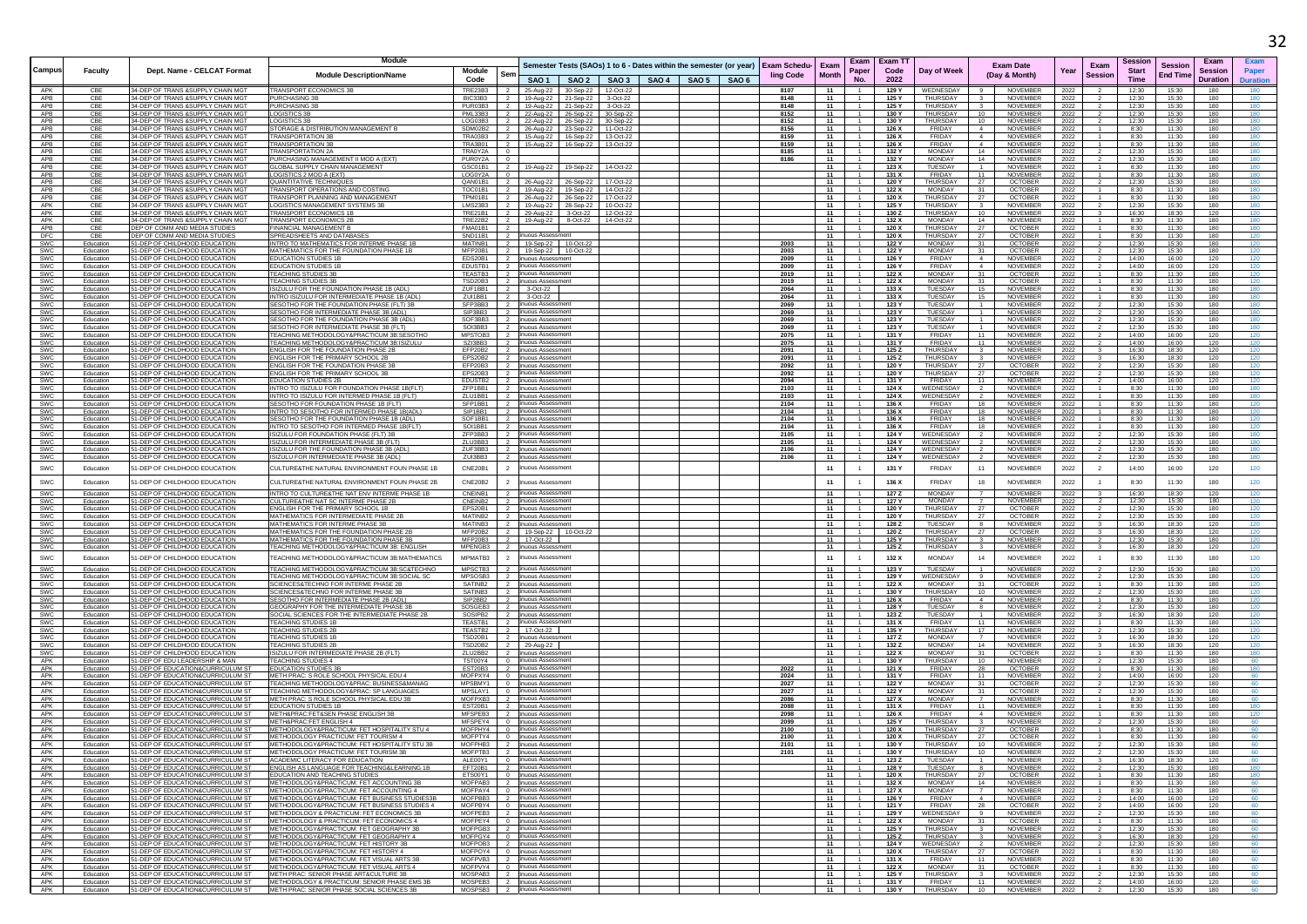| Campus | Faculty | Dept. Name - CELCAT Format | Module Description/Name | Module Code | Sem | Semester Tests (SAOs) 1 to 6 - Dates within the semester (or year) SAO 1 | SAO 2 | SAO 3 | SAO 4 | SAO 5 | SAO 6 | Exam Scheduling Code | Exam Month | Exam Paper No. | Exam TT Code 2022 | Day of Week | Exam Date (Day & Month) | | Year | Exam Session | Session Start Time | Session End Time | Exam Session Duration | Exam Paper Duration |
|---|---|---|---|---|---|---|---|---|---|---|---|---|---|---|---|---|---|---|---|---|---|---|---|---|
| APK | CBE | 34-DEP OF TRANS &SUPPLY CHAIN MGT | TRANSPORT ECONOMICS 3B | TRE23B3 | 2 | 25-Aug-22 | 30-Sep-22 | 12-Oct-22 | | | | 8107 | 11 | 1 | 129 Y | WEDNESDAY | 9 | NOVEMBER | 2022 | 2 | 12:30 | 15:30 | 180 | 180 |
| APB | CBE | 34-DEP OF TRANS &SUPPLY CHAIN MGT | PURCHASING 3B | BIC33B3 | 2 | 19-Aug-22 | 21-Sep-22 | 3-Oct-22 | | | | 8148 | 11 | 1 | 125 Y | THURSDAY | 3 | NOVEMBER | 2022 | 2 | 12:30 | 15:30 | 180 | 180 |
| APB | CBE | 34-DEP OF TRANS &SUPPLY CHAIN MGT | PURCHASING 3B | PUR03B3 | 2 | 19-Aug-22 | 21-Sep-22 | 3-Oct-22 | | | | 8148 | 11 | 1 | 125 Y | THURSDAY | 3 | NOVEMBER | 2022 | 2 | 12:30 | 15:30 | 180 | 180 |
| APB | CBE | 34-DEP OF TRANS &SUPPLY CHAIN MGT | LOGISTICS 3B | PML33B3 | 2 | 22-Aug-22 | 26-Sep-22 | 30-Sep-22 | | | | 8152 | 11 | 1 | 130 Y | THURSDAY | 10 | NOVEMBER | 2022 | 2 | 12:30 | 15:30 | 180 | 180 |
| APB | CBE | 34-DEP OF TRANS &SUPPLY CHAIN MGT | LOGISTICS 3B | LOG03B3 | 2 | 22-Aug-22 | 26-Sep-22 | 30-Sep-22 | | | | 8152 | 11 | 1 | 130 Y | THURSDAY | 10 | NOVEMBER | 2022 | 2 | 12:30 | 15:30 | 180 | 180 |
| APB | CBE | 34-DEP OF TRANS &SUPPLY CHAIN MGT | STORAGE & DISTRIBUTION MANAGEMENT B | SDM02B2 | 2 | 26-Aug-22 | 23-Sep-22 | 11-Oct-22 | | | | 8156 | 11 | 1 | 126 X | FRIDAY | 4 | NOVEMBER | 2022 | 1 | 8:30 | 11:30 | 180 | 180 |
| APB | CBE | 34-DEP OF TRANS &SUPPLY CHAIN MGT | TRANSPORTATION 3A | TRA03B3 | 2 | 15-Aug-22 | 16-Sep-22 | 13-Oct-22 | | | | 8159 | 11 | 1 | 126 X | FRIDAY | 4 | NOVEMBER | 2022 | 1 | 8:30 | 11:30 | 180 | 180 |
| APB | CBE | 34-DEP OF TRANS &SUPPLY CHAIN MGT | TRANSPORTATION 3B | TRA3B01 | 2 | 15-Aug-22 | 16-Sep-22 | 13-Oct-22 | | | | 8159 | 11 | 1 | 126 X | FRIDAY | 4 | NOVEMBER | 2022 | 1 | 8:30 | 11:30 | 180 | 180 |
| APB | CBE | 34-DEP OF TRANS &SUPPLY CHAIN MGT | TRANSPORTATION 2A | TRA0Y2A | 0 | | | | | | | 8185 | 11 | 1 | 132 Y | MONDAY | 14 | NOVEMBER | 2022 | 2 | 12:30 | 15:30 | 180 | 180 |
| APB | CBE | 34-DEP OF TRANS &SUPPLY CHAIN MGT | PURCHASING MANAGEMENT II MOD A (EXT) | PUR0Y2A | 0 | | | | | | | 8186 | 11 | 1 | 132 Y | MONDAY | 14 | NOVEMBER | 2022 | 2 | 12:30 | 15:30 | 180 | 180 |
| APB | CBE | 34-DEP OF TRANS &SUPPLY CHAIN MGT | GLOBAL SUPPLY CHAIN MANAGEMENT | GSC01B1 | 2 | 19-Aug-22 | 19-Sep-22 | 14-Oct-22 | | | | | 11 | 1 | 123 X | TUESDAY | 1 | NOVEMBER | 2022 | 1 | 8:30 | 11:30 | 180 | 180 |
| APB | CBE | 34-DEP OF TRANS &SUPPLY CHAIN MGT | LOGISTICS 2 MOD A (EXT) | LOG0Y2A | 0 | | | | | | | | 11 | 1 | 131 X | FRIDAY | 11 | NOVEMBER | 2022 | 1 | 8:30 | 11:30 | 180 | 180 |
| APB | CBE | 34-DEP OF TRANS &SUPPLY CHAIN MGT | QUANTITATIVE TECHNIQUES | QAN01B1 | 2 | 26-Aug-22 | 26-Sep-22 | 17-Oct-22 | | | | | 11 | 1 | 120 Y | THURSDAY | 27 | OCTOBER | 2022 | 2 | 12:30 | 15:30 | 180 | 180 |
| APB | CBE | 34-DEP OF TRANS &SUPPLY CHAIN MGT | TRANSPORT OPERATIONS AND COSTING | TOC01B1 | 2 | 19-Aug-22 | 19-Sep-22 | 14-Oct-22 | | | | | 11 | 1 | 122 X | MONDAY | 31 | OCTOBER | 2022 | 1 | 8:30 | 11:30 | 180 | 180 |
| APB | CBE | 34-DEP OF TRANS &SUPPLY CHAIN MGT | TRANSPORT PLANNING AND MANAGEMENT | TPM01B1 | 2 | 26-Aug-22 | 26-Sep-22 | 17-Oct-22 | | | | | 11 | 1 | 120 X | THURSDAY | 27 | OCTOBER | 2022 | 1 | 8:30 | 11:30 | 180 | 180 |
| APK | CBE | 34-DEP OF TRANS &SUPPLY CHAIN MGT | LOGISTICS MANAGEMENT SYSTEMS 3B | LMS23B3 | 2 | 19-Aug-22 | 28-Sep-22 | 10-Oct-22 | | | | | 11 | 1 | 125 Y | THURSDAY | 3 | NOVEMBER | 2022 | 2 | 12:30 | 15:30 | 180 | 180 |
| APK | CBE | 34-DEP OF TRANS &SUPPLY CHAIN MGT | TRANSPORT ECONOMICS 1B | TRE21B1 | 2 | 29-Aug-22 | 3-Oct-22 | 12-Oct-22 | | | | | 11 | 1 | 130 Z | THURSDAY | 10 | NOVEMBER | 2022 | 3 | 16:30 | 18:30 | 120 | 120 |
| APK | CBE | 34-DEP OF TRANS &SUPPLY CHAIN MGT | TRANSPORT ECONOMICS 2B | TRE22B2 | 2 | 19-Aug-22 | 8-Oct-22 | 14-Oct-22 | | | | | 11 | 1 | 132 X | MONDAY | 14 | NOVEMBER | 2022 | 1 | 8:30 | 11:30 | 180 | 180 |
| APB | CBE | DEP OF COMM AND MEDIA STUDIES | FINANCIAL MANAGEMENT B | FMA01B1 | 2 | | | | | | | | 11 | 1 | 120 X | THURSDAY | 27 | OCTOBER | 2022 | 1 | 8:30 | 11:30 | 180 | 180 |
| DFC | CBE | DEP OF COMM AND MEDIA STUDIES | SPREADSHEETS AND DATABASES | SND11B1 | 2 | inuous Assessment | | | | | | | 11 | 1 | 120 X | THURSDAY | 27 | OCTOBER | 2022 | 1 | 8:30 | 11:30 | 180 | 120 |
| SWC | Education | 51-DEP OF CHILDHOOD EDUCATION | INTRO TO MATHEMATICS FOR INTERME PHASE 1B | MATINB1 | 2 | 19-Sep-22 | 10-Oct-22 | | | | | 2003 | 11 | 1 | 122 Y | MONDAY | 31 | OCTOBER | 2022 | 2 | 12:30 | 15:30 | 180 | 120 |
| SWC | Education | 51-DEP OF CHILDHOOD EDUCATION | MATHEMATICS FOR THE FOUNDATION PHASE 1B | MFP20B1 | 2 | 19-Sep-22 | 10-Oct-22 | | | | | 2003 | 11 | 1 | 122 Y | MONDAY | 31 | OCTOBER | 2022 | 2 | 12:30 | 15:30 | 180 | 120 |
| SWC | Education | 51-DEP OF CHILDHOOD EDUCATION | EDUCATION STUDIES 1B | EDS20B1 | 2 | inuous Assessment | | | | | | 2009 | 11 | 1 | 126 Y | FRIDAY | 4 | NOVEMBER | 2022 | 2 | 14:00 | 16:00 | 120 | 120 |
| SWC | Education | 51-DEP OF CHILDHOOD EDUCATION | EDUCATION STUDIES 1B | EDUSTB1 | 2 | inuous Assessment | | | | | | 2009 | 11 | 1 | 126 Y | FRIDAY | 4 | NOVEMBER | 2022 | 2 | 14:00 | 16:00 | 120 | 120 |
| SWC | Education | 51-DEP OF CHILDHOOD EDUCATION | TEACHING STUDIES 3B | TEASTB3 | 2 | inuous Assessment | | | | | | 2019 | 11 | 1 | 122 X | MONDAY | 31 | OCTOBER | 2022 | 1 | 8:30 | 11:30 | 180 | 120 |
| SWC | Education | 51-DEP OF CHILDHOOD EDUCATION | TEACHING STUDIES 3B | TSD20B3 | 2 | inuous Assessment | | | | | | 2019 | 11 | 1 | 122 X | MONDAY | 31 | OCTOBER | 2022 | 1 | 8:30 | 11:30 | 180 | 120 |
| SWC | Education | 51-DEP OF CHILDHOOD EDUCATION | ISIZULU FOR THE FOUNDATION PHASE 1B (ADL) | ZUF1BB1 | 2 | 3-Oct-22 | | | | | | 2064 | 11 | 1 | 133 X | TUESDAY | 15 | NOVEMBER | 2022 | 1 | 8:30 | 11:30 | 180 | 180 |
| SWC | Education | 51-DEP OF CHILDHOOD EDUCATION | INTRO ISIZULU FOR INTERMEDIATE PHASE 1B (ADL) | ZUI1BB1 | 2 | 3-Oct-22 | | | | | | 2064 | 11 | 1 | 133 X | TUESDAY | 15 | NOVEMBER | 2022 | 1 | 8:30 | 11:30 | 180 | 180 |
| SWC | Education | 51-DEP OF CHILDHOOD EDUCATION | SESOTHO FOR THE FOUNDATION PHASE (FLT) 3B | SFP3BB3 | 2 | inuous Assessment | | | | | | 2069 | 11 | 1 | 123 Y | TUESDAY | 1 | NOVEMBER | 2022 | 2 | 12:30 | 15:30 | 180 | 180 |
| SWC | Education | 51-DEP OF CHILDHOOD EDUCATION | SESOTHO FOR INTERMEDIATE PHASE 3B (ADL) | SIP3BB3 | 2 | inuous Assessment | | | | | | 2069 | 11 | 1 | 123 Y | TUESDAY | 1 | NOVEMBER | 2022 | 2 | 12:30 | 15:30 | 180 | 180 |
| SWC | Education | 51-DEP OF CHILDHOOD EDUCATION | SESOTHO FOR THE FOUNDATION PHASE 3B (ADL) | SOF3BB3 | 2 | inuous Assessment | | | | | | 2069 | 11 | 1 | 123 Y | TUESDAY | 1 | NOVEMBER | 2022 | 2 | 12:30 | 15:30 | 180 | 180 |
| SWC | Education | 51-DEP OF CHILDHOOD EDUCATION | SESOTHO FOR INTERMEDIATE PHASE 3B (FLT) | SOI3BB3 | 2 | inuous Assessment | | | | | | 2069 | 11 | 1 | 123 Y | TUESDAY | 1 | NOVEMBER | 2022 | 2 | 12:30 | 15:30 | 180 | 180 |
| SWC | Education | 51-DEP OF CHILDHOOD EDUCATION | TEACHING METHODOLOGY&PRACTICUM 3B:SESOTHO | MPSTOB3 | 2 | inuous Assessment | | | | | | 2075 | 11 | 1 | 131 Y | FRIDAY | 11 | NOVEMBER | 2022 | 2 | 14:00 | 16:00 | 120 | 120 |
| SWC | Education | 51-DEP OF CHILDHOOD EDUCATION | TEACHING METHODOLOGY&PRACTICUM 3B:ISIZULU | SZI3BB3 | 2 | inuous Assessment | | | | | | 2075 | 11 | 1 | 131 Y | FRIDAY | 11 | NOVEMBER | 2022 | 2 | 14:00 | 16:00 | 120 | 120 |
| SWC | Education | 51-DEP OF CHILDHOOD EDUCATION | ENGLISH FOR THE FOUNDATION PHASE 2B | EFP20B2 | 2 | inuous Assessment | | | | | | 2091 | 11 | 1 | 125 Z | THURSDAY | 3 | NOVEMBER | 2022 | 3 | 16:30 | 18:30 | 120 | 120 |
| SWC | Education | 51-DEP OF CHILDHOOD EDUCATION | ENGLISH FOR THE PRIMARY SCHOOL 2B | EPS20B2 | 2 | inuous Assessment | | | | | | 2091 | 11 | 1 | 125 Z | THURSDAY | 3 | NOVEMBER | 2022 | 3 | 16:30 | 18:30 | 120 | 120 |
| SWC | Education | 51-DEP OF CHILDHOOD EDUCATION | ENGLISH FOR THE FOUNDATION PHASE 3B | EFP20B3 | 2 | inuous Assessment | | | | | | 2092 | 11 | 1 | 120 Y | THURSDAY | 27 | OCTOBER | 2022 | 2 | 12:30 | 15:30 | 180 | 120 |
| SWC | Education | 51-DEP OF CHILDHOOD EDUCATION | ENGLISH FOR THE PRIMARY SCHOOL 3B | EPS20B3 | 2 | inuous Assessment | | | | | | 2092 | 11 | 1 | 120 Y | THURSDAY | 27 | OCTOBER | 2022 | 2 | 12:30 | 15:30 | 180 | 120 |
| SWC | Education | 51-DEP OF CHILDHOOD EDUCATION | EDUCATION STUDIES 2B | EDUSTB2 | 2 | inuous Assessment | | | | | | 2094 | 11 | 1 | 131 Y | FRIDAY | 11 | NOVEMBER | 2022 | 2 | 14:00 | 16:00 | 120 | 120 |
| SWC | Education | 51-DEP OF CHILDHOOD EDUCATION | INTRO TO ISIZULU FOR FOUNDATION PHASE 1B(FLT) | ZFP1BB1 | 2 | inuous Assessment | | | | | | 2103 | 11 | 1 | 124 X | WEDNESDAY | 2 | NOVEMBER | 2022 | 1 | 8:30 | 11:30 | 180 | 180 |
| SWC | Education | 51-DEP OF CHILDHOOD EDUCATION | INTRO TO ISIZULU FOR INTERMED PHASE 1B (FLT) | ZLU1BB1 | 2 | inuous Assessment | | | | | | 2103 | 11 | 1 | 124 X | WEDNESDAY | 2 | NOVEMBER | 2022 | 1 | 8:30 | 11:30 | 180 | 180 |
| SWC | Education | 51-DEP OF CHILDHOOD EDUCATION | SESOTHO FOR FOUNDATION PHASE 1B (FLT) | SFP1BB1 | 2 | inuous Assessment | | | | | | 2104 | 11 | 1 | 136 X | FRIDAY | 18 | NOVEMBER | 2022 | 1 | 8:30 | 11:30 | 180 | 120 |
| SWC | Education | 51-DEP OF CHILDHOOD EDUCATION | INTRO TO SESOTHO FOR INTERMED PHASE 1B(ADL) | SIP1BB1 | 2 | inuous Assessment | | | | | | 2104 | 11 | 1 | 136 X | FRIDAY | 18 | NOVEMBER | 2022 | 1 | 8:30 | 11:30 | 180 | 120 |
| SWC | Education | 51-DEP OF CHILDHOOD EDUCATION | SESOTHO FOR THE FOUNDATION PHASE 1B (ADL) | SOF1BB1 | 2 | inuous Assessment | | | | | | 2104 | 11 | 1 | 136 X | FRIDAY | 18 | NOVEMBER | 2022 | 1 | 8:30 | 11:30 | 180 | 120 |
| SWC | Education | 51-DEP OF CHILDHOOD EDUCATION | INTRO TO SESOTHO FOR INTERMED PHASE 1B(FLT) | SOI1BB1 | 2 | inuous Assessment | | | | | | 2104 | 11 | 1 | 136 X | FRIDAY | 18 | NOVEMBER | 2022 | 1 | 8:30 | 11:30 | 180 | 120 |
| SWC | Education | 51-DEP OF CHILDHOOD EDUCATION | ISIZULU FOR FOUNDATION PHASE (FLT) 3B | ZFP3BB3 | 2 | inuous Assessment | | | | | | 2105 | 11 | 1 | 124 Y | WEDNESDAY | 2 | NOVEMBER | 2022 | 2 | 12:30 | 15:30 | 180 | 180 |
| SWC | Education | 51-DEP OF CHILDHOOD EDUCATION | ISIZULU FOR INTERMEDIATE PHASE 3B (FLT) | ZLU3BB3 | 2 | inuous Assessment | | | | | | 2105 | 11 | 1 | 124 Y | WEDNESDAY | 2 | NOVEMBER | 2022 | 2 | 12:30 | 15:30 | 180 | 180 |
| SWC | Education | 51-DEP OF CHILDHOOD EDUCATION | ISIZULU FOR THE FOUNDATION PHASE 3B (ADL) | ZUF3BB3 | 2 | inuous Assessment | | | | | | 2106 | 11 | 1 | 124 Y | WEDNESDAY | 2 | NOVEMBER | 2022 | 2 | 12:30 | 15:30 | 180 | 180 |
| SWC | Education | 51-DEP OF CHILDHOOD EDUCATION | ISIZULU FOR INTERMEDIATE PHASE 3B (ADL) | ZUI3BB3 | 2 | inuous Assessment | | | | | | 2106 | 11 | 1 | 124 Y | WEDNESDAY | 2 | NOVEMBER | 2022 | 2 | 12:30 | 15:30 | 180 | 180 |
| SWC | Education | 51-DEP OF CHILDHOOD EDUCATION | CULTURE&THE NATURAL ENVIRONMENT FOUN PHASE 1B | CNE20B1 | 2 | inuous Assessment | | | | | | | 11 | 1 | 131 Y | FRIDAY | 11 | NOVEMBER | 2022 | 2 | 14:00 | 16:00 | 120 | 120 |
| SWC | Education | 51-DEP OF CHILDHOOD EDUCATION | CULTURE&THE NATURAL ENVIRONMENT FOUN PHASE 2B | CNE20B2 | 2 | inuous Assessment | | | | | | | 11 | 1 | 136 X | FRIDAY | 18 | NOVEMBER | 2022 | 1 | 8:30 | 11:30 | 180 | 120 |
| SWC | Education | 51-DEP OF CHILDHOOD EDUCATION | INTRO TO CULTURE&THE NAT ENV INTERME PHASE 1B | CNEINB1 | 2 | inuous Assessment | | | | | | | 11 | 1 | 127 Z | MONDAY | 7 | NOVEMBER | 2022 | 3 | 16:30 | 18:30 | 120 | 120 |
| SWC | Education | 51-DEP OF CHILDHOOD EDUCATION | CULTURE&THE NAT SC INTERME PHASE 2B | CNEINB2 | 2 | inuous Assessment | | | | | | | 11 | 1 | 127 Y | MONDAY | 7 | NOVEMBER | 2022 | 2 | 12:30 | 15:30 | 180 | 120 |
| SWC | Education | 51-DEP OF CHILDHOOD EDUCATION | ENGLISH FOR THE PRIMARY SCHOOL 1B | EPS20B1 | 2 | inuous Assessment | | | | | | | 11 | 1 | 120 Y | THURSDAY | 27 | OCTOBER | 2022 | 2 | 12:30 | 15:30 | 180 | 120 |
| SWC | Education | 51-DEP OF CHILDHOOD EDUCATION | MATHEMATICS FOR INTERMEDIATE PHASE 2B | MATINB2 | 2 | inuous Assessment | | | | | | | 11 | 1 | 120 Y | THURSDAY | 27 | OCTOBER | 2022 | 2 | 12:30 | 15:30 | 180 | 120 |
| SWC | Education | 51-DEP OF CHILDHOOD EDUCATION | MATHEMATICS FOR INTERME PHASE 3B | MATINB3 | 2 | inuous Assessment | | | | | | | 11 | 1 | 128 Z | TUESDAY | 8 | NOVEMBER | 2022 | 3 | 16:30 | 18:30 | 120 | 120 |
| SWC | Education | 51-DEP OF CHILDHOOD EDUCATION | MATHEMATICS FOR THE FOUNDATION PHASE 2B | MFP20B2 | 2 | 19-Sep-22 | 10-Oct-22 | | | | | | 11 | 1 | 120 Z | THURSDAY | 27 | OCTOBER | 2022 | 3 | 16:30 | 18:30 | 120 | 120 |
| SWC | Education | 51-DEP OF CHILDHOOD EDUCATION | MATHEMATICS FOR THE FOUNDATION PHASE 3B | MFP20B3 | 2 | 17-Oct-22 | | | | | | | 11 | 1 | 125 Y | THURSDAY | 3 | NOVEMBER | 2022 | 2 | 12:30 | 15:30 | 180 | 120 |
| SWC | Education | 51-DEP OF CHILDHOOD EDUCATION | TEACHING METHODOLOGY&PRACTICUM 3B: ENGLISH | MPENGB3 | 2 | inuous Assessment | | | | | | | 11 | 1 | 125 Z | THURSDAY | 3 | NOVEMBER | 2022 | 3 | 16:30 | 18:30 | 120 | 120 |
| SWC | Education | 51-DEP OF CHILDHOOD EDUCATION | TEACHING METHODOLOGY&PRACTICUM 3B:MATHEMATICS | MPMATB3 | 2 | inuous Assessment | | | | | | | 11 | 1 | 132 X | MONDAY | 14 | NOVEMBER | 2022 | 1 | 8:30 | 11:30 | 180 | 120 |
| SWC | Education | 51-DEP OF CHILDHOOD EDUCATION | TEACHING METHODOLOGY&PRACTICUM 3B:SC&TECHNO | MPSCTB3 | 2 | inuous Assessment | | | | | | | 11 | 1 | 123 Y | TUESDAY | 1 | NOVEMBER | 2022 | 2 | 12:30 | 15:30 | 180 | 120 |
| SWC | Education | 51-DEP OF CHILDHOOD EDUCATION | TEACHING METHODOLOGY&PRACTICUM 3B:SOCIAL SC | MPSOSB3 | 2 | inuous Assessment | | | | | | | 11 | 1 | 129 Y | WEDNESDAY | 9 | NOVEMBER | 2022 | 2 | 12:30 | 15:30 | 180 | 120 |
| SWC | Education | 51-DEP OF CHILDHOOD EDUCATION | SCIENCES&TECHNO FOR INTERME PHASE 2B | SATINB2 | 2 | inuous Assessment | | | | | | | 11 | 1 | 122 X | MONDAY | 31 | OCTOBER | 2022 | 1 | 8:30 | 11:30 | 180 | 120 |
| SWC | Education | 51-DEP OF CHILDHOOD EDUCATION | SCIENCES&TECHNO FOR INTERME PHASE 3B | SATINB3 | 2 | inuous Assessment | | | | | | | 11 | 1 | 130 Y | THURSDAY | 10 | NOVEMBER | 2022 | 2 | 12:30 | 15:30 | 180 | 120 |
| SWC | Education | 51-DEP OF CHILDHOOD EDUCATION | SESOTHO FOR INTERMEDIATE PHASE 2B (ADL) | SIP2BB2 | 2 | inuous Assessment | | | | | | | 11 | 1 | 126 X | FRIDAY | 4 | NOVEMBER | 2022 | 1 | 8:30 | 11:30 | 180 | 120 |
| SWC | Education | 51-DEP OF CHILDHOOD EDUCATION | GEOGRAPHY FOR THE INTERMEDIATE PHASE 3B | SOSGEB3 | 2 | inuous Assessment | | | | | | | 11 | 1 | 128 Y | TUESDAY | 8 | NOVEMBER | 2022 | 2 | 12:30 | 15:30 | 180 | 120 |
| SWC | Education | 51-DEP OF CHILDHOOD EDUCATION | SOCIAL SCIENCES FOR THE INTERMEDIATE PHASE 2B | SOSIPB2 | 2 | inuous Assessment | | | | | | | 11 | 1 | 123 Z | TUESDAY | 1 | NOVEMBER | 2022 | 3 | 16:30 | 18:30 | 120 | 120 |
| SWC | Education | 51-DEP OF CHILDHOOD EDUCATION | TEACHING STUDIES 1B | TEASTB1 | 2 | inuous Assessment | | | | | | | 11 | 1 | 131 X | FRIDAY | 11 | NOVEMBER | 2022 | 1 | 8:30 | 11:30 | 180 | 120 |
| SWC | Education | 51-DEP OF CHILDHOOD EDUCATION | TEACHING STUDIES 2B | TEASTB2 | 2 | 17-Oct-22 | | | | | | | 11 | 1 | 135 Y | THURSDAY | 17 | NOVEMBER | 2022 | 2 | 12:30 | 15:30 | 180 | 120 |
| SWC | Education | 51-DEP OF CHILDHOOD EDUCATION | TEACHING STUDIES 1B | TSD20B1 | 2 | inuous Assessment | | | | | | | 11 | 1 | 127 Z | MONDAY | 7 | NOVEMBER | 2022 | 3 | 16:30 | 18:30 | 120 | 120 |
| SWC | Education | 51-DEP OF CHILDHOOD EDUCATION | TEACHING STUDIES 2B | TSD20B2 | 2 | 29-Aug-22 | | | | | | | 11 | 1 | 132 Z | MONDAY | 14 | NOVEMBER | 2022 | 3 | 16:30 | 18:30 | 120 | 120 |
| SWC | Education | 51-DEP OF CHILDHOOD EDUCATION | ISIZULU FOR INTERMEDIATE PHASE 2B (FLT) | ZLU2BB2 | 2 | inuous Assessment | | | | | | | 11 | 1 | 122 X | MONDAY | 31 | OCTOBER | 2022 | 1 | 8:30 | 11:30 | 180 | 180 |
| APK | Education | 51-DEP OF EDU LEADERSHIP & MAN | TEACHING STUDIES 4 | TST00Y4 | 0 | inuous Assessment | | | | | | | 11 | 1 | 130 Y | THURSDAY | 10 | NOVEMBER | 2022 | 2 | 12:30 | 15:30 | 180 | 60 |
| APK | Education | 51-DEP OF EDUCATION&CURRICULUM ST | EDUCATION STUDIES 3B | EST20B3 | 2 | inuous Assessment | | | | | | 2022 | 11 | 1 | 121 X | FRIDAY | 28 | OCTOBER | 2022 | 1 | 8:30 | 11:30 | 180 | 180 |
| APK | Education | 51-DEP OF EDUCATION&CURRICULUM ST | METH PRAC: S ROLE SCHOOL PHYSICAL EDU 4 | MOFPXY4 | 0 | inuous Assessment | | | | | | 2024 | 11 | 1 | 131 Y | FRIDAY | 11 | NOVEMBER | 2022 | 2 | 14:00 | 16:00 | 120 | 60 |
| APK | Education | 51-DEP OF EDUCATION&CURRICULUM ST | TEACHING METHODOLOGY&PRAC: BUSINESS&MANAG | MPSBMY1 | 0 | inuous Assessment | | | | | | 2027 | 11 | 1 | 122 Y | MONDAY | 31 | OCTOBER | 2022 | 2 | 12:30 | 15:30 | 180 | 60 |
| APK | Education | 51-DEP OF EDUCATION&CURRICULUM ST | TEACHING METHODOLOGY&PRAC: SP LANGUAGES | MPSLAY1 | 0 | inuous Assessment | | | | | | 2027 | 11 | 1 | 122 Y | MONDAY | 31 | OCTOBER | 2022 | 2 | 12:30 | 15:30 | 180 | 60 |
| APK | Education | 51-DEP OF EDUCATION&CURRICULUM ST | METH PRAC: S ROLE SCHOOL PHYSICAL EDU 3B | MOFPXB3 | 2 | inuous Assessment | | | | | | 2086 | 11 | 1 | 127 X | MONDAY | 7 | NOVEMBER | 2022 | 1 | 8:30 | 11:30 | 180 | 60 |
| APK | Education | 51-DEP OF EDUCATION&CURRICULUM ST | EDUCATION STUDIES 1B | EST20B1 | 2 | inuous Assessment | | | | | | 2088 | 11 | 1 | 131 X | FRIDAY | 11 | NOVEMBER | 2022 | 1 | 8:30 | 11:30 | 180 | 180 |
| APK | Education | 51-DEP OF EDUCATION&CURRICULUM ST | METH&PRAC:FET&SEN PHASE ENGLISH 3B | MFSPEB3 | 2 | inuous Assessment | | | | | | 2098 | 11 | 1 | 126 X | FRIDAY | 4 | NOVEMBER | 2022 | 1 | 8:30 | 11:30 | 180 | 120 |
| APK | Education | 51-DEP OF EDUCATION&CURRICULUM ST | METH&PRAC:FET ENGLISH 4 | MFSPEY4 | 0 | inuous Assessment | | | | | | 2099 | 11 | 1 | 125 Y | THURSDAY | 3 | NOVEMBER | 2022 | 2 | 12:30 | 15:30 | 180 | 60 |
| APK | Education | 51-DEP OF EDUCATION&CURRICULUM ST | METHODOLOGY&PRACTICUM: FET HOSPITALITY STU 4 | MOFPHY4 | 0 | inuous Assessment | | | | | | 2100 | 11 | 1 | 120 X | THURSDAY | 27 | OCTOBER | 2022 | 1 | 8:30 | 11:30 | 180 | 60 |
| APK | Education | 51-DEP OF EDUCATION&CURRICULUM ST | METHODOLOGY PRACTICUM: FET TOURISM 4 | MOFPTY4 | 0 | inuous Assessment | | | | | | 2100 | 11 | 1 | 120 X | THURSDAY | 27 | OCTOBER | 2022 | 1 | 8:30 | 11:30 | 180 | 60 |
| APK | Education | 51-DEP OF EDUCATION&CURRICULUM ST | METHODOLOGY&PRACTICUM: FET HOSPITALITY STU 3B | MOFPHB3 | 2 | inuous Assessment | | | | | | 2101 | 11 | 1 | 130 Y | THURSDAY | 10 | NOVEMBER | 2022 | 2 | 12:30 | 15:30 | 180 | 60 |
| APK | Education | 51-DEP OF EDUCATION&CURRICULUM ST | METHODOLOGY PRACTICUM: FET TOURISM 3B | MOFPTB3 | 2 | inuous Assessment | | | | | | 2101 | 11 | 1 | 130 Y | THURSDAY | 10 | NOVEMBER | 2022 | 2 | 12:30 | 15:30 | 180 | 60 |
| APK | Education | 51-DEP OF EDUCATION&CURRICULUM ST | ACADEMIC LITERACY FOR EDUCATION | ALE00Y1 | 0 | inuous Assessment | | | | | | | 11 | 1 | 123 Z | TUESDAY | 1 | NOVEMBER | 2022 | 3 | 16:30 | 18:30 | 120 | 60 |
| APK | Education | 51-DEP OF EDUCATION&CURRICULUM ST | ENGLISH AS LANGUAGE FOR TEACHING&LEARNING 1B | EFT20B1 | 2 | inuous Assessment | | | | | | | 11 | 1 | 128 Y | TUESDAY | 8 | NOVEMBER | 2022 | 2 | 12:30 | 15:30 | 180 | 180 |
| APK | Education | 51-DEP OF EDUCATION&CURRICULUM ST | EDUCATION AND TEACHING STUDIES | ETS00Y1 | 0 | inuous Assessment | | | | | | | 11 | 1 | 120 X | THURSDAY | 27 | OCTOBER | 2022 | 1 | 8:30 | 11:30 | 180 | 180 |
| APK | Education | 51-DEP OF EDUCATION&CURRICULUM ST | METHODOLOGY&PRACTICUM: FET ACCOUNTING 3B | MOFPAB3 | 2 | inuous Assessment | | | | | | | 11 | 1 | 132 X | MONDAY | 14 | NOVEMBER | 2022 | 1 | 8:30 | 11:30 | 180 | 60 |
| APK | Education | 51-DEP OF EDUCATION&CURRICULUM ST | METHODOLOGY&PRACTICUM: FET ACCOUNTING 4 | MOFPAY4 | 0 | inuous Assessment | | | | | | | 11 | 1 | 127 X | MONDAY | 7 | NOVEMBER | 2022 | 1 | 8:30 | 11:30 | 180 | 60 |
| APK | Education | 51-DEP OF EDUCATION&CURRICULUM ST | METHODOLOGY&PRACTICUM: FET BUSINESS STUDIES3B | MOFPBB3 | 2 | inuous Assessment | | | | | | | 11 | 1 | 126 Y | FRIDAY | 4 | NOVEMBER | 2022 | 2 | 14:00 | 16:00 | 120 | 60 |
| APK | Education | 51-DEP OF EDUCATION&CURRICULUM ST | METHODOLOGY&PRACTICUM: FET BUSINESS STUDIES 4 | MOFPBY4 | 0 | inuous Assessment | | | | | | | 11 | 1 | 121 Y | FRIDAY | 28 | OCTOBER | 2022 | 2 | 14:00 | 16:00 | 120 | 60 |
| APK | Education | 51-DEP OF EDUCATION&CURRICULUM ST | METHODOLOGY & PRACTICUM: FET ECONOMICS 3B | MOFPEB3 | 2 | inuous Assessment | | | | | | | 11 | 1 | 129 Y | WEDNESDAY | 9 | NOVEMBER | 2022 | 2 | 12:30 | 15:30 | 180 | 60 |
| APK | Education | 51-DEP OF EDUCATION&CURRICULUM ST | METHODOLOGY & PRACTICUM: FET ECONOMICS 4 | MOFPEY4 | 0 | inuous Assessment | | | | | | | 11 | 1 | 122 X | MONDAY | 31 | OCTOBER | 2022 | 1 | 8:30 | 11:30 | 180 | 60 |
| APK | Education | 51-DEP OF EDUCATION&CURRICULUM ST | METHODOLOGY&PRACTICUM: FET GEOGRAPHY 3B | MOFPGB3 | 2 | inuous Assessment | | | | | | | 11 | 1 | 125 Y | THURSDAY | 3 | NOVEMBER | 2022 | 2 | 12:30 | 15:30 | 180 | 60 |
| APK | Education | 51-DEP OF EDUCATION&CURRICULUM ST | METHODOLOGY&PRACTICUM: FET GEOGRAPHY 4 | MOFPGY4 | 0 | inuous Assessment | | | | | | | 11 | 1 | 125 Z | THURSDAY | 3 | NOVEMBER | 2022 | 3 | 16:30 | 18:30 | 120 | 60 |
| APK | Education | 51-DEP OF EDUCATION&CURRICULUM ST | METHODOLOGY&PRACTICUM: FET HISTORY 3B | MOFPOB3 | 2 | inuous Assessment | | | | | | | 11 | 1 | 124 Y | WEDNESDAY | 2 | NOVEMBER | 2022 | 2 | 12:30 | 15:30 | 180 | 60 |
| APK | Education | 51-DEP OF EDUCATION&CURRICULUM ST | METHODOLOGY&PRACTICUM: FET HISTORY 4 | MOFPOY4 | 0 | inuous Assessment | | | | | | | 11 | 1 | 120 X | THURSDAY | 27 | OCTOBER | 2022 | 1 | 8:30 | 11:30 | 180 | 60 |
| APK | Education | 51-DEP OF EDUCATION&CURRICULUM ST | METHODOLOGY&PRACTICUM: FET VISUAL ARTS 3B | MOFPVB3 | 2 | inuous Assessment | | | | | | | 11 | 1 | 131 X | FRIDAY | 11 | NOVEMBER | 2022 | 1 | 8:30 | 11:30 | 180 | 60 |
| APK | Education | 51-DEP OF EDUCATION&CURRICULUM ST | METHODOLOGY&PRACTICUM: FET VISUAL ARTS 4 | MOFPVY4 | 0 | inuous Assessment | | | | | | | 11 | 1 | 122 X | MONDAY | 31 | OCTOBER | 2022 | 1 | 8:30 | 11:30 | 180 | 60 |
| APK | Education | 51-DEP OF EDUCATION&CURRICULUM ST | METH PRAC: SENIOR PHASE ART&CULTURE 3B | MOSPAB3 | 2 | inuous Assessment | | | | | | | 11 | 1 | 125 Y | THURSDAY | 3 | NOVEMBER | 2022 | 2 | 12:30 | 15:30 | 180 | 60 |
| APK | Education | 51-DEP OF EDUCATION&CURRICULUM ST | METHODOLOGY & PRACTICUM: SENIOR PHASE EMS 3B | MOSPEB3 | 2 | inuous Assessment | | | | | | | 11 | 1 | 131 Y | FRIDAY | 11 | NOVEMBER | 2022 | 2 | 14:00 | 16:00 | 120 | 60 |
| APK | Education | 51-DEP OF EDUCATION&CURRICULUM ST | METH PRAC: SENIOR PHASE SOCIAL SCIENCES 3B | MOSPSB3 | 2 | inuous Assessment | | | | | | | 11 | 1 | 130 Y | THURSDAY | 10 | NOVEMBER | 2022 | 2 | 12:30 | 15:30 | 180 | 60 |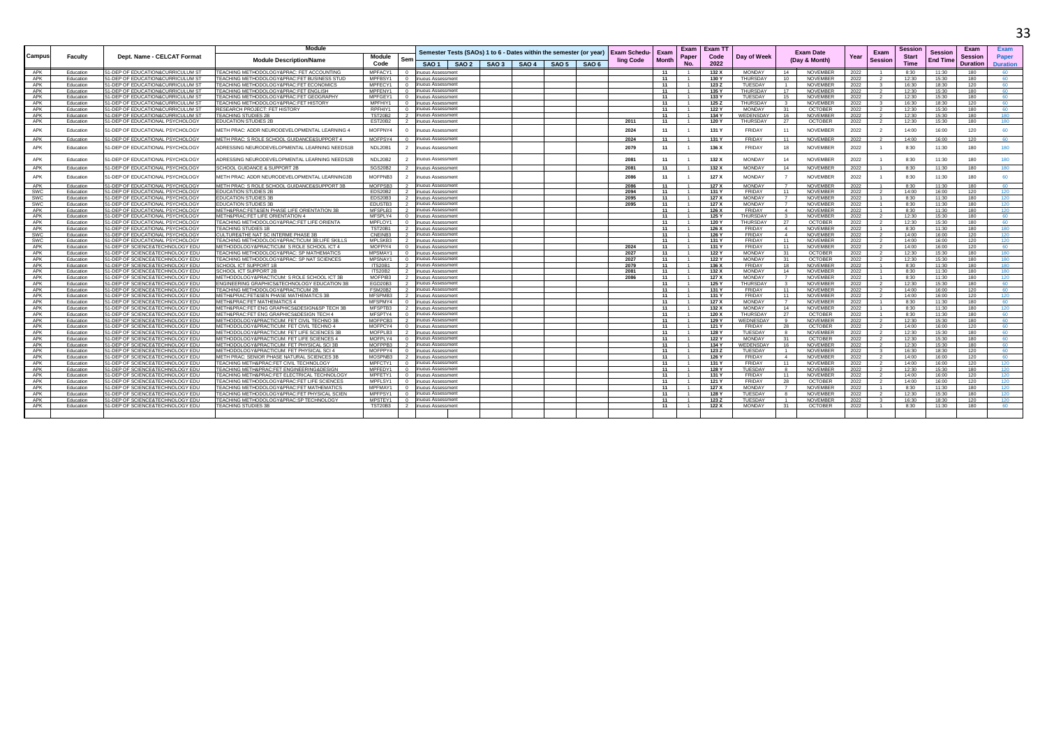| Campus | Faculty | Dept. Name - CELCAT Format | Module Description/Name | Module Code | Sem | Semester Tests (SAOs) 1 to 6 - Dates within the semester (or year) SAO 1 | SAO 2 | SAO 3 | SAO 4 | SAO 5 | SAO 6 | Exam Scheduling Code | Exam Month | Exam Paper No. | Exam TT Code 2022 | Day of Week | Exam Date (Day & Month) | | Year | Exam Session | Session Start Time | Session End Time | Exam Session Duration | Exam Paper Duration |
|---|---|---|---|---|---|---|---|---|---|---|---|---|---|---|---|---|---|---|---|---|---|---|---|---|
| APK | Education | 51-DEP OF EDUCATION&CURRICULUM ST | TEACHING METHODOLOGY&PRAC: FET ACCOUNTING | MPFACY1 | 0 | inuous Assessment | | | | | | | 11 | 1 | 132 X | MONDAY | 14 | NOVEMBER | 2022 | 1 | 8:30 | 11:30 | 180 | 60 |
| APK | Education | 51-DEP OF EDUCATION&CURRICULUM ST | TEACHING METHODOLOGY&PRAC:FET BUSINESS STUD | MPFBSY1 | 0 | inuous Assessment | | | | | | | 11 | 1 | 130 Y | THURSDAY | 10 | NOVEMBER | 2022 | 2 | 12:30 | 15:30 | 180 | 60 |
| APK | Education | 51-DEP OF EDUCATION&CURRICULUM ST | TEACHING METHODOLOGY&PRAC:FET ECONOMICS | MPFECY1 | 0 | inuous Assessment | | | | | | | 11 | 1 | 123 Z | TUESDAY | 1 | NOVEMBER | 2022 | 3 | 16:30 | 18:30 | 120 | 60 |
| APK | Education | 51-DEP OF EDUCATION&CURRICULUM ST | TEACHING METHODOLOGY&PRAC:FET ENGLISH | MPFENY1 | 0 | inuous Assessment | | | | | | | 11 | 1 | 135 Y | THURSDAY | 17 | NOVEMBER | 2022 | 2 | 12:30 | 15:30 | 180 | 60 |
| APK | Education | 51-DEP OF EDUCATION&CURRICULUM ST | TEACHING METHODOLOGY&PRAC:FET GEOGRAPHY | MPFGEY1 | 0 | inuous Assessment | | | | | | | 11 | 1 | 133 Y | TUESDAY | 15 | NOVEMBER | 2022 | 2 | 12:30 | 15:30 | 180 | 60 |
| APK | Education | 51-DEP OF EDUCATION&CURRICULUM ST | TEACHING METHODOLOGY&PRAC:FET HISTORY | MPFHIY1 | 0 | inuous Assessment | | | | | | | 11 | 1 | 125 Z | THURSDAY | 3 | NOVEMBER | 2022 | 3 | 16:30 | 18:30 | 120 | 60 |
| APK | Education | 51-DEP OF EDUCATION&CURRICULUM ST | RESEARCH PROJECT: FET HISTORY | RPFHIY1 | 0 | inuous Assessment | | | | | | | 11 | 1 | 122 Y | MONDAY | 31 | OCTOBER | 2022 | 2 | 12:30 | 15:30 | 180 | 60 |
| APK | Education | 51-DEP OF EDUCATION&CURRICULUM ST | TEACHING STUDIES 2B | TST20B2 | 2 | inuous Assessment | | | | | | | 11 | 1 | 134 Y | WEDENSDAY | 16 | NOVEMBER | 2022 | 2 | 12:30 | 15:30 | 180 | 180 |
| APK | Education | 51-DEP OF EDUCATIONAL PSYCHOLOGY | EDUCATION STUDIES 2B | EST20B2 | 2 | inuous Assessment | | | | | | 2011 | 11 | 1 | 120 Y | THURSDAY | 27 | OCTOBER | 2022 | 2 | 12:30 | 15:30 | 180 | 180 |
| APK | Education | 51-DEP OF EDUCATIONAL PSYCHOLOGY | METH PRAC: ADDR NEURODEVELOPMENTAL LEARNING 4 | MOFPNY4 | 0 | inuous Assessment | | | | | | 2024 | 11 | 1 | 131 Y | FRIDAY | 11 | NOVEMBER | 2022 | 2 | 14:00 | 16:00 | 120 | 60 |
| APK | Education | 51-DEP OF EDUCATIONAL PSYCHOLOGY | METH PRAC: S ROLE SCHOOL GUIDANCE&SUPPORT 4 | MOFPSY4 | 0 | inuous Assessment | | | | | | 2024 | 11 | 1 | 131 Y | FRIDAY | 11 | NOVEMBER | 2022 | 2 | 14:00 | 16:00 | 120 | 60 |
| APK | Education | 51-DEP OF EDUCATIONAL PSYCHOLOGY | ADRESSING NEURODEVELOPMENTAL LEARNING NEEDS1B | NDL20B1 | 2 | inuous Assessment | | | | | | 2079 | 11 | 1 | 136 X | FRIDAY | 18 | NOVEMBER | 2022 | 1 | 8:30 | 11:30 | 180 | 180 |
| APK | Education | 51-DEP OF EDUCATIONAL PSYCHOLOGY | ADRESSING NEURODEVELOPMENTAL LEARNING NEEDS2B | NDL20B2 | 2 | inuous Assessment | | | | | | 2081 | 11 | 1 | 132 X | MONDAY | 14 | NOVEMBER | 2022 | 1 | 8:30 | 11:30 | 180 | 180 |
| APK | Education | 51-DEP OF EDUCATIONAL PSYCHOLOGY | SCHOOL GUIDANCE & SUPPORT 2B | SGS20B2 | 2 | inuous Assessment | | | | | | 2081 | 11 | 1 | 132 X | MONDAY | 14 | NOVEMBER | 2022 | 1 | 8:30 | 11:30 | 180 | 180 |
| APK | Education | 51-DEP OF EDUCATIONAL PSYCHOLOGY | METH PRAC: ADDR NEURODEVELOPMENTAL LEARNING3B | MOFPNB3 | 2 | inuous Assessment | | | | | | 2086 | 11 | 1 | 127 X | MONDAY | 7 | NOVEMBER | 2022 | 1 | 8:30 | 11:30 | 180 | 60 |
| APK | Education | 51-DEP OF EDUCATIONAL PSYCHOLOGY | METH PRAC: S ROLE SCHOOL GUIDANCE&SUPPORT 3B | MOFPSB3 | 2 | inuous Assessment | | | | | | 2086 | 11 | 1 | 127 X | MONDAY | 7 | NOVEMBER | 2022 | 1 | 8:30 | 11:30 | 180 | 60 |
| SWC | Education | 51-DEP OF EDUCATIONAL PSYCHOLOGY | EDUCATION STUDIES 2B | EDS20B2 | 2 | inuous Assessment | | | | | | 2094 | 11 | 1 | 131 Y | FRIDAY | 11 | NOVEMBER | 2022 | 2 | 14:00 | 16:00 | 120 | 120 |
| SWC | Education | 51-DEP OF EDUCATIONAL PSYCHOLOGY | EDUCATION STUDIES 3B | EDS20B3 | 2 | inuous Assessment | | | | | | 2095 | 11 | 1 | 127 X | MONDAY | 7 | NOVEMBER | 2022 | 1 | 8:30 | 11:30 | 180 | 120 |
| SWC | Education | 51-DEP OF EDUCATIONAL PSYCHOLOGY | EDUCATION STUDIES 3B | EDUSTB3 | 2 | inuous Assessment | | | | | | 2095 | 11 | 1 | 127 X | MONDAY | 7 | NOVEMBER | 2022 | 1 | 8:30 | 11:30 | 180 | 120 |
| APK | Education | 51-DEP OF EDUCATIONAL PSYCHOLOGY | METH&PRAC:FET&SEN PHASE LIFE ORIENTATION 3B | MFSPLB3 | 2 | inuous Assessment | | | | | | | 11 | 1 | 126 X | FRIDAY | 4 | NOVEMBER | 2022 | 1 | 8:30 | 11:30 | 180 | 120 |
| APK | Education | 51-DEP OF EDUCATIONAL PSYCHOLOGY | METH&PRAC:FET LIFE ORIENTATION 4 | MFSPLY4 | 0 | inuous Assessment | | | | | | | 11 | 1 | 125 Y | THURSDAY | 3 | NOVEMBER | 2022 | 2 | 12:30 | 15:30 | 180 | 60 |
| APK | Education | 51-DEP OF EDUCATIONAL PSYCHOLOGY | TEACHING METHODOLOGY&PRAC:FET LIFE ORIENTA | MPFLOY1 | 0 | inuous Assessment | | | | | | | 11 | 1 | 120 Y | THURSDAY | 27 | OCTOBER | 2022 | 2 | 12:30 | 15:30 | 180 | 60 |
| APK | Education | 51-DEP OF EDUCATIONAL PSYCHOLOGY | TEACHING STUDIES 1B | TST20B1 | 2 | inuous Assessment | | | | | | | 11 | 1 | 126 X | FRIDAY | 4 | NOVEMBER | 2022 | 1 | 8:30 | 11:30 | 180 | 180 |
| SWC | Education | 51-DEP OF EDUCATIONAL PSYCHOLOGY | CULTURE&THE NAT SC INTERME PHASE 3B | CNEINB3 | 2 | inuous Assessment | | | | | | | 11 | 1 | 126 Y | FRIDAY | 4 | NOVEMBER | 2022 | 2 | 14:00 | 16:00 | 120 | 120 |
| SWC | Education | 51-DEP OF EDUCATIONAL PSYCHOLOGY | TEACHING METHODOLOGY&PRACTICUM 3B:LIFE SKILLS | MPLSKB3 | 2 | inuous Assessment | | | | | | | 11 | 1 | 131 Y | FRIDAY | 11 | NOVEMBER | 2022 | 2 | 14:00 | 16:00 | 120 | 120 |
| APK | Education | 51-DEP OF SCIENCE&TECHNOLOGY EDU | METHODOLOGY&PRACTICUM: S ROLE SCHOOL ICT 4 | MOFPIY4 | 0 | inuous Assessment | | | | | | 2024 | 11 | 1 | 131 Y | FRIDAY | 11 | NOVEMBER | 2022 | 2 | 14:00 | 16:00 | 120 | 60 |
| APK | Education | 51-DEP OF SCIENCE&TECHNOLOGY EDU | TEACHING METHODOLOGY&PRAC: SP MATHEMATICS | MPSMAY1 | 0 | inuous Assessment | | | | | | 2027 | 11 | 1 | 122 Y | MONDAY | 31 | OCTOBER | 2022 | 2 | 12:30 | 15:30 | 180 | 180 |
| APK | Education | 51-DEP OF SCIENCE&TECHNOLOGY EDU | TEACHING METHODOLOGY&PRAC: SP NAT SCIENCES | MPSNAY1 | 0 | inuous Assessment | | | | | | 2027 | 11 | 1 | 122 Y | MONDAY | 31 | OCTOBER | 2022 | 2 | 12:30 | 15:30 | 180 | 180 |
| APK | Education | 51-DEP OF SCIENCE&TECHNOLOGY EDU | SCHOOL ICT SUPPORT 1B | ITS20B1 | 2 | inuous Assessment | | | | | | 2079 | 11 | 1 | 136 X | FRIDAY | 18 | NOVEMBER | 2022 | 1 | 8:30 | 11:30 | 180 | 180 |
| APK | Education | 51-DEP OF SCIENCE&TECHNOLOGY EDU | SCHOOL ICT SUPPORT 2B | ITS20B2 | 2 | inuous Assessment | | | | | | 2081 | 11 | 1 | 132 X | MONDAY | 14 | NOVEMBER | 2022 | 1 | 8:30 | 11:30 | 180 | 180 |
| APK | Education | 51-DEP OF SCIENCE&TECHNOLOGY EDU | METHODOLOGY&PRACTICUM: S ROLE SCHOOL ICT 3B | MOFPIB3 | 2 | inuous Assessment | | | | | | 2086 | 11 | 1 | 127 X | MONDAY | 7 | NOVEMBER | 2022 | 1 | 8:30 | 11:30 | 180 | 120 |
| APK | Education | 51-DEP OF SCIENCE&TECHNOLOGY EDU | ENGINEERING GRAPHICS&TECHNOLOGY EDUCATION 3B | EGD20B3 | 2 | inuous Assessment | | | | | | | 11 | 1 | 125 Y | THURSDAY | 3 | NOVEMBER | 2022 | 2 | 12:30 | 15:30 | 180 | 60 |
| APK | Education | 51-DEP OF SCIENCE&TECHNOLOGY EDU | TEACHING METHODOLOGY&PRACTICUM 2B | FSM20B2 | 2 | inuous Assessment | | | | | | | 11 | 1 | 131 Y | FRIDAY | 11 | NOVEMBER | 2022 | 2 | 14:00 | 16:00 | 120 | 60 |
| APK | Education | 51-DEP OF SCIENCE&TECHNOLOGY EDU | METH&PRAC:FET&SEN PHASE MATHEMATICS 3B | MFSPMB3 | 2 | inuous Assessment | | | | | | | 11 | 1 | 131 Y | FRIDAY | 11 | NOVEMBER | 2022 | 2 | 14:00 | 16:00 | 120 | 120 |
| APK | Education | 51-DEP OF SCIENCE&TECHNOLOGY EDU | METH&PRAC:FET MATHEMATICS 4 | MFSPMY4 | 0 | inuous Assessment | | | | | | | 11 | 1 | 127 X | MONDAY | 7 | NOVEMBER | 2022 | 1 | 8:30 | 11:30 | 180 | 60 |
| APK | Education | 51-DEP OF SCIENCE&TECHNOLOGY EDU | METH&PRAC:FET ENG GRAPHICS&DESIGN&SP TECH 3B | MFSPTB3 | 2 | inuous Assessment | | | | | | | 11 | 1 | 132 X | MONDAY | 14 | NOVEMBER | 2022 | 1 | 8:30 | 11:30 | 180 | 120 |
| APK | Education | 51-DEP OF SCIENCE&TECHNOLOGY EDU | METH&PRAC:FET ENG GRAPHICS&DESIGN TECH 4 | MFSPTY4 | 0 | inuous Assessment | | | | | | | 11 | 1 | 120 X | THURSDAY | 27 | OCTOBER | 2022 | 1 | 8:30 | 11:30 | 180 | 60 |
| APK | Education | 51-DEP OF SCIENCE&TECHNOLOGY EDU | METHODOLOGY&PRACTICUM: FET CIVIL TECHNO 3B | MOFPCB3 | 2 | inuous Assessment | | | | | | | 11 | 1 | 129 Y | WEDNESDAY | 9 | NOVEMBER | 2022 | 2 | 12:30 | 15:30 | 180 | 60 |
| APK | Education | 51-DEP OF SCIENCE&TECHNOLOGY EDU | METHODOLOGY&PRACTICUM: FET CIVIL TECHNO 4 | MOFPCY4 | 0 | inuous Assessment | | | | | | | 11 | 1 | 121 Y | FRIDAY | 28 | OCTOBER | 2022 | 2 | 14:00 | 16:00 | 120 | 60 |
| APK | Education | 51-DEP OF SCIENCE&TECHNOLOGY EDU | METHODOLOGY&PRACTICUM: FET LIFE SCIENCES 3B | MOFPLB3 | 2 | inuous Assessment | | | | | | | 11 | 1 | 128 Y | TUESDAY | 8 | NOVEMBER | 2022 | 2 | 12:30 | 15:30 | 180 | 60 |
| APK | Education | 51-DEP OF SCIENCE&TECHNOLOGY EDU | METHODOLOGY&PRACTICUM: FET LIFE SCIENCES 4 | MOFPLY4 | 0 | inuous Assessment | | | | | | | 11 | 1 | 122 Y | MONDAY | 31 | OCTOBER | 2022 | 2 | 12:30 | 15:30 | 180 | 60 |
| APK | Education | 51-DEP OF SCIENCE&TECHNOLOGY EDU | METHODOLOGY&PRACTICUM: FET PHYSICAL SCI 3B | MOFPPB3 | 2 | inuous Assessment | | | | | | | 11 | 1 | 134 Y | WEDENSDAY | 16 | NOVEMBER | 2022 | 2 | 12:30 | 15:30 | 180 | 60 |
| APK | Education | 51-DEP OF SCIENCE&TECHNOLOGY EDU | METHODOLOGY&PRACTICUM: FET PHYSICAL SCI 4 | MOFPPY4 | 0 | inuous Assessment | | | | | | | 11 | 1 | 123 Z | TUESDAY | 1 | NOVEMBER | 2022 | 3 | 16:30 | 18:30 | 120 | 60 |
| APK | Education | 51-DEP OF SCIENCE&TECHNOLOGY EDU | METH PRAC: SENIOR PHASE NATURAL SCIENCES 3B | MOSPNB3 | 2 | inuous Assessment | | | | | | | 11 | 1 | 126 Y | FRIDAY | 4 | NOVEMBER | 2022 | 2 | 14:00 | 16:00 | 120 | 60 |
| APK | Education | 51-DEP OF SCIENCE&TECHNOLOGY EDU | TEACHING METH&PRAC:FET CIVIL TECHNOLOGY | MPFCTY1 | 0 | inuous Assessment | | | | | | | 11 | 1 | 131 Y | FRIDAY | 11 | NOVEMBER | 2022 | 2 | 14:00 | 16:00 | 120 | 120 |
| APK | Education | 51-DEP OF SCIENCE&TECHNOLOGY EDU | TEACHING METH&PRAC:FET ENGINEERING&DESIGN | MPFEDY1 | 0 | inuous Assessment | | | | | | | 11 | 1 | 128 Y | TUESDAY | 8 | NOVEMBER | 2022 | 2 | 12:30 | 15:30 | 180 | 120 |
| APK | Education | 51-DEP OF SCIENCE&TECHNOLOGY EDU | TEACHING METH&PRAC:FET ELECTRICAL TECHNOLOGY | MPFETY1 | 0 | inuous Assessment | | | | | | | 11 | 1 | 131 Y | FRIDAY | 11 | NOVEMBER | 2022 | 2 | 14:00 | 16:00 | 120 | 120 |
| APK | Education | 51-DEP OF SCIENCE&TECHNOLOGY EDU | TEACHING METHODOLOGY&PRAC:FET LIFE SCIENCES | MPFLSY1 | 0 | inuous Assessment | | | | | | | 11 | 1 | 121 Y | FRIDAY | 28 | OCTOBER | 2022 | 2 | 14:00 | 16:00 | 120 | 120 |
| APK | Education | 51-DEP OF SCIENCE&TECHNOLOGY EDU | TEACHING METH&PRAC:FET MATHEMATICS | MPFMAY1 | 0 | inuous Assessment | | | | | | | 11 | 1 | 127 X | MONDAY | 7 | NOVEMBER | 2022 | 1 | 8:30 | 11:30 | 180 | 120 |
| APK | Education | 51-DEP OF SCIENCE&TECHNOLOGY EDU | TEACHING METHODOLOGY&PRAC:FET PHYSICAL SCIEN | MPFPSY1 | 0 | inuous Assessment | | | | | | | 11 | 1 | 128 Y | TUESDAY | 8 | NOVEMBER | 2022 | 2 | 12:30 | 15:30 | 180 | 120 |
| APK | Education | 51-DEP OF SCIENCE&TECHNOLOGY EDU | TEACHING METHODOLOGY&PRAC:SP TECHNOLOGY | MPSTEY1 | 0 | inuous Assessment | | | | | | | 11 | 1 | 123 Z | TUESDAY | 1 | NOVEMBER | 2022 | 3 | 16:30 | 18:30 | 120 | 120 |
| APK | Education | 51-DEP OF SCIENCE&TECHNOLOGY EDU | TEACHING STUDIES 3B | TST20B3 | 2 | inuous Assessment | | | | | | | 11 | 1 | 122 X | MONDAY | 31 | OCTOBER | 2022 | 1 | 8:30 | 11:30 | 180 | 60 |